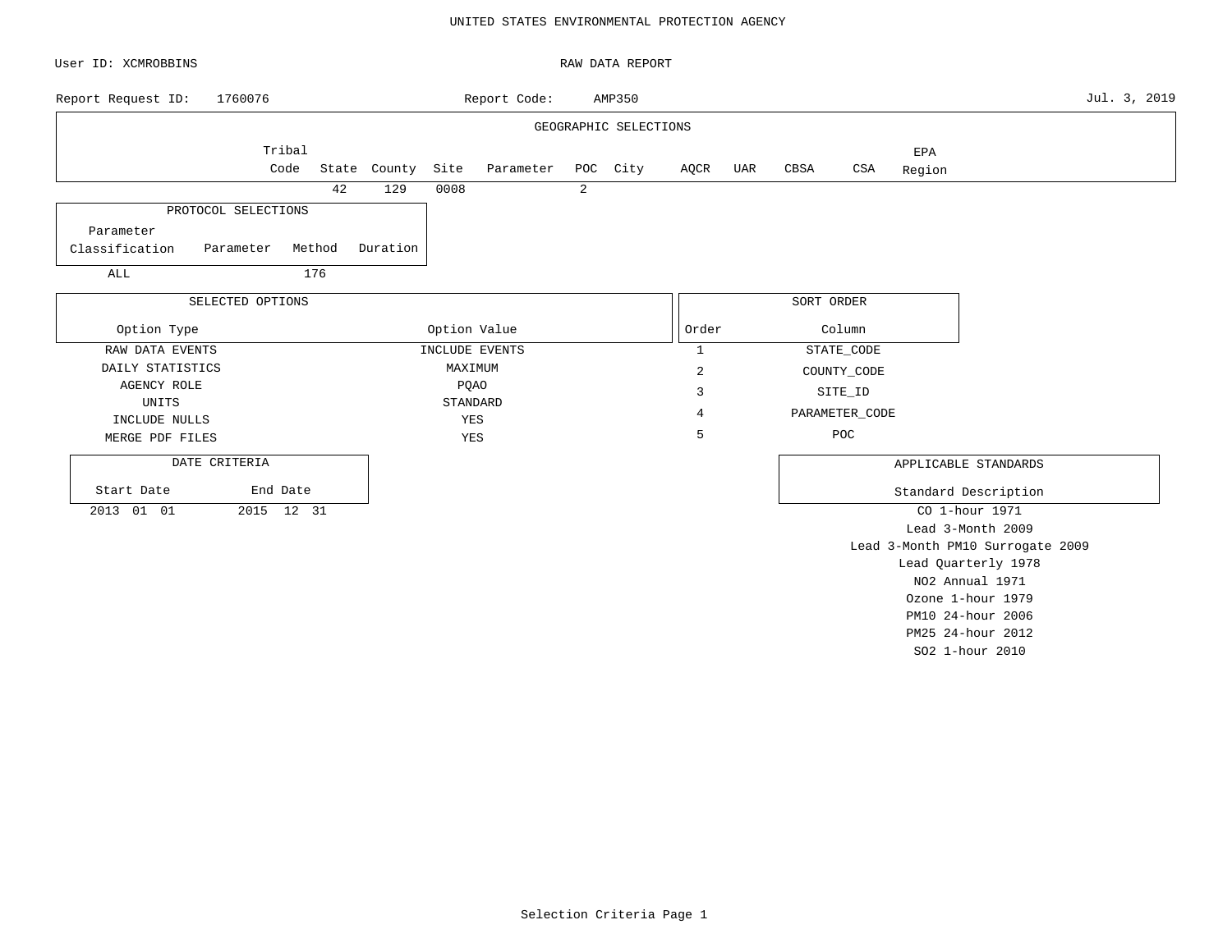# UNITED STATES ENVIRONMENTAL PROTECTION AGENCY

User ID: XCMROBBINS

RAW DATA REPORT

Report Request ID: 1760076

Report Code: AMP350

Jul. 3, 2019

## GEOGRAPHIC SELECTIONS

| Tribal Code | State | County | Site | Parameter | POC | City | AQCR | UAR | CBSA | CSA | EPA Region |
|---|---|---|---|---|---|---|---|---|---|---|---|
| | 42 | 129 | 0008 | | 2 | | | | | | |

## PROTOCOL SELECTIONS

| Parameter Classification | Parameter | Method | Duration |
|---|---|---|---|
| ALL | | 176 | |

## SELECTED OPTIONS

| Option Type | Option Value |
|---|---|
| RAW DATA EVENTS | INCLUDE EVENTS |
| DAILY STATISTICS | MAXIMUM |
| AGENCY ROLE | PQAO |
| UNITS | STANDARD |
| INCLUDE NULLS | YES |
| MERGE PDF FILES | YES |

## SORT ORDER

| Order | Column |
|---|---|
| 1 | STATE_CODE |
| 2 | COUNTY_CODE |
| 3 | SITE_ID |
| 4 | PARAMETER_CODE |
| 5 | POC |

## DATE CRITERIA

| Start Date | End Date |
|---|---|
| 2013 01 01 | 2015 12 31 |

## APPLICABLE STANDARDS

| Standard Description |
|---|
| CO 1-hour 1971 |
| Lead 3-Month 2009 |
| Lead 3-Month PM10 Surrogate 2009 |
| Lead Quarterly 1978 |
| NO2 Annual 1971 |
| Ozone 1-hour 1979 |
| PM10 24-hour 2006 |
| PM25 24-hour 2012 |
| SO2 1-hour 2010 |

Selection Criteria Page 1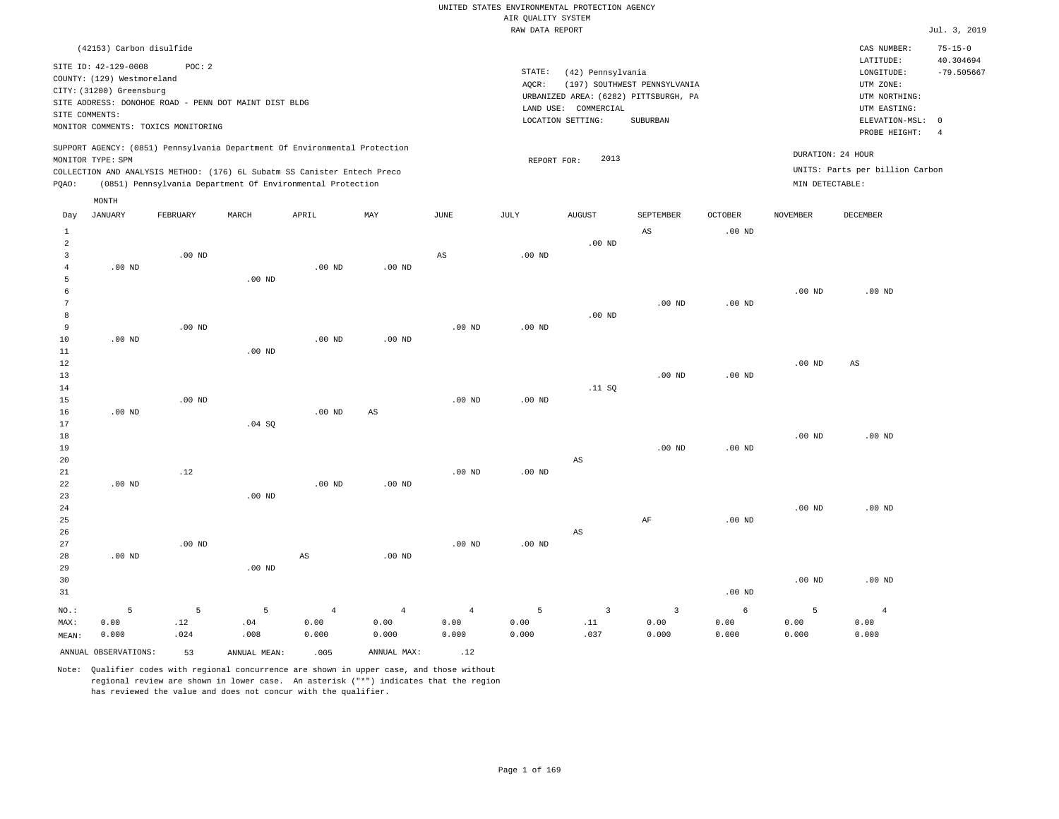UNITED STATES ENVIRONMENTAL PROTECTION AGENCY
AIR QUALITY SYSTEM
RAW DATA REPORT

Jul. 3, 2019

(42153) Carbon disulfide

SITE ID: 42-129-0008 POC: 2
COUNTY: (129) Westmoreland
CITY: (31200) Greensburg
SITE ADDRESS: DONOHOE ROAD - PENN DOT MAINT DIST BLDG
SITE COMMENTS:
MONITOR COMMENTS: TOXICS MONITORING

STATE: (42) Pennsylvania
AQCR: (197) SOUTHWEST PENNSYLVANIA
URBANIZED AREA: (6282) PITTSBURGH, PA
LAND USE: COMMERCIAL
LOCATION SETTING: SUBURBAN

CAS NUMBER: 75-15-0
LATITUDE: 40.304694
LONGITUDE: -79.505667
UTM ZONE:
UTM NORTHING:
UTM EASTING:
ELEVATION-MSL: 0
PROBE HEIGHT: 4

SUPPORT AGENCY: (0851) Pennsylvania Department Of Environmental Protection
MONITOR TYPE: SPM
COLLECTION AND ANALYSIS METHOD: (176) 6L Subatm SS Canister Entech Preco
PQAO: (0851) Pennsylvania Department Of Environmental Protection

REPORT FOR: 2013

DURATION: 24 HOUR
UNITS: Parts per billion Carbon
MIN DETECTABLE:

| Day | JANUARY | FEBRUARY | MARCH | APRIL | MAY | JUNE | JULY | AUGUST | SEPTEMBER | OCTOBER | NOVEMBER | DECEMBER |
|---|---|---|---|---|---|---|---|---|---|---|---|---|
| 1 | | | | | | | | | AS | .00 ND | | |
| 2 | | | | | | | | .00 ND | | | | |
| 3 | | .00 ND | | | | AS | .00 ND | | | | | |
| 4 | .00 ND | | | .00 ND | .00 ND | | | | | | | |
| 5 | | | .00 ND | | | | | | | | | |
| 6 | | | | | | | | | | | .00 ND | .00 ND |
| 7 | | | | | | | | | .00 ND | .00 ND | | |
| 8 | | | | | | | | .00 ND | | | | |
| 9 | | .00 ND | | | | .00 ND | .00 ND | | | | | |
| 10 | .00 ND | | | .00 ND | .00 ND | | | | | | | |
| 11 | | | .00 ND | | | | | | | | | |
| 12 | | | | | | | | | | | .00 ND | AS |
| 13 | | | | | | | | | .00 ND | .00 ND | | |
| 14 | | | | | | | | .11 SQ | | | | |
| 15 | | .00 ND | | | | .00 ND | .00 ND | | | | | |
| 16 | .00 ND | | | .00 ND | AS | | | | | | | |
| 17 | | | .04 SQ | | | | | | | | | |
| 18 | | | | | | | | | | | .00 ND | .00 ND |
| 19 | | | | | | | | | .00 ND | .00 ND | | |
| 20 | | | | | | | | AS | | | | |
| 21 | | .12 | | | | .00 ND | .00 ND | | | | | |
| 22 | .00 ND | | | .00 ND | .00 ND | | | | | | | |
| 23 | | | .00 ND | | | | | | | | | |
| 24 | | | | | | | | | | | .00 ND | .00 ND |
| 25 | | | | | | | | | AF | .00 ND | | |
| 26 | | | | | | | | AS | | | | |
| 27 | | .00 ND | | | | .00 ND | .00 ND | | | | | |
| 28 | .00 ND | | | AS | .00 ND | | | | | | | |
| 29 | | | .00 ND | | | | | | | | | |
| 30 | | | | | | | | | | | .00 ND | .00 ND |
| 31 | | | | | | | | | | .00 ND | | |
| NO.: | 5 | 5 | 5 | 4 | 4 | 4 | 5 | 3 | 3 | 6 | 5 | 4 |
| MAX: | 0.00 | .12 | .04 | 0.00 | 0.00 | 0.00 | 0.00 | .11 | 0.00 | 0.00 | 0.00 | 0.00 |
| MEAN: | 0.000 | .024 | .008 | 0.000 | 0.000 | 0.000 | 0.000 | .037 | 0.000 | 0.000 | 0.000 | 0.000 |

ANNUAL OBSERVATIONS: 53 ANNUAL MEAN: .005 ANNUAL MAX: .12

Note: Qualifier codes with regional concurrence are shown in upper case, and those without regional review are shown in lower case. An asterisk ("*") indicates that the region has reviewed the value and does not concur with the qualifier.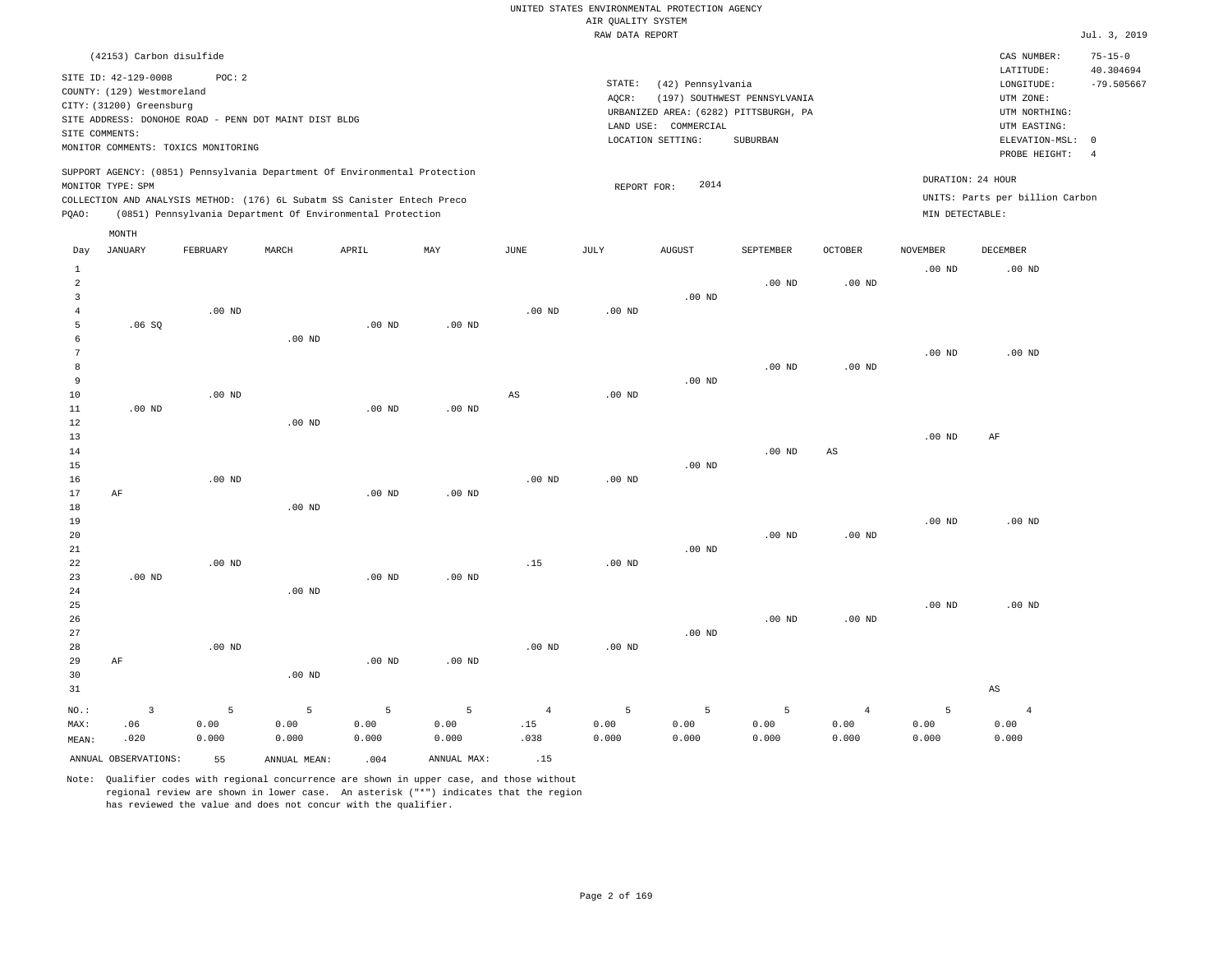UNITED STATES ENVIRONMENTAL PROTECTION AGENCY
AIR QUALITY SYSTEM
RAW DATA REPORT

Jul. 3, 2019

(42153) Carbon disulfide

SITE ID: 42-129-0008 POC: 2
COUNTY: (129) Westmoreland
CITY: (31200) Greensburg
SITE ADDRESS: DONOHOE ROAD - PENN DOT MAINT DIST BLDG
SITE COMMENTS:
MONITOR COMMENTS: TOXICS MONITORING

STATE: (42) Pennsylvania
AQCR: (197) SOUTHWEST PENNSYLVANIA
URBANIZED AREA: (6282) PITTSBURGH, PA
LAND USE: COMMERCIAL
LOCATION SETTING: SUBURBAN

CAS NUMBER: 75-15-0
LATITUDE: 40.304694
LONGITUDE: -79.505667
UTM ZONE:
UTM NORTHING:
UTM EASTING:
ELEVATION-MSL: 0
PROBE HEIGHT: 4

SUPPORT AGENCY: (0851) Pennsylvania Department Of Environmental Protection
MONITOR TYPE: SPM
COLLECTION AND ANALYSIS METHOD: (176) 6L Subatm SS Canister Entech Preco
PQAO: (0851) Pennsylvania Department Of Environmental Protection

REPORT FOR: 2014

DURATION: 24 HOUR
UNITS: Parts per billion Carbon
MIN DETECTABLE:

| Day | JANUARY | FEBRUARY | MARCH | APRIL | MAY | JUNE | JULY | AUGUST | SEPTEMBER | OCTOBER | NOVEMBER | DECEMBER |
|---|---|---|---|---|---|---|---|---|---|---|---|---|
| 1 | | | | | | | | | | | .00 ND | .00 ND |
| 2 | | | | | | | | | .00 ND | .00 ND | | |
| 3 | | | | | | | | .00 ND | | | | |
| 4 | | .00 ND | | | | .00 ND | .00 ND | | | | | |
| 5 | .06 SQ | | | .00 ND | .00 ND | | | | | | | |
| 6 | | | .00 ND | | | | | | | | | |
| 7 | | | | | | | | | | | .00 ND | .00 ND |
| 8 | | | | | | | | | .00 ND | .00 ND | | |
| 9 | | | | | | | | .00 ND | | | | |
| 10 | | .00 ND | | | | AS | .00 ND | | | | | |
| 11 | .00 ND | | | .00 ND | .00 ND | | | | | | | |
| 12 | | | .00 ND | | | | | | | | | |
| 13 | | | | | | | | | | | .00 ND | AF |
| 14 | | | | | | | | | .00 ND | AS | | |
| 15 | | | | | | | | .00 ND | | | | |
| 16 | | .00 ND | | | | .00 ND | .00 ND | | | | | |
| 17 | AF | | | .00 ND | .00 ND | | | | | | | |
| 18 | | | .00 ND | | | | | | | | | |
| 19 | | | | | | | | | | | .00 ND | .00 ND |
| 20 | | | | | | | | | .00 ND | .00 ND | | |
| 21 | | | | | | | | .00 ND | | | | |
| 22 | | .00 ND | | | | .15 | .00 ND | | | | | |
| 23 | .00 ND | | | .00 ND | .00 ND | | | | | | | |
| 24 | | | .00 ND | | | | | | | | | |
| 25 | | | | | | | | | | | .00 ND | .00 ND |
| 26 | | | | | | | | | .00 ND | .00 ND | | |
| 27 | | | | | | | | .00 ND | | | | |
| 28 | | .00 ND | | | | .00 ND | .00 ND | | | | | |
| 29 | AF | | | .00 ND | .00 ND | | | | | | | |
| 30 | | | .00 ND | | | | | | | | | |
| 31 | | | | | | | | | | | | AS |
| NO.: | 3 | 5 | 5 | 5 | 5 | 4 | 5 | 5 | 5 | 4 | 5 | 4 |
| MAX: | .06 | 0.00 | 0.00 | 0.00 | 0.00 | .15 | 0.00 | 0.00 | 0.00 | 0.00 | 0.00 | 0.00 |
| MEAN: | .020 | 0.000 | 0.000 | 0.000 | 0.000 | .038 | 0.000 | 0.000 | 0.000 | 0.000 | 0.000 | 0.000 |

ANNUAL OBSERVATIONS: 55 ANNUAL MEAN: .004 ANNUAL MAX: .15

Note: Qualifier codes with regional concurrence are shown in upper case, and those without regional review are shown in lower case. An asterisk ("*") indicates that the region has reviewed the value and does not concur with the qualifier.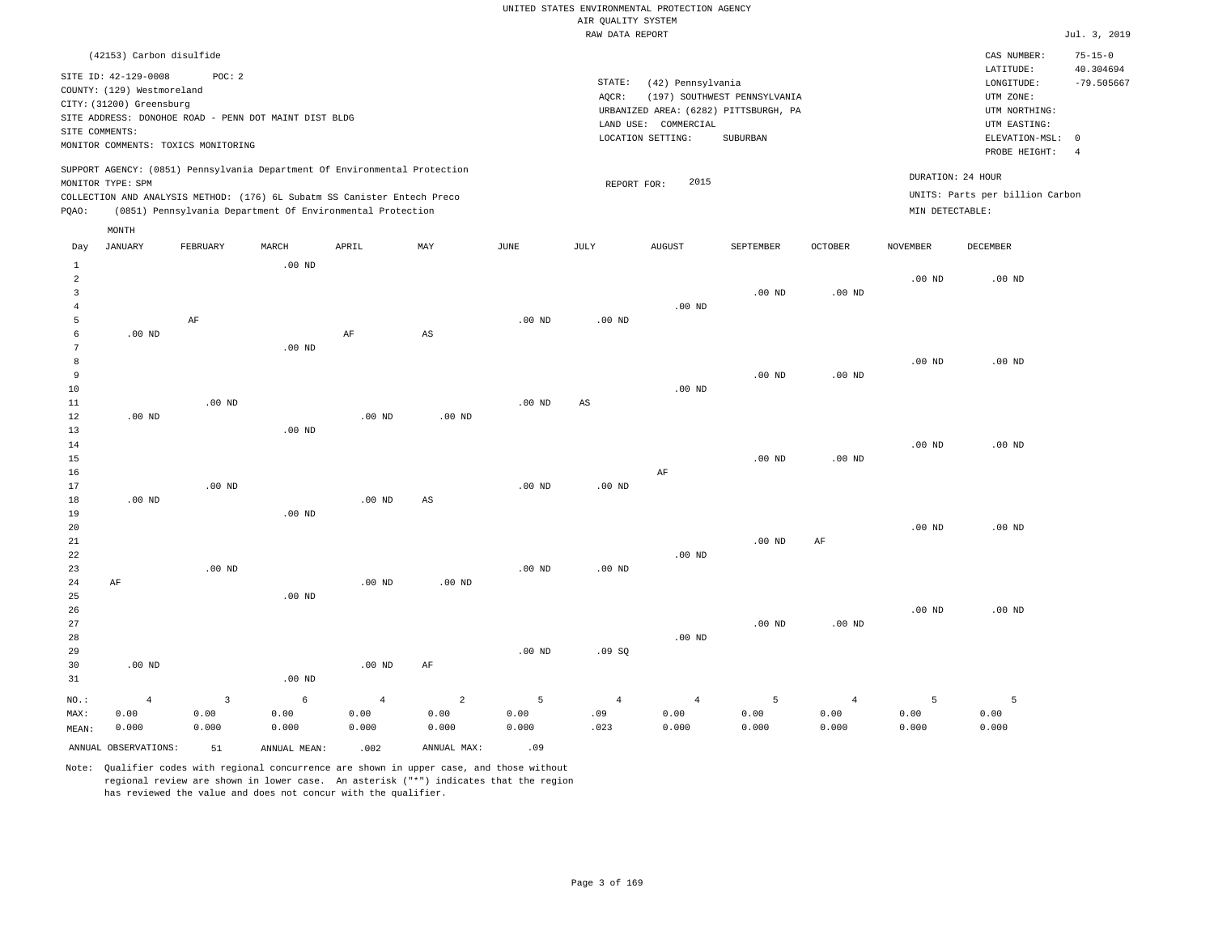UNITED STATES ENVIRONMENTAL PROTECTION AGENCY
AIR QUALITY SYSTEM
RAW DATA REPORT

Jul. 3, 2019

(42153) Carbon disulfide

SITE ID: 42-129-0008 POC: 2
COUNTY: (129) Westmoreland
CITY: (31200) Greensburg
SITE ADDRESS: DONOHOE ROAD - PENN DOT MAINT DIST BLDG
SITE COMMENTS:
MONITOR COMMENTS: TOXICS MONITORING

STATE: (42) Pennsylvania
AQCR: (197) SOUTHWEST PENNSYLVANIA
URBANIZED AREA: (6282) PITTSBURGH, PA
LAND USE: COMMERCIAL
LOCATION SETTING: SUBURBAN

CAS NUMBER: 75-15-0
LATITUDE: 40.304694
LONGITUDE: -79.505667
UTM ZONE:
UTM NORTHING:
UTM EASTING:
ELEVATION-MSL: 0
PROBE HEIGHT: 4

SUPPORT AGENCY: (0851) Pennsylvania Department Of Environmental Protection
MONITOR TYPE: SPM
COLLECTION AND ANALYSIS METHOD: (176) 6L Subatm SS Canister Entech Preco
PQAO: (0851) Pennsylvania Department Of Environmental Protection

REPORT FOR: 2015

DURATION: 24 HOUR
UNITS: Parts per billion Carbon
MIN DETECTABLE:

| Day | JANUARY | FEBRUARY | MARCH | APRIL | MAY | JUNE | JULY | AUGUST | SEPTEMBER | OCTOBER | NOVEMBER | DECEMBER |
|---|---|---|---|---|---|---|---|---|---|---|---|---|
| 1 | | | .00 ND | | | | | | | | | |
| 2 | | | | | | | | | | | .00 ND | .00 ND |
| 3 | | | | | | | | | .00 ND | .00 ND | | |
| 4 | | | | | | | | .00 ND | | | | |
| 5 | | AF | | | | .00 ND | .00 ND | | | | | |
| 6 | .00 ND | | | AF | AS | | | | | | | |
| 7 | | | .00 ND | | | | | | | | | |
| 8 | | | | | | | | | | | .00 ND | .00 ND |
| 9 | | | | | | | | | .00 ND | .00 ND | | |
| 10 | | | | | | | | .00 ND | | | | |
| 11 | | .00 ND | | | | .00 ND | AS | | | | | |
| 12 | .00 ND | | | .00 ND | .00 ND | | | | | | | |
| 13 | | | .00 ND | | | | | | | | | |
| 14 | | | | | | | | | | | .00 ND | .00 ND |
| 15 | | | | | | | | | .00 ND | .00 ND | | |
| 16 | | | | | | | | AF | | | | |
| 17 | | .00 ND | | | | .00 ND | .00 ND | | | | | |
| 18 | .00 ND | | | .00 ND | AS | | | | | | | |
| 19 | | | .00 ND | | | | | | | | | |
| 20 | | | | | | | | | | | .00 ND | .00 ND |
| 21 | | | | | | | | | .00 ND | AF | | |
| 22 | | | | | | | | .00 ND | | | | |
| 23 | | .00 ND | | | | .00 ND | .00 ND | | | | | |
| 24 | AF | | | .00 ND | .00 ND | | | | | | | |
| 25 | | | .00 ND | | | | | | | | | |
| 26 | | | | | | | | | | | .00 ND | .00 ND |
| 27 | | | | | | | | | .00 ND | .00 ND | | |
| 28 | | | | | | | | .00 ND | | | | |
| 29 | | | | | | .00 ND | .09 SQ | | | | | |
| 30 | .00 ND | | | .00 ND | AF | | | | | | | |
| 31 | | | .00 ND | | | | | | | | | |
| NO.: | 4 | 3 | 6 | 4 | 2 | 5 | 4 | 4 | 5 | 4 | 5 | 5 |
| MAX: | 0.00 | 0.00 | 0.00 | 0.00 | 0.00 | 0.00 | .09 | 0.00 | 0.00 | 0.00 | 0.00 | 0.00 |
| MEAN: | 0.000 | 0.000 | 0.000 | 0.000 | 0.000 | 0.000 | .023 | 0.000 | 0.000 | 0.000 | 0.000 | 0.000 |

ANNUAL OBSERVATIONS: 51 ANNUAL MEAN: .002 ANNUAL MAX: .09

Note: Qualifier codes with regional concurrence are shown in upper case, and those without regional review are shown in lower case. An asterisk ("*") indicates that the region has reviewed the value and does not concur with the qualifier.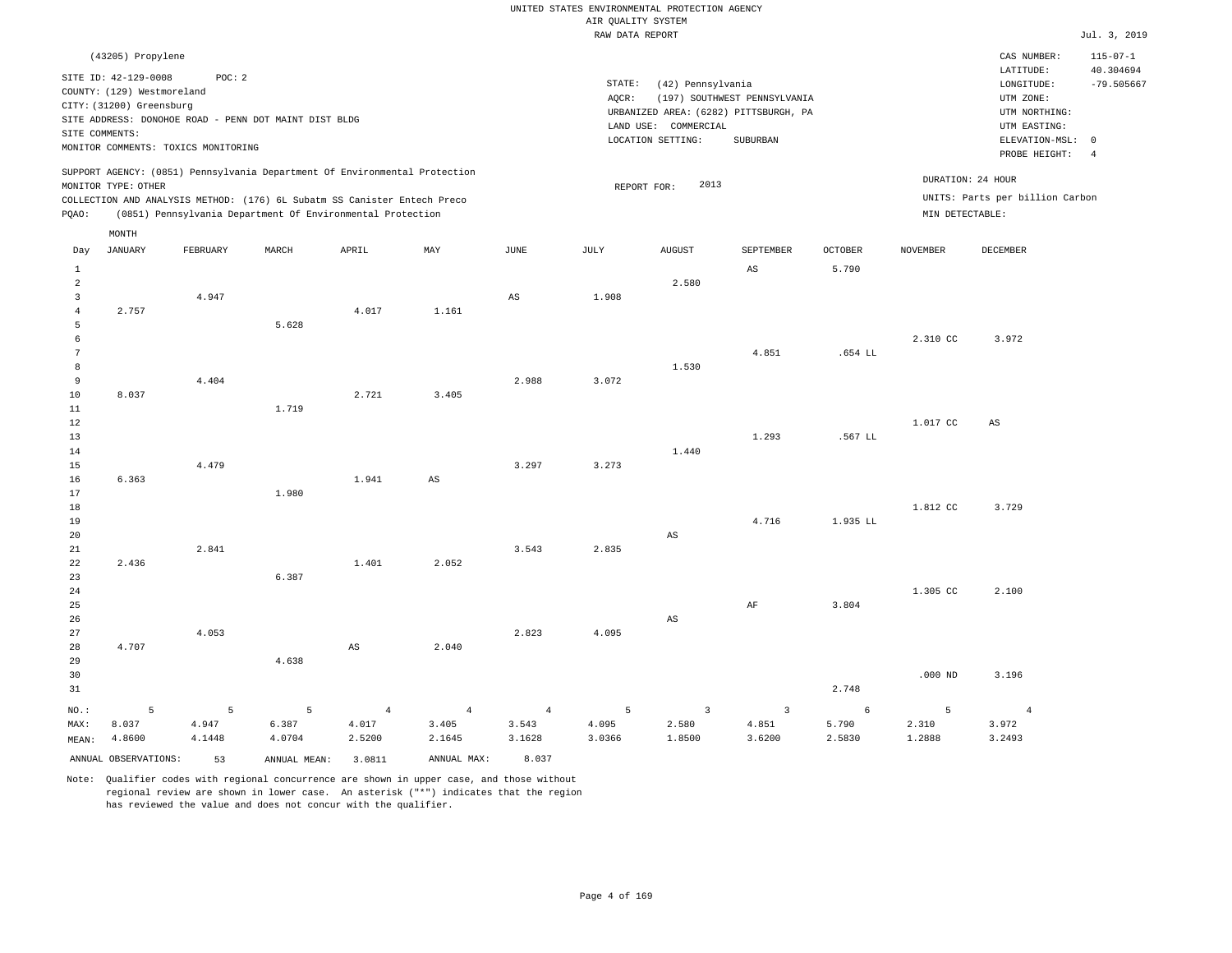UNITED STATES ENVIRONMENTAL PROTECTION AGENCY
AIR QUALITY SYSTEM
RAW DATA REPORT

Jul. 3, 2019

(43205) Propylene

SITE ID: 42-129-0008 POC: 2
COUNTY: (129) Westmoreland
CITY: (31200) Greensburg
SITE ADDRESS: DONOHOE ROAD - PENN DOT MAINT DIST BLDG
SITE COMMENTS:
MONITOR COMMENTS: TOXICS MONITORING

STATE: (42) Pennsylvania
AQCR: (197) SOUTHWEST PENNSYLVANIA
URBANIZED AREA: (6282) PITTSBURGH, PA
LAND USE: COMMERCIAL
LOCATION SETTING: SUBURBAN

CAS NUMBER: 115-07-1
LATITUDE: 40.304694
LONGITUDE: -79.505667
UTM ZONE:
UTM NORTHING:
UTM EASTING:
ELEVATION-MSL: 0
PROBE HEIGHT: 4

SUPPORT AGENCY: (0851) Pennsylvania Department Of Environmental Protection
MONITOR TYPE: OTHER
COLLECTION AND ANALYSIS METHOD: (176) 6L Subatm SS Canister Entech Preco
PQAO: (0851) Pennsylvania Department Of Environmental Protection

REPORT FOR: 2013

DURATION: 24 HOUR
UNITS: Parts per billion Carbon
MIN DETECTABLE:

| Day | JANUARY | FEBRUARY | MARCH | APRIL | MAY | JUNE | JULY | AUGUST | SEPTEMBER | OCTOBER | NOVEMBER | DECEMBER |
|---|---|---|---|---|---|---|---|---|---|---|---|---|
| 1 | | | | | | | | | AS | 5.790 | | |
| 2 | | | | | | | | 2.580 | | | | |
| 3 | | 4.947 | | | | AS | 1.908 | | | | | |
| 4 | 2.757 | | | 4.017 | 1.161 | | | | | | | |
| 5 | | | 5.628 | | | | | | | | | |
| 6 | | | | | | | | | | | 2.310 CC | 3.972 |
| 7 | | | | | | | | | 4.851 | .654 LL | | |
| 8 | | | | | | | | 1.530 | | | | |
| 9 | | 4.404 | | | | 2.988 | 3.072 | | | | | |
| 10 | 8.037 | | | 2.721 | 3.405 | | | | | | | |
| 11 | | | 1.719 | | | | | | | | | |
| 12 | | | | | | | | | | | 1.017 CC | AS |
| 13 | | | | | | | | | 1.293 | .567 LL | | |
| 14 | | | | | | | | 1.440 | | | | |
| 15 | | 4.479 | | | | 3.297 | 3.273 | | | | | |
| 16 | 6.363 | | | 1.941 | AS | | | | | | | |
| 17 | | | 1.980 | | | | | | | | | |
| 18 | | | | | | | | | | | 1.812 CC | 3.729 |
| 19 | | | | | | | | | 4.716 | 1.935 LL | | |
| 20 | | | | | | | | AS | | | | |
| 21 | | 2.841 | | | | 3.543 | 2.835 | | | | | |
| 22 | 2.436 | | | 1.401 | 2.052 | | | | | | | |
| 23 | | | 6.387 | | | | | | | | | |
| 24 | | | | | | | | | | | 1.305 CC | 2.100 |
| 25 | | | | | | | | | AF | 3.804 | | |
| 26 | | | | | | | | AS | | | | |
| 27 | | 4.053 | | | | 2.823 | 4.095 | | | | | |
| 28 | 4.707 | | | AS | 2.040 | | | | | | | |
| 29 | | | 4.638 | | | | | | | | | |
| 30 | | | | | | | | | | | .000 ND | 3.196 |
| 31 | | | | | | | | | | 2.748 | | |
| NO.: | 5 | 5 | 5 | 4 | 4 | 4 | 5 | 3 | 3 | 6 | 5 | 4 |
| MAX: | 8.037 | 4.947 | 6.387 | 4.017 | 3.405 | 3.543 | 4.095 | 2.580 | 4.851 | 5.790 | 2.310 | 3.972 |
| MEAN: | 4.8600 | 4.1448 | 4.0704 | 2.5200 | 2.1645 | 3.1628 | 3.0366 | 1.8500 | 3.6200 | 2.5830 | 1.2888 | 3.2493 |

ANNUAL OBSERVATIONS: 53 ANNUAL MEAN: 3.0811 ANNUAL MAX: 8.037

Note: Qualifier codes with regional concurrence are shown in upper case, and those without regional review are shown in lower case. An asterisk ("*") indicates that the region has reviewed the value and does not concur with the qualifier.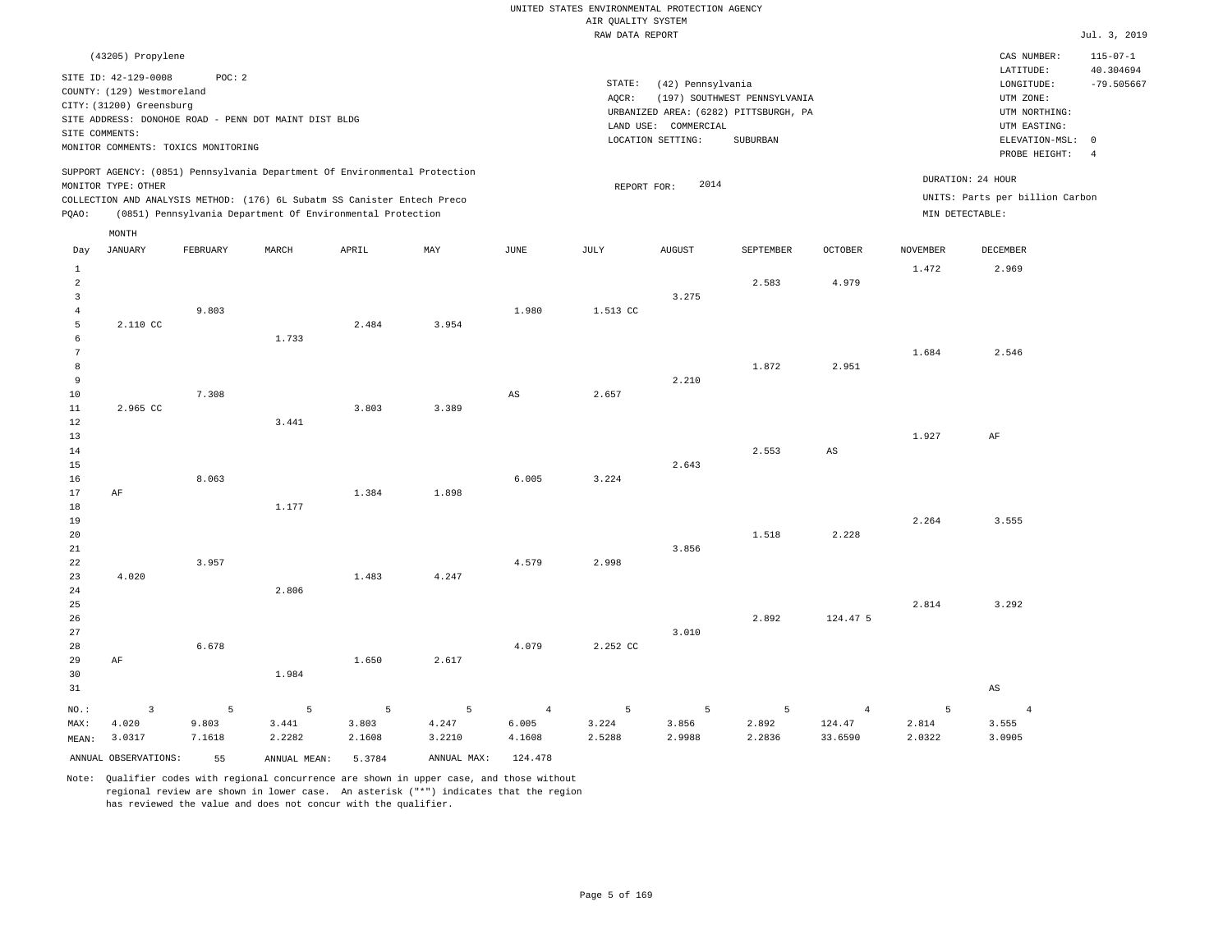UNITED STATES ENVIRONMENTAL PROTECTION AGENCY
AIR QUALITY SYSTEM
RAW DATA REPORT

Jul. 3, 2019

(43205) Propylene

SITE ID: 42-129-0008 POC: 2
COUNTY: (129) Westmoreland
CITY: (31200) Greensburg
SITE ADDRESS: DONOHOE ROAD - PENN DOT MAINT DIST BLDG
SITE COMMENTS:
MONITOR COMMENTS: TOXICS MONITORING

STATE: (42) Pennsylvania
AQCR: (197) SOUTHWEST PENNSYLVANIA
URBANIZED AREA: (6282) PITTSBURGH, PA
LAND USE: COMMERCIAL
LOCATION SETTING: SUBURBAN

CAS NUMBER: 115-07-1
LATITUDE: 40.304694
LONGITUDE: -79.505667
UTM ZONE:
UTM NORTHING:
UTM EASTING:
ELEVATION-MSL: 0
PROBE HEIGHT: 4

SUPPORT AGENCY: (0851) Pennsylvania Department Of Environmental Protection
MONITOR TYPE: OTHER
COLLECTION AND ANALYSIS METHOD: (176) 6L Subatm SS Canister Entech Preco
PQAO: (0851) Pennsylvania Department Of Environmental Protection

REPORT FOR: 2014

DURATION: 24 HOUR
UNITS: Parts per billion Carbon
MIN DETECTABLE:

| Day | JANUARY | FEBRUARY | MARCH | APRIL | MAY | JUNE | JULY | AUGUST | SEPTEMBER | OCTOBER | NOVEMBER | DECEMBER |
|---|---|---|---|---|---|---|---|---|---|---|---|---|
| 1 | | | | | | | | | | | 1.472 | 2.969 |
| 2 | | | | | | | | | 2.583 | 4.979 | | |
| 3 | | | | | | | | 3.275 | | | | |
| 4 | | 9.803 | | | | 1.980 | 1.513 CC | | | | | |
| 5 | 2.110 CC | | | 2.484 | 3.954 | | | | | | | |
| 6 | | | 1.733 | | | | | | | | | |
| 7 | | | | | | | | | | | 1.684 | 2.546 |
| 8 | | | | | | | | | 1.872 | 2.951 | | |
| 9 | | | | | | | | 2.210 | | | | |
| 10 | | 7.308 | | | | AS | 2.657 | | | | | |
| 11 | 2.965 CC | | | 3.803 | 3.389 | | | | | | | |
| 12 | | | 3.441 | | | | | | | | | |
| 13 | | | | | | | | | | | 1.927 | AF |
| 14 | | | | | | | | | 2.553 | AS | | |
| 15 | | | | | | | | 2.643 | | | | |
| 16 | | 8.063 | | | | 6.005 | 3.224 | | | | | |
| 17 | AF | | | 1.384 | 1.898 | | | | | | | |
| 18 | | | 1.177 | | | | | | | | | |
| 19 | | | | | | | | | | | 2.264 | 3.555 |
| 20 | | | | | | | | | 1.518 | 2.228 | | |
| 21 | | | | | | | | 3.856 | | | | |
| 22 | | 3.957 | | | | 4.579 | 2.998 | | | | | |
| 23 | 4.020 | | | 1.483 | 4.247 | | | | | | | |
| 24 | | | 2.806 | | | | | | | | | |
| 25 | | | | | | | | | | | 2.814 | 3.292 |
| 26 | | | | | | | | | 2.892 | 124.47 5 | | |
| 27 | | | | | | | | 3.010 | | | | |
| 28 | | 6.678 | | | | 4.079 | 2.252 CC | | | | | |
| 29 | AF | | | 1.650 | 2.617 | | | | | | | |
| 30 | | | 1.984 | | | | | | | | | |
| 31 | | | | | | | | | | | | AS |
| NO.: | 3 | 5 | 5 | 5 | 5 | 4 | 5 | 5 | 5 | 4 | 5 | 4 |
| MAX: | 4.020 | 9.803 | 3.441 | 3.803 | 4.247 | 6.005 | 3.224 | 3.856 | 2.892 | 124.47 | 2.814 | 3.555 |
| MEAN: | 3.0317 | 7.1618 | 2.2282 | 2.1608 | 3.2210 | 4.1608 | 2.5288 | 2.9988 | 2.2836 | 33.6590 | 2.0322 | 3.0905 |

ANNUAL OBSERVATIONS: 55 ANNUAL MEAN: 5.3784 ANNUAL MAX: 124.478

Note: Qualifier codes with regional concurrence are shown in upper case, and those without regional review are shown in lower case. An asterisk ("*") indicates that the region has reviewed the value and does not concur with the qualifier.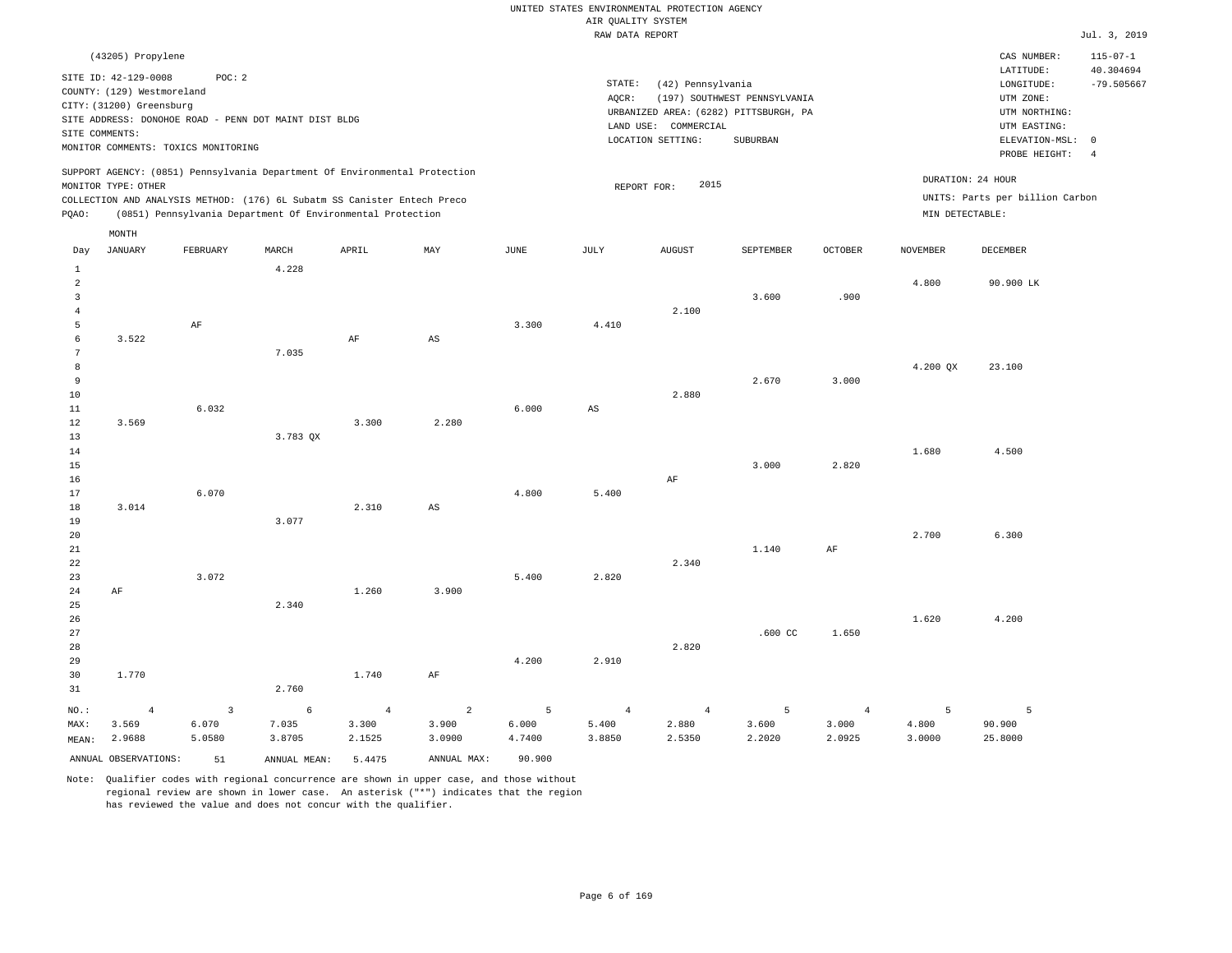UNITED STATES ENVIRONMENTAL PROTECTION AGENCY
AIR QUALITY SYSTEM
RAW DATA REPORT

Jul. 3, 2019

(43205) Propylene

SITE ID: 42-129-0008 POC: 2
COUNTY: (129) Westmoreland
CITY: (31200) Greensburg
SITE ADDRESS: DONOHOE ROAD - PENN DOT MAINT DIST BLDG
SITE COMMENTS:
MONITOR COMMENTS: TOXICS MONITORING

STATE: (42) Pennsylvania
AQCR: (197) SOUTHWEST PENNSYLVANIA
URBANIZED AREA: (6282) PITTSBURGH, PA
LAND USE: COMMERCIAL
LOCATION SETTING: SUBURBAN

CAS NUMBER: 115-07-1
LATITUDE: 40.304694
LONGITUDE: -79.505667
UTM ZONE:
UTM NORTHING:
UTM EASTING:
ELEVATION-MSL: 0
PROBE HEIGHT: 4

SUPPORT AGENCY: (0851) Pennsylvania Department Of Environmental Protection
MONITOR TYPE: OTHER
COLLECTION AND ANALYSIS METHOD: (176) 6L Subatm SS Canister Entech Preco
PQAO: (0851) Pennsylvania Department Of Environmental Protection

REPORT FOR: 2015

DURATION: 24 HOUR
UNITS: Parts per billion Carbon
MIN DETECTABLE:

| Day | JANUARY | FEBRUARY | MARCH | APRIL | MAY | JUNE | JULY | AUGUST | SEPTEMBER | OCTOBER | NOVEMBER | DECEMBER |
|---|---|---|---|---|---|---|---|---|---|---|---|---|
| 1 | | | 4.228 | | | | | | | | | |
| 2 | | | | | | | | | | | 4.800 | 90.900 LK |
| 3 | | | | | | | | | 3.600 | .900 | | |
| 4 | | | | | | | | 2.100 | | | | |
| 5 | | AF | | | | 3.300 | 4.410 | | | | | |
| 6 | 3.522 | | | AF | AS | | | | | | | |
| 7 | | | 7.035 | | | | | | | | | |
| 8 | | | | | | | | | | | 4.200 QX | 23.100 |
| 9 | | | | | | | | | 2.670 | 3.000 | | |
| 10 | | | | | | | | 2.880 | | | | |
| 11 | | 6.032 | | | | 6.000 | AS | | | | | |
| 12 | 3.569 | | | 3.300 | 2.280 | | | | | | | |
| 13 | | | 3.783 QX | | | | | | | | | |
| 14 | | | | | | | | | | | 1.680 | 4.500 |
| 15 | | | | | | | | | 3.000 | 2.820 | | |
| 16 | | | | | | | | AF | | | | |
| 17 | | 6.070 | | | | 4.800 | 5.400 | | | | | |
| 18 | 3.014 | | | 2.310 | AS | | | | | | | |
| 19 | | | 3.077 | | | | | | | | | |
| 20 | | | | | | | | | | | 2.700 | 6.300 |
| 21 | | | | | | | | | 1.140 | AF | | |
| 22 | | | | | | | | 2.340 | | | | |
| 23 | | 3.072 | | | | 5.400 | 2.820 | | | | | |
| 24 | AF | | | 1.260 | 3.900 | | | | | | | |
| 25 | | | 2.340 | | | | | | | | | |
| 26 | | | | | | | | | | | 1.620 | 4.200 |
| 27 | | | | | | | | | .600 CC | 1.650 | | |
| 28 | | | | | | | | 2.820 | | | | |
| 29 | | | | | | 4.200 | 2.910 | | | | | |
| 30 | 1.770 | | | 1.740 | AF | | | | | | | |
| 31 | | | 2.760 | | | | | | | | | |
| NO.: | 4 | 3 | 6 | 4 | 2 | 5 | 4 | 4 | 5 | 4 | 5 | 5 |
| MAX: | 3.569 | 6.070 | 7.035 | 3.300 | 3.900 | 6.000 | 5.400 | 2.880 | 3.600 | 3.000 | 4.800 | 90.900 |
| MEAN: | 2.9688 | 5.0580 | 3.8705 | 2.1525 | 3.0900 | 4.7400 | 3.8850 | 2.5350 | 2.2020 | 2.0925 | 3.0000 | 25.8000 |

ANNUAL OBSERVATIONS: 51 ANNUAL MEAN: 5.4475 ANNUAL MAX: 90.900

Note: Qualifier codes with regional concurrence are shown in upper case, and those without regional review are shown in lower case. An asterisk ("*") indicates that the region has reviewed the value and does not concur with the qualifier.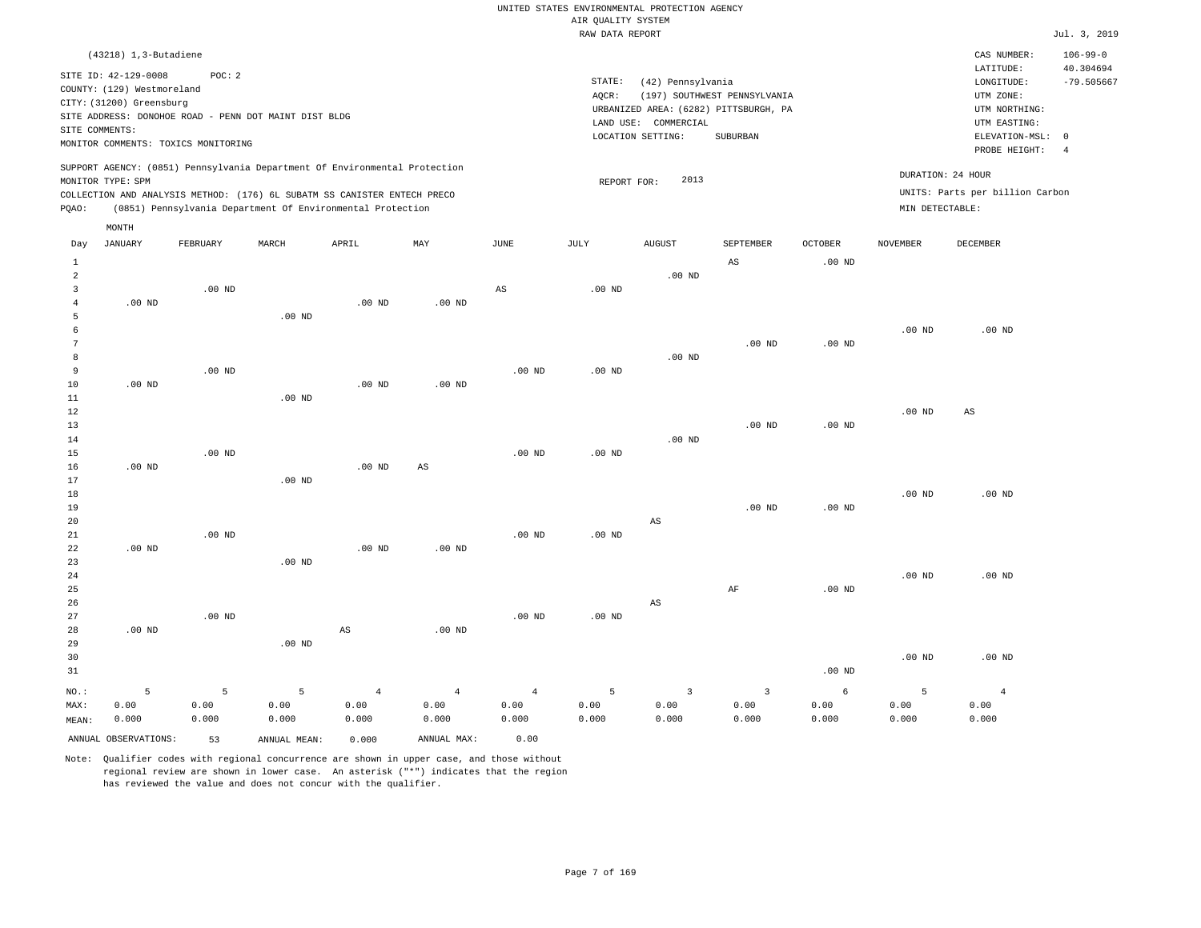UNITED STATES ENVIRONMENTAL PROTECTION AGENCY
AIR QUALITY SYSTEM
RAW DATA REPORT

Jul. 3, 2019

(43218) 1,3-Butadiene

SITE ID: 42-129-0008 POC: 2
COUNTY: (129) Westmoreland
CITY: (31200) Greensburg
SITE ADDRESS: DONOHOE ROAD - PENN DOT MAINT DIST BLDG
SITE COMMENTS:
MONITOR COMMENTS: TOXICS MONITORING

STATE: (42) Pennsylvania
AQCR: (197) SOUTHWEST PENNSYLVANIA
URBANIZED AREA: (6282) PITTSBURGH, PA
LAND USE: COMMERCIAL
LOCATION SETTING: SUBURBAN

CAS NUMBER: 106-99-0
LATITUDE: 40.304694
LONGITUDE: -79.505667
UTM ZONE:
UTM NORTHING:
UTM EASTING:
ELEVATION-MSL: 0
PROBE HEIGHT: 4

SUPPORT AGENCY: (0851) Pennsylvania Department Of Environmental Protection
MONITOR TYPE: SPM
COLLECTION AND ANALYSIS METHOD: (176) 6L SUBATM SS CANISTER ENTECH PRECO
PQAO: (0851) Pennsylvania Department Of Environmental Protection

REPORT FOR: 2013

DURATION: 24 HOUR
UNITS: Parts per billion Carbon
MIN DETECTABLE:

| Day | JANUARY | FEBRUARY | MARCH | APRIL | MAY | JUNE | JULY | AUGUST | SEPTEMBER | OCTOBER | NOVEMBER | DECEMBER |
|---|---|---|---|---|---|---|---|---|---|---|---|---|
| 1 | | | | | | | | | AS | .00 ND | | |
| 2 | | | | | | | | .00 ND | | | | |
| 3 | | .00 ND | | | | AS | .00 ND | | | | | |
| 4 | .00 ND | | | .00 ND | .00 ND | | | | | | | |
| 5 | | | .00 ND | | | | | | | | | |
| 6 | | | | | | | | | | | .00 ND | .00 ND |
| 7 | | | | | | | | | .00 ND | .00 ND | | |
| 8 | | | | | | | | .00 ND | | | | |
| 9 | | .00 ND | | | | .00 ND | .00 ND | | | | | |
| 10 | .00 ND | | | .00 ND | .00 ND | | | | | | | |
| 11 | | | .00 ND | | | | | | | | | |
| 12 | | | | | | | | | | | .00 ND | AS |
| 13 | | | | | | | | | .00 ND | .00 ND | | |
| 14 | | | | | | | | .00 ND | | | | |
| 15 | | .00 ND | | | | .00 ND | .00 ND | | | | | |
| 16 | .00 ND | | | .00 ND | AS | | | | | | | |
| 17 | | | .00 ND | | | | | | | | | |
| 18 | | | | | | | | | | | .00 ND | .00 ND |
| 19 | | | | | | | | | .00 ND | .00 ND | | |
| 20 | | | | | | | | AS | | | | |
| 21 | | .00 ND | | | | .00 ND | .00 ND | | | | | |
| 22 | .00 ND | | | .00 ND | .00 ND | | | | | | | |
| 23 | | | .00 ND | | | | | | | | | |
| 24 | | | | | | | | | | | .00 ND | .00 ND |
| 25 | | | | | | | | | AF | .00 ND | | |
| 26 | | | | | | | | AS | | | | |
| 27 | | .00 ND | | | | .00 ND | .00 ND | | | | | |
| 28 | .00 ND | | | AS | .00 ND | | | | | | | |
| 29 | | | .00 ND | | | | | | | | | |
| 30 | | | | | | | | | | | .00 ND | .00 ND |
| 31 | | | | | | | | | | .00 ND | | |
| NO.: | 5 | 5 | 5 | 4 | 4 | 4 | 5 | 3 | 3 | 6 | 5 | 4 |
| MAX: | 0.00 | 0.00 | 0.00 | 0.00 | 0.00 | 0.00 | 0.00 | 0.00 | 0.00 | 0.00 | 0.00 | 0.00 |
| MEAN: | 0.000 | 0.000 | 0.000 | 0.000 | 0.000 | 0.000 | 0.000 | 0.000 | 0.000 | 0.000 | 0.000 | 0.000 |

ANNUAL OBSERVATIONS: 53 ANNUAL MEAN: 0.000 ANNUAL MAX: 0.00

Note: Qualifier codes with regional concurrence are shown in upper case, and those without regional review are shown in lower case. An asterisk ("*") indicates that the region has reviewed the value and does not concur with the qualifier.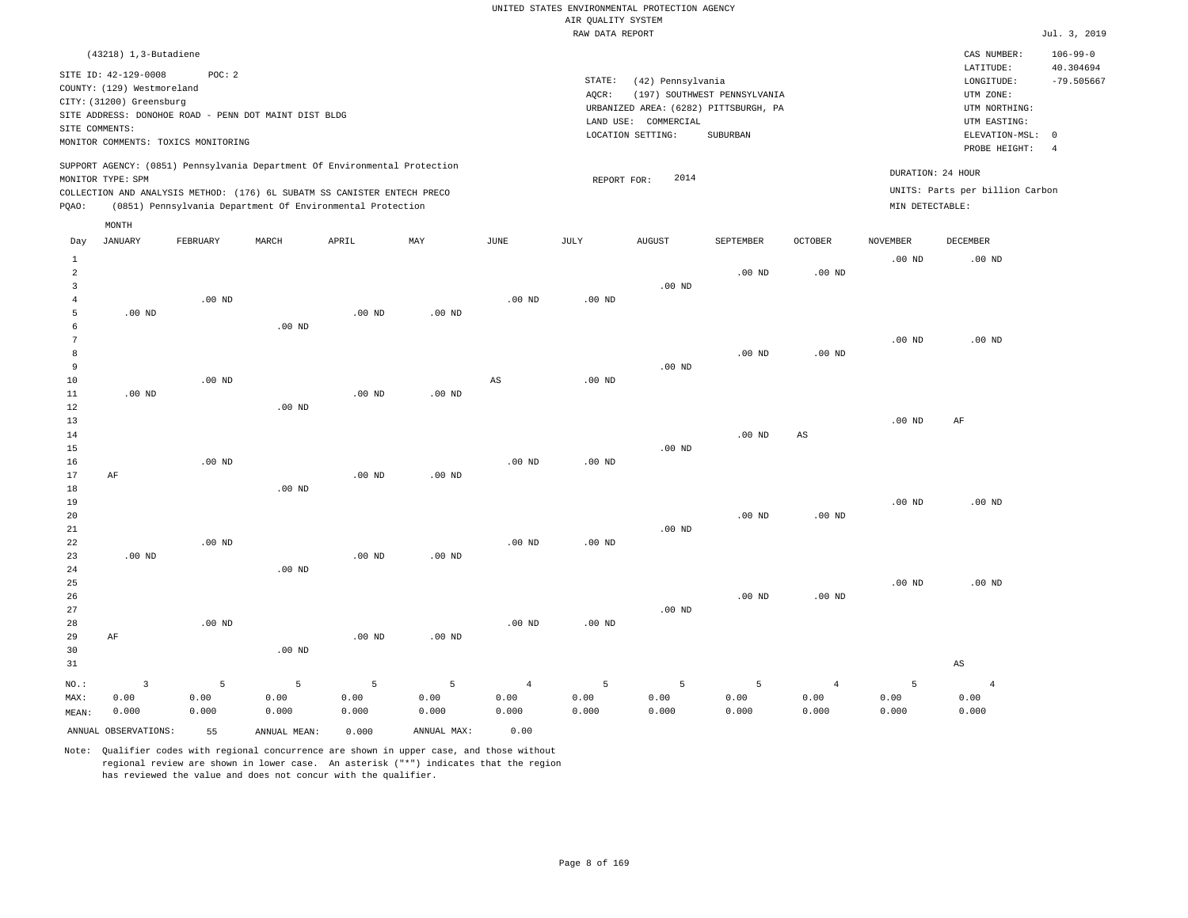UNITED STATES ENVIRONMENTAL PROTECTION AGENCY
AIR QUALITY SYSTEM
RAW DATA REPORT

Jul. 3, 2019

(43218) 1,3-Butadiene

SITE ID: 42-129-0008 POC: 2
COUNTY: (129) Westmoreland
CITY: (31200) Greensburg
SITE ADDRESS: DONOHOE ROAD - PENN DOT MAINT DIST BLDG
SITE COMMENTS:
MONITOR COMMENTS: TOXICS MONITORING

STATE: (42) Pennsylvania
AQCR: (197) SOUTHWEST PENNSYLVANIA
URBANIZED AREA: (6282) PITTSBURGH, PA
LAND USE: COMMERCIAL
LOCATION SETTING: SUBURBAN

CAS NUMBER: 106-99-0
LATITUDE: 40.304694
LONGITUDE: -79.505667
UTM ZONE:
UTM NORTHING:
UTM EASTING:
ELEVATION-MSL: 0
PROBE HEIGHT: 4

SUPPORT AGENCY: (0851) Pennsylvania Department Of Environmental Protection
MONITOR TYPE: SPM
COLLECTION AND ANALYSIS METHOD: (176) 6L SUBATM SS CANISTER ENTECH PRECO
PQAO: (0851) Pennsylvania Department Of Environmental Protection

REPORT FOR: 2014

DURATION: 24 HOUR
UNITS: Parts per billion Carbon
MIN DETECTABLE:

| Day | JANUARY | FEBRUARY | MARCH | APRIL | MAY | JUNE | JULY | AUGUST | SEPTEMBER | OCTOBER | NOVEMBER | DECEMBER |
|---|---|---|---|---|---|---|---|---|---|---|---|---|
| 1 | | | | | | | | | | | .00 ND | .00 ND |
| 2 | | | | | | | | | .00 ND | .00 ND | | |
| 3 | | | | | | | | .00 ND | | | | |
| 4 | | .00 ND | | | | .00 ND | .00 ND | | | | | |
| 5 | .00 ND | | | .00 ND | .00 ND | | | | | | | |
| 6 | | | .00 ND | | | | | | | | | |
| 7 | | | | | | | | | | | .00 ND | .00 ND |
| 8 | | | | | | | | | .00 ND | .00 ND | | |
| 9 | | | | | | | | .00 ND | | | | |
| 10 | | .00 ND | | | | AS | .00 ND | | | | | |
| 11 | .00 ND | | | .00 ND | .00 ND | | | | | | | |
| 12 | | | .00 ND | | | | | | | | | |
| 13 | | | | | | | | | | | .00 ND | AF |
| 14 | | | | | | | | | .00 ND | AS | | |
| 15 | | | | | | | | .00 ND | | | | |
| 16 | | .00 ND | | | | .00 ND | .00 ND | | | | | |
| 17 | AF | | | .00 ND | .00 ND | | | | | | | |
| 18 | | | .00 ND | | | | | | | | | |
| 19 | | | | | | | | | | | .00 ND | .00 ND |
| 20 | | | | | | | | | .00 ND | .00 ND | | |
| 21 | | | | | | | | .00 ND | | | | |
| 22 | | .00 ND | | | | .00 ND | .00 ND | | | | | |
| 23 | .00 ND | | | .00 ND | .00 ND | | | | | | | |
| 24 | | | .00 ND | | | | | | | | | |
| 25 | | | | | | | | | | | .00 ND | .00 ND |
| 26 | | | | | | | | | .00 ND | .00 ND | | |
| 27 | | | | | | | | .00 ND | | | | |
| 28 | | .00 ND | | | | .00 ND | .00 ND | | | | | |
| 29 | AF | | | .00 ND | .00 ND | | | | | | | |
| 30 | | | .00 ND | | | | | | | | | |
| 31 | | | | | | | | | | | | AS |
| NO.: | 3 | 5 | 5 | 5 | 5 | 4 | 5 | 5 | 5 | 4 | 5 | 4 |
| MAX: | 0.00 | 0.00 | 0.00 | 0.00 | 0.00 | 0.00 | 0.00 | 0.00 | 0.00 | 0.00 | 0.00 | 0.00 |
| MEAN: | 0.000 | 0.000 | 0.000 | 0.000 | 0.000 | 0.000 | 0.000 | 0.000 | 0.000 | 0.000 | 0.000 | 0.000 |

ANNUAL OBSERVATIONS: 55 ANNUAL MEAN: 0.000 ANNUAL MAX: 0.00

Note: Qualifier codes with regional concurrence are shown in upper case, and those without regional review are shown in lower case. An asterisk ("*") indicates that the region has reviewed the value and does not concur with the qualifier.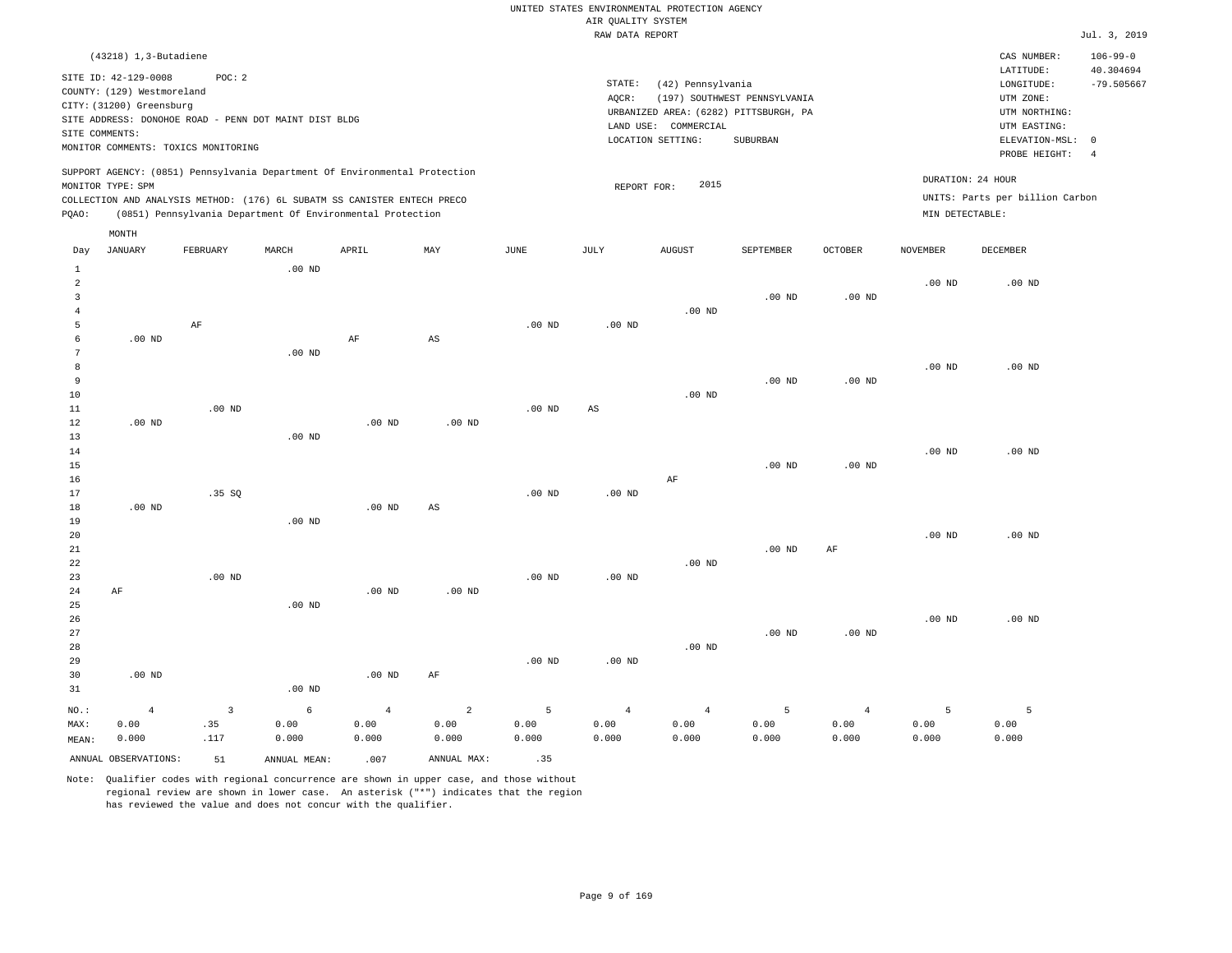UNITED STATES ENVIRONMENTAL PROTECTION AGENCY
AIR QUALITY SYSTEM
RAW DATA REPORT

Jul. 3, 2019

(43218) 1,3-Butadiene

SITE ID: 42-129-0008 POC: 2
COUNTY: (129) Westmoreland
CITY: (31200) Greensburg
SITE ADDRESS: DONOHOE ROAD - PENN DOT MAINT DIST BLDG
SITE COMMENTS:
MONITOR COMMENTS: TOXICS MONITORING

STATE: (42) Pennsylvania
AQCR: (197) SOUTHWEST PENNSYLVANIA
URBANIZED AREA: (6282) PITTSBURGH, PA
LAND USE: COMMERCIAL
LOCATION SETTING: SUBURBAN

CAS NUMBER: 106-99-0
LATITUDE: 40.304694
LONGITUDE: -79.505667
UTM ZONE:
UTM NORTHING:
UTM EASTING:
ELEVATION-MSL: 0
PROBE HEIGHT: 4

SUPPORT AGENCY: (0851) Pennsylvania Department Of Environmental Protection
MONITOR TYPE: SPM
COLLECTION AND ANALYSIS METHOD: (176) 6L SUBATM SS CANISTER ENTECH PRECO
PQAO: (0851) Pennsylvania Department Of Environmental Protection

REPORT FOR: 2015

DURATION: 24 HOUR
UNITS: Parts per billion Carbon
MIN DETECTABLE:

| Day | JANUARY | FEBRUARY | MARCH | APRIL | MAY | JUNE | JULY | AUGUST | SEPTEMBER | OCTOBER | NOVEMBER | DECEMBER |
|---|---|---|---|---|---|---|---|---|---|---|---|---|
| 1 | | | .00 ND | | | | | | | | | |
| 2 | | | | | | | | | | | .00 ND | .00 ND |
| 3 | | | | | | | | | .00 ND | .00 ND | | |
| 4 | | | | | | | | .00 ND | | | | |
| 5 | | AF | | | | .00 ND | .00 ND | | | | | |
| 6 | .00 ND | | | AF | AS | | | | | | | |
| 7 | | | .00 ND | | | | | | | | | |
| 8 | | | | | | | | | | | .00 ND | .00 ND |
| 9 | | | | | | | | | .00 ND | .00 ND | | |
| 10 | | | | | | | | .00 ND | | | | |
| 11 | | .00 ND | | | | .00 ND | AS | | | | | |
| 12 | .00 ND | | | .00 ND | .00 ND | | | | | | | |
| 13 | | | .00 ND | | | | | | | | | |
| 14 | | | | | | | | | | | .00 ND | .00 ND |
| 15 | | | | | | | | | .00 ND | .00 ND | | |
| 16 | | | | | | | | AF | | | | |
| 17 | | .35 SQ | | | | .00 ND | .00 ND | | | | | |
| 18 | .00 ND | | | .00 ND | AS | | | | | | | |
| 19 | | | .00 ND | | | | | | | | | |
| 20 | | | | | | | | | | | .00 ND | .00 ND |
| 21 | | | | | | | | | .00 ND | AF | | |
| 22 | | | | | | | | .00 ND | | | | |
| 23 | | .00 ND | | | | .00 ND | .00 ND | | | | | |
| 24 | AF | | | .00 ND | .00 ND | | | | | | | |
| 25 | | | .00 ND | | | | | | | | | |
| 26 | | | | | | | | | | | .00 ND | .00 ND |
| 27 | | | | | | | | | .00 ND | .00 ND | | |
| 28 | | | | | | | | .00 ND | | | | |
| 29 | | | | | | .00 ND | .00 ND | | | | | |
| 30 | .00 ND | | | .00 ND | AF | | | | | | | |
| 31 | | | .00 ND | | | | | | | | | |
| NO.: | 4 | 3 | 6 | 4 | 2 | 5 | 4 | 4 | 5 | 4 | 5 | 5 |
| MAX: | 0.00 | .35 | 0.00 | 0.00 | 0.00 | 0.00 | 0.00 | 0.00 | 0.00 | 0.00 | 0.00 | 0.00 |
| MEAN: | 0.000 | .117 | 0.000 | 0.000 | 0.000 | 0.000 | 0.000 | 0.000 | 0.000 | 0.000 | 0.000 | 0.000 |

ANNUAL OBSERVATIONS: 51 ANNUAL MEAN: .007 ANNUAL MAX: .35

Note: Qualifier codes with regional concurrence are shown in upper case, and those without regional review are shown in lower case. An asterisk ("*") indicates that the region has reviewed the value and does not concur with the qualifier.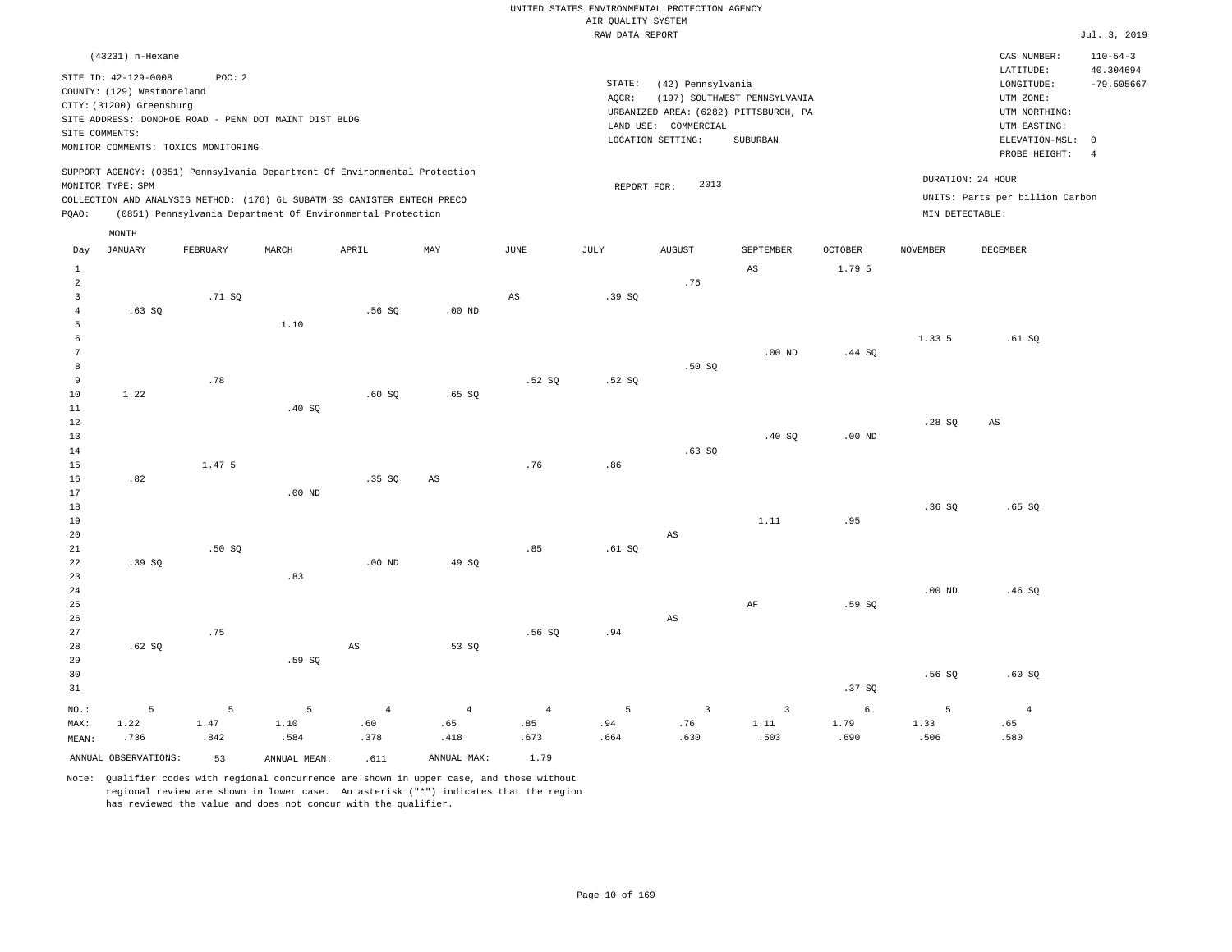UNITED STATES ENVIRONMENTAL PROTECTION AGENCY
AIR QUALITY SYSTEM
RAW DATA REPORT

Jul. 3, 2019

(43231) n-Hexane

SITE ID: 42-129-0008 POC: 2
COUNTY: (129) Westmoreland
CITY: (31200) Greensburg
SITE ADDRESS: DONOHOE ROAD - PENN DOT MAINT DIST BLDG
SITE COMMENTS:
MONITOR COMMENTS: TOXICS MONITORING

STATE: (42) Pennsylvania
AQCR: (197) SOUTHWEST PENNSYLVANIA
URBANIZED AREA: (6282) PITTSBURGH, PA
LAND USE: COMMERCIAL
LOCATION SETTING: SUBURBAN

CAS NUMBER: 110-54-3
LATITUDE: 40.304694
LONGITUDE: -79.505667
UTM ZONE:
UTM NORTHING:
UTM EASTING:
ELEVATION-MSL: 0
PROBE HEIGHT: 4

SUPPORT AGENCY: (0851) Pennsylvania Department Of Environmental Protection
MONITOR TYPE: SPM
COLLECTION AND ANALYSIS METHOD: (176) 6L SUBATM SS CANISTER ENTECH PRECO
PQAO: (0851) Pennsylvania Department Of Environmental Protection

REPORT FOR: 2013

DURATION: 24 HOUR
UNITS: Parts per billion Carbon
MIN DETECTABLE:

| Day | JANUARY | FEBRUARY | MARCH | APRIL | MAY | JUNE | JULY | AUGUST | SEPTEMBER | OCTOBER | NOVEMBER | DECEMBER |
|---|---|---|---|---|---|---|---|---|---|---|---|---|
| 1 | | | | | | | | | AS | 1.79 5 | | |
| 2 | | | | | | | | .76 | | | | |
| 3 | | .71 SQ | | | | AS | .39 SQ | | | | | |
| 4 | .63 SQ | | | .56 SQ | .00 ND | | | | | | | |
| 5 | | | 1.10 | | | | | | | | | |
| 6 | | | | | | | | | | | 1.33 5 | .61 SQ |
| 7 | | | | | | | | | .00 ND | .44 SQ | | |
| 8 | | | | | | | | .50 SQ | | | | |
| 9 | | .78 | | | | .52 SQ | .52 SQ | | | | | |
| 10 | 1.22 | | | .60 SQ | .65 SQ | | | | | | | |
| 11 | | | .40 SQ | | | | | | | | | |
| 12 | | | | | | | | | | | .28 SQ | AS |
| 13 | | | | | | | | | .40 SQ | .00 ND | | |
| 14 | | | | | | | | .63 SQ | | | | |
| 15 | | 1.47 5 | | | | .76 | .86 | | | | | |
| 16 | .82 | | | .35 SQ | AS | | | | | | | |
| 17 | | | .00 ND | | | | | | | | | |
| 18 | | | | | | | | | | | .36 SQ | .65 SQ |
| 19 | | | | | | | | | 1.11 | .95 | | |
| 20 | | | | | | | | AS | | | | |
| 21 | | .50 SQ | | | | .85 | .61 SQ | | | | | |
| 22 | .39 SQ | | | .00 ND | .49 SQ | | | | | | | |
| 23 | | | .83 | | | | | | | | | |
| 24 | | | | | | | | | | | .00 ND | .46 SQ |
| 25 | | | | | | | | | AF | .59 SQ | | |
| 26 | | | | | | | | AS | | | | |
| 27 | | .75 | | | | .56 SQ | .94 | | | | | |
| 28 | .62 SQ | | | AS | .53 SQ | | | | | | | |
| 29 | | | .59 SQ | | | | | | | | | |
| 30 | | | | | | | | | | | .56 SQ | .60 SQ |
| 31 | | | | | | | | | | .37 SQ | | |
| NO.: | 5 | 5 | 5 | 4 | 4 | 4 | 5 | 3 | 3 | 6 | 5 | 4 |
| MAX: | 1.22 | 1.47 | 1.10 | .60 | .65 | .85 | .94 | .76 | 1.11 | 1.79 | 1.33 | .65 |
| MEAN: | .736 | .842 | .584 | .378 | .418 | .673 | .664 | .630 | .503 | .690 | .506 | .580 |

ANNUAL OBSERVATIONS: 53 ANNUAL MEAN: .611 ANNUAL MAX: 1.79

Note: Qualifier codes with regional concurrence are shown in upper case, and those without regional review are shown in lower case. An asterisk ("*") indicates that the region has reviewed the value and does not concur with the qualifier.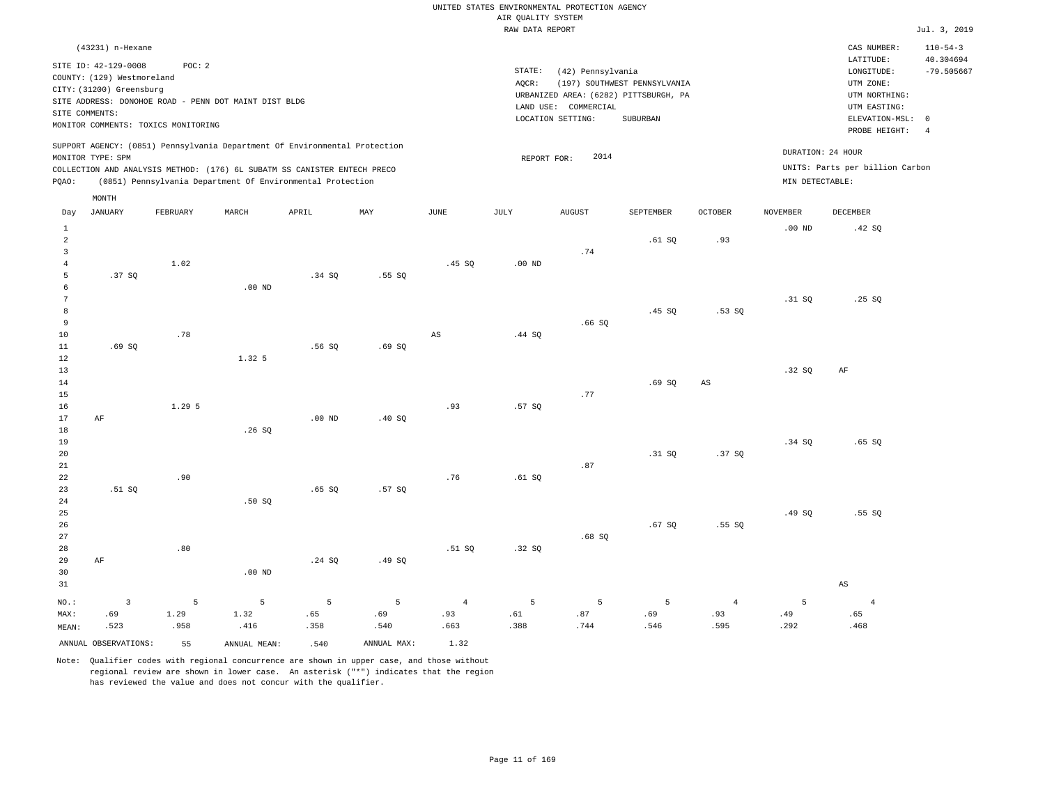UNITED STATES ENVIRONMENTAL PROTECTION AGENCY
AIR QUALITY SYSTEM
RAW DATA REPORT

Jul. 3, 2019

(43231) n-Hexane

SITE ID: 42-129-0008 POC: 2
COUNTY: (129) Westmoreland
CITY: (31200) Greensburg
SITE ADDRESS: DONOHOE ROAD - PENN DOT MAINT DIST BLDG
SITE COMMENTS:
MONITOR COMMENTS: TOXICS MONITORING

STATE: (42) Pennsylvania
AQCR: (197) SOUTHWEST PENNSYLVANIA
URBANIZED AREA: (6282) PITTSBURGH, PA
LAND USE: COMMERCIAL
LOCATION SETTING: SUBURBAN

CAS NUMBER: 110-54-3
LATITUDE: 40.304694
LONGITUDE: -79.505667
UTM ZONE:
UTM NORTHING:
UTM EASTING:
ELEVATION-MSL: 0
PROBE HEIGHT: 4

SUPPORT AGENCY: (0851) Pennsylvania Department Of Environmental Protection
MONITOR TYPE: SPM
COLLECTION AND ANALYSIS METHOD: (176) 6L SUBATM SS CANISTER ENTECH PRECO
PQAO: (0851) Pennsylvania Department Of Environmental Protection

REPORT FOR: 2014

DURATION: 24 HOUR
UNITS: Parts per billion Carbon
MIN DETECTABLE:

| Day | JANUARY | FEBRUARY | MARCH | APRIL | MAY | JUNE | JULY | AUGUST | SEPTEMBER | OCTOBER | NOVEMBER | DECEMBER |
|---|---|---|---|---|---|---|---|---|---|---|---|---|
| 1 | | | | | | | | | | | .00 ND | .42 SQ |
| 2 | | | | | | | | | .61 SQ | .93 | | |
| 3 | | | | | | | | .74 | | | | |
| 4 | | 1.02 | | | | .45 SQ | .00 ND | | | | | |
| 5 | .37 SQ | | | .34 SQ | .55 SQ | | | | | | | |
| 6 | | | .00 ND | | | | | | | | | |
| 7 | | | | | | | | | | | .31 SQ | .25 SQ |
| 8 | | | | | | | | | .45 SQ | .53 SQ | | |
| 9 | | | | | | | | .66 SQ | | | | |
| 10 | | .78 | | | | AS | .44 SQ | | | | | |
| 11 | .69 SQ | | | .56 SQ | .69 SQ | | | | | | | |
| 12 | | | 1.32 5 | | | | | | | | | |
| 13 | | | | | | | | | | | .32 SQ | AF |
| 14 | | | | | | | | | .69 SQ | AS | | |
| 15 | | | | | | | | .77 | | | | |
| 16 | | 1.29 5 | | | | .93 | .57 SQ | | | | | |
| 17 | AF | | | .00 ND | .40 SQ | | | | | | | |
| 18 | | | .26 SQ | | | | | | | | | |
| 19 | | | | | | | | | | | .34 SQ | .65 SQ |
| 20 | | | | | | | | | .31 SQ | .37 SQ | | |
| 21 | | | | | | | | .87 | | | | |
| 22 | | .90 | | | | .76 | .61 SQ | | | | | |
| 23 | .51 SQ | | | .65 SQ | .57 SQ | | | | | | | |
| 24 | | | .50 SQ | | | | | | | | | |
| 25 | | | | | | | | | | | .49 SQ | .55 SQ |
| 26 | | | | | | | | | .67 SQ | .55 SQ | | |
| 27 | | | | | | | | .68 SQ | | | | |
| 28 | | .80 | | | | .51 SQ | .32 SQ | | | | | |
| 29 | AF | | | .24 SQ | .49 SQ | | | | | | | |
| 30 | | | .00 ND | | | | | | | | | |
| 31 | | | | | | | | | | | | AS |
| NO.: | 3 | 5 | 5 | 5 | 5 | 4 | 5 | 5 | 5 | 4 | 5 | 4 |
| MAX: | .69 | 1.29 | 1.32 | .65 | .69 | .93 | .61 | .87 | .69 | .93 | .49 | .65 |
| MEAN: | .523 | .958 | .416 | .358 | .540 | .663 | .388 | .744 | .546 | .595 | .292 | .468 |

ANNUAL OBSERVATIONS: 55 ANNUAL MEAN: .540 ANNUAL MAX: 1.32

Note: Qualifier codes with regional concurrence are shown in upper case, and those without regional review are shown in lower case. An asterisk ("*") indicates that the region has reviewed the value and does not concur with the qualifier.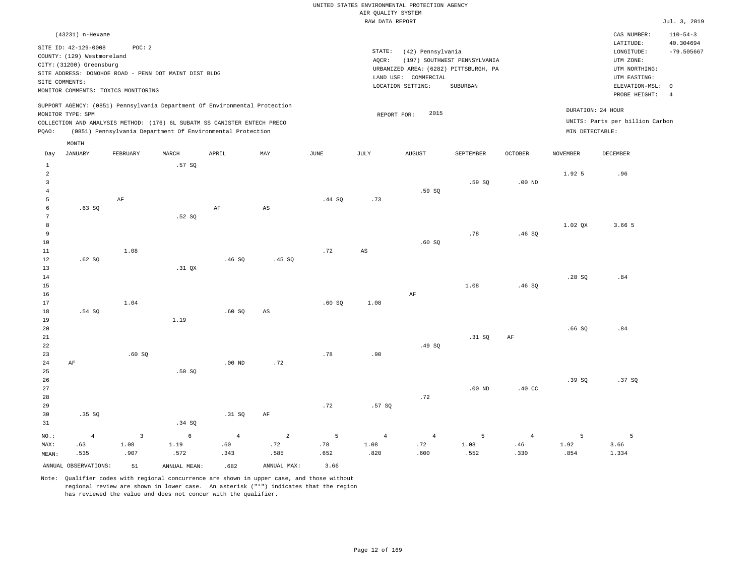UNITED STATES ENVIRONMENTAL PROTECTION AGENCY
AIR QUALITY SYSTEM
RAW DATA REPORT

Jul. 3, 2019

(43231) n-Hexane

SITE ID: 42-129-0008 POC: 2
COUNTY: (129) Westmoreland
CITY: (31200) Greensburg
SITE ADDRESS: DONOHOE ROAD - PENN DOT MAINT DIST BLDG
SITE COMMENTS:
MONITOR COMMENTS: TOXICS MONITORING

STATE: (42) Pennsylvania
AQCR: (197) SOUTHWEST PENNSYLVANIA
URBANIZED AREA: (6282) PITTSBURGH, PA
LAND USE: COMMERCIAL
LOCATION SETTING: SUBURBAN

CAS NUMBER: 110-54-3
LATITUDE: 40.304694
LONGITUDE: -79.505667
UTM ZONE:
UTM NORTHING:
UTM EASTING:
ELEVATION-MSL: 0
PROBE HEIGHT: 4

SUPPORT AGENCY: (0851) Pennsylvania Department Of Environmental Protection
MONITOR TYPE: SPM
COLLECTION AND ANALYSIS METHOD: (176) 6L SUBATM SS CANISTER ENTECH PRECO
PQAO: (0851) Pennsylvania Department Of Environmental Protection

REPORT FOR: 2015

DURATION: 24 HOUR
UNITS: Parts per billion Carbon
MIN DETECTABLE:

| Day | JANUARY | FEBRUARY | MARCH | APRIL | MAY | JUNE | JULY | AUGUST | SEPTEMBER | OCTOBER | NOVEMBER | DECEMBER |
|---|---|---|---|---|---|---|---|---|---|---|---|---|
| 1 | | | .57 SQ | | | | | | | | | |
| 2 | | | | | | | | | | | 1.92 5 | .96 |
| 3 | | | | | | | | | .59 SQ | .00 ND | | |
| 4 | | | | | | | | .59 SQ | | | | |
| 5 | | AF | | | | .44 SQ | .73 | | | | | |
| 6 | .63 SQ | | | AF | AS | | | | | | | |
| 7 | | | .52 SQ | | | | | | | | | |
| 8 | | | | | | | | | | | 1.02 QX | 3.66 5 |
| 9 | | | | | | | | | .78 | .46 SQ | | |
| 10 | | | | | | | | .60 SQ | | | | |
| 11 | | 1.08 | | | | .72 | AS | | | | | |
| 12 | .62 SQ | | | .46 SQ | .45 SQ | | | | | | | |
| 13 | | | .31 QX | | | | | | | | | |
| 14 | | | | | | | | | | | .28 SQ | .84 |
| 15 | | | | | | | | | 1.08 | .46 SQ | | |
| 16 | | | | | | | | AF | | | | |
| 17 | | 1.04 | | | | .60 SQ | 1.08 | | | | | |
| 18 | .54 SQ | | | .60 SQ | AS | | | | | | | |
| 19 | | | 1.19 | | | | | | | | | |
| 20 | | | | | | | | | | | .66 SQ | .84 |
| 21 | | | | | | | | | .31 SQ | AF | | |
| 22 | | | | | | | | .49 SQ | | | | |
| 23 | | .60 SQ | | | | .78 | .90 | | | | | |
| 24 | AF | | | .00 ND | .72 | | | | | | | |
| 25 | | | .50 SQ | | | | | | | | | |
| 26 | | | | | | | | | | | .39 SQ | .37 SQ |
| 27 | | | | | | | | | .00 ND | .40 CC | | |
| 28 | | | | | | | | .72 | | | | |
| 29 | | | | | | .72 | .57 SQ | | | | | |
| 30 | .35 SQ | | | .31 SQ | AF | | | | | | | |
| 31 | | | .34 SQ | | | | | | | | | |
| NO.: | 4 | 3 | 6 | 4 | 2 | 5 | 4 | 4 | 5 | 4 | 5 | 5 |
| MAX: | .63 | 1.08 | 1.19 | .60 | .72 | .78 | 1.08 | .72 | 1.08 | .46 | 1.92 | 3.66 |
| MEAN: | .535 | .907 | .572 | .343 | .585 | .652 | .820 | .600 | .552 | .330 | .854 | 1.334 |

ANNUAL OBSERVATIONS: 51 ANNUAL MEAN: .682 ANNUAL MAX: 3.66

Note: Qualifier codes with regional concurrence are shown in upper case, and those without regional review are shown in lower case. An asterisk ("*") indicates that the region has reviewed the value and does not concur with the qualifier.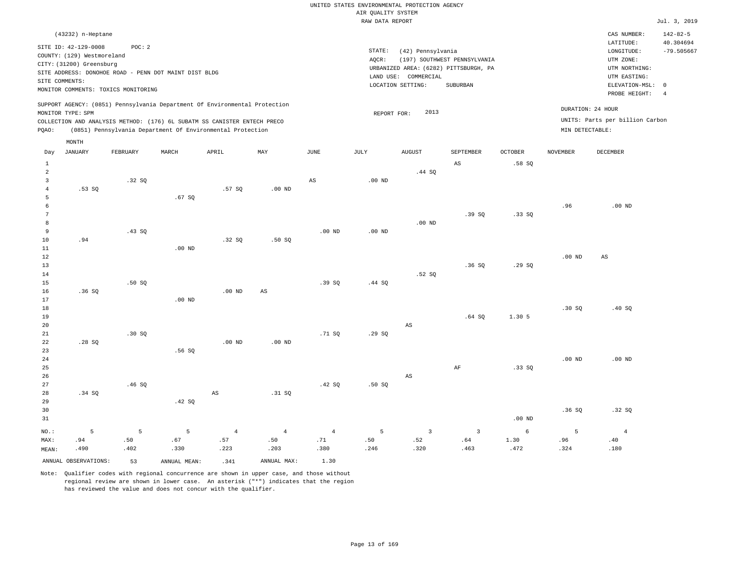UNITED STATES ENVIRONMENTAL PROTECTION AGENCY
AIR QUALITY SYSTEM
RAW DATA REPORT

Jul. 3, 2019

(43232) n-Heptane

SITE ID: 42-129-0008 POC: 2
COUNTY: (129) Westmoreland
CITY: (31200) Greensburg
SITE ADDRESS: DONOHOE ROAD - PENN DOT MAINT DIST BLDG
SITE COMMENTS:
MONITOR COMMENTS: TOXICS MONITORING

STATE: (42) Pennsylvania
AQCR: (197) SOUTHWEST PENNSYLVANIA
URBANIZED AREA: (6282) PITTSBURGH, PA
LAND USE: COMMERCIAL
LOCATION SETTING: SUBURBAN

CAS NUMBER: 142-82-5
LATITUDE: 40.304694
LONGITUDE: -79.505667
UTM ZONE:
UTM NORTHING:
UTM EASTING:
ELEVATION-MSL: 0
PROBE HEIGHT: 4

SUPPORT AGENCY: (0851) Pennsylvania Department Of Environmental Protection
MONITOR TYPE: SPM
COLLECTION AND ANALYSIS METHOD: (176) 6L SUBATM SS CANISTER ENTECH PRECO
PQAO: (0851) Pennsylvania Department Of Environmental Protection

REPORT FOR: 2013

DURATION: 24 HOUR
UNITS: Parts per billion Carbon
MIN DETECTABLE:

| Day | JANUARY | FEBRUARY | MARCH | APRIL | MAY | JUNE | JULY | AUGUST | SEPTEMBER | OCTOBER | NOVEMBER | DECEMBER |
|---|---|---|---|---|---|---|---|---|---|---|---|---|
| 1 | | | | | | | | | AS | .58 SQ | | |
| 2 | | | | | | | | .44 SQ | | | | |
| 3 | | .32 SQ | | | | AS | .00 ND | | | | | |
| 4 | .53 SQ | | | .57 SQ | .00 ND | | | | | | | |
| 5 | | | .67 SQ | | | | | | | | | |
| 6 | | | | | | | | | | | .96 | .00 ND |
| 7 | | | | | | | | | .39 SQ | .33 SQ | | |
| 8 | | | | | | | | .00 ND | | | | |
| 9 | | .43 SQ | | | | .00 ND | .00 ND | | | | | |
| 10 | .94 | | | .32 SQ | .50 SQ | | | | | | | |
| 11 | | | .00 ND | | | | | | | | | |
| 12 | | | | | | | | | | | .00 ND | AS |
| 13 | | | | | | | | | .36 SQ | .29 SQ | | |
| 14 | | | | | | | | .52 SQ | | | | |
| 15 | | .50 SQ | | | | .39 SQ | .44 SQ | | | | | |
| 16 | .36 SQ | | | .00 ND | AS | | | | | | | |
| 17 | | | .00 ND | | | | | | | | | |
| 18 | | | | | | | | | | | .30 SQ | .40 SQ |
| 19 | | | | | | | | | .64 SQ | 1.30 5 | | |
| 20 | | | | | | | | AS | | | | |
| 21 | | .30 SQ | | | | .71 SQ | .29 SQ | | | | | |
| 22 | .28 SQ | | | .00 ND | .00 ND | | | | | | | |
| 23 | | | .56 SQ | | | | | | | | | |
| 24 | | | | | | | | | | | .00 ND | .00 ND |
| 25 | | | | | | | | | AF | .33 SQ | | |
| 26 | | | | | | | | AS | | | | |
| 27 | | .46 SQ | | | | .42 SQ | .50 SQ | | | | | |
| 28 | .34 SQ | | | AS | .31 SQ | | | | | | | |
| 29 | | | .42 SQ | | | | | | | | | |
| 30 | | | | | | | | | | | .36 SQ | .32 SQ |
| 31 | | | | | | | | | | .00 ND | | |
| NO.: | 5 | 5 | 5 | 4 | 4 | 4 | 5 | 3 | 3 | 6 | 5 | 4 |
| MAX: | .94 | .50 | .67 | .57 | .50 | .71 | .50 | .52 | .64 | 1.30 | .96 | .40 |
| MEAN: | .490 | .402 | .330 | .223 | .203 | .380 | .246 | .320 | .463 | .472 | .324 | .180 |

ANNUAL OBSERVATIONS: 53 ANNUAL MEAN: .341 ANNUAL MAX: 1.30

Note: Qualifier codes with regional concurrence are shown in upper case, and those without regional review are shown in lower case. An asterisk ("*") indicates that the region has reviewed the value and does not concur with the qualifier.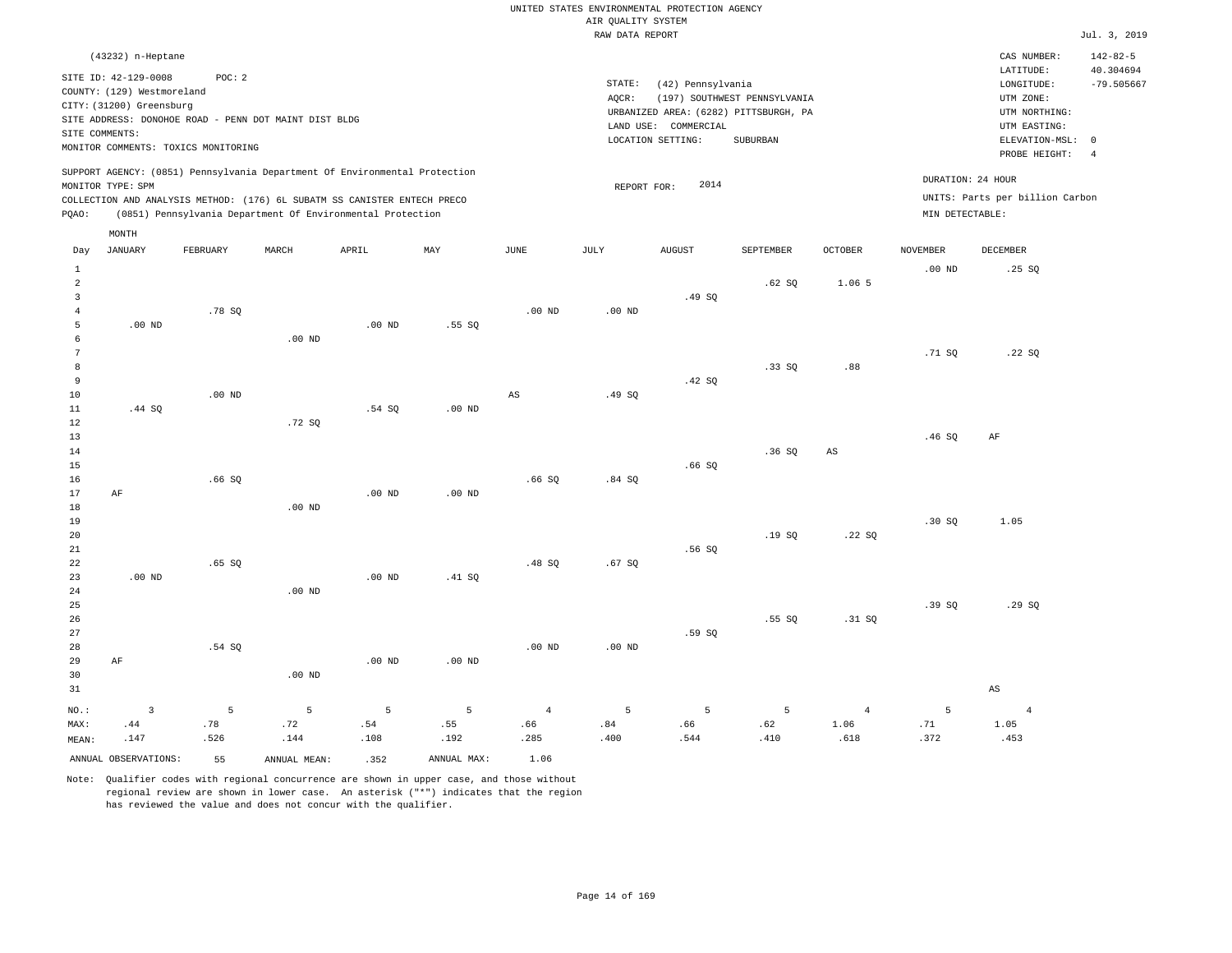UNITED STATES ENVIRONMENTAL PROTECTION AGENCY
AIR QUALITY SYSTEM
RAW DATA REPORT

Jul. 3, 2019

(43232) n-Heptane

SITE ID: 42-129-0008 POC: 2
COUNTY: (129) Westmoreland
CITY: (31200) Greensburg
SITE ADDRESS: DONOHOE ROAD - PENN DOT MAINT DIST BLDG
SITE COMMENTS:
MONITOR COMMENTS: TOXICS MONITORING

STATE: (42) Pennsylvania
AQCR: (197) SOUTHWEST PENNSYLVANIA
URBANIZED AREA: (6282) PITTSBURGH, PA
LAND USE: COMMERCIAL
LOCATION SETTING: SUBURBAN

CAS NUMBER: 142-82-5
LATITUDE: 40.304694
LONGITUDE: -79.505667
UTM ZONE:
UTM NORTHING:
UTM EASTING:
ELEVATION-MSL: 0
PROBE HEIGHT: 4

SUPPORT AGENCY: (0851) Pennsylvania Department Of Environmental Protection
MONITOR TYPE: SPM
COLLECTION AND ANALYSIS METHOD: (176) 6L SUBATM SS CANISTER ENTECH PRECO
PQAO: (0851) Pennsylvania Department Of Environmental Protection

REPORT FOR: 2014

DURATION: 24 HOUR
UNITS: Parts per billion Carbon
MIN DETECTABLE:

| Day | JANUARY | FEBRUARY | MARCH | APRIL | MAY | JUNE | JULY | AUGUST | SEPTEMBER | OCTOBER | NOVEMBER | DECEMBER |
|---|---|---|---|---|---|---|---|---|---|---|---|---|
| 1 | | | | | | | | | | | .00 ND | .25 SQ |
| 2 | | | | | | | | | .62 SQ | 1.06 5 | | |
| 3 | | | | | | | | .49 SQ | | | | |
| 4 | | .78 SQ | | | | .00 ND | .00 ND | | | | | |
| 5 | .00 ND | | | .00 ND | .55 SQ | | | | | | | |
| 6 | | | .00 ND | | | | | | | | | |
| 7 | | | | | | | | | | | .71 SQ | .22 SQ |
| 8 | | | | | | | | | .33 SQ | .88 | | |
| 9 | | | | | | | | .42 SQ | | | | |
| 10 | | .00 ND | | | | AS | .49 SQ | | | | | |
| 11 | .44 SQ | | | .54 SQ | .00 ND | | | | | | | |
| 12 | | | .72 SQ | | | | | | | | | |
| 13 | | | | | | | | | | | .46 SQ | AF |
| 14 | | | | | | | | | .36 SQ | AS | | |
| 15 | | | | | | | | .66 SQ | | | | |
| 16 | | .66 SQ | | | | .66 SQ | .84 SQ | | | | | |
| 17 | AF | | | .00 ND | .00 ND | | | | | | | |
| 18 | | | .00 ND | | | | | | | | | |
| 19 | | | | | | | | | | | .30 SQ | 1.05 |
| 20 | | | | | | | | | .19 SQ | .22 SQ | | |
| 21 | | | | | | | | .56 SQ | | | | |
| 22 | | .65 SQ | | | | .48 SQ | .67 SQ | | | | | |
| 23 | .00 ND | | | .00 ND | .41 SQ | | | | | | | |
| 24 | | | .00 ND | | | | | | | | | |
| 25 | | | | | | | | | | | .39 SQ | .29 SQ |
| 26 | | | | | | | | | .55 SQ | .31 SQ | | |
| 27 | | | | | | | | .59 SQ | | | | |
| 28 | | .54 SQ | | | | .00 ND | .00 ND | | | | | |
| 29 | AF | | | .00 ND | .00 ND | | | | | | | |
| 30 | | | .00 ND | | | | | | | | | |
| 31 | | | | | | | | | | | | AS |
| NO.: | 3 | 5 | 5 | 5 | 5 | 4 | 5 | 5 | 5 | 4 | 5 | 4 |
| MAX: | .44 | .78 | .72 | .54 | .55 | .66 | .84 | .66 | .62 | 1.06 | .71 | 1.05 |
| MEAN: | .147 | .526 | .144 | .108 | .192 | .285 | .400 | .544 | .410 | .618 | .372 | .453 |

ANNUAL OBSERVATIONS: 55 ANNUAL MEAN: .352 ANNUAL MAX: 1.06

Note: Qualifier codes with regional concurrence are shown in upper case, and those without regional review are shown in lower case. An asterisk ("*") indicates that the region has reviewed the value and does not concur with the qualifier.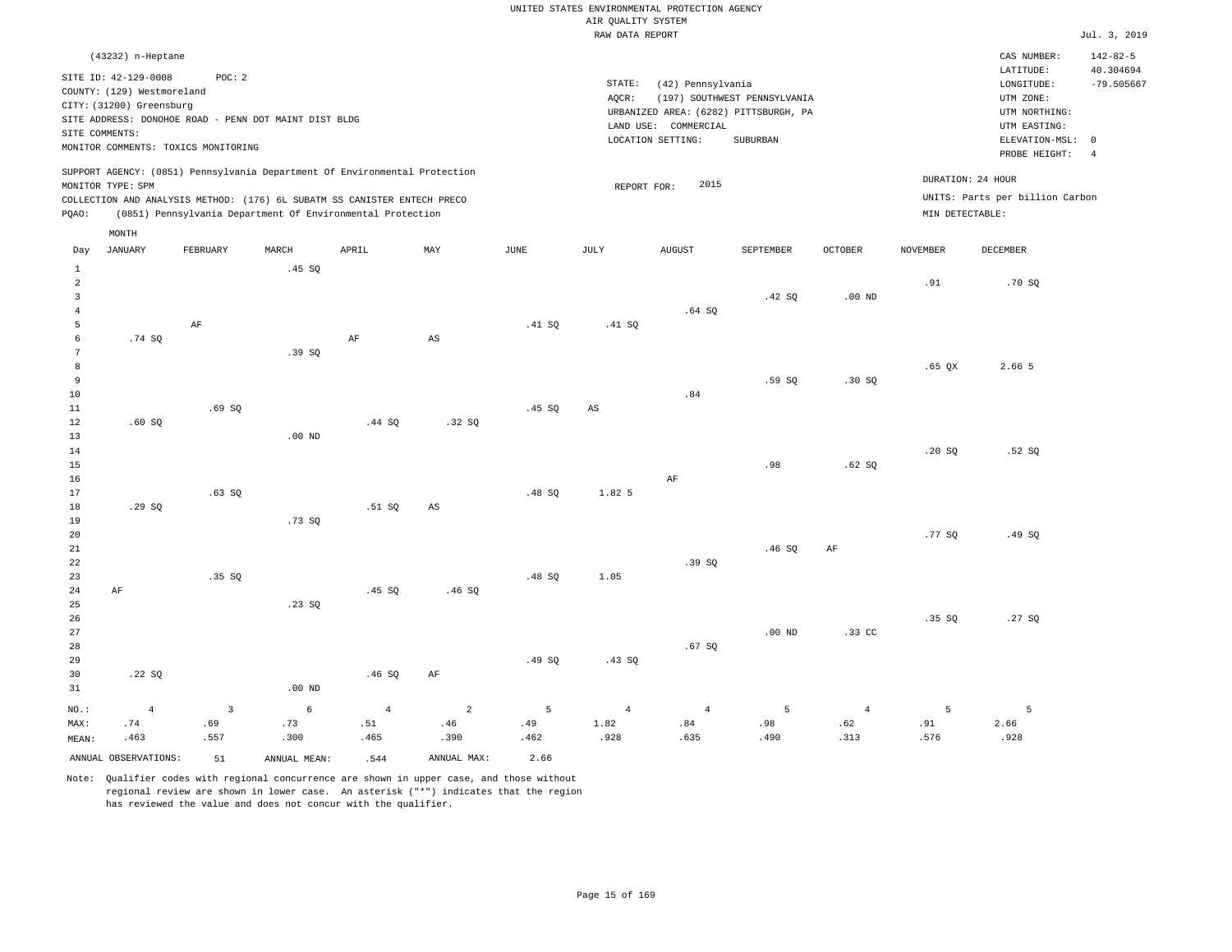UNITED STATES ENVIRONMENTAL PROTECTION AGENCY
AIR QUALITY SYSTEM
RAW DATA REPORT

Jul. 3, 2019

(43232) n-Heptane

SITE ID: 42-129-0008 POC: 2
COUNTY: (129) Westmoreland
CITY: (31200) Greensburg
SITE ADDRESS: DONOHOE ROAD - PENN DOT MAINT DIST BLDG
SITE COMMENTS:
MONITOR COMMENTS: TOXICS MONITORING

STATE: (42) Pennsylvania
AQCR: (197) SOUTHWEST PENNSYLVANIA
URBANIZED AREA: (6282) PITTSBURGH, PA
LAND USE: COMMERCIAL
LOCATION SETTING: SUBURBAN

CAS NUMBER: 142-82-5
LATITUDE: 40.304694
LONGITUDE: -79.505667
UTM ZONE:
UTM NORTHING:
UTM EASTING:
ELEVATION-MSL: 0
PROBE HEIGHT: 4

SUPPORT AGENCY: (0851) Pennsylvania Department Of Environmental Protection
MONITOR TYPE: SPM
COLLECTION AND ANALYSIS METHOD: (176) 6L SUBATM SS CANISTER ENTECH PRECO
PQAO: (0851) Pennsylvania Department Of Environmental Protection

REPORT FOR: 2015

DURATION: 24 HOUR
UNITS: Parts per billion Carbon
MIN DETECTABLE:

| Day | JANUARY | FEBRUARY | MARCH | APRIL | MAY | JUNE | JULY | AUGUST | SEPTEMBER | OCTOBER | NOVEMBER | DECEMBER |
|---|---|---|---|---|---|---|---|---|---|---|---|---|
| 1 | | | .45 SQ | | | | | | | | | |
| 2 | | | | | | | | | | | .91 | .70 SQ |
| 3 | | | | | | | | | .42 SQ | .00 ND | | |
| 4 | | | | | | | | .64 SQ | | | | |
| 5 | | AF | | | | .41 SQ | .41 SQ | | | | | |
| 6 | .74 SQ | | | AF | AS | | | | | | | |
| 7 | | | .39 SQ | | | | | | | | | |
| 8 | | | | | | | | | | | .65 QX | 2.66 5 |
| 9 | | | | | | | | | .59 SQ | .30 SQ | | |
| 10 | | | | | | | | .84 | | | | |
| 11 | | .69 SQ | | | | .45 SQ | AS | | | | | |
| 12 | .60 SQ | | | .44 SQ | .32 SQ | | | | | | | |
| 13 | | | .00 ND | | | | | | | | | |
| 14 | | | | | | | | | | | .20 SQ | .52 SQ |
| 15 | | | | | | | | | .98 | .62 SQ | | |
| 16 | | | | | | | | AF | | | | |
| 17 | | .63 SQ | | | | .48 SQ | 1.82 5 | | | | | |
| 18 | .29 SQ | | | .51 SQ | AS | | | | | | | |
| 19 | | | .73 SQ | | | | | | | | | |
| 20 | | | | | | | | | | | .77 SQ | .49 SQ |
| 21 | | | | | | | | | .46 SQ | AF | | |
| 22 | | | | | | | | .39 SQ | | | | |
| 23 | | .35 SQ | | | | .48 SQ | 1.05 | | | | | |
| 24 | AF | | | .45 SQ | .46 SQ | | | | | | | |
| 25 | | | .23 SQ | | | | | | | | | |
| 26 | | | | | | | | | | | .35 SQ | .27 SQ |
| 27 | | | | | | | | | .00 ND | .33 CC | | |
| 28 | | | | | | | | .67 SQ | | | | |
| 29 | | | | | | .49 SQ | .43 SQ | | | | | |
| 30 | .22 SQ | | | .46 SQ | AF | | | | | | | |
| 31 | | | .00 ND | | | | | | | | | |
| NO.: | 4 | 3 | 6 | 4 | 2 | 5 | 4 | 4 | 5 | 4 | 5 | 5 |
| MAX: | .74 | .69 | .73 | .51 | .46 | .49 | 1.82 | .84 | .98 | .62 | .91 | 2.66 |
| MEAN: | .463 | .557 | .300 | .465 | .390 | .462 | .928 | .635 | .490 | .313 | .576 | .928 |

ANNUAL OBSERVATIONS: 51 ANNUAL MEAN: .544 ANNUAL MAX: 2.66

Note: Qualifier codes with regional concurrence are shown in upper case, and those without regional review are shown in lower case. An asterisk ("*") indicates that the region has reviewed the value and does not concur with the qualifier.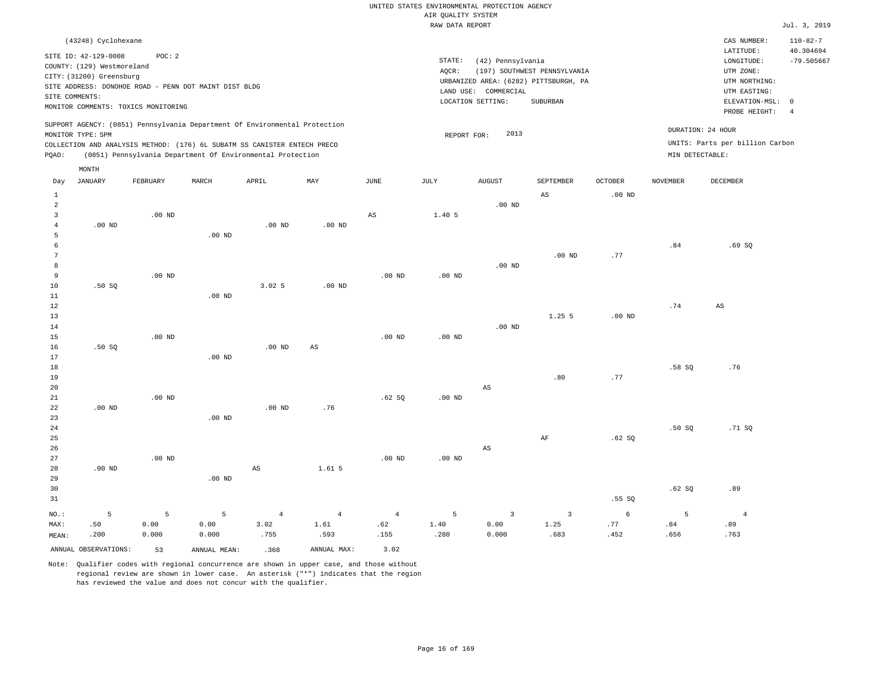UNITED STATES ENVIRONMENTAL PROTECTION AGENCY
AIR QUALITY SYSTEM
RAW DATA REPORT

Jul. 3, 2019

(43248) Cyclohexane

SITE ID: 42-129-0008 POC: 2
COUNTY: (129) Westmoreland
CITY: (31200) Greensburg
SITE ADDRESS: DONOHOE ROAD - PENN DOT MAINT DIST BLDG
SITE COMMENTS:
MONITOR COMMENTS: TOXICS MONITORING

STATE: (42) Pennsylvania
AQCR: (197) SOUTHWEST PENNSYLVANIA
URBANIZED AREA: (6282) PITTSBURGH, PA
LAND USE: COMMERCIAL
LOCATION SETTING: SUBURBAN

CAS NUMBER: 110-82-7
LATITUDE: 40.304694
LONGITUDE: -79.505667
UTM ZONE:
UTM NORTHING:
UTM EASTING:
ELEVATION-MSL: 0
PROBE HEIGHT: 4

SUPPORT AGENCY: (0851) Pennsylvania Department Of Environmental Protection
MONITOR TYPE: SPM
COLLECTION AND ANALYSIS METHOD: (176) 6L SUBATM SS CANISTER ENTECH PRECO
PQAO: (0851) Pennsylvania Department Of Environmental Protection

REPORT FOR: 2013

DURATION: 24 HOUR
UNITS: Parts per billion Carbon
MIN DETECTABLE:

| Day | JANUARY | FEBRUARY | MARCH | APRIL | MAY | JUNE | JULY | AUGUST | SEPTEMBER | OCTOBER | NOVEMBER | DECEMBER |
|---|---|---|---|---|---|---|---|---|---|---|---|---|
| 1 | | | | | | | | | AS | .00 ND | | |
| 2 | | | | | | | | .00 ND | | | | |
| 3 | | .00 ND | | | | AS | 1.40 5 | | | | | |
| 4 | .00 ND | | | .00 ND | .00 ND | | | | | | | |
| 5 | | | .00 ND | | | | | | | | | |
| 6 | | | | | | | | | | | .84 | .69 SQ |
| 7 | | | | | | | | | .00 ND | .77 | | |
| 8 | | | | | | | | .00 ND | | | | |
| 9 | | .00 ND | | | | .00 ND | .00 ND | | | | | |
| 10 | .50 SQ | | | 3.02 5 | .00 ND | | | | | | | |
| 11 | | | .00 ND | | | | | | | | | |
| 12 | | | | | | | | | | | .74 | AS |
| 13 | | | | | | | | | 1.25 5 | .00 ND | | |
| 14 | | | | | | | | .00 ND | | | | |
| 15 | | .00 ND | | | | .00 ND | .00 ND | | | | | |
| 16 | .50 SQ | | | .00 ND | AS | | | | | | | |
| 17 | | | .00 ND | | | | | | | | | |
| 18 | | | | | | | | | | | .58 SQ | .76 |
| 19 | | | | | | | | | .80 | .77 | | |
| 20 | | | | | | | | AS | | | | |
| 21 | | .00 ND | | | | .62 SQ | .00 ND | | | | | |
| 22 | .00 ND | | | .00 ND | .76 | | | | | | | |
| 23 | | | .00 ND | | | | | | | | | |
| 24 | | | | | | | | | | | .50 SQ | .71 SQ |
| 25 | | | | | | | | | AF | .62 SQ | | |
| 26 | | | | | | | | AS | | | | |
| 27 | | .00 ND | | | | .00 ND | .00 ND | | | | | |
| 28 | .00 ND | | | AS | 1.61 5 | | | | | | | |
| 29 | | | .00 ND | | | | | | | | | |
| 30 | | | | | | | | | | | .62 SQ | .89 |
| 31 | | | | | | | | | | .55 SQ | | |
| NO.: | 5 | 5 | 5 | 4 | 4 | 4 | 5 | 3 | 3 | 6 | 5 | 4 |
| MAX: | .50 | 0.00 | 0.00 | 3.02 | 1.61 | .62 | 1.40 | 0.00 | 1.25 | .77 | .84 | .89 |
| MEAN: | .200 | 0.000 | 0.000 | .755 | .593 | .155 | .280 | 0.000 | .683 | .452 | .656 | .763 |

ANNUAL OBSERVATIONS: 53 ANNUAL MEAN: .368 ANNUAL MAX: 3.02

Note: Qualifier codes with regional concurrence are shown in upper case, and those without regional review are shown in lower case. An asterisk ("*") indicates that the region has reviewed the value and does not concur with the qualifier.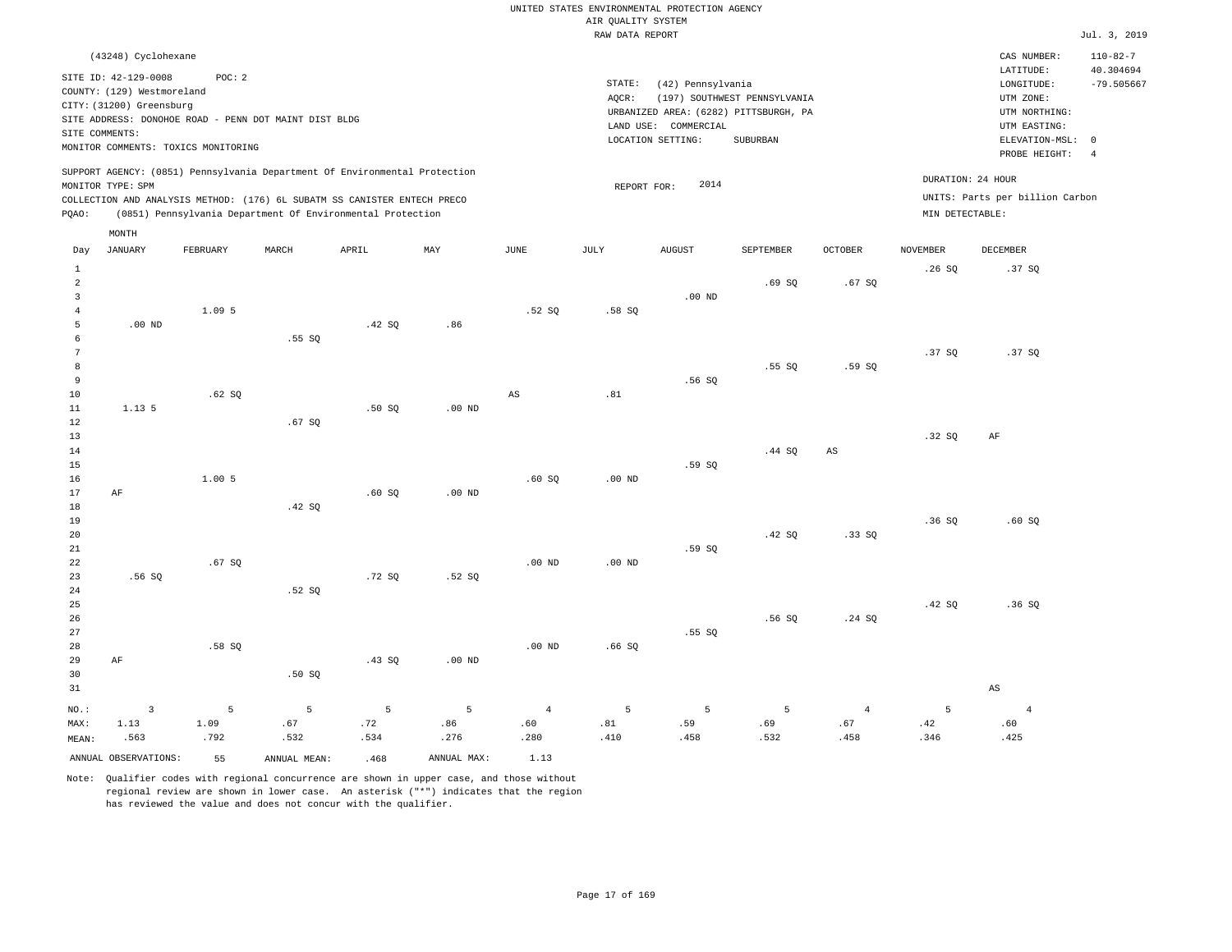UNITED STATES ENVIRONMENTAL PROTECTION AGENCY
AIR QUALITY SYSTEM
RAW DATA REPORT

Jul. 3, 2019

(43248) Cyclohexane

SITE ID: 42-129-0008 POC: 2
COUNTY: (129) Westmoreland
CITY: (31200) Greensburg
SITE ADDRESS: DONOHOE ROAD - PENN DOT MAINT DIST BLDG
SITE COMMENTS:
MONITOR COMMENTS: TOXICS MONITORING

STATE: (42) Pennsylvania
AQCR: (197) SOUTHWEST PENNSYLVANIA
URBANIZED AREA: (6282) PITTSBURGH, PA
LAND USE: COMMERCIAL
LOCATION SETTING: SUBURBAN

CAS NUMBER: 110-82-7
LATITUDE: 40.304694
LONGITUDE: -79.505667
UTM ZONE:
UTM NORTHING:
UTM EASTING:
ELEVATION-MSL: 0
PROBE HEIGHT: 4

SUPPORT AGENCY: (0851) Pennsylvania Department Of Environmental Protection
MONITOR TYPE: SPM
COLLECTION AND ANALYSIS METHOD: (176) 6L SUBATM SS CANISTER ENTECH PRECO
PQAO: (0851) Pennsylvania Department Of Environmental Protection

REPORT FOR: 2014

DURATION: 24 HOUR
UNITS: Parts per billion Carbon
MIN DETECTABLE:

| Day | JANUARY | FEBRUARY | MARCH | APRIL | MAY | JUNE | JULY | AUGUST | SEPTEMBER | OCTOBER | NOVEMBER | DECEMBER |
|---|---|---|---|---|---|---|---|---|---|---|---|---|
| 1 | | | | | | | | | | | .26 SQ | .37 SQ |
| 2 | | | | | | | | | .69 SQ | .67 SQ | | |
| 3 | | | | | | | | .00 ND | | | | |
| 4 | | 1.09 5 | | | | .52 SQ | .58 SQ | | | | | |
| 5 | .00 ND | | | .42 SQ | .86 | | | | | | | |
| 6 | | | .55 SQ | | | | | | | | | |
| 7 | | | | | | | | | | | .37 SQ | .37 SQ |
| 8 | | | | | | | | | .55 SQ | .59 SQ | | |
| 9 | | | | | | | | .56 SQ | | | | |
| 10 | | .62 SQ | | | | AS | .81 | | | | | |
| 11 | 1.13 5 | | | .50 SQ | .00 ND | | | | | | | |
| 12 | | | .67 SQ | | | | | | | | | |
| 13 | | | | | | | | | | | .32 SQ | AF |
| 14 | | | | | | | | | .44 SQ | AS | | |
| 15 | | | | | | | | .59 SQ | | | | |
| 16 | | 1.00 5 | | | | .60 SQ | .00 ND | | | | | |
| 17 | AF | | | .60 SQ | .00 ND | | | | | | | |
| 18 | | | .42 SQ | | | | | | | | | |
| 19 | | | | | | | | | | | .36 SQ | .60 SQ |
| 20 | | | | | | | | | .42 SQ | .33 SQ | | |
| 21 | | | | | | | | .59 SQ | | | | |
| 22 | | .67 SQ | | | | .00 ND | .00 ND | | | | | |
| 23 | .56 SQ | | | .72 SQ | .52 SQ | | | | | | | |
| 24 | | | .52 SQ | | | | | | | | | |
| 25 | | | | | | | | | | | .42 SQ | .36 SQ |
| 26 | | | | | | | | | .56 SQ | .24 SQ | | |
| 27 | | | | | | | | .55 SQ | | | | |
| 28 | | .58 SQ | | | | .00 ND | .66 SQ | | | | | |
| 29 | AF | | | .43 SQ | .00 ND | | | | | | | |
| 30 | | | .50 SQ | | | | | | | | | |
| 31 | | | | | | | | | | | | AS |
| NO.: | 3 | 5 | 5 | 5 | 5 | 4 | 5 | 5 | 5 | 4 | 5 | 4 |
| MAX: | 1.13 | 1.09 | .67 | .72 | .86 | .60 | .81 | .59 | .69 | .67 | .42 | .60 |
| MEAN: | .563 | .792 | .532 | .534 | .276 | .280 | .410 | .458 | .532 | .458 | .346 | .425 |

ANNUAL OBSERVATIONS: 55 ANNUAL MEAN: .468 ANNUAL MAX: 1.13

Note: Qualifier codes with regional concurrence are shown in upper case, and those without regional review are shown in lower case. An asterisk ("*") indicates that the region has reviewed the value and does not concur with the qualifier.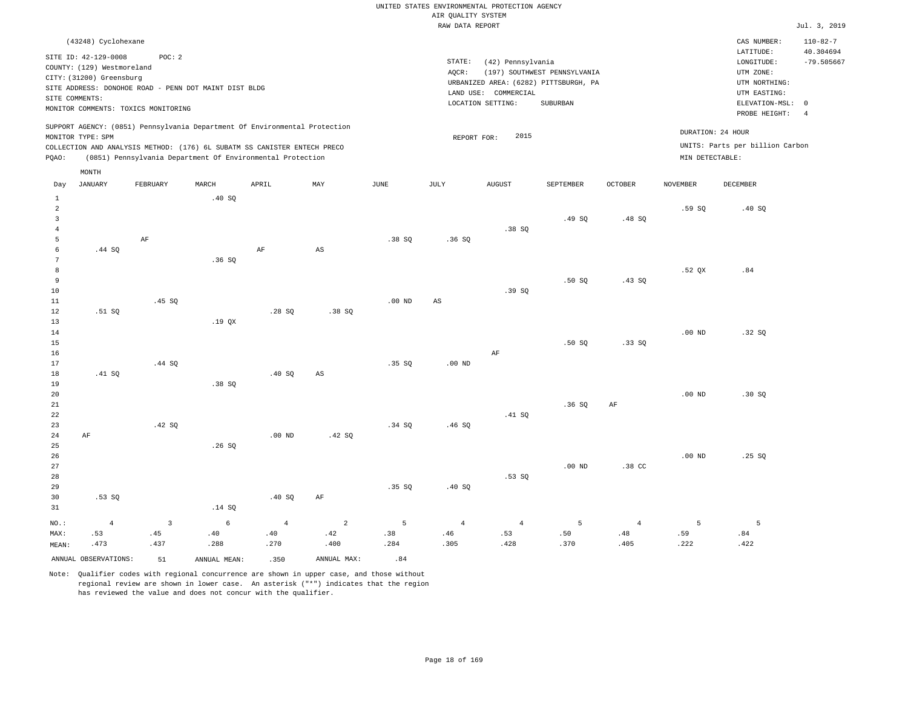UNITED STATES ENVIRONMENTAL PROTECTION AGENCY
AIR QUALITY SYSTEM
RAW DATA REPORT

Jul. 3, 2019

(43248) Cyclohexane

SITE ID: 42-129-0008 POC: 2
COUNTY: (129) Westmoreland
CITY: (31200) Greensburg
SITE ADDRESS: DONOHOE ROAD - PENN DOT MAINT DIST BLDG
SITE COMMENTS:
MONITOR COMMENTS: TOXICS MONITORING

STATE: (42) Pennsylvania
AQCR: (197) SOUTHWEST PENNSYLVANIA
URBANIZED AREA: (6282) PITTSBURGH, PA
LAND USE: COMMERCIAL
LOCATION SETTING: SUBURBAN

CAS NUMBER: 110-82-7
LATITUDE: 40.304694
LONGITUDE: -79.505667
UTM ZONE:
UTM NORTHING:
UTM EASTING:
ELEVATION-MSL: 0
PROBE HEIGHT: 4

SUPPORT AGENCY: (0851) Pennsylvania Department Of Environmental Protection
MONITOR TYPE: SPM
COLLECTION AND ANALYSIS METHOD: (176) 6L SUBATM SS CANISTER ENTECH PRECO
PQAO: (0851) Pennsylvania Department Of Environmental Protection

REPORT FOR: 2015

DURATION: 24 HOUR
UNITS: Parts per billion Carbon
MIN DETECTABLE:

| Day | JANUARY | FEBRUARY | MARCH | APRIL | MAY | JUNE | JULY | AUGUST | SEPTEMBER | OCTOBER | NOVEMBER | DECEMBER |
|---|---|---|---|---|---|---|---|---|---|---|---|---|
| 1 | | | .40 SQ | | | | | | | | | |
| 2 | | | | | | | | | | | .59 SQ | .40 SQ |
| 3 | | | | | | | | | .49 SQ | .48 SQ | | |
| 4 | | | | | | | | .38 SQ | | | | |
| 5 | | AF | | | | .38 SQ | .36 SQ | | | | | |
| 6 | .44 SQ | | | AF | AS | | | | | | | |
| 7 | | | .36 SQ | | | | | | | | | |
| 8 | | | | | | | | | | | .52 QX | .84 |
| 9 | | | | | | | | | .50 SQ | .43 SQ | | |
| 10 | | | | | | | | .39 SQ | | | | |
| 11 | | .45 SQ | | | | .00 ND | AS | | | | | |
| 12 | .51 SQ | | | .28 SQ | .38 SQ | | | | | | | |
| 13 | | | .19 QX | | | | | | | | | |
| 14 | | | | | | | | | | | .00 ND | .32 SQ |
| 15 | | | | | | | | | .50 SQ | .33 SQ | | |
| 16 | | | | | | | | AF | | | | |
| 17 | | .44 SQ | | | | .35 SQ | .00 ND | | | | | |
| 18 | .41 SQ | | | .40 SQ | AS | | | | | | | |
| 19 | | | .38 SQ | | | | | | | | | |
| 20 | | | | | | | | | | | .00 ND | .30 SQ |
| 21 | | | | | | | | | .36 SQ | AF | | |
| 22 | | | | | | | | .41 SQ | | | | |
| 23 | | .42 SQ | | | | .34 SQ | .46 SQ | | | | | |
| 24 | AF | | | .00 ND | .42 SQ | | | | | | | |
| 25 | | | .26 SQ | | | | | | | | | |
| 26 | | | | | | | | | | | .00 ND | .25 SQ |
| 27 | | | | | | | | | .00 ND | .38 CC | | |
| 28 | | | | | | | | .53 SQ | | | | |
| 29 | | | | | | .35 SQ | .40 SQ | | | | | |
| 30 | .53 SQ | | | .40 SQ | AF | | | | | | | |
| 31 | | | .14 SQ | | | | | | | | | |
| NO.: | 4 | 3 | 6 | 4 | 2 | 5 | 4 | 4 | 5 | 4 | 5 | 5 |
| MAX: | .53 | .45 | .40 | .40 | .42 | .38 | .46 | .53 | .50 | .48 | .59 | .84 |
| MEAN: | .473 | .437 | .288 | .270 | .400 | .284 | .305 | .428 | .370 | .405 | .222 | .422 |

ANNUAL OBSERVATIONS: 51 ANNUAL MEAN: .350 ANNUAL MAX: .84

Note: Qualifier codes with regional concurrence are shown in upper case, and those without regional review are shown in lower case. An asterisk ("*") indicates that the region has reviewed the value and does not concur with the qualifier.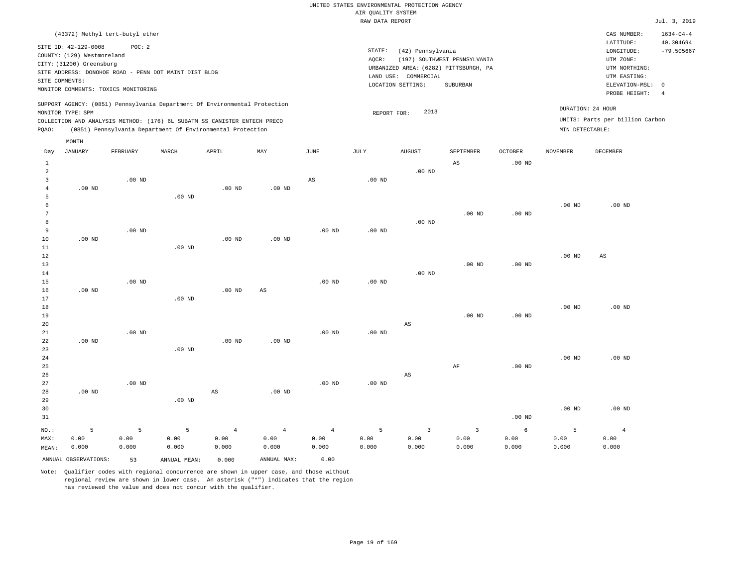UNITED STATES ENVIRONMENTAL PROTECTION AGENCY
AIR QUALITY SYSTEM
RAW DATA REPORT

Jul. 3, 2019

(43372) Methyl tert-butyl ether

SITE ID: 42-129-0008 POC: 2
COUNTY: (129) Westmoreland
CITY: (31200) Greensburg
SITE ADDRESS: DONOHOE ROAD - PENN DOT MAINT DIST BLDG
SITE COMMENTS:
MONITOR COMMENTS: TOXICS MONITORING

STATE: (42) Pennsylvania
AQCR: (197) SOUTHWEST PENNSYLVANIA
URBANIZED AREA: (6282) PITTSBURGH, PA
LAND USE: COMMERCIAL
LOCATION SETTING: SUBURBAN

CAS NUMBER: 1634-04-4
LATITUDE: 40.304694
LONGITUDE: -79.505667
UTM ZONE:
UTM NORTHING:
UTM EASTING:
ELEVATION-MSL: 0
PROBE HEIGHT: 4

SUPPORT AGENCY: (0851) Pennsylvania Department Of Environmental Protection
MONITOR TYPE: SPM
COLLECTION AND ANALYSIS METHOD: (176) 6L SUBATM SS CANISTER ENTECH PRECO
PQAO: (0851) Pennsylvania Department Of Environmental Protection

REPORT FOR: 2013

DURATION: 24 HOUR
UNITS: Parts per billion Carbon
MIN DETECTABLE:

| Day | JANUARY | FEBRUARY | MARCH | APRIL | MAY | JUNE | JULY | AUGUST | SEPTEMBER | OCTOBER | NOVEMBER | DECEMBER |
|---|---|---|---|---|---|---|---|---|---|---|---|---|
| 1 | | | | | | | | | AS | .00 ND | | |
| 2 | | | | | | | | .00 ND | | | | |
| 3 | | .00 ND | | | | AS | .00 ND | | | | | |
| 4 | .00 ND | | | .00 ND | .00 ND | | | | | | | |
| 5 | | | .00 ND | | | | | | | | | |
| 6 | | | | | | | | | | | .00 ND | .00 ND |
| 7 | | | | | | | | | .00 ND | .00 ND | | |
| 8 | | | | | | | | .00 ND | | | | |
| 9 | | .00 ND | | | | .00 ND | .00 ND | | | | | |
| 10 | .00 ND | | | .00 ND | .00 ND | | | | | | | |
| 11 | | | .00 ND | | | | | | | | | |
| 12 | | | | | | | | | | | .00 ND | AS |
| 13 | | | | | | | | | .00 ND | .00 ND | | |
| 14 | | | | | | | | .00 ND | | | | |
| 15 | | .00 ND | | | | .00 ND | .00 ND | | | | | |
| 16 | .00 ND | | | .00 ND | AS | | | | | | | |
| 17 | | | .00 ND | | | | | | | | | |
| 18 | | | | | | | | | | | .00 ND | .00 ND |
| 19 | | | | | | | | | .00 ND | .00 ND | | |
| 20 | | | | | | | | AS | | | | |
| 21 | | .00 ND | | | | .00 ND | .00 ND | | | | | |
| 22 | .00 ND | | | .00 ND | .00 ND | | | | | | | |
| 23 | | | .00 ND | | | | | | | | | |
| 24 | | | | | | | | | | | .00 ND | .00 ND |
| 25 | | | | | | | | | AF | .00 ND | | |
| 26 | | | | | | | | AS | | | | |
| 27 | | .00 ND | | | | .00 ND | .00 ND | | | | | |
| 28 | .00 ND | | | AS | .00 ND | | | | | | | |
| 29 | | | .00 ND | | | | | | | | | |
| 30 | | | | | | | | | | | .00 ND | .00 ND |
| 31 | | | | | | | | | | .00 ND | | |
| NO.: | 5 | 5 | 5 | 4 | 4 | 4 | 5 | 3 | 3 | 6 | 5 | 4 |
| MAX: | 0.00 | 0.00 | 0.00 | 0.00 | 0.00 | 0.00 | 0.00 | 0.00 | 0.00 | 0.00 | 0.00 | 0.00 |
| MEAN: | 0.000 | 0.000 | 0.000 | 0.000 | 0.000 | 0.000 | 0.000 | 0.000 | 0.000 | 0.000 | 0.000 | 0.000 |

ANNUAL OBSERVATIONS: 53 ANNUAL MEAN: 0.000 ANNUAL MAX: 0.00

Note: Qualifier codes with regional concurrence are shown in upper case, and those without regional review are shown in lower case. An asterisk ("*") indicates that the region has reviewed the value and does not concur with the qualifier.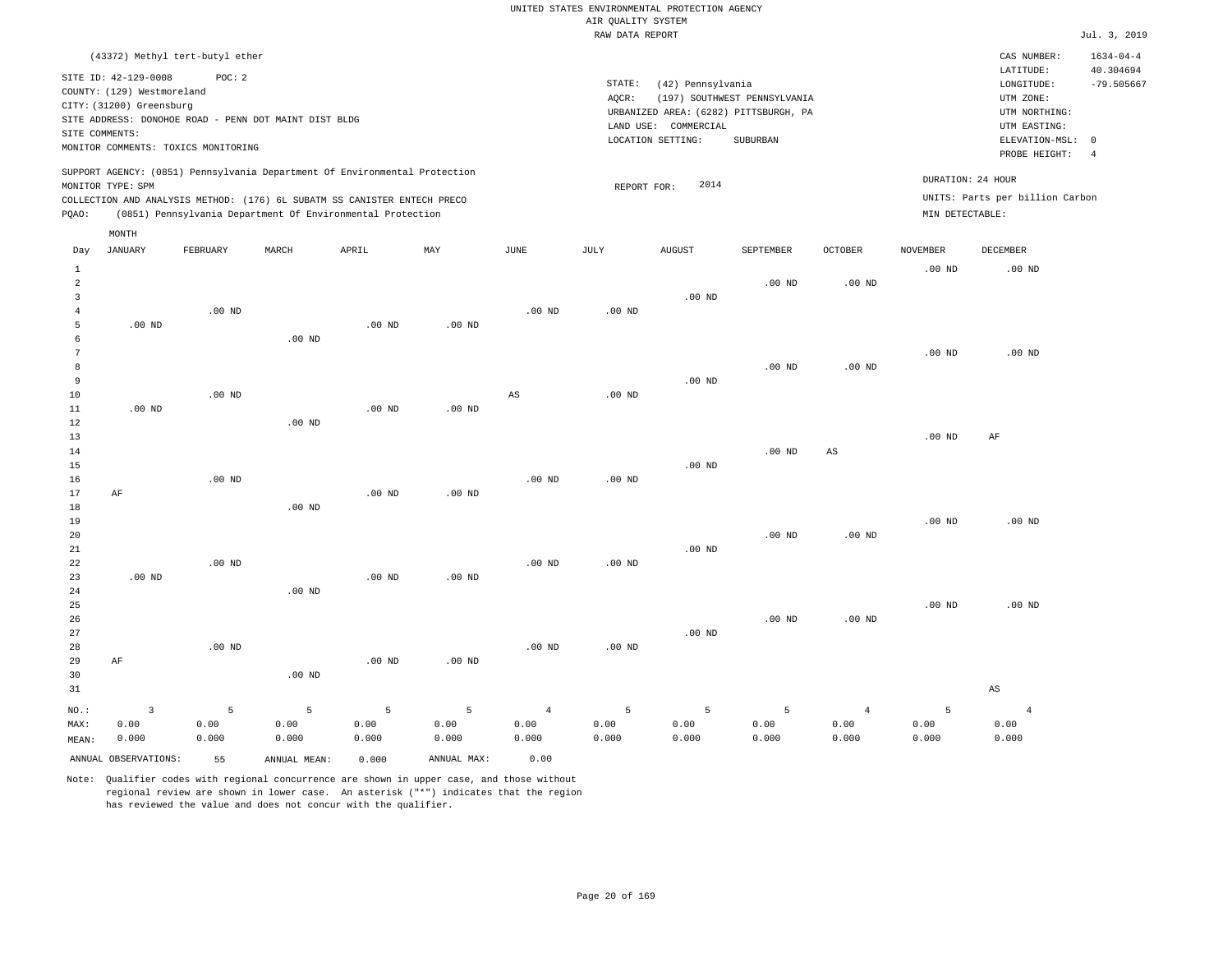UNITED STATES ENVIRONMENTAL PROTECTION AGENCY
AIR QUALITY SYSTEM
RAW DATA REPORT

Jul. 3, 2019

(43372) Methyl tert-butyl ether

SITE ID: 42-129-0008 POC: 2
COUNTY: (129) Westmoreland
CITY: (31200) Greensburg
SITE ADDRESS: DONOHOE ROAD - PENN DOT MAINT DIST BLDG
SITE COMMENTS:
MONITOR COMMENTS: TOXICS MONITORING

STATE: (42) Pennsylvania
AQCR: (197) SOUTHWEST PENNSYLVANIA
URBANIZED AREA: (6282) PITTSBURGH, PA
LAND USE: COMMERCIAL
LOCATION SETTING: SUBURBAN

CAS NUMBER: 1634-04-4
LATITUDE: 40.304694
LONGITUDE: -79.505667
UTM ZONE:
UTM NORTHING:
UTM EASTING:
ELEVATION-MSL: 0
PROBE HEIGHT: 4

SUPPORT AGENCY: (0851) Pennsylvania Department Of Environmental Protection
MONITOR TYPE: SPM
COLLECTION AND ANALYSIS METHOD: (176) 6L SUBATM SS CANISTER ENTECH PRECO
PQAO: (0851) Pennsylvania Department Of Environmental Protection

REPORT FOR: 2014

DURATION: 24 HOUR
UNITS: Parts per billion Carbon
MIN DETECTABLE:

| Day | JANUARY | FEBRUARY | MARCH | APRIL | MAY | JUNE | JULY | AUGUST | SEPTEMBER | OCTOBER | NOVEMBER | DECEMBER |
|---|---|---|---|---|---|---|---|---|---|---|---|---|
| 1 | | | | | | | | | | | .00 ND | .00 ND |
| 2 | | | | | | | | | .00 ND | .00 ND | | |
| 3 | | | | | | | | .00 ND | | | | |
| 4 | | .00 ND | | | | .00 ND | .00 ND | | | | | |
| 5 | .00 ND | | | .00 ND | .00 ND | | | | | | | |
| 6 | | | .00 ND | | | | | | | | | |
| 7 | | | | | | | | | | | .00 ND | .00 ND |
| 8 | | | | | | | | | .00 ND | .00 ND | | |
| 9 | | | | | | | | .00 ND | | | | |
| 10 | | .00 ND | | | | AS | .00 ND | | | | | |
| 11 | .00 ND | | | .00 ND | .00 ND | | | | | | | |
| 12 | | | .00 ND | | | | | | | | | |
| 13 | | | | | | | | | | | .00 ND | AF |
| 14 | | | | | | | | | .00 ND | AS | | |
| 15 | | | | | | | | .00 ND | | | | |
| 16 | | .00 ND | | | | .00 ND | .00 ND | | | | | |
| 17 | AF | | | .00 ND | .00 ND | | | | | | | |
| 18 | | | .00 ND | | | | | | | | | |
| 19 | | | | | | | | | | | .00 ND | .00 ND |
| 20 | | | | | | | | | .00 ND | .00 ND | | |
| 21 | | | | | | | | .00 ND | | | | |
| 22 | | .00 ND | | | | .00 ND | .00 ND | | | | | |
| 23 | .00 ND | | | .00 ND | .00 ND | | | | | | | |
| 24 | | | .00 ND | | | | | | | | | |
| 25 | | | | | | | | | | | .00 ND | .00 ND |
| 26 | | | | | | | | | .00 ND | .00 ND | | |
| 27 | | | | | | | | .00 ND | | | | |
| 28 | | .00 ND | | | | .00 ND | .00 ND | | | | | |
| 29 | AF | | | .00 ND | .00 ND | | | | | | | |
| 30 | | | .00 ND | | | | | | | | | |
| 31 | | | | | | | | | | | | AS |
| NO.: | 3 | 5 | 5 | 5 | 5 | 4 | 5 | 5 | 5 | 4 | 5 | 4 |
| MAX: | 0.00 | 0.00 | 0.00 | 0.00 | 0.00 | 0.00 | 0.00 | 0.00 | 0.00 | 0.00 | 0.00 | 0.00 |
| MEAN: | 0.000 | 0.000 | 0.000 | 0.000 | 0.000 | 0.000 | 0.000 | 0.000 | 0.000 | 0.000 | 0.000 | 0.000 |

ANNUAL OBSERVATIONS: 55 ANNUAL MEAN: 0.000 ANNUAL MAX: 0.00

Note: Qualifier codes with regional concurrence are shown in upper case, and those without regional review are shown in lower case. An asterisk ("*") indicates that the region has reviewed the value and does not concur with the qualifier.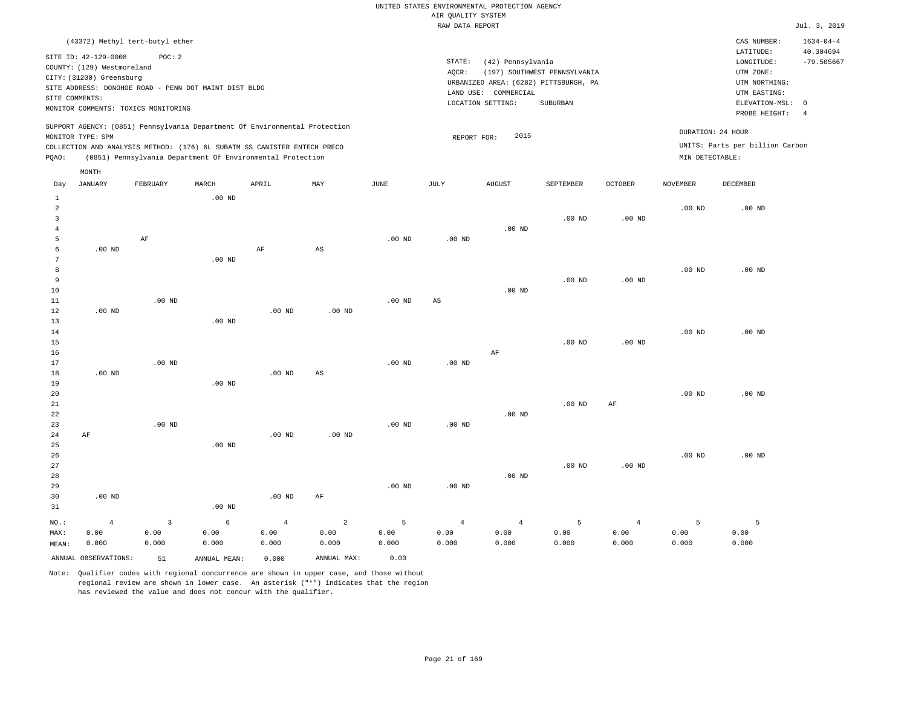UNITED STATES ENVIRONMENTAL PROTECTION AGENCY
AIR QUALITY SYSTEM
RAW DATA REPORT

Jul. 3, 2019

(43372) Methyl tert-butyl ether

SITE ID: 42-129-0008 POC: 2
COUNTY: (129) Westmoreland
CITY: (31200) Greensburg
SITE ADDRESS: DONOHOE ROAD - PENN DOT MAINT DIST BLDG
SITE COMMENTS:
MONITOR COMMENTS: TOXICS MONITORING

STATE: (42) Pennsylvania
AQCR: (197) SOUTHWEST PENNSYLVANIA
URBANIZED AREA: (6282) PITTSBURGH, PA
LAND USE: COMMERCIAL
LOCATION SETTING: SUBURBAN

CAS NUMBER: 1634-04-4
LATITUDE: 40.304694
LONGITUDE: -79.505667
UTM ZONE:
UTM NORTHING:
UTM EASTING:
ELEVATION-MSL: 0
PROBE HEIGHT: 4

SUPPORT AGENCY: (0851) Pennsylvania Department Of Environmental Protection
MONITOR TYPE: SPM
COLLECTION AND ANALYSIS METHOD: (176) 6L SUBATM SS CANISTER ENTECH PRECO
PQAO: (0851) Pennsylvania Department Of Environmental Protection

REPORT FOR: 2015

DURATION: 24 HOUR
UNITS: Parts per billion Carbon
MIN DETECTABLE:

| Day | JANUARY | FEBRUARY | MARCH | APRIL | MAY | JUNE | JULY | AUGUST | SEPTEMBER | OCTOBER | NOVEMBER | DECEMBER |
|---|---|---|---|---|---|---|---|---|---|---|---|---|
| 1 | | | .00 ND | | | | | | | | | |
| 2 | | | | | | | | | | | .00 ND | .00 ND |
| 3 | | | | | | | | | .00 ND | .00 ND | | |
| 4 | | | | | | | | .00 ND | | | | |
| 5 | | AF | | | | .00 ND | .00 ND | | | | | |
| 6 | .00 ND | | | AF | AS | | | | | | | |
| 7 | | | .00 ND | | | | | | | | | |
| 8 | | | | | | | | | | | .00 ND | .00 ND |
| 9 | | | | | | | | | .00 ND | .00 ND | | |
| 10 | | | | | | | | .00 ND | | | | |
| 11 | | .00 ND | | | | .00 ND | AS | | | | | |
| 12 | .00 ND | | | .00 ND | .00 ND | | | | | | | |
| 13 | | | .00 ND | | | | | | | | | |
| 14 | | | | | | | | | | | .00 ND | .00 ND |
| 15 | | | | | | | | | .00 ND | .00 ND | | |
| 16 | | | | | | | | AF | | | | |
| 17 | | .00 ND | | | | .00 ND | .00 ND | | | | | |
| 18 | .00 ND | | | .00 ND | AS | | | | | | | |
| 19 | | | .00 ND | | | | | | | | | |
| 20 | | | | | | | | | | | .00 ND | .00 ND |
| 21 | | | | | | | | | .00 ND | AF | | |
| 22 | | | | | | | | .00 ND | | | | |
| 23 | | .00 ND | | | | .00 ND | .00 ND | | | | | |
| 24 | AF | | | .00 ND | .00 ND | | | | | | | |
| 25 | | | .00 ND | | | | | | | | | |
| 26 | | | | | | | | | | | .00 ND | .00 ND |
| 27 | | | | | | | | | .00 ND | .00 ND | | |
| 28 | | | | | | | | .00 ND | | | | |
| 29 | | | | | | .00 ND | .00 ND | | | | | |
| 30 | .00 ND | | | .00 ND | AF | | | | | | | |
| 31 | | | .00 ND | | | | | | | | | |
| NO.: | 4 | 3 | 6 | 4 | 2 | 5 | 4 | 4 | 5 | 4 | 5 | 5 |
| MAX: | 0.00 | 0.00 | 0.00 | 0.00 | 0.00 | 0.00 | 0.00 | 0.00 | 0.00 | 0.00 | 0.00 | 0.00 |
| MEAN: | 0.000 | 0.000 | 0.000 | 0.000 | 0.000 | 0.000 | 0.000 | 0.000 | 0.000 | 0.000 | 0.000 | 0.000 |

ANNUAL OBSERVATIONS: 51 ANNUAL MEAN: 0.000 ANNUAL MAX: 0.00

Note: Qualifier codes with regional concurrence are shown in upper case, and those without regional review are shown in lower case. An asterisk ("*") indicates that the region has reviewed the value and does not concur with the qualifier.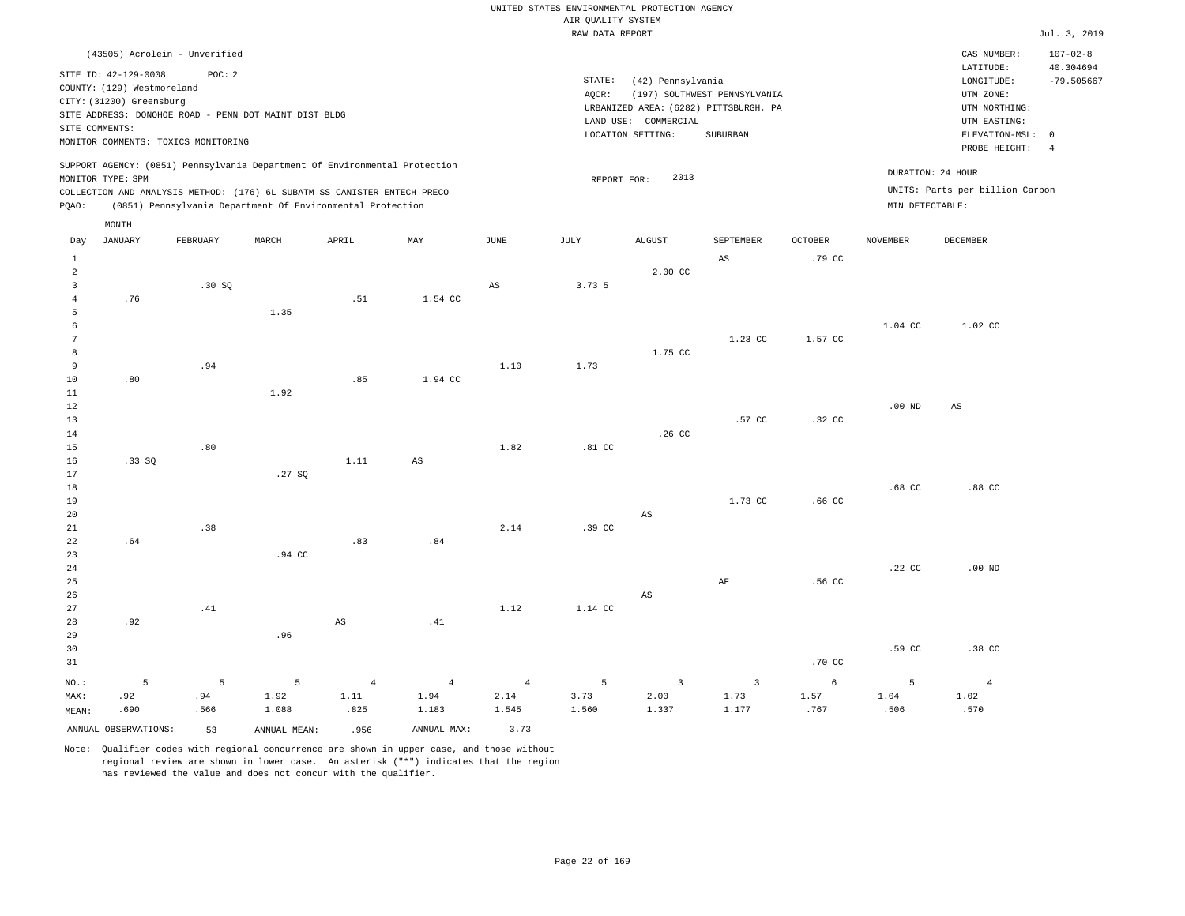UNITED STATES ENVIRONMENTAL PROTECTION AGENCY
AIR QUALITY SYSTEM
RAW DATA REPORT

Jul. 3, 2019

(43505) Acrolein - Unverified

SITE ID: 42-129-0008 POC: 2
COUNTY: (129) Westmoreland
CITY: (31200) Greensburg
SITE ADDRESS: DONOHOE ROAD - PENN DOT MAINT DIST BLDG
SITE COMMENTS:
MONITOR COMMENTS: TOXICS MONITORING

STATE: (42) Pennsylvania
AQCR: (197) SOUTHWEST PENNSYLVANIA
URBANIZED AREA: (6282) PITTSBURGH, PA
LAND USE: COMMERCIAL
LOCATION SETTING: SUBURBAN

CAS NUMBER: 107-02-8
LATITUDE: 40.304694
LONGITUDE: -79.505667
UTM ZONE:
UTM NORTHING:
UTM EASTING:
ELEVATION-MSL: 0
PROBE HEIGHT: 4

SUPPORT AGENCY: (0851) Pennsylvania Department Of Environmental Protection
MONITOR TYPE: SPM
COLLECTION AND ANALYSIS METHOD: (176) 6L SUBATM SS CANISTER ENTECH PRECO
PQAO: (0851) Pennsylvania Department Of Environmental Protection

REPORT FOR: 2013

DURATION: 24 HOUR
UNITS: Parts per billion Carbon
MIN DETECTABLE:

| Day | JANUARY | FEBRUARY | MARCH | APRIL | MAY | JUNE | JULY | AUGUST | SEPTEMBER | OCTOBER | NOVEMBER | DECEMBER |
|---|---|---|---|---|---|---|---|---|---|---|---|---|
| 1 | | | | | | | | | AS | .79 CC | | |
| 2 | | | | | | | | 2.00 CC | | | | |
| 3 | | .30 SQ | | | | AS | 3.73 5 | | | | | |
| 4 | .76 | | | .51 | 1.54 CC | | | | | | | |
| 5 | | | 1.35 | | | | | | | | | |
| 6 | | | | | | | | | | | 1.04 CC | 1.02 CC |
| 7 | | | | | | | | | 1.23 CC | 1.57 CC | | |
| 8 | | | | | | | | 1.75 CC | | | | |
| 9 | | .94 | | | | 1.10 | 1.73 | | | | | |
| 10 | .80 | | | .85 | 1.94 CC | | | | | | | |
| 11 | | | 1.92 | | | | | | | | | |
| 12 | | | | | | | | | | | .00 ND | AS |
| 13 | | | | | | | | | .57 CC | .32 CC | | |
| 14 | | | | | | | | .26 CC | | | | |
| 15 | | .80 | | | | 1.82 | .81 CC | | | | | |
| 16 | .33 SQ | | | 1.11 | AS | | | | | | | |
| 17 | | | .27 SQ | | | | | | | | | |
| 18 | | | | | | | | | | | .68 CC | .88 CC |
| 19 | | | | | | | | | 1.73 CC | .66 CC | | |
| 20 | | | | | | | | AS | | | | |
| 21 | | .38 | | | | 2.14 | .39 CC | | | | | |
| 22 | .64 | | | .83 | .84 | | | | | | | |
| 23 | | | .94 CC | | | | | | | | | |
| 24 | | | | | | | | | | | .22 CC | .00 ND |
| 25 | | | | | | | | | AF | .56 CC | | |
| 26 | | | | | | | | AS | | | | |
| 27 | | .41 | | | | 1.12 | 1.14 CC | | | | | |
| 28 | .92 | | | AS | .41 | | | | | | | |
| 29 | | | .96 | | | | | | | | | |
| 30 | | | | | | | | | | | .59 CC | .38 CC |
| 31 | | | | | | | | | | .70 CC | | |
| NO.: | 5 | 5 | 5 | 4 | 4 | 4 | 5 | 3 | 3 | 6 | 5 | 4 |
| MAX: | .92 | .94 | 1.92 | 1.11 | 1.94 | 2.14 | 3.73 | 2.00 | 1.73 | 1.57 | 1.04 | 1.02 |
| MEAN: | .690 | .566 | 1.088 | .825 | 1.183 | 1.545 | 1.560 | 1.337 | 1.177 | .767 | .506 | .570 |

ANNUAL OBSERVATIONS: 53 ANNUAL MEAN: .956 ANNUAL MAX: 3.73

Note: Qualifier codes with regional concurrence are shown in upper case, and those without regional review are shown in lower case. An asterisk ("*") indicates that the region has reviewed the value and does not concur with the qualifier.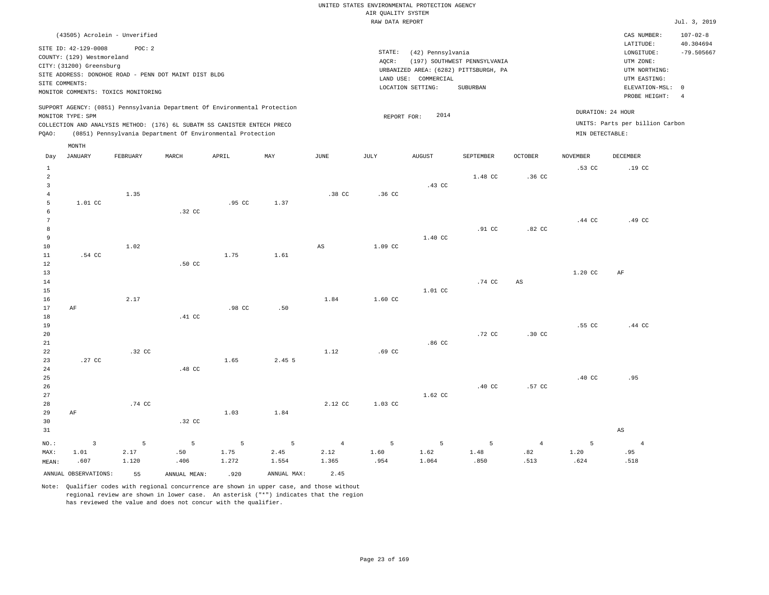UNITED STATES ENVIRONMENTAL PROTECTION AGENCY
AIR QUALITY SYSTEM
RAW DATA REPORT

Jul. 3, 2019

(43505) Acrolein - Unverified

SITE ID: 42-129-0008 POC: 2
COUNTY: (129) Westmoreland
CITY: (31200) Greensburg
SITE ADDRESS: DONOHOE ROAD - PENN DOT MAINT DIST BLDG
SITE COMMENTS:
MONITOR COMMENTS: TOXICS MONITORING

STATE: (42) Pennsylvania
AQCR: (197) SOUTHWEST PENNSYLVANIA
URBANIZED AREA: (6282) PITTSBURGH, PA
LAND USE: COMMERCIAL
LOCATION SETTING: SUBURBAN

CAS NUMBER: 107-02-8
LATITUDE: 40.304694
LONGITUDE: -79.505667
UTM ZONE:
UTM NORTHING:
UTM EASTING:
ELEVATION-MSL: 0
PROBE HEIGHT: 4

SUPPORT AGENCY: (0851) Pennsylvania Department Of Environmental Protection
MONITOR TYPE: SPM
COLLECTION AND ANALYSIS METHOD: (176) 6L SUBATM SS CANISTER ENTECH PRECO
PQAO: (0851) Pennsylvania Department Of Environmental Protection

REPORT FOR: 2014

DURATION: 24 HOUR
UNITS: Parts per billion Carbon
MIN DETECTABLE:

| Day | JANUARY | FEBRUARY | MARCH | APRIL | MAY | JUNE | JULY | AUGUST | SEPTEMBER | OCTOBER | NOVEMBER | DECEMBER |
|---|---|---|---|---|---|---|---|---|---|---|---|---|
| 1 | | | | | | | | | | | .53 CC | .19 CC |
| 2 | | | | | | | | | 1.48 CC | .36 CC | | |
| 3 | | | | | | | | .43 CC | | | | |
| 4 | | 1.35 | | | | .38 CC | .36 CC | | | | | |
| 5 | 1.01 CC | | | .95 CC | 1.37 | | | | | | | |
| 6 | | | .32 CC | | | | | | | | | |
| 7 | | | | | | | | | | | .44 CC | .49 CC |
| 8 | | | | | | | | | .91 CC | .82 CC | | |
| 9 | | | | | | | | 1.40 CC | | | | |
| 10 | | 1.02 | | | | AS | 1.09 CC | | | | | |
| 11 | .54 CC | | | 1.75 | 1.61 | | | | | | | |
| 12 | | | .50 CC | | | | | | | | | |
| 13 | | | | | | | | | | | 1.20 CC | AF |
| 14 | | | | | | | | | .74 CC | AS | | |
| 15 | | | | | | | | 1.01 CC | | | | |
| 16 | | 2.17 | | | | 1.84 | 1.60 CC | | | | | |
| 17 | AF | | | .98 CC | .50 | | | | | | | |
| 18 | | | .41 CC | | | | | | | | | |
| 19 | | | | | | | | | | | .55 CC | .44 CC |
| 20 | | | | | | | | | .72 CC | .30 CC | | |
| 21 | | | | | | | | .86 CC | | | | |
| 22 | | .32 CC | | | | 1.12 | .69 CC | | | | | |
| 23 | .27 CC | | | 1.65 | 2.45 5 | | | | | | | |
| 24 | | | .48 CC | | | | | | | | | |
| 25 | | | | | | | | | | | .40 CC | .95 |
| 26 | | | | | | | | | .40 CC | .57 CC | | |
| 27 | | | | | | | | 1.62 CC | | | | |
| 28 | | .74 CC | | | | 2.12 CC | 1.03 CC | | | | | |
| 29 | AF | | | 1.03 | 1.84 | | | | | | | |
| 30 | | | .32 CC | | | | | | | | | |
| 31 | | | | | | | | | | | | AS |
| NO.: | 3 | 5 | 5 | 5 | 5 | 4 | 5 | 5 | 5 | 4 | 5 | 4 |
| MAX: | 1.01 | 2.17 | .50 | 1.75 | 2.45 | 2.12 | 1.60 | 1.62 | 1.48 | .82 | 1.20 | .95 |
| MEAN: | .607 | 1.120 | .406 | 1.272 | 1.554 | 1.365 | .954 | 1.064 | .850 | .513 | .624 | .518 |

ANNUAL OBSERVATIONS: 55 ANNUAL MEAN: .920 ANNUAL MAX: 2.45

Note: Qualifier codes with regional concurrence are shown in upper case, and those without regional review are shown in lower case. An asterisk ("*") indicates that the region has reviewed the value and does not concur with the qualifier.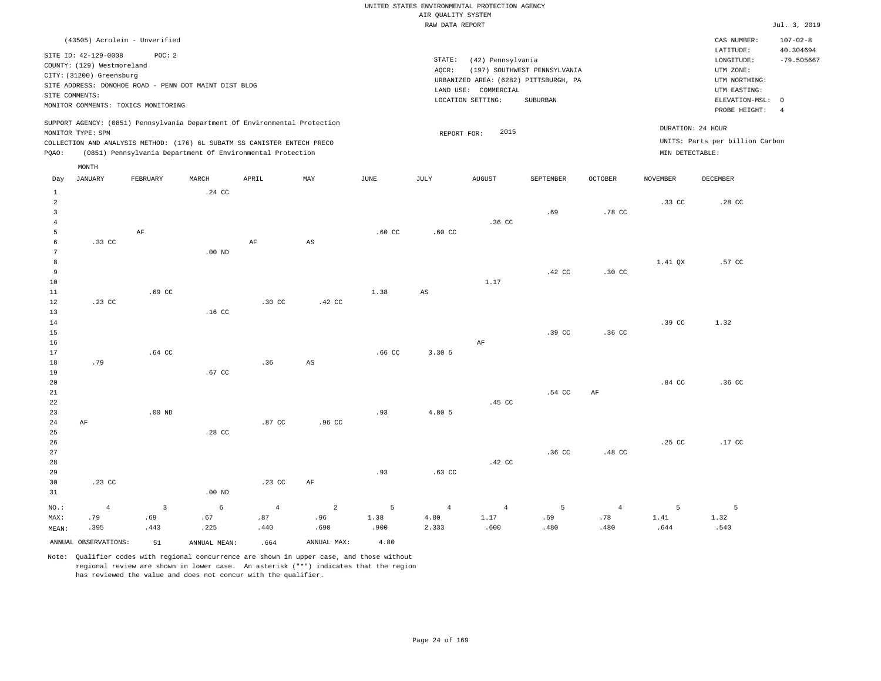UNITED STATES ENVIRONMENTAL PROTECTION AGENCY
AIR QUALITY SYSTEM
RAW DATA REPORT

Jul. 3, 2019

(43505) Acrolein - Unverified

SITE ID: 42-129-0008 POC: 2
COUNTY: (129) Westmoreland
CITY: (31200) Greensburg
SITE ADDRESS: DONOHOE ROAD - PENN DOT MAINT DIST BLDG
SITE COMMENTS:
MONITOR COMMENTS: TOXICS MONITORING

STATE: (42) Pennsylvania
AQCR: (197) SOUTHWEST PENNSYLVANIA
URBANIZED AREA: (6282) PITTSBURGH, PA
LAND USE: COMMERCIAL
LOCATION SETTING: SUBURBAN

CAS NUMBER: 107-02-8
LATITUDE: 40.304694
LONGITUDE: -79.505667
UTM ZONE:
UTM NORTHING:
UTM EASTING:
ELEVATION-MSL: 0
PROBE HEIGHT: 4

SUPPORT AGENCY: (0851) Pennsylvania Department Of Environmental Protection
MONITOR TYPE: SPM
COLLECTION AND ANALYSIS METHOD: (176) 6L SUBATM SS CANISTER ENTECH PRECO
PQAO: (0851) Pennsylvania Department Of Environmental Protection

REPORT FOR: 2015

DURATION: 24 HOUR
UNITS: Parts per billion Carbon
MIN DETECTABLE:

| Day | JANUARY | FEBRUARY | MARCH | APRIL | MAY | JUNE | JULY | AUGUST | SEPTEMBER | OCTOBER | NOVEMBER | DECEMBER |
|---|---|---|---|---|---|---|---|---|---|---|---|---|
| 1 | | | .24 CC | | | | | | | | | |
| 2 | | | | | | | | | | | .33 CC | .28 CC |
| 3 | | | | | | | | | .69 | .78 CC | | |
| 4 | | | | | | | | .36 CC | | | | |
| 5 | | AF | | | | .60 CC | .60 CC | | | | | |
| 6 | .33 CC | | | AF | AS | | | | | | | |
| 7 | | | .00 ND | | | | | | | | | |
| 8 | | | | | | | | | | | 1.41 QX | .57 CC |
| 9 | | | | | | | | | .42 CC | .30 CC | | |
| 10 | | | | | | | | 1.17 | | | | |
| 11 | | .69 CC | | | | 1.38 | AS | | | | | |
| 12 | .23 CC | | | .30 CC | .42 CC | | | | | | | |
| 13 | | | .16 CC | | | | | | | | | |
| 14 | | | | | | | | | | | .39 CC | 1.32 |
| 15 | | | | | | | | | .39 CC | .36 CC | | |
| 16 | | | | | | | | AF | | | | |
| 17 | | .64 CC | | | | .66 CC | 3.30 5 | | | | | |
| 18 | .79 | | | .36 | AS | | | | | | | |
| 19 | | | .67 CC | | | | | | | | | |
| 20 | | | | | | | | | | | .84 CC | .36 CC |
| 21 | | | | | | | | | .54 CC | AF | | |
| 22 | | | | | | | | .45 CC | | | | |
| 23 | | .00 ND | | | | .93 | 4.80 5 | | | | | |
| 24 | AF | | | .87 CC | .96 CC | | | | | | | |
| 25 | | | .28 CC | | | | | | | | | |
| 26 | | | | | | | | | | | .25 CC | .17 CC |
| 27 | | | | | | | | | .36 CC | .48 CC | | |
| 28 | | | | | | | | .42 CC | | | | |
| 29 | | | | | | .93 | .63 CC | | | | | |
| 30 | .23 CC | | | .23 CC | AF | | | | | | | |
| 31 | | | .00 ND | | | | | | | | | |
| NO.: | 4 | 3 | 6 | 4 | 2 | 5 | 4 | 4 | 5 | 4 | 5 | 5 |
| MAX: | .79 | .69 | .67 | .87 | .96 | 1.38 | 4.80 | 1.17 | .69 | .78 | 1.41 | 1.32 |
| MEAN: | .395 | .443 | .225 | .440 | .690 | .900 | 2.333 | .600 | .480 | .480 | .644 | .540 |

ANNUAL OBSERVATIONS: 51 ANNUAL MEAN: .664 ANNUAL MAX: 4.80

Note: Qualifier codes with regional concurrence are shown in upper case, and those without regional review are shown in lower case. An asterisk ("*") indicates that the region has reviewed the value and does not concur with the qualifier.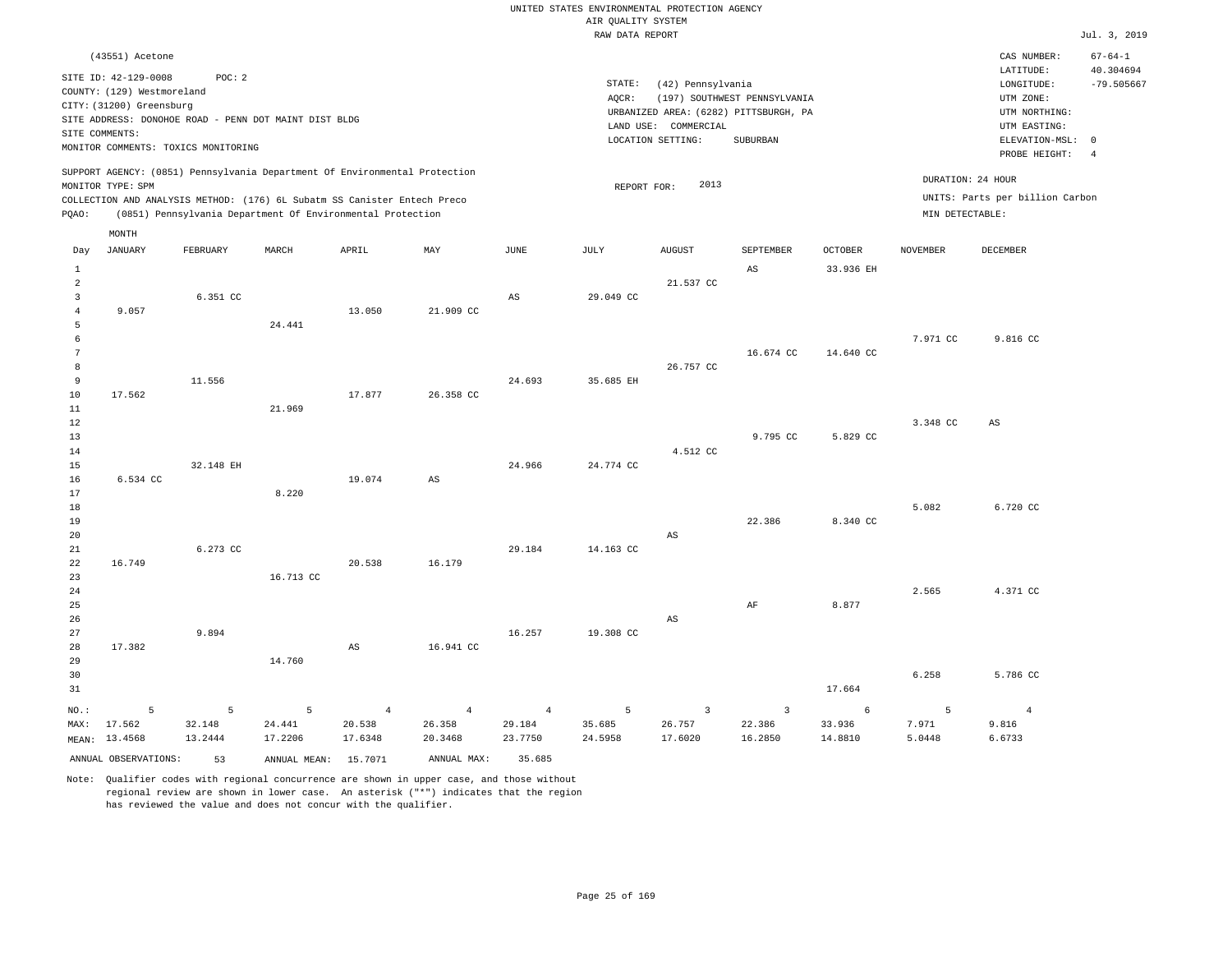UNITED STATES ENVIRONMENTAL PROTECTION AGENCY
AIR QUALITY SYSTEM
RAW DATA REPORT

Jul. 3, 2019

(43551) Acetone

SITE ID: 42-129-0008 POC: 2
COUNTY: (129) Westmoreland
CITY: (31200) Greensburg
SITE ADDRESS: DONOHOE ROAD - PENN DOT MAINT DIST BLDG
SITE COMMENTS:
MONITOR COMMENTS: TOXICS MONITORING

STATE: (42) Pennsylvania
AQCR: (197) SOUTHWEST PENNSYLVANIA
URBANIZED AREA: (6282) PITTSBURGH, PA
LAND USE: COMMERCIAL
LOCATION SETTING: SUBURBAN

CAS NUMBER: 67-64-1
LATITUDE: 40.304694
LONGITUDE: -79.505667
UTM ZONE:
UTM NORTHING:
UTM EASTING:
ELEVATION-MSL: 0
PROBE HEIGHT: 4

SUPPORT AGENCY: (0851) Pennsylvania Department Of Environmental Protection
MONITOR TYPE: SPM
COLLECTION AND ANALYSIS METHOD: (176) 6L Subatm SS Canister Entech Preco
PQAO: (0851) Pennsylvania Department Of Environmental Protection

REPORT FOR: 2013

DURATION: 24 HOUR
UNITS: Parts per billion Carbon
MIN DETECTABLE:

| Day | JANUARY | FEBRUARY | MARCH | APRIL | MAY | JUNE | JULY | AUGUST | SEPTEMBER | OCTOBER | NOVEMBER | DECEMBER |
|---|---|---|---|---|---|---|---|---|---|---|---|---|
| 1 | | | | | | | | | AS | 33.936 EH | | |
| 2 | | | | | | | | 21.537 CC | | | | |
| 3 | | 6.351 CC | | | | AS | 29.049 CC | | | | | |
| 4 | 9.057 | | | 13.050 | 21.909 CC | | | | | | | |
| 5 | | | 24.441 | | | | | | | | | |
| 6 | | | | | | | | | | | 7.971 CC | 9.816 CC |
| 7 | | | | | | | | | 16.674 CC | 14.640 CC | | |
| 8 | | | | | | | | 26.757 CC | | | | |
| 9 | | 11.556 | | | | 24.693 | 35.685 EH | | | | | |
| 10 | 17.562 | | | 17.877 | 26.358 CC | | | | | | | |
| 11 | | | 21.969 | | | | | | | | | |
| 12 | | | | | | | | | | | 3.348 CC | AS |
| 13 | | | | | | | | | 9.795 CC | 5.829 CC | | |
| 14 | | | | | | | | 4.512 CC | | | | |
| 15 | | 32.148 EH | | | | 24.966 | 24.774 CC | | | | | |
| 16 | 6.534 CC | | | 19.074 | AS | | | | | | | |
| 17 | | | 8.220 | | | | | | | | | |
| 18 | | | | | | | | | | | 5.082 | 6.720 CC |
| 19 | | | | | | | | | 22.386 | 8.340 CC | | |
| 20 | | | | | | | | AS | | | | |
| 21 | | 6.273 CC | | | | 29.184 | 14.163 CC | | | | | |
| 22 | 16.749 | | | 20.538 | 16.179 | | | | | | | |
| 23 | | | 16.713 CC | | | | | | | | | |
| 24 | | | | | | | | | | | 2.565 | 4.371 CC |
| 25 | | | | | | | | | AF | 8.877 | | |
| 26 | | | | | | | | AS | | | | |
| 27 | | 9.894 | | | | 16.257 | 19.308 CC | | | | | |
| 28 | 17.382 | | | AS | 16.941 CC | | | | | | | |
| 29 | | | 14.760 | | | | | | | | | |
| 30 | | | | | | | | | | | 6.258 | 5.786 CC |
| 31 | | | | | | | | | | 17.664 | | |
| NO.: | 5 | 5 | 5 | 4 | 4 | 4 | 5 | 3 | 3 | 6 | 5 | 4 |
| MAX: | 17.562 | 32.148 | 24.441 | 20.538 | 26.358 | 29.184 | 35.685 | 26.757 | 22.386 | 33.936 | 7.971 | 9.816 |
| MEAN: | 13.4568 | 13.2444 | 17.2206 | 17.6348 | 20.3468 | 23.7750 | 24.5958 | 17.6020 | 16.2850 | 14.8810 | 5.0448 | 6.6733 |

ANNUAL OBSERVATIONS: 53 ANNUAL MEAN: 15.7071 ANNUAL MAX: 35.685

Note: Qualifier codes with regional concurrence are shown in upper case, and those without regional review are shown in lower case. An asterisk ("*") indicates that the region has reviewed the value and does not concur with the qualifier.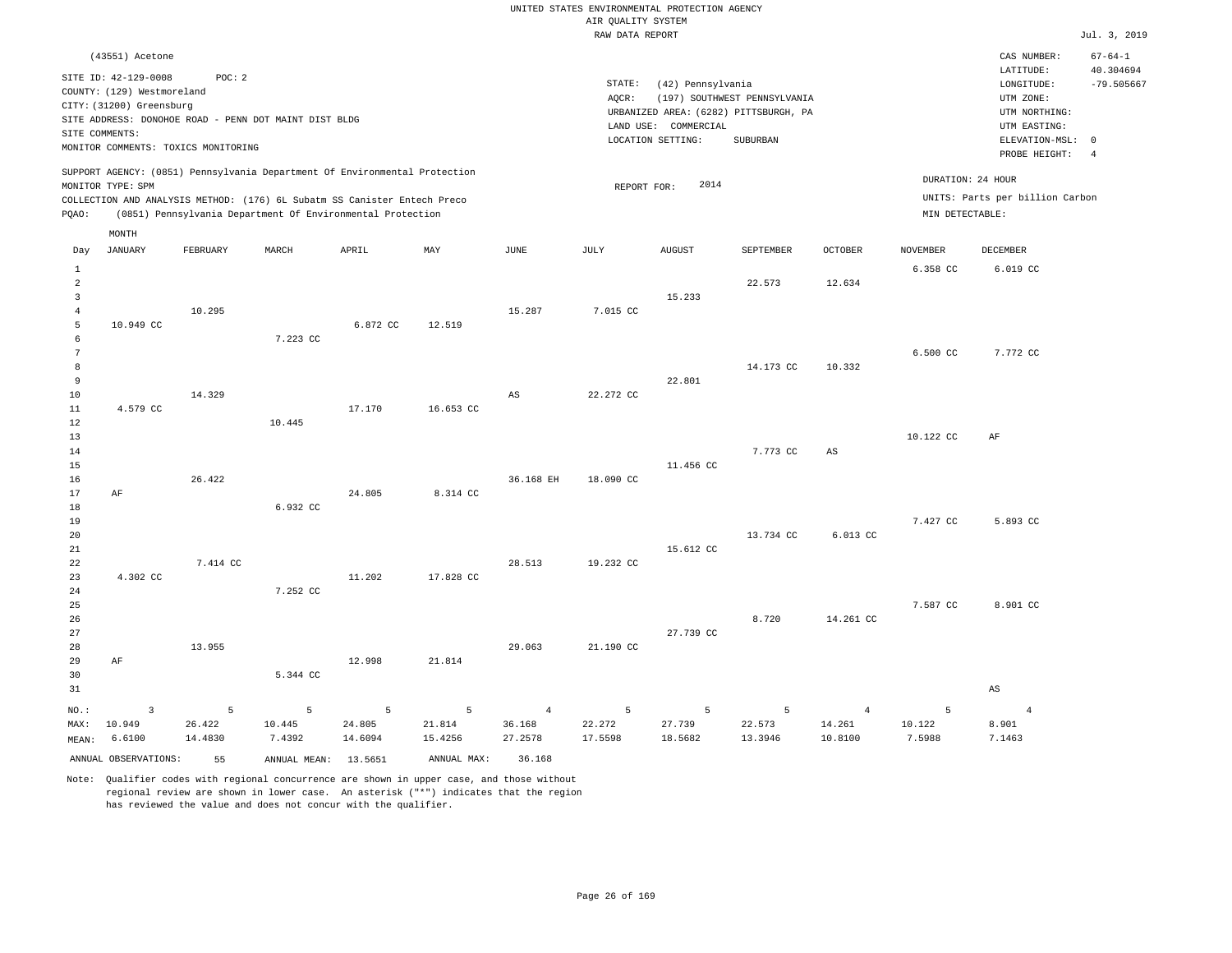UNITED STATES ENVIRONMENTAL PROTECTION AGENCY
AIR QUALITY SYSTEM
RAW DATA REPORT

Jul. 3, 2019

(43551) Acetone

SITE ID: 42-129-0008 POC: 2
COUNTY: (129) Westmoreland
CITY: (31200) Greensburg
SITE ADDRESS: DONOHOE ROAD - PENN DOT MAINT DIST BLDG
SITE COMMENTS:
MONITOR COMMENTS: TOXICS MONITORING

STATE: (42) Pennsylvania
AQCR: (197) SOUTHWEST PENNSYLVANIA
URBANIZED AREA: (6282) PITTSBURGH, PA
LAND USE: COMMERCIAL
LOCATION SETTING: SUBURBAN

CAS NUMBER: 67-64-1
LATITUDE: 40.304694
LONGITUDE: -79.505667
UTM ZONE:
UTM NORTHING:
UTM EASTING:
ELEVATION-MSL: 0
PROBE HEIGHT: 4

SUPPORT AGENCY: (0851) Pennsylvania Department Of Environmental Protection
MONITOR TYPE: SPM
COLLECTION AND ANALYSIS METHOD: (176) 6L Subatm SS Canister Entech Preco
PQAO: (0851) Pennsylvania Department Of Environmental Protection

REPORT FOR: 2014

DURATION: 24 HOUR
UNITS: Parts per billion Carbon
MIN DETECTABLE:

| Day | JANUARY | FEBRUARY | MARCH | APRIL | MAY | JUNE | JULY | AUGUST | SEPTEMBER | OCTOBER | NOVEMBER | DECEMBER |
|---|---|---|---|---|---|---|---|---|---|---|---|---|
| 1 | | | | | | | | | | | 6.358 CC | 6.019 CC |
| 2 | | | | | | | | | 22.573 | 12.634 | | |
| 3 | | | | | | | | 15.233 | | | | |
| 4 | | 10.295 | | | | 15.287 | 7.015 CC | | | | | |
| 5 | 10.949 CC | | | 6.872 CC | 12.519 | | | | | | | |
| 6 | | | 7.223 CC | | | | | | | | | |
| 7 | | | | | | | | | | | 6.500 CC | 7.772 CC |
| 8 | | | | | | | | | 14.173 CC | 10.332 | | |
| 9 | | | | | | | | 22.801 | | | | |
| 10 | | 14.329 | | | | AS | 22.272 CC | | | | | |
| 11 | 4.579 CC | | | 17.170 | 16.653 CC | | | | | | | |
| 12 | | | 10.445 | | | | | | | | | |
| 13 | | | | | | | | | | | 10.122 CC | AF |
| 14 | | | | | | | | | 7.773 CC | AS | | |
| 15 | | | | | | | | 11.456 CC | | | | |
| 16 | | 26.422 | | | | 36.168 EH | 18.090 CC | | | | | |
| 17 | AF | | | 24.805 | 8.314 CC | | | | | | | |
| 18 | | | 6.932 CC | | | | | | | | | |
| 19 | | | | | | | | | | | 7.427 CC | 5.893 CC |
| 20 | | | | | | | | | 13.734 CC | 6.013 CC | | |
| 21 | | | | | | | | 15.612 CC | | | | |
| 22 | | 7.414 CC | | | | 28.513 | 19.232 CC | | | | | |
| 23 | 4.302 CC | | | 11.202 | 17.828 CC | | | | | | | |
| 24 | | | 7.252 CC | | | | | | | | | |
| 25 | | | | | | | | | | | 7.587 CC | 8.901 CC |
| 26 | | | | | | | | | 8.720 | 14.261 CC | | |
| 27 | | | | | | | | 27.739 CC | | | | |
| 28 | | 13.955 | | | | 29.063 | 21.190 CC | | | | | |
| 29 | AF | | | 12.998 | 21.814 | | | | | | | |
| 30 | | | 5.344 CC | | | | | | | | | |
| 31 | | | | | | | | | | | | AS |
| NO.: | 3 | 5 | 5 | 5 | 5 | 4 | 5 | 5 | 5 | 4 | 5 | 4 |
| MAX: | 10.949 | 26.422 | 10.445 | 24.805 | 21.814 | 36.168 | 22.272 | 27.739 | 22.573 | 14.261 | 10.122 | 8.901 |
| MEAN: | 6.6100 | 14.4830 | 7.4392 | 14.6094 | 15.4256 | 27.2578 | 17.5598 | 18.5682 | 13.3946 | 10.8100 | 7.5988 | 7.1463 |

ANNUAL OBSERVATIONS: 55 ANNUAL MEAN: 13.5651 ANNUAL MAX: 36.168

Note: Qualifier codes with regional concurrence are shown in upper case, and those without regional review are shown in lower case. An asterisk ("*") indicates that the region has reviewed the value and does not concur with the qualifier.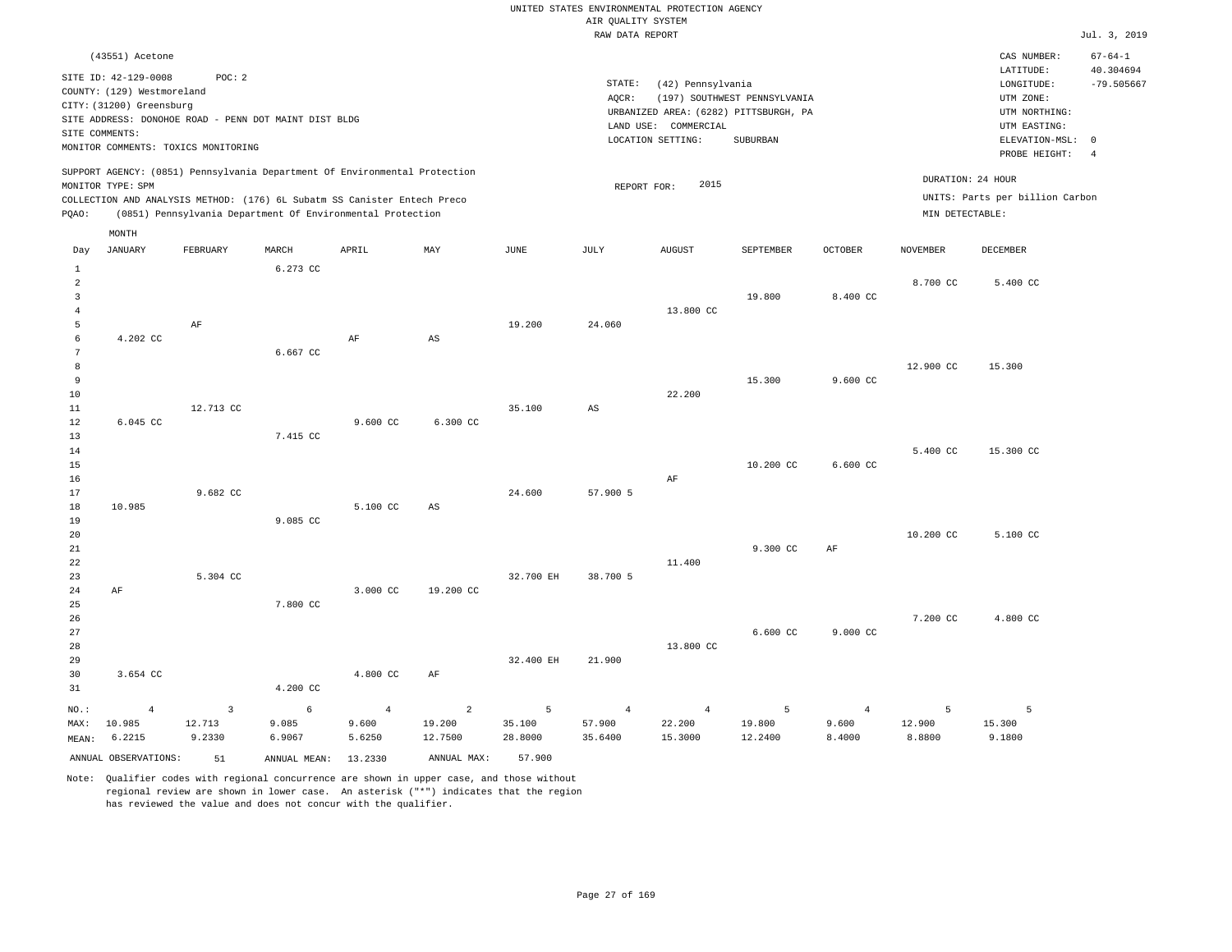UNITED STATES ENVIRONMENTAL PROTECTION AGENCY
AIR QUALITY SYSTEM
RAW DATA REPORT

Jul. 3, 2019

(43551) Acetone

SITE ID: 42-129-0008 POC: 2
COUNTY: (129) Westmoreland
CITY: (31200) Greensburg
SITE ADDRESS: DONOHOE ROAD - PENN DOT MAINT DIST BLDG
SITE COMMENTS:
MONITOR COMMENTS: TOXICS MONITORING

STATE: (42) Pennsylvania
AQCR: (197) SOUTHWEST PENNSYLVANIA
URBANIZED AREA: (6282) PITTSBURGH, PA
LAND USE: COMMERCIAL
LOCATION SETTING: SUBURBAN

CAS NUMBER: 67-64-1
LATITUDE: 40.304694
LONGITUDE: -79.505667
UTM ZONE:
UTM NORTHING:
UTM EASTING:
ELEVATION-MSL: 0
PROBE HEIGHT: 4

SUPPORT AGENCY: (0851) Pennsylvania Department Of Environmental Protection
MONITOR TYPE: SPM
COLLECTION AND ANALYSIS METHOD: (176) 6L Subatm SS Canister Entech Preco
PQAO: (0851) Pennsylvania Department Of Environmental Protection

REPORT FOR: 2015

DURATION: 24 HOUR
UNITS: Parts per billion Carbon
MIN DETECTABLE:

| Day | JANUARY | FEBRUARY | MARCH | APRIL | MAY | JUNE | JULY | AUGUST | SEPTEMBER | OCTOBER | NOVEMBER | DECEMBER |
|---|---|---|---|---|---|---|---|---|---|---|---|---|
| 1 | | | 6.273 CC | | | | | | | | | |
| 2 | | | | | | | | | | | 8.700 CC | 5.400 CC |
| 3 | | | | | | | | | 19.800 | 8.400 CC | | |
| 4 | | | | | | | | 13.800 CC | | | | |
| 5 | | AF | | | | 19.200 | 24.060 | | | | | |
| 6 | 4.202 CC | | | AF | AS | | | | | | | |
| 7 | | | 6.667 CC | | | | | | | | | |
| 8 | | | | | | | | | | | 12.900 CC | 15.300 |
| 9 | | | | | | | | | 15.300 | 9.600 CC | | |
| 10 | | | | | | | | 22.200 | | | | |
| 11 | | 12.713 CC | | | | 35.100 | AS | | | | | |
| 12 | 6.045 CC | | | 9.600 CC | 6.300 CC | | | | | | | |
| 13 | | | 7.415 CC | | | | | | | | | |
| 14 | | | | | | | | | | | 5.400 CC | 15.300 CC |
| 15 | | | | | | | | | 10.200 CC | 6.600 CC | | |
| 16 | | | | | | | | AF | | | | |
| 17 | | 9.682 CC | | | | 24.600 | 57.900 5 | | | | | |
| 18 | 10.985 | | | 5.100 CC | AS | | | | | | | |
| 19 | | | 9.085 CC | | | | | | | | | |
| 20 | | | | | | | | | | | 10.200 CC | 5.100 CC |
| 21 | | | | | | | | | 9.300 CC | AF | | |
| 22 | | | | | | | | 11.400 | | | | |
| 23 | | 5.304 CC | | | | 32.700 EH | 38.700 5 | | | | | |
| 24 | AF | | | 3.000 CC | 19.200 CC | | | | | | | |
| 25 | | | 7.800 CC | | | | | | | | | |
| 26 | | | | | | | | | | | 7.200 CC | 4.800 CC |
| 27 | | | | | | | | | 6.600 CC | 9.000 CC | | |
| 28 | | | | | | | | 13.800 CC | | | | |
| 29 | | | | | | 32.400 EH | 21.900 | | | | | |
| 30 | 3.654 CC | | | 4.800 CC | AF | | | | | | | |
| 31 | | | 4.200 CC | | | | | | | | | |
| NO.: | 4 | 3 | 6 | 4 | 2 | 5 | 4 | 4 | 5 | 4 | 5 | 5 |
| MAX: | 10.985 | 12.713 | 9.085 | 9.600 | 19.200 | 35.100 | 57.900 | 22.200 | 19.800 | 9.600 | 12.900 | 15.300 |
| MEAN: | 6.2215 | 9.2330 | 6.9067 | 5.6250 | 12.7500 | 28.8000 | 35.6400 | 15.3000 | 12.2400 | 8.4000 | 8.8800 | 9.1800 |

ANNUAL OBSERVATIONS: 51 ANNUAL MEAN: 13.2330 ANNUAL MAX: 57.900

Note: Qualifier codes with regional concurrence are shown in upper case, and those without regional review are shown in lower case. An asterisk ("*") indicates that the region has reviewed the value and does not concur with the qualifier.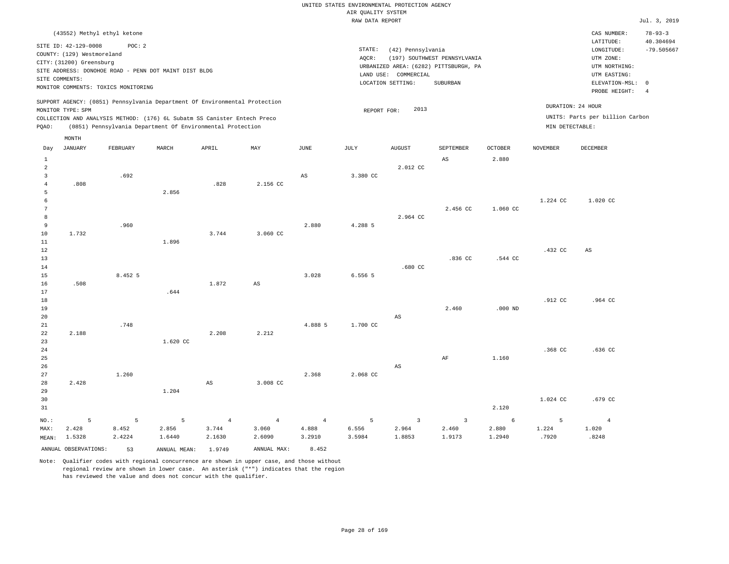UNITED STATES ENVIRONMENTAL PROTECTION AGENCY
AIR QUALITY SYSTEM
RAW DATA REPORT

Jul. 3, 2019

(43552) Methyl ethyl ketone

SITE ID: 42-129-0008 POC: 2
COUNTY: (129) Westmoreland
CITY: (31200) Greensburg
SITE ADDRESS: DONOHOE ROAD - PENN DOT MAINT DIST BLDG
SITE COMMENTS:
MONITOR COMMENTS: TOXICS MONITORING

STATE: (42) Pennsylvania
AQCR: (197) SOUTHWEST PENNSYLVANIA
URBANIZED AREA: (6282) PITTSBURGH, PA
LAND USE: COMMERCIAL
LOCATION SETTING: SUBURBAN

CAS NUMBER: 78-93-3
LATITUDE: 40.304694
LONGITUDE: -79.505667
UTM ZONE:
UTM NORTHING:
UTM EASTING:
ELEVATION-MSL: 0
PROBE HEIGHT: 4

SUPPORT AGENCY: (0851) Pennsylvania Department Of Environmental Protection
MONITOR TYPE: SPM
COLLECTION AND ANALYSIS METHOD: (176) 6L Subatm SS Canister Entech Preco
PQAO: (0851) Pennsylvania Department Of Environmental Protection

REPORT FOR: 2013

DURATION: 24 HOUR
UNITS: Parts per billion Carbon
MIN DETECTABLE:

| Day | JANUARY | FEBRUARY | MARCH | APRIL | MAY | JUNE | JULY | AUGUST | SEPTEMBER | OCTOBER | NOVEMBER | DECEMBER |
|---|---|---|---|---|---|---|---|---|---|---|---|---|
| 1 | | | | | | | | | AS | 2.880 | | |
| 2 | | | | | | | | 2.012 CC | | | | |
| 3 | | .692 | | | | AS | 3.380 CC | | | | | |
| 4 | .808 | | | .828 | 2.156 CC | | | | | | | |
| 5 | | | 2.856 | | | | | | | | | |
| 6 | | | | | | | | | | | 1.224 CC | 1.020 CC |
| 7 | | | | | | | | | 2.456 CC | 1.060 CC | | |
| 8 | | | | | | | | 2.964 CC | | | | |
| 9 | | .960 | | | | 2.880 | 4.288 5 | | | | | |
| 10 | 1.732 | | | 3.744 | 3.060 CC | | | | | | | |
| 11 | | | 1.896 | | | | | | | | | |
| 12 | | | | | | | | | | | .432 CC | AS |
| 13 | | | | | | | | | .836 CC | .544 CC | | |
| 14 | | | | | | | | .680 CC | | | | |
| 15 | | 8.452 5 | | | | 3.028 | 6.556 5 | | | | | |
| 16 | .508 | | | 1.872 | AS | | | | | | | |
| 17 | | | .644 | | | | | | | | | |
| 18 | | | | | | | | | | | .912 CC | .964 CC |
| 19 | | | | | | | | | 2.460 | .000 ND | | |
| 20 | | | | | | | | AS | | | | |
| 21 | | .748 | | | | 4.888 5 | 1.700 CC | | | | | |
| 22 | 2.188 | | | 2.208 | 2.212 | | | | | | | |
| 23 | | | 1.620 CC | | | | | | | | | |
| 24 | | | | | | | | | | | .368 CC | .636 CC |
| 25 | | | | | | | | | AF | 1.160 | | |
| 26 | | | | | | | | AS | | | | |
| 27 | | 1.260 | | | | 2.368 | 2.068 CC | | | | | |
| 28 | 2.428 | | | AS | 3.008 CC | | | | | | | |
| 29 | | | 1.204 | | | | | | | | | |
| 30 | | | | | | | | | | | 1.024 CC | .679 CC |
| 31 | | | | | | | | | | 2.120 | | |
| NO.: | 5 | 5 | 5 | 4 | 4 | 4 | 5 | 3 | 3 | 6 | 5 | 4 |
| MAX: | 2.428 | 8.452 | 2.856 | 3.744 | 3.060 | 4.888 | 6.556 | 2.964 | 2.460 | 2.880 | 1.224 | 1.020 |
| MEAN: | 1.5328 | 2.4224 | 1.6440 | 2.1630 | 2.6090 | 3.2910 | 3.5984 | 1.8853 | 1.9173 | 1.2940 | .7920 | .8248 |

ANNUAL OBSERVATIONS: 53   ANNUAL MEAN: 1.9749   ANNUAL MAX: 8.452

Note: Qualifier codes with regional concurrence are shown in upper case, and those without regional review are shown in lower case. An asterisk ("*") indicates that the region has reviewed the value and does not concur with the qualifier.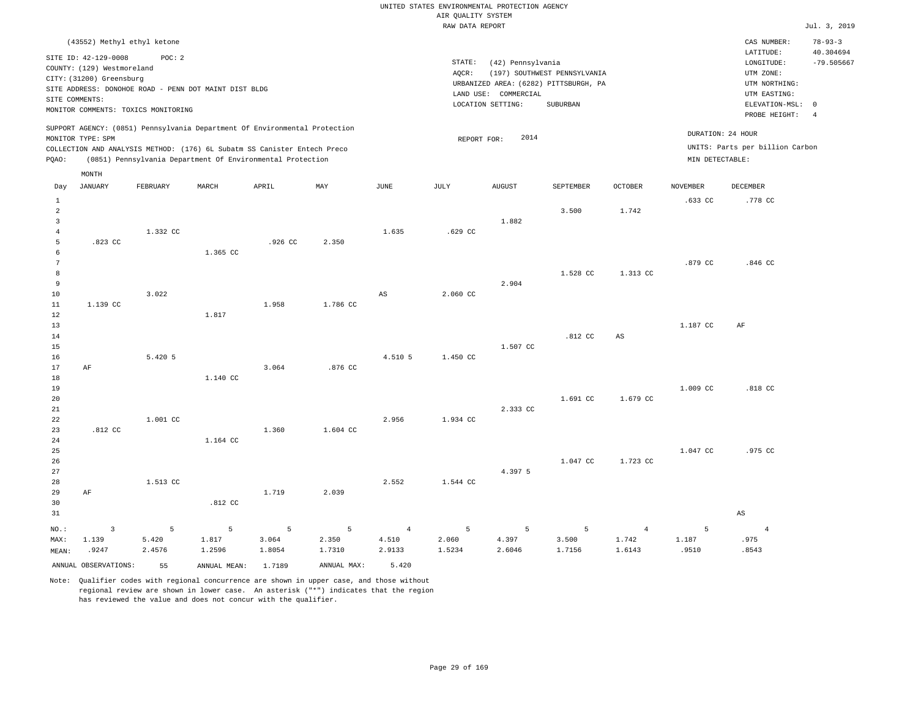UNITED STATES ENVIRONMENTAL PROTECTION AGENCY
AIR QUALITY SYSTEM
RAW DATA REPORT

Jul. 3, 2019

(43552) Methyl ethyl ketone

SITE ID: 42-129-0008 POC: 2
COUNTY: (129) Westmoreland
CITY: (31200) Greensburg
SITE ADDRESS: DONOHOE ROAD - PENN DOT MAINT DIST BLDG
SITE COMMENTS:
MONITOR COMMENTS: TOXICS MONITORING

STATE: (42) Pennsylvania
AQCR: (197) SOUTHWEST PENNSYLVANIA
URBANIZED AREA: (6282) PITTSBURGH, PA
LAND USE: COMMERCIAL
LOCATION SETTING: SUBURBAN

CAS NUMBER: 78-93-3
LATITUDE: 40.304694
LONGITUDE: -79.505667
UTM ZONE:
UTM NORTHING:
UTM EASTING:
ELEVATION-MSL: 0
PROBE HEIGHT: 4

SUPPORT AGENCY: (0851) Pennsylvania Department Of Environmental Protection
MONITOR TYPE: SPM
COLLECTION AND ANALYSIS METHOD: (176) 6L Subatm SS Canister Entech Preco
PQAO: (0851) Pennsylvania Department Of Environmental Protection

REPORT FOR: 2014

DURATION: 24 HOUR
UNITS: Parts per billion Carbon
MIN DETECTABLE:

| Day | JANUARY | FEBRUARY | MARCH | APRIL | MAY | JUNE | JULY | AUGUST | SEPTEMBER | OCTOBER | NOVEMBER | DECEMBER |
|---|---|---|---|---|---|---|---|---|---|---|---|---|
| 1 | | | | | | | | | | | .633 CC | .778 CC |
| 2 | | | | | | | | | 3.500 | 1.742 | | |
| 3 | | | | | | | | 1.882 | | | | |
| 4 | | 1.332 CC | | | | 1.635 | .629 CC | | | | | |
| 5 | .823 CC | | | .926 CC | 2.350 | | | | | | | |
| 6 | | | 1.365 CC | | | | | | | | | |
| 7 | | | | | | | | | | | .879 CC | .846 CC |
| 8 | | | | | | | | | 1.528 CC | 1.313 CC | | |
| 9 | | | | | | | | 2.904 | | | | |
| 10 | | 3.022 | | | | AS | 2.060 CC | | | | | |
| 11 | 1.139 CC | | | 1.958 | 1.786 CC | | | | | | | |
| 12 | | | 1.817 | | | | | | | | | |
| 13 | | | | | | | | | | | 1.187 CC | AF |
| 14 | | | | | | | | | .812 CC | AS | | |
| 15 | | | | | | | | 1.507 CC | | | | |
| 16 | | 5.420 5 | | | | 4.510 5 | 1.450 CC | | | | | |
| 17 | AF | | | 3.064 | .876 CC | | | | | | | |
| 18 | | | 1.140 CC | | | | | | | | | |
| 19 | | | | | | | | | | | 1.009 CC | .818 CC |
| 20 | | | | | | | | | 1.691 CC | 1.679 CC | | |
| 21 | | | | | | | | 2.333 CC | | | | |
| 22 | | 1.001 CC | | | | 2.956 | 1.934 CC | | | | | |
| 23 | .812 CC | | | 1.360 | 1.604 CC | | | | | | | |
| 24 | | | 1.164 CC | | | | | | | | | |
| 25 | | | | | | | | | | | 1.047 CC | .975 CC |
| 26 | | | | | | | | | 1.047 CC | 1.723 CC | | |
| 27 | | | | | | | | 4.397 5 | | | | |
| 28 | | 1.513 CC | | | | 2.552 | 1.544 CC | | | | | |
| 29 | AF | | | 1.719 | 2.039 | | | | | | | |
| 30 | | | .812 CC | | | | | | | | | |
| 31 | | | | | | | | | | | | AS |
| NO.: | 3 | 5 | 5 | 5 | 5 | 4 | 5 | 5 | 5 | 4 | 5 | 4 |
| MAX: | 1.139 | 5.420 | 1.817 | 3.064 | 2.350 | 4.510 | 2.060 | 4.397 | 3.500 | 1.742 | 1.187 | .975 |
| MEAN: | .9247 | 2.4576 | 1.2596 | 1.8054 | 1.7310 | 2.9133 | 1.5234 | 2.6046 | 1.7156 | 1.6143 | .9510 | .8543 |

ANNUAL OBSERVATIONS: 55 ANNUAL MEAN: 1.7189 ANNUAL MAX: 5.420

Note: Qualifier codes with regional concurrence are shown in upper case, and those without regional review are shown in lower case. An asterisk ("*") indicates that the region has reviewed the value and does not concur with the qualifier.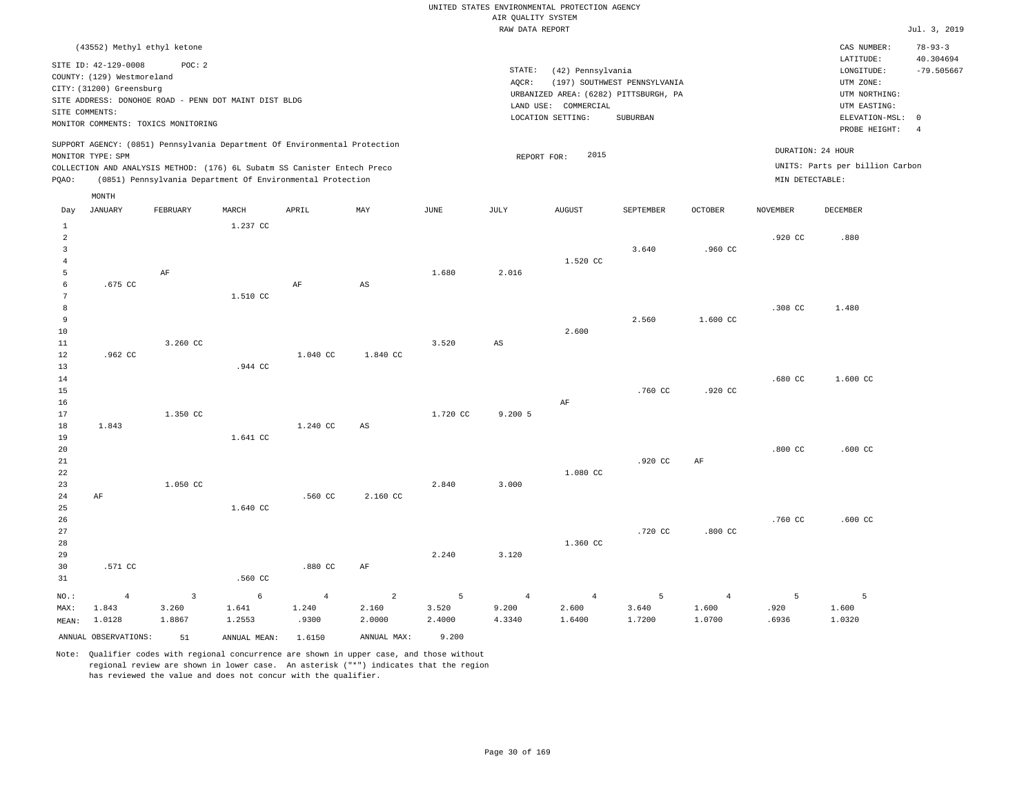UNITED STATES ENVIRONMENTAL PROTECTION AGENCY
AIR QUALITY SYSTEM
RAW DATA REPORT

Jul. 3, 2019

(43552) Methyl ethyl ketone

SITE ID: 42-129-0008 POC: 2
COUNTY: (129) Westmoreland
CITY: (31200) Greensburg
SITE ADDRESS: DONOHOE ROAD - PENN DOT MAINT DIST BLDG
SITE COMMENTS:
MONITOR COMMENTS: TOXICS MONITORING

STATE: (42) Pennsylvania
AQCR: (197) SOUTHWEST PENNSYLVANIA
URBANIZED AREA: (6282) PITTSBURGH, PA
LAND USE: COMMERCIAL
LOCATION SETTING: SUBURBAN

CAS NUMBER: 78-93-3
LATITUDE: 40.304694
LONGITUDE: -79.505667
UTM ZONE:
UTM NORTHING:
UTM EASTING:
ELEVATION-MSL: 0
PROBE HEIGHT: 4

SUPPORT AGENCY: (0851) Pennsylvania Department Of Environmental Protection
MONITOR TYPE: SPM
COLLECTION AND ANALYSIS METHOD: (176) 6L Subatm SS Canister Entech Preco
PQAO: (0851) Pennsylvania Department Of Environmental Protection

REPORT FOR: 2015

DURATION: 24 HOUR
UNITS: Parts per billion Carbon
MIN DETECTABLE:

| Day | JANUARY | FEBRUARY | MARCH | APRIL | MAY | JUNE | JULY | AUGUST | SEPTEMBER | OCTOBER | NOVEMBER | DECEMBER |
|---|---|---|---|---|---|---|---|---|---|---|---|---|
| 1 | | | 1.237 CC | | | | | | | | | |
| 2 | | | | | | | | | | | .920 CC | .880 |
| 3 | | | | | | | | | 3.640 | .960 CC | | |
| 4 | | | | | | | | 1.520 CC | | | | |
| 5 | | AF | | | | 1.680 | 2.016 | | | | | |
| 6 | .675 CC | | | AF | AS | | | | | | | |
| 7 | | | 1.510 CC | | | | | | | | | |
| 8 | | | | | | | | | | | .308 CC | 1.480 |
| 9 | | | | | | | | | 2.560 | 1.600 CC | | |
| 10 | | | | | | | | 2.600 | | | | |
| 11 | | 3.260 CC | | | | 3.520 | AS | | | | | |
| 12 | .962 CC | | | 1.040 CC | 1.840 CC | | | | | | | |
| 13 | | | .944 CC | | | | | | | | | |
| 14 | | | | | | | | | | | .680 CC | 1.600 CC |
| 15 | | | | | | | | | .760 CC | .920 CC | | |
| 16 | | | | | | | | AF | | | | |
| 17 | | 1.350 CC | | | | 1.720 CC | 9.200 5 | | | | | |
| 18 | 1.843 | | | 1.240 CC | AS | | | | | | | |
| 19 | | | 1.641 CC | | | | | | | | | |
| 20 | | | | | | | | | | | .800 CC | .600 CC |
| 21 | | | | | | | | | .920 CC | AF | | |
| 22 | | | | | | | | 1.080 CC | | | | |
| 23 | | 1.050 CC | | | | 2.840 | 3.000 | | | | | |
| 24 | AF | | | .560 CC | 2.160 CC | | | | | | | |
| 25 | | | 1.640 CC | | | | | | | | | |
| 26 | | | | | | | | | | | .760 CC | .600 CC |
| 27 | | | | | | | | | .720 CC | .800 CC | | |
| 28 | | | | | | | | 1.360 CC | | | | |
| 29 | | | | | | 2.240 | 3.120 | | | | | |
| 30 | .571 CC | | | .880 CC | AF | | | | | | | |
| 31 | | | .560 CC | | | | | | | | | |
| NO.: | 4 | 3 | 6 | 4 | 2 | 5 | 4 | 4 | 5 | 4 | 5 | 5 |
| MAX: | 1.843 | 3.260 | 1.641 | 1.240 | 2.160 | 3.520 | 9.200 | 2.600 | 3.640 | 1.600 | .920 | 1.600 |
| MEAN: | 1.0128 | 1.8867 | 1.2553 | .9300 | 2.0000 | 2.4000 | 4.3340 | 1.6400 | 1.7200 | 1.0700 | .6936 | 1.0320 |

ANNUAL OBSERVATIONS: 51 ANNUAL MEAN: 1.6150 ANNUAL MAX: 9.200

Note: Qualifier codes with regional concurrence are shown in upper case, and those without regional review are shown in lower case. An asterisk ("*") indicates that the region has reviewed the value and does not concur with the qualifier.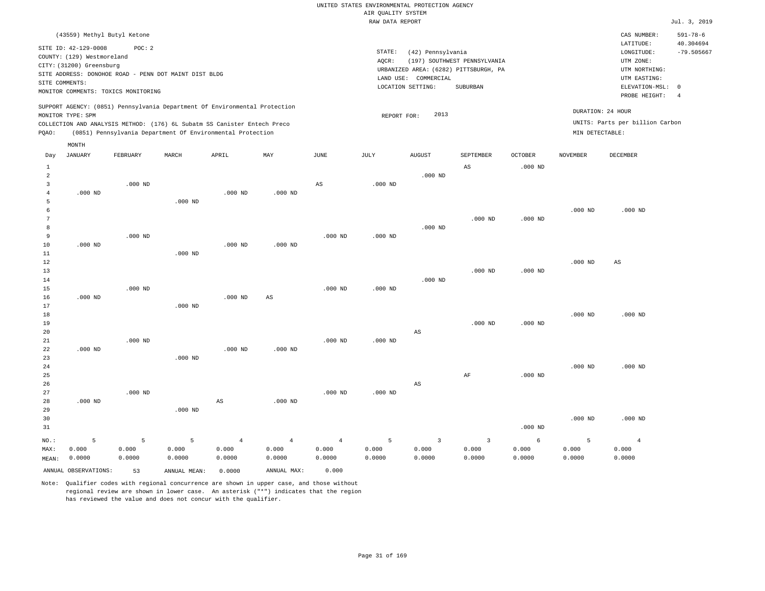UNITED STATES ENVIRONMENTAL PROTECTION AGENCY
AIR QUALITY SYSTEM
RAW DATA REPORT

Jul. 3, 2019

(43559) Methyl Butyl Ketone

SITE ID: 42-129-0008 POC: 2
COUNTY: (129) Westmoreland
CITY: (31200) Greensburg
SITE ADDRESS: DONOHOE ROAD - PENN DOT MAINT DIST BLDG
SITE COMMENTS:
MONITOR COMMENTS: TOXICS MONITORING

STATE: (42) Pennsylvania
AQCR: (197) SOUTHWEST PENNSYLVANIA
URBANIZED AREA: (6282) PITTSBURGH, PA
LAND USE: COMMERCIAL
LOCATION SETTING: SUBURBAN

CAS NUMBER: 591-78-6
LATITUDE: 40.304694
LONGITUDE: -79.505667
UTM ZONE:
UTM NORTHING:
UTM EASTING:
ELEVATION-MSL: 0
PROBE HEIGHT: 4

SUPPORT AGENCY: (0851) Pennsylvania Department Of Environmental Protection
MONITOR TYPE: SPM
COLLECTION AND ANALYSIS METHOD: (176) 6L Subatm SS Canister Entech Preco
PQAO: (0851) Pennsylvania Department Of Environmental Protection

REPORT FOR: 2013

DURATION: 24 HOUR
UNITS: Parts per billion Carbon
MIN DETECTABLE:

| Day | JANUARY | FEBRUARY | MARCH | APRIL | MAY | JUNE | JULY | AUGUST | SEPTEMBER | OCTOBER | NOVEMBER | DECEMBER |
|---|---|---|---|---|---|---|---|---|---|---|---|---|
| 1 | | | | | | | | | AS | .000 ND | | |
| 2 | | | | | | | | .000 ND | | | | |
| 3 | | .000 ND | | | | AS | .000 ND | | | | | |
| 4 | .000 ND | | | .000 ND | .000 ND | | | | | | | |
| 5 | | | .000 ND | | | | | | | | | |
| 6 | | | | | | | | | | | .000 ND | .000 ND |
| 7 | | | | | | | | | .000 ND | .000 ND | | |
| 8 | | | | | | | | .000 ND | | | | |
| 9 | | .000 ND | | | | .000 ND | .000 ND | | | | | |
| 10 | .000 ND | | | .000 ND | .000 ND | | | | | | | |
| 11 | | | .000 ND | | | | | | | | | |
| 12 | | | | | | | | | | | .000 ND | AS |
| 13 | | | | | | | | | .000 ND | .000 ND | | |
| 14 | | | | | | | | .000 ND | | | | |
| 15 | | .000 ND | | | | .000 ND | .000 ND | | | | | |
| 16 | .000 ND | | | .000 ND | AS | | | | | | | |
| 17 | | | .000 ND | | | | | | | | | |
| 18 | | | | | | | | | | | .000 ND | .000 ND |
| 19 | | | | | | | | | .000 ND | .000 ND | | |
| 20 | | | | | | | | AS | | | | |
| 21 | | .000 ND | | | | .000 ND | .000 ND | | | | | |
| 22 | .000 ND | | | .000 ND | .000 ND | | | | | | | |
| 23 | | | .000 ND | | | | | | | | | |
| 24 | | | | | | | | | | | .000 ND | .000 ND |
| 25 | | | | | | | | | AF | .000 ND | | |
| 26 | | | | | | | | AS | | | | |
| 27 | | .000 ND | | | | .000 ND | .000 ND | | | | | |
| 28 | .000 ND | | | AS | .000 ND | | | | | | | |
| 29 | | | .000 ND | | | | | | | | | |
| 30 | | | | | | | | | | | .000 ND | .000 ND |
| 31 | | | | | | | | | | .000 ND | | |
| NO.: | 5 | 5 | 5 | 4 | 4 | 4 | 5 | 3 | 3 | 6 | 5 | 4 |
| MAX: | 0.000 | 0.000 | 0.000 | 0.000 | 0.000 | 0.000 | 0.000 | 0.000 | 0.000 | 0.000 | 0.000 | 0.000 |
| MEAN: | 0.0000 | 0.0000 | 0.0000 | 0.0000 | 0.0000 | 0.0000 | 0.0000 | 0.0000 | 0.0000 | 0.0000 | 0.0000 | 0.0000 |

ANNUAL OBSERVATIONS: 53 ANNUAL MEAN: 0.0000 ANNUAL MAX: 0.000

Note: Qualifier codes with regional concurrence are shown in upper case, and those without regional review are shown in lower case. An asterisk ("*") indicates that the region has reviewed the value and does not concur with the qualifier.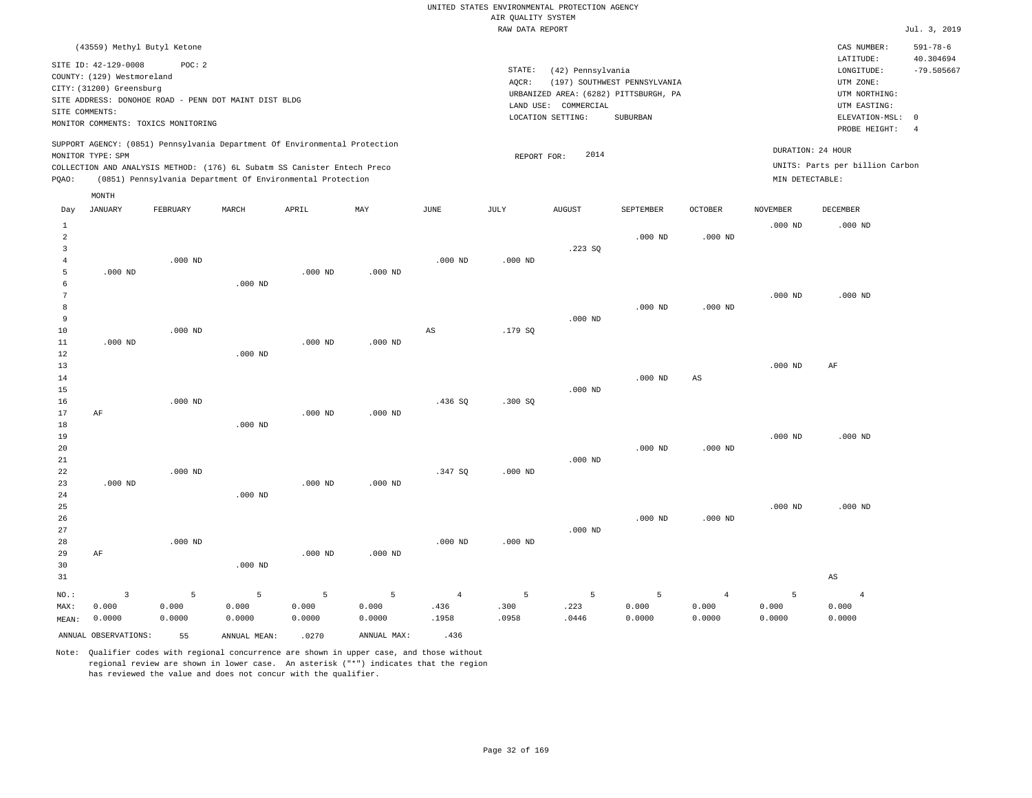UNITED STATES ENVIRONMENTAL PROTECTION AGENCY
AIR QUALITY SYSTEM
RAW DATA REPORT

Jul. 3, 2019

(43559) Methyl Butyl Ketone

SITE ID: 42-129-0008  POC: 2
COUNTY: (129) Westmoreland
CITY: (31200) Greensburg
SITE ADDRESS: DONOHOE ROAD - PENN DOT MAINT DIST BLDG
SITE COMMENTS:
MONITOR COMMENTS: TOXICS MONITORING

STATE: (42) Pennsylvania
AQCR: (197) SOUTHWEST PENNSYLVANIA
URBANIZED AREA: (6282) PITTSBURGH, PA
LAND USE: COMMERCIAL
LOCATION SETTING: SUBURBAN

CAS NUMBER: 591-78-6
LATITUDE: 40.304694
LONGITUDE: -79.505667
UTM ZONE:
UTM NORTHING:
UTM EASTING:
ELEVATION-MSL: 0
PROBE HEIGHT: 4

SUPPORT AGENCY: (0851) Pennsylvania Department Of Environmental Protection
MONITOR TYPE: SPM
COLLECTION AND ANALYSIS METHOD: (176) 6L Subatm SS Canister Entech Preco
PQAO: (0851) Pennsylvania Department Of Environmental Protection

REPORT FOR: 2014

DURATION: 24 HOUR
UNITS: Parts per billion Carbon
MIN DETECTABLE:

| Day | JANUARY | FEBRUARY | MARCH | APRIL | MAY | JUNE | JULY | AUGUST | SEPTEMBER | OCTOBER | NOVEMBER | DECEMBER |
|---|---|---|---|---|---|---|---|---|---|---|---|---|
| 1 | | | | | | | | | | | .000 ND | .000 ND |
| 2 | | | | | | | | | .000 ND | .000 ND | | |
| 3 | | | | | | | | .223 SQ | | | | |
| 4 | | .000 ND | | | | .000 ND | .000 ND | | | | | |
| 5 | .000 ND | | | .000 ND | .000 ND | | | | | | | |
| 6 | | | .000 ND | | | | | | | | | |
| 7 | | | | | | | | | | | .000 ND | .000 ND |
| 8 | | | | | | | | | .000 ND | .000 ND | | |
| 9 | | | | | | | | .000 ND | | | | |
| 10 | | .000 ND | | | | AS | .179 SQ | | | | | |
| 11 | .000 ND | | | .000 ND | .000 ND | | | | | | | |
| 12 | | | .000 ND | | | | | | | | | |
| 13 | | | | | | | | | | | .000 ND | AF |
| 14 | | | | | | | | | .000 ND | AS | | |
| 15 | | | | | | | | .000 ND | | | | |
| 16 | | .000 ND | | | | .436 SQ | .300 SQ | | | | | |
| 17 | AF | | | .000 ND | .000 ND | | | | | | | |
| 18 | | | .000 ND | | | | | | | | | |
| 19 | | | | | | | | | | | .000 ND | .000 ND |
| 20 | | | | | | | | | .000 ND | .000 ND | | |
| 21 | | | | | | | | .000 ND | | | | |
| 22 | | .000 ND | | | | .347 SQ | .000 ND | | | | | |
| 23 | .000 ND | | | .000 ND | .000 ND | | | | | | | |
| 24 | | | .000 ND | | | | | | | | | |
| 25 | | | | | | | | | | | .000 ND | .000 ND |
| 26 | | | | | | | | | .000 ND | .000 ND | | |
| 27 | | | | | | | | .000 ND | | | | |
| 28 | | .000 ND | | | | .000 ND | .000 ND | | | | | |
| 29 | AF | | | .000 ND | .000 ND | | | | | | | |
| 30 | | | .000 ND | | | | | | | | | |
| 31 | | | | | | | | | | | | AS |
| NO.: | 3 | 5 | 5 | 5 | 5 | 4 | 5 | 5 | 5 | 4 | 5 | 4 |
| MAX: | 0.000 | 0.000 | 0.000 | 0.000 | 0.000 | .436 | .300 | .223 | 0.000 | 0.000 | 0.000 | 0.000 |
| MEAN: | 0.0000 | 0.0000 | 0.0000 | 0.0000 | 0.0000 | .1958 | .0958 | .0446 | 0.0000 | 0.0000 | 0.0000 | 0.0000 |

ANNUAL OBSERVATIONS: 55  ANNUAL MEAN: .0270  ANNUAL MAX: .436

Note: Qualifier codes with regional concurrence are shown in upper case, and those without regional review are shown in lower case. An asterisk ("*") indicates that the region has reviewed the value and does not concur with the qualifier.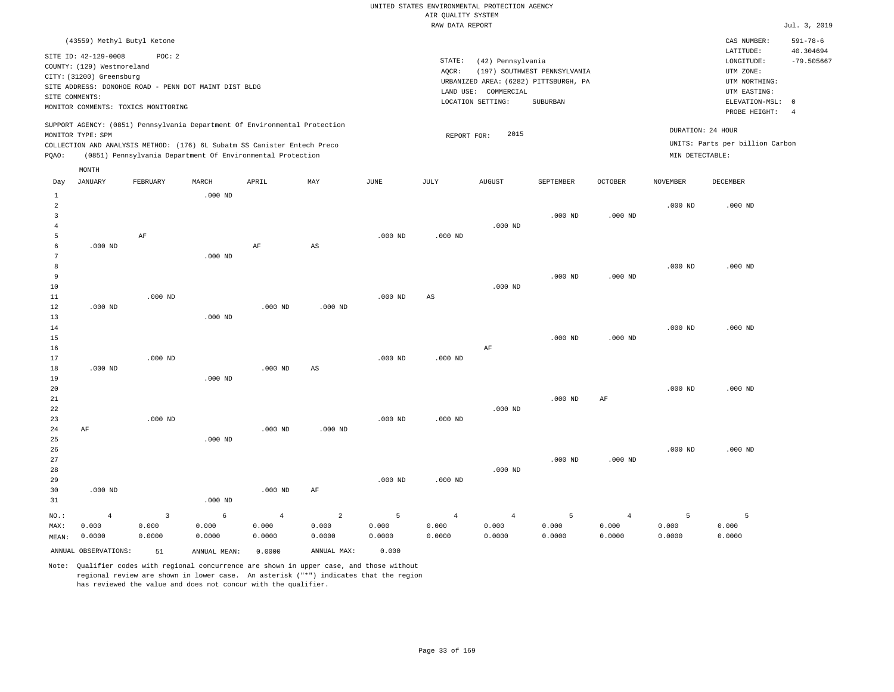UNITED STATES ENVIRONMENTAL PROTECTION AGENCY
AIR QUALITY SYSTEM
RAW DATA REPORT

Jul. 3, 2019

(43559) Methyl Butyl Ketone

SITE ID: 42-129-0008 POC: 2
COUNTY: (129) Westmoreland
CITY: (31200) Greensburg
SITE ADDRESS: DONOHOE ROAD - PENN DOT MAINT DIST BLDG
SITE COMMENTS:
MONITOR COMMENTS: TOXICS MONITORING

STATE: (42) Pennsylvania
AQCR: (197) SOUTHWEST PENNSYLVANIA
URBANIZED AREA: (6282) PITTSBURGH, PA
LAND USE: COMMERCIAL
LOCATION SETTING: SUBURBAN

CAS NUMBER: 591-78-6
LATITUDE: 40.304694
LONGITUDE: -79.505667
UTM ZONE:
UTM NORTHING:
UTM EASTING:
ELEVATION-MSL: 0
PROBE HEIGHT: 4

SUPPORT AGENCY: (0851) Pennsylvania Department Of Environmental Protection
MONITOR TYPE: SPM
COLLECTION AND ANALYSIS METHOD: (176) 6L Subatm SS Canister Entech Preco
PQAO: (0851) Pennsylvania Department Of Environmental Protection

REPORT FOR: 2015

DURATION: 24 HOUR
UNITS: Parts per billion Carbon
MIN DETECTABLE:

| Day | JANUARY | FEBRUARY | MARCH | APRIL | MAY | JUNE | JULY | AUGUST | SEPTEMBER | OCTOBER | NOVEMBER | DECEMBER |
|---|---|---|---|---|---|---|---|---|---|---|---|---|
| 1 | | | .000 ND | | | | | | | | | |
| 2 | | | | | | | | | | | .000 ND | .000 ND |
| 3 | | | | | | | | | .000 ND | .000 ND | | |
| 4 | | | | | | | | .000 ND | | | | |
| 5 | | AF | | | | .000 ND | .000 ND | | | | | |
| 6 | .000 ND | | | AF | AS | | | | | | | |
| 7 | | | .000 ND | | | | | | | | | |
| 8 | | | | | | | | | | | .000 ND | .000 ND |
| 9 | | | | | | | | | .000 ND | .000 ND | | |
| 10 | | | | | | | | .000 ND | | | | |
| 11 | | .000 ND | | | | .000 ND | AS | | | | | |
| 12 | .000 ND | | | .000 ND | .000 ND | | | | | | | |
| 13 | | | .000 ND | | | | | | | | | |
| 14 | | | | | | | | | | | .000 ND | .000 ND |
| 15 | | | | | | | | | .000 ND | .000 ND | | |
| 16 | | | | | | | | AF | | | | |
| 17 | | .000 ND | | | | .000 ND | .000 ND | | | | | |
| 18 | .000 ND | | | .000 ND | AS | | | | | | | |
| 19 | | | .000 ND | | | | | | | | | |
| 20 | | | | | | | | | | | .000 ND | .000 ND |
| 21 | | | | | | | | | .000 ND | AF | | |
| 22 | | | | | | | | .000 ND | | | | |
| 23 | | .000 ND | | | | .000 ND | .000 ND | | | | | |
| 24 | AF | | | .000 ND | .000 ND | | | | | | | |
| 25 | | | .000 ND | | | | | | | | | |
| 26 | | | | | | | | | | | .000 ND | .000 ND |
| 27 | | | | | | | | | .000 ND | .000 ND | | |
| 28 | | | | | | | | .000 ND | | | | |
| 29 | | | | | | .000 ND | .000 ND | | | | | |
| 30 | .000 ND | | | .000 ND | AF | | | | | | | |
| 31 | | | .000 ND | | | | | | | | | |
| NO.: | 4 | 3 | 6 | 4 | 2 | 5 | 4 | 4 | 5 | 4 | 5 | 5 |
| MAX: | 0.000 | 0.000 | 0.000 | 0.000 | 0.000 | 0.000 | 0.000 | 0.000 | 0.000 | 0.000 | 0.000 | 0.000 |
| MEAN: | 0.0000 | 0.0000 | 0.0000 | 0.0000 | 0.0000 | 0.0000 | 0.0000 | 0.0000 | 0.0000 | 0.0000 | 0.0000 | 0.0000 |

ANNUAL OBSERVATIONS: 51 ANNUAL MEAN: 0.0000 ANNUAL MAX: 0.000

Note: Qualifier codes with regional concurrence are shown in upper case, and those without regional review are shown in lower case. An asterisk ("*") indicates that the region has reviewed the value and does not concur with the qualifier.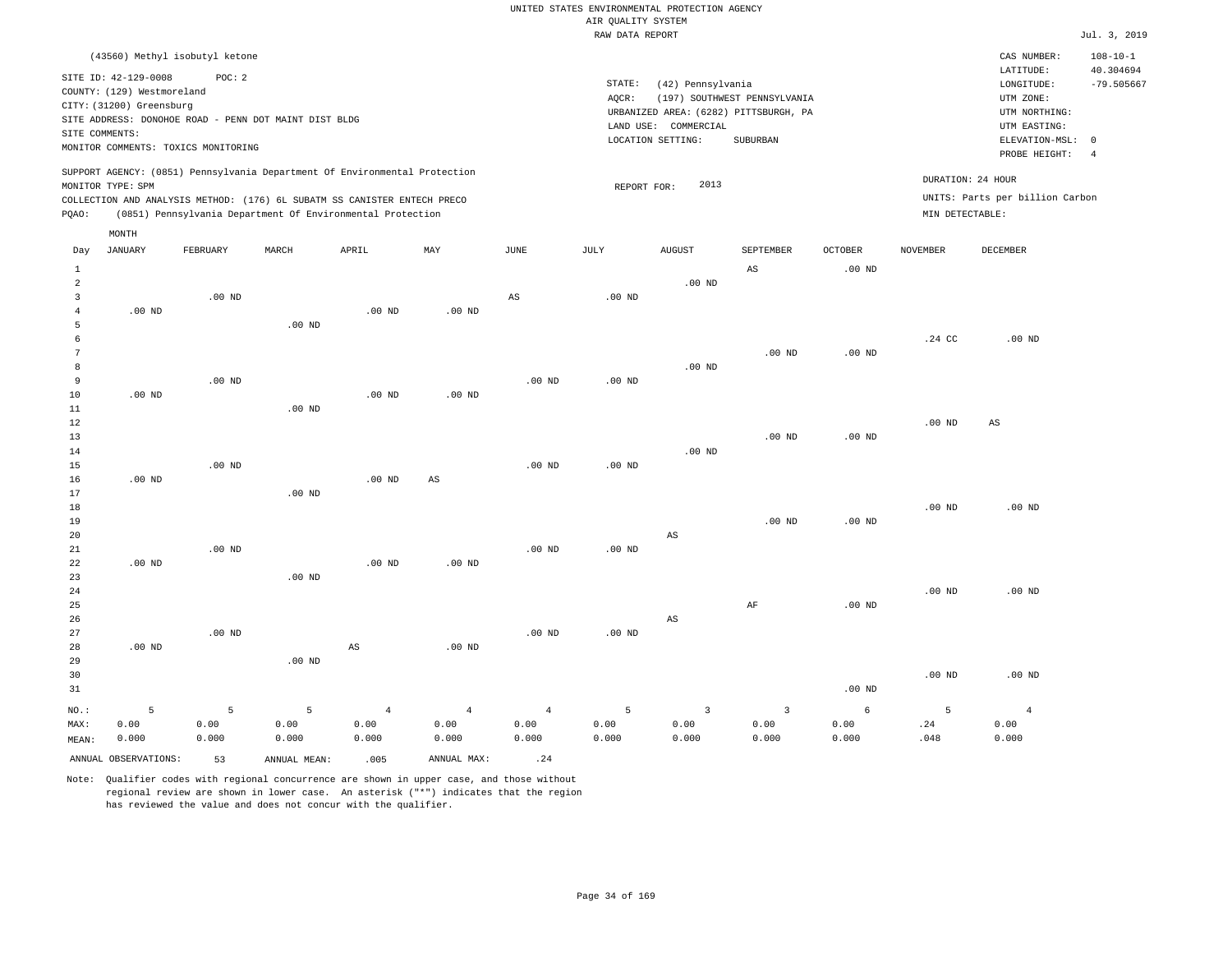UNITED STATES ENVIRONMENTAL PROTECTION AGENCY
AIR QUALITY SYSTEM
RAW DATA REPORT

Jul. 3, 2019

(43560) Methyl isobutyl ketone

SITE ID: 42-129-0008 POC: 2
COUNTY: (129) Westmoreland
CITY: (31200) Greensburg
SITE ADDRESS: DONOHOE ROAD - PENN DOT MAINT DIST BLDG
SITE COMMENTS:
MONITOR COMMENTS: TOXICS MONITORING

STATE: (42) Pennsylvania
AQCR: (197) SOUTHWEST PENNSYLVANIA
URBANIZED AREA: (6282) PITTSBURGH, PA
LAND USE: COMMERCIAL
LOCATION SETTING: SUBURBAN

CAS NUMBER: 108-10-1
LATITUDE: 40.304694
LONGITUDE: -79.505667
UTM ZONE:
UTM NORTHING:
UTM EASTING:
ELEVATION-MSL: 0
PROBE HEIGHT: 4

SUPPORT AGENCY: (0851) Pennsylvania Department Of Environmental Protection
MONITOR TYPE: SPM
COLLECTION AND ANALYSIS METHOD: (176) 6L SUBATM SS CANISTER ENTECH PRECO
PQAO: (0851) Pennsylvania Department Of Environmental Protection

REPORT FOR: 2013

DURATION: 24 HOUR
UNITS: Parts per billion Carbon
MIN DETECTABLE:

| Day | JANUARY | FEBRUARY | MARCH | APRIL | MAY | JUNE | JULY | AUGUST | SEPTEMBER | OCTOBER | NOVEMBER | DECEMBER |
|---|---|---|---|---|---|---|---|---|---|---|---|---|
| 1 | | | | | | | | | AS | .00 ND | | |
| 2 | | | | | | | | .00 ND | | | | |
| 3 | | .00 ND | | | | AS | .00 ND | | | | | |
| 4 | .00 ND | | | .00 ND | .00 ND | | | | | | | |
| 5 | | | .00 ND | | | | | | | | | |
| 6 | | | | | | | | | | | .24 CC | .00 ND |
| 7 | | | | | | | | | .00 ND | .00 ND | | |
| 8 | | | | | | | | .00 ND | | | | |
| 9 | | .00 ND | | | | .00 ND | .00 ND | | | | | |
| 10 | .00 ND | | | .00 ND | .00 ND | | | | | | | |
| 11 | | | .00 ND | | | | | | | | | |
| 12 | | | | | | | | | | | .00 ND | AS |
| 13 | | | | | | | | | .00 ND | .00 ND | | |
| 14 | | | | | | | | .00 ND | | | | |
| 15 | | .00 ND | | | | .00 ND | .00 ND | | | | | |
| 16 | .00 ND | | | .00 ND | AS | | | | | | | |
| 17 | | | .00 ND | | | | | | | | | |
| 18 | | | | | | | | | | | .00 ND | .00 ND |
| 19 | | | | | | | | | .00 ND | .00 ND | | |
| 20 | | | | | | | | AS | | | | |
| 21 | | .00 ND | | | | .00 ND | .00 ND | | | | | |
| 22 | .00 ND | | | .00 ND | .00 ND | | | | | | | |
| 23 | | | .00 ND | | | | | | | | | |
| 24 | | | | | | | | | | | .00 ND | .00 ND |
| 25 | | | | | | | | | AF | .00 ND | | |
| 26 | | | | | | | | AS | | | | |
| 27 | | .00 ND | | | | .00 ND | .00 ND | | | | | |
| 28 | .00 ND | | | AS | .00 ND | | | | | | | |
| 29 | | | .00 ND | | | | | | | | | |
| 30 | | | | | | | | | | | .00 ND | .00 ND |
| 31 | | | | | | | | | | .00 ND | | |
| NO.: | 5 | 5 | 5 | 4 | 4 | 4 | 5 | 3 | 3 | 6 | 5 | 4 |
| MAX: | 0.00 | 0.00 | 0.00 | 0.00 | 0.00 | 0.00 | 0.00 | 0.00 | 0.00 | 0.00 | .24 | 0.00 |
| MEAN: | 0.000 | 0.000 | 0.000 | 0.000 | 0.000 | 0.000 | 0.000 | 0.000 | 0.000 | 0.000 | .048 | 0.000 |

ANNUAL OBSERVATIONS: 53 ANNUAL MEAN: .005 ANNUAL MAX: .24

Note: Qualifier codes with regional concurrence are shown in upper case, and those without regional review are shown in lower case. An asterisk ("*") indicates that the region has reviewed the value and does not concur with the qualifier.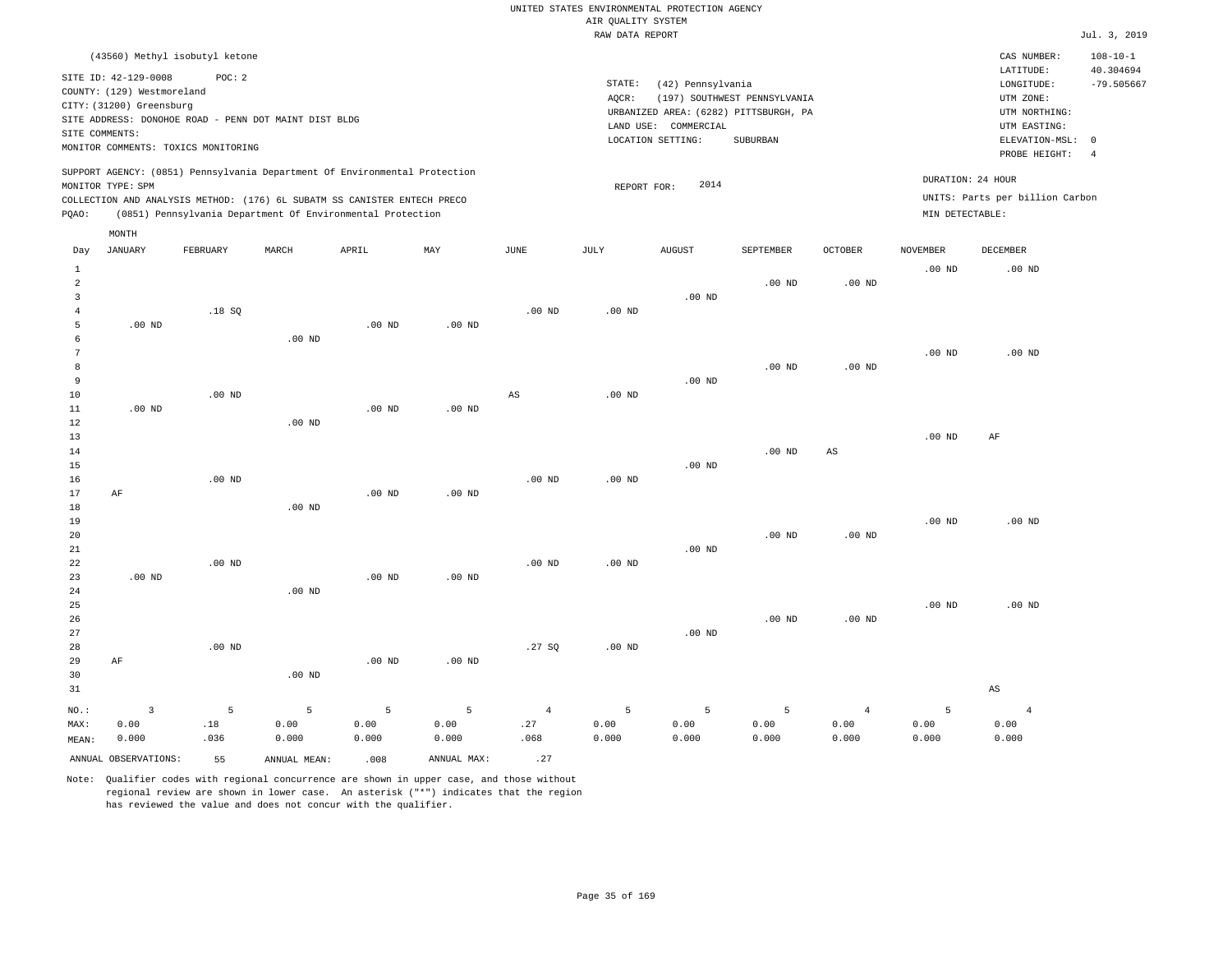UNITED STATES ENVIRONMENTAL PROTECTION AGENCY
AIR QUALITY SYSTEM
RAW DATA REPORT

Jul. 3, 2019

(43560) Methyl isobutyl ketone

SITE ID: 42-129-0008 POC: 2
COUNTY: (129) Westmoreland
CITY: (31200) Greensburg
SITE ADDRESS: DONOHOE ROAD - PENN DOT MAINT DIST BLDG
SITE COMMENTS:
MONITOR COMMENTS: TOXICS MONITORING

STATE: (42) Pennsylvania
AQCR: (197) SOUTHWEST PENNSYLVANIA
URBANIZED AREA: (6282) PITTSBURGH, PA
LAND USE: COMMERCIAL
LOCATION SETTING: SUBURBAN

CAS NUMBER: 108-10-1
LATITUDE: 40.304694
LONGITUDE: -79.505667
UTM ZONE:
UTM NORTHING:
UTM EASTING:
ELEVATION-MSL: 0
PROBE HEIGHT: 4

SUPPORT AGENCY: (0851) Pennsylvania Department Of Environmental Protection
MONITOR TYPE: SPM
COLLECTION AND ANALYSIS METHOD: (176) 6L SUBATM SS CANISTER ENTECH PRECO
PQAO: (0851) Pennsylvania Department Of Environmental Protection

REPORT FOR: 2014

DURATION: 24 HOUR
UNITS: Parts per billion Carbon
MIN DETECTABLE:

| Day | JANUARY | FEBRUARY | MARCH | APRIL | MAY | JUNE | JULY | AUGUST | SEPTEMBER | OCTOBER | NOVEMBER | DECEMBER |
|---|---|---|---|---|---|---|---|---|---|---|---|---|
| 1 | | | | | | | | | | | .00 ND | .00 ND |
| 2 | | | | | | | | | .00 ND | .00 ND | | |
| 3 | | | | | | | | .00 ND | | | | |
| 4 | | .18 SQ | | | | .00 ND | .00 ND | | | | | |
| 5 | .00 ND | | | .00 ND | .00 ND | | | | | | | |
| 6 | | | .00 ND | | | | | | | | | |
| 7 | | | | | | | | | | | .00 ND | .00 ND |
| 8 | | | | | | | | | .00 ND | .00 ND | | |
| 9 | | | | | | | | .00 ND | | | | |
| 10 | | .00 ND | | | | AS | .00 ND | | | | | |
| 11 | .00 ND | | | .00 ND | .00 ND | | | | | | | |
| 12 | | | .00 ND | | | | | | | | | |
| 13 | | | | | | | | | | | .00 ND | AF |
| 14 | | | | | | | | | .00 ND | AS | | |
| 15 | | | | | | | | .00 ND | | | | |
| 16 | | .00 ND | | | | .00 ND | .00 ND | | | | | |
| 17 | AF | | | .00 ND | .00 ND | | | | | | | |
| 18 | | | .00 ND | | | | | | | | | |
| 19 | | | | | | | | | | | .00 ND | .00 ND |
| 20 | | | | | | | | | .00 ND | .00 ND | | |
| 21 | | | | | | | | .00 ND | | | | |
| 22 | | .00 ND | | | | .00 ND | .00 ND | | | | | |
| 23 | .00 ND | | | .00 ND | .00 ND | | | | | | | |
| 24 | | | .00 ND | | | | | | | | | |
| 25 | | | | | | | | | | | .00 ND | .00 ND |
| 26 | | | | | | | | | .00 ND | .00 ND | | |
| 27 | | | | | | | | .00 ND | | | | |
| 28 | | .00 ND | | | | .27 SQ | .00 ND | | | | | |
| 29 | AF | | | .00 ND | .00 ND | | | | | | | |
| 30 | | | .00 ND | | | | | | | | | |
| 31 | | | | | | | | | | | | AS |
| NO.: | 3 | 5 | 5 | 5 | 5 | 4 | 5 | 5 | 5 | 4 | 5 | 4 |
| MAX: | 0.00 | .18 | 0.00 | 0.00 | 0.00 | .27 | 0.00 | 0.00 | 0.00 | 0.00 | 0.00 | 0.00 |
| MEAN: | 0.000 | .036 | 0.000 | 0.000 | 0.000 | .068 | 0.000 | 0.000 | 0.000 | 0.000 | 0.000 | 0.000 |

ANNUAL OBSERVATIONS: 55 ANNUAL MEAN: .008 ANNUAL MAX: .27

Note: Qualifier codes with regional concurrence are shown in upper case, and those without regional review are shown in lower case. An asterisk ("*") indicates that the region has reviewed the value and does not concur with the qualifier.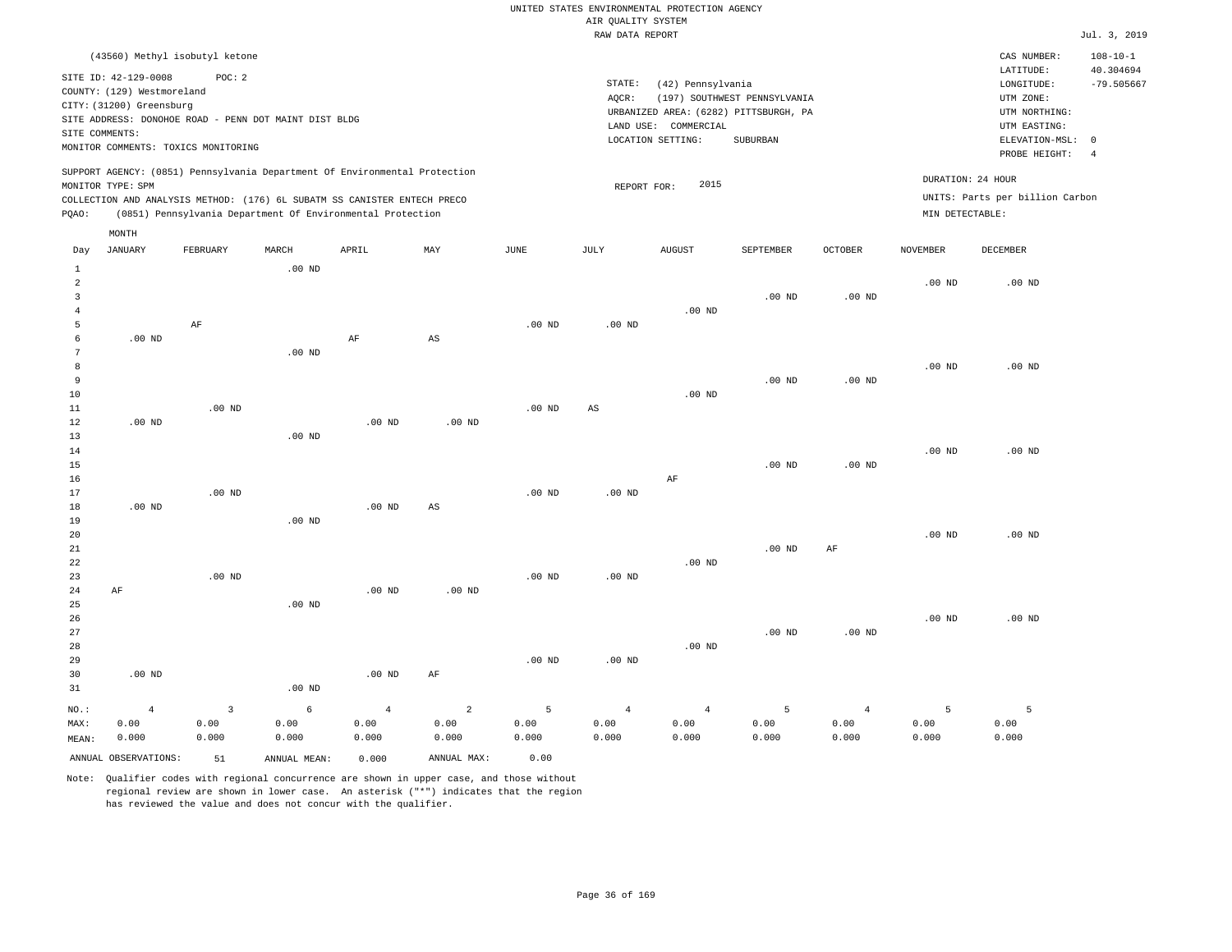UNITED STATES ENVIRONMENTAL PROTECTION AGENCY
AIR QUALITY SYSTEM
RAW DATA REPORT

Jul. 3, 2019

(43560) Methyl isobutyl ketone

SITE ID: 42-129-0008 POC: 2
COUNTY: (129) Westmoreland
CITY: (31200) Greensburg
SITE ADDRESS: DONOHOE ROAD - PENN DOT MAINT DIST BLDG
SITE COMMENTS:
MONITOR COMMENTS: TOXICS MONITORING

STATE: (42) Pennsylvania
AQCR: (197) SOUTHWEST PENNSYLVANIA
URBANIZED AREA: (6282) PITTSBURGH, PA
LAND USE: COMMERCIAL
LOCATION SETTING: SUBURBAN

CAS NUMBER: 108-10-1
LATITUDE: 40.304694
LONGITUDE: -79.505667
UTM ZONE:
UTM NORTHING:
UTM EASTING:
ELEVATION-MSL: 0
PROBE HEIGHT: 4

SUPPORT AGENCY: (0851) Pennsylvania Department Of Environmental Protection
MONITOR TYPE: SPM
COLLECTION AND ANALYSIS METHOD: (176) 6L SUBATM SS CANISTER ENTECH PRECO
PQAO: (0851) Pennsylvania Department Of Environmental Protection

REPORT FOR: 2015

DURATION: 24 HOUR
UNITS: Parts per billion Carbon
MIN DETECTABLE:

| Day | JANUARY | FEBRUARY | MARCH | APRIL | MAY | JUNE | JULY | AUGUST | SEPTEMBER | OCTOBER | NOVEMBER | DECEMBER |
|---|---|---|---|---|---|---|---|---|---|---|---|---|
| 1 | | | .00 ND | | | | | | | | | |
| 2 | | | | | | | | | | | .00 ND | .00 ND |
| 3 | | | | | | | | | .00 ND | .00 ND | | |
| 4 | | | | | | | | .00 ND | | | | |
| 5 | | AF | | | | .00 ND | .00 ND | | | | | |
| 6 | .00 ND | | | AF | AS | | | | | | | |
| 7 | | | .00 ND | | | | | | | | | |
| 8 | | | | | | | | | | | .00 ND | .00 ND |
| 9 | | | | | | | | | .00 ND | .00 ND | | |
| 10 | | | | | | | | .00 ND | | | | |
| 11 | | .00 ND | | | | .00 ND | AS | | | | | |
| 12 | .00 ND | | | .00 ND | .00 ND | | | | | | | |
| 13 | | | .00 ND | | | | | | | | | |
| 14 | | | | | | | | | | | .00 ND | .00 ND |
| 15 | | | | | | | | | .00 ND | .00 ND | | |
| 16 | | | | | | | | AF | | | | |
| 17 | | .00 ND | | | | .00 ND | .00 ND | | | | | |
| 18 | .00 ND | | | .00 ND | AS | | | | | | | |
| 19 | | | .00 ND | | | | | | | | | |
| 20 | | | | | | | | | | | .00 ND | .00 ND |
| 21 | | | | | | | | | .00 ND | AF | | |
| 22 | | | | | | | | .00 ND | | | | |
| 23 | | .00 ND | | | | .00 ND | .00 ND | | | | | |
| 24 | AF | | | .00 ND | .00 ND | | | | | | | |
| 25 | | | .00 ND | | | | | | | | | |
| 26 | | | | | | | | | | | .00 ND | .00 ND |
| 27 | | | | | | | | | .00 ND | .00 ND | | |
| 28 | | | | | | | | .00 ND | | | | |
| 29 | | | | | | .00 ND | .00 ND | | | | | |
| 30 | .00 ND | | | .00 ND | AF | | | | | | | |
| 31 | | | .00 ND | | | | | | | | | |
| NO.: | 4 | 3 | 6 | 4 | 2 | 5 | 4 | 4 | 5 | 4 | 5 | 5 |
| MAX: | 0.00 | 0.00 | 0.00 | 0.00 | 0.00 | 0.00 | 0.00 | 0.00 | 0.00 | 0.00 | 0.00 | 0.00 |
| MEAN: | 0.000 | 0.000 | 0.000 | 0.000 | 0.000 | 0.000 | 0.000 | 0.000 | 0.000 | 0.000 | 0.000 | 0.000 |

ANNUAL OBSERVATIONS: 51 ANNUAL MEAN: 0.000 ANNUAL MAX: 0.00

Note: Qualifier codes with regional concurrence are shown in upper case, and those without regional review are shown in lower case. An asterisk ("*") indicates that the region has reviewed the value and does not concur with the qualifier.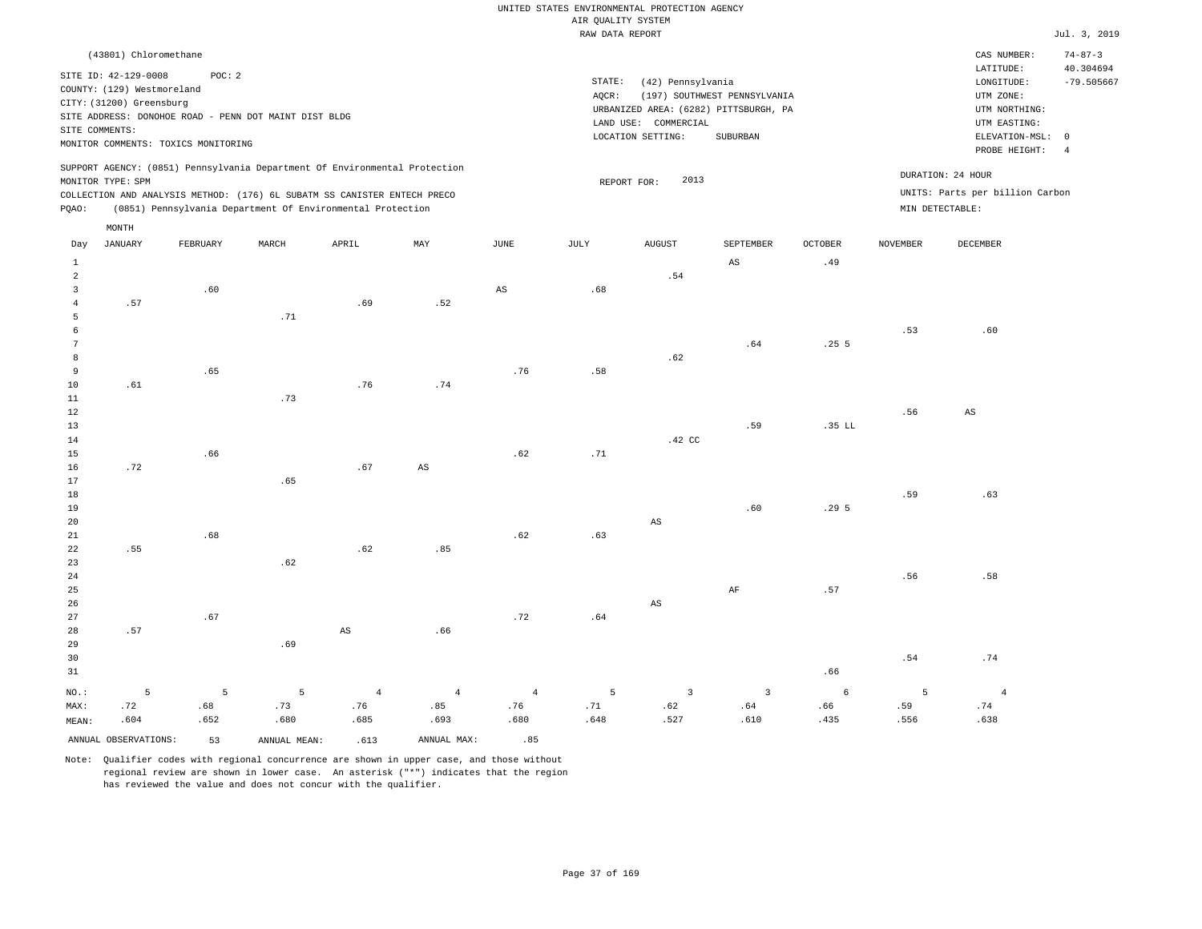UNITED STATES ENVIRONMENTAL PROTECTION AGENCY
AIR QUALITY SYSTEM
RAW DATA REPORT

Jul. 3, 2019

(43801) Chloromethane

SITE ID: 42-129-0008 POC: 2
COUNTY: (129) Westmoreland
CITY: (31200) Greensburg
SITE ADDRESS: DONOHOE ROAD - PENN DOT MAINT DIST BLDG
SITE COMMENTS:
MONITOR COMMENTS: TOXICS MONITORING

STATE: (42) Pennsylvania
AQCR: (197) SOUTHWEST PENNSYLVANIA
URBANIZED AREA: (6282) PITTSBURGH, PA
LAND USE: COMMERCIAL
LOCATION SETTING: SUBURBAN

CAS NUMBER: 74-87-3
LATITUDE: 40.304694
LONGITUDE: -79.505667
UTM ZONE:
UTM NORTHING:
UTM EASTING:
ELEVATION-MSL: 0
PROBE HEIGHT: 4

SUPPORT AGENCY: (0851) Pennsylvania Department Of Environmental Protection
MONITOR TYPE: SPM
COLLECTION AND ANALYSIS METHOD: (176) 6L SUBATM SS CANISTER ENTECH PRECO
PQAO: (0851) Pennsylvania Department Of Environmental Protection

REPORT FOR: 2013

DURATION: 24 HOUR
UNITS: Parts per billion Carbon
MIN DETECTABLE:

| Day | JANUARY | FEBRUARY | MARCH | APRIL | MAY | JUNE | JULY | AUGUST | SEPTEMBER | OCTOBER | NOVEMBER | DECEMBER |
|---|---|---|---|---|---|---|---|---|---|---|---|---|
| 1 | | | | | | | | | AS | .49 | | |
| 2 | | | | | | | | .54 | | | | |
| 3 | | .60 | | | | AS | .68 | | | | | |
| 4 | .57 | | | .69 | .52 | | | | | | | |
| 5 | | | .71 | | | | | | | | | |
| 6 | | | | | | | | | | | .53 | .60 |
| 7 | | | | | | | | | .64 | .25 5 | | |
| 8 | | | | | | | | .62 | | | | |
| 9 | | .65 | | | | .76 | .58 | | | | | |
| 10 | .61 | | | .76 | .74 | | | | | | | |
| 11 | | | .73 | | | | | | | | | |
| 12 | | | | | | | | | | | .56 | AS |
| 13 | | | | | | | | | .59 | .35 LL | | |
| 14 | | | | | | | | .42 CC | | | | |
| 15 | | .66 | | | | .62 | .71 | | | | | |
| 16 | .72 | | | .67 | AS | | | | | | | |
| 17 | | | .65 | | | | | | | | | |
| 18 | | | | | | | | | | | .59 | .63 |
| 19 | | | | | | | | | .60 | .29 5 | | |
| 20 | | | | | | | | AS | | | | |
| 21 | | .68 | | | | .62 | .63 | | | | | |
| 22 | .55 | | | .62 | .85 | | | | | | | |
| 23 | | | .62 | | | | | | | | | |
| 24 | | | | | | | | | | | .56 | .58 |
| 25 | | | | | | | | | AF | .57 | | |
| 26 | | | | | | | | AS | | | | |
| 27 | | .67 | | | | .72 | .64 | | | | | |
| 28 | .57 | | | AS | .66 | | | | | | | |
| 29 | | | .69 | | | | | | | | | |
| 30 | | | | | | | | | | | .54 | .74 |
| 31 | | | | | | | | | | .66 | | |
| NO.: | 5 | 5 | 5 | 4 | 4 | 4 | 5 | 3 | 3 | 6 | 5 | 4 |
| MAX: | .72 | .68 | .73 | .76 | .85 | .76 | .71 | .62 | .64 | .66 | .59 | .74 |
| MEAN: | .604 | .652 | .680 | .685 | .693 | .680 | .648 | .527 | .610 | .435 | .556 | .638 |

ANNUAL OBSERVATIONS: 53 ANNUAL MEAN: .613 ANNUAL MAX: .85

Note: Qualifier codes with regional concurrence are shown in upper case, and those without regional review are shown in lower case. An asterisk ("*") indicates that the region has reviewed the value and does not concur with the qualifier.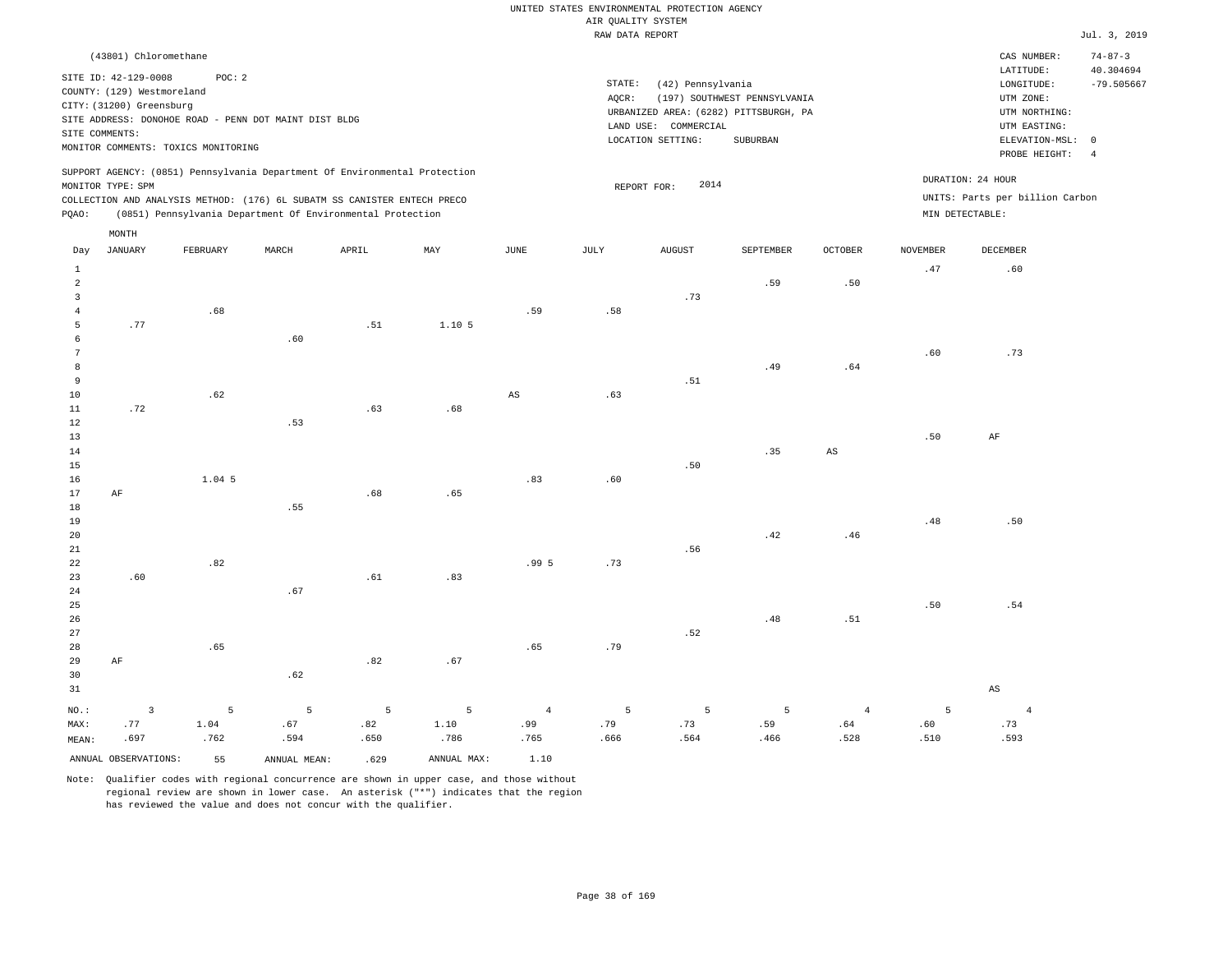UNITED STATES ENVIRONMENTAL PROTECTION AGENCY
AIR QUALITY SYSTEM
RAW DATA REPORT

Jul. 3, 2019

(43801) Chloromethane

SITE ID: 42-129-0008 POC: 2
COUNTY: (129) Westmoreland
CITY: (31200) Greensburg
SITE ADDRESS: DONOHOE ROAD - PENN DOT MAINT DIST BLDG
SITE COMMENTS:
MONITOR COMMENTS: TOXICS MONITORING

STATE: (42) Pennsylvania
AQCR: (197) SOUTHWEST PENNSYLVANIA
URBANIZED AREA: (6282) PITTSBURGH, PA
LAND USE: COMMERCIAL
LOCATION SETTING: SUBURBAN

CAS NUMBER: 74-87-3
LATITUDE: 40.304694
LONGITUDE: -79.505667
UTM ZONE:
UTM NORTHING:
UTM EASTING:
ELEVATION-MSL: 0
PROBE HEIGHT: 4

SUPPORT AGENCY: (0851) Pennsylvania Department Of Environmental Protection
MONITOR TYPE: SPM
COLLECTION AND ANALYSIS METHOD: (176) 6L SUBATM SS CANISTER ENTECH PRECO
PQAO: (0851) Pennsylvania Department Of Environmental Protection

REPORT FOR: 2014

DURATION: 24 HOUR
UNITS: Parts per billion Carbon
MIN DETECTABLE:

| Day | JANUARY | FEBRUARY | MARCH | APRIL | MAY | JUNE | JULY | AUGUST | SEPTEMBER | OCTOBER | NOVEMBER | DECEMBER |
|---|---|---|---|---|---|---|---|---|---|---|---|---|
| 1 | | | | | | | | | | | .47 | .60 |
| 2 | | | | | | | | | .59 | .50 | | |
| 3 | | | | | | | | .73 | | | | |
| 4 | | .68 | | | | .59 | .58 | | | | | |
| 5 | .77 | | | .51 | 1.10 5 | | | | | | | |
| 6 | | | .60 | | | | | | | | | |
| 7 | | | | | | | | | | | .60 | .73 |
| 8 | | | | | | | | | .49 | .64 | | |
| 9 | | | | | | | | .51 | | | | |
| 10 | | .62 | | | | AS | .63 | | | | | |
| 11 | .72 | | | .63 | .68 | | | | | | | |
| 12 | | | .53 | | | | | | | | | |
| 13 | | | | | | | | | | | .50 | AF |
| 14 | | | | | | | | | .35 | AS | | |
| 15 | | | | | | | | .50 | | | | |
| 16 | | 1.04 5 | | | | .83 | .60 | | | | | |
| 17 | AF | | | .68 | .65 | | | | | | | |
| 18 | | | .55 | | | | | | | | | |
| 19 | | | | | | | | | | | .48 | .50 |
| 20 | | | | | | | | | .42 | .46 | | |
| 21 | | | | | | | | .56 | | | | |
| 22 | | .82 | | | | .99 5 | .73 | | | | | |
| 23 | .60 | | | .61 | .83 | | | | | | | |
| 24 | | | .67 | | | | | | | | | |
| 25 | | | | | | | | | | | .50 | .54 |
| 26 | | | | | | | | | .48 | .51 | | |
| 27 | | | | | | | | .52 | | | | |
| 28 | | .65 | | | | .65 | .79 | | | | | |
| 29 | AF | | | .82 | .67 | | | | | | | |
| 30 | | | .62 | | | | | | | | | |
| 31 | | | | | | | | | | | | AS |
| NO.: | 3 | 5 | 5 | 5 | 5 | 4 | 5 | 5 | 5 | 4 | 5 | 4 |
| MAX: | .77 | 1.04 | .67 | .82 | 1.10 | .99 | .79 | .73 | .59 | .64 | .60 | .73 |
| MEAN: | .697 | .762 | .594 | .650 | .786 | .765 | .666 | .564 | .466 | .528 | .510 | .593 |

ANNUAL OBSERVATIONS: 55 ANNUAL MEAN: .629 ANNUAL MAX: 1.10

Note: Qualifier codes with regional concurrence are shown in upper case, and those without regional review are shown in lower case. An asterisk ("*") indicates that the region has reviewed the value and does not concur with the qualifier.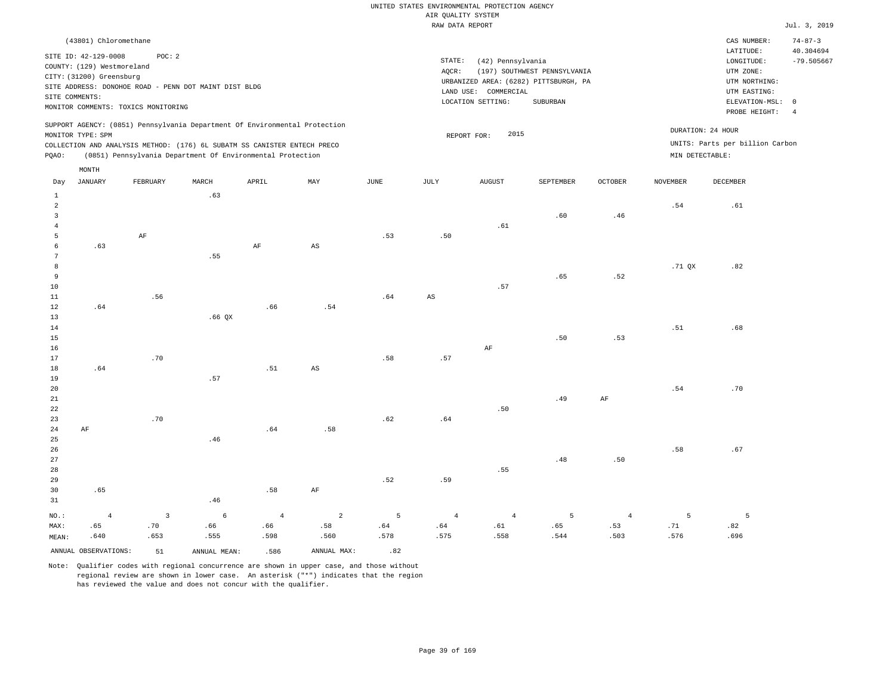UNITED STATES ENVIRONMENTAL PROTECTION AGENCY
AIR QUALITY SYSTEM
RAW DATA REPORT

Jul. 3, 2019

(43801) Chloromethane

SITE ID: 42-129-0008 POC: 2
COUNTY: (129) Westmoreland
CITY: (31200) Greensburg
SITE ADDRESS: DONOHOE ROAD - PENN DOT MAINT DIST BLDG
SITE COMMENTS:
MONITOR COMMENTS: TOXICS MONITORING

STATE: (42) Pennsylvania
AQCR: (197) SOUTHWEST PENNSYLVANIA
URBANIZED AREA: (6282) PITTSBURGH, PA
LAND USE: COMMERCIAL
LOCATION SETTING: SUBURBAN

CAS NUMBER: 74-87-3
LATITUDE: 40.304694
LONGITUDE: -79.505667
UTM ZONE:
UTM NORTHING:
UTM EASTING:
ELEVATION-MSL: 0
PROBE HEIGHT: 4

SUPPORT AGENCY: (0851) Pennsylvania Department Of Environmental Protection
MONITOR TYPE: SPM
COLLECTION AND ANALYSIS METHOD: (176) 6L SUBATM SS CANISTER ENTECH PRECO
PQAO: (0851) Pennsylvania Department Of Environmental Protection

REPORT FOR: 2015

DURATION: 24 HOUR
UNITS: Parts per billion Carbon
MIN DETECTABLE:

| Day | JANUARY | FEBRUARY | MARCH | APRIL | MAY | JUNE | JULY | AUGUST | SEPTEMBER | OCTOBER | NOVEMBER | DECEMBER |
|---|---|---|---|---|---|---|---|---|---|---|---|---|
| 1 | | | .63 | | | | | | | | | |
| 2 | | | | | | | | | | | .54 | .61 |
| 3 | | | | | | | | | .60 | .46 | | |
| 4 | | | | | | | | .61 | | | | |
| 5 | | AF | | | | .53 | .50 | | | | | |
| 6 | .63 | | | AF | AS | | | | | | | |
| 7 | | | .55 | | | | | | | | | |
| 8 | | | | | | | | | | | .71 QX | .82 |
| 9 | | | | | | | | | .65 | .52 | | |
| 10 | | | | | | | | .57 | | | | |
| 11 | | .56 | | | | .64 | AS | | | | | |
| 12 | .64 | | | .66 | .54 | | | | | | | |
| 13 | | | .66 QX | | | | | | | | | |
| 14 | | | | | | | | | | | .51 | .68 |
| 15 | | | | | | | | | .50 | .53 | | |
| 16 | | | | | | | | AF | | | | |
| 17 | | .70 | | | | .58 | .57 | | | | | |
| 18 | .64 | | | .51 | AS | | | | | | | |
| 19 | | | .57 | | | | | | | | | |
| 20 | | | | | | | | | | | .54 | .70 |
| 21 | | | | | | | | | .49 | AF | | |
| 22 | | | | | | | | .50 | | | | |
| 23 | | .70 | | | | .62 | .64 | | | | | |
| 24 | AF | | | .64 | .58 | | | | | | | |
| 25 | | | .46 | | | | | | | | | |
| 26 | | | | | | | | | | | .58 | .67 |
| 27 | | | | | | | | | .48 | .50 | | |
| 28 | | | | | | | | .55 | | | | |
| 29 | | | | | | .52 | .59 | | | | | |
| 30 | .65 | | | .58 | AF | | | | | | | |
| 31 | | | .46 | | | | | | | | | |
| NO.: | 4 | 3 | 6 | 4 | 2 | 5 | 4 | 4 | 5 | 4 | 5 | 5 |
| MAX: | .65 | .70 | .66 | .66 | .58 | .64 | .64 | .61 | .65 | .53 | .71 | .82 |
| MEAN: | .640 | .653 | .555 | .598 | .560 | .578 | .575 | .558 | .544 | .503 | .576 | .696 |

ANNUAL OBSERVATIONS: 51 ANNUAL MEAN: .586 ANNUAL MAX: .82

Note: Qualifier codes with regional concurrence are shown in upper case, and those without regional review are shown in lower case. An asterisk ("*") indicates that the region has reviewed the value and does not concur with the qualifier.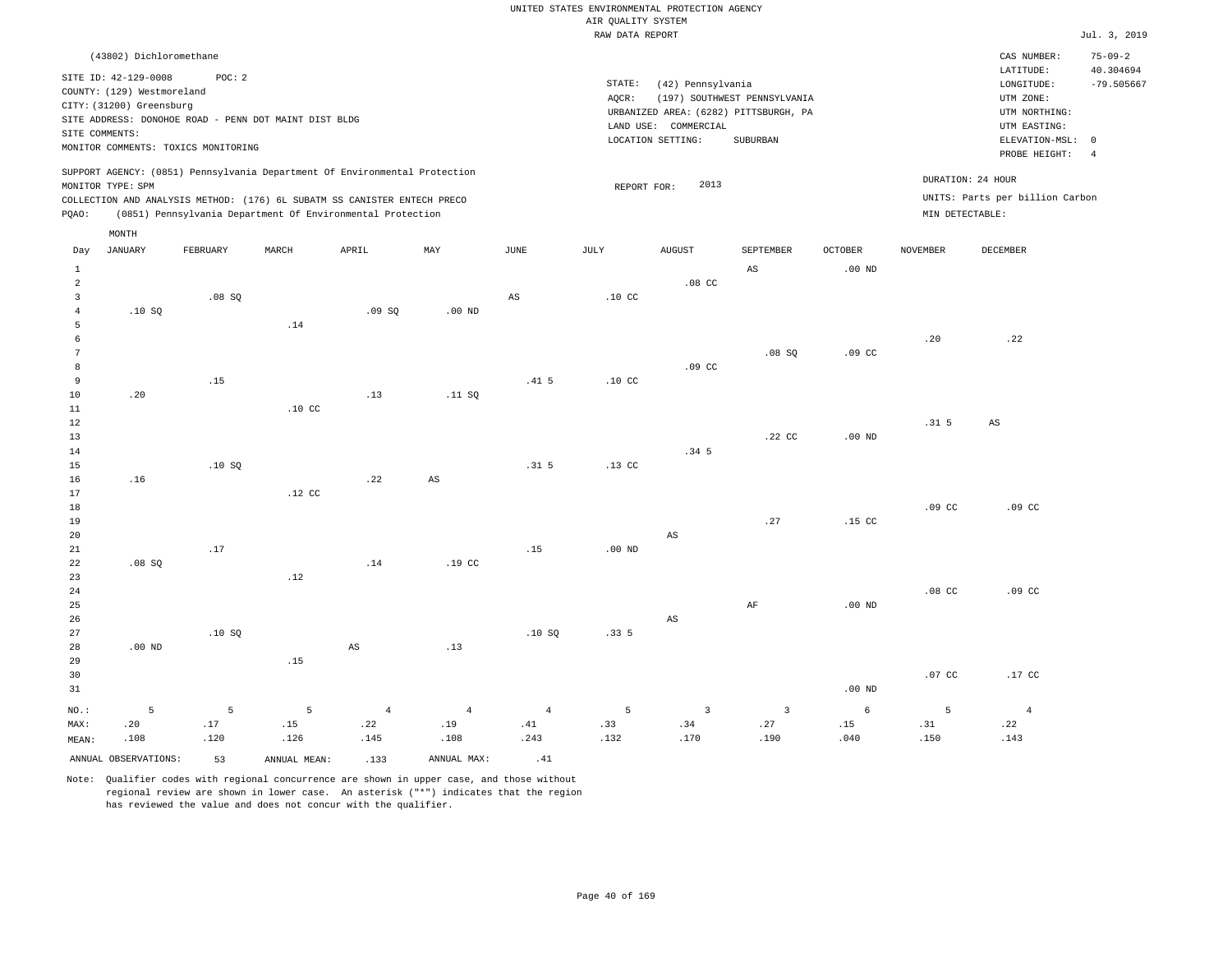UNITED STATES ENVIRONMENTAL PROTECTION AGENCY
AIR QUALITY SYSTEM
RAW DATA REPORT

Jul. 3, 2019

(43802) Dichloromethane

SITE ID: 42-129-0008 POC: 2
COUNTY: (129) Westmoreland
CITY: (31200) Greensburg
SITE ADDRESS: DONOHOE ROAD - PENN DOT MAINT DIST BLDG
SITE COMMENTS:
MONITOR COMMENTS: TOXICS MONITORING

STATE: (42) Pennsylvania
AQCR: (197) SOUTHWEST PENNSYLVANIA
URBANIZED AREA: (6282) PITTSBURGH, PA
LAND USE: COMMERCIAL
LOCATION SETTING: SUBURBAN

CAS NUMBER: 75-09-2
LATITUDE: 40.304694
LONGITUDE: -79.505667
UTM ZONE:
UTM NORTHING:
UTM EASTING:
ELEVATION-MSL: 0
PROBE HEIGHT: 4

SUPPORT AGENCY: (0851) Pennsylvania Department Of Environmental Protection
MONITOR TYPE: SPM
COLLECTION AND ANALYSIS METHOD: (176) 6L SUBATM SS CANISTER ENTECH PRECO
PQAO: (0851) Pennsylvania Department Of Environmental Protection

REPORT FOR: 2013

DURATION: 24 HOUR
UNITS: Parts per billion Carbon
MIN DETECTABLE:

| Day | JANUARY | FEBRUARY | MARCH | APRIL | MAY | JUNE | JULY | AUGUST | SEPTEMBER | OCTOBER | NOVEMBER | DECEMBER |
|---|---|---|---|---|---|---|---|---|---|---|---|---|
| 1 | | | | | | | | | AS | .00 ND | | |
| 2 | | | | | | | | .08 CC | | | | |
| 3 | | .08 SQ | | | | AS | .10 CC | | | | | |
| 4 | .10 SQ | | | .09 SQ | .00 ND | | | | | | | |
| 5 | | | .14 | | | | | | | | | |
| 6 | | | | | | | | | | | .20 | .22 |
| 7 | | | | | | | | | .08 SQ | .09 CC | | |
| 8 | | | | | | | | .09 CC | | | | |
| 9 | | .15 | | | | .41 5 | .10 CC | | | | | |
| 10 | .20 | | | .13 | .11 SQ | | | | | | | |
| 11 | | | .10 CC | | | | | | | | | |
| 12 | | | | | | | | | | | .31 5 | AS |
| 13 | | | | | | | | | .22 CC | .00 ND | | |
| 14 | | | | | | | | .34 5 | | | | |
| 15 | | .10 SQ | | | | .31 5 | .13 CC | | | | | |
| 16 | .16 | | | .22 | AS | | | | | | | |
| 17 | | | .12 CC | | | | | | | | | |
| 18 | | | | | | | | | | | .09 CC | .09 CC |
| 19 | | | | | | | | | .27 | .15 CC | | |
| 20 | | | | | | | | AS | | | | |
| 21 | | .17 | | | | .15 | .00 ND | | | | | |
| 22 | .08 SQ | | | .14 | .19 CC | | | | | | | |
| 23 | | | .12 | | | | | | | | | |
| 24 | | | | | | | | | | | .08 CC | .09 CC |
| 25 | | | | | | | | | AF | .00 ND | | |
| 26 | | | | | | | | AS | | | | |
| 27 | | .10 SQ | | | | .10 SQ | .33 5 | | | | | |
| 28 | .00 ND | | | AS | .13 | | | | | | | |
| 29 | | | .15 | | | | | | | | | |
| 30 | | | | | | | | | | | .07 CC | .17 CC |
| 31 | | | | | | | | | | .00 ND | | |
| NO.: | 5 | 5 | 5 | 4 | 4 | 4 | 5 | 3 | 3 | 6 | 5 | 4 |
| MAX: | .20 | .17 | .15 | .22 | .19 | .41 | .33 | .34 | .27 | .15 | .31 | .22 |
| MEAN: | .108 | .120 | .126 | .145 | .108 | .243 | .132 | .170 | .190 | .040 | .150 | .143 |

ANNUAL OBSERVATIONS: 53 ANNUAL MEAN: .133 ANNUAL MAX: .41

Note: Qualifier codes with regional concurrence are shown in upper case, and those without regional review are shown in lower case. An asterisk ("*") indicates that the region has reviewed the value and does not concur with the qualifier.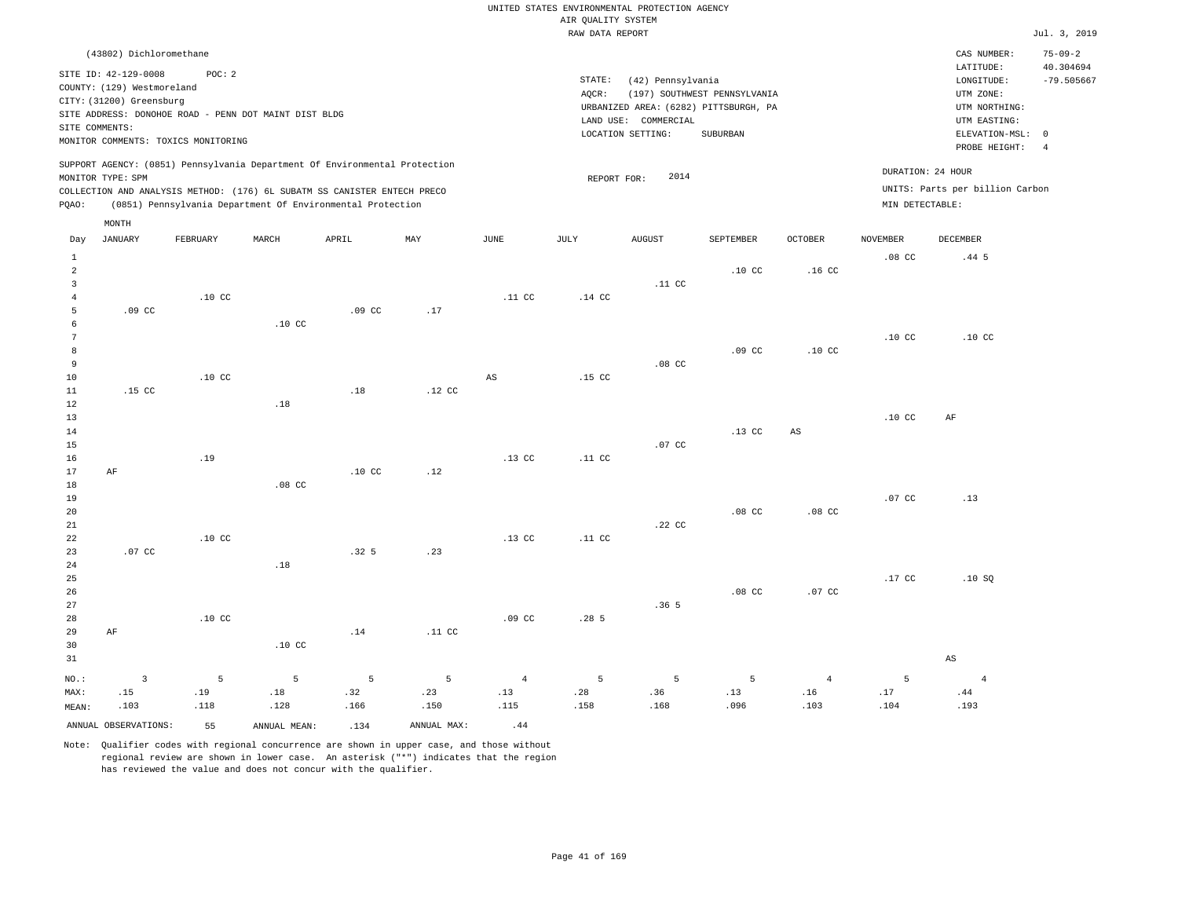UNITED STATES ENVIRONMENTAL PROTECTION AGENCY
AIR QUALITY SYSTEM
RAW DATA REPORT

Jul. 3, 2019

(43802) Dichloromethane

SITE ID: 42-129-0008 POC: 2
COUNTY: (129) Westmoreland
CITY: (31200) Greensburg
SITE ADDRESS: DONOHOE ROAD - PENN DOT MAINT DIST BLDG
SITE COMMENTS:
MONITOR COMMENTS: TOXICS MONITORING

STATE: (42) Pennsylvania
AQCR: (197) SOUTHWEST PENNSYLVANIA
URBANIZED AREA: (6282) PITTSBURGH, PA
LAND USE: COMMERCIAL
LOCATION SETTING: SUBURBAN

CAS NUMBER: 75-09-2
LATITUDE: 40.304694
LONGITUDE: -79.505667
UTM ZONE:
UTM NORTHING:
UTM EASTING:
ELEVATION-MSL: 0
PROBE HEIGHT: 4

SUPPORT AGENCY: (0851) Pennsylvania Department Of Environmental Protection
MONITOR TYPE: SPM
COLLECTION AND ANALYSIS METHOD: (176) 6L SUBATM SS CANISTER ENTECH PRECO
PQAO: (0851) Pennsylvania Department Of Environmental Protection

REPORT FOR: 2014

DURATION: 24 HOUR
UNITS: Parts per billion Carbon
MIN DETECTABLE:

| Day | JANUARY | FEBRUARY | MARCH | APRIL | MAY | JUNE | JULY | AUGUST | SEPTEMBER | OCTOBER | NOVEMBER | DECEMBER |
|---|---|---|---|---|---|---|---|---|---|---|---|---|
| 1 | | | | | | | | | | | .08 CC | .44 5 |
| 2 | | | | | | | | | .10 CC | .16 CC | | |
| 3 | | | | | | | | .11 CC | | | | |
| 4 | | .10 CC | | | | .11 CC | .14 CC | | | | | |
| 5 | .09 CC | | | .09 CC | .17 | | | | | | | |
| 6 | | | .10 CC | | | | | | | | | |
| 7 | | | | | | | | | | | .10 CC | .10 CC |
| 8 | | | | | | | | | .09 CC | .10 CC | | |
| 9 | | | | | | | | .08 CC | | | | |
| 10 | | .10 CC | | | | AS | .15 CC | | | | | |
| 11 | .15 CC | | | .18 | .12 CC | | | | | | | |
| 12 | | | .18 | | | | | | | | | |
| 13 | | | | | | | | | | | .10 CC | AF |
| 14 | | | | | | | | | .13 CC | AS | | |
| 15 | | | | | | | | .07 CC | | | | |
| 16 | | .19 | | | | .13 CC | .11 CC | | | | | |
| 17 | AF | | | .10 CC | .12 | | | | | | | |
| 18 | | | .08 CC | | | | | | | | | |
| 19 | | | | | | | | | | | .07 CC | .13 |
| 20 | | | | | | | | | .08 CC | .08 CC | | |
| 21 | | | | | | | | .22 CC | | | | |
| 22 | | .10 CC | | | | .13 CC | .11 CC | | | | | |
| 23 | .07 CC | | | .32 5 | .23 | | | | | | | |
| 24 | | | .18 | | | | | | | | | |
| 25 | | | | | | | | | | | .17 CC | .10 SQ |
| 26 | | | | | | | | | .08 CC | .07 CC | | |
| 27 | | | | | | | | .36 5 | | | | |
| 28 | | .10 CC | | | | .09 CC | .28 5 | | | | | |
| 29 | AF | | | .14 | .11 CC | | | | | | | |
| 30 | | | .10 CC | | | | | | | | | |
| 31 | | | | | | | | | | | | AS |
| NO.: | 3 | 5 | 5 | 5 | 5 | 4 | 5 | 5 | 5 | 4 | 5 | 4 |
| MAX: | .15 | .19 | .18 | .32 | .23 | .13 | .28 | .36 | .13 | .16 | .17 | .44 |
| MEAN: | .103 | .118 | .128 | .166 | .150 | .115 | .158 | .168 | .096 | .103 | .104 | .193 |

ANNUAL OBSERVATIONS: 55 ANNUAL MEAN: .134 ANNUAL MAX: .44

Note: Qualifier codes with regional concurrence are shown in upper case, and those without regional review are shown in lower case. An asterisk ("*") indicates that the region has reviewed the value and does not concur with the qualifier.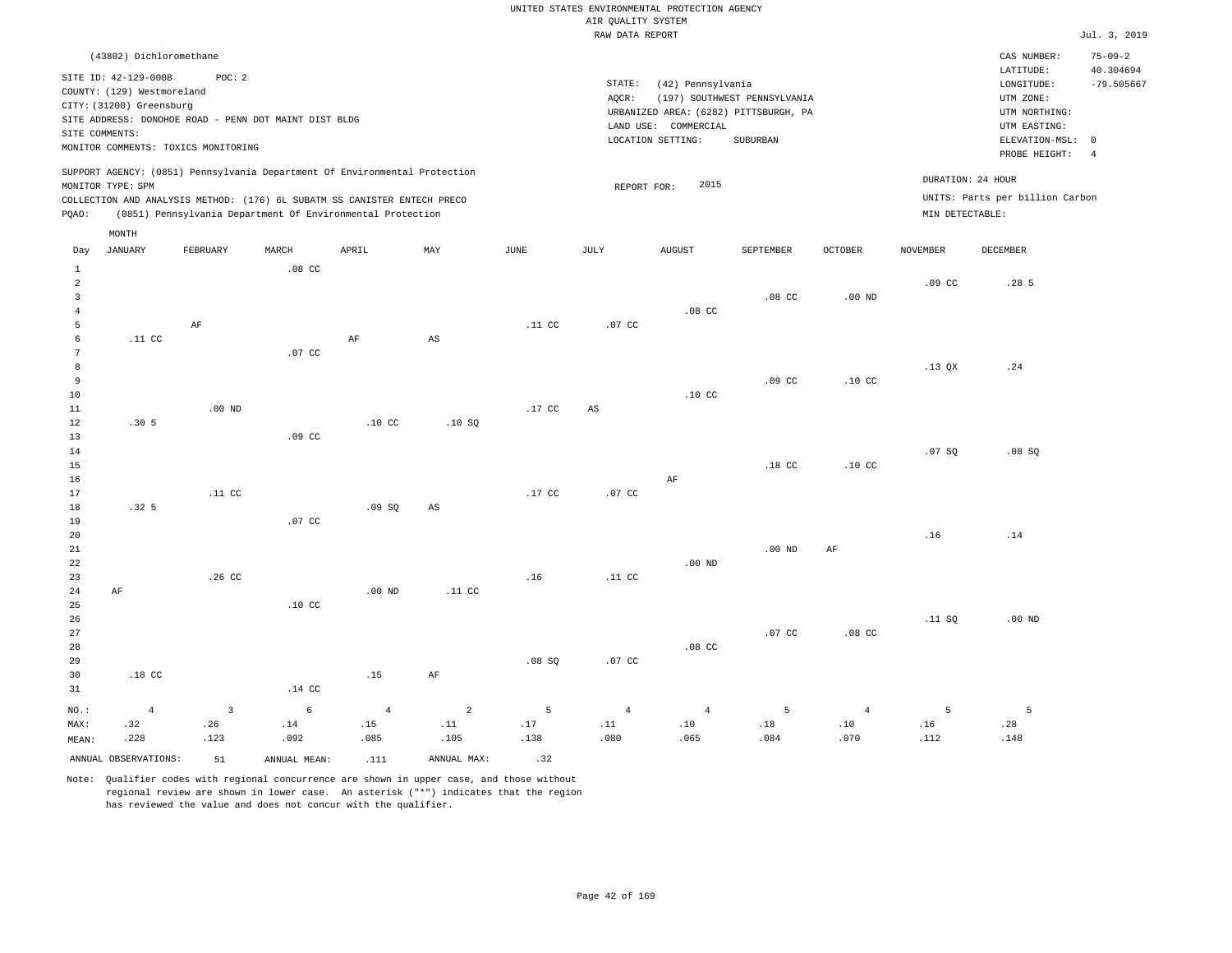UNITED STATES ENVIRONMENTAL PROTECTION AGENCY
AIR QUALITY SYSTEM
RAW DATA REPORT

Jul. 3, 2019

(43802) Dichloromethane

SITE ID: 42-129-0008 POC: 2
COUNTY: (129) Westmoreland
CITY: (31200) Greensburg
SITE ADDRESS: DONOHOE ROAD - PENN DOT MAINT DIST BLDG
SITE COMMENTS:
MONITOR COMMENTS: TOXICS MONITORING

STATE: (42) Pennsylvania
AQCR: (197) SOUTHWEST PENNSYLVANIA
URBANIZED AREA: (6282) PITTSBURGH, PA
LAND USE: COMMERCIAL
LOCATION SETTING: SUBURBAN

CAS NUMBER: 75-09-2
LATITUDE: 40.304694
LONGITUDE: -79.505667
UTM ZONE:
UTM NORTHING:
UTM EASTING:
ELEVATION-MSL: 0
PROBE HEIGHT: 4

SUPPORT AGENCY: (0851) Pennsylvania Department Of Environmental Protection
MONITOR TYPE: SPM
COLLECTION AND ANALYSIS METHOD: (176) 6L SUBATM SS CANISTER ENTECH PRECO
PQAO: (0851) Pennsylvania Department Of Environmental Protection

REPORT FOR: 2015

DURATION: 24 HOUR
UNITS: Parts per billion Carbon
MIN DETECTABLE:

| Day | JANUARY | FEBRUARY | MARCH | APRIL | MAY | JUNE | JULY | AUGUST | SEPTEMBER | OCTOBER | NOVEMBER | DECEMBER |
|---|---|---|---|---|---|---|---|---|---|---|---|---|
| 1 | | | .08 CC | | | | | | | | | |
| 2 | | | | | | | | | | | .09 CC | .28 5 |
| 3 | | | | | | | | | .08 CC | .00 ND | | |
| 4 | | | | | | | | .08 CC | | | | |
| 5 | | AF | | | | .11 CC | .07 CC | | | | | |
| 6 | .11 CC | | | AF | AS | | | | | | | |
| 7 | | | .07 CC | | | | | | | | | |
| 8 | | | | | | | | | | | .13 QX | .24 |
| 9 | | | | | | | | | .09 CC | .10 CC | | |
| 10 | | | | | | | | .10 CC | | | | |
| 11 | | .00 ND | | | | .17 CC | AS | | | | | |
| 12 | .30 5 | | | .10 CC | .10 SQ | | | | | | | |
| 13 | | | .09 CC | | | | | | | | | |
| 14 | | | | | | | | | | | .07 SQ | .08 SQ |
| 15 | | | | | | | | | .18 CC | .10 CC | | |
| 16 | | | | | | | | AF | | | | |
| 17 | | .11 CC | | | | .17 CC | .07 CC | | | | | |
| 18 | .32 5 | | | .09 SQ | AS | | | | | | | |
| 19 | | | .07 CC | | | | | | | | | |
| 20 | | | | | | | | | | | .16 | .14 |
| 21 | | | | | | | | | .00 ND | AF | | |
| 22 | | | | | | | | .00 ND | | | | |
| 23 | | .26 CC | | | | .16 | .11 CC | | | | | |
| 24 | AF | | | .00 ND | .11 CC | | | | | | | |
| 25 | | | .10 CC | | | | | | | | | |
| 26 | | | | | | | | | | | .11 SQ | .00 ND |
| 27 | | | | | | | | | .07 CC | .08 CC | | |
| 28 | | | | | | | | .08 CC | | | | |
| 29 | | | | | | .08 SQ | .07 CC | | | | | |
| 30 | .18 CC | | | .15 | AF | | | | | | | |
| 31 | | | .14 CC | | | | | | | | | |
| NO.: | 4 | 3 | 6 | 4 | 2 | 5 | 4 | 4 | 5 | 4 | 5 | 5 |
| MAX: | .32 | .26 | .14 | .15 | .11 | .17 | .11 | .10 | .18 | .10 | .16 | .28 |
| MEAN: | .228 | .123 | .092 | .085 | .105 | .138 | .080 | .065 | .084 | .070 | .112 | .148 |

ANNUAL OBSERVATIONS: 51 ANNUAL MEAN: .111 ANNUAL MAX: .32

Note: Qualifier codes with regional concurrence are shown in upper case, and those without regional review are shown in lower case. An asterisk ("*") indicates that the region has reviewed the value and does not concur with the qualifier.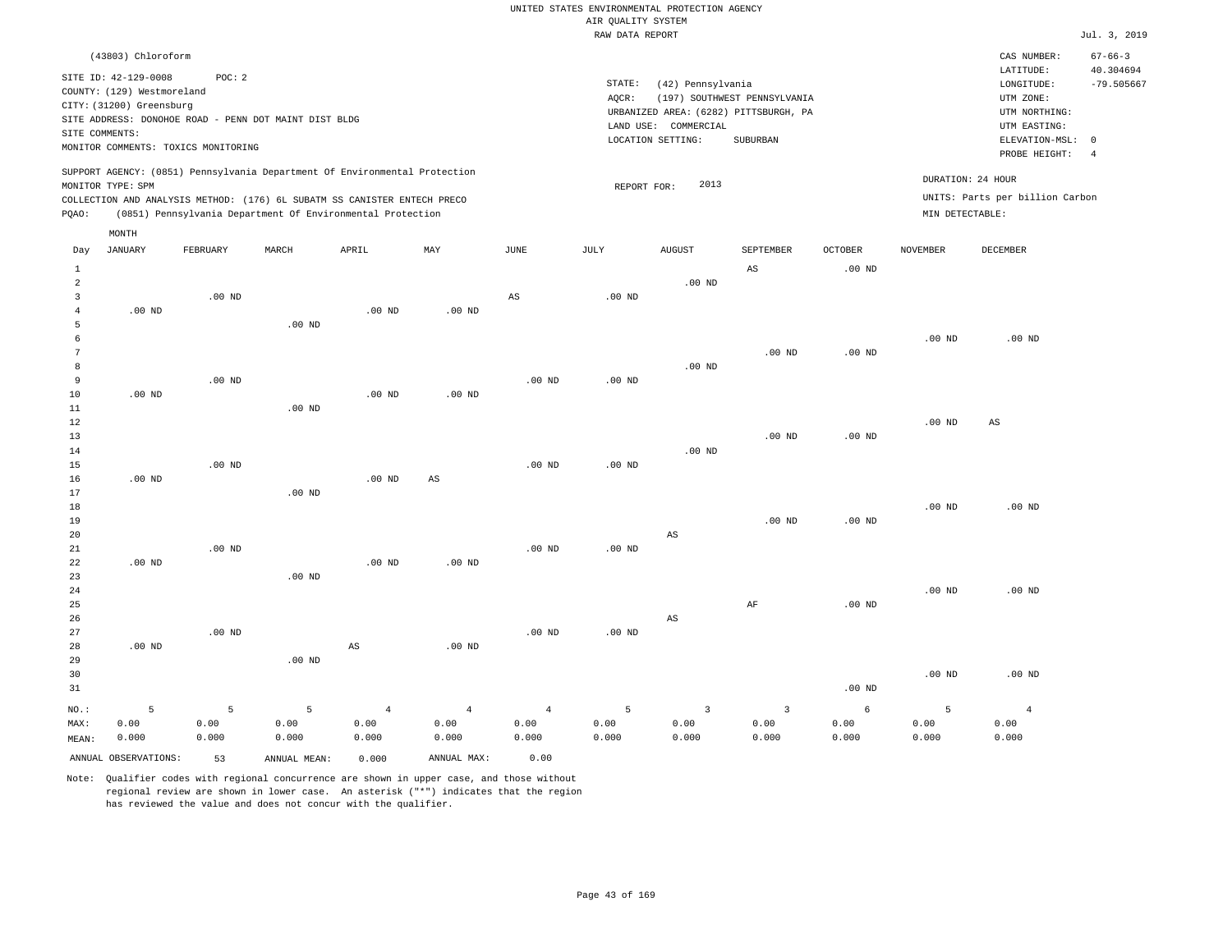UNITED STATES ENVIRONMENTAL PROTECTION AGENCY
AIR QUALITY SYSTEM
RAW DATA REPORT

Jul. 3, 2019

(43803) Chloroform

SITE ID: 42-129-0008 POC: 2
COUNTY: (129) Westmoreland
CITY: (31200) Greensburg
SITE ADDRESS: DONOHOE ROAD - PENN DOT MAINT DIST BLDG
SITE COMMENTS:
MONITOR COMMENTS: TOXICS MONITORING

STATE: (42) Pennsylvania
AQCR: (197) SOUTHWEST PENNSYLVANIA
URBANIZED AREA: (6282) PITTSBURGH, PA
LAND USE: COMMERCIAL
LOCATION SETTING: SUBURBAN

CAS NUMBER: 67-66-3
LATITUDE: 40.304694
LONGITUDE: -79.505667
UTM ZONE:
UTM NORTHING:
UTM EASTING:
ELEVATION-MSL: 0
PROBE HEIGHT: 4

SUPPORT AGENCY: (0851) Pennsylvania Department Of Environmental Protection
MONITOR TYPE: SPM
COLLECTION AND ANALYSIS METHOD: (176) 6L SUBATM SS CANISTER ENTECH PRECO
PQAO: (0851) Pennsylvania Department Of Environmental Protection

REPORT FOR: 2013

DURATION: 24 HOUR
UNITS: Parts per billion Carbon
MIN DETECTABLE:

| Day | JANUARY | FEBRUARY | MARCH | APRIL | MAY | JUNE | JULY | AUGUST | SEPTEMBER | OCTOBER | NOVEMBER | DECEMBER |
|---|---|---|---|---|---|---|---|---|---|---|---|---|
| 1 | | | | | | | | | AS | .00 ND | | |
| 2 | | | | | | | | .00 ND | | | | |
| 3 | | .00 ND | | | | AS | .00 ND | | | | | |
| 4 | .00 ND | | | .00 ND | .00 ND | | | | | | | |
| 5 | | | .00 ND | | | | | | | | | |
| 6 | | | | | | | | | | | .00 ND | .00 ND |
| 7 | | | | | | | | | .00 ND | .00 ND | | |
| 8 | | | | | | | | .00 ND | | | | |
| 9 | | .00 ND | | | | .00 ND | .00 ND | | | | | |
| 10 | .00 ND | | | .00 ND | .00 ND | | | | | | | |
| 11 | | | .00 ND | | | | | | | | | |
| 12 | | | | | | | | | | | .00 ND | AS |
| 13 | | | | | | | | | .00 ND | .00 ND | | |
| 14 | | | | | | | | .00 ND | | | | |
| 15 | | .00 ND | | | | .00 ND | .00 ND | | | | | |
| 16 | .00 ND | | | .00 ND | AS | | | | | | | |
| 17 | | | .00 ND | | | | | | | | | |
| 18 | | | | | | | | | | | .00 ND | .00 ND |
| 19 | | | | | | | | | .00 ND | .00 ND | | |
| 20 | | | | | | | | AS | | | | |
| 21 | | .00 ND | | | | .00 ND | .00 ND | | | | | |
| 22 | .00 ND | | | .00 ND | .00 ND | | | | | | | |
| 23 | | | .00 ND | | | | | | | | | |
| 24 | | | | | | | | | | | .00 ND | .00 ND |
| 25 | | | | | | | | | AF | .00 ND | | |
| 26 | | | | | | | | AS | | | | |
| 27 | | .00 ND | | | | .00 ND | .00 ND | | | | | |
| 28 | .00 ND | | | AS | .00 ND | | | | | | | |
| 29 | | | .00 ND | | | | | | | | | |
| 30 | | | | | | | | | | | .00 ND | .00 ND |
| 31 | | | | | | | | | | .00 ND | | |
| NO.: | 5 | 5 | 5 | 4 | 4 | 4 | 5 | 3 | 3 | 6 | 5 | 4 |
| MAX: | 0.00 | 0.00 | 0.00 | 0.00 | 0.00 | 0.00 | 0.00 | 0.00 | 0.00 | 0.00 | 0.00 | 0.00 |
| MEAN: | 0.000 | 0.000 | 0.000 | 0.000 | 0.000 | 0.000 | 0.000 | 0.000 | 0.000 | 0.000 | 0.000 | 0.000 |

ANNUAL OBSERVATIONS: 53 ANNUAL MEAN: 0.000 ANNUAL MAX: 0.00

Note: Qualifier codes with regional concurrence are shown in upper case, and those without regional review are shown in lower case. An asterisk ("*") indicates that the region has reviewed the value and does not concur with the qualifier.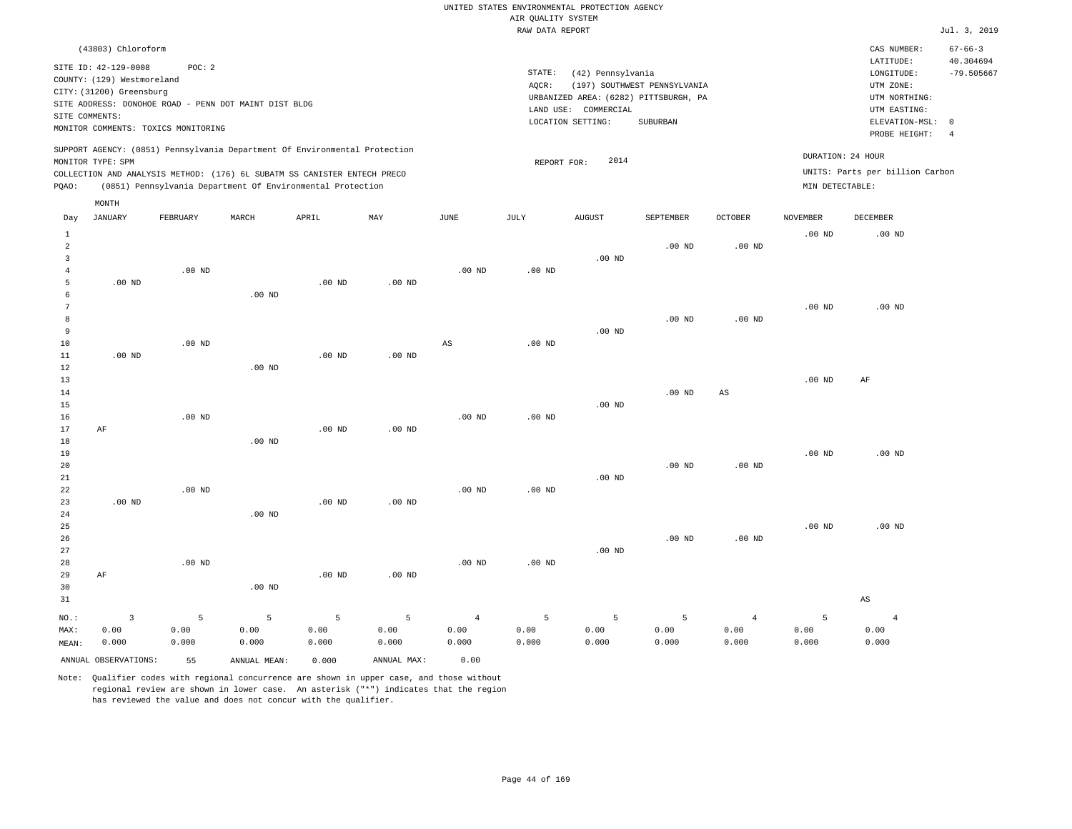UNITED STATES ENVIRONMENTAL PROTECTION AGENCY
AIR QUALITY SYSTEM
RAW DATA REPORT

Jul. 3, 2019

(43803) Chloroform

SITE ID: 42-129-0008 POC: 2
COUNTY: (129) Westmoreland
CITY: (31200) Greensburg
SITE ADDRESS: DONOHOE ROAD - PENN DOT MAINT DIST BLDG
SITE COMMENTS:
MONITOR COMMENTS: TOXICS MONITORING

STATE: (42) Pennsylvania
AQCR: (197) SOUTHWEST PENNSYLVANIA
URBANIZED AREA: (6282) PITTSBURGH, PA
LAND USE: COMMERCIAL
LOCATION SETTING: SUBURBAN

CAS NUMBER: 67-66-3
LATITUDE: 40.304694
LONGITUDE: -79.505667
UTM ZONE:
UTM NORTHING:
UTM EASTING:
ELEVATION-MSL: 0
PROBE HEIGHT: 4

SUPPORT AGENCY: (0851) Pennsylvania Department Of Environmental Protection
MONITOR TYPE: SPM
COLLECTION AND ANALYSIS METHOD: (176) 6L SUBATM SS CANISTER ENTECH PRECO
PQAO: (0851) Pennsylvania Department Of Environmental Protection

REPORT FOR: 2014

DURATION: 24 HOUR
UNITS: Parts per billion Carbon
MIN DETECTABLE:

| Day | JANUARY | FEBRUARY | MARCH | APRIL | MAY | JUNE | JULY | AUGUST | SEPTEMBER | OCTOBER | NOVEMBER | DECEMBER |
|---|---|---|---|---|---|---|---|---|---|---|---|---|
| 1 | | | | | | | | | | | .00 ND | .00 ND |
| 2 | | | | | | | | | .00 ND | .00 ND | | |
| 3 | | | | | | | | .00 ND | | | | |
| 4 | | .00 ND | | | | .00 ND | .00 ND | | | | | |
| 5 | .00 ND | | | .00 ND | .00 ND | | | | | | | |
| 6 | | | .00 ND | | | | | | | | | |
| 7 | | | | | | | | | | | .00 ND | .00 ND |
| 8 | | | | | | | | | .00 ND | .00 ND | | |
| 9 | | | | | | | | .00 ND | | | | |
| 10 | | .00 ND | | | | AS | .00 ND | | | | | |
| 11 | .00 ND | | | .00 ND | .00 ND | | | | | | | |
| 12 | | | .00 ND | | | | | | | | | |
| 13 | | | | | | | | | | | .00 ND | AF |
| 14 | | | | | | | | | .00 ND | AS | | |
| 15 | | | | | | | | .00 ND | | | | |
| 16 | | .00 ND | | | | .00 ND | .00 ND | | | | | |
| 17 | AF | | | .00 ND | .00 ND | | | | | | | |
| 18 | | | .00 ND | | | | | | | | | |
| 19 | | | | | | | | | | | .00 ND | .00 ND |
| 20 | | | | | | | | | .00 ND | .00 ND | | |
| 21 | | | | | | | | .00 ND | | | | |
| 22 | | .00 ND | | | | .00 ND | .00 ND | | | | | |
| 23 | .00 ND | | | .00 ND | .00 ND | | | | | | | |
| 24 | | | .00 ND | | | | | | | | | |
| 25 | | | | | | | | | | | .00 ND | .00 ND |
| 26 | | | | | | | | | .00 ND | .00 ND | | |
| 27 | | | | | | | | .00 ND | | | | |
| 28 | | .00 ND | | | | .00 ND | .00 ND | | | | | |
| 29 | AF | | | .00 ND | .00 ND | | | | | | | |
| 30 | | | .00 ND | | | | | | | | | |
| 31 | | | | | | | | | | | | AS |
| NO.: | 3 | 5 | 5 | 5 | 5 | 4 | 5 | 5 | 5 | 4 | 5 | 4 |
| MAX: | 0.00 | 0.00 | 0.00 | 0.00 | 0.00 | 0.00 | 0.00 | 0.00 | 0.00 | 0.00 | 0.00 | 0.00 |
| MEAN: | 0.000 | 0.000 | 0.000 | 0.000 | 0.000 | 0.000 | 0.000 | 0.000 | 0.000 | 0.000 | 0.000 | 0.000 |

ANNUAL OBSERVATIONS: 55 ANNUAL MEAN: 0.000 ANNUAL MAX: 0.00

Note: Qualifier codes with regional concurrence are shown in upper case, and those without regional review are shown in lower case. An asterisk ("*") indicates that the region has reviewed the value and does not concur with the qualifier.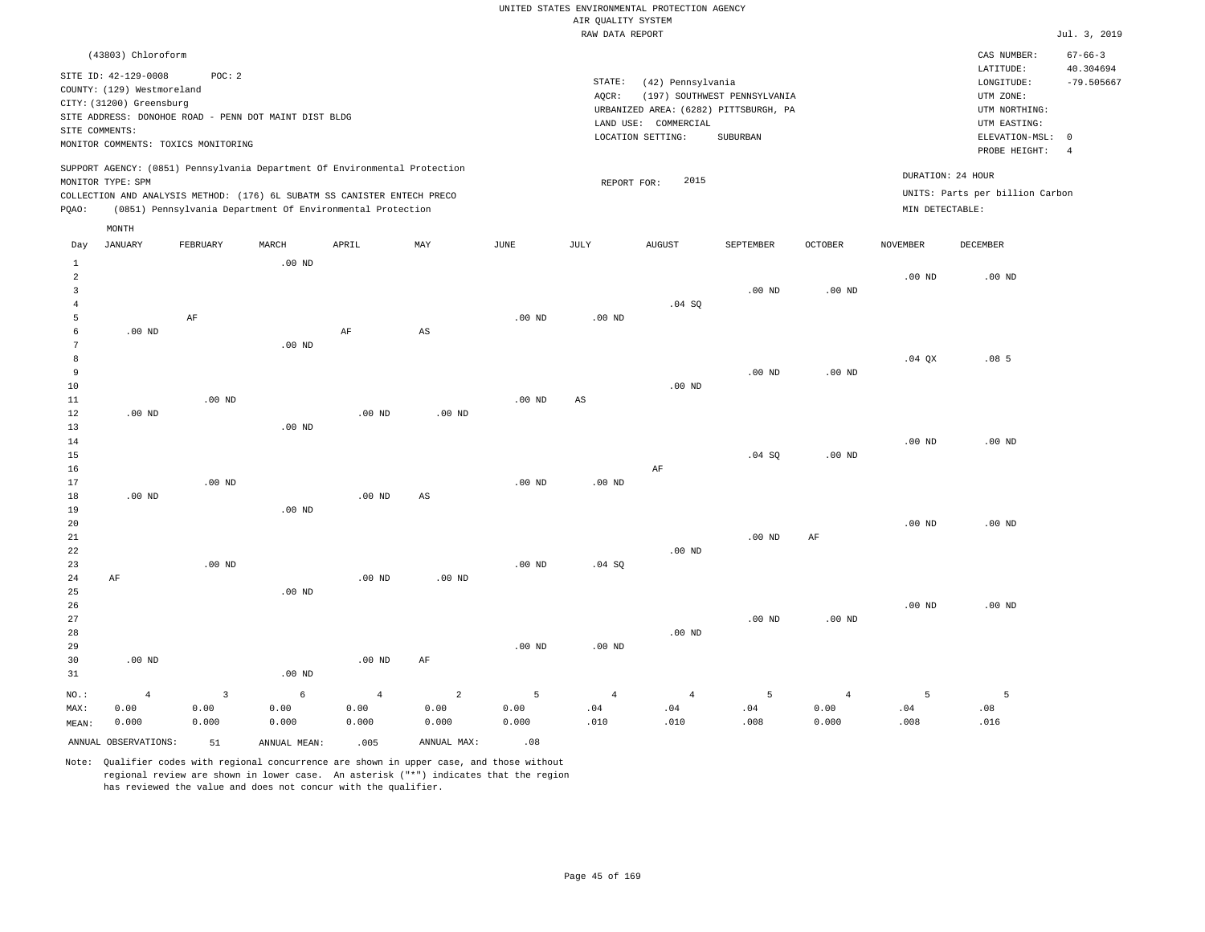UNITED STATES ENVIRONMENTAL PROTECTION AGENCY
AIR QUALITY SYSTEM
RAW DATA REPORT

Jul. 3, 2019

(43803) Chloroform

SITE ID: 42-129-0008 POC: 2
COUNTY: (129) Westmoreland
CITY: (31200) Greensburg
SITE ADDRESS: DONOHOE ROAD - PENN DOT MAINT DIST BLDG
SITE COMMENTS:
MONITOR COMMENTS: TOXICS MONITORING

STATE: (42) Pennsylvania
AQCR: (197) SOUTHWEST PENNSYLVANIA
URBANIZED AREA: (6282) PITTSBURGH, PA
LAND USE: COMMERCIAL
LOCATION SETTING: SUBURBAN

CAS NUMBER: 67-66-3
LATITUDE: 40.304694
LONGITUDE: -79.505667
UTM ZONE:
UTM NORTHING:
UTM EASTING:
ELEVATION-MSL: 0
PROBE HEIGHT: 4

SUPPORT AGENCY: (0851) Pennsylvania Department Of Environmental Protection
MONITOR TYPE: SPM
COLLECTION AND ANALYSIS METHOD: (176) 6L SUBATM SS CANISTER ENTECH PRECO
PQAO: (0851) Pennsylvania Department Of Environmental Protection

REPORT FOR: 2015

DURATION: 24 HOUR
UNITS: Parts per billion Carbon
MIN DETECTABLE:

| Day | JANUARY | FEBRUARY | MARCH | APRIL | MAY | JUNE | JULY | AUGUST | SEPTEMBER | OCTOBER | NOVEMBER | DECEMBER |
|---|---|---|---|---|---|---|---|---|---|---|---|---|
| 1 | | | .00 ND | | | | | | | | | |
| 2 | | | | | | | | | | | .00 ND | .00 ND |
| 3 | | | | | | | | | .00 ND | .00 ND | | |
| 4 | | | | | | | | .04 SQ | | | | |
| 5 | | AF | | | | .00 ND | .00 ND | | | | | |
| 6 | .00 ND | | | AF | AS | | | | | | | |
| 7 | | | .00 ND | | | | | | | | | |
| 8 | | | | | | | | | | | .04 QX | .08 5 |
| 9 | | | | | | | | | .00 ND | .00 ND | | |
| 10 | | | | | | | | .00 ND | | | | |
| 11 | | .00 ND | | | | .00 ND | AS | | | | | |
| 12 | .00 ND | | | .00 ND | .00 ND | | | | | | | |
| 13 | | | .00 ND | | | | | | | | | |
| 14 | | | | | | | | | | | .00 ND | .00 ND |
| 15 | | | | | | | | | .04 SQ | .00 ND | | |
| 16 | | | | | | | | AF | | | | |
| 17 | | .00 ND | | | | .00 ND | .00 ND | | | | | |
| 18 | .00 ND | | | .00 ND | AS | | | | | | | |
| 19 | | | .00 ND | | | | | | | | | |
| 20 | | | | | | | | | | | .00 ND | .00 ND |
| 21 | | | | | | | | | .00 ND | AF | | |
| 22 | | | | | | | | .00 ND | | | | |
| 23 | | .00 ND | | | | .00 ND | .04 SQ | | | | | |
| 24 | AF | | | .00 ND | .00 ND | | | | | | | |
| 25 | | | .00 ND | | | | | | | | | |
| 26 | | | | | | | | | | | .00 ND | .00 ND |
| 27 | | | | | | | | | .00 ND | .00 ND | | |
| 28 | | | | | | | | .00 ND | | | | |
| 29 | | | | | | .00 ND | .00 ND | | | | | |
| 30 | .00 ND | | | .00 ND | AF | | | | | | | |
| 31 | | | .00 ND | | | | | | | | | |
| NO.: | 4 | 3 | 6 | 4 | 2 | 5 | 4 | 4 | 5 | 4 | 5 | 5 |
| MAX: | 0.00 | 0.00 | 0.00 | 0.00 | 0.00 | 0.00 | .04 | .04 | .04 | 0.00 | .04 | .08 |
| MEAN: | 0.000 | 0.000 | 0.000 | 0.000 | 0.000 | 0.000 | .010 | .010 | .008 | 0.000 | .008 | .016 |

ANNUAL OBSERVATIONS: 51 ANNUAL MEAN: .005 ANNUAL MAX: .08

Note: Qualifier codes with regional concurrence are shown in upper case, and those without regional review are shown in lower case. An asterisk ("*") indicates that the region has reviewed the value and does not concur with the qualifier.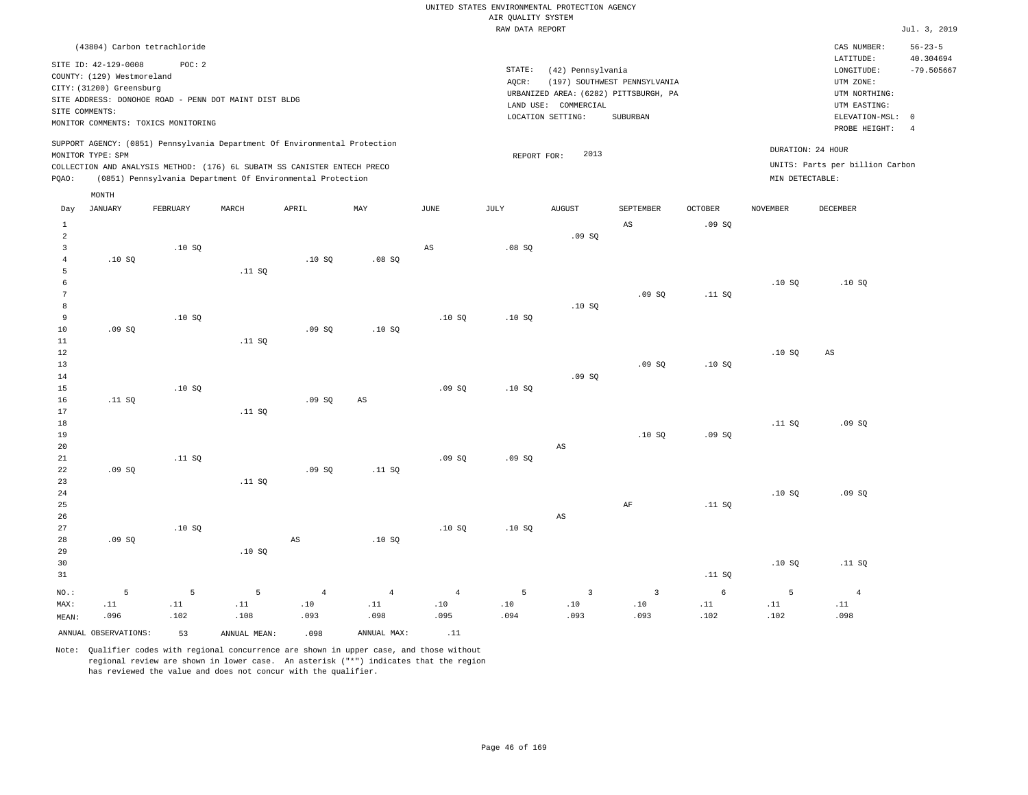UNITED STATES ENVIRONMENTAL PROTECTION AGENCY
AIR QUALITY SYSTEM
RAW DATA REPORT

Jul. 3, 2019

(43804) Carbon tetrachloride

SITE ID: 42-129-0008 POC: 2
COUNTY: (129) Westmoreland
CITY: (31200) Greensburg
SITE ADDRESS: DONOHOE ROAD - PENN DOT MAINT DIST BLDG
SITE COMMENTS:
MONITOR COMMENTS: TOXICS MONITORING

STATE: (42) Pennsylvania
AQCR: (197) SOUTHWEST PENNSYLVANIA
URBANIZED AREA: (6282) PITTSBURGH, PA
LAND USE: COMMERCIAL
LOCATION SETTING: SUBURBAN

CAS NUMBER: 56-23-5
LATITUDE: 40.304694
LONGITUDE: -79.505667
UTM ZONE:
UTM NORTHING:
UTM EASTING:
ELEVATION-MSL: 0
PROBE HEIGHT: 4

SUPPORT AGENCY: (0851) Pennsylvania Department Of Environmental Protection
MONITOR TYPE: SPM
COLLECTION AND ANALYSIS METHOD: (176) 6L SUBATM SS CANISTER ENTECH PRECO
PQAO: (0851) Pennsylvania Department Of Environmental Protection

REPORT FOR: 2013

DURATION: 24 HOUR
UNITS: Parts per billion Carbon
MIN DETECTABLE:

| Day | JANUARY | FEBRUARY | MARCH | APRIL | MAY | JUNE | JULY | AUGUST | SEPTEMBER | OCTOBER | NOVEMBER | DECEMBER |
|---|---|---|---|---|---|---|---|---|---|---|---|---|
| 1 | | | | | | | | | AS | .09 SQ | | |
| 2 | | | | | | | | .09 SQ | | | | |
| 3 | | .10 SQ | | | | AS | .08 SQ | | | | | |
| 4 | .10 SQ | | | .10 SQ | .08 SQ | | | | | | | |
| 5 | | | .11 SQ | | | | | | | | | |
| 6 | | | | | | | | | | | .10 SQ | .10 SQ |
| 7 | | | | | | | | | .09 SQ | .11 SQ | | |
| 8 | | | | | | | | .10 SQ | | | | |
| 9 | | .10 SQ | | | | .10 SQ | .10 SQ | | | | | |
| 10 | .09 SQ | | | .09 SQ | .10 SQ | | | | | | | |
| 11 | | | .11 SQ | | | | | | | | | |
| 12 | | | | | | | | | | | .10 SQ | AS |
| 13 | | | | | | | | | .09 SQ | .10 SQ | | |
| 14 | | | | | | | | .09 SQ | | | | |
| 15 | | .10 SQ | | | | .09 SQ | .10 SQ | | | | | |
| 16 | .11 SQ | | | .09 SQ | AS | | | | | | | |
| 17 | | | .11 SQ | | | | | | | | | |
| 18 | | | | | | | | | | | .11 SQ | .09 SQ |
| 19 | | | | | | | | | .10 SQ | .09 SQ | | |
| 20 | | | | | | | | AS | | | | |
| 21 | | .11 SQ | | | | .09 SQ | .09 SQ | | | | | |
| 22 | .09 SQ | | | .09 SQ | .11 SQ | | | | | | | |
| 23 | | | .11 SQ | | | | | | | | | |
| 24 | | | | | | | | | | | .10 SQ | .09 SQ |
| 25 | | | | | | | | | AF | .11 SQ | | |
| 26 | | | | | | | | AS | | | | |
| 27 | | .10 SQ | | | | .10 SQ | .10 SQ | | | | | |
| 28 | .09 SQ | | | AS | .10 SQ | | | | | | | |
| 29 | | | .10 SQ | | | | | | | | | |
| 30 | | | | | | | | | | | .10 SQ | .11 SQ |
| 31 | | | | | | | | | | .11 SQ | | |
| NO.: | 5 | 5 | 5 | 4 | 4 | 4 | 5 | 3 | 3 | 6 | 5 | 4 |
| MAX: | .11 | .11 | .11 | .10 | .11 | .10 | .10 | .10 | .10 | .11 | .11 | .11 |
| MEAN: | .096 | .102 | .108 | .093 | .098 | .095 | .094 | .093 | .093 | .102 | .102 | .098 |

ANNUAL OBSERVATIONS: 53 ANNUAL MEAN: .098 ANNUAL MAX: .11

Note: Qualifier codes with regional concurrence are shown in upper case, and those without regional review are shown in lower case. An asterisk ("*") indicates that the region has reviewed the value and does not concur with the qualifier.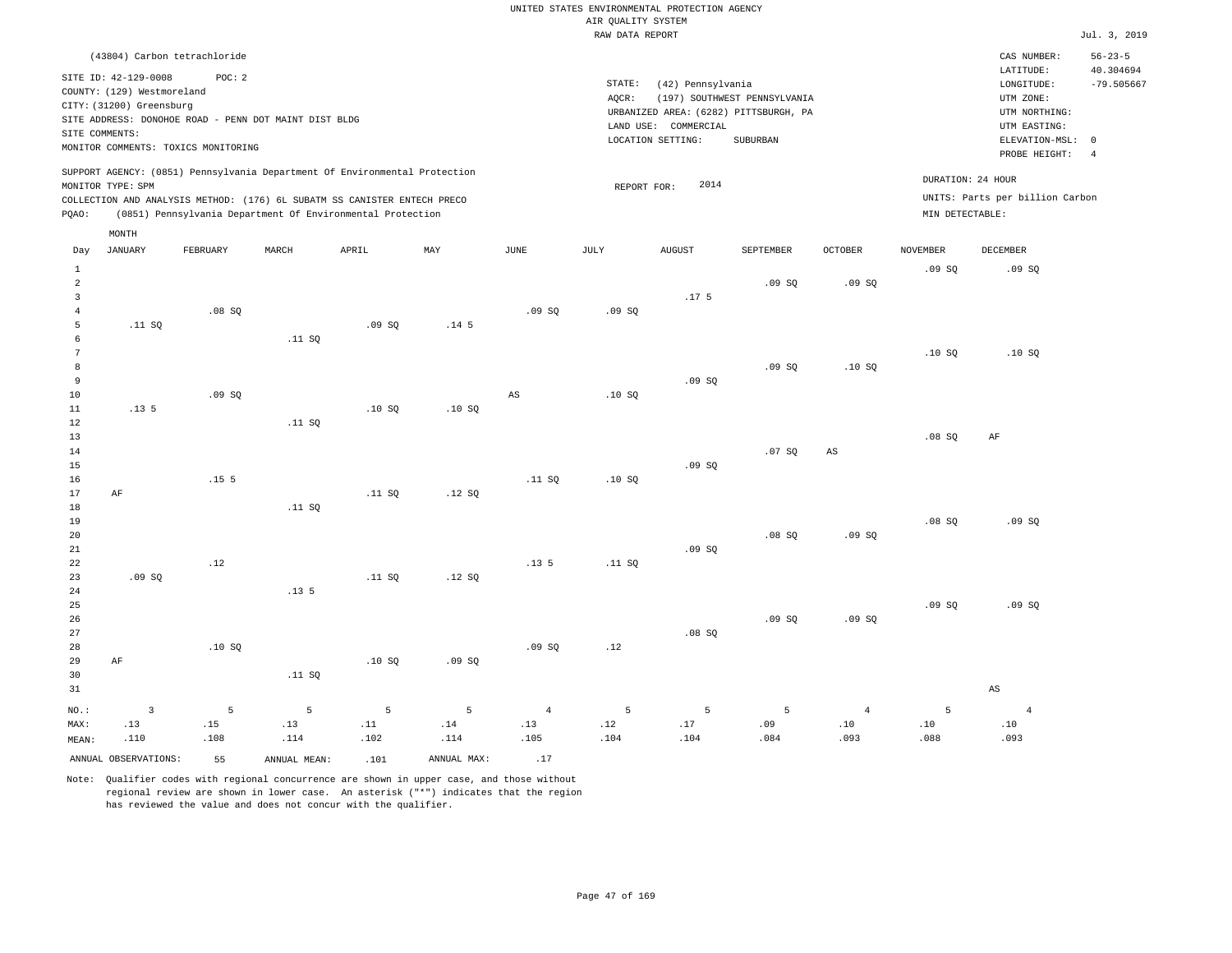UNITED STATES ENVIRONMENTAL PROTECTION AGENCY
AIR QUALITY SYSTEM
RAW DATA REPORT

Jul. 3, 2019

(43804) Carbon tetrachloride

SITE ID: 42-129-0008 POC: 2
COUNTY: (129) Westmoreland
CITY: (31200) Greensburg
SITE ADDRESS: DONOHOE ROAD - PENN DOT MAINT DIST BLDG
SITE COMMENTS:
MONITOR COMMENTS: TOXICS MONITORING

STATE: (42) Pennsylvania
AQCR: (197) SOUTHWEST PENNSYLVANIA
URBANIZED AREA: (6282) PITTSBURGH, PA
LAND USE: COMMERCIAL
LOCATION SETTING: SUBURBAN

CAS NUMBER: 56-23-5
LATITUDE: 40.304694
LONGITUDE: -79.505667
UTM ZONE:
UTM NORTHING:
UTM EASTING:
ELEVATION-MSL: 0
PROBE HEIGHT: 4

SUPPORT AGENCY: (0851) Pennsylvania Department Of Environmental Protection
MONITOR TYPE: SPM
COLLECTION AND ANALYSIS METHOD: (176) 6L SUBATM SS CANISTER ENTECH PRECO
PQAO: (0851) Pennsylvania Department Of Environmental Protection

REPORT FOR: 2014

DURATION: 24 HOUR
UNITS: Parts per billion Carbon
MIN DETECTABLE:

| Day | JANUARY | FEBRUARY | MARCH | APRIL | MAY | JUNE | JULY | AUGUST | SEPTEMBER | OCTOBER | NOVEMBER | DECEMBER |
|---|---|---|---|---|---|---|---|---|---|---|---|---|
| 1 | | | | | | | | | | | .09 SQ | .09 SQ |
| 2 | | | | | | | | | .09 SQ | .09 SQ | | |
| 3 | | | | | | | | .17 5 | | | | |
| 4 | | .08 SQ | | | | .09 SQ | .09 SQ | | | | | |
| 5 | .11 SQ | | | .09 SQ | .14 5 | | | | | | | |
| 6 | | | .11 SQ | | | | | | | | | |
| 7 | | | | | | | | | | | .10 SQ | .10 SQ |
| 8 | | | | | | | | | .09 SQ | .10 SQ | | |
| 9 | | | | | | | | .09 SQ | | | | |
| 10 | | .09 SQ | | | | AS | .10 SQ | | | | | |
| 11 | .13 5 | | | .10 SQ | .10 SQ | | | | | | | |
| 12 | | | .11 SQ | | | | | | | | | |
| 13 | | | | | | | | | | | .08 SQ | AF |
| 14 | | | | | | | | | .07 SQ | AS | | |
| 15 | | | | | | | | .09 SQ | | | | |
| 16 | | .15 5 | | | | .11 SQ | .10 SQ | | | | | |
| 17 | AF | | | .11 SQ | .12 SQ | | | | | | | |
| 18 | | | .11 SQ | | | | | | | | | |
| 19 | | | | | | | | | | | .08 SQ | .09 SQ |
| 20 | | | | | | | | | .08 SQ | .09 SQ | | |
| 21 | | | | | | | | .09 SQ | | | | |
| 22 | | .12 | | | | .13 5 | .11 SQ | | | | | |
| 23 | .09 SQ | | | .11 SQ | .12 SQ | | | | | | | |
| 24 | | | .13 5 | | | | | | | | | |
| 25 | | | | | | | | | | | .09 SQ | .09 SQ |
| 26 | | | | | | | | | .09 SQ | .09 SQ | | |
| 27 | | | | | | | | .08 SQ | | | | |
| 28 | | .10 SQ | | | | .09 SQ | .12 | | | | | |
| 29 | AF | | | .10 SQ | .09 SQ | | | | | | | |
| 30 | | | .11 SQ | | | | | | | | | |
| 31 | | | | | | | | | | | | AS |
| NO.: | 3 | 5 | 5 | 5 | 5 | 4 | 5 | 5 | 5 | 4 | 5 | 4 |
| MAX: | .13 | .15 | .13 | .11 | .14 | .13 | .12 | .17 | .09 | .10 | .10 | .10 |
| MEAN: | .110 | .108 | .114 | .102 | .114 | .105 | .104 | .104 | .084 | .093 | .088 | .093 |

ANNUAL OBSERVATIONS: 55 ANNUAL MEAN: .101 ANNUAL MAX: .17

Note: Qualifier codes with regional concurrence are shown in upper case, and those without regional review are shown in lower case. An asterisk ("*") indicates that the region has reviewed the value and does not concur with the qualifier.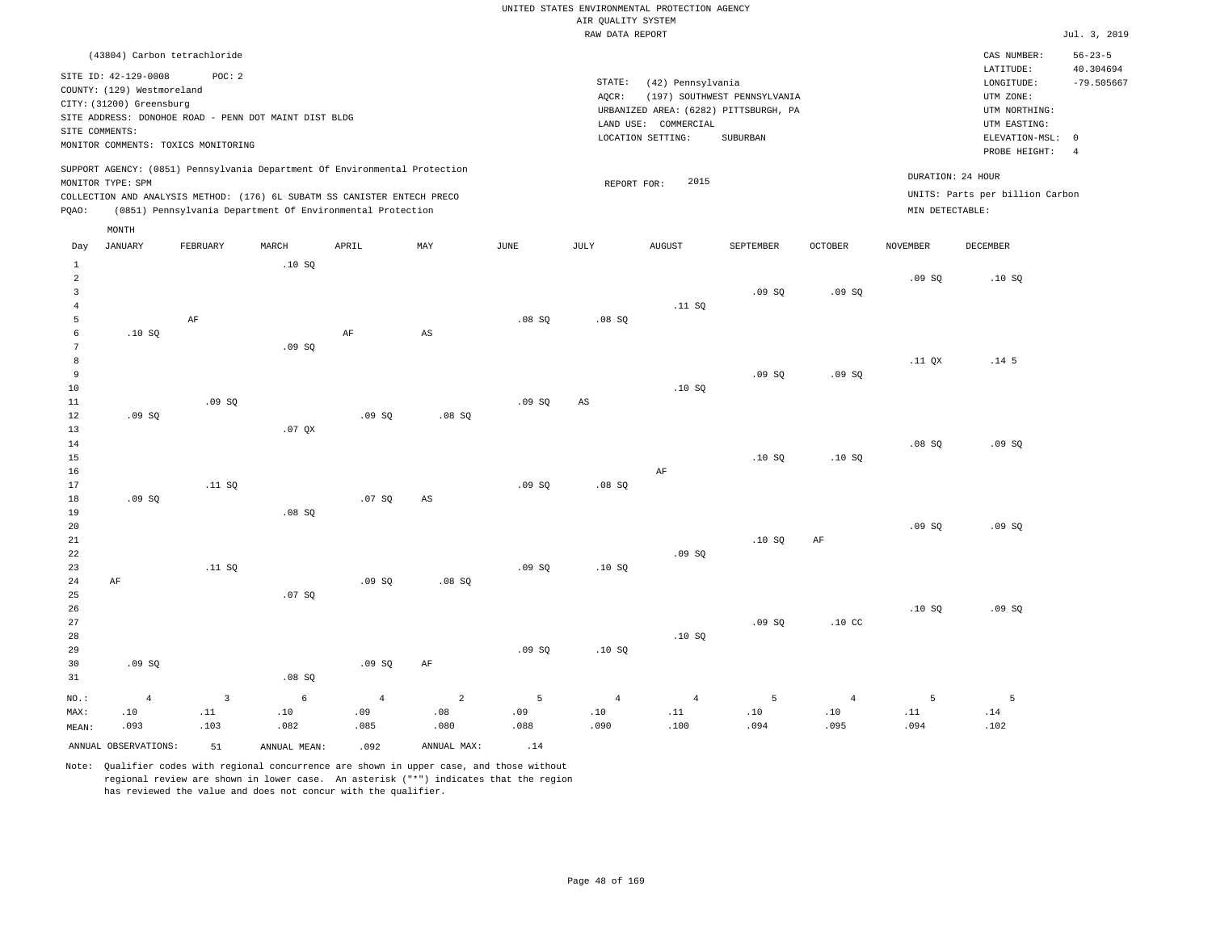UNITED STATES ENVIRONMENTAL PROTECTION AGENCY
AIR QUALITY SYSTEM
RAW DATA REPORT

Jul. 3, 2019

(43804) Carbon tetrachloride

SITE ID: 42-129-0008 POC: 2
COUNTY: (129) Westmoreland
CITY: (31200) Greensburg
SITE ADDRESS: DONOHOE ROAD - PENN DOT MAINT DIST BLDG
SITE COMMENTS:
MONITOR COMMENTS: TOXICS MONITORING

STATE: (42) Pennsylvania
AQCR: (197) SOUTHWEST PENNSYLVANIA
URBANIZED AREA: (6282) PITTSBURGH, PA
LAND USE: COMMERCIAL
LOCATION SETTING: SUBURBAN

CAS NUMBER: 56-23-5
LATITUDE: 40.304694
LONGITUDE: -79.505667
UTM ZONE:
UTM NORTHING:
UTM EASTING:
ELEVATION-MSL: 0
PROBE HEIGHT: 4

SUPPORT AGENCY: (0851) Pennsylvania Department Of Environmental Protection
MONITOR TYPE: SPM
COLLECTION AND ANALYSIS METHOD: (176) 6L SUBATM SS CANISTER ENTECH PRECO
PQAO: (0851) Pennsylvania Department Of Environmental Protection

REPORT FOR: 2015

DURATION: 24 HOUR
UNITS: Parts per billion Carbon
MIN DETECTABLE:

| Day | JANUARY | FEBRUARY | MARCH | APRIL | MAY | JUNE | JULY | AUGUST | SEPTEMBER | OCTOBER | NOVEMBER | DECEMBER |
|---|---|---|---|---|---|---|---|---|---|---|---|---|
| 1 | | | .10 SQ | | | | | | | | | |
| 2 | | | | | | | | | | | .09 SQ | .10 SQ |
| 3 | | | | | | | | | .09 SQ | .09 SQ | | |
| 4 | | | | | | | | .11 SQ | | | | |
| 5 | | AF | | | | .08 SQ | .08 SQ | | | | | |
| 6 | .10 SQ | | | AF | AS | | | | | | | |
| 7 | | | .09 SQ | | | | | | | | | |
| 8 | | | | | | | | | | | .11 QX | .14 5 |
| 9 | | | | | | | | | .09 SQ | .09 SQ | | |
| 10 | | | | | | | | .10 SQ | | | | |
| 11 | | .09 SQ | | | | .09 SQ | AS | | | | | |
| 12 | .09 SQ | | | .09 SQ | .08 SQ | | | | | | | |
| 13 | | | .07 QX | | | | | | | | | |
| 14 | | | | | | | | | | | .08 SQ | .09 SQ |
| 15 | | | | | | | | | .10 SQ | .10 SQ | | |
| 16 | | | | | | | | AF | | | | |
| 17 | | .11 SQ | | | | .09 SQ | .08 SQ | | | | | |
| 18 | .09 SQ | | | .07 SQ | AS | | | | | | | |
| 19 | | | .08 SQ | | | | | | | | | |
| 20 | | | | | | | | | | | .09 SQ | .09 SQ |
| 21 | | | | | | | | | .10 SQ | AF | | |
| 22 | | | | | | | | .09 SQ | | | | |
| 23 | | .11 SQ | | | | .09 SQ | .10 SQ | | | | | |
| 24 | AF | | | .09 SQ | .08 SQ | | | | | | | |
| 25 | | | .07 SQ | | | | | | | | | |
| 26 | | | | | | | | | | | .10 SQ | .09 SQ |
| 27 | | | | | | | | | .09 SQ | .10 CC | | |
| 28 | | | | | | | | .10 SQ | | | | |
| 29 | | | | | | .09 SQ | .10 SQ | | | | | |
| 30 | .09 SQ | | | .09 SQ | AF | | | | | | | |
| 31 | | | .08 SQ | | | | | | | | | |
| NO.: | 4 | 3 | 6 | 4 | 2 | 5 | 4 | 4 | 5 | 4 | 5 | 5 |
| MAX: | .10 | .11 | .10 | .09 | .08 | .09 | .10 | .11 | .10 | .10 | .11 | .14 |
| MEAN: | .093 | .103 | .082 | .085 | .080 | .088 | .090 | .100 | .094 | .095 | .094 | .102 |

ANNUAL OBSERVATIONS: 51 ANNUAL MEAN: .092 ANNUAL MAX: .14

Note: Qualifier codes with regional concurrence are shown in upper case, and those without regional review are shown in lower case. An asterisk ("*") indicates that the region has reviewed the value and does not concur with the qualifier.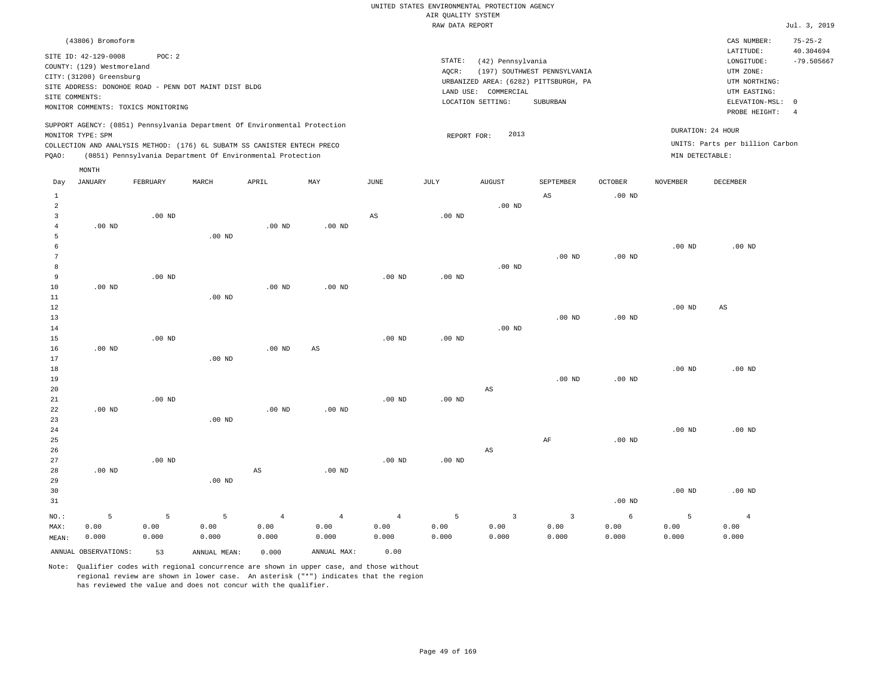UNITED STATES ENVIRONMENTAL PROTECTION AGENCY
AIR QUALITY SYSTEM
RAW DATA REPORT

Jul. 3, 2019

(43806) Bromoform

SITE ID: 42-129-0008 POC: 2
COUNTY: (129) Westmoreland
CITY: (31200) Greensburg
SITE ADDRESS: DONOHOE ROAD - PENN DOT MAINT DIST BLDG
SITE COMMENTS:
MONITOR COMMENTS: TOXICS MONITORING

STATE: (42) Pennsylvania
AQCR: (197) SOUTHWEST PENNSYLVANIA
URBANIZED AREA: (6282) PITTSBURGH, PA
LAND USE: COMMERCIAL
LOCATION SETTING: SUBURBAN

CAS NUMBER: 75-25-2
LATITUDE: 40.304694
LONGITUDE: -79.505667
UTM ZONE:
UTM NORTHING:
UTM EASTING:
ELEVATION-MSL: 0
PROBE HEIGHT: 4

SUPPORT AGENCY: (0851) Pennsylvania Department Of Environmental Protection
MONITOR TYPE: SPM
COLLECTION AND ANALYSIS METHOD: (176) 6L SUBATM SS CANISTER ENTECH PRECO
PQAO: (0851) Pennsylvania Department Of Environmental Protection

REPORT FOR: 2013

DURATION: 24 HOUR
UNITS: Parts per billion Carbon
MIN DETECTABLE:

| Day | JANUARY | FEBRUARY | MARCH | APRIL | MAY | JUNE | JULY | AUGUST | SEPTEMBER | OCTOBER | NOVEMBER | DECEMBER |
|---|---|---|---|---|---|---|---|---|---|---|---|---|
| 1 | | | | | | | | | AS | .00 ND | | |
| 2 | | | | | | | | .00 ND | | | | |
| 3 | | .00 ND | | | | AS | .00 ND | | | | | |
| 4 | .00 ND | | | .00 ND | .00 ND | | | | | | | |
| 5 | | | .00 ND | | | | | | | | | |
| 6 | | | | | | | | | | | .00 ND | .00 ND |
| 7 | | | | | | | | | .00 ND | .00 ND | | |
| 8 | | | | | | | | .00 ND | | | | |
| 9 | | .00 ND | | | | .00 ND | .00 ND | | | | | |
| 10 | .00 ND | | | .00 ND | .00 ND | | | | | | | |
| 11 | | | .00 ND | | | | | | | | | |
| 12 | | | | | | | | | | | .00 ND | AS |
| 13 | | | | | | | | | .00 ND | .00 ND | | |
| 14 | | | | | | | | .00 ND | | | | |
| 15 | | .00 ND | | | | .00 ND | .00 ND | | | | | |
| 16 | .00 ND | | | .00 ND | AS | | | | | | | |
| 17 | | | .00 ND | | | | | | | | | |
| 18 | | | | | | | | | | | .00 ND | .00 ND |
| 19 | | | | | | | | | .00 ND | .00 ND | | |
| 20 | | | | | | | | AS | | | | |
| 21 | | .00 ND | | | | .00 ND | .00 ND | | | | | |
| 22 | .00 ND | | | .00 ND | .00 ND | | | | | | | |
| 23 | | | .00 ND | | | | | | | | | |
| 24 | | | | | | | | | | | .00 ND | .00 ND |
| 25 | | | | | | | | | AF | .00 ND | | |
| 26 | | | | | | | | AS | | | | |
| 27 | | .00 ND | | | | .00 ND | .00 ND | | | | | |
| 28 | .00 ND | | | AS | .00 ND | | | | | | | |
| 29 | | | .00 ND | | | | | | | | | |
| 30 | | | | | | | | | | | .00 ND | .00 ND |
| 31 | | | | | | | | | | .00 ND | | |
| NO.: | 5 | 5 | 5 | 4 | 4 | 4 | 5 | 3 | 3 | 6 | 5 | 4 |
| MAX: | 0.00 | 0.00 | 0.00 | 0.00 | 0.00 | 0.00 | 0.00 | 0.00 | 0.00 | 0.00 | 0.00 | 0.00 |
| MEAN: | 0.000 | 0.000 | 0.000 | 0.000 | 0.000 | 0.000 | 0.000 | 0.000 | 0.000 | 0.000 | 0.000 | 0.000 |

ANNUAL OBSERVATIONS: 53 ANNUAL MEAN: 0.000 ANNUAL MAX: 0.00

Note: Qualifier codes with regional concurrence are shown in upper case, and those without regional review are shown in lower case. An asterisk ("*") indicates that the region has reviewed the value and does not concur with the qualifier.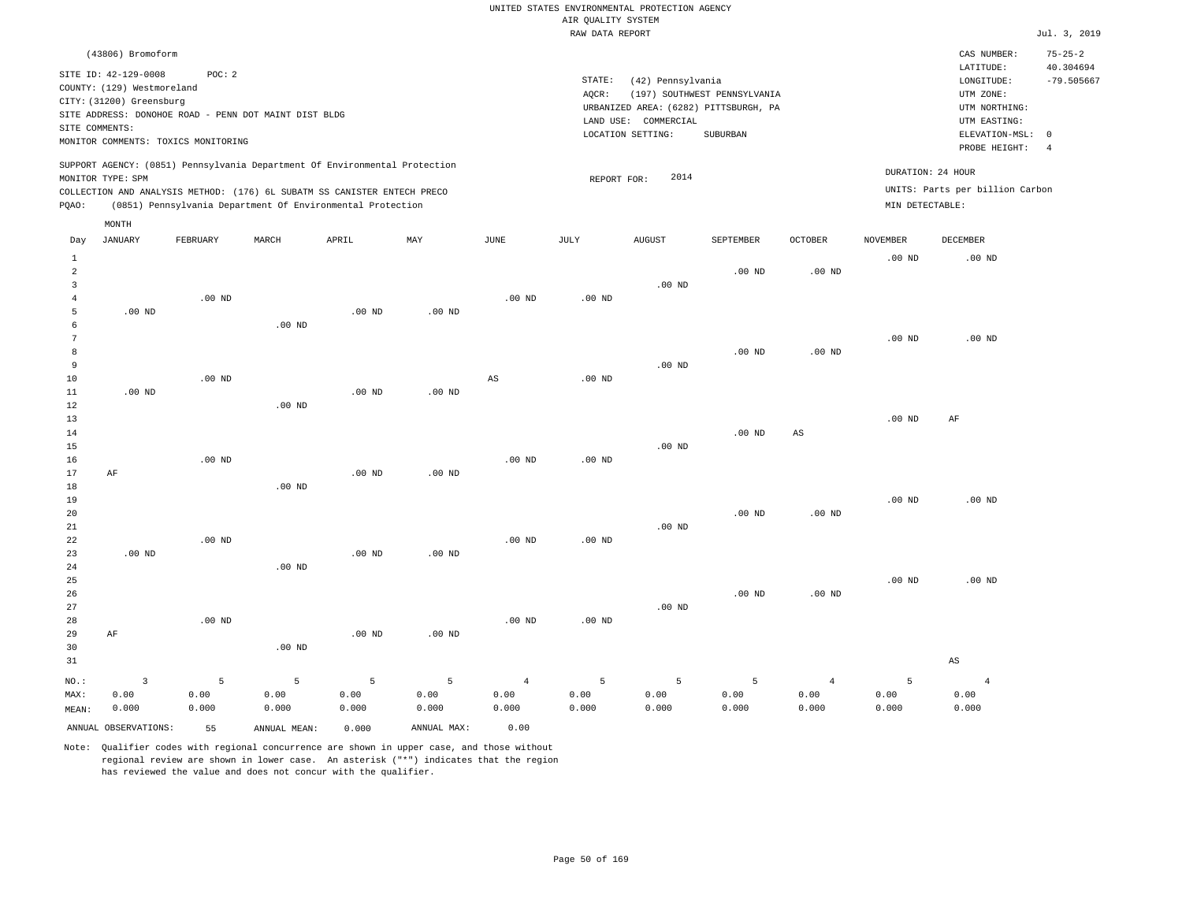UNITED STATES ENVIRONMENTAL PROTECTION AGENCY
AIR QUALITY SYSTEM
RAW DATA REPORT

Jul. 3, 2019

(43806) Bromoform

SITE ID: 42-129-0008 POC: 2
COUNTY: (129) Westmoreland
CITY: (31200) Greensburg
SITE ADDRESS: DONOHOE ROAD - PENN DOT MAINT DIST BLDG
SITE COMMENTS:
MONITOR COMMENTS: TOXICS MONITORING

STATE: (42) Pennsylvania
AQCR: (197) SOUTHWEST PENNSYLVANIA
URBANIZED AREA: (6282) PITTSBURGH, PA
LAND USE: COMMERCIAL
LOCATION SETTING: SUBURBAN

CAS NUMBER: 75-25-2
LATITUDE: 40.304694
LONGITUDE: -79.505667
UTM ZONE:
UTM NORTHING:
UTM EASTING:
ELEVATION-MSL: 0
PROBE HEIGHT: 4

SUPPORT AGENCY: (0851) Pennsylvania Department Of Environmental Protection
MONITOR TYPE: SPM
COLLECTION AND ANALYSIS METHOD: (176) 6L SUBATM SS CANISTER ENTECH PRECO
PQAO: (0851) Pennsylvania Department Of Environmental Protection

REPORT FOR: 2014

DURATION: 24 HOUR
UNITS: Parts per billion Carbon
MIN DETECTABLE:

| Day | JANUARY | FEBRUARY | MARCH | APRIL | MAY | JUNE | JULY | AUGUST | SEPTEMBER | OCTOBER | NOVEMBER | DECEMBER |
|---|---|---|---|---|---|---|---|---|---|---|---|---|
| 1 | | | | | | | | | | | .00 ND | .00 ND |
| 2 | | | | | | | | | .00 ND | .00 ND | | |
| 3 | | | | | | | | .00 ND | | | | |
| 4 | | .00 ND | | | | .00 ND | .00 ND | | | | | |
| 5 | .00 ND | | | .00 ND | .00 ND | | | | | | | |
| 6 | | | .00 ND | | | | | | | | | |
| 7 | | | | | | | | | | | .00 ND | .00 ND |
| 8 | | | | | | | | | .00 ND | .00 ND | | |
| 9 | | | | | | | | .00 ND | | | | |
| 10 | | .00 ND | | | | AS | .00 ND | | | | | |
| 11 | .00 ND | | | .00 ND | .00 ND | | | | | | | |
| 12 | | | .00 ND | | | | | | | | | |
| 13 | | | | | | | | | | | .00 ND | AF |
| 14 | | | | | | | | | .00 ND | AS | | |
| 15 | | | | | | | | .00 ND | | | | |
| 16 | | .00 ND | | | | .00 ND | .00 ND | | | | | |
| 17 | AF | | | .00 ND | .00 ND | | | | | | | |
| 18 | | | .00 ND | | | | | | | | | |
| 19 | | | | | | | | | | | .00 ND | .00 ND |
| 20 | | | | | | | | | .00 ND | .00 ND | | |
| 21 | | | | | | | | .00 ND | | | | |
| 22 | | .00 ND | | | | .00 ND | .00 ND | | | | | |
| 23 | .00 ND | | | .00 ND | .00 ND | | | | | | | |
| 24 | | | .00 ND | | | | | | | | | |
| 25 | | | | | | | | | | | .00 ND | .00 ND |
| 26 | | | | | | | | | .00 ND | .00 ND | | |
| 27 | | | | | | | | .00 ND | | | | |
| 28 | | .00 ND | | | | .00 ND | .00 ND | | | | | |
| 29 | AF | | | .00 ND | .00 ND | | | | | | | |
| 30 | | | .00 ND | | | | | | | | | |
| 31 | | | | | | | | | | | | AS |
| NO.: | 3 | 5 | 5 | 5 | 5 | 4 | 5 | 5 | 5 | 4 | 5 | 4 |
| MAX: | 0.00 | 0.00 | 0.00 | 0.00 | 0.00 | 0.00 | 0.00 | 0.00 | 0.00 | 0.00 | 0.00 | 0.00 |
| MEAN: | 0.000 | 0.000 | 0.000 | 0.000 | 0.000 | 0.000 | 0.000 | 0.000 | 0.000 | 0.000 | 0.000 | 0.000 |

ANNUAL OBSERVATIONS: 55 ANNUAL MEAN: 0.000 ANNUAL MAX: 0.00

Note: Qualifier codes with regional concurrence are shown in upper case, and those without regional review are shown in lower case. An asterisk ("*") indicates that the region has reviewed the value and does not concur with the qualifier.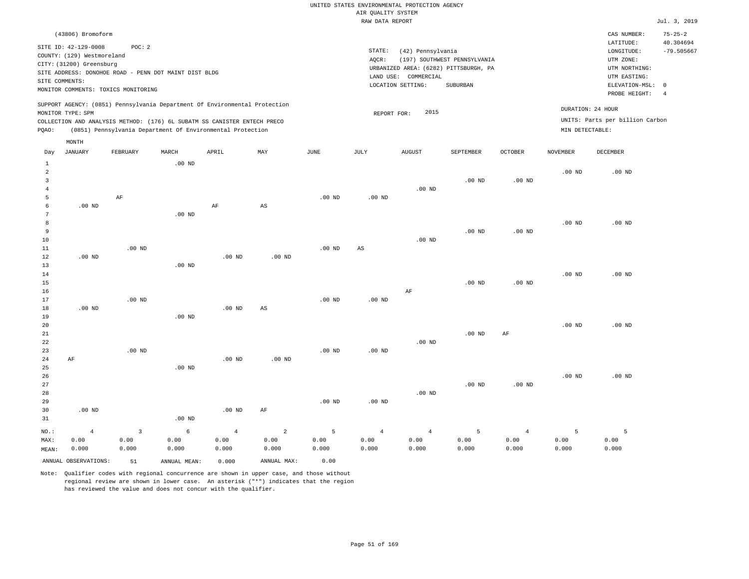UNITED STATES ENVIRONMENTAL PROTECTION AGENCY
AIR QUALITY SYSTEM
RAW DATA REPORT

Jul. 3, 2019

(43806) Bromoform

SITE ID: 42-129-0008 POC: 2
COUNTY: (129) Westmoreland
CITY: (31200) Greensburg
SITE ADDRESS: DONOHOE ROAD - PENN DOT MAINT DIST BLDG
SITE COMMENTS:
MONITOR COMMENTS: TOXICS MONITORING

STATE: (42) Pennsylvania
AQCR: (197) SOUTHWEST PENNSYLVANIA
URBANIZED AREA: (6282) PITTSBURGH, PA
LAND USE: COMMERCIAL
LOCATION SETTING: SUBURBAN

CAS NUMBER: 75-25-2
LATITUDE: 40.304694
LONGITUDE: -79.505667
UTM ZONE:
UTM NORTHING:
UTM EASTING:
ELEVATION-MSL: 0
PROBE HEIGHT: 4

SUPPORT AGENCY: (0851) Pennsylvania Department Of Environmental Protection
MONITOR TYPE: SPM
COLLECTION AND ANALYSIS METHOD: (176) 6L SUBATM SS CANISTER ENTECH PRECO
PQAO: (0851) Pennsylvania Department Of Environmental Protection

REPORT FOR: 2015

DURATION: 24 HOUR
UNITS: Parts per billion Carbon
MIN DETECTABLE:

| Day | JANUARY | FEBRUARY | MARCH | APRIL | MAY | JUNE | JULY | AUGUST | SEPTEMBER | OCTOBER | NOVEMBER | DECEMBER |
|---|---|---|---|---|---|---|---|---|---|---|---|---|
| 1 | | | .00 ND | | | | | | | | | |
| 2 | | | | | | | | | | | .00 ND | .00 ND |
| 3 | | | | | | | | | .00 ND | .00 ND | | |
| 4 | | | | | | | | .00 ND | | | | |
| 5 | | AF | | | | .00 ND | .00 ND | | | | | |
| 6 | .00 ND | | | AF | AS | | | | | | | |
| 7 | | | .00 ND | | | | | | | | | |
| 8 | | | | | | | | | | | .00 ND | .00 ND |
| 9 | | | | | | | | | .00 ND | .00 ND | | |
| 10 | | | | | | | | .00 ND | | | | |
| 11 | | .00 ND | | | | .00 ND | AS | | | | | |
| 12 | .00 ND | | | .00 ND | .00 ND | | | | | | | |
| 13 | | | .00 ND | | | | | | | | | |
| 14 | | | | | | | | | | | .00 ND | .00 ND |
| 15 | | | | | | | | | .00 ND | .00 ND | | |
| 16 | | | | | | | | AF | | | | |
| 17 | | .00 ND | | | | .00 ND | .00 ND | | | | | |
| 18 | .00 ND | | | .00 ND | AS | | | | | | | |
| 19 | | | .00 ND | | | | | | | | | |
| 20 | | | | | | | | | | | .00 ND | .00 ND |
| 21 | | | | | | | | | .00 ND | AF | | |
| 22 | | | | | | | | .00 ND | | | | |
| 23 | | .00 ND | | | | .00 ND | .00 ND | | | | | |
| 24 | AF | | | .00 ND | .00 ND | | | | | | | |
| 25 | | | .00 ND | | | | | | | | | |
| 26 | | | | | | | | | | | .00 ND | .00 ND |
| 27 | | | | | | | | | .00 ND | .00 ND | | |
| 28 | | | | | | | | .00 ND | | | | |
| 29 | | | | | | .00 ND | .00 ND | | | | | |
| 30 | .00 ND | | | .00 ND | AF | | | | | | | |
| 31 | | | .00 ND | | | | | | | | | |
| NO.: | 4 | 3 | 6 | 4 | 2 | 5 | 4 | 4 | 5 | 4 | 5 | 5 |
| MAX: | 0.00 | 0.00 | 0.00 | 0.00 | 0.00 | 0.00 | 0.00 | 0.00 | 0.00 | 0.00 | 0.00 | 0.00 |
| MEAN: | 0.000 | 0.000 | 0.000 | 0.000 | 0.000 | 0.000 | 0.000 | 0.000 | 0.000 | 0.000 | 0.000 | 0.000 |

ANNUAL OBSERVATIONS: 51 ANNUAL MEAN: 0.000 ANNUAL MAX: 0.00

Note: Qualifier codes with regional concurrence are shown in upper case, and those without regional review are shown in lower case. An asterisk ("*") indicates that the region has reviewed the value and does not concur with the qualifier.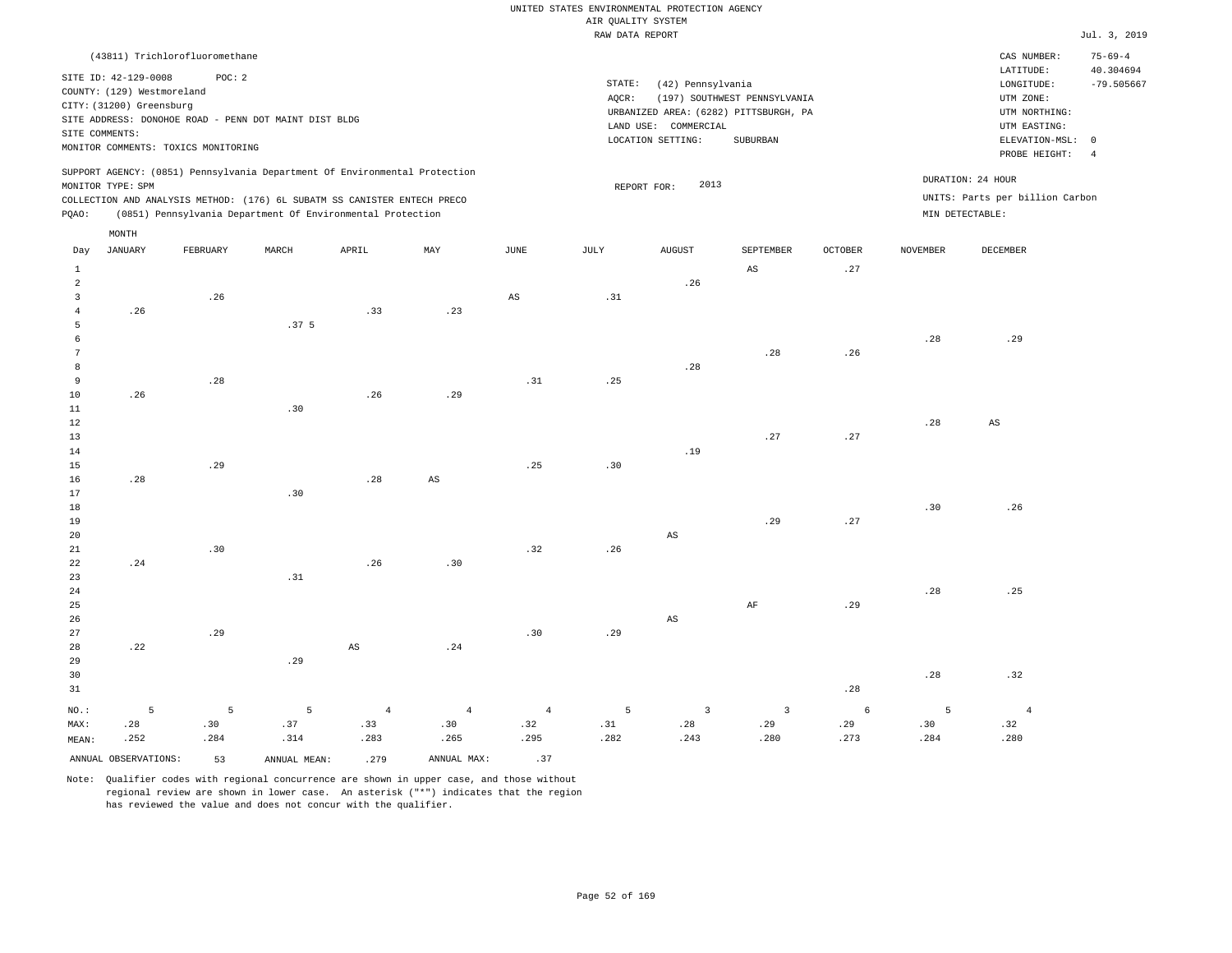UNITED STATES ENVIRONMENTAL PROTECTION AGENCY
AIR QUALITY SYSTEM
RAW DATA REPORT

Jul. 3, 2019

(43811) Trichlorofluoromethane

SITE ID: 42-129-0008 POC: 2
COUNTY: (129) Westmoreland
CITY: (31200) Greensburg
SITE ADDRESS: DONOHOE ROAD - PENN DOT MAINT DIST BLDG
SITE COMMENTS:
MONITOR COMMENTS: TOXICS MONITORING

STATE: (42) Pennsylvania
AQCR: (197) SOUTHWEST PENNSYLVANIA
URBANIZED AREA: (6282) PITTSBURGH, PA
LAND USE: COMMERCIAL
LOCATION SETTING: SUBURBAN

CAS NUMBER: 75-69-4
LATITUDE: 40.304694
LONGITUDE: -79.505667
UTM ZONE:
UTM NORTHING:
UTM EASTING:
ELEVATION-MSL: 0
PROBE HEIGHT: 4

SUPPORT AGENCY: (0851) Pennsylvania Department Of Environmental Protection
MONITOR TYPE: SPM
COLLECTION AND ANALYSIS METHOD: (176) 6L SUBATM SS CANISTER ENTECH PRECO
PQAO: (0851) Pennsylvania Department Of Environmental Protection

REPORT FOR: 2013

DURATION: 24 HOUR
UNITS: Parts per billion Carbon
MIN DETECTABLE:

| Day | JANUARY | FEBRUARY | MARCH | APRIL | MAY | JUNE | JULY | AUGUST | SEPTEMBER | OCTOBER | NOVEMBER | DECEMBER |
|---|---|---|---|---|---|---|---|---|---|---|---|---|
| 1 | | | | | | | | | AS | .27 | | |
| 2 | | | | | | | | .26 | | | | |
| 3 | | .26 | | | | AS | .31 | | | | | |
| 4 | .26 | | | .33 | .23 | | | | | | | |
| 5 | | | .37 5 | | | | | | | | | |
| 6 | | | | | | | | | | | .28 | .29 |
| 7 | | | | | | | | | .28 | .26 | | |
| 8 | | | | | | | | .28 | | | | |
| 9 | | .28 | | | | .31 | .25 | | | | | |
| 10 | .26 | | | .26 | .29 | | | | | | | |
| 11 | | | .30 | | | | | | | | | |
| 12 | | | | | | | | | | | .28 | AS |
| 13 | | | | | | | | | .27 | .27 | | |
| 14 | | | | | | | | .19 | | | | |
| 15 | | .29 | | | | .25 | .30 | | | | | |
| 16 | .28 | | | .28 | AS | | | | | | | |
| 17 | | | .30 | | | | | | | | | |
| 18 | | | | | | | | | | | .30 | .26 |
| 19 | | | | | | | | | .29 | .27 | | |
| 20 | | | | | | | | AS | | | | |
| 21 | | .30 | | | | .32 | .26 | | | | | |
| 22 | .24 | | | .26 | .30 | | | | | | | |
| 23 | | | .31 | | | | | | | | | |
| 24 | | | | | | | | | | | .28 | .25 |
| 25 | | | | | | | | | AF | .29 | | |
| 26 | | | | | | | | AS | | | | |
| 27 | | .29 | | | | .30 | .29 | | | | | |
| 28 | .22 | | | AS | .24 | | | | | | | |
| 29 | | | .29 | | | | | | | | | |
| 30 | | | | | | | | | | | .28 | .32 |
| 31 | | | | | | | | | | .28 | | |
| NO.: | 5 | 5 | 5 | 4 | 4 | 4 | 5 | 3 | 3 | 6 | 5 | 4 |
| MAX: | .28 | .30 | .37 | .33 | .30 | .32 | .31 | .28 | .29 | .29 | .30 | .32 |
| MEAN: | .252 | .284 | .314 | .283 | .265 | .295 | .282 | .243 | .280 | .273 | .284 | .280 |

ANNUAL OBSERVATIONS: 53 ANNUAL MEAN: .279 ANNUAL MAX: .37

Note: Qualifier codes with regional concurrence are shown in upper case, and those without regional review are shown in lower case. An asterisk ("*") indicates that the region has reviewed the value and does not concur with the qualifier.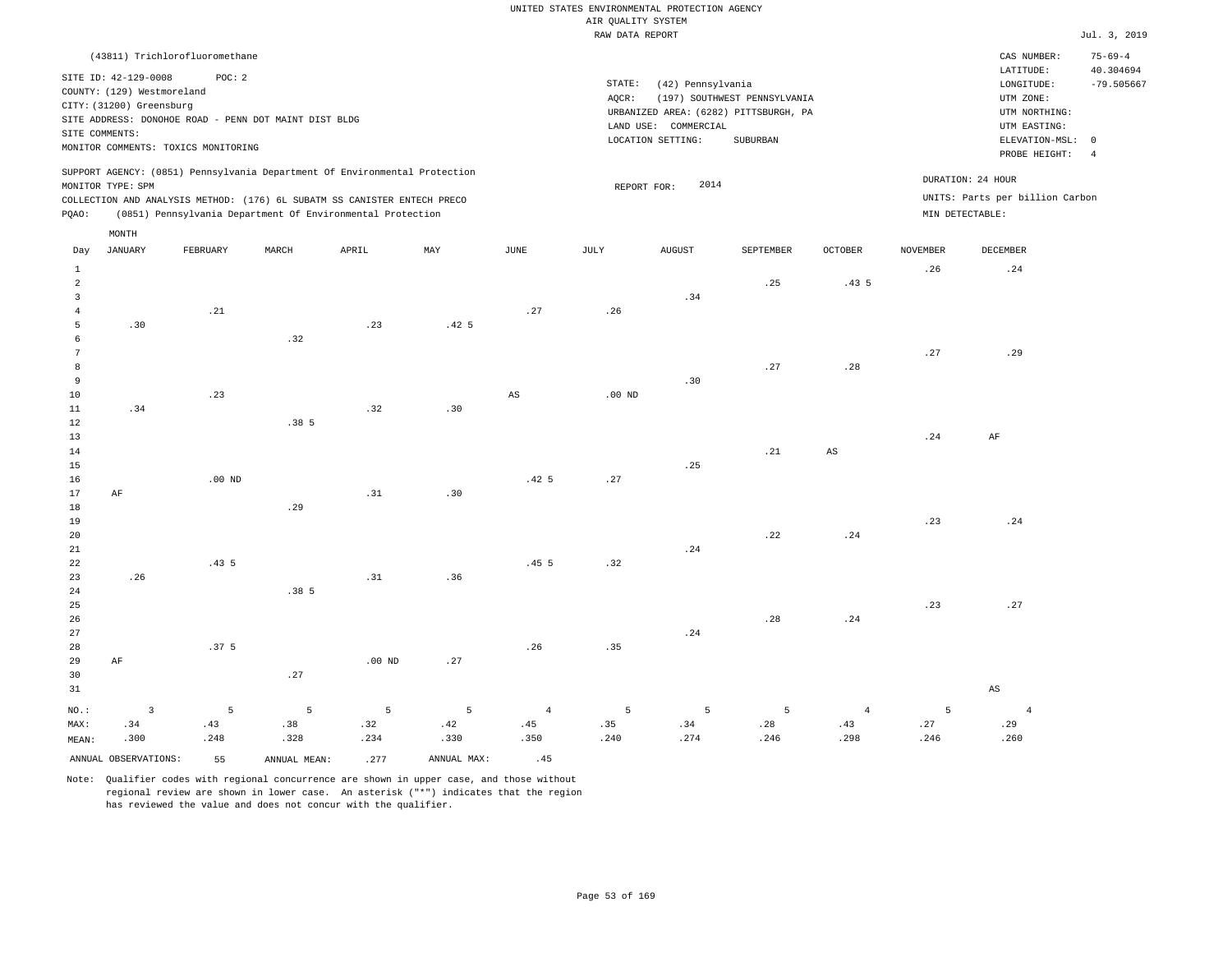UNITED STATES ENVIRONMENTAL PROTECTION AGENCY
AIR QUALITY SYSTEM
RAW DATA REPORT

Jul. 3, 2019

(43811) Trichlorofluoromethane

SITE ID: 42-129-0008  POC: 2
COUNTY: (129) Westmoreland
CITY: (31200) Greensburg
SITE ADDRESS: DONOHOE ROAD - PENN DOT MAINT DIST BLDG
SITE COMMENTS:
MONITOR COMMENTS: TOXICS MONITORING

STATE: (42) Pennsylvania
AQCR: (197) SOUTHWEST PENNSYLVANIA
URBANIZED AREA: (6282) PITTSBURGH, PA
LAND USE: COMMERCIAL
LOCATION SETTING: SUBURBAN

CAS NUMBER: 75-69-4
LATITUDE: 40.304694
LONGITUDE: -79.505667
UTM ZONE:
UTM NORTHING:
UTM EASTING:
ELEVATION-MSL: 0
PROBE HEIGHT: 4

SUPPORT AGENCY: (0851) Pennsylvania Department Of Environmental Protection
MONITOR TYPE: SPM
COLLECTION AND ANALYSIS METHOD: (176) 6L SUBATM SS CANISTER ENTECH PRECO
PQAO: (0851) Pennsylvania Department Of Environmental Protection

REPORT FOR: 2014

DURATION: 24 HOUR
UNITS: Parts per billion Carbon
MIN DETECTABLE:

| Day | JANUARY | FEBRUARY | MARCH | APRIL | MAY | JUNE | JULY | AUGUST | SEPTEMBER | OCTOBER | NOVEMBER | DECEMBER |
|---|---|---|---|---|---|---|---|---|---|---|---|---|
| 1 | | | | | | | | | | | .26 | .24 |
| 2 | | | | | | | | | .25 | .43 5 | | |
| 3 | | | | | | | | .34 | | | | |
| 4 | | .21 | | | | .27 | .26 | | | | | |
| 5 | .30 | | | .23 | .42 5 | | | | | | | |
| 6 | | | .32 | | | | | | | | | |
| 7 | | | | | | | | | | | .27 | .29 |
| 8 | | | | | | | | | .27 | .28 | | |
| 9 | | | | | | | | .30 | | | | |
| 10 | | .23 | | | | AS | .00 ND | | | | | |
| 11 | .34 | | | .32 | .30 | | | | | | | |
| 12 | | | .38 5 | | | | | | | | | |
| 13 | | | | | | | | | | | .24 | AF |
| 14 | | | | | | | | | .21 | AS | | |
| 15 | | | | | | | | .25 | | | | |
| 16 | | .00 ND | | | | .42 5 | .27 | | | | | |
| 17 | AF | | | .31 | .30 | | | | | | | |
| 18 | | | .29 | | | | | | | | | |
| 19 | | | | | | | | | | | .23 | .24 |
| 20 | | | | | | | | | .22 | .24 | | |
| 21 | | | | | | | | .24 | | | | |
| 22 | | .43 5 | | | | .45 5 | .32 | | | | | |
| 23 | .26 | | | .31 | .36 | | | | | | | |
| 24 | | | .38 5 | | | | | | | | | |
| 25 | | | | | | | | | | | .23 | .27 |
| 26 | | | | | | | | | .28 | .24 | | |
| 27 | | | | | | | | .24 | | | | |
| 28 | | .37 5 | | | | .26 | .35 | | | | | |
| 29 | AF | | | .00 ND | .27 | | | | | | | |
| 30 | | | .27 | | | | | | | | | |
| 31 | | | | | | | | | | | | AS |
| NO.: | 3 | 5 | 5 | 5 | 5 | 4 | 5 | 5 | 5 | 4 | 5 | 4 |
| MAX: | .34 | .43 | .38 | .32 | .42 | .45 | .35 | .34 | .28 | .43 | .27 | .29 |
| MEAN: | .300 | .248 | .328 | .234 | .330 | .350 | .240 | .274 | .246 | .298 | .246 | .260 |

ANNUAL OBSERVATIONS: 55  ANNUAL MEAN: .277  ANNUAL MAX: .45

Note: Qualifier codes with regional concurrence are shown in upper case, and those without regional review are shown in lower case. An asterisk ("*") indicates that the region has reviewed the value and does not concur with the qualifier.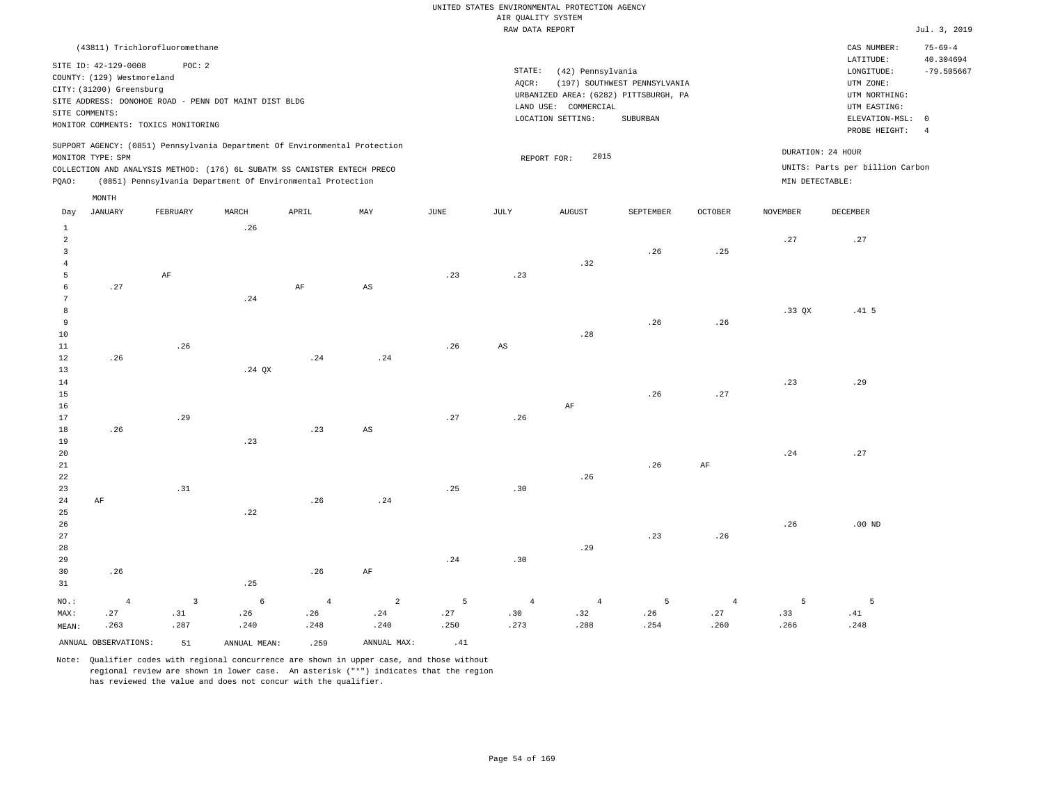UNITED STATES ENVIRONMENTAL PROTECTION AGENCY
AIR QUALITY SYSTEM
RAW DATA REPORT

Jul. 3, 2019

(43811) Trichlorofluoromethane

SITE ID: 42-129-0008 POC: 2
COUNTY: (129) Westmoreland
CITY: (31200) Greensburg
SITE ADDRESS: DONOHOE ROAD - PENN DOT MAINT DIST BLDG
SITE COMMENTS:
MONITOR COMMENTS: TOXICS MONITORING

STATE: (42) Pennsylvania
AQCR: (197) SOUTHWEST PENNSYLVANIA
URBANIZED AREA: (6282) PITTSBURGH, PA
LAND USE: COMMERCIAL
LOCATION SETTING: SUBURBAN

CAS NUMBER: 75-69-4
LATITUDE: 40.304694
LONGITUDE: -79.505667
UTM ZONE:
UTM NORTHING:
UTM EASTING:
ELEVATION-MSL: 0
PROBE HEIGHT: 4

SUPPORT AGENCY: (0851) Pennsylvania Department Of Environmental Protection
MONITOR TYPE: SPM
COLLECTION AND ANALYSIS METHOD: (176) 6L SUBATM SS CANISTER ENTECH PRECO
PQAO: (0851) Pennsylvania Department Of Environmental Protection

REPORT FOR: 2015

DURATION: 24 HOUR
UNITS: Parts per billion Carbon
MIN DETECTABLE:

| Day | JANUARY | FEBRUARY | MARCH | APRIL | MAY | JUNE | JULY | AUGUST | SEPTEMBER | OCTOBER | NOVEMBER | DECEMBER |
|---|---|---|---|---|---|---|---|---|---|---|---|---|
| 1 | | | .26 | | | | | | | | | |
| 2 | | | | | | | | | | | .27 | .27 |
| 3 | | | | | | | | | .26 | .25 | | |
| 4 | | | | | | | | .32 | | | | |
| 5 | | AF | | | | .23 | .23 | | | | | |
| 6 | .27 | | | AF | AS | | | | | | | |
| 7 | | | .24 | | | | | | | | | |
| 8 | | | | | | | | | | | .33 QX | .41 5 |
| 9 | | | | | | | | | .26 | .26 | | |
| 10 | | | | | | | | .28 | | | | |
| 11 | | .26 | | | | .26 | AS | | | | | |
| 12 | .26 | | | .24 | .24 | | | | | | | |
| 13 | | | .24 QX | | | | | | | | | |
| 14 | | | | | | | | | | | .23 | .29 |
| 15 | | | | | | | | | .26 | .27 | | |
| 16 | | | | | | | | AF | | | | |
| 17 | | .29 | | | | .27 | .26 | | | | | |
| 18 | .26 | | | .23 | AS | | | | | | | |
| 19 | | | .23 | | | | | | | | | |
| 20 | | | | | | | | | | | .24 | .27 |
| 21 | | | | | | | | | .26 | AF | | |
| 22 | | | | | | | | .26 | | | | |
| 23 | | .31 | | | | .25 | .30 | | | | | |
| 24 | AF | | | .26 | .24 | | | | | | | |
| 25 | | | .22 | | | | | | | | | |
| 26 | | | | | | | | | | | .26 | .00 ND |
| 27 | | | | | | | | | .23 | .26 | | |
| 28 | | | | | | | | .29 | | | | |
| 29 | | | | | | .24 | .30 | | | | | |
| 30 | .26 | | | .26 | AF | | | | | | | |
| 31 | | | .25 | | | | | | | | | |
| NO.: | 4 | 3 | 6 | 4 | 2 | 5 | 4 | 4 | 5 | 4 | 5 | 5 |
| MAX: | .27 | .31 | .26 | .26 | .24 | .27 | .30 | .32 | .26 | .27 | .33 | .41 |
| MEAN: | .263 | .287 | .240 | .248 | .240 | .250 | .273 | .288 | .254 | .260 | .266 | .248 |

ANNUAL OBSERVATIONS: 51 ANNUAL MEAN: .259 ANNUAL MAX: .41

Note: Qualifier codes with regional concurrence are shown in upper case, and those without regional review are shown in lower case. An asterisk ("*") indicates that the region has reviewed the value and does not concur with the qualifier.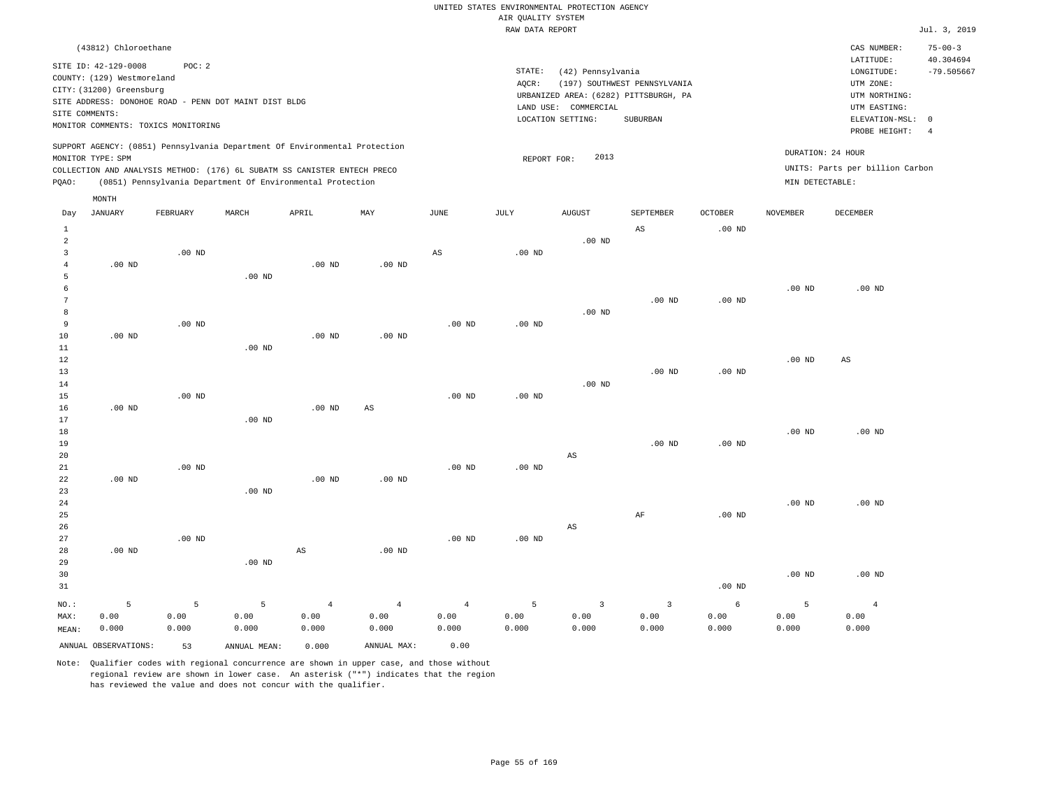UNITED STATES ENVIRONMENTAL PROTECTION AGENCY
AIR QUALITY SYSTEM
RAW DATA REPORT

Jul. 3, 2019

(43812) Chloroethane

SITE ID: 42-129-0008 POC: 2
COUNTY: (129) Westmoreland
CITY: (31200) Greensburg
SITE ADDRESS: DONOHOE ROAD - PENN DOT MAINT DIST BLDG
SITE COMMENTS:
MONITOR COMMENTS: TOXICS MONITORING

STATE: (42) Pennsylvania
AQCR: (197) SOUTHWEST PENNSYLVANIA
URBANIZED AREA: (6282) PITTSBURGH, PA
LAND USE: COMMERCIAL
LOCATION SETTING: SUBURBAN

CAS NUMBER: 75-00-3
LATITUDE: 40.304694
LONGITUDE: -79.505667
UTM ZONE:
UTM NORTHING:
UTM EASTING:
ELEVATION-MSL: 0
PROBE HEIGHT: 4

SUPPORT AGENCY: (0851) Pennsylvania Department Of Environmental Protection
MONITOR TYPE: SPM
COLLECTION AND ANALYSIS METHOD: (176) 6L SUBATM SS CANISTER ENTECH PRECO
PQAO: (0851) Pennsylvania Department Of Environmental Protection

REPORT FOR: 2013

DURATION: 24 HOUR
UNITS: Parts per billion Carbon
MIN DETECTABLE:

| Day | JANUARY | FEBRUARY | MARCH | APRIL | MAY | JUNE | JULY | AUGUST | SEPTEMBER | OCTOBER | NOVEMBER | DECEMBER |
|---|---|---|---|---|---|---|---|---|---|---|---|---|
| 1 | | | | | | | | | AS | .00 ND | | |
| 2 | | | | | | | | .00 ND | | | | |
| 3 | | .00 ND | | | | AS | .00 ND | | | | | |
| 4 | .00 ND | | | .00 ND | .00 ND | | | | | | | |
| 5 | | | .00 ND | | | | | | | | | |
| 6 | | | | | | | | | | | .00 ND | .00 ND |
| 7 | | | | | | | | | .00 ND | .00 ND | | |
| 8 | | | | | | | | .00 ND | | | | |
| 9 | | .00 ND | | | | .00 ND | .00 ND | | | | | |
| 10 | .00 ND | | | .00 ND | .00 ND | | | | | | | |
| 11 | | | .00 ND | | | | | | | | | |
| 12 | | | | | | | | | | | .00 ND | AS |
| 13 | | | | | | | | | .00 ND | .00 ND | | |
| 14 | | | | | | | | .00 ND | | | | |
| 15 | | .00 ND | | | | .00 ND | .00 ND | | | | | |
| 16 | .00 ND | | | .00 ND | AS | | | | | | | |
| 17 | | | .00 ND | | | | | | | | | |
| 18 | | | | | | | | | | | .00 ND | .00 ND |
| 19 | | | | | | | | | .00 ND | .00 ND | | |
| 20 | | | | | | | | AS | | | | |
| 21 | | .00 ND | | | | .00 ND | .00 ND | | | | | |
| 22 | .00 ND | | | .00 ND | .00 ND | | | | | | | |
| 23 | | | .00 ND | | | | | | | | | |
| 24 | | | | | | | | | | | .00 ND | .00 ND |
| 25 | | | | | | | | | AF | .00 ND | | |
| 26 | | | | | | | | AS | | | | |
| 27 | | .00 ND | | | | .00 ND | .00 ND | | | | | |
| 28 | .00 ND | | | AS | .00 ND | | | | | | | |
| 29 | | | .00 ND | | | | | | | | | |
| 30 | | | | | | | | | | | .00 ND | .00 ND |
| 31 | | | | | | | | | | .00 ND | | |
| NO.: | 5 | 5 | 5 | 4 | 4 | 4 | 5 | 3 | 3 | 6 | 5 | 4 |
| MAX: | 0.00 | 0.00 | 0.00 | 0.00 | 0.00 | 0.00 | 0.00 | 0.00 | 0.00 | 0.00 | 0.00 | 0.00 |
| MEAN: | 0.000 | 0.000 | 0.000 | 0.000 | 0.000 | 0.000 | 0.000 | 0.000 | 0.000 | 0.000 | 0.000 | 0.000 |

ANNUAL OBSERVATIONS: 53 ANNUAL MEAN: 0.000 ANNUAL MAX: 0.00

Note: Qualifier codes with regional concurrence are shown in upper case, and those without regional review are shown in lower case. An asterisk ("*") indicates that the region has reviewed the value and does not concur with the qualifier.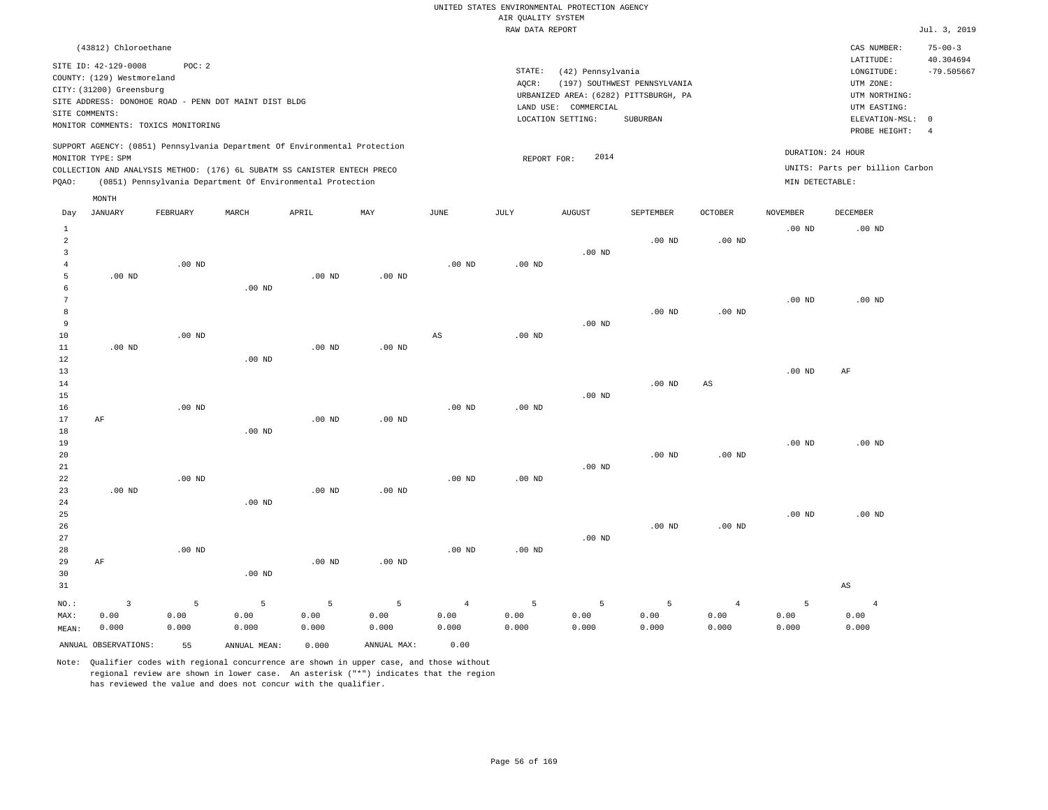UNITED STATES ENVIRONMENTAL PROTECTION AGENCY
AIR QUALITY SYSTEM
RAW DATA REPORT

Jul. 3, 2019

(43812) Chloroethane

SITE ID: 42-129-0008 POC: 2
COUNTY: (129) Westmoreland
CITY: (31200) Greensburg
SITE ADDRESS: DONOHOE ROAD - PENN DOT MAINT DIST BLDG
SITE COMMENTS:
MONITOR COMMENTS: TOXICS MONITORING

STATE: (42) Pennsylvania
AQCR: (197) SOUTHWEST PENNSYLVANIA
URBANIZED AREA: (6282) PITTSBURGH, PA
LAND USE: COMMERCIAL
LOCATION SETTING: SUBURBAN

CAS NUMBER: 75-00-3
LATITUDE: 40.304694
LONGITUDE: -79.505667
UTM ZONE:
UTM NORTHING:
UTM EASTING:
ELEVATION-MSL: 0
PROBE HEIGHT: 4

SUPPORT AGENCY: (0851) Pennsylvania Department Of Environmental Protection
MONITOR TYPE: SPM
COLLECTION AND ANALYSIS METHOD: (176) 6L SUBATM SS CANISTER ENTECH PRECO
PQAO: (0851) Pennsylvania Department Of Environmental Protection

REPORT FOR: 2014

DURATION: 24 HOUR
UNITS: Parts per billion Carbon
MIN DETECTABLE:

| Day | JANUARY | FEBRUARY | MARCH | APRIL | MAY | JUNE | JULY | AUGUST | SEPTEMBER | OCTOBER | NOVEMBER | DECEMBER |
|---|---|---|---|---|---|---|---|---|---|---|---|---|
| 1 | | | | | | | | | | | .00 ND | .00 ND |
| 2 | | | | | | | | | .00 ND | .00 ND | | |
| 3 | | | | | | | | .00 ND | | | | |
| 4 | | .00 ND | | | | .00 ND | .00 ND | | | | | |
| 5 | .00 ND | | | .00 ND | .00 ND | | | | | | | |
| 6 | | | .00 ND | | | | | | | | | |
| 7 | | | | | | | | | | | .00 ND | .00 ND |
| 8 | | | | | | | | | .00 ND | .00 ND | | |
| 9 | | | | | | | | .00 ND | | | | |
| 10 | | .00 ND | | | | AS | .00 ND | | | | | |
| 11 | .00 ND | | | .00 ND | .00 ND | | | | | | | |
| 12 | | | .00 ND | | | | | | | | | |
| 13 | | | | | | | | | | | .00 ND | AF |
| 14 | | | | | | | | | .00 ND | AS | | |
| 15 | | | | | | | | .00 ND | | | | |
| 16 | | .00 ND | | | | .00 ND | .00 ND | | | | | |
| 17 | AF | | | .00 ND | .00 ND | | | | | | | |
| 18 | | | .00 ND | | | | | | | | | |
| 19 | | | | | | | | | | | .00 ND | .00 ND |
| 20 | | | | | | | | | .00 ND | .00 ND | | |
| 21 | | | | | | | | .00 ND | | | | |
| 22 | | .00 ND | | | | .00 ND | .00 ND | | | | | |
| 23 | .00 ND | | | .00 ND | .00 ND | | | | | | | |
| 24 | | | .00 ND | | | | | | | | | |
| 25 | | | | | | | | | | | .00 ND | .00 ND |
| 26 | | | | | | | | | .00 ND | .00 ND | | |
| 27 | | | | | | | | .00 ND | | | | |
| 28 | | .00 ND | | | | .00 ND | .00 ND | | | | | |
| 29 | AF | | | .00 ND | .00 ND | | | | | | | |
| 30 | | | .00 ND | | | | | | | | | |
| 31 | | | | | | | | | | | | AS |
| NO.: | 3 | 5 | 5 | 5 | 5 | 4 | 5 | 5 | 5 | 4 | 5 | 4 |
| MAX: | 0.00 | 0.00 | 0.00 | 0.00 | 0.00 | 0.00 | 0.00 | 0.00 | 0.00 | 0.00 | 0.00 | 0.00 |
| MEAN: | 0.000 | 0.000 | 0.000 | 0.000 | 0.000 | 0.000 | 0.000 | 0.000 | 0.000 | 0.000 | 0.000 | 0.000 |

ANNUAL OBSERVATIONS: 55 ANNUAL MEAN: 0.000 ANNUAL MAX: 0.00

Note: Qualifier codes with regional concurrence are shown in upper case, and those without regional review are shown in lower case. An asterisk ("*") indicates that the region has reviewed the value and does not concur with the qualifier.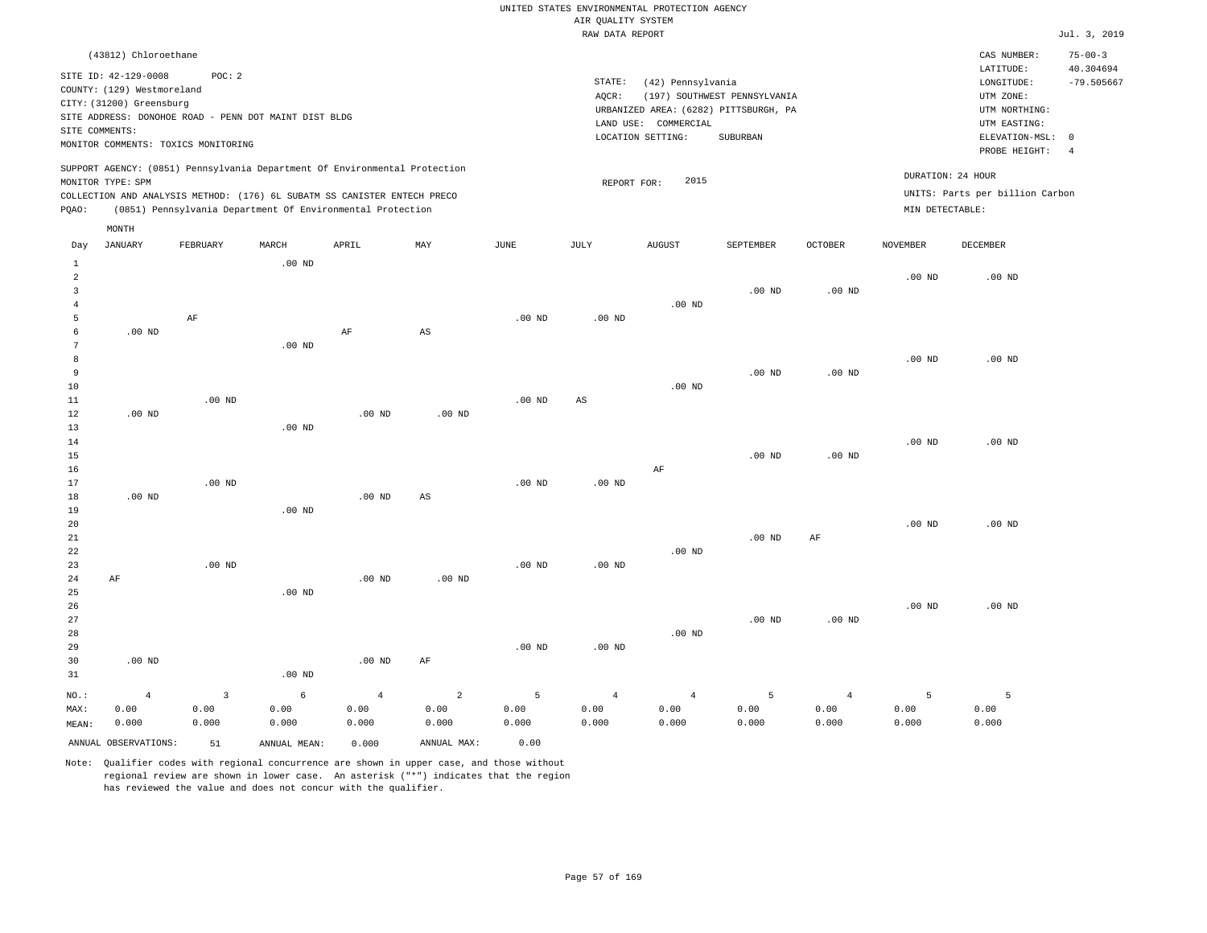UNITED STATES ENVIRONMENTAL PROTECTION AGENCY
AIR QUALITY SYSTEM
RAW DATA REPORT

Jul. 3, 2019

(43812) Chloroethane

SITE ID: 42-129-0008 POC: 2
COUNTY: (129) Westmoreland
CITY: (31200) Greensburg
SITE ADDRESS: DONOHOE ROAD - PENN DOT MAINT DIST BLDG
SITE COMMENTS:
MONITOR COMMENTS: TOXICS MONITORING

STATE: (42) Pennsylvania
AQCR: (197) SOUTHWEST PENNSYLVANIA
URBANIZED AREA: (6282) PITTSBURGH, PA
LAND USE: COMMERCIAL
LOCATION SETTING: SUBURBAN

CAS NUMBER: 75-00-3
LATITUDE: 40.304694
LONGITUDE: -79.505667
UTM ZONE:
UTM NORTHING:
UTM EASTING:
ELEVATION-MSL: 0
PROBE HEIGHT: 4

SUPPORT AGENCY: (0851) Pennsylvania Department Of Environmental Protection
MONITOR TYPE: SPM
COLLECTION AND ANALYSIS METHOD: (176) 6L SUBATM SS CANISTER ENTECH PRECO
PQAO: (0851) Pennsylvania Department Of Environmental Protection

REPORT FOR: 2015

DURATION: 24 HOUR
UNITS: Parts per billion Carbon
MIN DETECTABLE:

| Day | JANUARY | FEBRUARY | MARCH | APRIL | MAY | JUNE | JULY | AUGUST | SEPTEMBER | OCTOBER | NOVEMBER | DECEMBER |
|---|---|---|---|---|---|---|---|---|---|---|---|---|
| 1 | | | .00 ND | | | | | | | | | |
| 2 | | | | | | | | | | | .00 ND | .00 ND |
| 3 | | | | | | | | | .00 ND | .00 ND | | |
| 4 | | | | | | | | .00 ND | | | | |
| 5 | | AF | | | | .00 ND | .00 ND | | | | | |
| 6 | .00 ND | | | AF | AS | | | | | | | |
| 7 | | | .00 ND | | | | | | | | | |
| 8 | | | | | | | | | | | .00 ND | .00 ND |
| 9 | | | | | | | | | .00 ND | .00 ND | | |
| 10 | | | | | | | | .00 ND | | | | |
| 11 | | .00 ND | | | | .00 ND | AS | | | | | |
| 12 | .00 ND | | | .00 ND | .00 ND | | | | | | | |
| 13 | | | .00 ND | | | | | | | | | |
| 14 | | | | | | | | | | | .00 ND | .00 ND |
| 15 | | | | | | | | | .00 ND | .00 ND | | |
| 16 | | | | | | | | AF | | | | |
| 17 | | .00 ND | | | | .00 ND | .00 ND | | | | | |
| 18 | .00 ND | | | .00 ND | AS | | | | | | | |
| 19 | | | .00 ND | | | | | | | | | |
| 20 | | | | | | | | | | | .00 ND | .00 ND |
| 21 | | | | | | | | | .00 ND | AF | | |
| 22 | | | | | | | | .00 ND | | | | |
| 23 | | .00 ND | | | | .00 ND | .00 ND | | | | | |
| 24 | AF | | | .00 ND | .00 ND | | | | | | | |
| 25 | | | .00 ND | | | | | | | | | |
| 26 | | | | | | | | | | | .00 ND | .00 ND |
| 27 | | | | | | | | | .00 ND | .00 ND | | |
| 28 | | | | | | | | .00 ND | | | | |
| 29 | | | | | | .00 ND | .00 ND | | | | | |
| 30 | .00 ND | | | .00 ND | AF | | | | | | | |
| 31 | | | .00 ND | | | | | | | | | |
| NO.: | 4 | 3 | 6 | 4 | 2 | 5 | 4 | 4 | 5 | 4 | 5 | 5 |
| MAX: | 0.00 | 0.00 | 0.00 | 0.00 | 0.00 | 0.00 | 0.00 | 0.00 | 0.00 | 0.00 | 0.00 | 0.00 |
| MEAN: | 0.000 | 0.000 | 0.000 | 0.000 | 0.000 | 0.000 | 0.000 | 0.000 | 0.000 | 0.000 | 0.000 | 0.000 |

ANNUAL OBSERVATIONS: 51 ANNUAL MEAN: 0.000 ANNUAL MAX: 0.00

Note: Qualifier codes with regional concurrence are shown in upper case, and those without regional review are shown in lower case. An asterisk ("*") indicates that the region has reviewed the value and does not concur with the qualifier.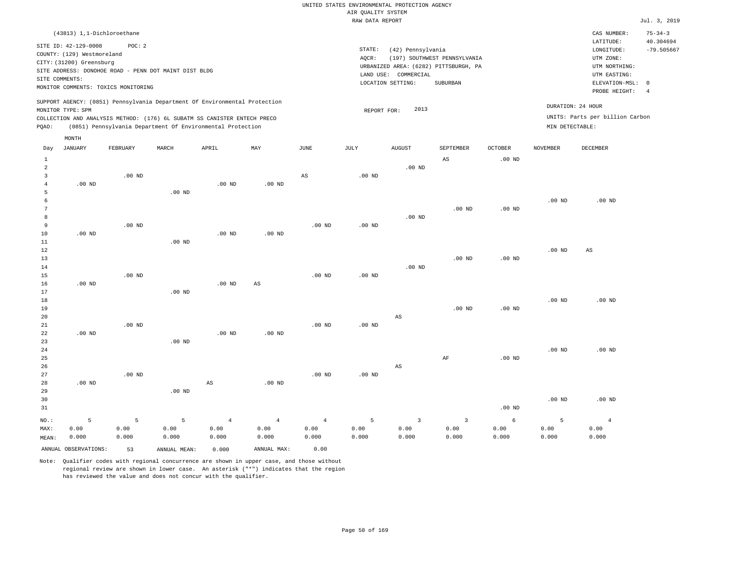UNITED STATES ENVIRONMENTAL PROTECTION AGENCY
AIR QUALITY SYSTEM
RAW DATA REPORT

Jul. 3, 2019

(43813) 1,1-Dichloroethane

SITE ID: 42-129-0008    POC: 2
COUNTY: (129) Westmoreland
CITY: (31200) Greensburg
SITE ADDRESS: DONOHOE ROAD - PENN DOT MAINT DIST BLDG
SITE COMMENTS:
MONITOR COMMENTS: TOXICS MONITORING

STATE: (42) Pennsylvania
AQCR: (197) SOUTHWEST PENNSYLVANIA
URBANIZED AREA: (6282) PITTSBURGH, PA
LAND USE: COMMERCIAL
LOCATION SETTING: SUBURBAN

CAS NUMBER: 75-34-3
LATITUDE: 40.304694
LONGITUDE: -79.505667
UTM ZONE:
UTM NORTHING:
UTM EASTING:
ELEVATION-MSL: 0
PROBE HEIGHT: 4

SUPPORT AGENCY: (0851) Pennsylvania Department Of Environmental Protection
MONITOR TYPE: SPM
COLLECTION AND ANALYSIS METHOD: (176) 6L SUBATM SS CANISTER ENTECH PRECO
PQAO: (0851) Pennsylvania Department Of Environmental Protection

REPORT FOR: 2013

DURATION: 24 HOUR
UNITS: Parts per billion Carbon
MIN DETECTABLE:

| Day | JANUARY | FEBRUARY | MARCH | APRIL | MAY | JUNE | JULY | AUGUST | SEPTEMBER | OCTOBER | NOVEMBER | DECEMBER |
|---|---|---|---|---|---|---|---|---|---|---|---|---|
| 1 | | | | | | | | | AS | .00 ND | | |
| 2 | | | | | | | | .00 ND | | | | |
| 3 | | .00 ND | | | | AS | .00 ND | | | | | |
| 4 | .00 ND | | | .00 ND | .00 ND | | | | | | | |
| 5 | | | .00 ND | | | | | | | | | |
| 6 | | | | | | | | | | | .00 ND | .00 ND |
| 7 | | | | | | | | | .00 ND | .00 ND | | |
| 8 | | | | | | | | .00 ND | | | | |
| 9 | | .00 ND | | | | .00 ND | .00 ND | | | | | |
| 10 | .00 ND | | | .00 ND | .00 ND | | | | | | | |
| 11 | | | .00 ND | | | | | | | | | |
| 12 | | | | | | | | | | | .00 ND | AS |
| 13 | | | | | | | | | .00 ND | .00 ND | | |
| 14 | | | | | | | | .00 ND | | | | |
| 15 | | .00 ND | | | | .00 ND | .00 ND | | | | | |
| 16 | .00 ND | | | .00 ND | AS | | | | | | | |
| 17 | | | .00 ND | | | | | | | | | |
| 18 | | | | | | | | | | | .00 ND | .00 ND |
| 19 | | | | | | | | | .00 ND | .00 ND | | |
| 20 | | | | | | | | AS | | | | |
| 21 | | .00 ND | | | | .00 ND | .00 ND | | | | | |
| 22 | .00 ND | | | .00 ND | .00 ND | | | | | | | |
| 23 | | | .00 ND | | | | | | | | | |
| 24 | | | | | | | | | | | .00 ND | .00 ND |
| 25 | | | | | | | | | AF | .00 ND | | |
| 26 | | | | | | | | AS | | | | |
| 27 | | .00 ND | | | | .00 ND | .00 ND | | | | | |
| 28 | .00 ND | | | AS | .00 ND | | | | | | | |
| 29 | | | .00 ND | | | | | | | | | |
| 30 | | | | | | | | | | | .00 ND | .00 ND |
| 31 | | | | | | | | | | .00 ND | | |
| NO.: | 5 | 5 | 5 | 4 | 4 | 4 | 5 | 3 | 3 | 6 | 5 | 4 |
| MAX: | 0.00 | 0.00 | 0.00 | 0.00 | 0.00 | 0.00 | 0.00 | 0.00 | 0.00 | 0.00 | 0.00 | 0.00 |
| MEAN: | 0.000 | 0.000 | 0.000 | 0.000 | 0.000 | 0.000 | 0.000 | 0.000 | 0.000 | 0.000 | 0.000 | 0.000 |

ANNUAL OBSERVATIONS: 53    ANNUAL MEAN: 0.000    ANNUAL MAX: 0.00

Note: Qualifier codes with regional concurrence are shown in upper case, and those without regional review are shown in lower case. An asterisk ("*") indicates that the region has reviewed the value and does not concur with the qualifier.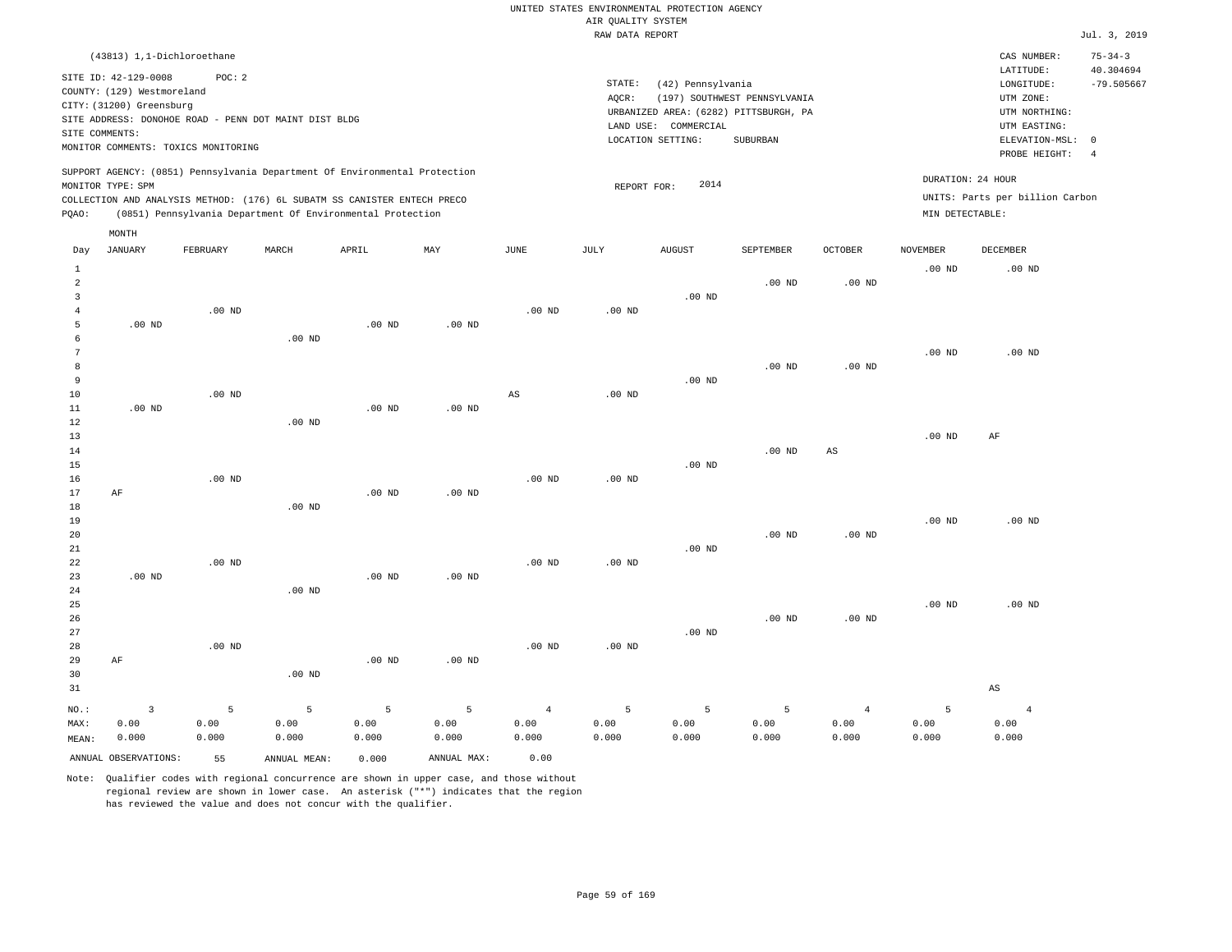UNITED STATES ENVIRONMENTAL PROTECTION AGENCY
AIR QUALITY SYSTEM
RAW DATA REPORT

Jul. 3, 2019

(43813) 1,1-Dichloroethane

SITE ID: 42-129-0008 POC: 2
COUNTY: (129) Westmoreland
CITY: (31200) Greensburg
SITE ADDRESS: DONOHOE ROAD - PENN DOT MAINT DIST BLDG
SITE COMMENTS:
MONITOR COMMENTS: TOXICS MONITORING

STATE: (42) Pennsylvania
AQCR: (197) SOUTHWEST PENNSYLVANIA
URBANIZED AREA: (6282) PITTSBURGH, PA
LAND USE: COMMERCIAL
LOCATION SETTING: SUBURBAN

CAS NUMBER: 75-34-3
LATITUDE: 40.304694
LONGITUDE: -79.505667
UTM ZONE:
UTM NORTHING:
UTM EASTING:
ELEVATION-MSL: 0
PROBE HEIGHT: 4

SUPPORT AGENCY: (0851) Pennsylvania Department Of Environmental Protection
MONITOR TYPE: SPM
COLLECTION AND ANALYSIS METHOD: (176) 6L SUBATM SS CANISTER ENTECH PRECO
PQAO: (0851) Pennsylvania Department Of Environmental Protection

REPORT FOR: 2014

DURATION: 24 HOUR
UNITS: Parts per billion Carbon
MIN DETECTABLE:

| Day | JANUARY | FEBRUARY | MARCH | APRIL | MAY | JUNE | JULY | AUGUST | SEPTEMBER | OCTOBER | NOVEMBER | DECEMBER |
|---|---|---|---|---|---|---|---|---|---|---|---|---|
| 1 | | | | | | | | | | | .00 ND | .00 ND |
| 2 | | | | | | | | | .00 ND | .00 ND | | |
| 3 | | | | | | | | .00 ND | | | | |
| 4 | | .00 ND | | | | .00 ND | .00 ND | | | | | |
| 5 | .00 ND | | | .00 ND | .00 ND | | | | | | | |
| 6 | | | .00 ND | | | | | | | | | |
| 7 | | | | | | | | | | | .00 ND | .00 ND |
| 8 | | | | | | | | | .00 ND | .00 ND | | |
| 9 | | | | | | | | .00 ND | | | | |
| 10 | | .00 ND | | | | AS | .00 ND | | | | | |
| 11 | .00 ND | | | .00 ND | .00 ND | | | | | | | |
| 12 | | | .00 ND | | | | | | | | | |
| 13 | | | | | | | | | | | .00 ND | AF |
| 14 | | | | | | | | | .00 ND | AS | | |
| 15 | | | | | | | | .00 ND | | | | |
| 16 | | .00 ND | | | | .00 ND | .00 ND | | | | | |
| 17 | AF | | | .00 ND | .00 ND | | | | | | | |
| 18 | | | .00 ND | | | | | | | | | |
| 19 | | | | | | | | | | | .00 ND | .00 ND |
| 20 | | | | | | | | | .00 ND | .00 ND | | |
| 21 | | | | | | | | .00 ND | | | | |
| 22 | | .00 ND | | | | .00 ND | .00 ND | | | | | |
| 23 | .00 ND | | | .00 ND | .00 ND | | | | | | | |
| 24 | | | .00 ND | | | | | | | | | |
| 25 | | | | | | | | | | | .00 ND | .00 ND |
| 26 | | | | | | | | | .00 ND | .00 ND | | |
| 27 | | | | | | | | .00 ND | | | | |
| 28 | | .00 ND | | | | .00 ND | .00 ND | | | | | |
| 29 | AF | | | .00 ND | .00 ND | | | | | | | |
| 30 | | | .00 ND | | | | | | | | | |
| 31 | | | | | | | | | | | | AS |
| NO.: | 3 | 5 | 5 | 5 | 5 | 4 | 5 | 5 | 5 | 4 | 5 | 4 |
| MAX: | 0.00 | 0.00 | 0.00 | 0.00 | 0.00 | 0.00 | 0.00 | 0.00 | 0.00 | 0.00 | 0.00 | 0.00 |
| MEAN: | 0.000 | 0.000 | 0.000 | 0.000 | 0.000 | 0.000 | 0.000 | 0.000 | 0.000 | 0.000 | 0.000 | 0.000 |

ANNUAL OBSERVATIONS: 55 ANNUAL MEAN: 0.000 ANNUAL MAX: 0.00

Note: Qualifier codes with regional concurrence are shown in upper case, and those without regional review are shown in lower case. An asterisk ("*") indicates that the region has reviewed the value and does not concur with the qualifier.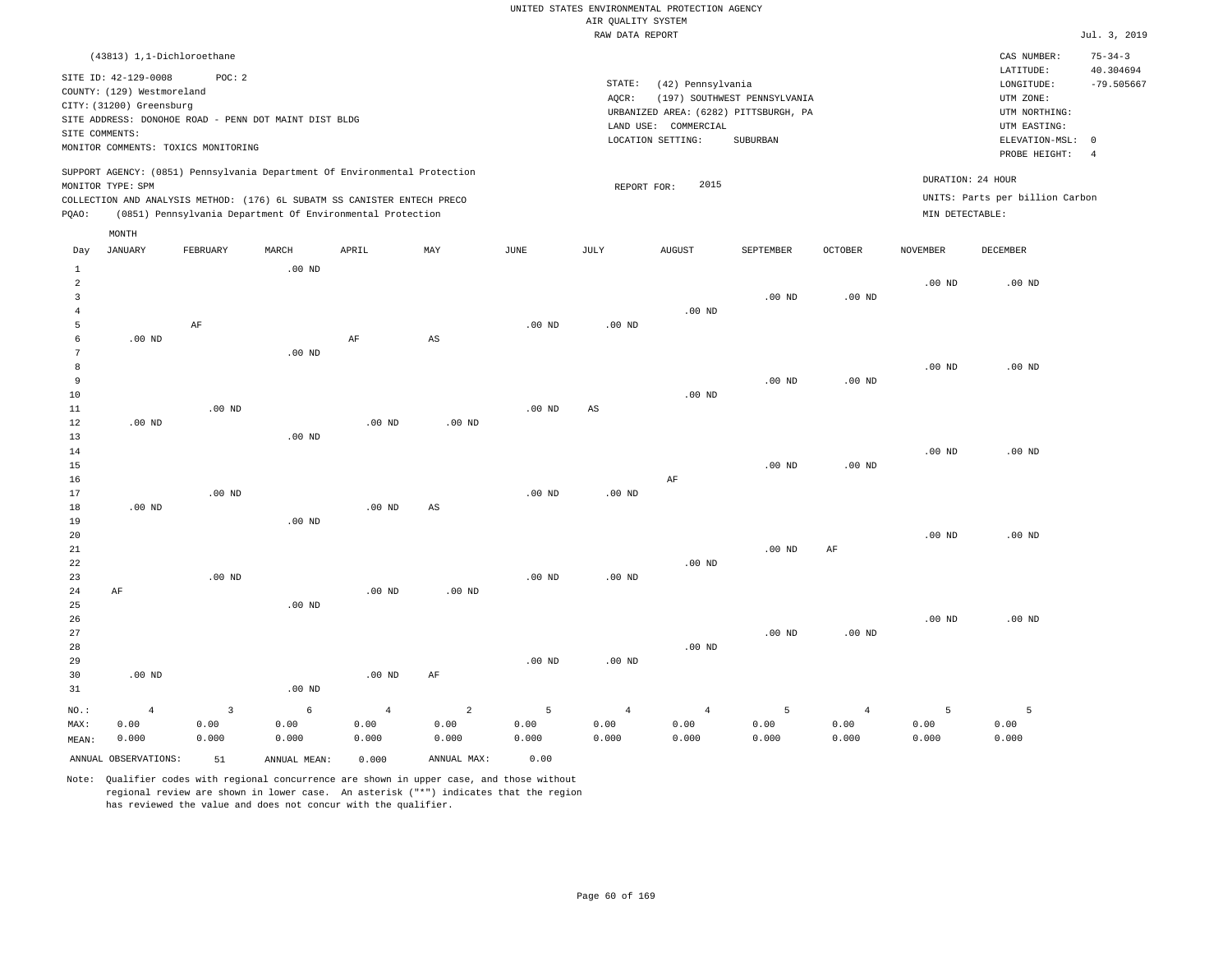UNITED STATES ENVIRONMENTAL PROTECTION AGENCY
AIR QUALITY SYSTEM
RAW DATA REPORT

Jul. 3, 2019

(43813) 1,1-Dichloroethane

SITE ID: 42-129-0008 POC: 2
COUNTY: (129) Westmoreland
CITY: (31200) Greensburg
SITE ADDRESS: DONOHOE ROAD - PENN DOT MAINT DIST BLDG
SITE COMMENTS:
MONITOR COMMENTS: TOXICS MONITORING

STATE: (42) Pennsylvania
AQCR: (197) SOUTHWEST PENNSYLVANIA
URBANIZED AREA: (6282) PITTSBURGH, PA
LAND USE: COMMERCIAL
LOCATION SETTING: SUBURBAN

CAS NUMBER: 75-34-3
LATITUDE: 40.304694
LONGITUDE: -79.505667
UTM ZONE:
UTM NORTHING:
UTM EASTING:
ELEVATION-MSL: 0
PROBE HEIGHT: 4

SUPPORT AGENCY: (0851) Pennsylvania Department Of Environmental Protection
MONITOR TYPE: SPM
COLLECTION AND ANALYSIS METHOD: (176) 6L SUBATM SS CANISTER ENTECH PRECO
PQAO: (0851) Pennsylvania Department Of Environmental Protection

REPORT FOR: 2015

DURATION: 24 HOUR
UNITS: Parts per billion Carbon
MIN DETECTABLE:

| Day | JANUARY | FEBRUARY | MARCH | APRIL | MAY | JUNE | JULY | AUGUST | SEPTEMBER | OCTOBER | NOVEMBER | DECEMBER |
|---|---|---|---|---|---|---|---|---|---|---|---|---|
| 1 | | | .00 ND | | | | | | | | | |
| 2 | | | | | | | | | | | .00 ND | .00 ND |
| 3 | | | | | | | | | .00 ND | .00 ND | | |
| 4 | | | | | | | | .00 ND | | | | |
| 5 | | AF | | | | .00 ND | .00 ND | | | | | |
| 6 | .00 ND | | | AF | AS | | | | | | | |
| 7 | | | .00 ND | | | | | | | | | |
| 8 | | | | | | | | | | | .00 ND | .00 ND |
| 9 | | | | | | | | | .00 ND | .00 ND | | |
| 10 | | | | | | | | .00 ND | | | | |
| 11 | | .00 ND | | | | .00 ND | AS | | | | | |
| 12 | .00 ND | | | .00 ND | .00 ND | | | | | | | |
| 13 | | | .00 ND | | | | | | | | | |
| 14 | | | | | | | | | | | .00 ND | .00 ND |
| 15 | | | | | | | | | .00 ND | .00 ND | | |
| 16 | | | | | | | | AF | | | | |
| 17 | | .00 ND | | | | .00 ND | .00 ND | | | | | |
| 18 | .00 ND | | | .00 ND | AS | | | | | | | |
| 19 | | | .00 ND | | | | | | | | | |
| 20 | | | | | | | | | | | .00 ND | .00 ND |
| 21 | | | | | | | | | .00 ND | AF | | |
| 22 | | | | | | | | .00 ND | | | | |
| 23 | | .00 ND | | | | .00 ND | .00 ND | | | | | |
| 24 | AF | | | .00 ND | .00 ND | | | | | | | |
| 25 | | | .00 ND | | | | | | | | | |
| 26 | | | | | | | | | | | .00 ND | .00 ND |
| 27 | | | | | | | | | .00 ND | .00 ND | | |
| 28 | | | | | | | | .00 ND | | | | |
| 29 | | | | | | .00 ND | .00 ND | | | | | |
| 30 | .00 ND | | | .00 ND | AF | | | | | | | |
| 31 | | | .00 ND | | | | | | | | | |
| NO.: | 4 | 3 | 6 | 4 | 2 | 5 | 4 | 4 | 5 | 4 | 5 | 5 |
| MAX: | 0.00 | 0.00 | 0.00 | 0.00 | 0.00 | 0.00 | 0.00 | 0.00 | 0.00 | 0.00 | 0.00 | 0.00 |
| MEAN: | 0.000 | 0.000 | 0.000 | 0.000 | 0.000 | 0.000 | 0.000 | 0.000 | 0.000 | 0.000 | 0.000 | 0.000 |

ANNUAL OBSERVATIONS: 51 ANNUAL MEAN: 0.000 ANNUAL MAX: 0.00

Note: Qualifier codes with regional concurrence are shown in upper case, and those without regional review are shown in lower case. An asterisk ("*") indicates that the region has reviewed the value and does not concur with the qualifier.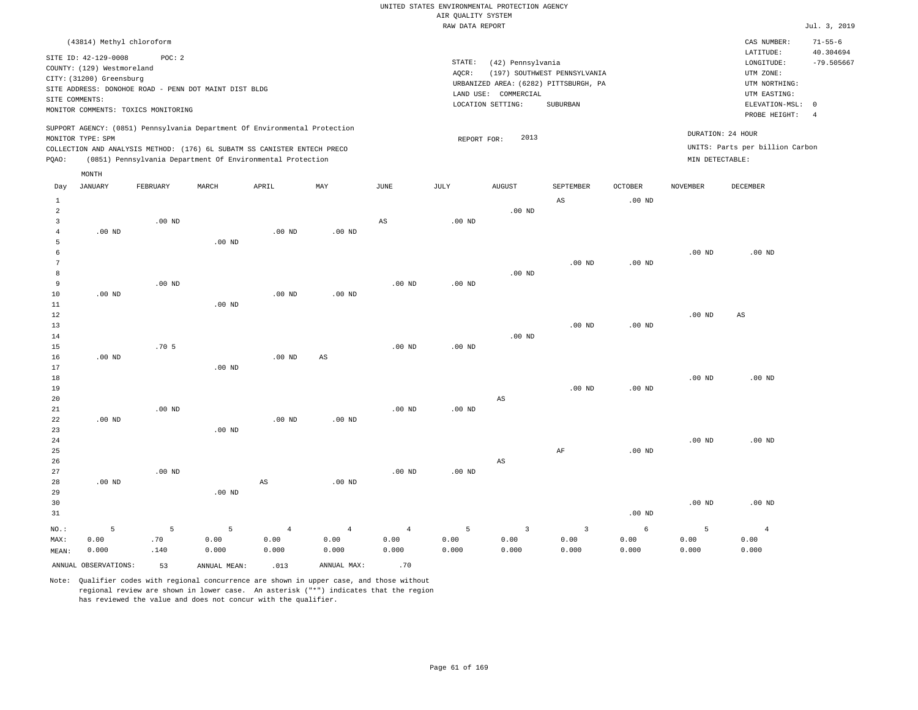UNITED STATES ENVIRONMENTAL PROTECTION AGENCY
AIR QUALITY SYSTEM
RAW DATA REPORT

Jul. 3, 2019

(43814) Methyl chloroform

SITE ID: 42-129-0008  POC: 2
COUNTY: (129) Westmoreland
CITY: (31200) Greensburg
SITE ADDRESS: DONOHOE ROAD - PENN DOT MAINT DIST BLDG
SITE COMMENTS:
MONITOR COMMENTS: TOXICS MONITORING

STATE: (42) Pennsylvania
AQCR: (197) SOUTHWEST PENNSYLVANIA
URBANIZED AREA: (6282) PITTSBURGH, PA
LAND USE: COMMERCIAL
LOCATION SETTING: SUBURBAN

CAS NUMBER: 71-55-6
LATITUDE: 40.304694
LONGITUDE: -79.505667
UTM ZONE:
UTM NORTHING:
UTM EASTING:
ELEVATION-MSL: 0
PROBE HEIGHT: 4

SUPPORT AGENCY: (0851) Pennsylvania Department Of Environmental Protection
MONITOR TYPE: SPM
COLLECTION AND ANALYSIS METHOD: (176) 6L SUBATM SS CANISTER ENTECH PRECO
PQAO: (0851) Pennsylvania Department Of Environmental Protection

REPORT FOR: 2013

DURATION: 24 HOUR
UNITS: Parts per billion Carbon
MIN DETECTABLE:

| Day | JANUARY | FEBRUARY | MARCH | APRIL | MAY | JUNE | JULY | AUGUST | SEPTEMBER | OCTOBER | NOVEMBER | DECEMBER |
|---|---|---|---|---|---|---|---|---|---|---|---|---|
| 1 | | | | | | | | | AS | .00 ND | | |
| 2 | | | | | | | | .00 ND | | | | |
| 3 | | .00 ND | | | | AS | .00 ND | | | | | |
| 4 | .00 ND | | | .00 ND | .00 ND | | | | | | | |
| 5 | | | .00 ND | | | | | | | | | |
| 6 | | | | | | | | | | | .00 ND | .00 ND |
| 7 | | | | | | | | | .00 ND | .00 ND | | |
| 8 | | | | | | | | .00 ND | | | | |
| 9 | | .00 ND | | | | .00 ND | .00 ND | | | | | |
| 10 | .00 ND | | | .00 ND | .00 ND | | | | | | | |
| 11 | | | .00 ND | | | | | | | | | |
| 12 | | | | | | | | | | | .00 ND | AS |
| 13 | | | | | | | | | .00 ND | .00 ND | | |
| 14 | | | | | | | | .00 ND | | | | |
| 15 | | .70 5 | | | | .00 ND | .00 ND | | | | | |
| 16 | .00 ND | | | .00 ND | AS | | | | | | | |
| 17 | | | .00 ND | | | | | | | | | |
| 18 | | | | | | | | | | | .00 ND | .00 ND |
| 19 | | | | | | | | | .00 ND | .00 ND | | |
| 20 | | | | | | | | AS | | | | |
| 21 | | .00 ND | | | | .00 ND | .00 ND | | | | | |
| 22 | .00 ND | | | .00 ND | .00 ND | | | | | | | |
| 23 | | | .00 ND | | | | | | | | | |
| 24 | | | | | | | | | | | .00 ND | .00 ND |
| 25 | | | | | | | | | AF | .00 ND | | |
| 26 | | | | | | | | AS | | | | |
| 27 | | .00 ND | | | | .00 ND | .00 ND | | | | | |
| 28 | .00 ND | | | AS | .00 ND | | | | | | | |
| 29 | | | .00 ND | | | | | | | | | |
| 30 | | | | | | | | | | | .00 ND | .00 ND |
| 31 | | | | | | | | | | .00 ND | | |
| NO.: | 5 | 5 | 5 | 4 | 4 | 4 | 5 | 3 | 3 | 6 | 5 | 4 |
| MAX: | 0.00 | .70 | 0.00 | 0.00 | 0.00 | 0.00 | 0.00 | 0.00 | 0.00 | 0.00 | 0.00 | 0.00 |
| MEAN: | 0.000 | .140 | 0.000 | 0.000 | 0.000 | 0.000 | 0.000 | 0.000 | 0.000 | 0.000 | 0.000 | 0.000 |

ANNUAL OBSERVATIONS: 53  ANNUAL MEAN: .013  ANNUAL MAX: .70

Note: Qualifier codes with regional concurrence are shown in upper case, and those without regional review are shown in lower case. An asterisk ("*") indicates that the region has reviewed the value and does not concur with the qualifier.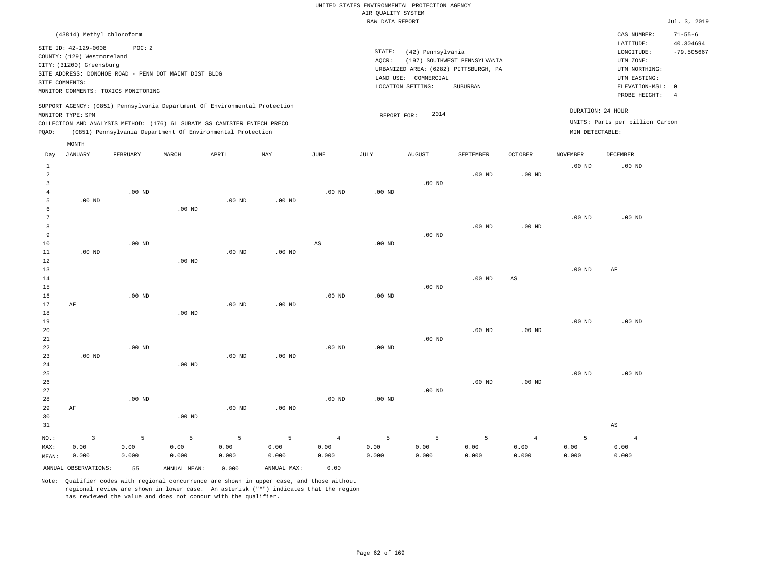UNITED STATES ENVIRONMENTAL PROTECTION AGENCY
AIR QUALITY SYSTEM
RAW DATA REPORT

Jul. 3, 2019

(43814) Methyl chloroform

SITE ID: 42-129-0008 POC: 2
COUNTY: (129) Westmoreland
CITY: (31200) Greensburg
SITE ADDRESS: DONOHOE ROAD - PENN DOT MAINT DIST BLDG
SITE COMMENTS:
MONITOR COMMENTS: TOXICS MONITORING

STATE: (42) Pennsylvania
AQCR: (197) SOUTHWEST PENNSYLVANIA
URBANIZED AREA: (6282) PITTSBURGH, PA
LAND USE: COMMERCIAL
LOCATION SETTING: SUBURBAN

CAS NUMBER: 71-55-6
LATITUDE: 40.304694
LONGITUDE: -79.505667
UTM ZONE:
UTM NORTHING:
UTM EASTING:
ELEVATION-MSL: 0
PROBE HEIGHT: 4

SUPPORT AGENCY: (0851) Pennsylvania Department Of Environmental Protection
MONITOR TYPE: SPM
COLLECTION AND ANALYSIS METHOD: (176) 6L SUBATM SS CANISTER ENTECH PRECO
PQAO: (0851) Pennsylvania Department Of Environmental Protection

REPORT FOR: 2014

DURATION: 24 HOUR
UNITS: Parts per billion Carbon
MIN DETECTABLE:

| Day | JANUARY | FEBRUARY | MARCH | APRIL | MAY | JUNE | JULY | AUGUST | SEPTEMBER | OCTOBER | NOVEMBER | DECEMBER |
|---|---|---|---|---|---|---|---|---|---|---|---|---|
| 1 | | | | | | | | | | | .00 ND | .00 ND |
| 2 | | | | | | | | | .00 ND | .00 ND | | |
| 3 | | | | | | | | .00 ND | | | | |
| 4 | | .00 ND | | | | .00 ND | .00 ND | | | | | |
| 5 | .00 ND | | | .00 ND | .00 ND | | | | | | | |
| 6 | | | .00 ND | | | | | | | | | |
| 7 | | | | | | | | | | | .00 ND | .00 ND |
| 8 | | | | | | | | | .00 ND | .00 ND | | |
| 9 | | | | | | | | .00 ND | | | | |
| 10 | | .00 ND | | | | AS | .00 ND | | | | | |
| 11 | .00 ND | | | .00 ND | .00 ND | | | | | | | |
| 12 | | | .00 ND | | | | | | | | | |
| 13 | | | | | | | | | | | .00 ND | AF |
| 14 | | | | | | | | | .00 ND | AS | | |
| 15 | | | | | | | | .00 ND | | | | |
| 16 | | .00 ND | | | | .00 ND | .00 ND | | | | | |
| 17 | AF | | | .00 ND | .00 ND | | | | | | | |
| 18 | | | .00 ND | | | | | | | | | |
| 19 | | | | | | | | | | | .00 ND | .00 ND |
| 20 | | | | | | | | | .00 ND | .00 ND | | |
| 21 | | | | | | | | .00 ND | | | | |
| 22 | | .00 ND | | | | .00 ND | .00 ND | | | | | |
| 23 | .00 ND | | | .00 ND | .00 ND | | | | | | | |
| 24 | | | .00 ND | | | | | | | | | |
| 25 | | | | | | | | | | | .00 ND | .00 ND |
| 26 | | | | | | | | | .00 ND | .00 ND | | |
| 27 | | | | | | | | .00 ND | | | | |
| 28 | | .00 ND | | | | .00 ND | .00 ND | | | | | |
| 29 | AF | | | .00 ND | .00 ND | | | | | | | |
| 30 | | | .00 ND | | | | | | | | | |
| 31 | | | | | | | | | | | | AS |
| NO.: | 3 | 5 | 5 | 5 | 5 | 4 | 5 | 5 | 5 | 4 | 5 | 4 |
| MAX: | 0.00 | 0.00 | 0.00 | 0.00 | 0.00 | 0.00 | 0.00 | 0.00 | 0.00 | 0.00 | 0.00 | 0.00 |
| MEAN: | 0.000 | 0.000 | 0.000 | 0.000 | 0.000 | 0.000 | 0.000 | 0.000 | 0.000 | 0.000 | 0.000 | 0.000 |

ANNUAL OBSERVATIONS: 55 ANNUAL MEAN: 0.000 ANNUAL MAX: 0.00

Note: Qualifier codes with regional concurrence are shown in upper case, and those without regional review are shown in lower case. An asterisk ("*") indicates that the region has reviewed the value and does not concur with the qualifier.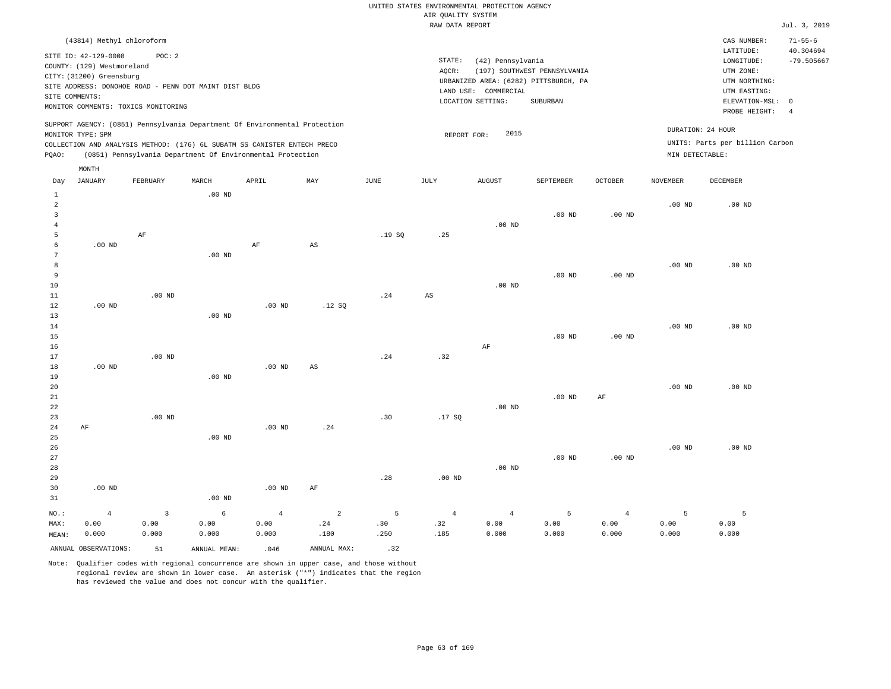UNITED STATES ENVIRONMENTAL PROTECTION AGENCY
AIR QUALITY SYSTEM
RAW DATA REPORT

Jul. 3, 2019

(43814) Methyl chloroform

SITE ID: 42-129-0008  POC: 2
COUNTY: (129) Westmoreland
CITY: (31200) Greensburg
SITE ADDRESS: DONOHOE ROAD - PENN DOT MAINT DIST BLDG
SITE COMMENTS:
MONITOR COMMENTS: TOXICS MONITORING

STATE: (42) Pennsylvania
AQCR: (197) SOUTHWEST PENNSYLVANIA
URBANIZED AREA: (6282) PITTSBURGH, PA
LAND USE: COMMERCIAL
LOCATION SETTING: SUBURBAN

CAS NUMBER: 71-55-6
LATITUDE: 40.304694
LONGITUDE: -79.505667
UTM ZONE:
UTM NORTHING:
UTM EASTING:
ELEVATION-MSL: 0
PROBE HEIGHT: 4

SUPPORT AGENCY: (0851) Pennsylvania Department Of Environmental Protection
MONITOR TYPE: SPM
COLLECTION AND ANALYSIS METHOD: (176) 6L SUBATM SS CANISTER ENTECH PRECO
PQAO: (0851) Pennsylvania Department Of Environmental Protection

REPORT FOR: 2015

DURATION: 24 HOUR
UNITS: Parts per billion Carbon
MIN DETECTABLE:

| Day | JANUARY | FEBRUARY | MARCH | APRIL | MAY | JUNE | JULY | AUGUST | SEPTEMBER | OCTOBER | NOVEMBER | DECEMBER |
|---|---|---|---|---|---|---|---|---|---|---|---|---|
| 1 | | | .00 ND | | | | | | | | | |
| 2 | | | | | | | | | | | .00 ND | .00 ND |
| 3 | | | | | | | | | .00 ND | .00 ND | | |
| 4 | | | | | | | | .00 ND | | | | |
| 5 | | AF | | | | .19 SQ | .25 | | | | | |
| 6 | .00 ND | | | AF | AS | | | | | | | |
| 7 | | | .00 ND | | | | | | | | | |
| 8 | | | | | | | | | | | .00 ND | .00 ND |
| 9 | | | | | | | | | .00 ND | .00 ND | | |
| 10 | | | | | | | | .00 ND | | | | |
| 11 | | .00 ND | | | | .24 | AS | | | | | |
| 12 | .00 ND | | | .00 ND | .12 SQ | | | | | | | |
| 13 | | | .00 ND | | | | | | | | | |
| 14 | | | | | | | | | | | .00 ND | .00 ND |
| 15 | | | | | | | | | .00 ND | .00 ND | | |
| 16 | | | | | | | | AF | | | | |
| 17 | | .00 ND | | | | .24 | .32 | | | | | |
| 18 | .00 ND | | | .00 ND | AS | | | | | | | |
| 19 | | | .00 ND | | | | | | | | | |
| 20 | | | | | | | | | | | .00 ND | .00 ND |
| 21 | | | | | | | | | .00 ND | AF | | |
| 22 | | | | | | | | .00 ND | | | | |
| 23 | | .00 ND | | | | .30 | .17 SQ | | | | | |
| 24 | AF | | | .00 ND | .24 | | | | | | | |
| 25 | | | .00 ND | | | | | | | | | |
| 26 | | | | | | | | | | | .00 ND | .00 ND |
| 27 | | | | | | | | | .00 ND | .00 ND | | |
| 28 | | | | | | | | .00 ND | | | | |
| 29 | | | | | | .28 | .00 ND | | | | | |
| 30 | .00 ND | | | .00 ND | AF | | | | | | | |
| 31 | | | .00 ND | | | | | | | | | |
| NO.: | 4 | 3 | 6 | 4 | 2 | 5 | 4 | 4 | 5 | 4 | 5 | 5 |
| MAX: | 0.00 | 0.00 | 0.00 | 0.00 | .24 | .30 | .32 | 0.00 | 0.00 | 0.00 | 0.00 | 0.00 |
| MEAN: | 0.000 | 0.000 | 0.000 | 0.000 | .180 | .250 | .185 | 0.000 | 0.000 | 0.000 | 0.000 | 0.000 |

ANNUAL OBSERVATIONS: 51  ANNUAL MEAN: .046  ANNUAL MAX: .32

Note: Qualifier codes with regional concurrence are shown in upper case, and those without regional review are shown in lower case. An asterisk ("*") indicates that the region has reviewed the value and does not concur with the qualifier.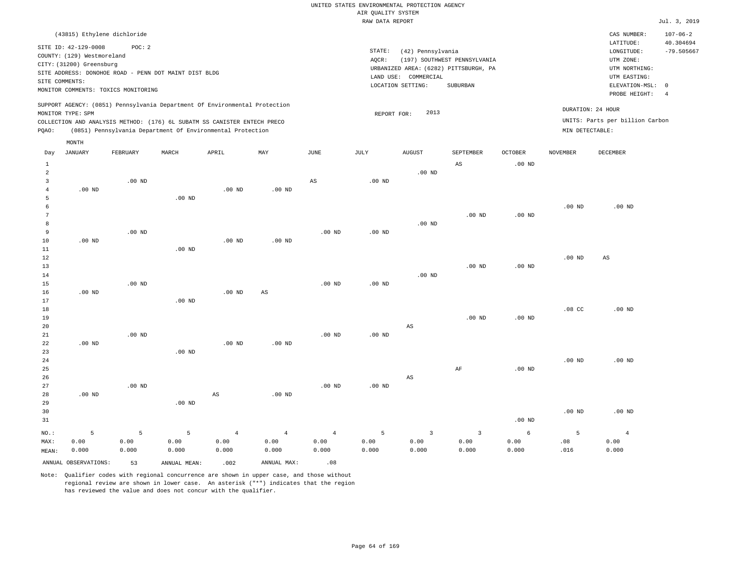UNITED STATES ENVIRONMENTAL PROTECTION AGENCY
AIR QUALITY SYSTEM
RAW DATA REPORT

Jul. 3, 2019

(43815) Ethylene dichloride

SITE ID: 42-129-0008 POC: 2
COUNTY: (129) Westmoreland
CITY: (31200) Greensburg
SITE ADDRESS: DONOHOE ROAD - PENN DOT MAINT DIST BLDG
SITE COMMENTS:
MONITOR COMMENTS: TOXICS MONITORING

STATE: (42) Pennsylvania
AQCR: (197) SOUTHWEST PENNSYLVANIA
URBANIZED AREA: (6282) PITTSBURGH, PA
LAND USE: COMMERCIAL
LOCATION SETTING: SUBURBAN

CAS NUMBER: 107-06-2
LATITUDE: 40.304694
LONGITUDE: -79.505667
UTM ZONE:
UTM NORTHING:
UTM EASTING:
ELEVATION-MSL: 0
PROBE HEIGHT: 4

SUPPORT AGENCY: (0851) Pennsylvania Department Of Environmental Protection
MONITOR TYPE: SPM
COLLECTION AND ANALYSIS METHOD: (176) 6L SUBATM SS CANISTER ENTECH PRECO
PQAO: (0851) Pennsylvania Department Of Environmental Protection

REPORT FOR: 2013

DURATION: 24 HOUR
UNITS: Parts per billion Carbon
MIN DETECTABLE:

| Day | JANUARY | FEBRUARY | MARCH | APRIL | MAY | JUNE | JULY | AUGUST | SEPTEMBER | OCTOBER | NOVEMBER | DECEMBER |
|---|---|---|---|---|---|---|---|---|---|---|---|---|
| 1 | | | | | | | | | AS | .00 ND | | |
| 2 | | | | | | | | .00 ND | | | | |
| 3 | | .00 ND | | | | AS | .00 ND | | | | | |
| 4 | .00 ND | | | .00 ND | .00 ND | | | | | | | |
| 5 | | | .00 ND | | | | | | | | | |
| 6 | | | | | | | | | | | .00 ND | .00 ND |
| 7 | | | | | | | | | .00 ND | .00 ND | | |
| 8 | | | | | | | | .00 ND | | | | |
| 9 | | .00 ND | | | | .00 ND | .00 ND | | | | | |
| 10 | .00 ND | | | .00 ND | .00 ND | | | | | | | |
| 11 | | | .00 ND | | | | | | | | | |
| 12 | | | | | | | | | | | .00 ND | AS |
| 13 | | | | | | | | | .00 ND | .00 ND | | |
| 14 | | | | | | | | .00 ND | | | | |
| 15 | | .00 ND | | | | .00 ND | .00 ND | | | | | |
| 16 | .00 ND | | | .00 ND | AS | | | | | | | |
| 17 | | | .00 ND | | | | | | | | | |
| 18 | | | | | | | | | | | .08 CC | .00 ND |
| 19 | | | | | | | | | .00 ND | .00 ND | | |
| 20 | | | | | | | | AS | | | | |
| 21 | | .00 ND | | | | .00 ND | .00 ND | | | | | |
| 22 | .00 ND | | | .00 ND | .00 ND | | | | | | | |
| 23 | | | .00 ND | | | | | | | | | |
| 24 | | | | | | | | | | | .00 ND | .00 ND |
| 25 | | | | | | | | | AF | .00 ND | | |
| 26 | | | | | | | | AS | | | | |
| 27 | | .00 ND | | | | .00 ND | .00 ND | | | | | |
| 28 | .00 ND | | | AS | .00 ND | | | | | | | |
| 29 | | | .00 ND | | | | | | | | | |
| 30 | | | | | | | | | | | .00 ND | .00 ND |
| 31 | | | | | | | | | | .00 ND | | |
| NO.: | 5 | 5 | 5 | 4 | 4 | 4 | 5 | 3 | 3 | 6 | 5 | 4 |
| MAX: | 0.00 | 0.00 | 0.00 | 0.00 | 0.00 | 0.00 | 0.00 | 0.00 | 0.00 | 0.00 | .08 | 0.00 |
| MEAN: | 0.000 | 0.000 | 0.000 | 0.000 | 0.000 | 0.000 | 0.000 | 0.000 | 0.000 | 0.000 | .016 | 0.000 |

ANNUAL OBSERVATIONS: 53 ANNUAL MEAN: .002 ANNUAL MAX: .08

Note: Qualifier codes with regional concurrence are shown in upper case, and those without regional review are shown in lower case. An asterisk ("*") indicates that the region has reviewed the value and does not concur with the qualifier.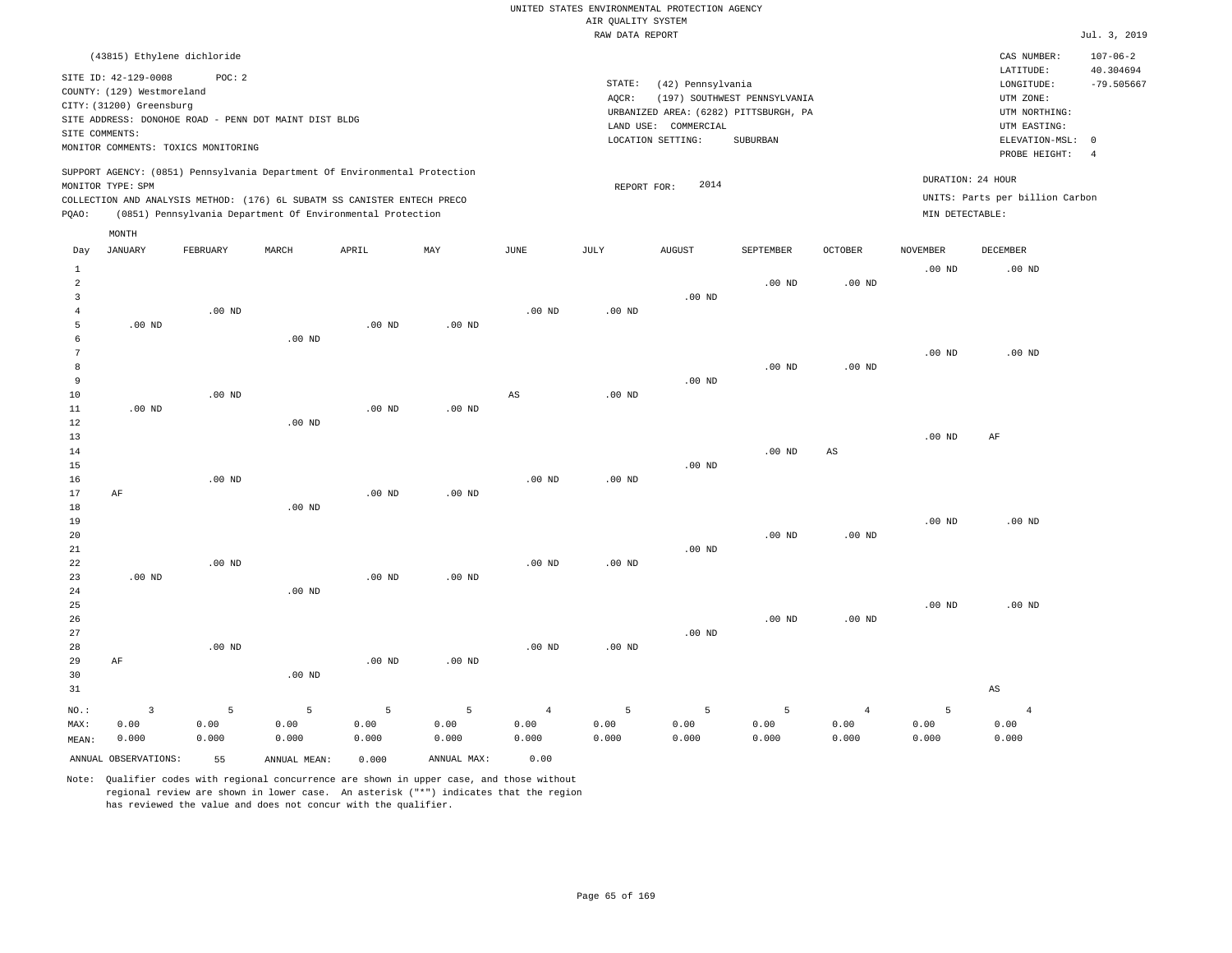UNITED STATES ENVIRONMENTAL PROTECTION AGENCY
AIR QUALITY SYSTEM
RAW DATA REPORT

Jul. 3, 2019

(43815) Ethylene dichloride

SITE ID: 42-129-0008 POC: 2
COUNTY: (129) Westmoreland
CITY: (31200) Greensburg
SITE ADDRESS: DONOHOE ROAD - PENN DOT MAINT DIST BLDG
SITE COMMENTS:
MONITOR COMMENTS: TOXICS MONITORING

STATE: (42) Pennsylvania
AQCR: (197) SOUTHWEST PENNSYLVANIA
URBANIZED AREA: (6282) PITTSBURGH, PA
LAND USE: COMMERCIAL
LOCATION SETTING: SUBURBAN

CAS NUMBER: 107-06-2
LATITUDE: 40.304694
LONGITUDE: -79.505667
UTM ZONE:
UTM NORTHING:
UTM EASTING:
ELEVATION-MSL: 0
PROBE HEIGHT: 4

SUPPORT AGENCY: (0851) Pennsylvania Department Of Environmental Protection
MONITOR TYPE: SPM
COLLECTION AND ANALYSIS METHOD: (176) 6L SUBATM SS CANISTER ENTECH PRECO
PQAO: (0851) Pennsylvania Department Of Environmental Protection

REPORT FOR: 2014

DURATION: 24 HOUR
UNITS: Parts per billion Carbon
MIN DETECTABLE:

| Day | JANUARY | FEBRUARY | MARCH | APRIL | MAY | JUNE | JULY | AUGUST | SEPTEMBER | OCTOBER | NOVEMBER | DECEMBER |
|---|---|---|---|---|---|---|---|---|---|---|---|---|
| 1 | | | | | | | | | | | .00 ND | .00 ND |
| 2 | | | | | | | | | .00 ND | .00 ND | | |
| 3 | | | | | | | | .00 ND | | | | |
| 4 | | .00 ND | | | | .00 ND | .00 ND | | | | | |
| 5 | .00 ND | | | .00 ND | .00 ND | | | | | | | |
| 6 | | | .00 ND | | | | | | | | | |
| 7 | | | | | | | | | | | .00 ND | .00 ND |
| 8 | | | | | | | | | .00 ND | .00 ND | | |
| 9 | | | | | | | | .00 ND | | | | |
| 10 | | .00 ND | | | | AS | .00 ND | | | | | |
| 11 | .00 ND | | | .00 ND | .00 ND | | | | | | | |
| 12 | | | .00 ND | | | | | | | | | |
| 13 | | | | | | | | | | | .00 ND | AF |
| 14 | | | | | | | | | .00 ND | AS | | |
| 15 | | | | | | | | .00 ND | | | | |
| 16 | | .00 ND | | | | .00 ND | .00 ND | | | | | |
| 17 | AF | | | .00 ND | .00 ND | | | | | | | |
| 18 | | | .00 ND | | | | | | | | | |
| 19 | | | | | | | | | | | .00 ND | .00 ND |
| 20 | | | | | | | | | .00 ND | .00 ND | | |
| 21 | | | | | | | | .00 ND | | | | |
| 22 | | .00 ND | | | | .00 ND | .00 ND | | | | | |
| 23 | .00 ND | | | .00 ND | .00 ND | | | | | | | |
| 24 | | | .00 ND | | | | | | | | | |
| 25 | | | | | | | | | | | .00 ND | .00 ND |
| 26 | | | | | | | | | .00 ND | .00 ND | | |
| 27 | | | | | | | | .00 ND | | | | |
| 28 | | .00 ND | | | | .00 ND | .00 ND | | | | | |
| 29 | AF | | | .00 ND | .00 ND | | | | | | | |
| 30 | | | .00 ND | | | | | | | | | |
| 31 | | | | | | | | | | | | AS |
| NO.: | 3 | 5 | 5 | 5 | 5 | 4 | 5 | 5 | 5 | 4 | 5 | 4 |
| MAX: | 0.00 | 0.00 | 0.00 | 0.00 | 0.00 | 0.00 | 0.00 | 0.00 | 0.00 | 0.00 | 0.00 | 0.00 |
| MEAN: | 0.000 | 0.000 | 0.000 | 0.000 | 0.000 | 0.000 | 0.000 | 0.000 | 0.000 | 0.000 | 0.000 | 0.000 |

ANNUAL OBSERVATIONS: 55 ANNUAL MEAN: 0.000 ANNUAL MAX: 0.00

Note: Qualifier codes with regional concurrence are shown in upper case, and those without regional review are shown in lower case. An asterisk ("*") indicates that the region has reviewed the value and does not concur with the qualifier.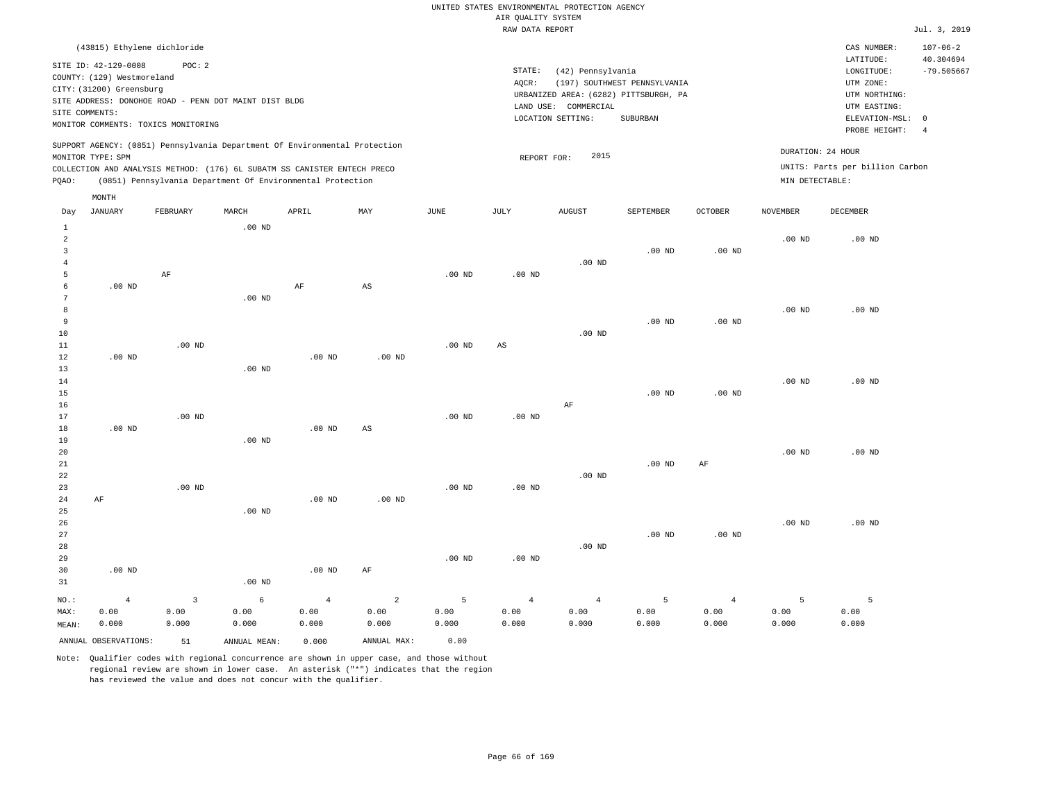UNITED STATES ENVIRONMENTAL PROTECTION AGENCY
AIR QUALITY SYSTEM
RAW DATA REPORT

Jul. 3, 2019

(43815) Ethylene dichloride

SITE ID: 42-129-0008 POC: 2
COUNTY: (129) Westmoreland
CITY: (31200) Greensburg
SITE ADDRESS: DONOHOE ROAD - PENN DOT MAINT DIST BLDG
SITE COMMENTS:
MONITOR COMMENTS: TOXICS MONITORING

STATE: (42) Pennsylvania
AQCR: (197) SOUTHWEST PENNSYLVANIA
URBANIZED AREA: (6282) PITTSBURGH, PA
LAND USE: COMMERCIAL
LOCATION SETTING: SUBURBAN

CAS NUMBER: 107-06-2
LATITUDE: 40.304694
LONGITUDE: -79.505667
UTM ZONE:
UTM NORTHING:
UTM EASTING:
ELEVATION-MSL: 0
PROBE HEIGHT: 4

SUPPORT AGENCY: (0851) Pennsylvania Department Of Environmental Protection
MONITOR TYPE: SPM
COLLECTION AND ANALYSIS METHOD: (176) 6L SUBATM SS CANISTER ENTECH PRECO
PQAO: (0851) Pennsylvania Department Of Environmental Protection

REPORT FOR: 2015

DURATION: 24 HOUR
UNITS: Parts per billion Carbon
MIN DETECTABLE:

| Day | JANUARY | FEBRUARY | MARCH | APRIL | MAY | JUNE | JULY | AUGUST | SEPTEMBER | OCTOBER | NOVEMBER | DECEMBER |
|---|---|---|---|---|---|---|---|---|---|---|---|---|
| 1 | | | .00 ND | | | | | | | | | |
| 2 | | | | | | | | | | | .00 ND | .00 ND |
| 3 | | | | | | | | | .00 ND | .00 ND | | |
| 4 | | | | | | | | .00 ND | | | | |
| 5 | | AF | | | | .00 ND | .00 ND | | | | | |
| 6 | .00 ND | | | AF | AS | | | | | | | |
| 7 | | | .00 ND | | | | | | | | | |
| 8 | | | | | | | | | | | .00 ND | .00 ND |
| 9 | | | | | | | | | .00 ND | .00 ND | | |
| 10 | | | | | | | | .00 ND | | | | |
| 11 | | .00 ND | | | | .00 ND | AS | | | | | |
| 12 | .00 ND | | | .00 ND | .00 ND | | | | | | | |
| 13 | | | .00 ND | | | | | | | | | |
| 14 | | | | | | | | | | | .00 ND | .00 ND |
| 15 | | | | | | | | | .00 ND | .00 ND | | |
| 16 | | | | | | | | AF | | | | |
| 17 | | .00 ND | | | | .00 ND | .00 ND | | | | | |
| 18 | .00 ND | | | .00 ND | AS | | | | | | | |
| 19 | | | .00 ND | | | | | | | | | |
| 20 | | | | | | | | | | | .00 ND | .00 ND |
| 21 | | | | | | | | | .00 ND | AF | | |
| 22 | | | | | | | | .00 ND | | | | |
| 23 | | .00 ND | | | | .00 ND | .00 ND | | | | | |
| 24 | AF | | | .00 ND | .00 ND | | | | | | | |
| 25 | | | .00 ND | | | | | | | | | |
| 26 | | | | | | | | | | | .00 ND | .00 ND |
| 27 | | | | | | | | | .00 ND | .00 ND | | |
| 28 | | | | | | | | .00 ND | | | | |
| 29 | | | | | | .00 ND | .00 ND | | | | | |
| 30 | .00 ND | | | .00 ND | AF | | | | | | | |
| 31 | | | .00 ND | | | | | | | | | |
| NO.: | 4 | 3 | 6 | 4 | 2 | 5 | 4 | 4 | 5 | 4 | 5 | 5 |
| MAX: | 0.00 | 0.00 | 0.00 | 0.00 | 0.00 | 0.00 | 0.00 | 0.00 | 0.00 | 0.00 | 0.00 | 0.00 |
| MEAN: | 0.000 | 0.000 | 0.000 | 0.000 | 0.000 | 0.000 | 0.000 | 0.000 | 0.000 | 0.000 | 0.000 | 0.000 |

ANNUAL OBSERVATIONS: 51 ANNUAL MEAN: 0.000 ANNUAL MAX: 0.00

Note: Qualifier codes with regional concurrence are shown in upper case, and those without regional review are shown in lower case. An asterisk ("*") indicates that the region has reviewed the value and does not concur with the qualifier.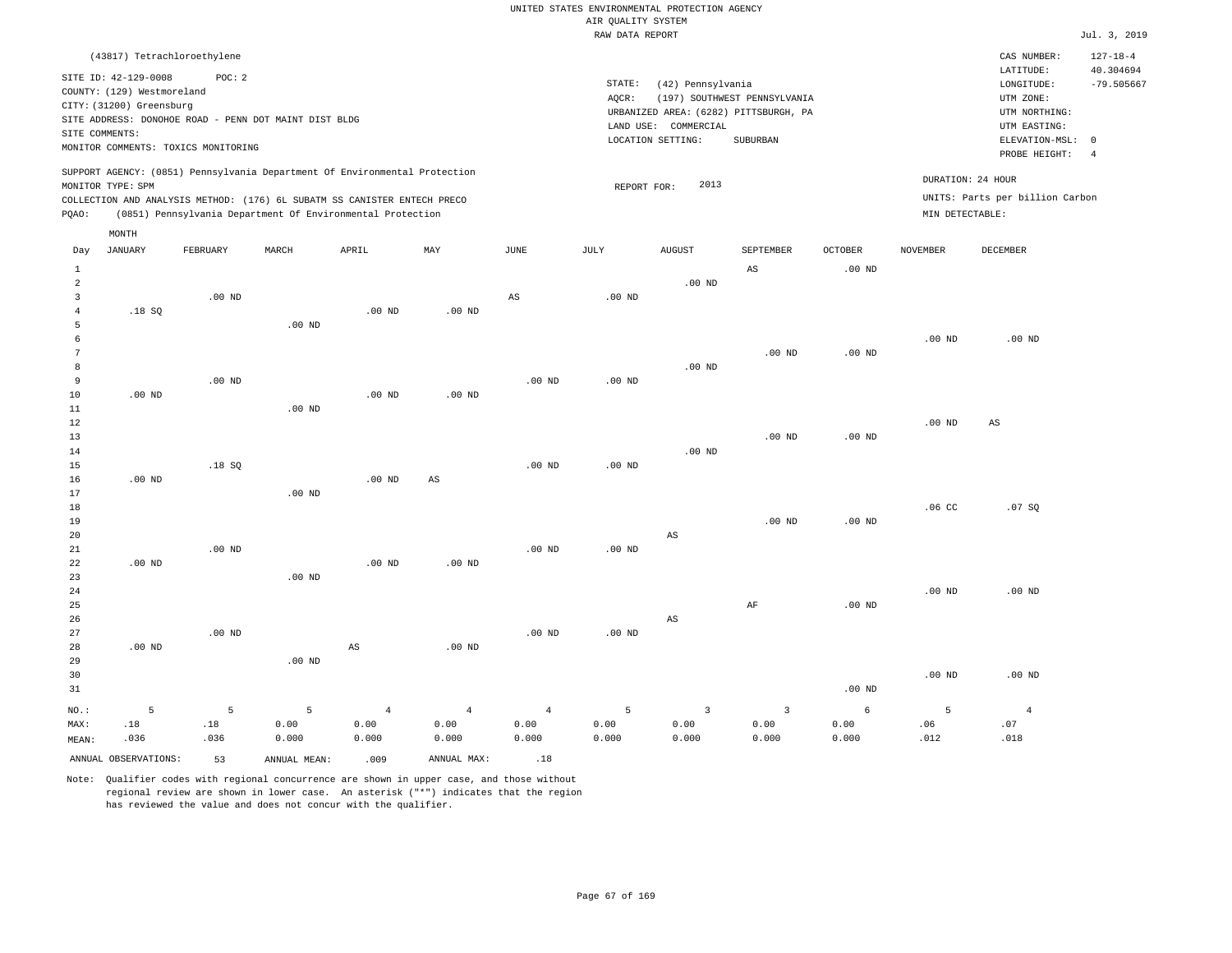UNITED STATES ENVIRONMENTAL PROTECTION AGENCY
AIR QUALITY SYSTEM
RAW DATA REPORT

Jul. 3, 2019

(43817) Tetrachloroethylene

SITE ID: 42-129-0008 POC: 2
COUNTY: (129) Westmoreland
CITY: (31200) Greensburg
SITE ADDRESS: DONOHOE ROAD - PENN DOT MAINT DIST BLDG
SITE COMMENTS:
MONITOR COMMENTS: TOXICS MONITORING

STATE: (42) Pennsylvania
AQCR: (197) SOUTHWEST PENNSYLVANIA
URBANIZED AREA: (6282) PITTSBURGH, PA
LAND USE: COMMERCIAL
LOCATION SETTING: SUBURBAN

CAS NUMBER: 127-18-4
LATITUDE: 40.304694
LONGITUDE: -79.505667
UTM ZONE:
UTM NORTHING:
UTM EASTING:
ELEVATION-MSL: 0
PROBE HEIGHT: 4

SUPPORT AGENCY: (0851) Pennsylvania Department Of Environmental Protection
MONITOR TYPE: SPM
COLLECTION AND ANALYSIS METHOD: (176) 6L SUBATM SS CANISTER ENTECH PRECO
PQAO: (0851) Pennsylvania Department Of Environmental Protection

REPORT FOR: 2013

DURATION: 24 HOUR
UNITS: Parts per billion Carbon
MIN DETECTABLE:

| Day | JANUARY | FEBRUARY | MARCH | APRIL | MAY | JUNE | JULY | AUGUST | SEPTEMBER | OCTOBER | NOVEMBER | DECEMBER |
|---|---|---|---|---|---|---|---|---|---|---|---|---|
| 1 | | | | | | | | | AS | .00 ND | | |
| 2 | | | | | | | | .00 ND | | | | |
| 3 | | .00 ND | | | | AS | .00 ND | | | | | |
| 4 | .18 SQ | | | .00 ND | .00 ND | | | | | | | |
| 5 | | | .00 ND | | | | | | | | | |
| 6 | | | | | | | | | | | .00 ND | .00 ND |
| 7 | | | | | | | | | .00 ND | .00 ND | | |
| 8 | | | | | | | | .00 ND | | | | |
| 9 | | .00 ND | | | | .00 ND | .00 ND | | | | | |
| 10 | .00 ND | | | .00 ND | .00 ND | | | | | | | |
| 11 | | | .00 ND | | | | | | | | | |
| 12 | | | | | | | | | | | .00 ND | AS |
| 13 | | | | | | | | | .00 ND | .00 ND | | |
| 14 | | | | | | | | .00 ND | | | | |
| 15 | | .18 SQ | | | | .00 ND | .00 ND | | | | | |
| 16 | .00 ND | | | .00 ND | AS | | | | | | | |
| 17 | | | .00 ND | | | | | | | | | |
| 18 | | | | | | | | | | | .06 CC | .07 SQ |
| 19 | | | | | | | | | .00 ND | .00 ND | | |
| 20 | | | | | | | | AS | | | | |
| 21 | | .00 ND | | | | .00 ND | .00 ND | | | | | |
| 22 | .00 ND | | | .00 ND | .00 ND | | | | | | | |
| 23 | | | .00 ND | | | | | | | | | |
| 24 | | | | | | | | | | | .00 ND | .00 ND |
| 25 | | | | | | | | | AF | .00 ND | | |
| 26 | | | | | | | | AS | | | | |
| 27 | | .00 ND | | | | .00 ND | .00 ND | | | | | |
| 28 | .00 ND | | | AS | .00 ND | | | | | | | |
| 29 | | | .00 ND | | | | | | | | | |
| 30 | | | | | | | | | | | .00 ND | .00 ND |
| 31 | | | | | | | | | | .00 ND | | |
| NO.: | 5 | 5 | 5 | 4 | 4 | 4 | 5 | 3 | 3 | 6 | 5 | 4 |
| MAX: | .18 | .18 | 0.00 | 0.00 | 0.00 | 0.00 | 0.00 | 0.00 | 0.00 | 0.00 | .06 | .07 |
| MEAN: | .036 | .036 | 0.000 | 0.000 | 0.000 | 0.000 | 0.000 | 0.000 | 0.000 | 0.000 | .012 | .018 |

ANNUAL OBSERVATIONS: 53 ANNUAL MEAN: .009 ANNUAL MAX: .18

Note: Qualifier codes with regional concurrence are shown in upper case, and those without regional review are shown in lower case. An asterisk ("*") indicates that the region has reviewed the value and does not concur with the qualifier.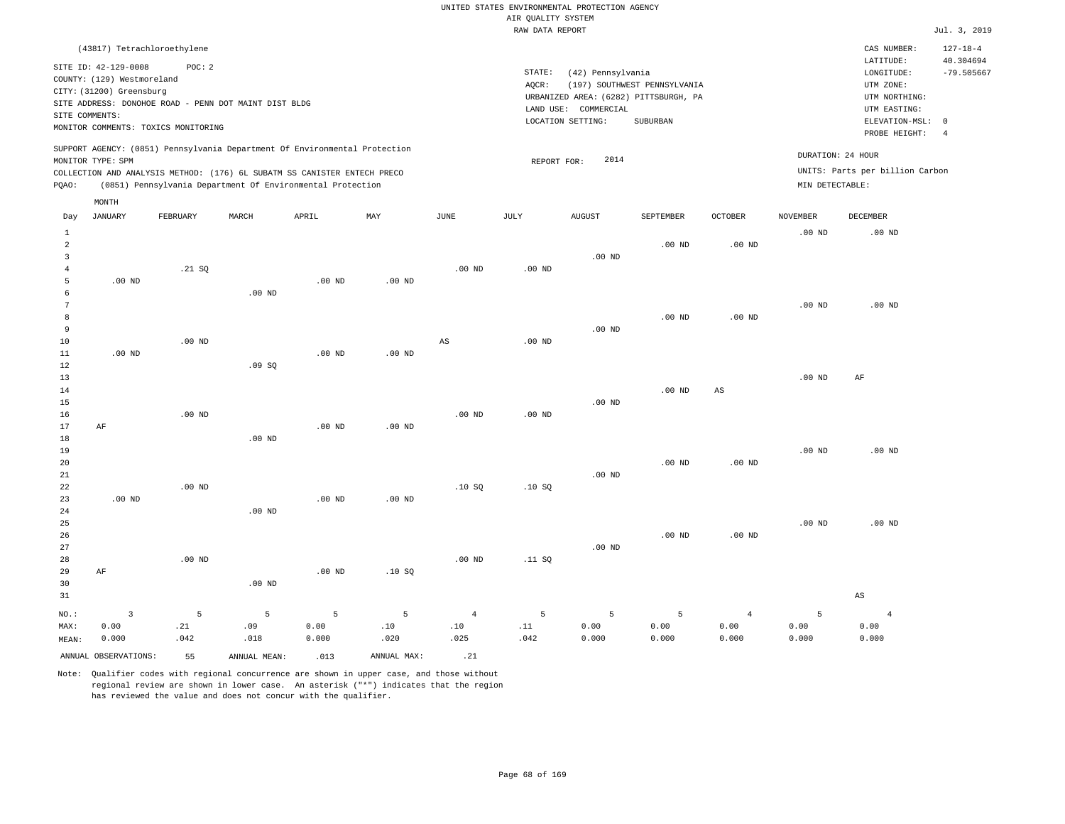UNITED STATES ENVIRONMENTAL PROTECTION AGENCY
AIR QUALITY SYSTEM
RAW DATA REPORT

Jul. 3, 2019

(43817) Tetrachloroethylene

SITE ID: 42-129-0008 POC: 2
COUNTY: (129) Westmoreland
CITY: (31200) Greensburg
SITE ADDRESS: DONOHOE ROAD - PENN DOT MAINT DIST BLDG
SITE COMMENTS:
MONITOR COMMENTS: TOXICS MONITORING

STATE: (42) Pennsylvania
AQCR: (197) SOUTHWEST PENNSYLVANIA
URBANIZED AREA: (6282) PITTSBURGH, PA
LAND USE: COMMERCIAL
LOCATION SETTING: SUBURBAN

CAS NUMBER: 127-18-4
LATITUDE: 40.304694
LONGITUDE: -79.505667
UTM ZONE:
UTM NORTHING:
UTM EASTING:
ELEVATION-MSL: 0
PROBE HEIGHT: 4

SUPPORT AGENCY: (0851) Pennsylvania Department Of Environmental Protection
MONITOR TYPE: SPM
COLLECTION AND ANALYSIS METHOD: (176) 6L SUBATM SS CANISTER ENTECH PRECO
PQAO: (0851) Pennsylvania Department Of Environmental Protection

REPORT FOR: 2014

DURATION: 24 HOUR
UNITS: Parts per billion Carbon
MIN DETECTABLE:

| Day | JANUARY | FEBRUARY | MARCH | APRIL | MAY | JUNE | JULY | AUGUST | SEPTEMBER | OCTOBER | NOVEMBER | DECEMBER |
|---|---|---|---|---|---|---|---|---|---|---|---|---|
| 1 | | | | | | | | | | | .00 ND | .00 ND |
| 2 | | | | | | | | | .00 ND | .00 ND | | |
| 3 | | | | | | | | .00 ND | | | | |
| 4 | | .21 SQ | | | | .00 ND | .00 ND | | | | | |
| 5 | .00 ND | | | .00 ND | .00 ND | | | | | | | |
| 6 | | | .00 ND | | | | | | | | | |
| 7 | | | | | | | | | | | .00 ND | .00 ND |
| 8 | | | | | | | | | .00 ND | .00 ND | | |
| 9 | | | | | | | | .00 ND | | | | |
| 10 | | .00 ND | | | | AS | .00 ND | | | | | |
| 11 | .00 ND | | | .00 ND | .00 ND | | | | | | | |
| 12 | | | .09 SQ | | | | | | | | | |
| 13 | | | | | | | | | | | .00 ND | AF |
| 14 | | | | | | | | | .00 ND | AS | | |
| 15 | | | | | | | | .00 ND | | | | |
| 16 | | .00 ND | | | | .00 ND | .00 ND | | | | | |
| 17 | AF | | | .00 ND | .00 ND | | | | | | | |
| 18 | | | .00 ND | | | | | | | | | |
| 19 | | | | | | | | | | | .00 ND | .00 ND |
| 20 | | | | | | | | | .00 ND | .00 ND | | |
| 21 | | | | | | | | .00 ND | | | | |
| 22 | | .00 ND | | | | .10 SQ | .10 SQ | | | | | |
| 23 | .00 ND | | | .00 ND | .00 ND | | | | | | | |
| 24 | | | .00 ND | | | | | | | | | |
| 25 | | | | | | | | | | | .00 ND | .00 ND |
| 26 | | | | | | | | | .00 ND | .00 ND | | |
| 27 | | | | | | | | .00 ND | | | | |
| 28 | | .00 ND | | | | .00 ND | .11 SQ | | | | | |
| 29 | AF | | | .00 ND | .10 SQ | | | | | | | |
| 30 | | | .00 ND | | | | | | | | | |
| 31 | | | | | | | | | | | | AS |
| NO.: | 3 | 5 | 5 | 5 | 5 | 4 | 5 | 5 | 5 | 4 | 5 | 4 |
| MAX: | 0.00 | .21 | .09 | 0.00 | .10 | .10 | .11 | 0.00 | 0.00 | 0.00 | 0.00 | 0.00 |
| MEAN: | 0.000 | .042 | .018 | 0.000 | .020 | .025 | .042 | 0.000 | 0.000 | 0.000 | 0.000 | 0.000 |

ANNUAL OBSERVATIONS: 55 ANNUAL MEAN: .013 ANNUAL MAX: .21

Note: Qualifier codes with regional concurrence are shown in upper case, and those without regional review are shown in lower case. An asterisk ("*") indicates that the region has reviewed the value and does not concur with the qualifier.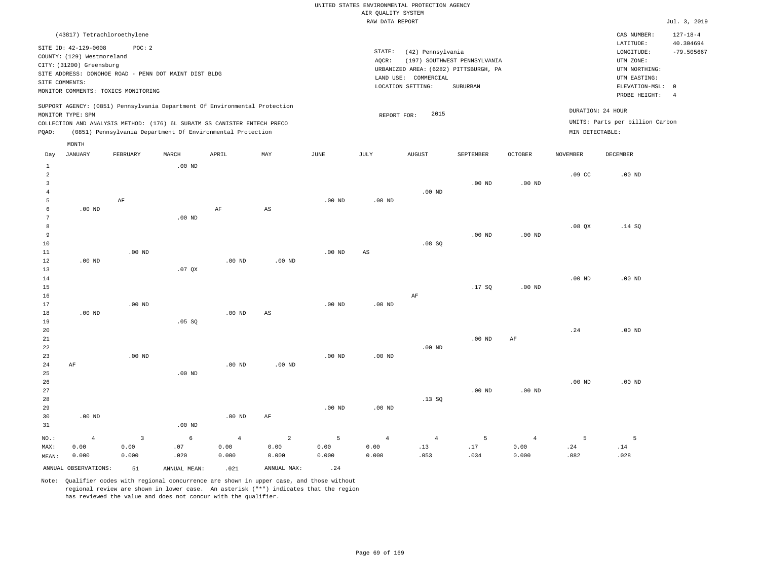UNITED STATES ENVIRONMENTAL PROTECTION AGENCY
AIR QUALITY SYSTEM
RAW DATA REPORT

Jul. 3, 2019

(43817) Tetrachloroethylene

SITE ID: 42-129-0008 POC: 2
COUNTY: (129) Westmoreland
CITY: (31200) Greensburg
SITE ADDRESS: DONOHOE ROAD - PENN DOT MAINT DIST BLDG
SITE COMMENTS:
MONITOR COMMENTS: TOXICS MONITORING

STATE: (42) Pennsylvania
AQCR: (197) SOUTHWEST PENNSYLVANIA
URBANIZED AREA: (6282) PITTSBURGH, PA
LAND USE: COMMERCIAL
LOCATION SETTING: SUBURBAN

CAS NUMBER: 127-18-4
LATITUDE: 40.304694
LONGITUDE: -79.505667
UTM ZONE:
UTM NORTHING:
UTM EASTING:
ELEVATION-MSL: 0
PROBE HEIGHT: 4

SUPPORT AGENCY: (0851) Pennsylvania Department Of Environmental Protection
MONITOR TYPE: SPM
COLLECTION AND ANALYSIS METHOD: (176) 6L SUBATM SS CANISTER ENTECH PRECO
PQAO: (0851) Pennsylvania Department Of Environmental Protection

REPORT FOR: 2015

DURATION: 24 HOUR
UNITS: Parts per billion Carbon
MIN DETECTABLE:

| Day | JANUARY | FEBRUARY | MARCH | APRIL | MAY | JUNE | JULY | AUGUST | SEPTEMBER | OCTOBER | NOVEMBER | DECEMBER |
|---|---|---|---|---|---|---|---|---|---|---|---|---|
| 1 | | | .00 ND | | | | | | | | | |
| 2 | | | | | | | | | | | .09 CC | .00 ND |
| 3 | | | | | | | | | .00 ND | .00 ND | | |
| 4 | | | | | | | | .00 ND | | | | |
| 5 | | AF | | | | .00 ND | .00 ND | | | | | |
| 6 | .00 ND | | | AF | AS | | | | | | | |
| 7 | | | .00 ND | | | | | | | | | |
| 8 | | | | | | | | | | | .08 QX | .14 SQ |
| 9 | | | | | | | | | .00 ND | .00 ND | | |
| 10 | | | | | | | | .08 SQ | | | | |
| 11 | | .00 ND | | | | .00 ND | AS | | | | | |
| 12 | .00 ND | | | .00 ND | .00 ND | | | | | | | |
| 13 | | | .07 QX | | | | | | | | | |
| 14 | | | | | | | | | | | .00 ND | .00 ND |
| 15 | | | | | | | | | .17 SQ | .00 ND | | |
| 16 | | | | | | | | AF | | | | |
| 17 | | .00 ND | | | | .00 ND | .00 ND | | | | | |
| 18 | .00 ND | | | .00 ND | AS | | | | | | | |
| 19 | | | .05 SQ | | | | | | | | | |
| 20 | | | | | | | | | | | .24 | .00 ND |
| 21 | | | | | | | | | .00 ND | AF | | |
| 22 | | | | | | | | .00 ND | | | | |
| 23 | | .00 ND | | | | .00 ND | .00 ND | | | | | |
| 24 | AF | | | .00 ND | .00 ND | | | | | | | |
| 25 | | | .00 ND | | | | | | | | | |
| 26 | | | | | | | | | | | .00 ND | .00 ND |
| 27 | | | | | | | | | .00 ND | .00 ND | | |
| 28 | | | | | | | | .13 SQ | | | | |
| 29 | | | | | | .00 ND | .00 ND | | | | | |
| 30 | .00 ND | | | .00 ND | AF | | | | | | | |
| 31 | | | .00 ND | | | | | | | | | |
| NO.: | 4 | 3 | 6 | 4 | 2 | 5 | 4 | 4 | 5 | 4 | 5 | 5 |
| MAX: | 0.00 | 0.00 | .07 | 0.00 | 0.00 | 0.00 | 0.00 | .13 | .17 | 0.00 | .24 | .14 |
| MEAN: | 0.000 | 0.000 | .020 | 0.000 | 0.000 | 0.000 | 0.000 | .053 | .034 | 0.000 | .082 | .028 |

ANNUAL OBSERVATIONS: 51 ANNUAL MEAN: .021 ANNUAL MAX: .24

Note: Qualifier codes with regional concurrence are shown in upper case, and those without regional review are shown in lower case. An asterisk ("*") indicates that the region has reviewed the value and does not concur with the qualifier.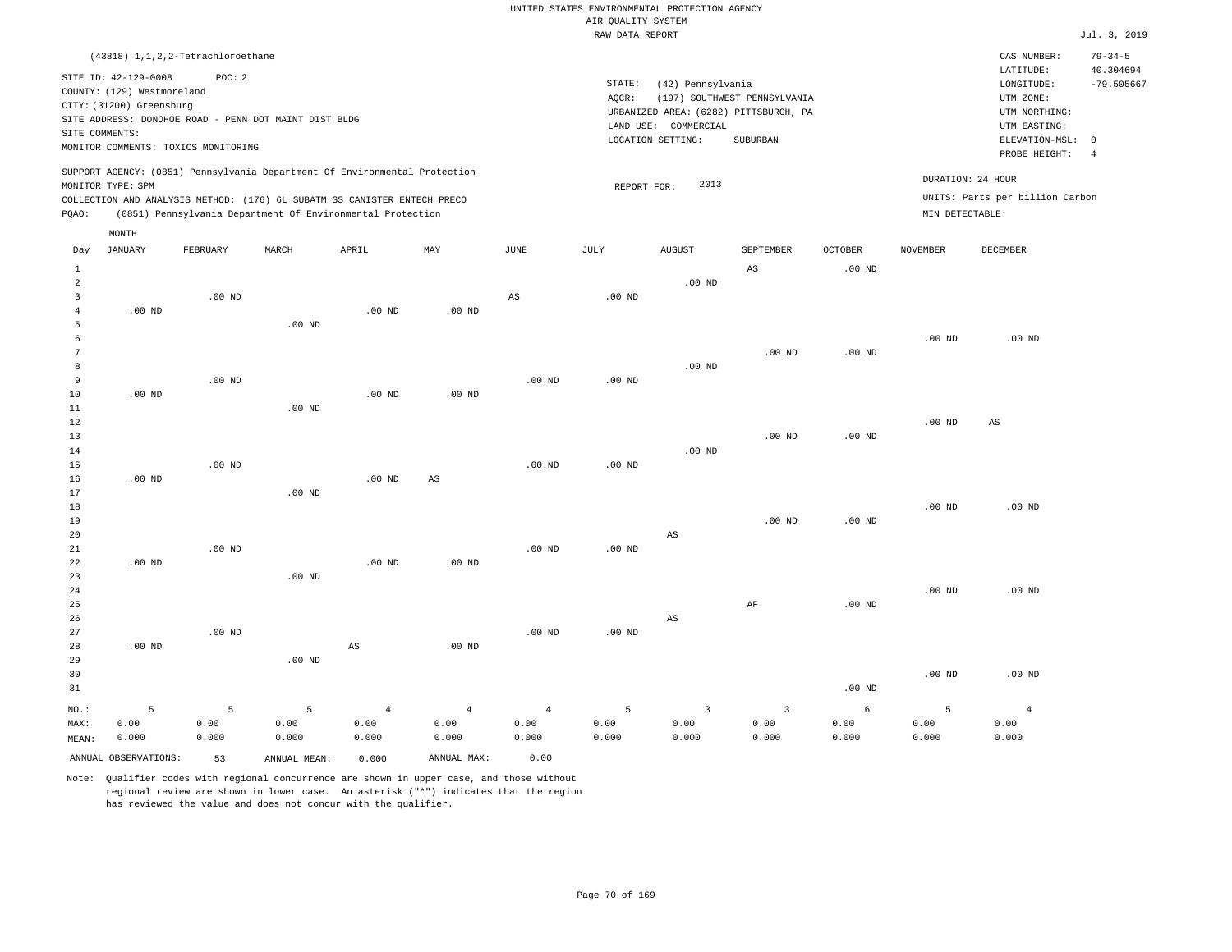UNITED STATES ENVIRONMENTAL PROTECTION AGENCY
AIR QUALITY SYSTEM
RAW DATA REPORT

Jul. 3, 2019

(43818) 1,1,2,2-Tetrachloroethane

SITE ID: 42-129-0008 POC: 2
COUNTY: (129) Westmoreland
CITY: (31200) Greensburg
SITE ADDRESS: DONOHOE ROAD - PENN DOT MAINT DIST BLDG
SITE COMMENTS:
MONITOR COMMENTS: TOXICS MONITORING

STATE: (42) Pennsylvania
AQCR: (197) SOUTHWEST PENNSYLVANIA
URBANIZED AREA: (6282) PITTSBURGH, PA
LAND USE: COMMERCIAL
LOCATION SETTING: SUBURBAN

CAS NUMBER: 79-34-5
LATITUDE: 40.304694
LONGITUDE: -79.505667
UTM ZONE:
UTM NORTHING:
UTM EASTING:
ELEVATION-MSL: 0
PROBE HEIGHT: 4

SUPPORT AGENCY: (0851) Pennsylvania Department Of Environmental Protection
MONITOR TYPE: SPM
COLLECTION AND ANALYSIS METHOD: (176) 6L SUBATM SS CANISTER ENTECH PRECO
PQAO: (0851) Pennsylvania Department Of Environmental Protection

REPORT FOR: 2013

DURATION: 24 HOUR
UNITS: Parts per billion Carbon
MIN DETECTABLE:

| Day | JANUARY | FEBRUARY | MARCH | APRIL | MAY | JUNE | JULY | AUGUST | SEPTEMBER | OCTOBER | NOVEMBER | DECEMBER |
|---|---|---|---|---|---|---|---|---|---|---|---|---|
| 1 | | | | | | | | | AS | .00 ND | | |
| 2 | | | | | | | | .00 ND | | | | |
| 3 | | .00 ND | | | | AS | .00 ND | | | | | |
| 4 | .00 ND | | | .00 ND | .00 ND | | | | | | | |
| 5 | | | .00 ND | | | | | | | | | |
| 6 | | | | | | | | | | | .00 ND | .00 ND |
| 7 | | | | | | | | | .00 ND | .00 ND | | |
| 8 | | | | | | | | .00 ND | | | | |
| 9 | | .00 ND | | | | .00 ND | .00 ND | | | | | |
| 10 | .00 ND | | | .00 ND | .00 ND | | | | | | | |
| 11 | | | .00 ND | | | | | | | | | |
| 12 | | | | | | | | | | | .00 ND | AS |
| 13 | | | | | | | | | .00 ND | .00 ND | | |
| 14 | | | | | | | | .00 ND | | | | |
| 15 | | .00 ND | | | | .00 ND | .00 ND | | | | | |
| 16 | .00 ND | | | .00 ND | AS | | | | | | | |
| 17 | | | .00 ND | | | | | | | | | |
| 18 | | | | | | | | | | | .00 ND | .00 ND |
| 19 | | | | | | | | | .00 ND | .00 ND | | |
| 20 | | | | | | | | AS | | | | |
| 21 | | .00 ND | | | | .00 ND | .00 ND | | | | | |
| 22 | .00 ND | | | .00 ND | .00 ND | | | | | | | |
| 23 | | | .00 ND | | | | | | | | | |
| 24 | | | | | | | | | | | .00 ND | .00 ND |
| 25 | | | | | | | | | AF | .00 ND | | |
| 26 | | | | | | | | AS | | | | |
| 27 | | .00 ND | | | | .00 ND | .00 ND | | | | | |
| 28 | .00 ND | | | AS | .00 ND | | | | | | | |
| 29 | | | .00 ND | | | | | | | | | |
| 30 | | | | | | | | | | | .00 ND | .00 ND |
| 31 | | | | | | | | | | .00 ND | | |
| NO.: | 5 | 5 | 5 | 4 | 4 | 4 | 5 | 3 | 3 | 6 | 5 | 4 |
| MAX: | 0.00 | 0.00 | 0.00 | 0.00 | 0.00 | 0.00 | 0.00 | 0.00 | 0.00 | 0.00 | 0.00 | 0.00 |
| MEAN: | 0.000 | 0.000 | 0.000 | 0.000 | 0.000 | 0.000 | 0.000 | 0.000 | 0.000 | 0.000 | 0.000 | 0.000 |

ANNUAL OBSERVATIONS: 53 ANNUAL MEAN: 0.000 ANNUAL MAX: 0.00

Note: Qualifier codes with regional concurrence are shown in upper case, and those without regional review are shown in lower case. An asterisk ("*") indicates that the region has reviewed the value and does not concur with the qualifier.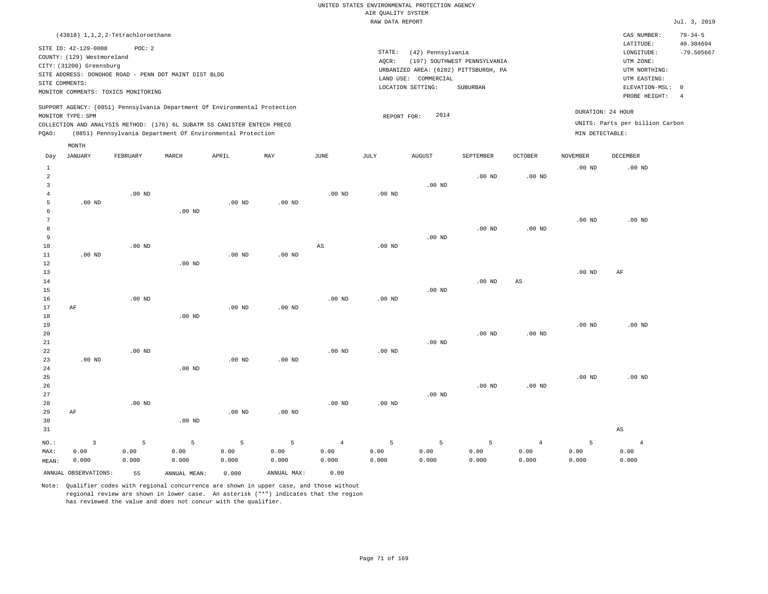UNITED STATES ENVIRONMENTAL PROTECTION AGENCY
AIR QUALITY SYSTEM
RAW DATA REPORT

Jul. 3, 2019

(43818) 1,1,2,2-Tetrachloroethane

SITE ID: 42-129-0008 POC: 2
COUNTY: (129) Westmoreland
CITY: (31200) Greensburg
SITE ADDRESS: DONOHOE ROAD - PENN DOT MAINT DIST BLDG
SITE COMMENTS:
MONITOR COMMENTS: TOXICS MONITORING

STATE: (42) Pennsylvania
AQCR: (197) SOUTHWEST PENNSYLVANIA
URBANIZED AREA: (6282) PITTSBURGH, PA
LAND USE: COMMERCIAL
LOCATION SETTING: SUBURBAN

CAS NUMBER: 79-34-5
LATITUDE: 40.304694
LONGITUDE: -79.505667
UTM ZONE:
UTM NORTHING:
UTM EASTING:
ELEVATION-MSL: 0
PROBE HEIGHT: 4

SUPPORT AGENCY: (0851) Pennsylvania Department Of Environmental Protection
MONITOR TYPE: SPM
COLLECTION AND ANALYSIS METHOD: (176) 6L SUBATM SS CANISTER ENTECH PRECO
PQAO: (0851) Pennsylvania Department Of Environmental Protection

REPORT FOR: 2014

DURATION: 24 HOUR
UNITS: Parts per billion Carbon
MIN DETECTABLE:

| Day | JANUARY | FEBRUARY | MARCH | APRIL | MAY | JUNE | JULY | AUGUST | SEPTEMBER | OCTOBER | NOVEMBER | DECEMBER |
|---|---|---|---|---|---|---|---|---|---|---|---|---|
| 1 | | | | | | | | | | | .00 ND | .00 ND |
| 2 | | | | | | | | | .00 ND | .00 ND | | |
| 3 | | | | | | | | .00 ND | | | | |
| 4 | | .00 ND | | | | .00 ND | .00 ND | | | | | |
| 5 | .00 ND | | | .00 ND | .00 ND | | | | | | | |
| 6 | | | .00 ND | | | | | | | | | |
| 7 | | | | | | | | | | | .00 ND | .00 ND |
| 8 | | | | | | | | | .00 ND | .00 ND | | |
| 9 | | | | | | | | .00 ND | | | | |
| 10 | | .00 ND | | | | AS | .00 ND | | | | | |
| 11 | .00 ND | | | .00 ND | .00 ND | | | | | | | |
| 12 | | | .00 ND | | | | | | | | | |
| 13 | | | | | | | | | | | .00 ND | AF |
| 14 | | | | | | | | | .00 ND | AS | | |
| 15 | | | | | | | | .00 ND | | | | |
| 16 | | .00 ND | | | | .00 ND | .00 ND | | | | | |
| 17 | AF | | | .00 ND | .00 ND | | | | | | | |
| 18 | | | .00 ND | | | | | | | | | |
| 19 | | | | | | | | | | | .00 ND | .00 ND |
| 20 | | | | | | | | | .00 ND | .00 ND | | |
| 21 | | | | | | | | .00 ND | | | | |
| 22 | | .00 ND | | | | .00 ND | .00 ND | | | | | |
| 23 | .00 ND | | | .00 ND | .00 ND | | | | | | | |
| 24 | | | .00 ND | | | | | | | | | |
| 25 | | | | | | | | | | | .00 ND | .00 ND |
| 26 | | | | | | | | | .00 ND | .00 ND | | |
| 27 | | | | | | | | .00 ND | | | | |
| 28 | | .00 ND | | | | .00 ND | .00 ND | | | | | |
| 29 | AF | | | .00 ND | .00 ND | | | | | | | |
| 30 | | | .00 ND | | | | | | | | | |
| 31 | | | | | | | | | | | | AS |
| NO.: | 3 | 5 | 5 | 5 | 5 | 4 | 5 | 5 | 5 | 4 | 5 | 4 |
| MAX: | 0.00 | 0.00 | 0.00 | 0.00 | 0.00 | 0.00 | 0.00 | 0.00 | 0.00 | 0.00 | 0.00 | 0.00 |
| MEAN: | 0.000 | 0.000 | 0.000 | 0.000 | 0.000 | 0.000 | 0.000 | 0.000 | 0.000 | 0.000 | 0.000 | 0.000 |

ANNUAL OBSERVATIONS: 55 ANNUAL MEAN: 0.000 ANNUAL MAX: 0.00

Note: Qualifier codes with regional concurrence are shown in upper case, and those without regional review are shown in lower case. An asterisk ("*") indicates that the region has reviewed the value and does not concur with the qualifier.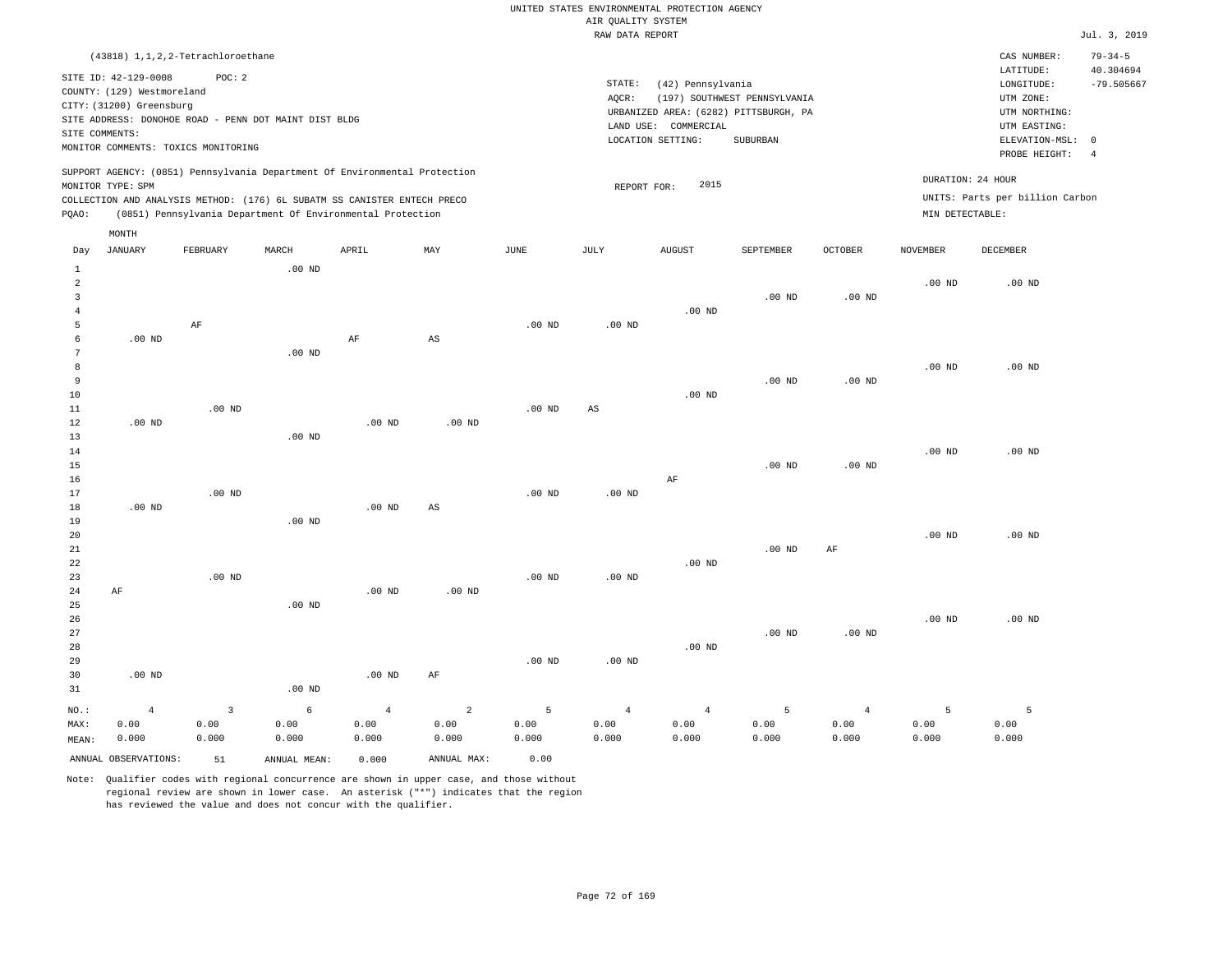UNITED STATES ENVIRONMENTAL PROTECTION AGENCY
AIR QUALITY SYSTEM
RAW DATA REPORT

Jul. 3, 2019

(43818) 1,1,2,2-Tetrachloroethane

SITE ID: 42-129-0008 POC: 2
COUNTY: (129) Westmoreland
CITY: (31200) Greensburg
SITE ADDRESS: DONOHOE ROAD - PENN DOT MAINT DIST BLDG
SITE COMMENTS:
MONITOR COMMENTS: TOXICS MONITORING

STATE: (42) Pennsylvania
AQCR: (197) SOUTHWEST PENNSYLVANIA
URBANIZED AREA: (6282) PITTSBURGH, PA
LAND USE: COMMERCIAL
LOCATION SETTING: SUBURBAN

CAS NUMBER: 79-34-5
LATITUDE: 40.304694
LONGITUDE: -79.505667
UTM ZONE:
UTM NORTHING:
UTM EASTING:
ELEVATION-MSL: 0
PROBE HEIGHT: 4

SUPPORT AGENCY: (0851) Pennsylvania Department Of Environmental Protection
MONITOR TYPE: SPM
COLLECTION AND ANALYSIS METHOD: (176) 6L SUBATM SS CANISTER ENTECH PRECO
PQAO: (0851) Pennsylvania Department Of Environmental Protection

REPORT FOR: 2015

DURATION: 24 HOUR
UNITS: Parts per billion Carbon
MIN DETECTABLE:

| Day | JANUARY | FEBRUARY | MARCH | APRIL | MAY | JUNE | JULY | AUGUST | SEPTEMBER | OCTOBER | NOVEMBER | DECEMBER |
|---|---|---|---|---|---|---|---|---|---|---|---|---|
| 1 | | | .00 ND | | | | | | | | | |
| 2 | | | | | | | | | | | .00 ND | .00 ND |
| 3 | | | | | | | | | .00 ND | .00 ND | | |
| 4 | | | | | | | | .00 ND | | | | |
| 5 | | AF | | | | .00 ND | .00 ND | | | | | |
| 6 | .00 ND | | | AF | AS | | | | | | | |
| 7 | | | .00 ND | | | | | | | | | |
| 8 | | | | | | | | | | | .00 ND | .00 ND |
| 9 | | | | | | | | | .00 ND | .00 ND | | |
| 10 | | | | | | | | .00 ND | | | | |
| 11 | | .00 ND | | | | .00 ND | AS | | | | | |
| 12 | .00 ND | | | .00 ND | .00 ND | | | | | | | |
| 13 | | | .00 ND | | | | | | | | | |
| 14 | | | | | | | | | | | .00 ND | .00 ND |
| 15 | | | | | | | | | .00 ND | .00 ND | | |
| 16 | | | | | | | | AF | | | | |
| 17 | | .00 ND | | | | .00 ND | .00 ND | | | | | |
| 18 | .00 ND | | | .00 ND | AS | | | | | | | |
| 19 | | | .00 ND | | | | | | | | | |
| 20 | | | | | | | | | | | .00 ND | .00 ND |
| 21 | | | | | | | | | .00 ND | AF | | |
| 22 | | | | | | | | .00 ND | | | | |
| 23 | | .00 ND | | | | .00 ND | .00 ND | | | | | |
| 24 | AF | | | .00 ND | .00 ND | | | | | | | |
| 25 | | | .00 ND | | | | | | | | | |
| 26 | | | | | | | | | | | .00 ND | .00 ND |
| 27 | | | | | | | | | .00 ND | .00 ND | | |
| 28 | | | | | | | | .00 ND | | | | |
| 29 | | | | | | .00 ND | .00 ND | | | | | |
| 30 | .00 ND | | | .00 ND | AF | | | | | | | |
| 31 | | | .00 ND | | | | | | | | | |
| NO.: | 4 | 3 | 6 | 4 | 2 | 5 | 4 | 4 | 5 | 4 | 5 | 5 |
| MAX: | 0.00 | 0.00 | 0.00 | 0.00 | 0.00 | 0.00 | 0.00 | 0.00 | 0.00 | 0.00 | 0.00 | 0.00 |
| MEAN: | 0.000 | 0.000 | 0.000 | 0.000 | 0.000 | 0.000 | 0.000 | 0.000 | 0.000 | 0.000 | 0.000 | 0.000 |

ANNUAL OBSERVATIONS: 51 ANNUAL MEAN: 0.000 ANNUAL MAX: 0.00

Note: Qualifier codes with regional concurrence are shown in upper case, and those without regional review are shown in lower case. An asterisk ("*") indicates that the region has reviewed the value and does not concur with the qualifier.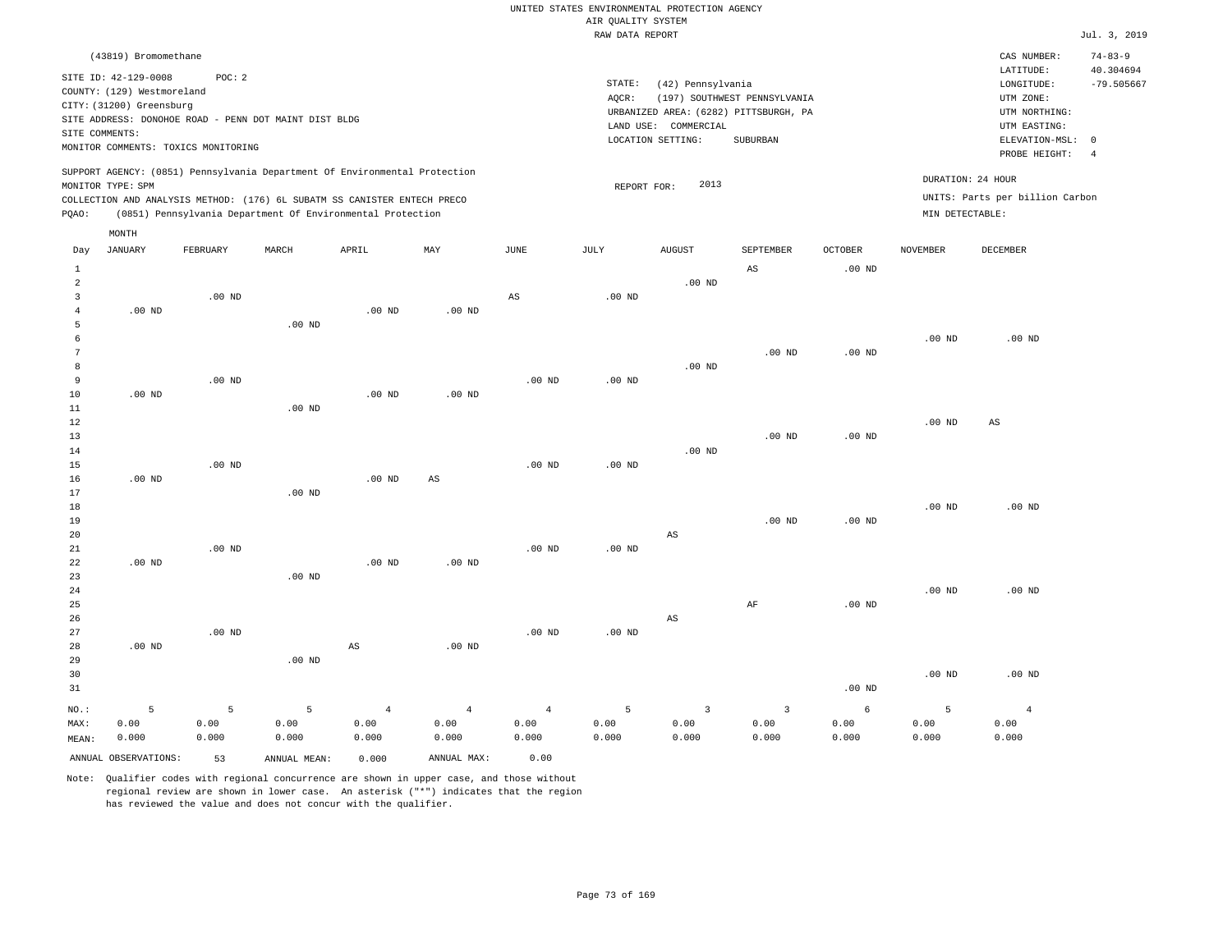UNITED STATES ENVIRONMENTAL PROTECTION AGENCY
AIR QUALITY SYSTEM
RAW DATA REPORT

Jul. 3, 2019

(43819) Bromomethane

SITE ID: 42-129-0008 POC: 2
COUNTY: (129) Westmoreland
CITY: (31200) Greensburg
SITE ADDRESS: DONOHOE ROAD - PENN DOT MAINT DIST BLDG
SITE COMMENTS:
MONITOR COMMENTS: TOXICS MONITORING

STATE: (42) Pennsylvania
AQCR: (197) SOUTHWEST PENNSYLVANIA
URBANIZED AREA: (6282) PITTSBURGH, PA
LAND USE: COMMERCIAL
LOCATION SETTING: SUBURBAN

CAS NUMBER: 74-83-9
LATITUDE: 40.304694
LONGITUDE: -79.505667
UTM ZONE:
UTM NORTHING:
UTM EASTING:
ELEVATION-MSL: 0
PROBE HEIGHT: 4

SUPPORT AGENCY: (0851) Pennsylvania Department Of Environmental Protection
MONITOR TYPE: SPM
COLLECTION AND ANALYSIS METHOD: (176) 6L SUBATM SS CANISTER ENTECH PRECO
PQAO: (0851) Pennsylvania Department Of Environmental Protection

REPORT FOR: 2013

DURATION: 24 HOUR
UNITS: Parts per billion Carbon
MIN DETECTABLE:

| Day | JANUARY | FEBRUARY | MARCH | APRIL | MAY | JUNE | JULY | AUGUST | SEPTEMBER | OCTOBER | NOVEMBER | DECEMBER |
|---|---|---|---|---|---|---|---|---|---|---|---|---|
| 1 | | | | | | | | | AS | .00 ND | | |
| 2 | | | | | | | | .00 ND | | | | |
| 3 | | .00 ND | | | | AS | .00 ND | | | | | |
| 4 | .00 ND | | | .00 ND | .00 ND | | | | | | | |
| 5 | | | .00 ND | | | | | | | | | |
| 6 | | | | | | | | | | | .00 ND | .00 ND |
| 7 | | | | | | | | | .00 ND | .00 ND | | |
| 8 | | | | | | | | .00 ND | | | | |
| 9 | | .00 ND | | | | .00 ND | .00 ND | | | | | |
| 10 | .00 ND | | | .00 ND | .00 ND | | | | | | | |
| 11 | | | .00 ND | | | | | | | | | |
| 12 | | | | | | | | | | | .00 ND | AS |
| 13 | | | | | | | | | .00 ND | .00 ND | | |
| 14 | | | | | | | | .00 ND | | | | |
| 15 | | .00 ND | | | | .00 ND | .00 ND | | | | | |
| 16 | .00 ND | | | .00 ND | AS | | | | | | | |
| 17 | | | .00 ND | | | | | | | | | |
| 18 | | | | | | | | | | | .00 ND | .00 ND |
| 19 | | | | | | | | | .00 ND | .00 ND | | |
| 20 | | | | | | | | AS | | | | |
| 21 | | .00 ND | | | | .00 ND | .00 ND | | | | | |
| 22 | .00 ND | | | .00 ND | .00 ND | | | | | | | |
| 23 | | | .00 ND | | | | | | | | | |
| 24 | | | | | | | | | | | .00 ND | .00 ND |
| 25 | | | | | | | | | AF | .00 ND | | |
| 26 | | | | | | | | AS | | | | |
| 27 | | .00 ND | | | | .00 ND | .00 ND | | | | | |
| 28 | .00 ND | | | AS | .00 ND | | | | | | | |
| 29 | | | .00 ND | | | | | | | | | |
| 30 | | | | | | | | | | | .00 ND | .00 ND |
| 31 | | | | | | | | | | .00 ND | | |
| NO.: | 5 | 5 | 5 | 4 | 4 | 4 | 5 | 3 | 3 | 6 | 5 | 4 |
| MAX: | 0.00 | 0.00 | 0.00 | 0.00 | 0.00 | 0.00 | 0.00 | 0.00 | 0.00 | 0.00 | 0.00 | 0.00 |
| MEAN: | 0.000 | 0.000 | 0.000 | 0.000 | 0.000 | 0.000 | 0.000 | 0.000 | 0.000 | 0.000 | 0.000 | 0.000 |

ANNUAL OBSERVATIONS: 53 ANNUAL MEAN: 0.000 ANNUAL MAX: 0.00

Note: Qualifier codes with regional concurrence are shown in upper case, and those without regional review are shown in lower case. An asterisk ("*") indicates that the region has reviewed the value and does not concur with the qualifier.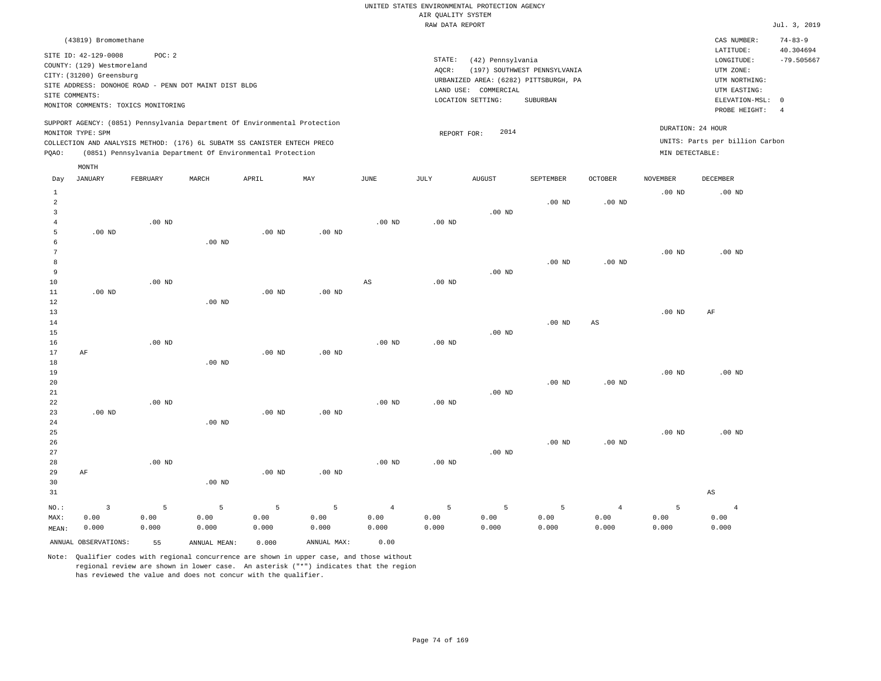UNITED STATES ENVIRONMENTAL PROTECTION AGENCY
AIR QUALITY SYSTEM
RAW DATA REPORT

Jul. 3, 2019

(43819) Bromomethane

SITE ID: 42-129-0008 POC: 2
COUNTY: (129) Westmoreland
CITY: (31200) Greensburg
SITE ADDRESS: DONOHOE ROAD - PENN DOT MAINT DIST BLDG
SITE COMMENTS:
MONITOR COMMENTS: TOXICS MONITORING

STATE: (42) Pennsylvania
AQCR: (197) SOUTHWEST PENNSYLVANIA
URBANIZED AREA: (6282) PITTSBURGH, PA
LAND USE: COMMERCIAL
LOCATION SETTING: SUBURBAN

CAS NUMBER: 74-83-9
LATITUDE: 40.304694
LONGITUDE: -79.505667
UTM ZONE:
UTM NORTHING:
UTM EASTING:
ELEVATION-MSL: 0
PROBE HEIGHT: 4

SUPPORT AGENCY: (0851) Pennsylvania Department Of Environmental Protection
MONITOR TYPE: SPM
COLLECTION AND ANALYSIS METHOD: (176) 6L SUBATM SS CANISTER ENTECH PRECO
PQAO: (0851) Pennsylvania Department Of Environmental Protection

REPORT FOR: 2014

DURATION: 24 HOUR
UNITS: Parts per billion Carbon
MIN DETECTABLE:

| Day | JANUARY | FEBRUARY | MARCH | APRIL | MAY | JUNE | JULY | AUGUST | SEPTEMBER | OCTOBER | NOVEMBER | DECEMBER |
|---|---|---|---|---|---|---|---|---|---|---|---|---|
| 1 | | | | | | | | | | | .00 ND | .00 ND |
| 2 | | | | | | | | | .00 ND | .00 ND | | |
| 3 | | | | | | | | .00 ND | | | | |
| 4 | | .00 ND | | | | .00 ND | .00 ND | | | | | |
| 5 | .00 ND | | | .00 ND | .00 ND | | | | | | | |
| 6 | | | .00 ND | | | | | | | | | |
| 7 | | | | | | | | | | | .00 ND | .00 ND |
| 8 | | | | | | | | | .00 ND | .00 ND | | |
| 9 | | | | | | | | .00 ND | | | | |
| 10 | | .00 ND | | | | AS | .00 ND | | | | | |
| 11 | .00 ND | | | .00 ND | .00 ND | | | | | | | |
| 12 | | | .00 ND | | | | | | | | | |
| 13 | | | | | | | | | | | .00 ND | AF |
| 14 | | | | | | | | | .00 ND | AS | | |
| 15 | | | | | | | | .00 ND | | | | |
| 16 | | .00 ND | | | | .00 ND | .00 ND | | | | | |
| 17 | AF | | | .00 ND | .00 ND | | | | | | | |
| 18 | | | .00 ND | | | | | | | | | |
| 19 | | | | | | | | | | | .00 ND | .00 ND |
| 20 | | | | | | | | | .00 ND | .00 ND | | |
| 21 | | | | | | | | .00 ND | | | | |
| 22 | | .00 ND | | | | .00 ND | .00 ND | | | | | |
| 23 | .00 ND | | | .00 ND | .00 ND | | | | | | | |
| 24 | | | .00 ND | | | | | | | | | |
| 25 | | | | | | | | | | | .00 ND | .00 ND |
| 26 | | | | | | | | | .00 ND | .00 ND | | |
| 27 | | | | | | | | .00 ND | | | | |
| 28 | | .00 ND | | | | .00 ND | .00 ND | | | | | |
| 29 | AF | | | .00 ND | .00 ND | | | | | | | |
| 30 | | | .00 ND | | | | | | | | | |
| 31 | | | | | | | | | | | | AS |
| NO.: | 3 | 5 | 5 | 5 | 5 | 4 | 5 | 5 | 5 | 4 | 5 | 4 |
| MAX: | 0.00 | 0.00 | 0.00 | 0.00 | 0.00 | 0.00 | 0.00 | 0.00 | 0.00 | 0.00 | 0.00 | 0.00 |
| MEAN: | 0.000 | 0.000 | 0.000 | 0.000 | 0.000 | 0.000 | 0.000 | 0.000 | 0.000 | 0.000 | 0.000 | 0.000 |

ANNUAL OBSERVATIONS: 55 ANNUAL MEAN: 0.000 ANNUAL MAX: 0.00

Note: Qualifier codes with regional concurrence are shown in upper case, and those without regional review are shown in lower case. An asterisk ("*") indicates that the region has reviewed the value and does not concur with the qualifier.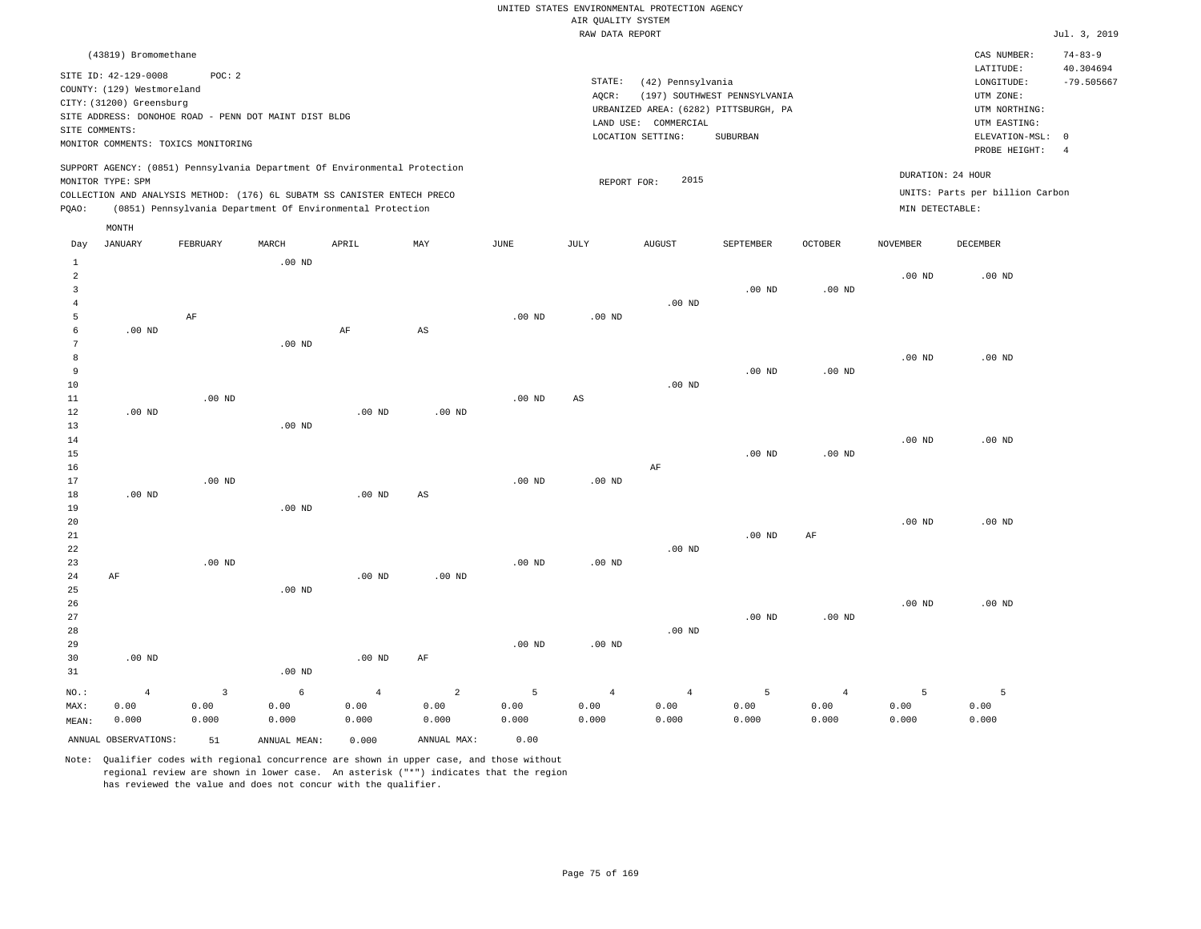UNITED STATES ENVIRONMENTAL PROTECTION AGENCY
AIR QUALITY SYSTEM
RAW DATA REPORT

Jul. 3, 2019

(43819) Bromomethane

SITE ID: 42-129-0008 POC: 2
COUNTY: (129) Westmoreland
CITY: (31200) Greensburg
SITE ADDRESS: DONOHOE ROAD - PENN DOT MAINT DIST BLDG
SITE COMMENTS:
MONITOR COMMENTS: TOXICS MONITORING

STATE: (42) Pennsylvania
AQCR: (197) SOUTHWEST PENNSYLVANIA
URBANIZED AREA: (6282) PITTSBURGH, PA
LAND USE: COMMERCIAL
LOCATION SETTING: SUBURBAN

CAS NUMBER: 74-83-9
LATITUDE: 40.304694
LONGITUDE: -79.505667
UTM ZONE:
UTM NORTHING:
UTM EASTING:
ELEVATION-MSL: 0
PROBE HEIGHT: 4

SUPPORT AGENCY: (0851) Pennsylvania Department Of Environmental Protection
MONITOR TYPE: SPM
COLLECTION AND ANALYSIS METHOD: (176) 6L SUBATM SS CANISTER ENTECH PRECO
PQAO: (0851) Pennsylvania Department Of Environmental Protection

REPORT FOR: 2015

DURATION: 24 HOUR
UNITS: Parts per billion Carbon
MIN DETECTABLE:

| Day | JANUARY | FEBRUARY | MARCH | APRIL | MAY | JUNE | JULY | AUGUST | SEPTEMBER | OCTOBER | NOVEMBER | DECEMBER |
|---|---|---|---|---|---|---|---|---|---|---|---|---|
| 1 | | | .00 ND | | | | | | | | | |
| 2 | | | | | | | | | | | .00 ND | .00 ND |
| 3 | | | | | | | | | .00 ND | .00 ND | | |
| 4 | | | | | | | | .00 ND | | | | |
| 5 | | AF | | | | .00 ND | .00 ND | | | | | |
| 6 | .00 ND | | | AF | AS | | | | | | | |
| 7 | | | .00 ND | | | | | | | | | |
| 8 | | | | | | | | | | | .00 ND | .00 ND |
| 9 | | | | | | | | | .00 ND | .00 ND | | |
| 10 | | | | | | | | .00 ND | | | | |
| 11 | | .00 ND | | | | .00 ND | AS | | | | | |
| 12 | .00 ND | | | .00 ND | .00 ND | | | | | | | |
| 13 | | | .00 ND | | | | | | | | | |
| 14 | | | | | | | | | | | .00 ND | .00 ND |
| 15 | | | | | | | | | .00 ND | .00 ND | | |
| 16 | | | | | | | | AF | | | | |
| 17 | | .00 ND | | | | .00 ND | .00 ND | | | | | |
| 18 | .00 ND | | | .00 ND | AS | | | | | | | |
| 19 | | | .00 ND | | | | | | | | | |
| 20 | | | | | | | | | | | .00 ND | .00 ND |
| 21 | | | | | | | | | .00 ND | AF | | |
| 22 | | | | | | | | .00 ND | | | | |
| 23 | | .00 ND | | | | .00 ND | .00 ND | | | | | |
| 24 | AF | | | .00 ND | .00 ND | | | | | | | |
| 25 | | | .00 ND | | | | | | | | | |
| 26 | | | | | | | | | | | .00 ND | .00 ND |
| 27 | | | | | | | | | .00 ND | .00 ND | | |
| 28 | | | | | | | | .00 ND | | | | |
| 29 | | | | | | .00 ND | .00 ND | | | | | |
| 30 | .00 ND | | | .00 ND | AF | | | | | | | |
| 31 | | | .00 ND | | | | | | | | | |
| NO.: | 4 | 3 | 6 | 4 | 2 | 5 | 4 | 4 | 5 | 4 | 5 | 5 |
| MAX: | 0.00 | 0.00 | 0.00 | 0.00 | 0.00 | 0.00 | 0.00 | 0.00 | 0.00 | 0.00 | 0.00 | 0.00 |
| MEAN: | 0.000 | 0.000 | 0.000 | 0.000 | 0.000 | 0.000 | 0.000 | 0.000 | 0.000 | 0.000 | 0.000 | 0.000 |

ANNUAL OBSERVATIONS: 51 ANNUAL MEAN: 0.000 ANNUAL MAX: 0.00

Note: Qualifier codes with regional concurrence are shown in upper case, and those without regional review are shown in lower case. An asterisk ("*") indicates that the region has reviewed the value and does not concur with the qualifier.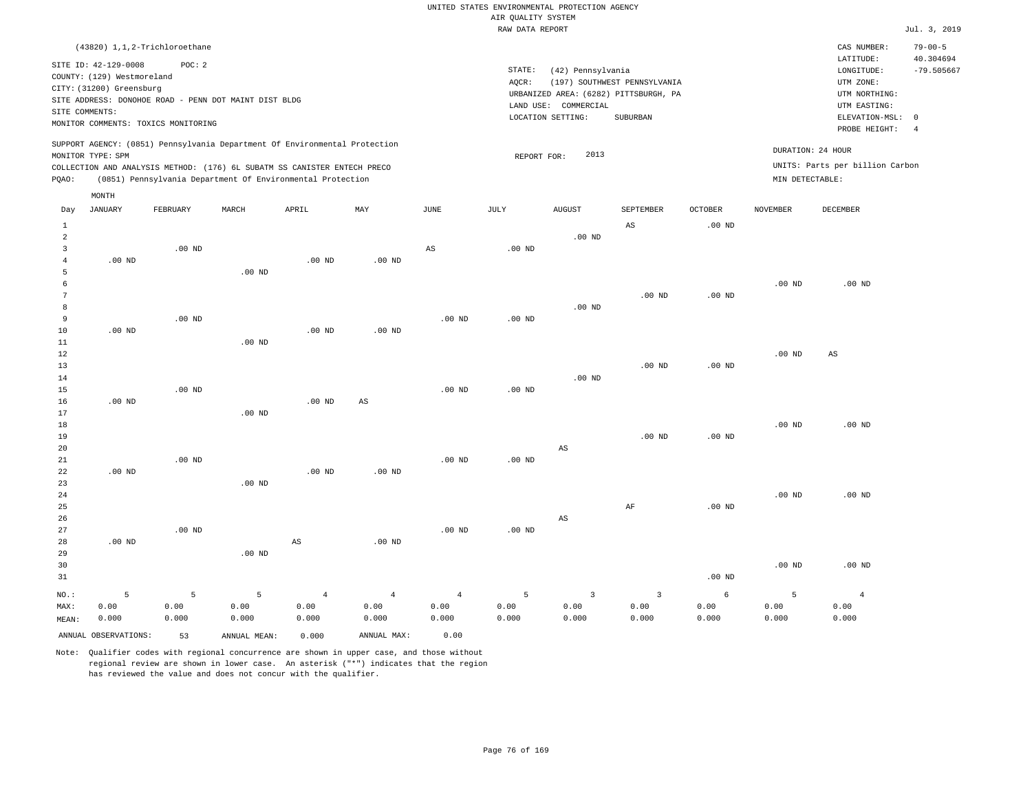UNITED STATES ENVIRONMENTAL PROTECTION AGENCY
AIR QUALITY SYSTEM
RAW DATA REPORT

Jul. 3, 2019

(43820) 1,1,2-Trichloroethane

SITE ID: 42-129-0008 POC: 2
COUNTY: (129) Westmoreland
CITY: (31200) Greensburg
SITE ADDRESS: DONOHOE ROAD - PENN DOT MAINT DIST BLDG
SITE COMMENTS:
MONITOR COMMENTS: TOXICS MONITORING

STATE: (42) Pennsylvania
AQCR: (197) SOUTHWEST PENNSYLVANIA
URBANIZED AREA: (6282) PITTSBURGH, PA
LAND USE: COMMERCIAL
LOCATION SETTING: SUBURBAN

CAS NUMBER: 79-00-5
LATITUDE: 40.304694
LONGITUDE: -79.505667
UTM ZONE:
UTM NORTHING:
UTM EASTING:
ELEVATION-MSL: 0
PROBE HEIGHT: 4

SUPPORT AGENCY: (0851) Pennsylvania Department Of Environmental Protection
MONITOR TYPE: SPM
COLLECTION AND ANALYSIS METHOD: (176) 6L SUBATM SS CANISTER ENTECH PRECO
PQAO: (0851) Pennsylvania Department Of Environmental Protection

REPORT FOR: 2013

DURATION: 24 HOUR
UNITS: Parts per billion Carbon
MIN DETECTABLE:

| Day | JANUARY | FEBRUARY | MARCH | APRIL | MAY | JUNE | JULY | AUGUST | SEPTEMBER | OCTOBER | NOVEMBER | DECEMBER |
|---|---|---|---|---|---|---|---|---|---|---|---|---|
| 1 | | | | | | | | | AS | .00 ND | | |
| 2 | | | | | | | | .00 ND | | | | |
| 3 | | .00 ND | | | | AS | .00 ND | | | | | |
| 4 | .00 ND | | | .00 ND | .00 ND | | | | | | | |
| 5 | | | .00 ND | | | | | | | | | |
| 6 | | | | | | | | | | | .00 ND | .00 ND |
| 7 | | | | | | | | | .00 ND | .00 ND | | |
| 8 | | | | | | | | .00 ND | | | | |
| 9 | | .00 ND | | | | .00 ND | .00 ND | | | | | |
| 10 | .00 ND | | | .00 ND | .00 ND | | | | | | | |
| 11 | | | .00 ND | | | | | | | | | |
| 12 | | | | | | | | | | | .00 ND | AS |
| 13 | | | | | | | | | .00 ND | .00 ND | | |
| 14 | | | | | | | | .00 ND | | | | |
| 15 | | .00 ND | | | | .00 ND | .00 ND | | | | | |
| 16 | .00 ND | | | .00 ND | AS | | | | | | | |
| 17 | | | .00 ND | | | | | | | | | |
| 18 | | | | | | | | | | | .00 ND | .00 ND |
| 19 | | | | | | | | | .00 ND | .00 ND | | |
| 20 | | | | | | | | AS | | | | |
| 21 | | .00 ND | | | | .00 ND | .00 ND | | | | | |
| 22 | .00 ND | | | .00 ND | .00 ND | | | | | | | |
| 23 | | | .00 ND | | | | | | | | | |
| 24 | | | | | | | | | | | .00 ND | .00 ND |
| 25 | | | | | | | | | AF | .00 ND | | |
| 26 | | | | | | | | AS | | | | |
| 27 | | .00 ND | | | | .00 ND | .00 ND | | | | | |
| 28 | .00 ND | | | AS | .00 ND | | | | | | | |
| 29 | | | .00 ND | | | | | | | | | |
| 30 | | | | | | | | | | | .00 ND | .00 ND |
| 31 | | | | | | | | | | .00 ND | | |
| NO.: | 5 | 5 | 5 | 4 | 4 | 4 | 5 | 3 | 3 | 6 | 5 | 4 |
| MAX: | 0.00 | 0.00 | 0.00 | 0.00 | 0.00 | 0.00 | 0.00 | 0.00 | 0.00 | 0.00 | 0.00 | 0.00 |
| MEAN: | 0.000 | 0.000 | 0.000 | 0.000 | 0.000 | 0.000 | 0.000 | 0.000 | 0.000 | 0.000 | 0.000 | 0.000 |

ANNUAL OBSERVATIONS: 53 ANNUAL MEAN: 0.000 ANNUAL MAX: 0.00

Note: Qualifier codes with regional concurrence are shown in upper case, and those without regional review are shown in lower case. An asterisk ("*") indicates that the region has reviewed the value and does not concur with the qualifier.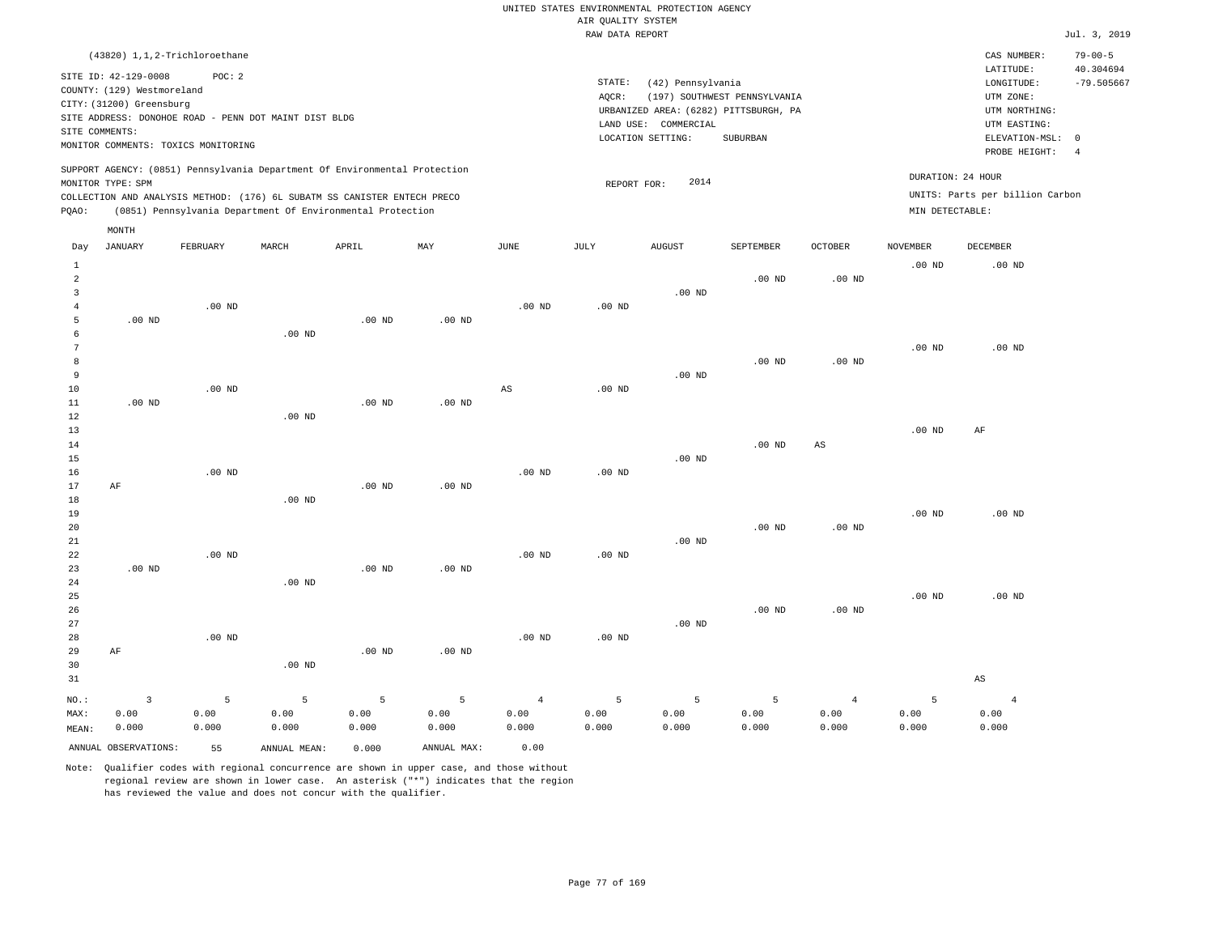UNITED STATES ENVIRONMENTAL PROTECTION AGENCY
AIR QUALITY SYSTEM
RAW DATA REPORT

Jul. 3, 2019

(43820) 1,1,2-Trichloroethane

SITE ID: 42-129-0008  POC: 2
COUNTY: (129) Westmoreland
CITY: (31200) Greensburg
SITE ADDRESS: DONOHOE ROAD - PENN DOT MAINT DIST BLDG
SITE COMMENTS:
MONITOR COMMENTS: TOXICS MONITORING

STATE: (42) Pennsylvania
AQCR: (197) SOUTHWEST PENNSYLVANIA
URBANIZED AREA: (6282) PITTSBURGH, PA
LAND USE: COMMERCIAL
LOCATION SETTING: SUBURBAN

CAS NUMBER: 79-00-5
LATITUDE: 40.304694
LONGITUDE: -79.505667
UTM ZONE:
UTM NORTHING:
UTM EASTING:
ELEVATION-MSL: 0
PROBE HEIGHT: 4

SUPPORT AGENCY: (0851) Pennsylvania Department Of Environmental Protection
MONITOR TYPE: SPM
COLLECTION AND ANALYSIS METHOD: (176) 6L SUBATM SS CANISTER ENTECH PRECO
PQAO: (0851) Pennsylvania Department Of Environmental Protection

REPORT FOR: 2014

DURATION: 24 HOUR
UNITS: Parts per billion Carbon
MIN DETECTABLE:

| Day | JANUARY | FEBRUARY | MARCH | APRIL | MAY | JUNE | JULY | AUGUST | SEPTEMBER | OCTOBER | NOVEMBER | DECEMBER |
|---|---|---|---|---|---|---|---|---|---|---|---|---|
| 1 | | | | | | | | | | | .00 ND | .00 ND |
| 2 | | | | | | | | | .00 ND | .00 ND | | |
| 3 | | | | | | | | .00 ND | | | | |
| 4 | | .00 ND | | | | .00 ND | .00 ND | | | | | |
| 5 | .00 ND | | | .00 ND | .00 ND | | | | | | | |
| 6 | | | .00 ND | | | | | | | | | |
| 7 | | | | | | | | | | | .00 ND | .00 ND |
| 8 | | | | | | | | | .00 ND | .00 ND | | |
| 9 | | | | | | | | .00 ND | | | | |
| 10 | | .00 ND | | | | AS | .00 ND | | | | | |
| 11 | .00 ND | | | .00 ND | .00 ND | | | | | | | |
| 12 | | | .00 ND | | | | | | | | | |
| 13 | | | | | | | | | | | .00 ND | AF |
| 14 | | | | | | | | | .00 ND | AS | | |
| 15 | | | | | | | | .00 ND | | | | |
| 16 | | .00 ND | | | | .00 ND | .00 ND | | | | | |
| 17 | AF | | | .00 ND | .00 ND | | | | | | | |
| 18 | | | .00 ND | | | | | | | | | |
| 19 | | | | | | | | | | | .00 ND | .00 ND |
| 20 | | | | | | | | | .00 ND | .00 ND | | |
| 21 | | | | | | | | .00 ND | | | | |
| 22 | | .00 ND | | | | .00 ND | .00 ND | | | | | |
| 23 | .00 ND | | | .00 ND | .00 ND | | | | | | | |
| 24 | | | .00 ND | | | | | | | | | |
| 25 | | | | | | | | | | | .00 ND | .00 ND |
| 26 | | | | | | | | | .00 ND | .00 ND | | |
| 27 | | | | | | | | .00 ND | | | | |
| 28 | | .00 ND | | | | .00 ND | .00 ND | | | | | |
| 29 | AF | | | .00 ND | .00 ND | | | | | | | |
| 30 | | | .00 ND | | | | | | | | | |
| 31 | | | | | | | | | | | | AS |
| NO.: | 3 | 5 | 5 | 5 | 5 | 4 | 5 | 5 | 5 | 4 | 5 | 4 |
| MAX: | 0.00 | 0.00 | 0.00 | 0.00 | 0.00 | 0.00 | 0.00 | 0.00 | 0.00 | 0.00 | 0.00 | 0.00 |
| MEAN: | 0.000 | 0.000 | 0.000 | 0.000 | 0.000 | 0.000 | 0.000 | 0.000 | 0.000 | 0.000 | 0.000 | 0.000 |

ANNUAL OBSERVATIONS: 55  ANNUAL MEAN: 0.000  ANNUAL MAX: 0.00

Note: Qualifier codes with regional concurrence are shown in upper case, and those without regional review are shown in lower case. An asterisk ("*") indicates that the region has reviewed the value and does not concur with the qualifier.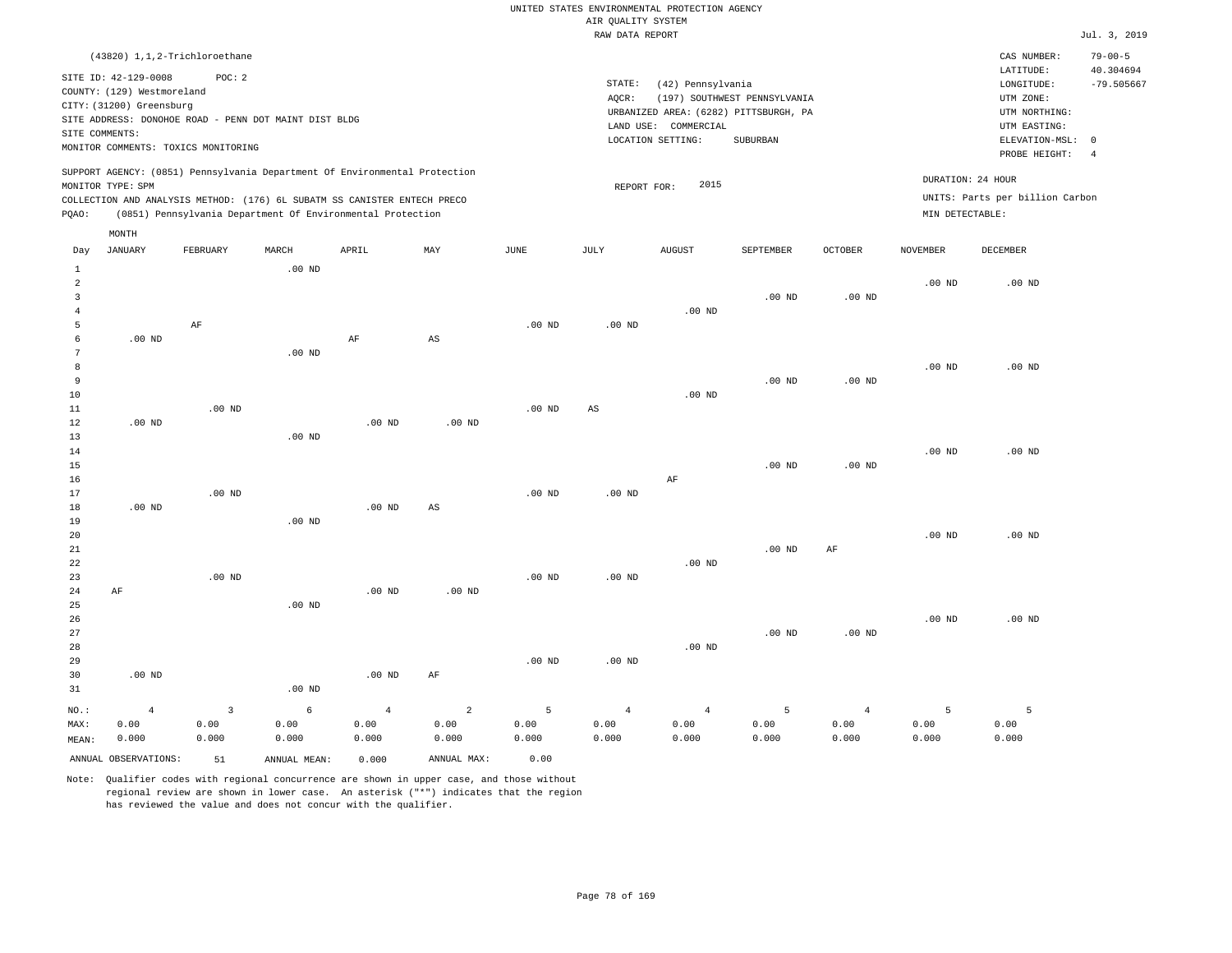UNITED STATES ENVIRONMENTAL PROTECTION AGENCY
AIR QUALITY SYSTEM
RAW DATA REPORT

Jul. 3, 2019

(43820) 1,1,2-Trichloroethane

SITE ID: 42-129-0008 POC: 2
COUNTY: (129) Westmoreland
CITY: (31200) Greensburg
SITE ADDRESS: DONOHOE ROAD - PENN DOT MAINT DIST BLDG
SITE COMMENTS:
MONITOR COMMENTS: TOXICS MONITORING

STATE: (42) Pennsylvania
AQCR: (197) SOUTHWEST PENNSYLVANIA
URBANIZED AREA: (6282) PITTSBURGH, PA
LAND USE: COMMERCIAL
LOCATION SETTING: SUBURBAN

CAS NUMBER: 79-00-5
LATITUDE: 40.304694
LONGITUDE: -79.505667
UTM ZONE:
UTM NORTHING:
UTM EASTING:
ELEVATION-MSL: 0
PROBE HEIGHT: 4

SUPPORT AGENCY: (0851) Pennsylvania Department Of Environmental Protection
MONITOR TYPE: SPM
COLLECTION AND ANALYSIS METHOD: (176) 6L SUBATM SS CANISTER ENTECH PRECO
PQAO: (0851) Pennsylvania Department Of Environmental Protection

REPORT FOR: 2015

DURATION: 24 HOUR
UNITS: Parts per billion Carbon
MIN DETECTABLE:

| Day | JANUARY | FEBRUARY | MARCH | APRIL | MAY | JUNE | JULY | AUGUST | SEPTEMBER | OCTOBER | NOVEMBER | DECEMBER |
|---|---|---|---|---|---|---|---|---|---|---|---|---|
| 1 | | | .00 ND | | | | | | | | | |
| 2 | | | | | | | | | | | .00 ND | .00 ND |
| 3 | | | | | | | | | .00 ND | .00 ND | | |
| 4 | | | | | | | | .00 ND | | | | |
| 5 | | AF | | | | .00 ND | .00 ND | | | | | |
| 6 | .00 ND | | | AF | AS | | | | | | | |
| 7 | | | .00 ND | | | | | | | | | |
| 8 | | | | | | | | | | | .00 ND | .00 ND |
| 9 | | | | | | | | | .00 ND | .00 ND | | |
| 10 | | | | | | | | .00 ND | | | | |
| 11 | | .00 ND | | | | .00 ND | AS | | | | | |
| 12 | .00 ND | | | .00 ND | .00 ND | | | | | | | |
| 13 | | | .00 ND | | | | | | | | | |
| 14 | | | | | | | | | | | .00 ND | .00 ND |
| 15 | | | | | | | | | .00 ND | .00 ND | | |
| 16 | | | | | | | | AF | | | | |
| 17 | | .00 ND | | | | .00 ND | .00 ND | | | | | |
| 18 | .00 ND | | | .00 ND | AS | | | | | | | |
| 19 | | | .00 ND | | | | | | | | | |
| 20 | | | | | | | | | | | .00 ND | .00 ND |
| 21 | | | | | | | | | .00 ND | AF | | |
| 22 | | | | | | | | .00 ND | | | | |
| 23 | | .00 ND | | | | .00 ND | .00 ND | | | | | |
| 24 | AF | | | .00 ND | .00 ND | | | | | | | |
| 25 | | | .00 ND | | | | | | | | | |
| 26 | | | | | | | | | | | .00 ND | .00 ND |
| 27 | | | | | | | | | .00 ND | .00 ND | | |
| 28 | | | | | | | | .00 ND | | | | |
| 29 | | | | | | .00 ND | .00 ND | | | | | |
| 30 | .00 ND | | | .00 ND | AF | | | | | | | |
| 31 | | | .00 ND | | | | | | | | | |
| NO.: | 4 | 3 | 6 | 4 | 2 | 5 | 4 | 4 | 5 | 4 | 5 | 5 |
| MAX: | 0.00 | 0.00 | 0.00 | 0.00 | 0.00 | 0.00 | 0.00 | 0.00 | 0.00 | 0.00 | 0.00 | 0.00 |
| MEAN: | 0.000 | 0.000 | 0.000 | 0.000 | 0.000 | 0.000 | 0.000 | 0.000 | 0.000 | 0.000 | 0.000 | 0.000 |

ANNUAL OBSERVATIONS: 51 ANNUAL MEAN: 0.000 ANNUAL MAX: 0.00

Note: Qualifier codes with regional concurrence are shown in upper case, and those without regional review are shown in lower case. An asterisk ("*") indicates that the region has reviewed the value and does not concur with the qualifier.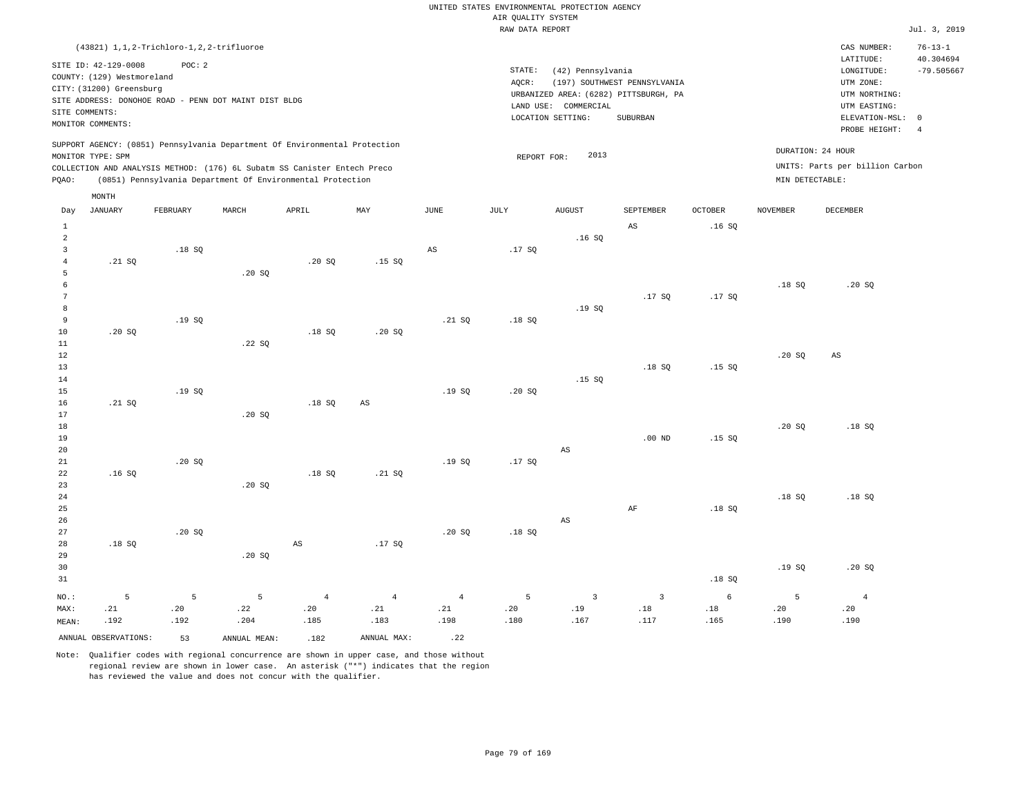UNITED STATES ENVIRONMENTAL PROTECTION AGENCY
AIR QUALITY SYSTEM
RAW DATA REPORT

Jul. 3, 2019

(43821) 1,1,2-Trichloro-1,2,2-trifluoroe

SITE ID: 42-129-0008 POC: 2
COUNTY: (129) Westmoreland
CITY: (31200) Greensburg
SITE ADDRESS: DONOHOE ROAD - PENN DOT MAINT DIST BLDG
SITE COMMENTS:
MONITOR COMMENTS:

STATE: (42) Pennsylvania
AQCR: (197) SOUTHWEST PENNSYLVANIA
URBANIZED AREA: (6282) PITTSBURGH, PA
LAND USE: COMMERCIAL
LOCATION SETTING: SUBURBAN

CAS NUMBER: 76-13-1
LATITUDE: 40.304694
LONGITUDE: -79.505667
UTM ZONE:
UTM NORTHING:
UTM EASTING:
ELEVATION-MSL: 0
PROBE HEIGHT: 4

SUPPORT AGENCY: (0851) Pennsylvania Department Of Environmental Protection
MONITOR TYPE: SPM
COLLECTION AND ANALYSIS METHOD: (176) 6L Subatm SS Canister Entech Preco
PQAO: (0851) Pennsylvania Department Of Environmental Protection

REPORT FOR: 2013

DURATION: 24 HOUR
UNITS: Parts per billion Carbon
MIN DETECTABLE:

| Day | JANUARY | FEBRUARY | MARCH | APRIL | MAY | JUNE | JULY | AUGUST | SEPTEMBER | OCTOBER | NOVEMBER | DECEMBER |
|---|---|---|---|---|---|---|---|---|---|---|---|---|
| 1 | | | | | | | | | AS | .16 SQ | | |
| 2 | | | | | | | | .16 SQ | | | | |
| 3 | | .18 SQ | | | | AS | .17 SQ | | | | | |
| 4 | .21 SQ | | | .20 SQ | .15 SQ | | | | | | | |
| 5 | | | .20 SQ | | | | | | | | | |
| 6 | | | | | | | | | | | .18 SQ | .20 SQ |
| 7 | | | | | | | | | .17 SQ | .17 SQ | | |
| 8 | | | | | | | | .19 SQ | | | | |
| 9 | | .19 SQ | | | | .21 SQ | .18 SQ | | | | | |
| 10 | .20 SQ | | | .18 SQ | .20 SQ | | | | | | | |
| 11 | | | .22 SQ | | | | | | | | | |
| 12 | | | | | | | | | | | .20 SQ | AS |
| 13 | | | | | | | | | .18 SQ | .15 SQ | | |
| 14 | | | | | | | | .15 SQ | | | | |
| 15 | | .19 SQ | | | | .19 SQ | .20 SQ | | | | | |
| 16 | .21 SQ | | | .18 SQ | AS | | | | | | | |
| 17 | | | .20 SQ | | | | | | | | | |
| 18 | | | | | | | | | | | .20 SQ | .18 SQ |
| 19 | | | | | | | | | .00 ND | .15 SQ | | |
| 20 | | | | | | | | AS | | | | |
| 21 | | .20 SQ | | | | .19 SQ | .17 SQ | | | | | |
| 22 | .16 SQ | | | .18 SQ | .21 SQ | | | | | | | |
| 23 | | | .20 SQ | | | | | | | | | |
| 24 | | | | | | | | | | | .18 SQ | .18 SQ |
| 25 | | | | | | | | | AF | .18 SQ | | |
| 26 | | | | | | | | AS | | | | |
| 27 | | .20 SQ | | | | .20 SQ | .18 SQ | | | | | |
| 28 | .18 SQ | | | AS | .17 SQ | | | | | | | |
| 29 | | | .20 SQ | | | | | | | | | |
| 30 | | | | | | | | | | | .19 SQ | .20 SQ |
| 31 | | | | | | | | | | .18 SQ | | |
| NO.: | 5 | 5 | 5 | 4 | 4 | 4 | 5 | 3 | 3 | 6 | 5 | 4 |
| MAX: | .21 | .20 | .22 | .20 | .21 | .21 | .20 | .19 | .18 | .18 | .20 | .20 |
| MEAN: | .192 | .192 | .204 | .185 | .183 | .198 | .180 | .167 | .117 | .165 | .190 | .190 |

ANNUAL OBSERVATIONS: 53 ANNUAL MEAN: .182 ANNUAL MAX: .22

Note: Qualifier codes with regional concurrence are shown in upper case, and those without regional review are shown in lower case. An asterisk ("*") indicates that the region has reviewed the value and does not concur with the qualifier.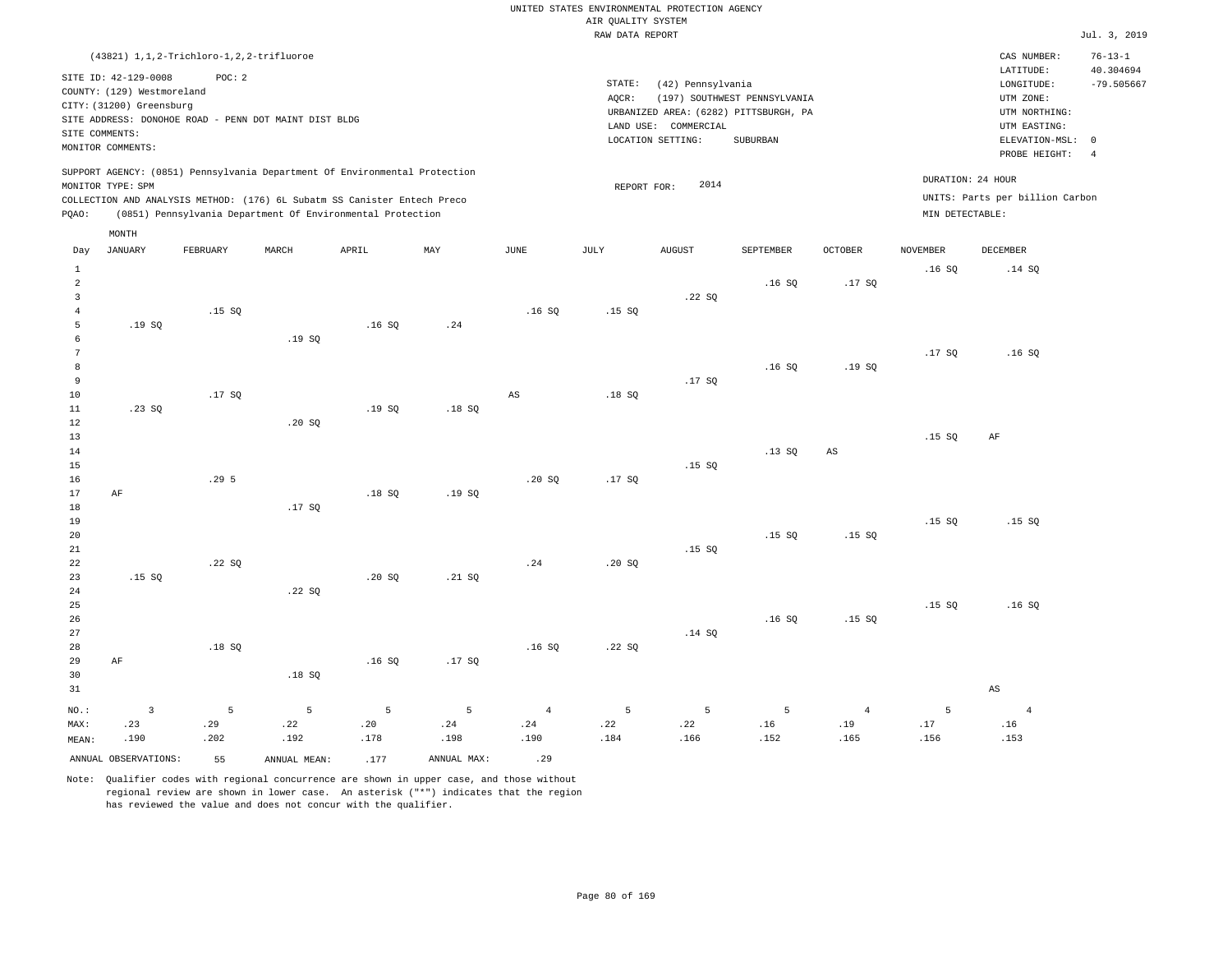UNITED STATES ENVIRONMENTAL PROTECTION AGENCY
AIR QUALITY SYSTEM
RAW DATA REPORT

Jul. 3, 2019

(43821) 1,1,2-Trichloro-1,2,2-trifluoroe

SITE ID: 42-129-0008 POC: 2
COUNTY: (129) Westmoreland
CITY: (31200) Greensburg
SITE ADDRESS: DONOHOE ROAD - PENN DOT MAINT DIST BLDG
SITE COMMENTS:
MONITOR COMMENTS:

STATE: (42) Pennsylvania
AQCR: (197) SOUTHWEST PENNSYLVANIA
URBANIZED AREA: (6282) PITTSBURGH, PA
LAND USE: COMMERCIAL
LOCATION SETTING: SUBURBAN

CAS NUMBER: 76-13-1
LATITUDE: 40.304694
LONGITUDE: -79.505667
UTM ZONE:
UTM NORTHING:
UTM EASTING:
ELEVATION-MSL: 0
PROBE HEIGHT: 4

SUPPORT AGENCY: (0851) Pennsylvania Department Of Environmental Protection
MONITOR TYPE: SPM
COLLECTION AND ANALYSIS METHOD: (176) 6L Subatm SS Canister Entech Preco
PQAO: (0851) Pennsylvania Department Of Environmental Protection

REPORT FOR: 2014

DURATION: 24 HOUR
UNITS: Parts per billion Carbon
MIN DETECTABLE:

| Day | JANUARY | FEBRUARY | MARCH | APRIL | MAY | JUNE | JULY | AUGUST | SEPTEMBER | OCTOBER | NOVEMBER | DECEMBER |
|---|---|---|---|---|---|---|---|---|---|---|---|---|
| 1 | | | | | | | | | | | .16 SQ | .14 SQ |
| 2 | | | | | | | | | .16 SQ | .17 SQ | | |
| 3 | | | | | | | | .22 SQ | | | | |
| 4 | | .15 SQ | | | | .16 SQ | .15 SQ | | | | | |
| 5 | .19 SQ | | | .16 SQ | .24 | | | | | | | |
| 6 | | | .19 SQ | | | | | | | | | |
| 7 | | | | | | | | | | | .17 SQ | .16 SQ |
| 8 | | | | | | | | | .16 SQ | .19 SQ | | |
| 9 | | | | | | | | .17 SQ | | | | |
| 10 | | .17 SQ | | | | AS | .18 SQ | | | | | |
| 11 | .23 SQ | | | .19 SQ | .18 SQ | | | | | | | |
| 12 | | | .20 SQ | | | | | | | | | |
| 13 | | | | | | | | | | | .15 SQ | AF |
| 14 | | | | | | | | | .13 SQ | AS | | |
| 15 | | | | | | | | .15 SQ | | | | |
| 16 | | .29 5 | | | | .20 SQ | .17 SQ | | | | | |
| 17 | AF | | | .18 SQ | .19 SQ | | | | | | | |
| 18 | | | .17 SQ | | | | | | | | | |
| 19 | | | | | | | | | | | .15 SQ | .15 SQ |
| 20 | | | | | | | | | .15 SQ | .15 SQ | | |
| 21 | | | | | | | | .15 SQ | | | | |
| 22 | | .22 SQ | | | | .24 | .20 SQ | | | | | |
| 23 | .15 SQ | | | .20 SQ | .21 SQ | | | | | | | |
| 24 | | | .22 SQ | | | | | | | | | |
| 25 | | | | | | | | | | | .15 SQ | .16 SQ |
| 26 | | | | | | | | | .16 SQ | .15 SQ | | |
| 27 | | | | | | | | .14 SQ | | | | |
| 28 | | .18 SQ | | | | .16 SQ | .22 SQ | | | | | |
| 29 | AF | | | .16 SQ | .17 SQ | | | | | | | |
| 30 | | | .18 SQ | | | | | | | | | |
| 31 | | | | | | | | | | | | AS |
| NO.: | 3 | 5 | 5 | 5 | 5 | 4 | 5 | 5 | 5 | 4 | 5 | 4 |
| MAX: | .23 | .29 | .22 | .20 | .24 | .24 | .22 | .22 | .16 | .19 | .17 | .16 |
| MEAN: | .190 | .202 | .192 | .178 | .198 | .190 | .184 | .166 | .152 | .165 | .156 | .153 |

ANNUAL OBSERVATIONS: 55  ANNUAL MEAN: .177  ANNUAL MAX: .29

Note: Qualifier codes with regional concurrence are shown in upper case, and those without regional review are shown in lower case. An asterisk ("*") indicates that the region has reviewed the value and does not concur with the qualifier.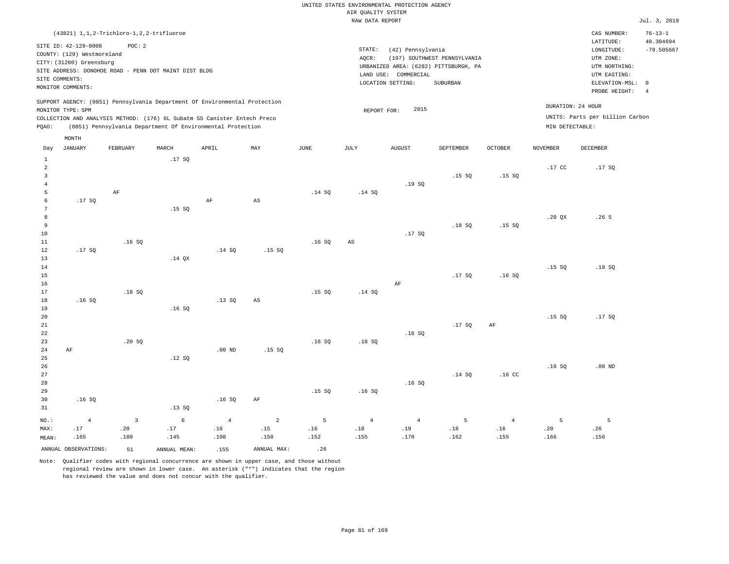UNITED STATES ENVIRONMENTAL PROTECTION AGENCY
AIR QUALITY SYSTEM
RAW DATA REPORT

Jul. 3, 2019

(43821) 1,1,2-Trichloro-1,2,2-trifluoroe

SITE ID: 42-129-0008 POC: 2
COUNTY: (129) Westmoreland
CITY: (31200) Greensburg
SITE ADDRESS: DONOHOE ROAD - PENN DOT MAINT DIST BLDG
SITE COMMENTS:
MONITOR COMMENTS:

STATE: (42) Pennsylvania
AQCR: (197) SOUTHWEST PENNSYLVANIA
URBANIZED AREA: (6282) PITTSBURGH, PA
LAND USE: COMMERCIAL
LOCATION SETTING: SUBURBAN

CAS NUMBER: 76-13-1
LATITUDE: 40.304694
LONGITUDE: -79.505667
UTM ZONE:
UTM NORTHING:
UTM EASTING:
ELEVATION-MSL: 0
PROBE HEIGHT: 4

SUPPORT AGENCY: (0851) Pennsylvania Department Of Environmental Protection
MONITOR TYPE: SPM
COLLECTION AND ANALYSIS METHOD: (176) 6L Subatm SS Canister Entech Preco
PQAO: (0851) Pennsylvania Department Of Environmental Protection

REPORT FOR: 2015

DURATION: 24 HOUR
UNITS: Parts per billion Carbon
MIN DETECTABLE:

| Day | JANUARY | FEBRUARY | MARCH | APRIL | MAY | JUNE | JULY | AUGUST | SEPTEMBER | OCTOBER | NOVEMBER | DECEMBER |
|---|---|---|---|---|---|---|---|---|---|---|---|---|
| 1 | | | .17 SQ | | | | | | | | | |
| 2 | | | | | | | | | | | .17 CC | .17 SQ |
| 3 | | | | | | | | | .15 SQ | .15 SQ | | |
| 4 | | | | | | | | .19 SQ | | | | |
| 5 | | AF | | | | .14 SQ | .14 SQ | | | | | |
| 6 | .17 SQ | | | AF | AS | | | | | | | |
| 7 | | | .15 SQ | | | | | | | | | |
| 8 | | | | | | | | | | | .20 QX | .26 5 |
| 9 | | | | | | | | | .18 SQ | .15 SQ | | |
| 10 | | | | | | | | .17 SQ | | | | |
| 11 | | .16 SQ | | | | .16 SQ | AS | | | | | |
| 12 | .17 SQ | | | .14 SQ | .15 SQ | | | | | | | |
| 13 | | | .14 QX | | | | | | | | | |
| 14 | | | | | | | | | | | .15 SQ | .18 SQ |
| 15 | | | | | | | | | .17 SQ | .16 SQ | | |
| 16 | | | | | | | | AF | | | | |
| 17 | | .18 SQ | | | | .15 SQ | .14 SQ | | | | | |
| 18 | .16 SQ | | | .13 SQ | AS | | | | | | | |
| 19 | | | .16 SQ | | | | | | | | | |
| 20 | | | | | | | | | | | .15 SQ | .17 SQ |
| 21 | | | | | | | | | .17 SQ | AF | | |
| 22 | | | | | | | | .16 SQ | | | | |
| 23 | | .20 SQ | | | | .16 SQ | .18 SQ | | | | | |
| 24 | AF | | | .00 ND | .15 SQ | | | | | | | |
| 25 | | | .12 SQ | | | | | | | | | |
| 26 | | | | | | | | | | | .16 SQ | .00 ND |
| 27 | | | | | | | | | .14 SQ | .16 CC | | |
| 28 | | | | | | | | .16 SQ | | | | |
| 29 | | | | | | .15 SQ | .16 SQ | | | | | |
| 30 | .16 SQ | | | .16 SQ | AF | | | | | | | |
| 31 | | | .13 SQ | | | | | | | | | |
| NO.: | 4 | 3 | 6 | 4 | 2 | 5 | 4 | 4 | 5 | 4 | 5 | 5 |
| MAX: | .17 | .20 | .17 | .16 | .15 | .16 | .18 | .19 | .18 | .16 | .20 | .26 |
| MEAN: | .165 | .180 | .145 | .108 | .150 | .152 | .155 | .170 | .162 | .155 | .166 | .156 |

ANNUAL OBSERVATIONS: 51 ANNUAL MEAN: .155 ANNUAL MAX: .26

Note: Qualifier codes with regional concurrence are shown in upper case, and those without regional review are shown in lower case. An asterisk ("*") indicates that the region has reviewed the value and does not concur with the qualifier.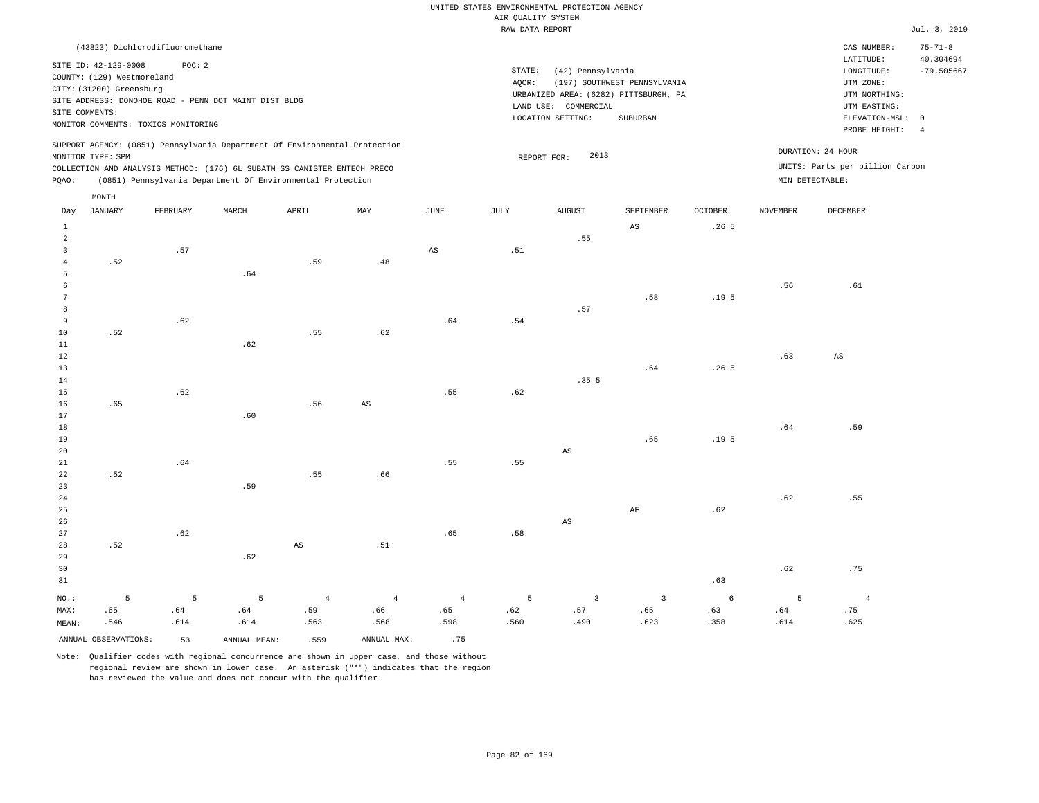UNITED STATES ENVIRONMENTAL PROTECTION AGENCY
AIR QUALITY SYSTEM
RAW DATA REPORT

Jul. 3, 2019

(43823) Dichlorodifluoromethane

SITE ID: 42-129-0008 POC: 2
COUNTY: (129) Westmoreland
CITY: (31200) Greensburg
SITE ADDRESS: DONOHOE ROAD - PENN DOT MAINT DIST BLDG
SITE COMMENTS:
MONITOR COMMENTS: TOXICS MONITORING

STATE: (42) Pennsylvania
AQCR: (197) SOUTHWEST PENNSYLVANIA
URBANIZED AREA: (6282) PITTSBURGH, PA
LAND USE: COMMERCIAL
LOCATION SETTING: SUBURBAN

CAS NUMBER: 75-71-8
LATITUDE: 40.304694
LONGITUDE: -79.505667
UTM ZONE:
UTM NORTHING:
UTM EASTING:
ELEVATION-MSL: 0
PROBE HEIGHT: 4

SUPPORT AGENCY: (0851) Pennsylvania Department Of Environmental Protection
MONITOR TYPE: SPM
COLLECTION AND ANALYSIS METHOD: (176) 6L SUBATM SS CANISTER ENTECH PRECO
PQAO: (0851) Pennsylvania Department Of Environmental Protection

REPORT FOR: 2013

DURATION: 24 HOUR
UNITS: Parts per billion Carbon
MIN DETECTABLE:

| Day | JANUARY | FEBRUARY | MARCH | APRIL | MAY | JUNE | JULY | AUGUST | SEPTEMBER | OCTOBER | NOVEMBER | DECEMBER |
|---|---|---|---|---|---|---|---|---|---|---|---|---|
| 1 | | | | | | | | | AS | .26 5 | | |
| 2 | | | | | | | | .55 | | | | |
| 3 | | .57 | | | | AS | .51 | | | | | |
| 4 | .52 | | | .59 | .48 | | | | | | | |
| 5 | | | .64 | | | | | | | | | |
| 6 | | | | | | | | | | | .56 | .61 |
| 7 | | | | | | | | | .58 | .19 5 | | |
| 8 | | | | | | | | .57 | | | | |
| 9 | | .62 | | | | .64 | .54 | | | | | |
| 10 | .52 | | | .55 | .62 | | | | | | | |
| 11 | | | .62 | | | | | | | | | |
| 12 | | | | | | | | | | | .63 | AS |
| 13 | | | | | | | | | .64 | .26 5 | | |
| 14 | | | | | | | | .35 5 | | | | |
| 15 | | .62 | | | | .55 | .62 | | | | | |
| 16 | .65 | | | .56 | AS | | | | | | | |
| 17 | | | .60 | | | | | | | | | |
| 18 | | | | | | | | | | | .64 | .59 |
| 19 | | | | | | | | | .65 | .19 5 | | |
| 20 | | | | | | | | AS | | | | |
| 21 | | .64 | | | | .55 | .55 | | | | | |
| 22 | .52 | | | .55 | .66 | | | | | | | |
| 23 | | | .59 | | | | | | | | | |
| 24 | | | | | | | | | | | .62 | .55 |
| 25 | | | | | | | | | AF | .62 | | |
| 26 | | | | | | | | AS | | | | |
| 27 | | .62 | | | | .65 | .58 | | | | | |
| 28 | .52 | | | AS | .51 | | | | | | | |
| 29 | | | .62 | | | | | | | | | |
| 30 | | | | | | | | | | | .62 | .75 |
| 31 | | | | | | | | | | .63 | | |
| NO.: | 5 | 5 | 5 | 4 | 4 | 4 | 5 | 3 | 3 | 6 | 5 | 4 |
| MAX: | .65 | .64 | .64 | .59 | .66 | .65 | .62 | .57 | .65 | .63 | .64 | .75 |
| MEAN: | .546 | .614 | .614 | .563 | .568 | .598 | .560 | .490 | .623 | .358 | .614 | .625 |

ANNUAL OBSERVATIONS: 53 ANNUAL MEAN: .559 ANNUAL MAX: .75

Note: Qualifier codes with regional concurrence are shown in upper case, and those without regional review are shown in lower case. An asterisk ("*") indicates that the region has reviewed the value and does not concur with the qualifier.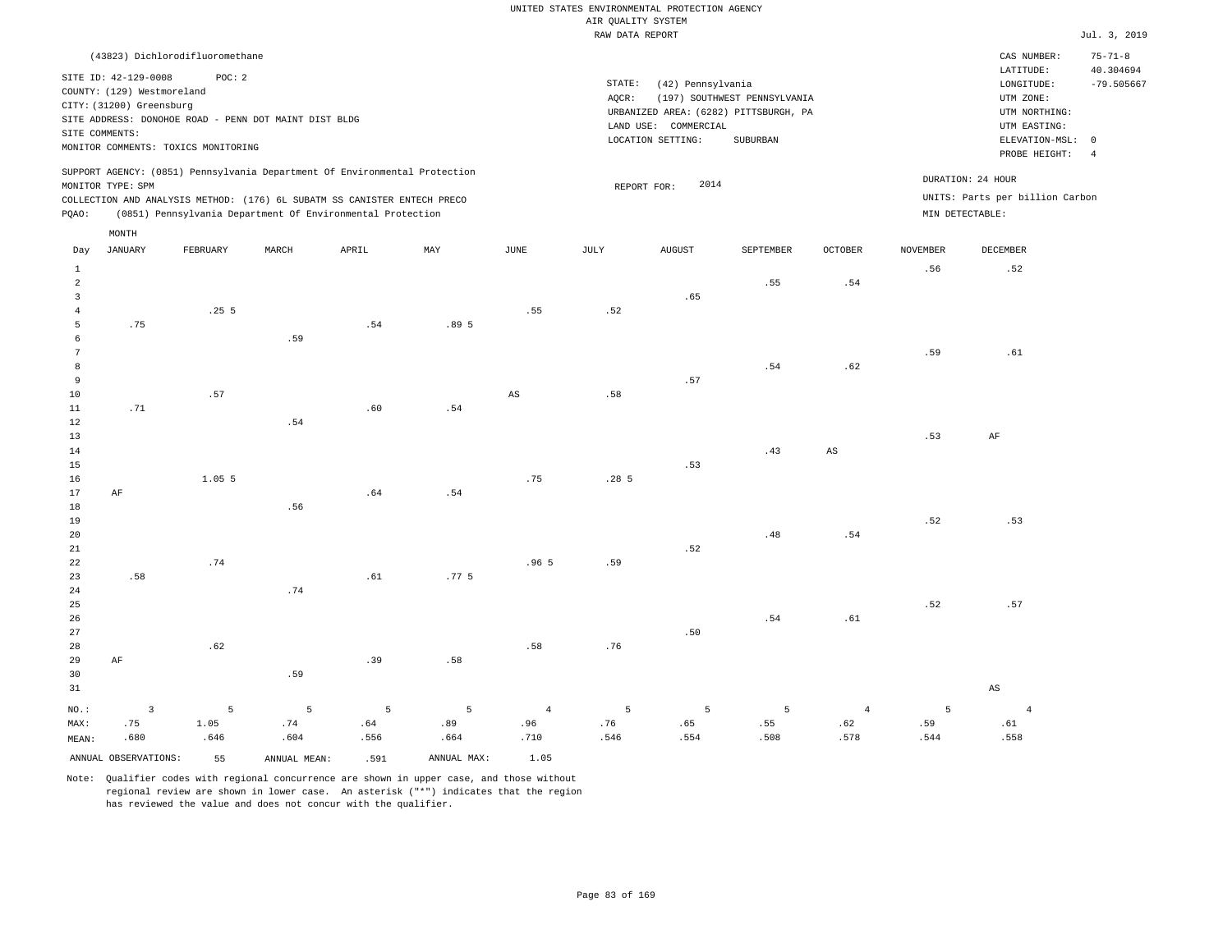UNITED STATES ENVIRONMENTAL PROTECTION AGENCY
AIR QUALITY SYSTEM
RAW DATA REPORT

Jul. 3, 2019

(43823) Dichlorodifluoromethane

SITE ID: 42-129-0008 POC: 2
COUNTY: (129) Westmoreland
CITY: (31200) Greensburg
SITE ADDRESS: DONOHOE ROAD - PENN DOT MAINT DIST BLDG
SITE COMMENTS:
MONITOR COMMENTS: TOXICS MONITORING

STATE: (42) Pennsylvania
AQCR: (197) SOUTHWEST PENNSYLVANIA
URBANIZED AREA: (6282) PITTSBURGH, PA
LAND USE: COMMERCIAL
LOCATION SETTING: SUBURBAN

CAS NUMBER: 75-71-8
LATITUDE: 40.304694
LONGITUDE: -79.505667
UTM ZONE:
UTM NORTHING:
UTM EASTING:
ELEVATION-MSL: 0
PROBE HEIGHT: 4

SUPPORT AGENCY: (0851) Pennsylvania Department Of Environmental Protection
MONITOR TYPE: SPM
COLLECTION AND ANALYSIS METHOD: (176) 6L SUBATM SS CANISTER ENTECH PRECO
PQAO: (0851) Pennsylvania Department Of Environmental Protection

REPORT FOR: 2014

DURATION: 24 HOUR
UNITS: Parts per billion Carbon
MIN DETECTABLE:

| Day | JANUARY | FEBRUARY | MARCH | APRIL | MAY | JUNE | JULY | AUGUST | SEPTEMBER | OCTOBER | NOVEMBER | DECEMBER |
|---|---|---|---|---|---|---|---|---|---|---|---|---|
| 1 | | | | | | | | | | | .56 | .52 |
| 2 | | | | | | | | | .55 | .54 | | |
| 3 | | | | | | | | .65 | | | | |
| 4 | | .25 5 | | | | .55 | .52 | | | | | |
| 5 | .75 | | | .54 | .89 5 | | | | | | | |
| 6 | | | .59 | | | | | | | | | |
| 7 | | | | | | | | | | | .59 | .61 |
| 8 | | | | | | | | | .54 | .62 | | |
| 9 | | | | | | | | .57 | | | | |
| 10 | | .57 | | | | AS | .58 | | | | | |
| 11 | .71 | | | .60 | .54 | | | | | | | |
| 12 | | | .54 | | | | | | | | | |
| 13 | | | | | | | | | | | .53 | AF |
| 14 | | | | | | | | | .43 | AS | | |
| 15 | | | | | | | | .53 | | | | |
| 16 | | 1.05 5 | | | | .75 | .28 5 | | | | | |
| 17 | AF | | | .64 | .54 | | | | | | | |
| 18 | | | .56 | | | | | | | | | |
| 19 | | | | | | | | | | | .52 | .53 |
| 20 | | | | | | | | | .48 | .54 | | |
| 21 | | | | | | | | .52 | | | | |
| 22 | | .74 | | | | .96 5 | .59 | | | | | |
| 23 | .58 | | | .61 | .77 5 | | | | | | | |
| 24 | | | .74 | | | | | | | | | |
| 25 | | | | | | | | | | | .52 | .57 |
| 26 | | | | | | | | | .54 | .61 | | |
| 27 | | | | | | | | .50 | | | | |
| 28 | | .62 | | | | .58 | .76 | | | | | |
| 29 | AF | | | .39 | .58 | | | | | | | |
| 30 | | | .59 | | | | | | | | | |
| 31 | | | | | | | | | | | | AS |
| NO.: | 3 | 5 | 5 | 5 | 5 | 4 | 5 | 5 | 5 | 4 | 5 | 4 |
| MAX: | .75 | 1.05 | .74 | .64 | .89 | .96 | .76 | .65 | .55 | .62 | .59 | .61 |
| MEAN: | .680 | .646 | .604 | .556 | .664 | .710 | .546 | .554 | .508 | .578 | .544 | .558 |

ANNUAL OBSERVATIONS: 55 ANNUAL MEAN: .591 ANNUAL MAX: 1.05

Note: Qualifier codes with regional concurrence are shown in upper case, and those without regional review are shown in lower case. An asterisk ("*") indicates that the region has reviewed the value and does not concur with the qualifier.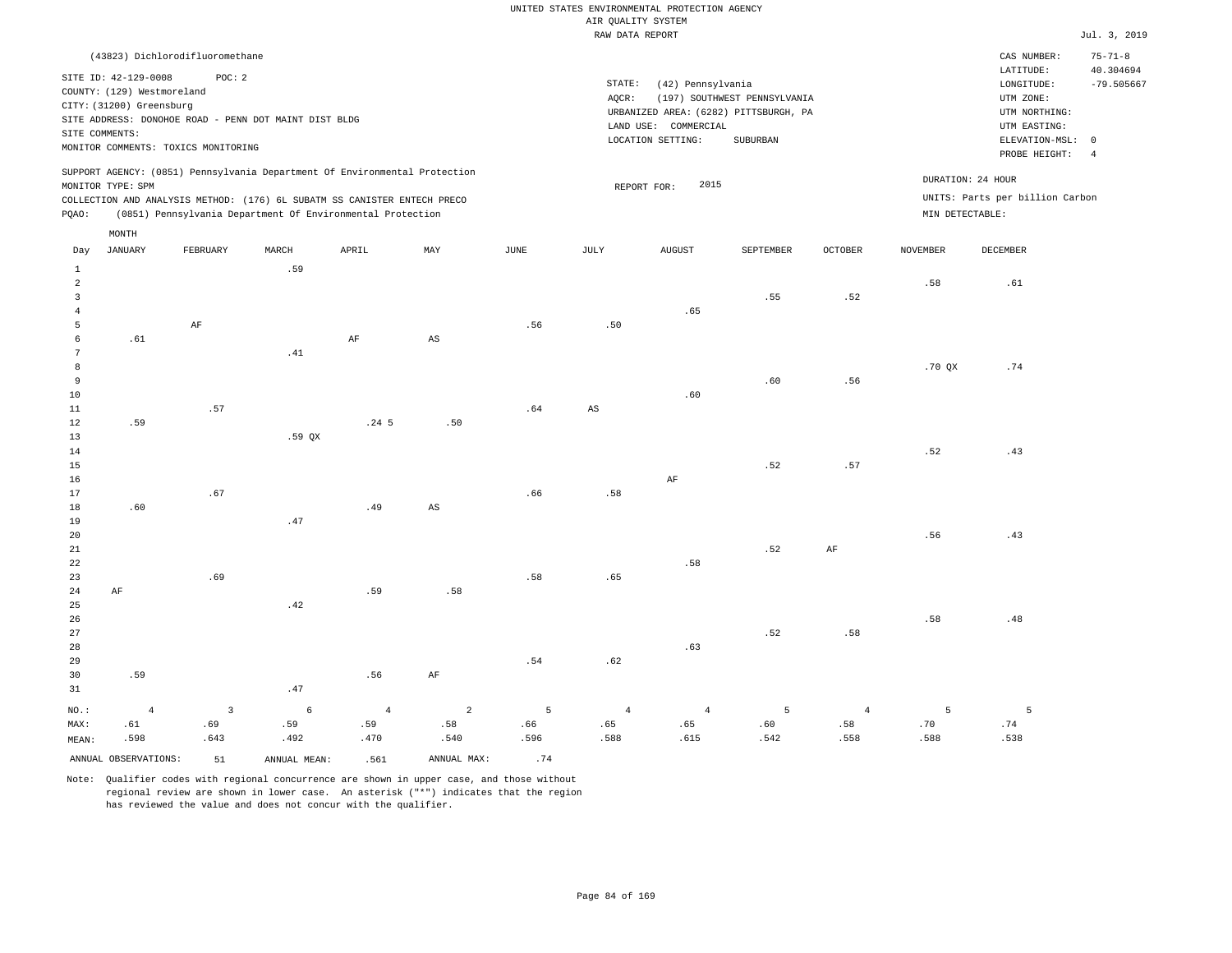UNITED STATES ENVIRONMENTAL PROTECTION AGENCY
AIR QUALITY SYSTEM
RAW DATA REPORT

Jul. 3, 2019

(43823) Dichlorodifluoromethane

SITE ID: 42-129-0008 POC: 2
COUNTY: (129) Westmoreland
CITY: (31200) Greensburg
SITE ADDRESS: DONOHOE ROAD - PENN DOT MAINT DIST BLDG
SITE COMMENTS:
MONITOR COMMENTS: TOXICS MONITORING

STATE: (42) Pennsylvania
AQCR: (197) SOUTHWEST PENNSYLVANIA
URBANIZED AREA: (6282) PITTSBURGH, PA
LAND USE: COMMERCIAL
LOCATION SETTING: SUBURBAN

CAS NUMBER: 75-71-8
LATITUDE: 40.304694
LONGITUDE: -79.505667
UTM ZONE:
UTM NORTHING:
UTM EASTING:
ELEVATION-MSL: 0
PROBE HEIGHT: 4

SUPPORT AGENCY: (0851) Pennsylvania Department Of Environmental Protection
MONITOR TYPE: SPM
COLLECTION AND ANALYSIS METHOD: (176) 6L SUBATM SS CANISTER ENTECH PRECO
PQAO: (0851) Pennsylvania Department Of Environmental Protection

REPORT FOR: 2015

DURATION: 24 HOUR
UNITS: Parts per billion Carbon
MIN DETECTABLE:

| Day | JANUARY | FEBRUARY | MARCH | APRIL | MAY | JUNE | JULY | AUGUST | SEPTEMBER | OCTOBER | NOVEMBER | DECEMBER |
|---|---|---|---|---|---|---|---|---|---|---|---|---|
| 1 | | | .59 | | | | | | | | | |
| 2 | | | | | | | | | | | .58 | .61 |
| 3 | | | | | | | | | .55 | .52 | | |
| 4 | | | | | | | | .65 | | | | |
| 5 | | AF | | | | .56 | .50 | | | | | |
| 6 | .61 | | | AF | AS | | | | | | | |
| 7 | | | .41 | | | | | | | | | |
| 8 | | | | | | | | | | | .70 QX | .74 |
| 9 | | | | | | | | | .60 | .56 | | |
| 10 | | | | | | | | .60 | | | | |
| 11 | | .57 | | | | .64 | AS | | | | | |
| 12 | .59 | | | .24 5 | .50 | | | | | | | |
| 13 | | | .59 QX | | | | | | | | | |
| 14 | | | | | | | | | | | .52 | .43 |
| 15 | | | | | | | | | .52 | .57 | | |
| 16 | | | | | | | | AF | | | | |
| 17 | | .67 | | | | .66 | .58 | | | | | |
| 18 | .60 | | | .49 | AS | | | | | | | |
| 19 | | | .47 | | | | | | | | | |
| 20 | | | | | | | | | | | .56 | .43 |
| 21 | | | | | | | | | .52 | AF | | |
| 22 | | | | | | | | .58 | | | | |
| 23 | | .69 | | | | .58 | .65 | | | | | |
| 24 | AF | | | .59 | .58 | | | | | | | |
| 25 | | | .42 | | | | | | | | | |
| 26 | | | | | | | | | | | .58 | .48 |
| 27 | | | | | | | | | .52 | .58 | | |
| 28 | | | | | | | | .63 | | | | |
| 29 | | | | | | .54 | .62 | | | | | |
| 30 | .59 | | | .56 | AF | | | | | | | |
| 31 | | | .47 | | | | | | | | | |
| NO.: | 4 | 3 | 6 | 4 | 2 | 5 | 4 | 4 | 5 | 4 | 5 | 5 |
| MAX: | .61 | .69 | .59 | .59 | .58 | .66 | .65 | .65 | .60 | .58 | .70 | .74 |
| MEAN: | .598 | .643 | .492 | .470 | .540 | .596 | .588 | .615 | .542 | .558 | .588 | .538 |

ANNUAL OBSERVATIONS: 51 ANNUAL MEAN: .561 ANNUAL MAX: .74

Note: Qualifier codes with regional concurrence are shown in upper case, and those without regional review are shown in lower case. An asterisk ("*") indicates that the region has reviewed the value and does not concur with the qualifier.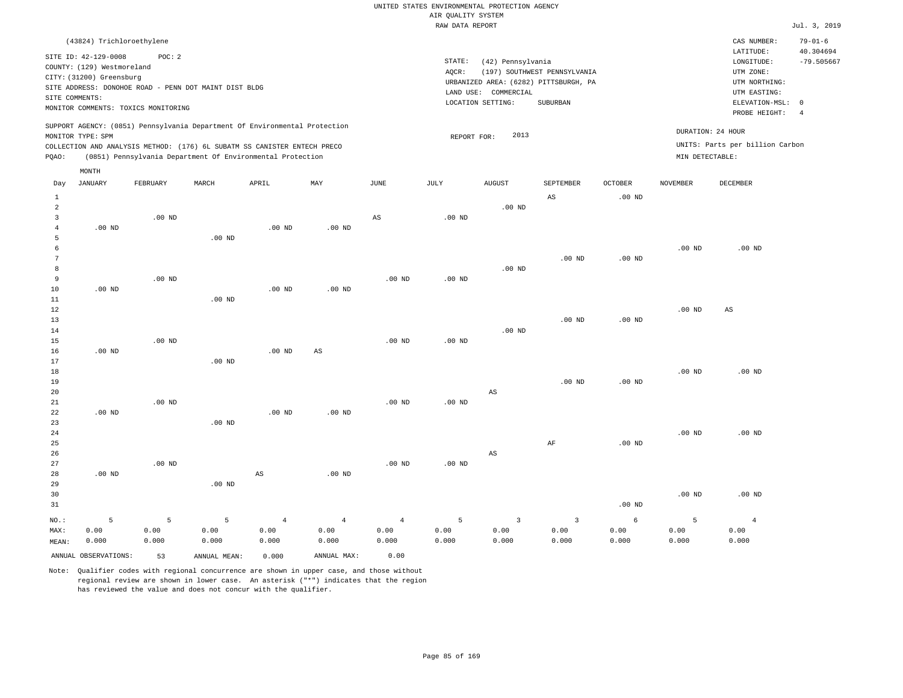UNITED STATES ENVIRONMENTAL PROTECTION AGENCY
AIR QUALITY SYSTEM
RAW DATA REPORT

Jul. 3, 2019

(43824) Trichloroethylene

SITE ID: 42-129-0008 POC: 2
COUNTY: (129) Westmoreland
CITY: (31200) Greensburg
SITE ADDRESS: DONOHOE ROAD - PENN DOT MAINT DIST BLDG
SITE COMMENTS:
MONITOR COMMENTS: TOXICS MONITORING

STATE: (42) Pennsylvania
AQCR: (197) SOUTHWEST PENNSYLVANIA
URBANIZED AREA: (6282) PITTSBURGH, PA
LAND USE: COMMERCIAL
LOCATION SETTING: SUBURBAN

CAS NUMBER: 79-01-6
LATITUDE: 40.304694
LONGITUDE: -79.505667
UTM ZONE:
UTM NORTHING:
UTM EASTING:
ELEVATION-MSL: 0
PROBE HEIGHT: 4

SUPPORT AGENCY: (0851) Pennsylvania Department Of Environmental Protection
MONITOR TYPE: SPM
COLLECTION AND ANALYSIS METHOD: (176) 6L SUBATM SS CANISTER ENTECH PRECO
PQAO: (0851) Pennsylvania Department Of Environmental Protection

REPORT FOR: 2013

DURATION: 24 HOUR
UNITS: Parts per billion Carbon
MIN DETECTABLE:

| Day | JANUARY | FEBRUARY | MARCH | APRIL | MAY | JUNE | JULY | AUGUST | SEPTEMBER | OCTOBER | NOVEMBER | DECEMBER |
|---|---|---|---|---|---|---|---|---|---|---|---|---|
| 1 | | | | | | | | | AS | .00 ND | | |
| 2 | | | | | | | | .00 ND | | | | |
| 3 | | .00 ND | | | | AS | .00 ND | | | | | |
| 4 | .00 ND | | | .00 ND | .00 ND | | | | | | | |
| 5 | | | .00 ND | | | | | | | | | |
| 6 | | | | | | | | | | | .00 ND | .00 ND |
| 7 | | | | | | | | | .00 ND | .00 ND | | |
| 8 | | | | | | | | .00 ND | | | | |
| 9 | | .00 ND | | | | .00 ND | .00 ND | | | | | |
| 10 | .00 ND | | | .00 ND | .00 ND | | | | | | | |
| 11 | | | .00 ND | | | | | | | | | |
| 12 | | | | | | | | | | | .00 ND | AS |
| 13 | | | | | | | | | .00 ND | .00 ND | | |
| 14 | | | | | | | | .00 ND | | | | |
| 15 | | .00 ND | | | | .00 ND | .00 ND | | | | | |
| 16 | .00 ND | | | .00 ND | AS | | | | | | | |
| 17 | | | .00 ND | | | | | | | | | |
| 18 | | | | | | | | | | | .00 ND | .00 ND |
| 19 | | | | | | | | | .00 ND | .00 ND | | |
| 20 | | | | | | | | AS | | | | |
| 21 | | .00 ND | | | | .00 ND | .00 ND | | | | | |
| 22 | .00 ND | | | .00 ND | .00 ND | | | | | | | |
| 23 | | | .00 ND | | | | | | | | | |
| 24 | | | | | | | | | | | .00 ND | .00 ND |
| 25 | | | | | | | | | AF | .00 ND | | |
| 26 | | | | | | | | AS | | | | |
| 27 | | .00 ND | | | | .00 ND | .00 ND | | | | | |
| 28 | .00 ND | | | AS | .00 ND | | | | | | | |
| 29 | | | .00 ND | | | | | | | | | |
| 30 | | | | | | | | | | | .00 ND | .00 ND |
| 31 | | | | | | | | | | .00 ND | | |
| NO.: | 5 | 5 | 5 | 4 | 4 | 4 | 5 | 3 | 3 | 6 | 5 | 4 |
| MAX: | 0.00 | 0.00 | 0.00 | 0.00 | 0.00 | 0.00 | 0.00 | 0.00 | 0.00 | 0.00 | 0.00 | 0.00 |
| MEAN: | 0.000 | 0.000 | 0.000 | 0.000 | 0.000 | 0.000 | 0.000 | 0.000 | 0.000 | 0.000 | 0.000 | 0.000 |

ANNUAL OBSERVATIONS: 53 ANNUAL MEAN: 0.000 ANNUAL MAX: 0.00

Note: Qualifier codes with regional concurrence are shown in upper case, and those without regional review are shown in lower case. An asterisk ("*") indicates that the region has reviewed the value and does not concur with the qualifier.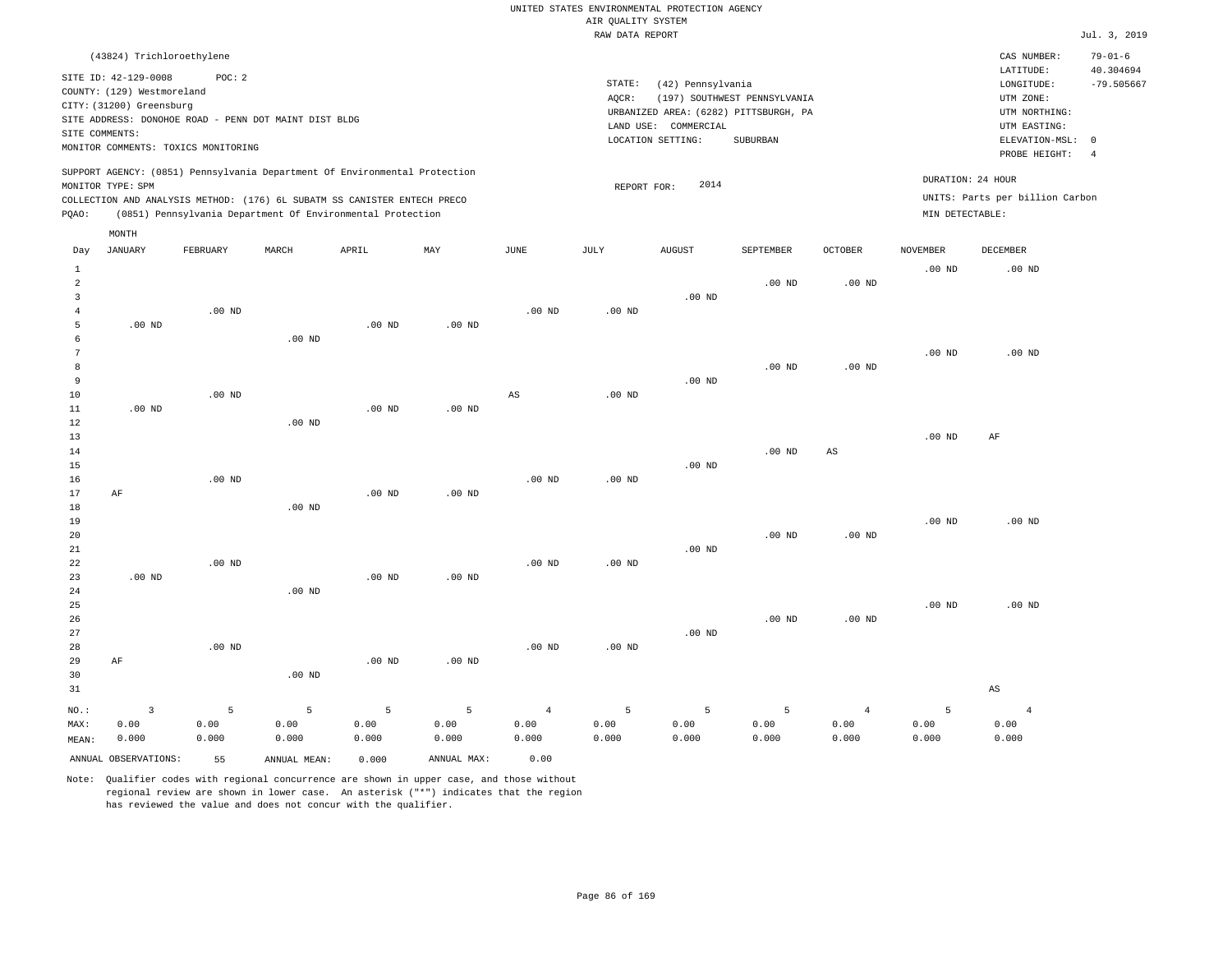UNITED STATES ENVIRONMENTAL PROTECTION AGENCY
AIR QUALITY SYSTEM
RAW DATA REPORT

Jul. 3, 2019

(43824) Trichloroethylene

SITE ID: 42-129-0008 POC: 2
COUNTY: (129) Westmoreland
CITY: (31200) Greensburg
SITE ADDRESS: DONOHOE ROAD - PENN DOT MAINT DIST BLDG
SITE COMMENTS:
MONITOR COMMENTS: TOXICS MONITORING

STATE: (42) Pennsylvania
AQCR: (197) SOUTHWEST PENNSYLVANIA
URBANIZED AREA: (6282) PITTSBURGH, PA
LAND USE: COMMERCIAL
LOCATION SETTING: SUBURBAN

CAS NUMBER: 79-01-6
LATITUDE: 40.304694
LONGITUDE: -79.505667
UTM ZONE:
UTM NORTHING:
UTM EASTING:
ELEVATION-MSL: 0
PROBE HEIGHT: 4

SUPPORT AGENCY: (0851) Pennsylvania Department Of Environmental Protection
MONITOR TYPE: SPM
COLLECTION AND ANALYSIS METHOD: (176) 6L SUBATM SS CANISTER ENTECH PRECO
PQAO: (0851) Pennsylvania Department Of Environmental Protection

REPORT FOR: 2014

DURATION: 24 HOUR
UNITS: Parts per billion Carbon
MIN DETECTABLE:

| Day | JANUARY | FEBRUARY | MARCH | APRIL | MAY | JUNE | JULY | AUGUST | SEPTEMBER | OCTOBER | NOVEMBER | DECEMBER |
|---|---|---|---|---|---|---|---|---|---|---|---|---|
| 1 | | | | | | | | | | | .00 ND | .00 ND |
| 2 | | | | | | | | | .00 ND | .00 ND | | |
| 3 | | | | | | | | .00 ND | | | | |
| 4 | | .00 ND | | | | .00 ND | .00 ND | | | | | |
| 5 | .00 ND | | | .00 ND | .00 ND | | | | | | | |
| 6 | | | .00 ND | | | | | | | | | |
| 7 | | | | | | | | | | | .00 ND | .00 ND |
| 8 | | | | | | | | | .00 ND | .00 ND | | |
| 9 | | | | | | | | .00 ND | | | | |
| 10 | | .00 ND | | | | AS | .00 ND | | | | | |
| 11 | .00 ND | | | .00 ND | .00 ND | | | | | | | |
| 12 | | | .00 ND | | | | | | | | | |
| 13 | | | | | | | | | | | .00 ND | AF |
| 14 | | | | | | | | | .00 ND | AS | | |
| 15 | | | | | | | | .00 ND | | | | |
| 16 | | .00 ND | | | | .00 ND | .00 ND | | | | | |
| 17 | AF | | | .00 ND | .00 ND | | | | | | | |
| 18 | | | .00 ND | | | | | | | | | |
| 19 | | | | | | | | | | | .00 ND | .00 ND |
| 20 | | | | | | | | | .00 ND | .00 ND | | |
| 21 | | | | | | | | .00 ND | | | | |
| 22 | | .00 ND | | | | .00 ND | .00 ND | | | | | |
| 23 | .00 ND | | | .00 ND | .00 ND | | | | | | | |
| 24 | | | .00 ND | | | | | | | | | |
| 25 | | | | | | | | | | | .00 ND | .00 ND |
| 26 | | | | | | | | | .00 ND | .00 ND | | |
| 27 | | | | | | | | .00 ND | | | | |
| 28 | | .00 ND | | | | .00 ND | .00 ND | | | | | |
| 29 | AF | | | .00 ND | .00 ND | | | | | | | |
| 30 | | | .00 ND | | | | | | | | | |
| 31 | | | | | | | | | | | | AS |
| NO.: | 3 | 5 | 5 | 5 | 5 | 4 | 5 | 5 | 5 | 4 | 5 | 4 |
| MAX: | 0.00 | 0.00 | 0.00 | 0.00 | 0.00 | 0.00 | 0.00 | 0.00 | 0.00 | 0.00 | 0.00 | 0.00 |
| MEAN: | 0.000 | 0.000 | 0.000 | 0.000 | 0.000 | 0.000 | 0.000 | 0.000 | 0.000 | 0.000 | 0.000 | 0.000 |

ANNUAL OBSERVATIONS: 55 ANNUAL MEAN: 0.000 ANNUAL MAX: 0.00

Note: Qualifier codes with regional concurrence are shown in upper case, and those without regional review are shown in lower case. An asterisk ("*") indicates that the region has reviewed the value and does not concur with the qualifier.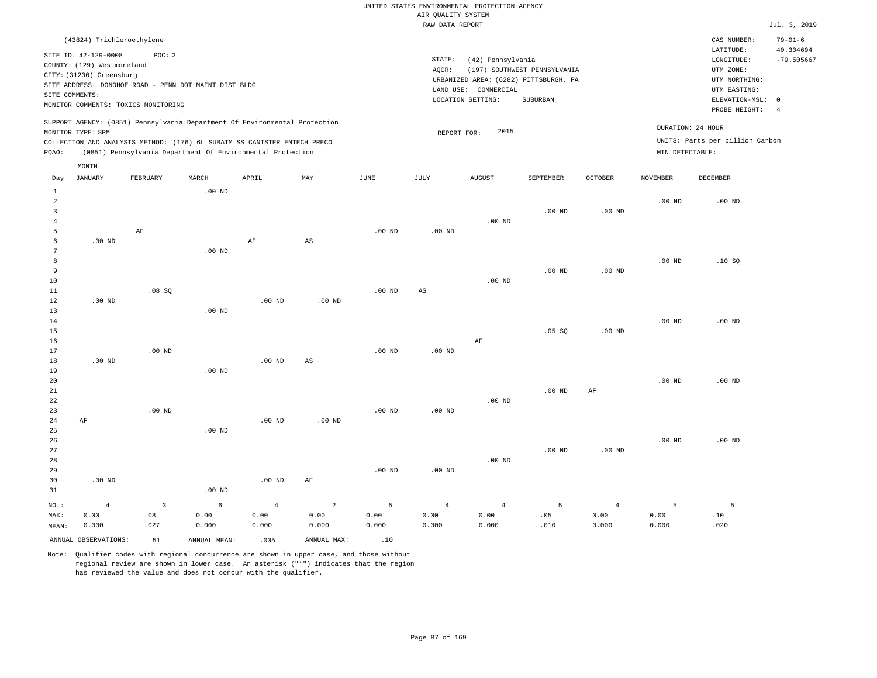UNITED STATES ENVIRONMENTAL PROTECTION AGENCY
AIR QUALITY SYSTEM
RAW DATA REPORT

Jul. 3, 2019

(43824) Trichloroethylene

SITE ID: 42-129-0008 POC: 2
COUNTY: (129) Westmoreland
CITY: (31200) Greensburg
SITE ADDRESS: DONOHOE ROAD - PENN DOT MAINT DIST BLDG
SITE COMMENTS:
MONITOR COMMENTS: TOXICS MONITORING

STATE: (42) Pennsylvania
AQCR: (197) SOUTHWEST PENNSYLVANIA
URBANIZED AREA: (6282) PITTSBURGH, PA
LAND USE: COMMERCIAL
LOCATION SETTING: SUBURBAN

CAS NUMBER: 79-01-6
LATITUDE: 40.304694
LONGITUDE: -79.505667
UTM ZONE:
UTM NORTHING:
UTM EASTING:
ELEVATION-MSL: 0
PROBE HEIGHT: 4

SUPPORT AGENCY: (0851) Pennsylvania Department Of Environmental Protection
MONITOR TYPE: SPM
COLLECTION AND ANALYSIS METHOD: (176) 6L SUBATM SS CANISTER ENTECH PRECO
PQAO: (0851) Pennsylvania Department Of Environmental Protection

REPORT FOR: 2015

DURATION: 24 HOUR
UNITS: Parts per billion Carbon
MIN DETECTABLE:

| Day | JANUARY | FEBRUARY | MARCH | APRIL | MAY | JUNE | JULY | AUGUST | SEPTEMBER | OCTOBER | NOVEMBER | DECEMBER |
|---|---|---|---|---|---|---|---|---|---|---|---|---|
| 1 | | | .00 ND | | | | | | | | | |
| 2 | | | | | | | | | | | .00 ND | .00 ND |
| 3 | | | | | | | | | .00 ND | .00 ND | | |
| 4 | | | | | | | | .00 ND | | | | |
| 5 | | AF | | | | .00 ND | .00 ND | | | | | |
| 6 | .00 ND | | | AF | AS | | | | | | | |
| 7 | | | .00 ND | | | | | | | | | |
| 8 | | | | | | | | | | | .00 ND | .10 SQ |
| 9 | | | | | | | | | .00 ND | .00 ND | | |
| 10 | | | | | | | | .00 ND | | | | |
| 11 | | .08 SQ | | | | .00 ND | AS | | | | | |
| 12 | .00 ND | | | .00 ND | .00 ND | | | | | | | |
| 13 | | | .00 ND | | | | | | | | | |
| 14 | | | | | | | | | | | .00 ND | .00 ND |
| 15 | | | | | | | | | .05 SQ | .00 ND | | |
| 16 | | | | | | | | AF | | | | |
| 17 | | .00 ND | | | | .00 ND | .00 ND | | | | | |
| 18 | .00 ND | | | .00 ND | AS | | | | | | | |
| 19 | | | .00 ND | | | | | | | | | |
| 20 | | | | | | | | | | | .00 ND | .00 ND |
| 21 | | | | | | | | | .00 ND | AF | | |
| 22 | | | | | | | | .00 ND | | | | |
| 23 | | .00 ND | | | | .00 ND | .00 ND | | | | | |
| 24 | AF | | | .00 ND | .00 ND | | | | | | | |
| 25 | | | .00 ND | | | | | | | | | |
| 26 | | | | | | | | | | | .00 ND | .00 ND |
| 27 | | | | | | | | | .00 ND | .00 ND | | |
| 28 | | | | | | | | .00 ND | | | | |
| 29 | | | | | | .00 ND | .00 ND | | | | | |
| 30 | .00 ND | | | .00 ND | AF | | | | | | | |
| 31 | | | .00 ND | | | | | | | | | |
| NO.: | 4 | 3 | 6 | 4 | 2 | 5 | 4 | 4 | 5 | 4 | 5 | 5 |
| MAX: | 0.00 | .08 | 0.00 | 0.00 | 0.00 | 0.00 | 0.00 | 0.00 | .05 | 0.00 | 0.00 | .10 |
| MEAN: | 0.000 | .027 | 0.000 | 0.000 | 0.000 | 0.000 | 0.000 | 0.000 | .010 | 0.000 | 0.000 | .020 |

ANNUAL OBSERVATIONS: 51 ANNUAL MEAN: .005 ANNUAL MAX: .10

Note: Qualifier codes with regional concurrence are shown in upper case, and those without regional review are shown in lower case. An asterisk ("*") indicates that the region has reviewed the value and does not concur with the qualifier.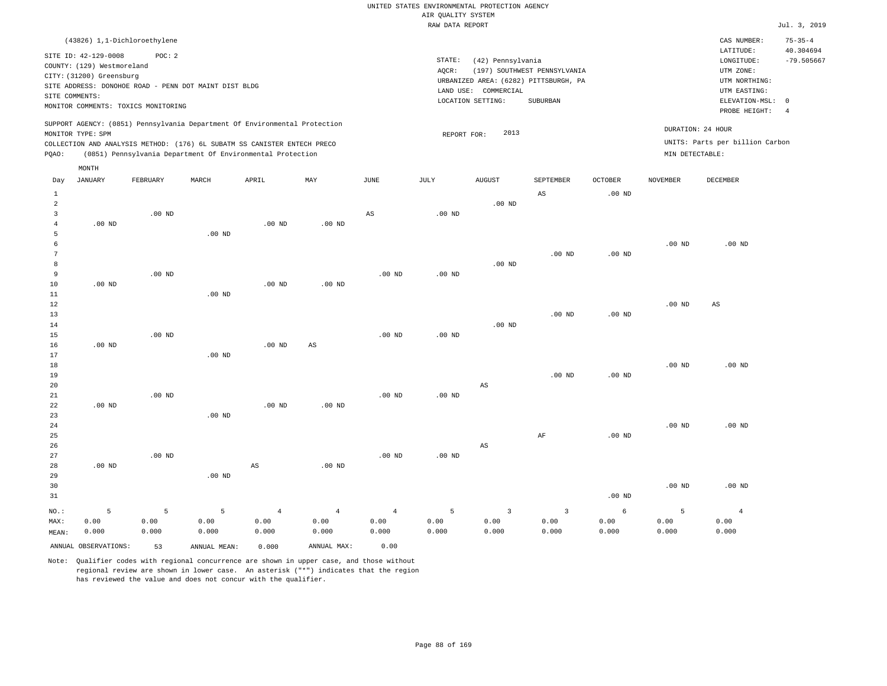UNITED STATES ENVIRONMENTAL PROTECTION AGENCY
AIR QUALITY SYSTEM
RAW DATA REPORT

Jul. 3, 2019

(43826) 1,1-Dichloroethylene

SITE ID: 42-129-0008 POC: 2
COUNTY: (129) Westmoreland
CITY: (31200) Greensburg
SITE ADDRESS: DONOHOE ROAD - PENN DOT MAINT DIST BLDG
SITE COMMENTS:
MONITOR COMMENTS: TOXICS MONITORING

STATE: (42) Pennsylvania
AQCR: (197) SOUTHWEST PENNSYLVANIA
URBANIZED AREA: (6282) PITTSBURGH, PA
LAND USE: COMMERCIAL
LOCATION SETTING: SUBURBAN

CAS NUMBER: 75-35-4
LATITUDE: 40.304694
LONGITUDE: -79.505667
UTM ZONE:
UTM NORTHING:
UTM EASTING:
ELEVATION-MSL: 0
PROBE HEIGHT: 4

SUPPORT AGENCY: (0851) Pennsylvania Department Of Environmental Protection
MONITOR TYPE: SPM
COLLECTION AND ANALYSIS METHOD: (176) 6L SUBATM SS CANISTER ENTECH PRECO
PQAO: (0851) Pennsylvania Department Of Environmental Protection

REPORT FOR: 2013

DURATION: 24 HOUR
UNITS: Parts per billion Carbon
MIN DETECTABLE:

| Day | JANUARY | FEBRUARY | MARCH | APRIL | MAY | JUNE | JULY | AUGUST | SEPTEMBER | OCTOBER | NOVEMBER | DECEMBER |
|---|---|---|---|---|---|---|---|---|---|---|---|---|
| 1 | | | | | | | | | AS | .00 ND | | |
| 2 | | | | | | | | .00 ND | | | | |
| 3 | | .00 ND | | | | AS | .00 ND | | | | | |
| 4 | .00 ND | | | .00 ND | .00 ND | | | | | | | |
| 5 | | | .00 ND | | | | | | | | | |
| 6 | | | | | | | | | | | .00 ND | .00 ND |
| 7 | | | | | | | | | .00 ND | .00 ND | | |
| 8 | | | | | | | | .00 ND | | | | |
| 9 | | .00 ND | | | | .00 ND | .00 ND | | | | | |
| 10 | .00 ND | | | .00 ND | .00 ND | | | | | | | |
| 11 | | | .00 ND | | | | | | | | | |
| 12 | | | | | | | | | | | .00 ND | AS |
| 13 | | | | | | | | | .00 ND | .00 ND | | |
| 14 | | | | | | | | .00 ND | | | | |
| 15 | | .00 ND | | | | .00 ND | .00 ND | | | | | |
| 16 | .00 ND | | | .00 ND | AS | | | | | | | |
| 17 | | | .00 ND | | | | | | | | | |
| 18 | | | | | | | | | | | .00 ND | .00 ND |
| 19 | | | | | | | | | .00 ND | .00 ND | | |
| 20 | | | | | | | | AS | | | | |
| 21 | | .00 ND | | | | .00 ND | .00 ND | | | | | |
| 22 | .00 ND | | | .00 ND | .00 ND | | | | | | | |
| 23 | | | .00 ND | | | | | | | | | |
| 24 | | | | | | | | | | | .00 ND | .00 ND |
| 25 | | | | | | | | | AF | .00 ND | | |
| 26 | | | | | | | | AS | | | | |
| 27 | | .00 ND | | | | .00 ND | .00 ND | | | | | |
| 28 | .00 ND | | | AS | .00 ND | | | | | | | |
| 29 | | | .00 ND | | | | | | | | | |
| 30 | | | | | | | | | | | .00 ND | .00 ND |
| 31 | | | | | | | | | | .00 ND | | |
| NO.: | 5 | 5 | 5 | 4 | 4 | 4 | 5 | 3 | 3 | 6 | 5 | 4 |
| MAX: | 0.00 | 0.00 | 0.00 | 0.00 | 0.00 | 0.00 | 0.00 | 0.00 | 0.00 | 0.00 | 0.00 | 0.00 |
| MEAN: | 0.000 | 0.000 | 0.000 | 0.000 | 0.000 | 0.000 | 0.000 | 0.000 | 0.000 | 0.000 | 0.000 | 0.000 |

ANNUAL OBSERVATIONS: 53 ANNUAL MEAN: 0.000 ANNUAL MAX: 0.00

Note: Qualifier codes with regional concurrence are shown in upper case, and those without regional review are shown in lower case. An asterisk ("*") indicates that the region has reviewed the value and does not concur with the qualifier.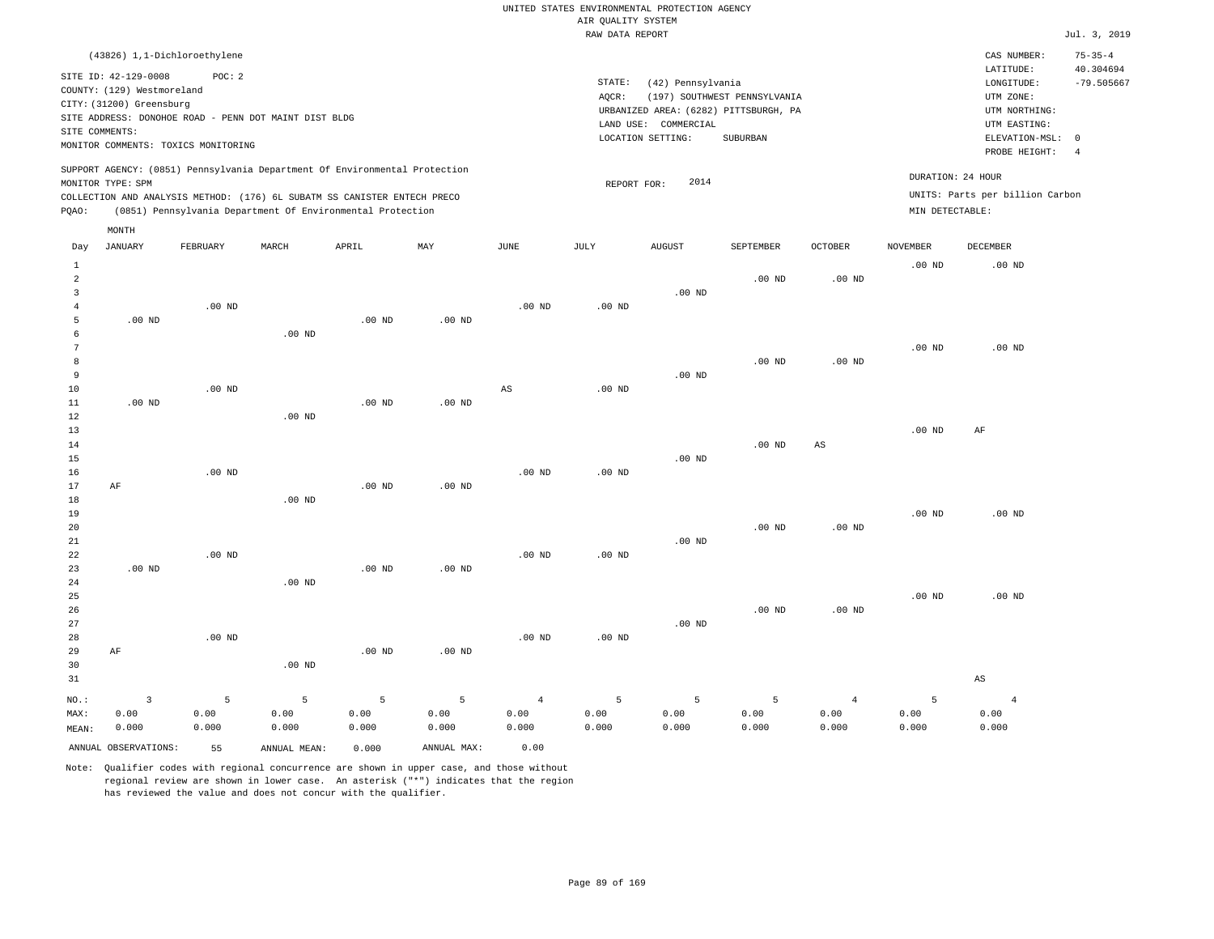UNITED STATES ENVIRONMENTAL PROTECTION AGENCY
AIR QUALITY SYSTEM
RAW DATA REPORT

Jul. 3, 2019

(43826) 1,1-Dichloroethylene

SITE ID: 42-129-0008 POC: 2
COUNTY: (129) Westmoreland
CITY: (31200) Greensburg
SITE ADDRESS: DONOHOE ROAD - PENN DOT MAINT DIST BLDG
SITE COMMENTS:
MONITOR COMMENTS: TOXICS MONITORING

STATE: (42) Pennsylvania
AQCR: (197) SOUTHWEST PENNSYLVANIA
URBANIZED AREA: (6282) PITTSBURGH, PA
LAND USE: COMMERCIAL
LOCATION SETTING: SUBURBAN

CAS NUMBER: 75-35-4
LATITUDE: 40.304694
LONGITUDE: -79.505667
UTM ZONE:
UTM NORTHING:
UTM EASTING:
ELEVATION-MSL: 0
PROBE HEIGHT: 4

SUPPORT AGENCY: (0851) Pennsylvania Department Of Environmental Protection
MONITOR TYPE: SPM
COLLECTION AND ANALYSIS METHOD: (176) 6L SUBATM SS CANISTER ENTECH PRECO
PQAO: (0851) Pennsylvania Department Of Environmental Protection

REPORT FOR: 2014

DURATION: 24 HOUR
UNITS: Parts per billion Carbon
MIN DETECTABLE:

| Day | JANUARY | FEBRUARY | MARCH | APRIL | MAY | JUNE | JULY | AUGUST | SEPTEMBER | OCTOBER | NOVEMBER | DECEMBER |
|---|---|---|---|---|---|---|---|---|---|---|---|---|
| 1 | | | | | | | | | | | .00 ND | .00 ND |
| 2 | | | | | | | | | .00 ND | .00 ND | | |
| 3 | | | | | | | | .00 ND | | | | |
| 4 | | .00 ND | | | | .00 ND | .00 ND | | | | | |
| 5 | .00 ND | | | .00 ND | .00 ND | | | | | | | |
| 6 | | | .00 ND | | | | | | | | | |
| 7 | | | | | | | | | | | .00 ND | .00 ND |
| 8 | | | | | | | | | .00 ND | .00 ND | | |
| 9 | | | | | | | | .00 ND | | | | |
| 10 | | .00 ND | | | | AS | .00 ND | | | | | |
| 11 | .00 ND | | | .00 ND | .00 ND | | | | | | | |
| 12 | | | .00 ND | | | | | | | | | |
| 13 | | | | | | | | | | | .00 ND | AF |
| 14 | | | | | | | | | .00 ND | AS | | |
| 15 | | | | | | | | .00 ND | | | | |
| 16 | | .00 ND | | | | .00 ND | .00 ND | | | | | |
| 17 | AF | | | .00 ND | .00 ND | | | | | | | |
| 18 | | | .00 ND | | | | | | | | | |
| 19 | | | | | | | | | | | .00 ND | .00 ND |
| 20 | | | | | | | | | .00 ND | .00 ND | | |
| 21 | | | | | | | | .00 ND | | | | |
| 22 | | .00 ND | | | | .00 ND | .00 ND | | | | | |
| 23 | .00 ND | | | .00 ND | .00 ND | | | | | | | |
| 24 | | | .00 ND | | | | | | | | | |
| 25 | | | | | | | | | | | .00 ND | .00 ND |
| 26 | | | | | | | | | .00 ND | .00 ND | | |
| 27 | | | | | | | | .00 ND | | | | |
| 28 | | .00 ND | | | | .00 ND | .00 ND | | | | | |
| 29 | AF | | | .00 ND | .00 ND | | | | | | | |
| 30 | | | .00 ND | | | | | | | | | |
| 31 | | | | | | | | | | | | AS |
| NO.: | 3 | 5 | 5 | 5 | 5 | 4 | 5 | 5 | 5 | 4 | 5 | 4 |
| MAX: | 0.00 | 0.00 | 0.00 | 0.00 | 0.00 | 0.00 | 0.00 | 0.00 | 0.00 | 0.00 | 0.00 | 0.00 |
| MEAN: | 0.000 | 0.000 | 0.000 | 0.000 | 0.000 | 0.000 | 0.000 | 0.000 | 0.000 | 0.000 | 0.000 | 0.000 |

ANNUAL OBSERVATIONS: 55 ANNUAL MEAN: 0.000 ANNUAL MAX: 0.00

Note: Qualifier codes with regional concurrence are shown in upper case, and those without regional review are shown in lower case. An asterisk ("*") indicates that the region has reviewed the value and does not concur with the qualifier.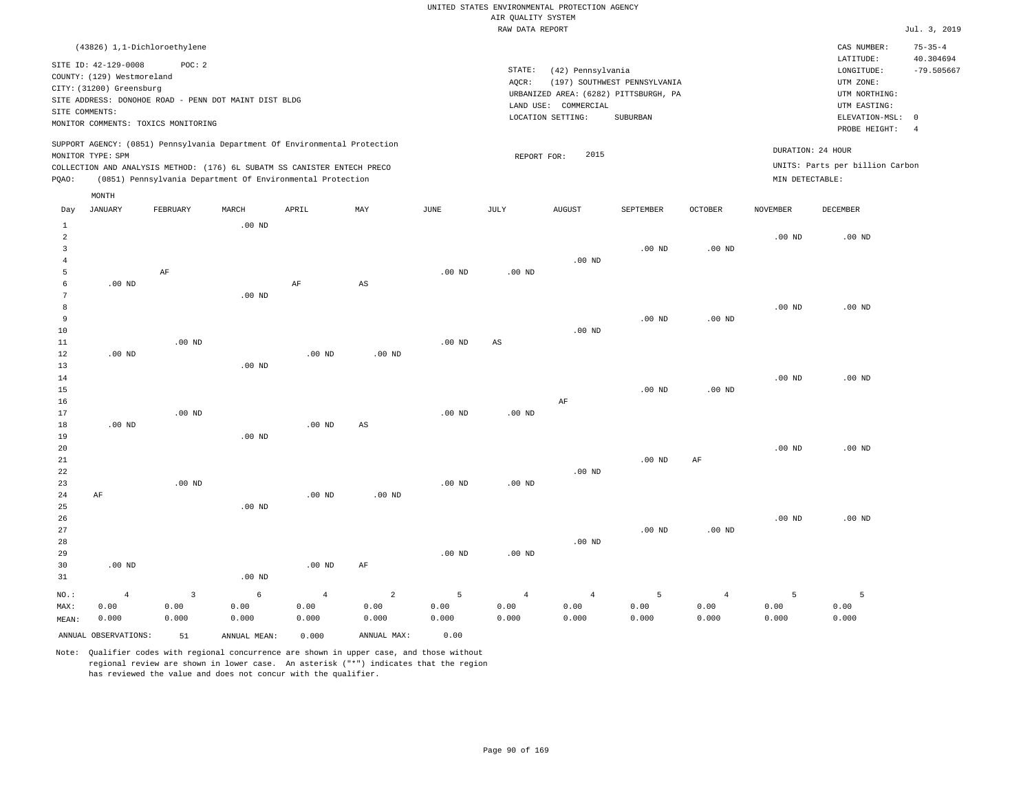UNITED STATES ENVIRONMENTAL PROTECTION AGENCY
AIR QUALITY SYSTEM
RAW DATA REPORT

Jul. 3, 2019

(43826) 1,1-Dichloroethylene

SITE ID: 42-129-0008 POC: 2
COUNTY: (129) Westmoreland
CITY: (31200) Greensburg
SITE ADDRESS: DONOHOE ROAD - PENN DOT MAINT DIST BLDG
SITE COMMENTS:
MONITOR COMMENTS: TOXICS MONITORING

STATE: (42) Pennsylvania
AQCR: (197) SOUTHWEST PENNSYLVANIA
URBANIZED AREA: (6282) PITTSBURGH, PA
LAND USE: COMMERCIAL
LOCATION SETTING: SUBURBAN

CAS NUMBER: 75-35-4
LATITUDE: 40.304694
LONGITUDE: -79.505667
UTM ZONE:
UTM NORTHING:
UTM EASTING:
ELEVATION-MSL: 0
PROBE HEIGHT: 4

SUPPORT AGENCY: (0851) Pennsylvania Department Of Environmental Protection
MONITOR TYPE: SPM
COLLECTION AND ANALYSIS METHOD: (176) 6L SUBATM SS CANISTER ENTECH PRECO
PQAO: (0851) Pennsylvania Department Of Environmental Protection

REPORT FOR: 2015

DURATION: 24 HOUR
UNITS: Parts per billion Carbon
MIN DETECTABLE:

| Day | JANUARY | FEBRUARY | MARCH | APRIL | MAY | JUNE | JULY | AUGUST | SEPTEMBER | OCTOBER | NOVEMBER | DECEMBER |
|---|---|---|---|---|---|---|---|---|---|---|---|---|
| 1 | | | .00 ND | | | | | | | | | |
| 2 | | | | | | | | | | | .00 ND | .00 ND |
| 3 | | | | | | | | | .00 ND | .00 ND | | |
| 4 | | | | | | | | .00 ND | | | | |
| 5 | | AF | | | | .00 ND | .00 ND | | | | | |
| 6 | .00 ND | | | AF | AS | | | | | | | |
| 7 | | | .00 ND | | | | | | | | | |
| 8 | | | | | | | | | | | .00 ND | .00 ND |
| 9 | | | | | | | | | .00 ND | .00 ND | | |
| 10 | | | | | | | | .00 ND | | | | |
| 11 | | .00 ND | | | | .00 ND | AS | | | | | |
| 12 | .00 ND | | | .00 ND | .00 ND | | | | | | | |
| 13 | | | .00 ND | | | | | | | | | |
| 14 | | | | | | | | | | | .00 ND | .00 ND |
| 15 | | | | | | | | | .00 ND | .00 ND | | |
| 16 | | | | | | | | AF | | | | |
| 17 | | .00 ND | | | | .00 ND | .00 ND | | | | | |
| 18 | .00 ND | | | .00 ND | AS | | | | | | | |
| 19 | | | .00 ND | | | | | | | | | |
| 20 | | | | | | | | | | | .00 ND | .00 ND |
| 21 | | | | | | | | | .00 ND | AF | | |
| 22 | | | | | | | | .00 ND | | | | |
| 23 | | .00 ND | | | | .00 ND | .00 ND | | | | | |
| 24 | AF | | | .00 ND | .00 ND | | | | | | | |
| 25 | | | .00 ND | | | | | | | | | |
| 26 | | | | | | | | | | | .00 ND | .00 ND |
| 27 | | | | | | | | | .00 ND | .00 ND | | |
| 28 | | | | | | | | .00 ND | | | | |
| 29 | | | | | | .00 ND | .00 ND | | | | | |
| 30 | .00 ND | | | .00 ND | AF | | | | | | | |
| 31 | | | .00 ND | | | | | | | | | |
| NO.: | 4 | 3 | 6 | 4 | 2 | 5 | 4 | 4 | 5 | 4 | 5 | 5 |
| MAX: | 0.00 | 0.00 | 0.00 | 0.00 | 0.00 | 0.00 | 0.00 | 0.00 | 0.00 | 0.00 | 0.00 | 0.00 |
| MEAN: | 0.000 | 0.000 | 0.000 | 0.000 | 0.000 | 0.000 | 0.000 | 0.000 | 0.000 | 0.000 | 0.000 | 0.000 |

ANNUAL OBSERVATIONS: 51 ANNUAL MEAN: 0.000 ANNUAL MAX: 0.00

Note: Qualifier codes with regional concurrence are shown in upper case, and those without regional review are shown in lower case. An asterisk ("*") indicates that the region has reviewed the value and does not concur with the qualifier.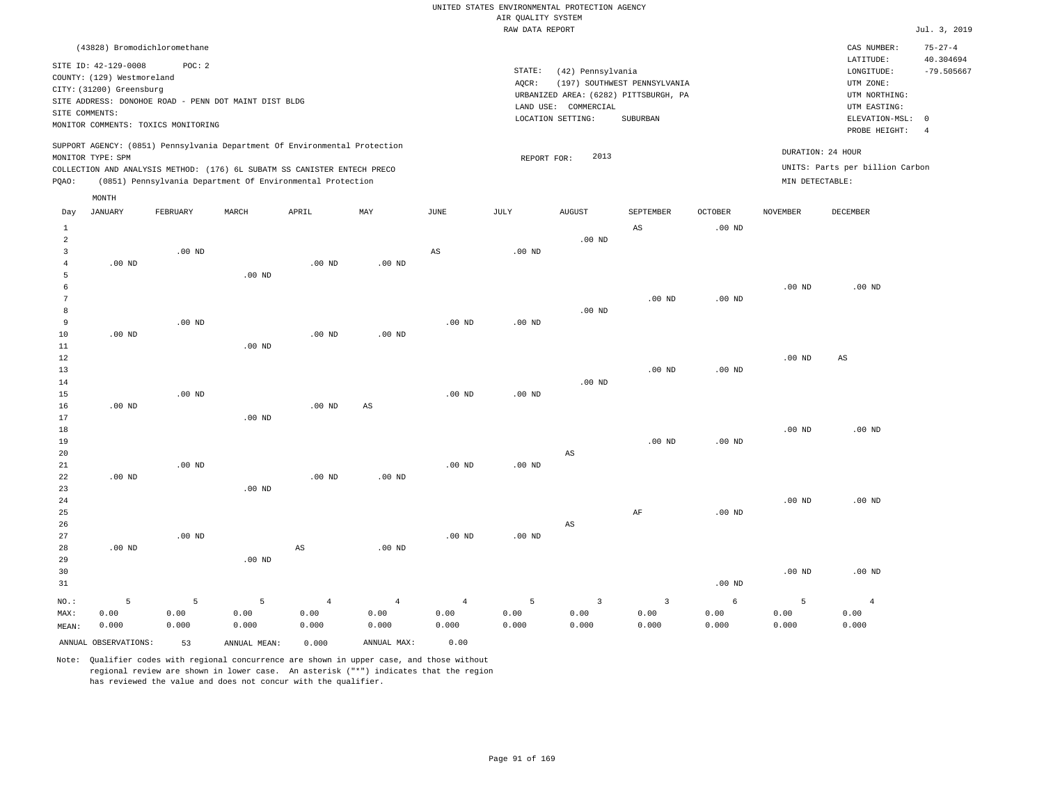UNITED STATES ENVIRONMENTAL PROTECTION AGENCY
AIR QUALITY SYSTEM
RAW DATA REPORT

Jul. 3, 2019

(43828) Bromodichloromethane

SITE ID: 42-129-0008 POC: 2
COUNTY: (129) Westmoreland
CITY: (31200) Greensburg
SITE ADDRESS: DONOHOE ROAD - PENN DOT MAINT DIST BLDG
SITE COMMENTS:
MONITOR COMMENTS: TOXICS MONITORING

STATE: (42) Pennsylvania
AQCR: (197) SOUTHWEST PENNSYLVANIA
URBANIZED AREA: (6282) PITTSBURGH, PA
LAND USE: COMMERCIAL
LOCATION SETTING: SUBURBAN

CAS NUMBER: 75-27-4
LATITUDE: 40.304694
LONGITUDE: -79.505667
UTM ZONE:
UTM NORTHING:
UTM EASTING:
ELEVATION-MSL: 0
PROBE HEIGHT: 4

SUPPORT AGENCY: (0851) Pennsylvania Department Of Environmental Protection
MONITOR TYPE: SPM
COLLECTION AND ANALYSIS METHOD: (176) 6L SUBATM SS CANISTER ENTECH PRECO
PQAO: (0851) Pennsylvania Department Of Environmental Protection

REPORT FOR: 2013

DURATION: 24 HOUR
UNITS: Parts per billion Carbon
MIN DETECTABLE:

| Day | JANUARY | FEBRUARY | MARCH | APRIL | MAY | JUNE | JULY | AUGUST | SEPTEMBER | OCTOBER | NOVEMBER | DECEMBER |
|---|---|---|---|---|---|---|---|---|---|---|---|---|
| 1 | | | | | | | | | AS | .00 ND | | |
| 2 | | | | | | | | .00 ND | | | | |
| 3 | | .00 ND | | | | AS | .00 ND | | | | | |
| 4 | .00 ND | | | .00 ND | .00 ND | | | | | | | |
| 5 | | | .00 ND | | | | | | | | | |
| 6 | | | | | | | | | | | .00 ND | .00 ND |
| 7 | | | | | | | | | .00 ND | .00 ND | | |
| 8 | | | | | | | | .00 ND | | | | |
| 9 | | .00 ND | | | | .00 ND | .00 ND | | | | | |
| 10 | .00 ND | | | .00 ND | .00 ND | | | | | | | |
| 11 | | | .00 ND | | | | | | | | | |
| 12 | | | | | | | | | | | .00 ND | AS |
| 13 | | | | | | | | | .00 ND | .00 ND | | |
| 14 | | | | | | | | .00 ND | | | | |
| 15 | | .00 ND | | | | .00 ND | .00 ND | | | | | |
| 16 | .00 ND | | | .00 ND | AS | | | | | | | |
| 17 | | | .00 ND | | | | | | | | | |
| 18 | | | | | | | | | | | .00 ND | .00 ND |
| 19 | | | | | | | | | .00 ND | .00 ND | | |
| 20 | | | | | | | | AS | | | | |
| 21 | | .00 ND | | | | .00 ND | .00 ND | | | | | |
| 22 | .00 ND | | | .00 ND | .00 ND | | | | | | | |
| 23 | | | .00 ND | | | | | | | | | |
| 24 | | | | | | | | | | | .00 ND | .00 ND |
| 25 | | | | | | | | | AF | .00 ND | | |
| 26 | | | | | | | | AS | | | | |
| 27 | | .00 ND | | | | .00 ND | .00 ND | | | | | |
| 28 | .00 ND | | | AS | .00 ND | | | | | | | |
| 29 | | | .00 ND | | | | | | | | | |
| 30 | | | | | | | | | | | .00 ND | .00 ND |
| 31 | | | | | | | | | | .00 ND | | |
| NO.: | 5 | 5 | 5 | 4 | 4 | 4 | 5 | 3 | 3 | 6 | 5 | 4 |
| MAX: | 0.00 | 0.00 | 0.00 | 0.00 | 0.00 | 0.00 | 0.00 | 0.00 | 0.00 | 0.00 | 0.00 | 0.00 |
| MEAN: | 0.000 | 0.000 | 0.000 | 0.000 | 0.000 | 0.000 | 0.000 | 0.000 | 0.000 | 0.000 | 0.000 | 0.000 |

ANNUAL OBSERVATIONS: 53 ANNUAL MEAN: 0.000 ANNUAL MAX: 0.00

Note: Qualifier codes with regional concurrence are shown in upper case, and those without regional review are shown in lower case. An asterisk ("*") indicates that the region has reviewed the value and does not concur with the qualifier.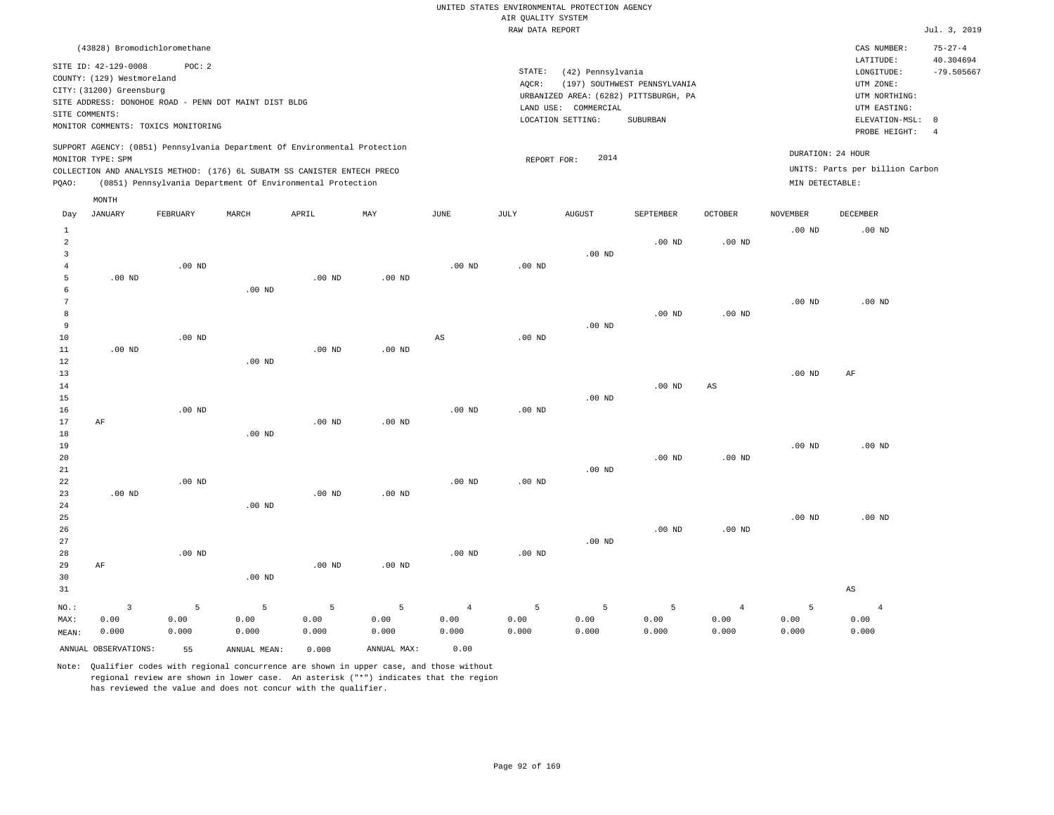UNITED STATES ENVIRONMENTAL PROTECTION AGENCY
AIR QUALITY SYSTEM
RAW DATA REPORT

Jul. 3, 2019

(43828) Bromodichloromethane

SITE ID: 42-129-0008 POC: 2
COUNTY: (129) Westmoreland
CITY: (31200) Greensburg
SITE ADDRESS: DONOHOE ROAD - PENN DOT MAINT DIST BLDG
SITE COMMENTS:
MONITOR COMMENTS: TOXICS MONITORING

STATE: (42) Pennsylvania
AQCR: (197) SOUTHWEST PENNSYLVANIA
URBANIZED AREA: (6282) PITTSBURGH, PA
LAND USE: COMMERCIAL
LOCATION SETTING: SUBURBAN

CAS NUMBER: 75-27-4
LATITUDE: 40.304694
LONGITUDE: -79.505667
UTM ZONE:
UTM NORTHING:
UTM EASTING:
ELEVATION-MSL: 0
PROBE HEIGHT: 4

SUPPORT AGENCY: (0851) Pennsylvania Department Of Environmental Protection
MONITOR TYPE: SPM
COLLECTION AND ANALYSIS METHOD: (176) 6L SUBATM SS CANISTER ENTECH PRECO
PQAO: (0851) Pennsylvania Department Of Environmental Protection

REPORT FOR: 2014

DURATION: 24 HOUR
UNITS: Parts per billion Carbon
MIN DETECTABLE:

| Day | JANUARY | FEBRUARY | MARCH | APRIL | MAY | JUNE | JULY | AUGUST | SEPTEMBER | OCTOBER | NOVEMBER | DECEMBER |
|---|---|---|---|---|---|---|---|---|---|---|---|---|
| 1 | | | | | | | | | | | .00 ND | .00 ND |
| 2 | | | | | | | | | .00 ND | .00 ND | | |
| 3 | | | | | | | | .00 ND | | | | |
| 4 | | .00 ND | | | | .00 ND | .00 ND | | | | | |
| 5 | .00 ND | | | .00 ND | .00 ND | | | | | | | |
| 6 | | | .00 ND | | | | | | | | | |
| 7 | | | | | | | | | | | .00 ND | .00 ND |
| 8 | | | | | | | | | .00 ND | .00 ND | | |
| 9 | | | | | | | | .00 ND | | | | |
| 10 | | .00 ND | | | | AS | .00 ND | | | | | |
| 11 | .00 ND | | | .00 ND | .00 ND | | | | | | | |
| 12 | | | .00 ND | | | | | | | | | |
| 13 | | | | | | | | | | | .00 ND | AF |
| 14 | | | | | | | | | .00 ND | AS | | |
| 15 | | | | | | | | .00 ND | | | | |
| 16 | | .00 ND | | | | .00 ND | .00 ND | | | | | |
| 17 | AF | | | .00 ND | .00 ND | | | | | | | |
| 18 | | | .00 ND | | | | | | | | | |
| 19 | | | | | | | | | | | .00 ND | .00 ND |
| 20 | | | | | | | | | .00 ND | .00 ND | | |
| 21 | | | | | | | | .00 ND | | | | |
| 22 | | .00 ND | | | | .00 ND | .00 ND | | | | | |
| 23 | .00 ND | | | .00 ND | .00 ND | | | | | | | |
| 24 | | | .00 ND | | | | | | | | | |
| 25 | | | | | | | | | | | .00 ND | .00 ND |
| 26 | | | | | | | | | .00 ND | .00 ND | | |
| 27 | | | | | | | | .00 ND | | | | |
| 28 | | .00 ND | | | | .00 ND | .00 ND | | | | | |
| 29 | AF | | | .00 ND | .00 ND | | | | | | | |
| 30 | | | .00 ND | | | | | | | | | |
| 31 | | | | | | | | | | | | AS |
| NO.: | 3 | 5 | 5 | 5 | 5 | 4 | 5 | 5 | 5 | 4 | 5 | 4 |
| MAX: | 0.00 | 0.00 | 0.00 | 0.00 | 0.00 | 0.00 | 0.00 | 0.00 | 0.00 | 0.00 | 0.00 | 0.00 |
| MEAN: | 0.000 | 0.000 | 0.000 | 0.000 | 0.000 | 0.000 | 0.000 | 0.000 | 0.000 | 0.000 | 0.000 | 0.000 |

ANNUAL OBSERVATIONS: 55 ANNUAL MEAN: 0.000 ANNUAL MAX: 0.00

Note: Qualifier codes with regional concurrence are shown in upper case, and those without regional review are shown in lower case. An asterisk ("*") indicates that the region has reviewed the value and does not concur with the qualifier.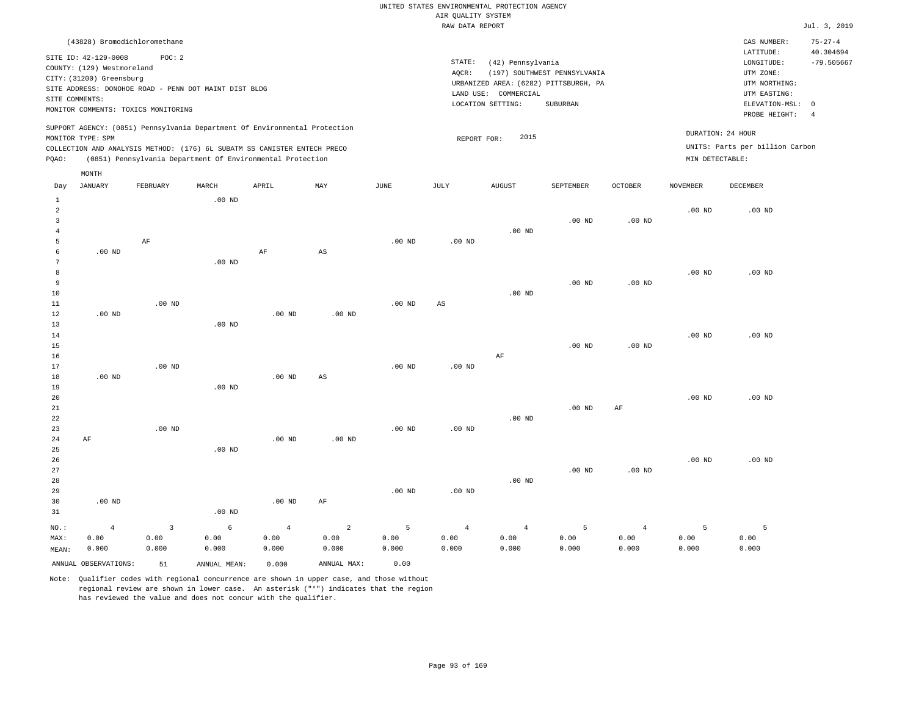UNITED STATES ENVIRONMENTAL PROTECTION AGENCY
AIR QUALITY SYSTEM
RAW DATA REPORT

Jul. 3, 2019

(43828) Bromodichloromethane

SITE ID: 42-129-0008 POC: 2
COUNTY: (129) Westmoreland
CITY: (31200) Greensburg
SITE ADDRESS: DONOHOE ROAD - PENN DOT MAINT DIST BLDG
SITE COMMENTS:
MONITOR COMMENTS: TOXICS MONITORING

STATE: (42) Pennsylvania
AQCR: (197) SOUTHWEST PENNSYLVANIA
URBANIZED AREA: (6282) PITTSBURGH, PA
LAND USE: COMMERCIAL
LOCATION SETTING: SUBURBAN

CAS NUMBER: 75-27-4
LATITUDE: 40.304694
LONGITUDE: -79.505667
UTM ZONE:
UTM NORTHING:
UTM EASTING:
ELEVATION-MSL: 0
PROBE HEIGHT: 4

SUPPORT AGENCY: (0851) Pennsylvania Department Of Environmental Protection
MONITOR TYPE: SPM
COLLECTION AND ANALYSIS METHOD: (176) 6L SUBATM SS CANISTER ENTECH PRECO
PQAO: (0851) Pennsylvania Department Of Environmental Protection

REPORT FOR: 2015

DURATION: 24 HOUR
UNITS: Parts per billion Carbon
MIN DETECTABLE:

| Day | JANUARY | FEBRUARY | MARCH | APRIL | MAY | JUNE | JULY | AUGUST | SEPTEMBER | OCTOBER | NOVEMBER | DECEMBER |
|---|---|---|---|---|---|---|---|---|---|---|---|---|
| 1 | | | .00 ND | | | | | | | | | |
| 2 | | | | | | | | | | | .00 ND | .00 ND |
| 3 | | | | | | | | | .00 ND | .00 ND | | |
| 4 | | | | | | | | .00 ND | | | | |
| 5 | | AF | | | | .00 ND | .00 ND | | | | | |
| 6 | .00 ND | | | AF | AS | | | | | | | |
| 7 | | | .00 ND | | | | | | | | | |
| 8 | | | | | | | | | | | .00 ND | .00 ND |
| 9 | | | | | | | | | .00 ND | .00 ND | | |
| 10 | | | | | | | | .00 ND | | | | |
| 11 | | .00 ND | | | | .00 ND | AS | | | | | |
| 12 | .00 ND | | | .00 ND | .00 ND | | | | | | | |
| 13 | | | .00 ND | | | | | | | | | |
| 14 | | | | | | | | | | | .00 ND | .00 ND |
| 15 | | | | | | | | | .00 ND | .00 ND | | |
| 16 | | | | | | | | AF | | | | |
| 17 | | .00 ND | | | | .00 ND | .00 ND | | | | | |
| 18 | .00 ND | | | .00 ND | AS | | | | | | | |
| 19 | | | .00 ND | | | | | | | | | |
| 20 | | | | | | | | | | | .00 ND | .00 ND |
| 21 | | | | | | | | | .00 ND | AF | | |
| 22 | | | | | | | | .00 ND | | | | |
| 23 | | .00 ND | | | | .00 ND | .00 ND | | | | | |
| 24 | AF | | | .00 ND | .00 ND | | | | | | | |
| 25 | | | .00 ND | | | | | | | | | |
| 26 | | | | | | | | | | | .00 ND | .00 ND |
| 27 | | | | | | | | | .00 ND | .00 ND | | |
| 28 | | | | | | | | .00 ND | | | | |
| 29 | | | | | | .00 ND | .00 ND | | | | | |
| 30 | .00 ND | | | .00 ND | AF | | | | | | | |
| 31 | | | .00 ND | | | | | | | | | |
| NO.: | 4 | 3 | 6 | 4 | 2 | 5 | 4 | 4 | 5 | 4 | 5 | 5 |
| MAX: | 0.00 | 0.00 | 0.00 | 0.00 | 0.00 | 0.00 | 0.00 | 0.00 | 0.00 | 0.00 | 0.00 | 0.00 |
| MEAN: | 0.000 | 0.000 | 0.000 | 0.000 | 0.000 | 0.000 | 0.000 | 0.000 | 0.000 | 0.000 | 0.000 | 0.000 |

ANNUAL OBSERVATIONS: 51 ANNUAL MEAN: 0.000 ANNUAL MAX: 0.00

Note: Qualifier codes with regional concurrence are shown in upper case, and those without regional review are shown in lower case. An asterisk ("*") indicates that the region has reviewed the value and does not concur with the qualifier.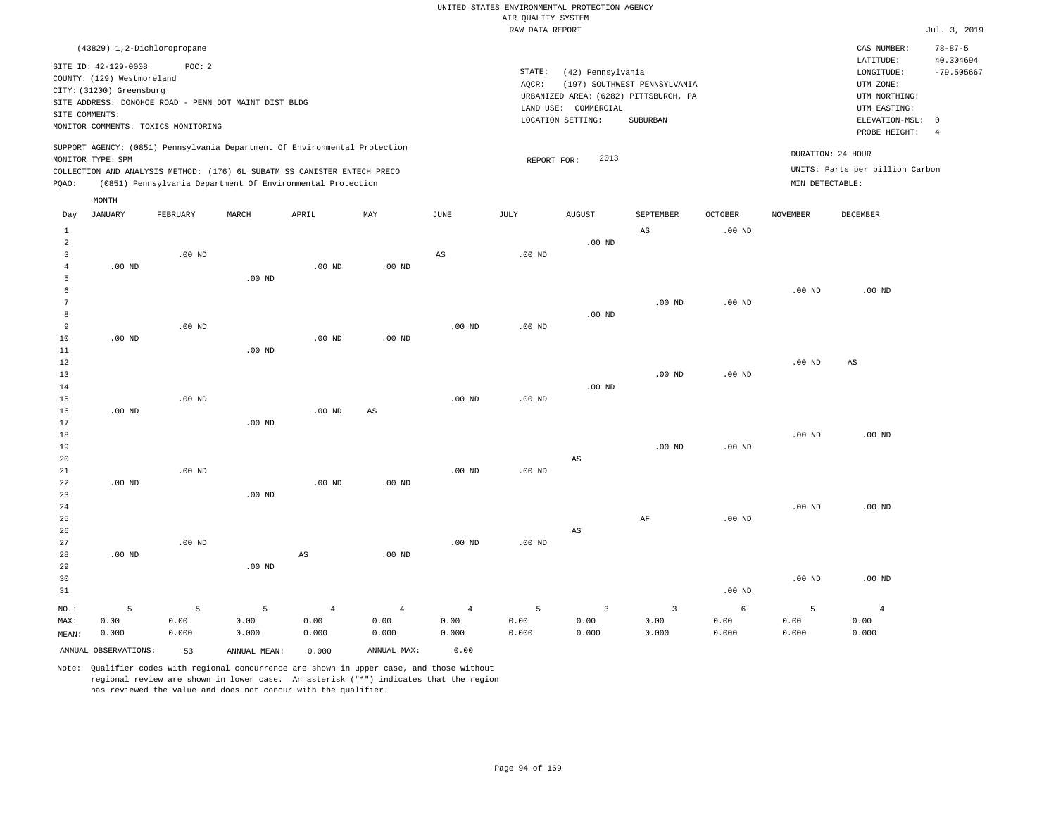UNITED STATES ENVIRONMENTAL PROTECTION AGENCY
AIR QUALITY SYSTEM
RAW DATA REPORT

Jul. 3, 2019

(43829) 1,2-Dichloropropane

SITE ID: 42-129-0008 POC: 2
COUNTY: (129) Westmoreland
CITY: (31200) Greensburg
SITE ADDRESS: DONOHOE ROAD - PENN DOT MAINT DIST BLDG
SITE COMMENTS:
MONITOR COMMENTS: TOXICS MONITORING

STATE: (42) Pennsylvania
AQCR: (197) SOUTHWEST PENNSYLVANIA
URBANIZED AREA: (6282) PITTSBURGH, PA
LAND USE: COMMERCIAL
LOCATION SETTING: SUBURBAN

CAS NUMBER: 78-87-5
LATITUDE: 40.304694
LONGITUDE: -79.505667
UTM ZONE:
UTM NORTHING:
UTM EASTING:
ELEVATION-MSL: 0
PROBE HEIGHT: 4

SUPPORT AGENCY: (0851) Pennsylvania Department Of Environmental Protection
MONITOR TYPE: SPM
COLLECTION AND ANALYSIS METHOD: (176) 6L SUBATM SS CANISTER ENTECH PRECO
PQAO: (0851) Pennsylvania Department Of Environmental Protection

REPORT FOR: 2013

DURATION: 24 HOUR
UNITS: Parts per billion Carbon
MIN DETECTABLE:

| Day | JANUARY | FEBRUARY | MARCH | APRIL | MAY | JUNE | JULY | AUGUST | SEPTEMBER | OCTOBER | NOVEMBER | DECEMBER |
|---|---|---|---|---|---|---|---|---|---|---|---|---|
| 1 | | | | | | | | | AS | .00 ND | | |
| 2 | | | | | | | | .00 ND | | | | |
| 3 | | .00 ND | | | | AS | .00 ND | | | | | |
| 4 | .00 ND | | | .00 ND | .00 ND | | | | | | | |
| 5 | | | .00 ND | | | | | | | | | |
| 6 | | | | | | | | | | | .00 ND | .00 ND |
| 7 | | | | | | | | | .00 ND | .00 ND | | |
| 8 | | | | | | | | .00 ND | | | | |
| 9 | | .00 ND | | | | .00 ND | .00 ND | | | | | |
| 10 | .00 ND | | | .00 ND | .00 ND | | | | | | | |
| 11 | | | .00 ND | | | | | | | | | |
| 12 | | | | | | | | | | | .00 ND | AS |
| 13 | | | | | | | | | .00 ND | .00 ND | | |
| 14 | | | | | | | | .00 ND | | | | |
| 15 | | .00 ND | | | | .00 ND | .00 ND | | | | | |
| 16 | .00 ND | | | .00 ND | AS | | | | | | | |
| 17 | | | .00 ND | | | | | | | | | |
| 18 | | | | | | | | | | | .00 ND | .00 ND |
| 19 | | | | | | | | | .00 ND | .00 ND | | |
| 20 | | | | | | | | AS | | | | |
| 21 | | .00 ND | | | | .00 ND | .00 ND | | | | | |
| 22 | .00 ND | | | .00 ND | .00 ND | | | | | | | |
| 23 | | | .00 ND | | | | | | | | | |
| 24 | | | | | | | | | | | .00 ND | .00 ND |
| 25 | | | | | | | | | AF | .00 ND | | |
| 26 | | | | | | | | AS | | | | |
| 27 | | .00 ND | | | | .00 ND | .00 ND | | | | | |
| 28 | .00 ND | | | AS | .00 ND | | | | | | | |
| 29 | | | .00 ND | | | | | | | | | |
| 30 | | | | | | | | | | | .00 ND | .00 ND |
| 31 | | | | | | | | | | .00 ND | | |
| NO.: | 5 | 5 | 5 | 4 | 4 | 4 | 5 | 3 | 3 | 6 | 5 | 4 |
| MAX: | 0.00 | 0.00 | 0.00 | 0.00 | 0.00 | 0.00 | 0.00 | 0.00 | 0.00 | 0.00 | 0.00 | 0.00 |
| MEAN: | 0.000 | 0.000 | 0.000 | 0.000 | 0.000 | 0.000 | 0.000 | 0.000 | 0.000 | 0.000 | 0.000 | 0.000 |

ANNUAL OBSERVATIONS: 53 ANNUAL MEAN: 0.000 ANNUAL MAX: 0.00

Note: Qualifier codes with regional concurrence are shown in upper case, and those without regional review are shown in lower case. An asterisk ("*") indicates that the region has reviewed the value and does not concur with the qualifier.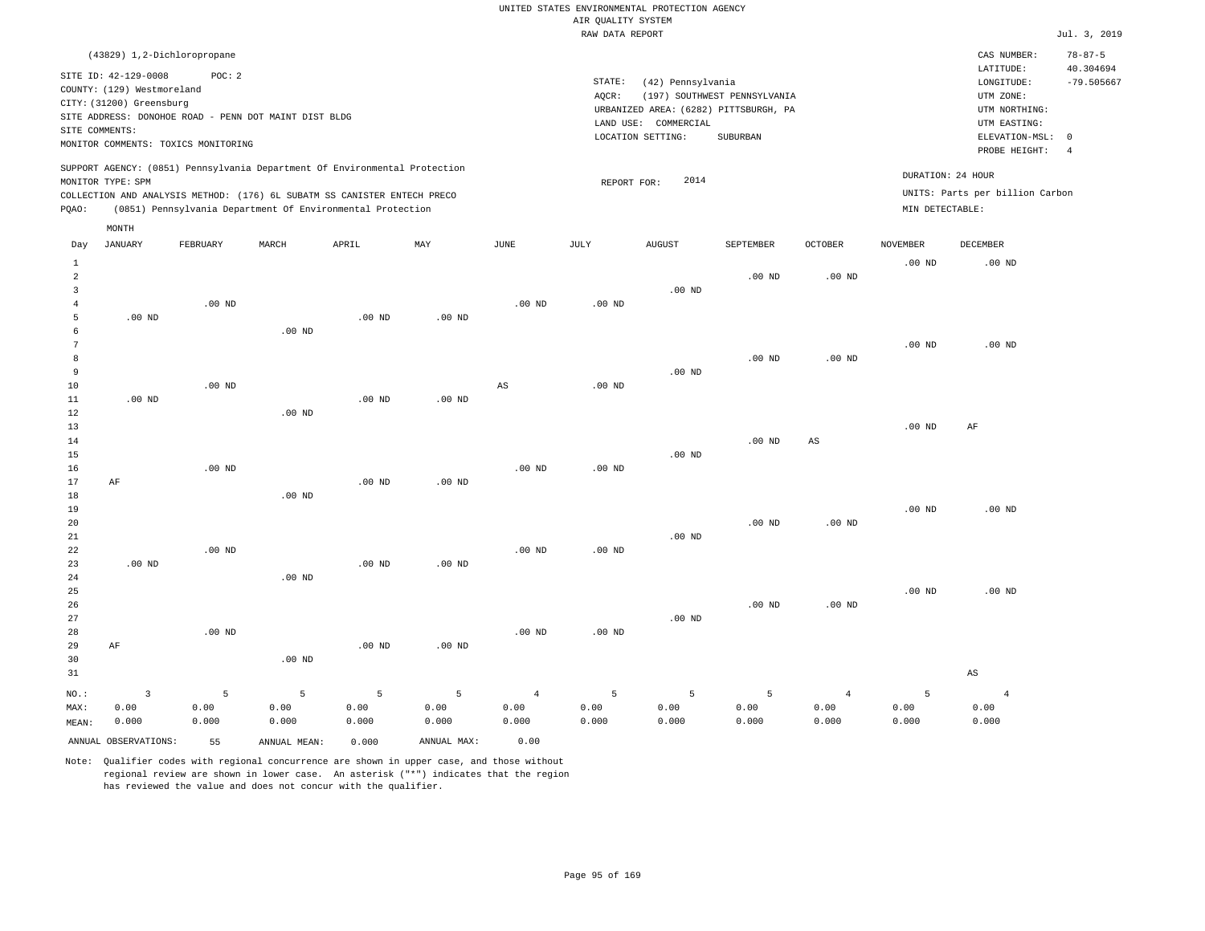UNITED STATES ENVIRONMENTAL PROTECTION AGENCY
AIR QUALITY SYSTEM
RAW DATA REPORT

Jul. 3, 2019

(43829) 1,2-Dichloropropane

SITE ID: 42-129-0008    POC: 2
COUNTY: (129) Westmoreland
CITY: (31200) Greensburg
SITE ADDRESS: DONOHOE ROAD - PENN DOT MAINT DIST BLDG
SITE COMMENTS:
MONITOR COMMENTS: TOXICS MONITORING

STATE: (42) Pennsylvania
AQCR: (197) SOUTHWEST PENNSYLVANIA
URBANIZED AREA: (6282) PITTSBURGH, PA
LAND USE: COMMERCIAL
LOCATION SETTING: SUBURBAN

CAS NUMBER: 78-87-5
LATITUDE: 40.304694
LONGITUDE: -79.505667
UTM ZONE:
UTM NORTHING:
UTM EASTING:
ELEVATION-MSL: 0
PROBE HEIGHT: 4

SUPPORT AGENCY: (0851) Pennsylvania Department Of Environmental Protection
MONITOR TYPE: SPM
COLLECTION AND ANALYSIS METHOD: (176) 6L SUBATM SS CANISTER ENTECH PRECO
PQAO: (0851) Pennsylvania Department Of Environmental Protection

REPORT FOR: 2014

DURATION: 24 HOUR
UNITS: Parts per billion Carbon
MIN DETECTABLE:

| Day | JANUARY | FEBRUARY | MARCH | APRIL | MAY | JUNE | JULY | AUGUST | SEPTEMBER | OCTOBER | NOVEMBER | DECEMBER |
|---|---|---|---|---|---|---|---|---|---|---|---|---|
| 1 | | | | | | | | | | | .00 ND | .00 ND |
| 2 | | | | | | | | | .00 ND | .00 ND | | |
| 3 | | | | | | | | .00 ND | | | | |
| 4 | | .00 ND | | | | .00 ND | .00 ND | | | | | |
| 5 | .00 ND | | | .00 ND | .00 ND | | | | | | | |
| 6 | | | .00 ND | | | | | | | | | |
| 7 | | | | | | | | | | | .00 ND | .00 ND |
| 8 | | | | | | | | | .00 ND | .00 ND | | |
| 9 | | | | | | | | .00 ND | | | | |
| 10 | | .00 ND | | | | AS | .00 ND | | | | | |
| 11 | .00 ND | | | .00 ND | .00 ND | | | | | | | |
| 12 | | | .00 ND | | | | | | | | | |
| 13 | | | | | | | | | | | .00 ND | AF |
| 14 | | | | | | | | | .00 ND | AS | | |
| 15 | | | | | | | | .00 ND | | | | |
| 16 | | .00 ND | | | | .00 ND | .00 ND | | | | | |
| 17 | AF | | | .00 ND | .00 ND | | | | | | | |
| 18 | | | .00 ND | | | | | | | | | |
| 19 | | | | | | | | | | | .00 ND | .00 ND |
| 20 | | | | | | | | | .00 ND | .00 ND | | |
| 21 | | | | | | | | .00 ND | | | | |
| 22 | | .00 ND | | | | .00 ND | .00 ND | | | | | |
| 23 | .00 ND | | | .00 ND | .00 ND | | | | | | | |
| 24 | | | .00 ND | | | | | | | | | |
| 25 | | | | | | | | | | | .00 ND | .00 ND |
| 26 | | | | | | | | | .00 ND | .00 ND | | |
| 27 | | | | | | | | .00 ND | | | | |
| 28 | | .00 ND | | | | .00 ND | .00 ND | | | | | |
| 29 | AF | | | .00 ND | .00 ND | | | | | | | |
| 30 | | | .00 ND | | | | | | | | | |
| 31 | | | | | | | | | | | | AS |
| NO.: | 3 | 5 | 5 | 5 | 5 | 4 | 5 | 5 | 5 | 4 | 5 | 4 |
| MAX: | 0.00 | 0.00 | 0.00 | 0.00 | 0.00 | 0.00 | 0.00 | 0.00 | 0.00 | 0.00 | 0.00 | 0.00 |
| MEAN: | 0.000 | 0.000 | 0.000 | 0.000 | 0.000 | 0.000 | 0.000 | 0.000 | 0.000 | 0.000 | 0.000 | 0.000 |

ANNUAL OBSERVATIONS: 55    ANNUAL MEAN: 0.000    ANNUAL MAX: 0.00

Note: Qualifier codes with regional concurrence are shown in upper case, and those without regional review are shown in lower case. An asterisk ("*") indicates that the region has reviewed the value and does not concur with the qualifier.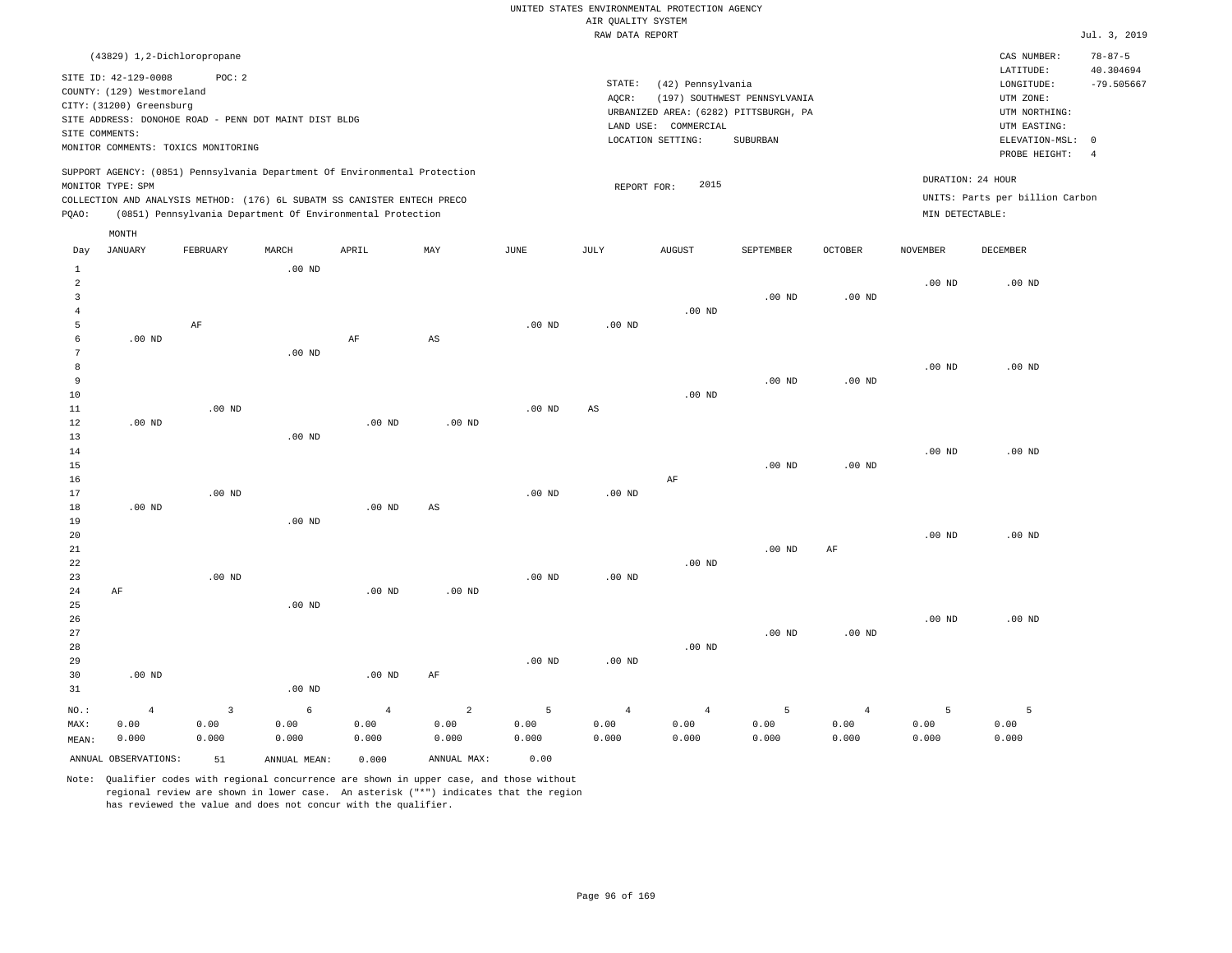UNITED STATES ENVIRONMENTAL PROTECTION AGENCY
AIR QUALITY SYSTEM
RAW DATA REPORT

Jul. 3, 2019

(43829) 1,2-Dichloropropane

SITE ID: 42-129-0008 POC: 2
COUNTY: (129) Westmoreland
CITY: (31200) Greensburg
SITE ADDRESS: DONOHOE ROAD - PENN DOT MAINT DIST BLDG
SITE COMMENTS:
MONITOR COMMENTS: TOXICS MONITORING

STATE: (42) Pennsylvania
AQCR: (197) SOUTHWEST PENNSYLVANIA
URBANIZED AREA: (6282) PITTSBURGH, PA
LAND USE: COMMERCIAL
LOCATION SETTING: SUBURBAN

CAS NUMBER: 78-87-5
LATITUDE: 40.304694
LONGITUDE: -79.505667
UTM ZONE:
UTM NORTHING:
UTM EASTING:
ELEVATION-MSL: 0
PROBE HEIGHT: 4

SUPPORT AGENCY: (0851) Pennsylvania Department Of Environmental Protection
MONITOR TYPE: SPM
COLLECTION AND ANALYSIS METHOD: (176) 6L SUBATM SS CANISTER ENTECH PRECO
PQAO: (0851) Pennsylvania Department Of Environmental Protection

REPORT FOR: 2015

DURATION: 24 HOUR
UNITS: Parts per billion Carbon
MIN DETECTABLE:

| Day | JANUARY | FEBRUARY | MARCH | APRIL | MAY | JUNE | JULY | AUGUST | SEPTEMBER | OCTOBER | NOVEMBER | DECEMBER |
|---|---|---|---|---|---|---|---|---|---|---|---|---|
| 1 | | | .00 ND | | | | | | | | | |
| 2 | | | | | | | | | | | .00 ND | .00 ND |
| 3 | | | | | | | | | .00 ND | .00 ND | | |
| 4 | | | | | | | | .00 ND | | | | |
| 5 | | AF | | | | .00 ND | .00 ND | | | | | |
| 6 | .00 ND | | | AF | AS | | | | | | | |
| 7 | | | .00 ND | | | | | | | | | |
| 8 | | | | | | | | | | | .00 ND | .00 ND |
| 9 | | | | | | | | | .00 ND | .00 ND | | |
| 10 | | | | | | | | .00 ND | | | | |
| 11 | | .00 ND | | | | .00 ND | AS | | | | | |
| 12 | .00 ND | | | .00 ND | .00 ND | | | | | | | |
| 13 | | | .00 ND | | | | | | | | | |
| 14 | | | | | | | | | | | .00 ND | .00 ND |
| 15 | | | | | | | | | .00 ND | .00 ND | | |
| 16 | | | | | | | | AF | | | | |
| 17 | | .00 ND | | | | .00 ND | .00 ND | | | | | |
| 18 | .00 ND | | | .00 ND | AS | | | | | | | |
| 19 | | | .00 ND | | | | | | | | | |
| 20 | | | | | | | | | | | .00 ND | .00 ND |
| 21 | | | | | | | | | .00 ND | AF | | |
| 22 | | | | | | | | .00 ND | | | | |
| 23 | | .00 ND | | | | .00 ND | .00 ND | | | | | |
| 24 | AF | | | .00 ND | .00 ND | | | | | | | |
| 25 | | | .00 ND | | | | | | | | | |
| 26 | | | | | | | | | | | .00 ND | .00 ND |
| 27 | | | | | | | | | .00 ND | .00 ND | | |
| 28 | | | | | | | | .00 ND | | | | |
| 29 | | | | | | .00 ND | .00 ND | | | | | |
| 30 | .00 ND | | | .00 ND | AF | | | | | | | |
| 31 | | | .00 ND | | | | | | | | | |
| NO.: | 4 | 3 | 6 | 4 | 2 | 5 | 4 | 4 | 5 | 4 | 5 | 5 |
| MAX: | 0.00 | 0.00 | 0.00 | 0.00 | 0.00 | 0.00 | 0.00 | 0.00 | 0.00 | 0.00 | 0.00 | 0.00 |
| MEAN: | 0.000 | 0.000 | 0.000 | 0.000 | 0.000 | 0.000 | 0.000 | 0.000 | 0.000 | 0.000 | 0.000 | 0.000 |

ANNUAL OBSERVATIONS: 51 ANNUAL MEAN: 0.000 ANNUAL MAX: 0.00

Note: Qualifier codes with regional concurrence are shown in upper case, and those without regional review are shown in lower case. An asterisk ("*") indicates that the region has reviewed the value and does not concur with the qualifier.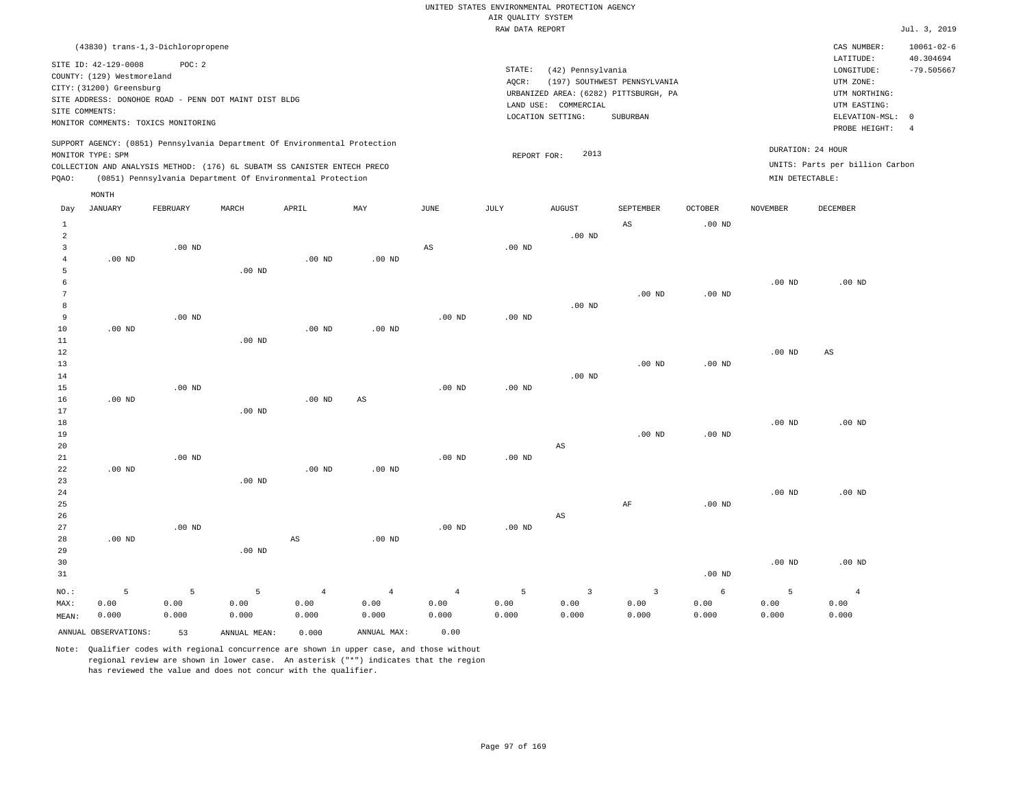UNITED STATES ENVIRONMENTAL PROTECTION AGENCY
AIR QUALITY SYSTEM
RAW DATA REPORT

Jul. 3, 2019

(43830) trans-1,3-Dichloropropene

SITE ID: 42-129-0008 POC: 2
COUNTY: (129) Westmoreland
CITY: (31200) Greensburg
SITE ADDRESS: DONOHOE ROAD - PENN DOT MAINT DIST BLDG
SITE COMMENTS:
MONITOR COMMENTS: TOXICS MONITORING

STATE: (42) Pennsylvania
AQCR: (197) SOUTHWEST PENNSYLVANIA
URBANIZED AREA: (6282) PITTSBURGH, PA
LAND USE: COMMERCIAL
LOCATION SETTING: SUBURBAN

CAS NUMBER: 10061-02-6
LATITUDE: 40.304694
LONGITUDE: -79.505667
UTM ZONE:
UTM NORTHING:
UTM EASTING:
ELEVATION-MSL: 0
PROBE HEIGHT: 4

SUPPORT AGENCY: (0851) Pennsylvania Department Of Environmental Protection
MONITOR TYPE: SPM
COLLECTION AND ANALYSIS METHOD: (176) 6L SUBATM SS CANISTER ENTECH PRECO
PQAO: (0851) Pennsylvania Department Of Environmental Protection

REPORT FOR: 2013

DURATION: 24 HOUR
UNITS: Parts per billion Carbon
MIN DETECTABLE:

| Day | JANUARY | FEBRUARY | MARCH | APRIL | MAY | JUNE | JULY | AUGUST | SEPTEMBER | OCTOBER | NOVEMBER | DECEMBER |
|---|---|---|---|---|---|---|---|---|---|---|---|---|
| 1 | | | | | | | | | AS | .00 ND | | |
| 2 | | | | | | | | .00 ND | | | | |
| 3 | | .00 ND | | | | AS | .00 ND | | | | | |
| 4 | .00 ND | | | .00 ND | .00 ND | | | | | | | |
| 5 | | | .00 ND | | | | | | | | | |
| 6 | | | | | | | | | | | .00 ND | .00 ND |
| 7 | | | | | | | | | .00 ND | .00 ND | | |
| 8 | | | | | | | | .00 ND | | | | |
| 9 | | .00 ND | | | | .00 ND | .00 ND | | | | | |
| 10 | .00 ND | | | .00 ND | .00 ND | | | | | | | |
| 11 | | | .00 ND | | | | | | | | | |
| 12 | | | | | | | | | | | .00 ND | AS |
| 13 | | | | | | | | | .00 ND | .00 ND | | |
| 14 | | | | | | | | .00 ND | | | | |
| 15 | | .00 ND | | | | .00 ND | .00 ND | | | | | |
| 16 | .00 ND | | | .00 ND | AS | | | | | | | |
| 17 | | | .00 ND | | | | | | | | | |
| 18 | | | | | | | | | | | .00 ND | .00 ND |
| 19 | | | | | | | | | .00 ND | .00 ND | | |
| 20 | | | | | | | | AS | | | | |
| 21 | | .00 ND | | | | .00 ND | .00 ND | | | | | |
| 22 | .00 ND | | | .00 ND | .00 ND | | | | | | | |
| 23 | | | .00 ND | | | | | | | | | |
| 24 | | | | | | | | | | | .00 ND | .00 ND |
| 25 | | | | | | | | | AF | .00 ND | | |
| 26 | | | | | | | | AS | | | | |
| 27 | | .00 ND | | | | .00 ND | .00 ND | | | | | |
| 28 | .00 ND | | | AS | .00 ND | | | | | | | |
| 29 | | | .00 ND | | | | | | | | | |
| 30 | | | | | | | | | | | .00 ND | .00 ND |
| 31 | | | | | | | | | | .00 ND | | |
| NO.: | 5 | 5 | 5 | 4 | 4 | 4 | 5 | 3 | 3 | 6 | 5 | 4 |
| MAX: | 0.00 | 0.00 | 0.00 | 0.00 | 0.00 | 0.00 | 0.00 | 0.00 | 0.00 | 0.00 | 0.00 | 0.00 |
| MEAN: | 0.000 | 0.000 | 0.000 | 0.000 | 0.000 | 0.000 | 0.000 | 0.000 | 0.000 | 0.000 | 0.000 | 0.000 |

ANNUAL OBSERVATIONS: 53 ANNUAL MEAN: 0.000 ANNUAL MAX: 0.00

Note: Qualifier codes with regional concurrence are shown in upper case, and those without regional review are shown in lower case. An asterisk ("*") indicates that the region has reviewed the value and does not concur with the qualifier.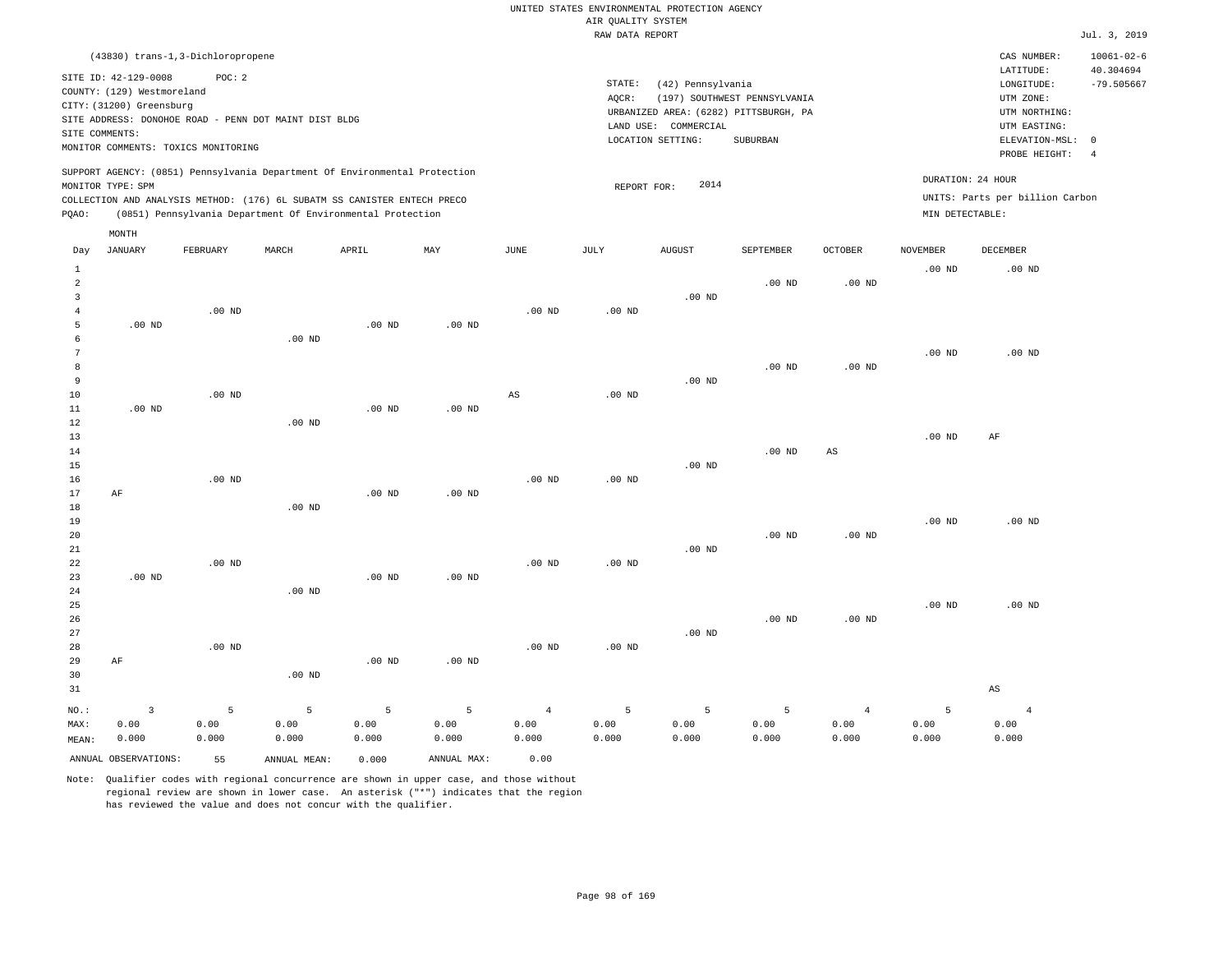UNITED STATES ENVIRONMENTAL PROTECTION AGENCY
AIR QUALITY SYSTEM
RAW DATA REPORT

Jul. 3, 2019

(43830) trans-1,3-Dichloropropene

SITE ID: 42-129-0008 POC: 2
COUNTY: (129) Westmoreland
CITY: (31200) Greensburg
SITE ADDRESS: DONOHOE ROAD - PENN DOT MAINT DIST BLDG
SITE COMMENTS:
MONITOR COMMENTS: TOXICS MONITORING

STATE: (42) Pennsylvania
AQCR: (197) SOUTHWEST PENNSYLVANIA
URBANIZED AREA: (6282) PITTSBURGH, PA
LAND USE: COMMERCIAL
LOCATION SETTING: SUBURBAN

CAS NUMBER: 10061-02-6
LATITUDE: 40.304694
LONGITUDE: -79.505667
UTM ZONE:
UTM NORTHING:
UTM EASTING:
ELEVATION-MSL: 0
PROBE HEIGHT: 4

SUPPORT AGENCY: (0851) Pennsylvania Department Of Environmental Protection
MONITOR TYPE: SPM
COLLECTION AND ANALYSIS METHOD: (176) 6L SUBATM SS CANISTER ENTECH PRECO
PQAO: (0851) Pennsylvania Department Of Environmental Protection

REPORT FOR: 2014

DURATION: 24 HOUR
UNITS: Parts per billion Carbon
MIN DETECTABLE:

| Day | JANUARY | FEBRUARY | MARCH | APRIL | MAY | JUNE | JULY | AUGUST | SEPTEMBER | OCTOBER | NOVEMBER | DECEMBER |
|---|---|---|---|---|---|---|---|---|---|---|---|---|
| 1 | | | | | | | | | | | .00 ND | .00 ND |
| 2 | | | | | | | | | .00 ND | .00 ND | | |
| 3 | | | | | | | | .00 ND | | | | |
| 4 | | .00 ND | | | | .00 ND | .00 ND | | | | | |
| 5 | .00 ND | | | .00 ND | .00 ND | | | | | | | |
| 6 | | | .00 ND | | | | | | | | | |
| 7 | | | | | | | | | | | .00 ND | .00 ND |
| 8 | | | | | | | | | .00 ND | .00 ND | | |
| 9 | | | | | | | | .00 ND | | | | |
| 10 | | .00 ND | | | | AS | .00 ND | | | | | |
| 11 | .00 ND | | | .00 ND | .00 ND | | | | | | | |
| 12 | | | .00 ND | | | | | | | | | |
| 13 | | | | | | | | | | | .00 ND | AF |
| 14 | | | | | | | | | .00 ND | AS | | |
| 15 | | | | | | | | .00 ND | | | | |
| 16 | | .00 ND | | | | .00 ND | .00 ND | | | | | |
| 17 | AF | | | .00 ND | .00 ND | | | | | | | |
| 18 | | | .00 ND | | | | | | | | | |
| 19 | | | | | | | | | | | .00 ND | .00 ND |
| 20 | | | | | | | | | .00 ND | .00 ND | | |
| 21 | | | | | | | | .00 ND | | | | |
| 22 | | .00 ND | | | | .00 ND | .00 ND | | | | | |
| 23 | .00 ND | | | .00 ND | .00 ND | | | | | | | |
| 24 | | | .00 ND | | | | | | | | | |
| 25 | | | | | | | | | | | .00 ND | .00 ND |
| 26 | | | | | | | | | .00 ND | .00 ND | | |
| 27 | | | | | | | | .00 ND | | | | |
| 28 | | .00 ND | | | | .00 ND | .00 ND | | | | | |
| 29 | AF | | | .00 ND | .00 ND | | | | | | | |
| 30 | | | .00 ND | | | | | | | | | |
| 31 | | | | | | | | | | | | AS |
| NO.: | 3 | 5 | 5 | 5 | 5 | 4 | 5 | 5 | 5 | 4 | 5 | 4 |
| MAX: | 0.00 | 0.00 | 0.00 | 0.00 | 0.00 | 0.00 | 0.00 | 0.00 | 0.00 | 0.00 | 0.00 | 0.00 |
| MEAN: | 0.000 | 0.000 | 0.000 | 0.000 | 0.000 | 0.000 | 0.000 | 0.000 | 0.000 | 0.000 | 0.000 | 0.000 |

ANNUAL OBSERVATIONS: 55 ANNUAL MEAN: 0.000 ANNUAL MAX: 0.00

Note: Qualifier codes with regional concurrence are shown in upper case, and those without regional review are shown in lower case. An asterisk ("*") indicates that the region has reviewed the value and does not concur with the qualifier.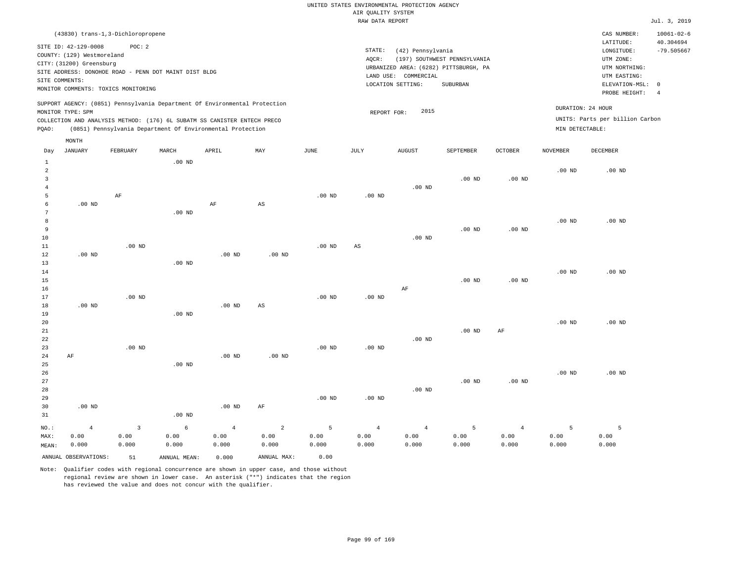UNITED STATES ENVIRONMENTAL PROTECTION AGENCY
AIR QUALITY SYSTEM
RAW DATA REPORT

Jul. 3, 2019

(43830) trans-1,3-Dichloropropene

SITE ID: 42-129-0008 POC: 2
COUNTY: (129) Westmoreland
CITY: (31200) Greensburg
SITE ADDRESS: DONOHOE ROAD - PENN DOT MAINT DIST BLDG
SITE COMMENTS:
MONITOR COMMENTS: TOXICS MONITORING

STATE: (42) Pennsylvania
AQCR: (197) SOUTHWEST PENNSYLVANIA
URBANIZED AREA: (6282) PITTSBURGH, PA
LAND USE: COMMERCIAL
LOCATION SETTING: SUBURBAN

CAS NUMBER: 10061-02-6
LATITUDE: 40.304694
LONGITUDE: -79.505667
UTM ZONE:
UTM NORTHING:
UTM EASTING:
ELEVATION-MSL: 0
PROBE HEIGHT: 4

SUPPORT AGENCY: (0851) Pennsylvania Department Of Environmental Protection
MONITOR TYPE: SPM
COLLECTION AND ANALYSIS METHOD: (176) 6L SUBATM SS CANISTER ENTECH PRECO
PQAO: (0851) Pennsylvania Department Of Environmental Protection

REPORT FOR: 2015

DURATION: 24 HOUR
UNITS: Parts per billion Carbon
MIN DETECTABLE:

| Day | JANUARY | FEBRUARY | MARCH | APRIL | MAY | JUNE | JULY | AUGUST | SEPTEMBER | OCTOBER | NOVEMBER | DECEMBER |
|---|---|---|---|---|---|---|---|---|---|---|---|---|
| 1 | | | .00 ND | | | | | | | | | |
| 2 | | | | | | | | | | | .00 ND | .00 ND |
| 3 | | | | | | | | | .00 ND | .00 ND | | |
| 4 | | | | | | | | .00 ND | | | | |
| 5 | | AF | | | | .00 ND | .00 ND | | | | | |
| 6 | .00 ND | | | AF | AS | | | | | | | |
| 7 | | | .00 ND | | | | | | | | | |
| 8 | | | | | | | | | | | .00 ND | .00 ND |
| 9 | | | | | | | | | .00 ND | .00 ND | | |
| 10 | | | | | | | | .00 ND | | | | |
| 11 | | .00 ND | | | | .00 ND | AS | | | | | |
| 12 | .00 ND | | | .00 ND | .00 ND | | | | | | | |
| 13 | | | .00 ND | | | | | | | | | |
| 14 | | | | | | | | | | | .00 ND | .00 ND |
| 15 | | | | | | | | | .00 ND | .00 ND | | |
| 16 | | | | | | | | AF | | | | |
| 17 | | .00 ND | | | | .00 ND | .00 ND | | | | | |
| 18 | .00 ND | | | .00 ND | AS | | | | | | | |
| 19 | | | .00 ND | | | | | | | | | |
| 20 | | | | | | | | | | | .00 ND | .00 ND |
| 21 | | | | | | | | | .00 ND | AF | | |
| 22 | | | | | | | | .00 ND | | | | |
| 23 | | .00 ND | | | | .00 ND | .00 ND | | | | | |
| 24 | AF | | | .00 ND | .00 ND | | | | | | | |
| 25 | | | .00 ND | | | | | | | | | |
| 26 | | | | | | | | | | | .00 ND | .00 ND |
| 27 | | | | | | | | | .00 ND | .00 ND | | |
| 28 | | | | | | | | .00 ND | | | | |
| 29 | | | | | | .00 ND | .00 ND | | | | | |
| 30 | .00 ND | | | .00 ND | AF | | | | | | | |
| 31 | | | .00 ND | | | | | | | | | |
| NO.: | 4 | 3 | 6 | 4 | 2 | 5 | 4 | 4 | 5 | 4 | 5 | 5 |
| MAX: | 0.00 | 0.00 | 0.00 | 0.00 | 0.00 | 0.00 | 0.00 | 0.00 | 0.00 | 0.00 | 0.00 | 0.00 |
| MEAN: | 0.000 | 0.000 | 0.000 | 0.000 | 0.000 | 0.000 | 0.000 | 0.000 | 0.000 | 0.000 | 0.000 | 0.000 |

ANNUAL OBSERVATIONS: 51 ANNUAL MEAN: 0.000 ANNUAL MAX: 0.00

Note: Qualifier codes with regional concurrence are shown in upper case, and those without regional review are shown in lower case. An asterisk ("*") indicates that the region has reviewed the value and does not concur with the qualifier.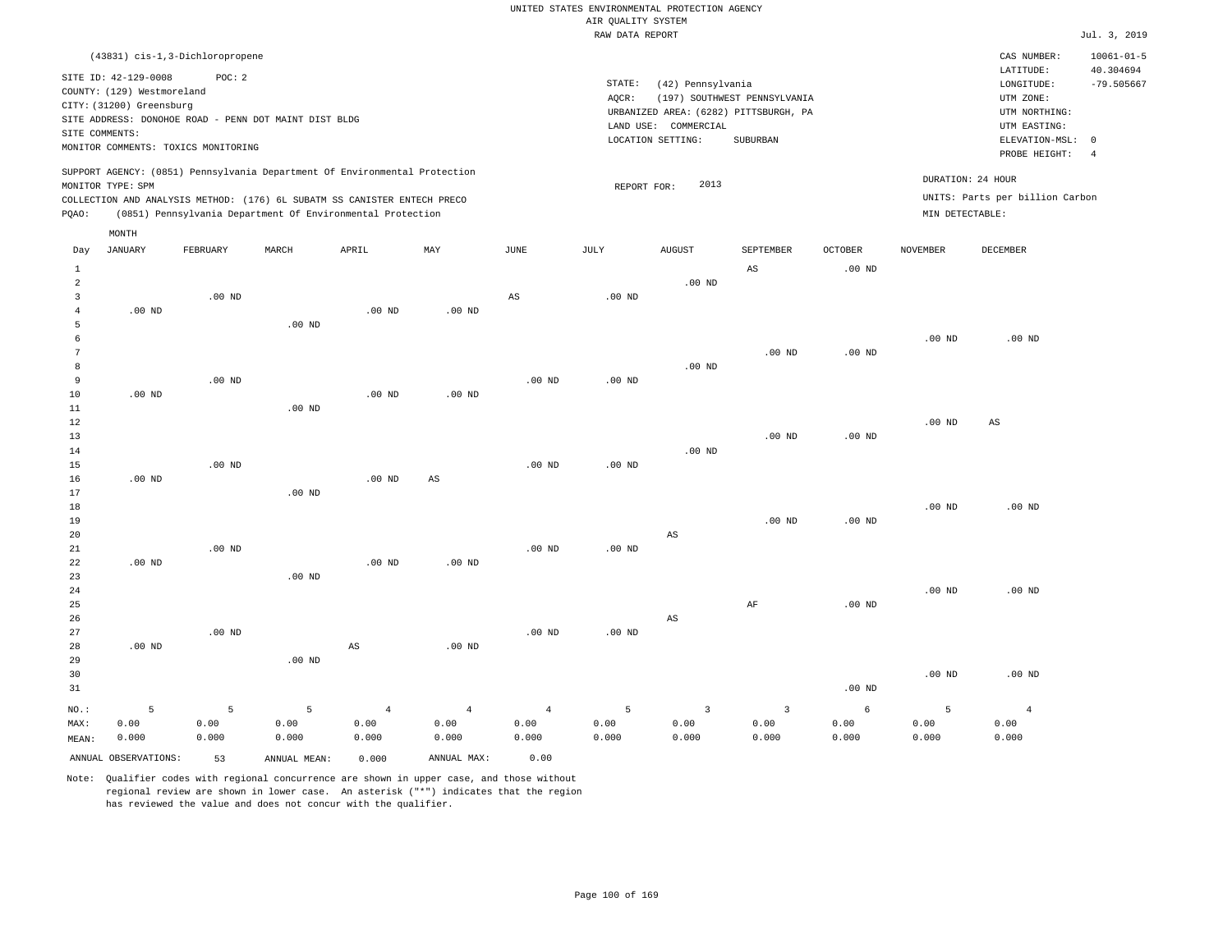UNITED STATES ENVIRONMENTAL PROTECTION AGENCY
AIR QUALITY SYSTEM
RAW DATA REPORT

Jul. 3, 2019

(43831) cis-1,3-Dichloropropene

SITE ID: 42-129-0008 POC: 2
COUNTY: (129) Westmoreland
CITY: (31200) Greensburg
SITE ADDRESS: DONOHOE ROAD - PENN DOT MAINT DIST BLDG
SITE COMMENTS:
MONITOR COMMENTS: TOXICS MONITORING

STATE: (42) Pennsylvania
AQCR: (197) SOUTHWEST PENNSYLVANIA
URBANIZED AREA: (6282) PITTSBURGH, PA
LAND USE: COMMERCIAL
LOCATION SETTING: SUBURBAN

CAS NUMBER: 10061-01-5
LATITUDE: 40.304694
LONGITUDE: -79.505667
UTM ZONE:
UTM NORTHING:
UTM EASTING:
ELEVATION-MSL: 0
PROBE HEIGHT: 4

SUPPORT AGENCY: (0851) Pennsylvania Department Of Environmental Protection
MONITOR TYPE: SPM
COLLECTION AND ANALYSIS METHOD: (176) 6L SUBATM SS CANISTER ENTECH PRECO
PQAO: (0851) Pennsylvania Department Of Environmental Protection

REPORT FOR: 2013

DURATION: 24 HOUR
UNITS: Parts per billion Carbon
MIN DETECTABLE:

| Day | JANUARY | FEBRUARY | MARCH | APRIL | MAY | JUNE | JULY | AUGUST | SEPTEMBER | OCTOBER | NOVEMBER | DECEMBER |
|---|---|---|---|---|---|---|---|---|---|---|---|---|
| 1 | | | | | | | | | AS | .00 ND | | |
| 2 | | | | | | | | .00 ND | | | | |
| 3 | | .00 ND | | | | AS | .00 ND | | | | | |
| 4 | .00 ND | | | .00 ND | .00 ND | | | | | | | |
| 5 | | | .00 ND | | | | | | | | | |
| 6 | | | | | | | | | | | .00 ND | .00 ND |
| 7 | | | | | | | | | .00 ND | .00 ND | | |
| 8 | | | | | | | | .00 ND | | | | |
| 9 | | .00 ND | | | | .00 ND | .00 ND | | | | | |
| 10 | .00 ND | | | .00 ND | .00 ND | | | | | | | |
| 11 | | | .00 ND | | | | | | | | | |
| 12 | | | | | | | | | | | .00 ND | AS |
| 13 | | | | | | | | | .00 ND | .00 ND | | |
| 14 | | | | | | | | .00 ND | | | | |
| 15 | | .00 ND | | | | .00 ND | .00 ND | | | | | |
| 16 | .00 ND | | | .00 ND | AS | | | | | | | |
| 17 | | | .00 ND | | | | | | | | | |
| 18 | | | | | | | | | | | .00 ND | .00 ND |
| 19 | | | | | | | | | .00 ND | .00 ND | | |
| 20 | | | | | | | | AS | | | | |
| 21 | | .00 ND | | | | .00 ND | .00 ND | | | | | |
| 22 | .00 ND | | | .00 ND | .00 ND | | | | | | | |
| 23 | | | .00 ND | | | | | | | | | |
| 24 | | | | | | | | | | | .00 ND | .00 ND |
| 25 | | | | | | | | | AF | .00 ND | | |
| 26 | | | | | | | | AS | | | | |
| 27 | | .00 ND | | | | .00 ND | .00 ND | | | | | |
| 28 | .00 ND | | | AS | .00 ND | | | | | | | |
| 29 | | | .00 ND | | | | | | | | | |
| 30 | | | | | | | | | | | .00 ND | .00 ND |
| 31 | | | | | | | | | | .00 ND | | |
| NO.: | 5 | 5 | 5 | 4 | 4 | 4 | 5 | 3 | 3 | 6 | 5 | 4 |
| MAX: | 0.00 | 0.00 | 0.00 | 0.00 | 0.00 | 0.00 | 0.00 | 0.00 | 0.00 | 0.00 | 0.00 | 0.00 |
| MEAN: | 0.000 | 0.000 | 0.000 | 0.000 | 0.000 | 0.000 | 0.000 | 0.000 | 0.000 | 0.000 | 0.000 | 0.000 |

ANNUAL OBSERVATIONS: 53 ANNUAL MEAN: 0.000 ANNUAL MAX: 0.00

Note: Qualifier codes with regional concurrence are shown in upper case, and those without regional review are shown in lower case. An asterisk ("*") indicates that the region has reviewed the value and does not concur with the qualifier.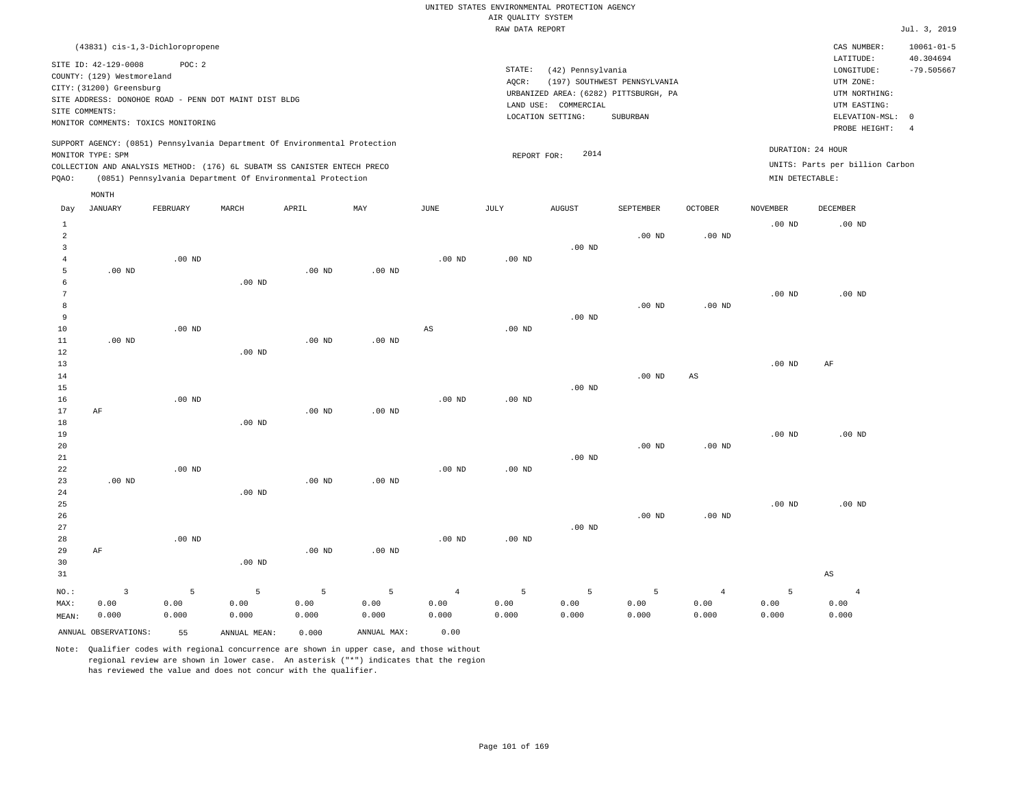UNITED STATES ENVIRONMENTAL PROTECTION AGENCY
AIR QUALITY SYSTEM
RAW DATA REPORT

Jul. 3, 2019

(43831) cis-1,3-Dichloropropene

SITE ID: 42-129-0008 POC: 2
COUNTY: (129) Westmoreland
CITY: (31200) Greensburg
SITE ADDRESS: DONOHOE ROAD - PENN DOT MAINT DIST BLDG
SITE COMMENTS:
MONITOR COMMENTS: TOXICS MONITORING

STATE: (42) Pennsylvania
AQCR: (197) SOUTHWEST PENNSYLVANIA
URBANIZED AREA: (6282) PITTSBURGH, PA
LAND USE: COMMERCIAL
LOCATION SETTING: SUBURBAN

CAS NUMBER: 10061-01-5
LATITUDE: 40.304694
LONGITUDE: -79.505667
UTM ZONE:
UTM NORTHING:
UTM EASTING:
ELEVATION-MSL: 0
PROBE HEIGHT: 4

SUPPORT AGENCY: (0851) Pennsylvania Department Of Environmental Protection
MONITOR TYPE: SPM
COLLECTION AND ANALYSIS METHOD: (176) 6L SUBATM SS CANISTER ENTECH PRECO
PQAO: (0851) Pennsylvania Department Of Environmental Protection

REPORT FOR: 2014

DURATION: 24 HOUR
UNITS: Parts per billion Carbon
MIN DETECTABLE:

| Day | JANUARY | FEBRUARY | MARCH | APRIL | MAY | JUNE | JULY | AUGUST | SEPTEMBER | OCTOBER | NOVEMBER | DECEMBER |
|---|---|---|---|---|---|---|---|---|---|---|---|---|
| 1 | | | | | | | | | | | .00 ND | .00 ND |
| 2 | | | | | | | | | .00 ND | .00 ND | | |
| 3 | | | | | | | | .00 ND | | | | |
| 4 | | .00 ND | | | | .00 ND | .00 ND | | | | | |
| 5 | .00 ND | | | .00 ND | .00 ND | | | | | | | |
| 6 | | | .00 ND | | | | | | | | | |
| 7 | | | | | | | | | | | .00 ND | .00 ND |
| 8 | | | | | | | | | .00 ND | .00 ND | | |
| 9 | | | | | | | | .00 ND | | | | |
| 10 | | .00 ND | | | | AS | .00 ND | | | | | |
| 11 | .00 ND | | | .00 ND | .00 ND | | | | | | | |
| 12 | | | .00 ND | | | | | | | | | |
| 13 | | | | | | | | | | | .00 ND | AF |
| 14 | | | | | | | | | .00 ND | AS | | |
| 15 | | | | | | | | .00 ND | | | | |
| 16 | | .00 ND | | | | .00 ND | .00 ND | | | | | |
| 17 | AF | | | .00 ND | .00 ND | | | | | | | |
| 18 | | | .00 ND | | | | | | | | | |
| 19 | | | | | | | | | | | .00 ND | .00 ND |
| 20 | | | | | | | | | .00 ND | .00 ND | | |
| 21 | | | | | | | | .00 ND | | | | |
| 22 | | .00 ND | | | | .00 ND | .00 ND | | | | | |
| 23 | .00 ND | | | .00 ND | .00 ND | | | | | | | |
| 24 | | | .00 ND | | | | | | | | | |
| 25 | | | | | | | | | | | .00 ND | .00 ND |
| 26 | | | | | | | | | .00 ND | .00 ND | | |
| 27 | | | | | | | | .00 ND | | | | |
| 28 | | .00 ND | | | | .00 ND | .00 ND | | | | | |
| 29 | AF | | | .00 ND | .00 ND | | | | | | | |
| 30 | | | .00 ND | | | | | | | | | |
| 31 | | | | | | | | | | | | AS |
| NO.: | 3 | 5 | 5 | 5 | 5 | 4 | 5 | 5 | 5 | 4 | 5 | 4 |
| MAX: | 0.00 | 0.00 | 0.00 | 0.00 | 0.00 | 0.00 | 0.00 | 0.00 | 0.00 | 0.00 | 0.00 | 0.00 |
| MEAN: | 0.000 | 0.000 | 0.000 | 0.000 | 0.000 | 0.000 | 0.000 | 0.000 | 0.000 | 0.000 | 0.000 | 0.000 |

ANNUAL OBSERVATIONS: 55 ANNUAL MEAN: 0.000 ANNUAL MAX: 0.00

Note: Qualifier codes with regional concurrence are shown in upper case, and those without regional review are shown in lower case. An asterisk ("*") indicates that the region has reviewed the value and does not concur with the qualifier.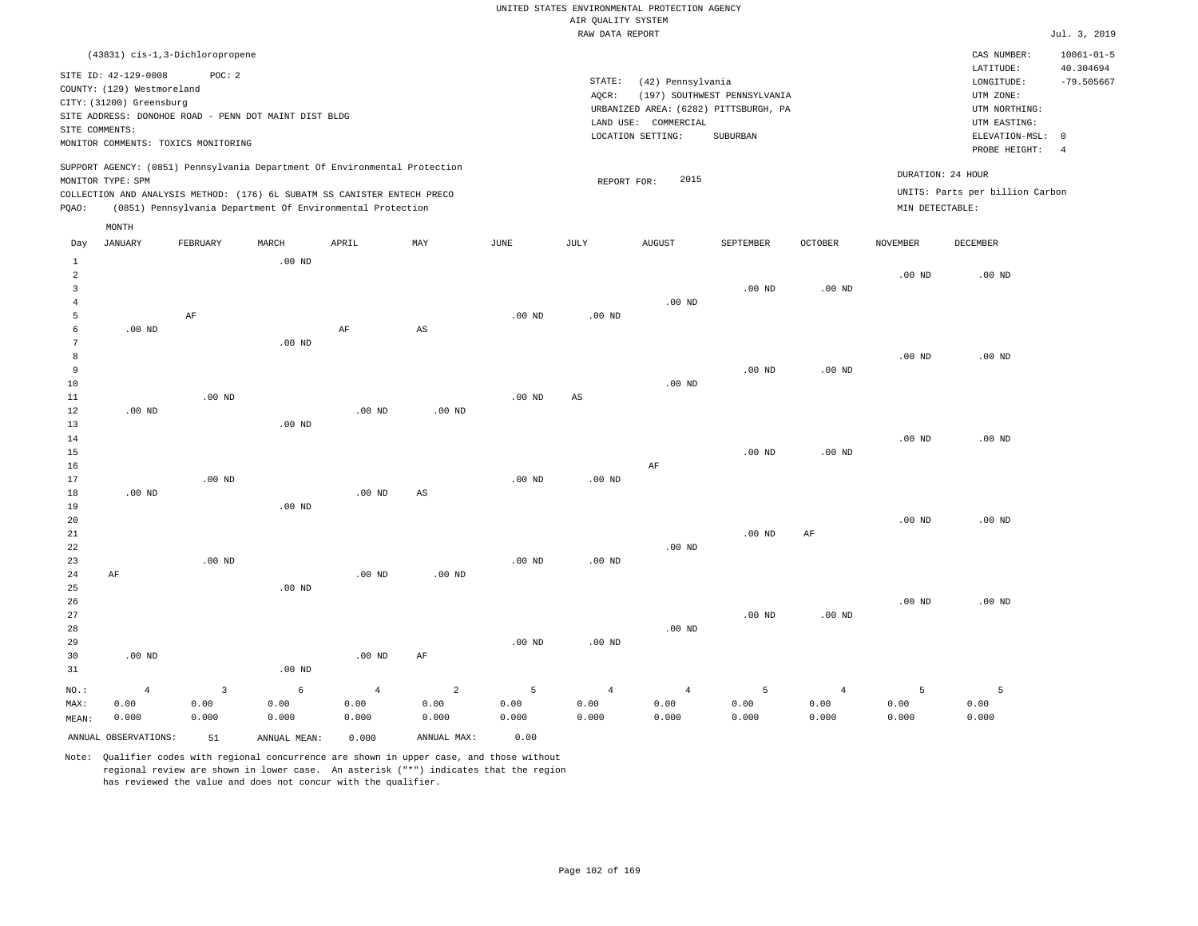UNITED STATES ENVIRONMENTAL PROTECTION AGENCY
AIR QUALITY SYSTEM
RAW DATA REPORT

Jul. 3, 2019

(43831) cis-1,3-Dichloropropene

SITE ID: 42-129-0008 POC: 2
COUNTY: (129) Westmoreland
CITY: (31200) Greensburg
SITE ADDRESS: DONOHOE ROAD - PENN DOT MAINT DIST BLDG
SITE COMMENTS:
MONITOR COMMENTS: TOXICS MONITORING

STATE: (42) Pennsylvania
AQCR: (197) SOUTHWEST PENNSYLVANIA
URBANIZED AREA: (6282) PITTSBURGH, PA
LAND USE: COMMERCIAL
LOCATION SETTING: SUBURBAN

CAS NUMBER: 10061-01-5
LATITUDE: 40.304694
LONGITUDE: -79.505667
UTM ZONE:
UTM NORTHING:
UTM EASTING:
ELEVATION-MSL: 0
PROBE HEIGHT: 4

SUPPORT AGENCY: (0851) Pennsylvania Department Of Environmental Protection
MONITOR TYPE: SPM
COLLECTION AND ANALYSIS METHOD: (176) 6L SUBATM SS CANISTER ENTECH PRECO
PQAO: (0851) Pennsylvania Department Of Environmental Protection

REPORT FOR: 2015

DURATION: 24 HOUR
UNITS: Parts per billion Carbon
MIN DETECTABLE:

| Day | JANUARY | FEBRUARY | MARCH | APRIL | MAY | JUNE | JULY | AUGUST | SEPTEMBER | OCTOBER | NOVEMBER | DECEMBER |
|---|---|---|---|---|---|---|---|---|---|---|---|---|
| 1 | | | .00 ND | | | | | | | | | |
| 2 | | | | | | | | | | | .00 ND | .00 ND |
| 3 | | | | | | | | | .00 ND | .00 ND | | |
| 4 | | | | | | | | .00 ND | | | | |
| 5 | | AF | | | | .00 ND | .00 ND | | | | | |
| 6 | .00 ND | | | AF | AS | | | | | | | |
| 7 | | | .00 ND | | | | | | | | | |
| 8 | | | | | | | | | | | .00 ND | .00 ND |
| 9 | | | | | | | | | .00 ND | .00 ND | | |
| 10 | | | | | | | | .00 ND | | | | |
| 11 | | .00 ND | | | | .00 ND | AS | | | | | |
| 12 | .00 ND | | | .00 ND | .00 ND | | | | | | | |
| 13 | | | .00 ND | | | | | | | | | |
| 14 | | | | | | | | | | | .00 ND | .00 ND |
| 15 | | | | | | | | | .00 ND | .00 ND | | |
| 16 | | | | | | | | AF | | | | |
| 17 | | .00 ND | | | | .00 ND | .00 ND | | | | | |
| 18 | .00 ND | | | .00 ND | AS | | | | | | | |
| 19 | | | .00 ND | | | | | | | | | |
| 20 | | | | | | | | | | | .00 ND | .00 ND |
| 21 | | | | | | | | | .00 ND | AF | | |
| 22 | | | | | | | | .00 ND | | | | |
| 23 | | .00 ND | | | | .00 ND | .00 ND | | | | | |
| 24 | AF | | | .00 ND | .00 ND | | | | | | | |
| 25 | | | .00 ND | | | | | | | | | |
| 26 | | | | | | | | | | | .00 ND | .00 ND |
| 27 | | | | | | | | | .00 ND | .00 ND | | |
| 28 | | | | | | | | .00 ND | | | | |
| 29 | | | | | | .00 ND | .00 ND | | | | | |
| 30 | .00 ND | | | .00 ND | AF | | | | | | | |
| 31 | | | .00 ND | | | | | | | | | |
| NO.: | 4 | 3 | 6 | 4 | 2 | 5 | 4 | 4 | 5 | 4 | 5 | 5 |
| MAX: | 0.00 | 0.00 | 0.00 | 0.00 | 0.00 | 0.00 | 0.00 | 0.00 | 0.00 | 0.00 | 0.00 | 0.00 |
| MEAN: | 0.000 | 0.000 | 0.000 | 0.000 | 0.000 | 0.000 | 0.000 | 0.000 | 0.000 | 0.000 | 0.000 | 0.000 |

ANNUAL OBSERVATIONS: 51 ANNUAL MEAN: 0.000 ANNUAL MAX: 0.00

Note: Qualifier codes with regional concurrence are shown in upper case, and those without regional review are shown in lower case. An asterisk ("*") indicates that the region has reviewed the value and does not concur with the qualifier.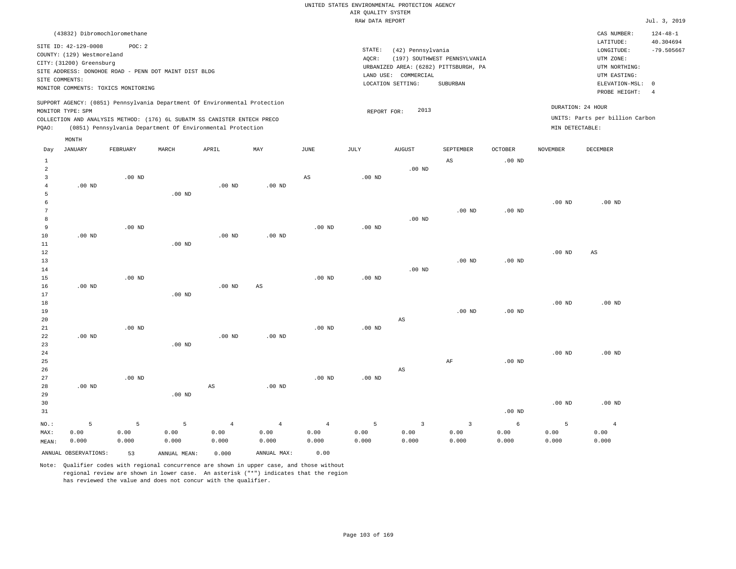UNITED STATES ENVIRONMENTAL PROTECTION AGENCY
AIR QUALITY SYSTEM
RAW DATA REPORT

Jul. 3, 2019

(43832) Dibromochloromethane

SITE ID: 42-129-0008 POC: 2
COUNTY: (129) Westmoreland
CITY: (31200) Greensburg
SITE ADDRESS: DONOHOE ROAD - PENN DOT MAINT DIST BLDG
SITE COMMENTS:
MONITOR COMMENTS: TOXICS MONITORING

STATE: (42) Pennsylvania
AQCR: (197) SOUTHWEST PENNSYLVANIA
URBANIZED AREA: (6282) PITTSBURGH, PA
LAND USE: COMMERCIAL
LOCATION SETTING: SUBURBAN

CAS NUMBER: 124-48-1
LATITUDE: 40.304694
LONGITUDE: -79.505667
UTM ZONE:
UTM NORTHING:
UTM EASTING:
ELEVATION-MSL: 0
PROBE HEIGHT: 4

SUPPORT AGENCY: (0851) Pennsylvania Department Of Environmental Protection
MONITOR TYPE: SPM
COLLECTION AND ANALYSIS METHOD: (176) 6L SUBATM SS CANISTER ENTECH PRECO
PQAO: (0851) Pennsylvania Department Of Environmental Protection

REPORT FOR: 2013

DURATION: 24 HOUR
UNITS: Parts per billion Carbon
MIN DETECTABLE:

| Day | JANUARY | FEBRUARY | MARCH | APRIL | MAY | JUNE | JULY | AUGUST | SEPTEMBER | OCTOBER | NOVEMBER | DECEMBER |
|---|---|---|---|---|---|---|---|---|---|---|---|---|
| 1 | | | | | | | | | AS | .00 ND | | |
| 2 | | | | | | | | .00 ND | | | | |
| 3 | | .00 ND | | | | AS | .00 ND | | | | | |
| 4 | .00 ND | | | .00 ND | .00 ND | | | | | | | |
| 5 | | | .00 ND | | | | | | | | | |
| 6 | | | | | | | | | | | .00 ND | .00 ND |
| 7 | | | | | | | | | .00 ND | .00 ND | | |
| 8 | | | | | | | | .00 ND | | | | |
| 9 | | .00 ND | | | | .00 ND | .00 ND | | | | | |
| 10 | .00 ND | | | .00 ND | .00 ND | | | | | | | |
| 11 | | | .00 ND | | | | | | | | | |
| 12 | | | | | | | | | | | .00 ND | AS |
| 13 | | | | | | | | | .00 ND | .00 ND | | |
| 14 | | | | | | | | .00 ND | | | | |
| 15 | | .00 ND | | | | .00 ND | .00 ND | | | | | |
| 16 | .00 ND | | | .00 ND | AS | | | | | | | |
| 17 | | | .00 ND | | | | | | | | | |
| 18 | | | | | | | | | | | .00 ND | .00 ND |
| 19 | | | | | | | | | .00 ND | .00 ND | | |
| 20 | | | | | | | | AS | | | | |
| 21 | | .00 ND | | | | .00 ND | .00 ND | | | | | |
| 22 | .00 ND | | | .00 ND | .00 ND | | | | | | | |
| 23 | | | .00 ND | | | | | | | | | |
| 24 | | | | | | | | | | | .00 ND | .00 ND |
| 25 | | | | | | | | | AF | .00 ND | | |
| 26 | | | | | | | | AS | | | | |
| 27 | | .00 ND | | | | .00 ND | .00 ND | | | | | |
| 28 | .00 ND | | | AS | .00 ND | | | | | | | |
| 29 | | | .00 ND | | | | | | | | | |
| 30 | | | | | | | | | | | .00 ND | .00 ND |
| 31 | | | | | | | | | | .00 ND | | |
| NO.: | 5 | 5 | 5 | 4 | 4 | 4 | 5 | 3 | 3 | 6 | 5 | 4 |
| MAX: | 0.00 | 0.00 | 0.00 | 0.00 | 0.00 | 0.00 | 0.00 | 0.00 | 0.00 | 0.00 | 0.00 | 0.00 |
| MEAN: | 0.000 | 0.000 | 0.000 | 0.000 | 0.000 | 0.000 | 0.000 | 0.000 | 0.000 | 0.000 | 0.000 | 0.000 |

ANNUAL OBSERVATIONS: 53 ANNUAL MEAN: 0.000 ANNUAL MAX: 0.00

Note: Qualifier codes with regional concurrence are shown in upper case, and those without regional review are shown in lower case. An asterisk ("*") indicates that the region has reviewed the value and does not concur with the qualifier.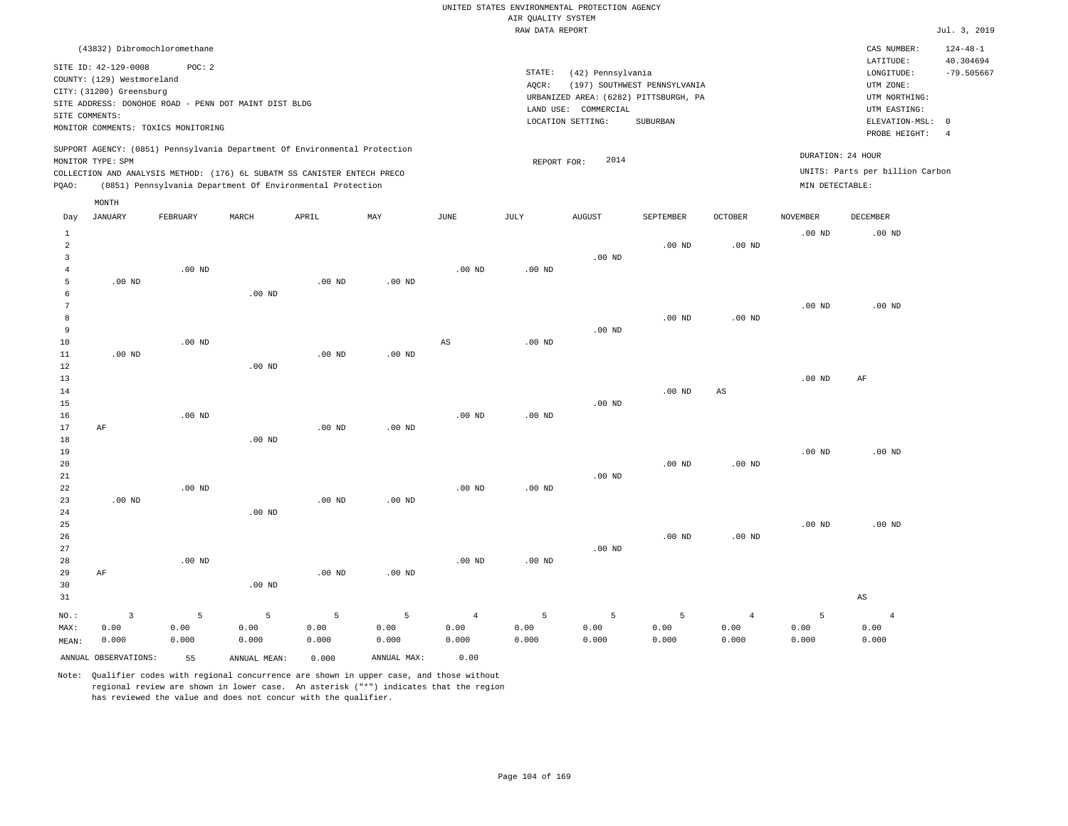UNITED STATES ENVIRONMENTAL PROTECTION AGENCY
AIR QUALITY SYSTEM
RAW DATA REPORT

Jul. 3, 2019

(43832) Dibromochloromethane

SITE ID: 42-129-0008 POC: 2
COUNTY: (129) Westmoreland
CITY: (31200) Greensburg
SITE ADDRESS: DONOHOE ROAD - PENN DOT MAINT DIST BLDG
SITE COMMENTS:
MONITOR COMMENTS: TOXICS MONITORING

STATE: (42) Pennsylvania
AQCR: (197) SOUTHWEST PENNSYLVANIA
URBANIZED AREA: (6282) PITTSBURGH, PA
LAND USE: COMMERCIAL
LOCATION SETTING: SUBURBAN

CAS NUMBER: 124-48-1
LATITUDE: 40.304694
LONGITUDE: -79.505667
UTM ZONE:
UTM NORTHING:
UTM EASTING:
ELEVATION-MSL: 0
PROBE HEIGHT: 4

SUPPORT AGENCY: (0851) Pennsylvania Department Of Environmental Protection
MONITOR TYPE: SPM
COLLECTION AND ANALYSIS METHOD: (176) 6L SUBATM SS CANISTER ENTECH PRECO
PQAO: (0851) Pennsylvania Department Of Environmental Protection

REPORT FOR: 2014

DURATION: 24 HOUR
UNITS: Parts per billion Carbon
MIN DETECTABLE:

| Day | JANUARY | FEBRUARY | MARCH | APRIL | MAY | JUNE | JULY | AUGUST | SEPTEMBER | OCTOBER | NOVEMBER | DECEMBER |
|---|---|---|---|---|---|---|---|---|---|---|---|---|
| 1 | | | | | | | | | | | .00 ND | .00 ND |
| 2 | | | | | | | | | .00 ND | .00 ND | | |
| 3 | | | | | | | | .00 ND | | | | |
| 4 | | .00 ND | | | | .00 ND | .00 ND | | | | | |
| 5 | .00 ND | | | .00 ND | .00 ND | | | | | | | |
| 6 | | | .00 ND | | | | | | | | | |
| 7 | | | | | | | | | | | .00 ND | .00 ND |
| 8 | | | | | | | | | .00 ND | .00 ND | | |
| 9 | | | | | | | | .00 ND | | | | |
| 10 | | .00 ND | | | | AS | .00 ND | | | | | |
| 11 | .00 ND | | | .00 ND | .00 ND | | | | | | | |
| 12 | | | .00 ND | | | | | | | | | |
| 13 | | | | | | | | | | | .00 ND | AF |
| 14 | | | | | | | | | .00 ND | AS | | |
| 15 | | | | | | | | .00 ND | | | | |
| 16 | | .00 ND | | | | .00 ND | .00 ND | | | | | |
| 17 | AF | | | .00 ND | .00 ND | | | | | | | |
| 18 | | | .00 ND | | | | | | | | | |
| 19 | | | | | | | | | | | .00 ND | .00 ND |
| 20 | | | | | | | | | .00 ND | .00 ND | | |
| 21 | | | | | | | | .00 ND | | | | |
| 22 | | .00 ND | | | | .00 ND | .00 ND | | | | | |
| 23 | .00 ND | | | .00 ND | .00 ND | | | | | | | |
| 24 | | | .00 ND | | | | | | | | | |
| 25 | | | | | | | | | | | .00 ND | .00 ND |
| 26 | | | | | | | | | .00 ND | .00 ND | | |
| 27 | | | | | | | | .00 ND | | | | |
| 28 | | .00 ND | | | | .00 ND | .00 ND | | | | | |
| 29 | AF | | | .00 ND | .00 ND | | | | | | | |
| 30 | | | .00 ND | | | | | | | | | |
| 31 | | | | | | | | | | | | AS |
| NO.: | 3 | 5 | 5 | 5 | 5 | 4 | 5 | 5 | 5 | 4 | 5 | 4 |
| MAX: | 0.00 | 0.00 | 0.00 | 0.00 | 0.00 | 0.00 | 0.00 | 0.00 | 0.00 | 0.00 | 0.00 | 0.00 |
| MEAN: | 0.000 | 0.000 | 0.000 | 0.000 | 0.000 | 0.000 | 0.000 | 0.000 | 0.000 | 0.000 | 0.000 | 0.000 |

ANNUAL OBSERVATIONS: 55 ANNUAL MEAN: 0.000 ANNUAL MAX: 0.00

Note: Qualifier codes with regional concurrence are shown in upper case, and those without regional review are shown in lower case. An asterisk ("*") indicates that the region has reviewed the value and does not concur with the qualifier.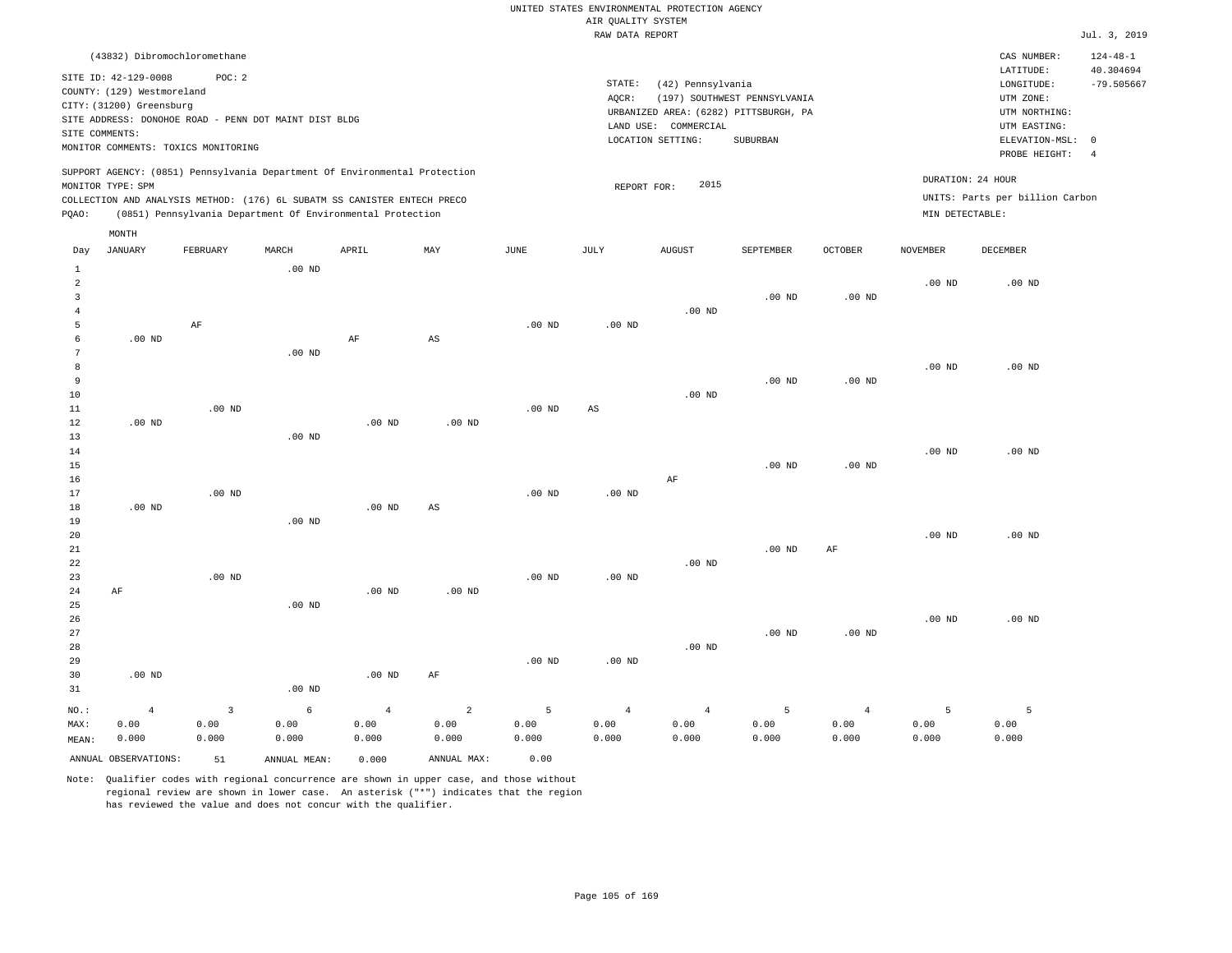UNITED STATES ENVIRONMENTAL PROTECTION AGENCY
AIR QUALITY SYSTEM
RAW DATA REPORT

Jul. 3, 2019

(43832) Dibromochloromethane

SITE ID: 42-129-0008 POC: 2
COUNTY: (129) Westmoreland
CITY: (31200) Greensburg
SITE ADDRESS: DONOHOE ROAD - PENN DOT MAINT DIST BLDG
SITE COMMENTS:
MONITOR COMMENTS: TOXICS MONITORING

STATE: (42) Pennsylvania
AQCR: (197) SOUTHWEST PENNSYLVANIA
URBANIZED AREA: (6282) PITTSBURGH, PA
LAND USE: COMMERCIAL
LOCATION SETTING: SUBURBAN

CAS NUMBER: 124-48-1
LATITUDE: 40.304694
LONGITUDE: -79.505667
UTM ZONE:
UTM NORTHING:
UTM EASTING:
ELEVATION-MSL: 0
PROBE HEIGHT: 4

SUPPORT AGENCY: (0851) Pennsylvania Department Of Environmental Protection
MONITOR TYPE: SPM
COLLECTION AND ANALYSIS METHOD: (176) 6L SUBATM SS CANISTER ENTECH PRECO
PQAO: (0851) Pennsylvania Department Of Environmental Protection

REPORT FOR: 2015

DURATION: 24 HOUR
UNITS: Parts per billion Carbon
MIN DETECTABLE:

| Day | JANUARY | FEBRUARY | MARCH | APRIL | MAY | JUNE | JULY | AUGUST | SEPTEMBER | OCTOBER | NOVEMBER | DECEMBER |
|---|---|---|---|---|---|---|---|---|---|---|---|---|
| 1 | | | .00 ND | | | | | | | | | |
| 2 | | | | | | | | | | | .00 ND | .00 ND |
| 3 | | | | | | | | | .00 ND | .00 ND | | |
| 4 | | | | | | | | .00 ND | | | | |
| 5 | | AF | | | | .00 ND | .00 ND | | | | | |
| 6 | .00 ND | | | AF | AS | | | | | | | |
| 7 | | | .00 ND | | | | | | | | | |
| 8 | | | | | | | | | | | .00 ND | .00 ND |
| 9 | | | | | | | | | .00 ND | .00 ND | | |
| 10 | | | | | | | | .00 ND | | | | |
| 11 | | .00 ND | | | | .00 ND | AS | | | | | |
| 12 | .00 ND | | | .00 ND | .00 ND | | | | | | | |
| 13 | | | .00 ND | | | | | | | | | |
| 14 | | | | | | | | | | | .00 ND | .00 ND |
| 15 | | | | | | | | | .00 ND | .00 ND | | |
| 16 | | | | | | | | AF | | | | |
| 17 | | .00 ND | | | | .00 ND | .00 ND | | | | | |
| 18 | .00 ND | | | .00 ND | AS | | | | | | | |
| 19 | | | .00 ND | | | | | | | | | |
| 20 | | | | | | | | | | | .00 ND | .00 ND |
| 21 | | | | | | | | | .00 ND | AF | | |
| 22 | | | | | | | | .00 ND | | | | |
| 23 | | .00 ND | | | | .00 ND | .00 ND | | | | | |
| 24 | AF | | | .00 ND | .00 ND | | | | | | | |
| 25 | | | .00 ND | | | | | | | | | |
| 26 | | | | | | | | | | | .00 ND | .00 ND |
| 27 | | | | | | | | | .00 ND | .00 ND | | |
| 28 | | | | | | | | .00 ND | | | | |
| 29 | | | | | | .00 ND | .00 ND | | | | | |
| 30 | .00 ND | | | .00 ND | AF | | | | | | | |
| 31 | | | .00 ND | | | | | | | | | |
| NO.: | 4 | 3 | 6 | 4 | 2 | 5 | 4 | 4 | 5 | 4 | 5 | 5 |
| MAX: | 0.00 | 0.00 | 0.00 | 0.00 | 0.00 | 0.00 | 0.00 | 0.00 | 0.00 | 0.00 | 0.00 | 0.00 |
| MEAN: | 0.000 | 0.000 | 0.000 | 0.000 | 0.000 | 0.000 | 0.000 | 0.000 | 0.000 | 0.000 | 0.000 | 0.000 |

ANNUAL OBSERVATIONS: 51 ANNUAL MEAN: 0.000 ANNUAL MAX: 0.00

Note: Qualifier codes with regional concurrence are shown in upper case, and those without regional review are shown in lower case. An asterisk ("*") indicates that the region has reviewed the value and does not concur with the qualifier.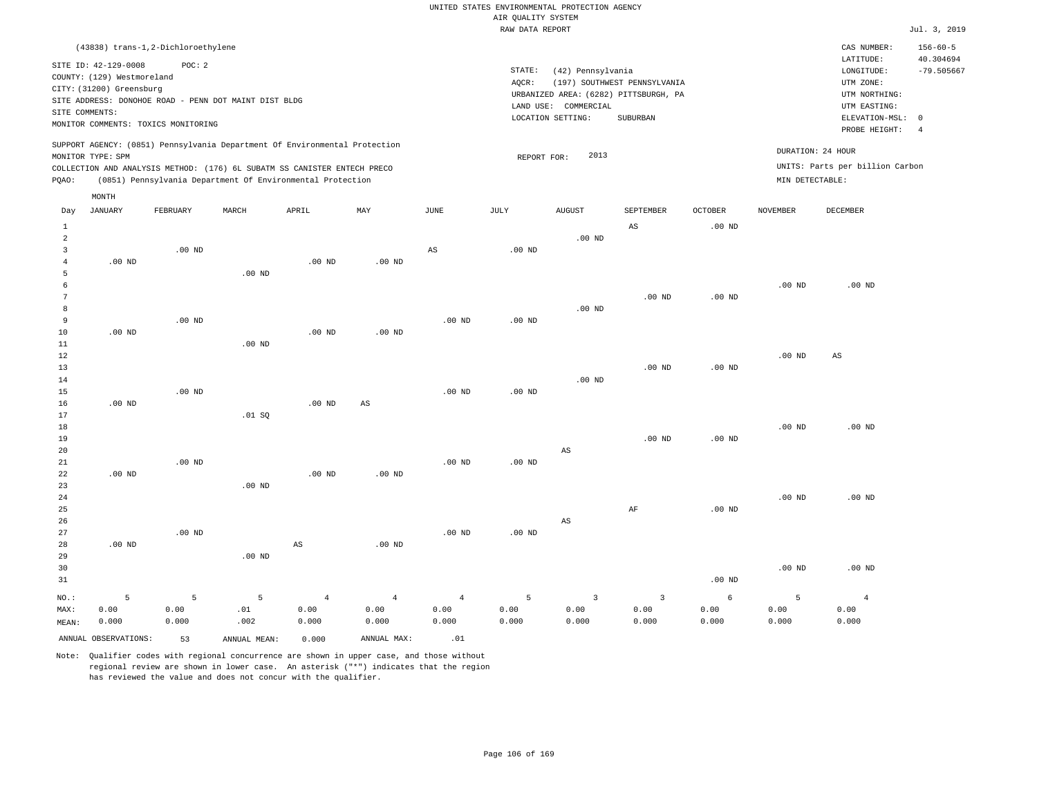UNITED STATES ENVIRONMENTAL PROTECTION AGENCY
AIR QUALITY SYSTEM
RAW DATA REPORT

Jul. 3, 2019

(43838) trans-1,2-Dichloroethylene

SITE ID: 42-129-0008 POC: 2
COUNTY: (129) Westmoreland
CITY: (31200) Greensburg
SITE ADDRESS: DONOHOE ROAD - PENN DOT MAINT DIST BLDG
SITE COMMENTS:
MONITOR COMMENTS: TOXICS MONITORING

STATE: (42) Pennsylvania
AQCR: (197) SOUTHWEST PENNSYLVANIA
URBANIZED AREA: (6282) PITTSBURGH, PA
LAND USE: COMMERCIAL
LOCATION SETTING: SUBURBAN

CAS NUMBER: 156-60-5
LATITUDE: 40.304694
LONGITUDE: -79.505667
UTM ZONE:
UTM NORTHING:
UTM EASTING:
ELEVATION-MSL: 0
PROBE HEIGHT: 4

SUPPORT AGENCY: (0851) Pennsylvania Department Of Environmental Protection
MONITOR TYPE: SPM
COLLECTION AND ANALYSIS METHOD: (176) 6L SUBATM SS CANISTER ENTECH PRECO
PQAO: (0851) Pennsylvania Department Of Environmental Protection

REPORT FOR: 2013

DURATION: 24 HOUR
UNITS: Parts per billion Carbon
MIN DETECTABLE:

| Day | JANUARY | FEBRUARY | MARCH | APRIL | MAY | JUNE | JULY | AUGUST | SEPTEMBER | OCTOBER | NOVEMBER | DECEMBER |
|---|---|---|---|---|---|---|---|---|---|---|---|---|
| 1 | | | | | | | | | AS | .00 ND | | |
| 2 | | | | | | | | .00 ND | | | | |
| 3 | | .00 ND | | | | AS | .00 ND | | | | | |
| 4 | .00 ND | | | .00 ND | .00 ND | | | | | | | |
| 5 | | | .00 ND | | | | | | | | | |
| 6 | | | | | | | | | | | .00 ND | .00 ND |
| 7 | | | | | | | | | .00 ND | .00 ND | | |
| 8 | | | | | | | | .00 ND | | | | |
| 9 | | .00 ND | | | | .00 ND | .00 ND | | | | | |
| 10 | .00 ND | | | .00 ND | .00 ND | | | | | | | |
| 11 | | | .00 ND | | | | | | | | | |
| 12 | | | | | | | | | | | .00 ND | AS |
| 13 | | | | | | | | | .00 ND | .00 ND | | |
| 14 | | | | | | | | .00 ND | | | | |
| 15 | | .00 ND | | | | .00 ND | .00 ND | | | | | |
| 16 | .00 ND | | | .00 ND | AS | | | | | | | |
| 17 | | | .01 SQ | | | | | | | | | |
| 18 | | | | | | | | | | | .00 ND | .00 ND |
| 19 | | | | | | | | | .00 ND | .00 ND | | |
| 20 | | | | | | | | AS | | | | |
| 21 | | .00 ND | | | | .00 ND | .00 ND | | | | | |
| 22 | .00 ND | | | .00 ND | .00 ND | | | | | | | |
| 23 | | | .00 ND | | | | | | | | | |
| 24 | | | | | | | | | | | .00 ND | .00 ND |
| 25 | | | | | | | | | AF | .00 ND | | |
| 26 | | | | | | | | AS | | | | |
| 27 | | .00 ND | | | | .00 ND | .00 ND | | | | | |
| 28 | .00 ND | | | AS | .00 ND | | | | | | | |
| 29 | | | .00 ND | | | | | | | | | |
| 30 | | | | | | | | | | | .00 ND | .00 ND |
| 31 | | | | | | | | | | .00 ND | | |
| NO.: | 5 | 5 | 5 | 4 | 4 | 4 | 5 | 3 | 3 | 6 | 5 | 4 |
| MAX: | 0.00 | 0.00 | .01 | 0.00 | 0.00 | 0.00 | 0.00 | 0.00 | 0.00 | 0.00 | 0.00 | 0.00 |
| MEAN: | 0.000 | 0.000 | .002 | 0.000 | 0.000 | 0.000 | 0.000 | 0.000 | 0.000 | 0.000 | 0.000 | 0.000 |

ANNUAL OBSERVATIONS: 53 ANNUAL MEAN: 0.000 ANNUAL MAX: .01

Note: Qualifier codes with regional concurrence are shown in upper case, and those without regional review are shown in lower case. An asterisk ("*") indicates that the region has reviewed the value and does not concur with the qualifier.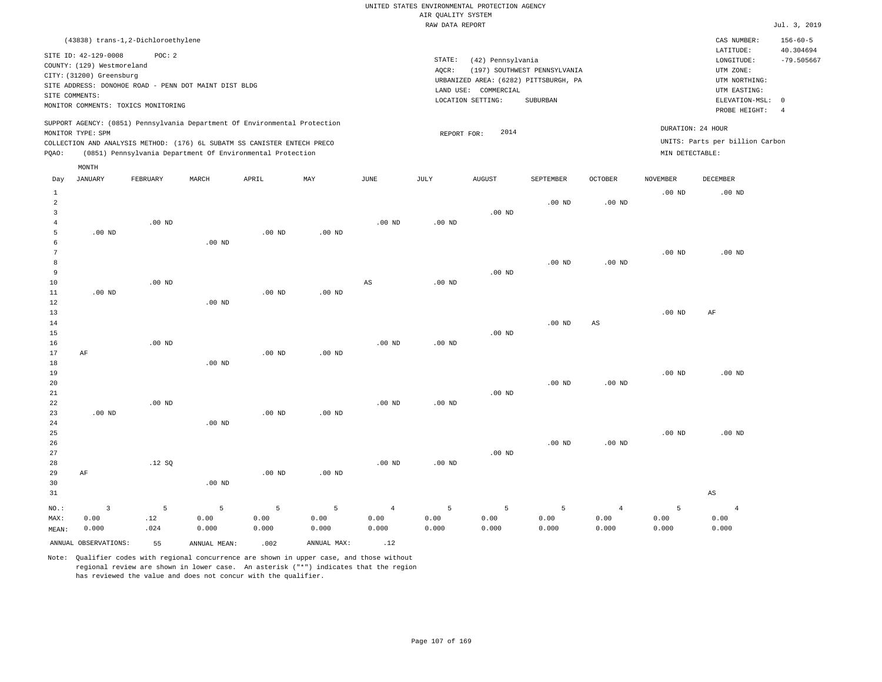UNITED STATES ENVIRONMENTAL PROTECTION AGENCY
AIR QUALITY SYSTEM
RAW DATA REPORT

Jul. 3, 2019

(43838) trans-1,2-Dichloroethylene

SITE ID: 42-129-0008 POC: 2
COUNTY: (129) Westmoreland
CITY: (31200) Greensburg
SITE ADDRESS: DONOHOE ROAD - PENN DOT MAINT DIST BLDG
SITE COMMENTS:
MONITOR COMMENTS: TOXICS MONITORING

STATE: (42) Pennsylvania
AQCR: (197) SOUTHWEST PENNSYLVANIA
URBANIZED AREA: (6282) PITTSBURGH, PA
LAND USE: COMMERCIAL
LOCATION SETTING: SUBURBAN

CAS NUMBER: 156-60-5
LATITUDE: 40.304694
LONGITUDE: -79.505667
UTM ZONE:
UTM NORTHING:
UTM EASTING:
ELEVATION-MSL: 0
PROBE HEIGHT: 4

SUPPORT AGENCY: (0851) Pennsylvania Department Of Environmental Protection
MONITOR TYPE: SPM
COLLECTION AND ANALYSIS METHOD: (176) 6L SUBATM SS CANISTER ENTECH PRECO
PQAO: (0851) Pennsylvania Department Of Environmental Protection

REPORT FOR: 2014

DURATION: 24 HOUR
UNITS: Parts per billion Carbon
MIN DETECTABLE:

| Day | JANUARY | FEBRUARY | MARCH | APRIL | MAY | JUNE | JULY | AUGUST | SEPTEMBER | OCTOBER | NOVEMBER | DECEMBER |
|---|---|---|---|---|---|---|---|---|---|---|---|---|
| 1 | | | | | | | | | | | .00 ND | .00 ND |
| 2 | | | | | | | | | .00 ND | .00 ND | | |
| 3 | | | | | | | | .00 ND | | | | |
| 4 | | .00 ND | | | | .00 ND | .00 ND | | | | | |
| 5 | .00 ND | | | .00 ND | .00 ND | | | | | | | |
| 6 | | | .00 ND | | | | | | | | | |
| 7 | | | | | | | | | | | .00 ND | .00 ND |
| 8 | | | | | | | | | .00 ND | .00 ND | | |
| 9 | | | | | | | | .00 ND | | | | |
| 10 | | .00 ND | | | | AS | .00 ND | | | | | |
| 11 | .00 ND | | | .00 ND | .00 ND | | | | | | | |
| 12 | | | .00 ND | | | | | | | | | |
| 13 | | | | | | | | | | | .00 ND | AF |
| 14 | | | | | | | | | .00 ND | AS | | |
| 15 | | | | | | | | .00 ND | | | | |
| 16 | | .00 ND | | | | .00 ND | .00 ND | | | | | |
| 17 | AF | | | .00 ND | .00 ND | | | | | | | |
| 18 | | | .00 ND | | | | | | | | | |
| 19 | | | | | | | | | | | .00 ND | .00 ND |
| 20 | | | | | | | | | .00 ND | .00 ND | | |
| 21 | | | | | | | | .00 ND | | | | |
| 22 | | .00 ND | | | | .00 ND | .00 ND | | | | | |
| 23 | .00 ND | | | .00 ND | .00 ND | | | | | | | |
| 24 | | | .00 ND | | | | | | | | | |
| 25 | | | | | | | | | | | .00 ND | .00 ND |
| 26 | | | | | | | | | .00 ND | .00 ND | | |
| 27 | | | | | | | | .00 ND | | | | |
| 28 | | .12 SQ | | | | .00 ND | .00 ND | | | | | |
| 29 | AF | | | .00 ND | .00 ND | | | | | | | |
| 30 | | | .00 ND | | | | | | | | | |
| 31 | | | | | | | | | | | | AS |
| NO.: | 3 | 5 | 5 | 5 | 5 | 4 | 5 | 5 | 5 | 4 | 5 | 4 |
| MAX: | 0.00 | .12 | 0.00 | 0.00 | 0.00 | 0.00 | 0.00 | 0.00 | 0.00 | 0.00 | 0.00 | 0.00 |
| MEAN: | 0.000 | .024 | 0.000 | 0.000 | 0.000 | 0.000 | 0.000 | 0.000 | 0.000 | 0.000 | 0.000 | 0.000 |

ANNUAL OBSERVATIONS: 55 ANNUAL MEAN: .002 ANNUAL MAX: .12

Note: Qualifier codes with regional concurrence are shown in upper case, and those without regional review are shown in lower case. An asterisk ("*") indicates that the region has reviewed the value and does not concur with the qualifier.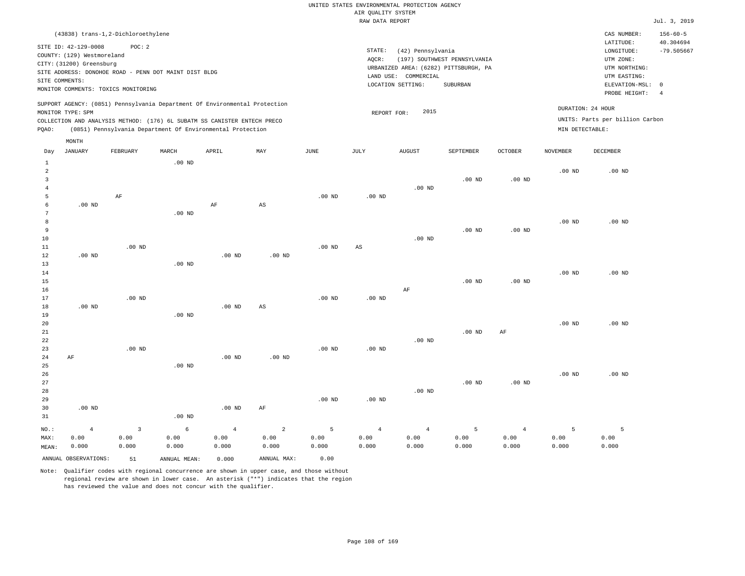UNITED STATES ENVIRONMENTAL PROTECTION AGENCY
AIR QUALITY SYSTEM
RAW DATA REPORT

Jul. 3, 2019

(43838) trans-1,2-Dichloroethylene

SITE ID: 42-129-0008    POC: 2
COUNTY: (129) Westmoreland
CITY: (31200) Greensburg
SITE ADDRESS: DONOHOE ROAD - PENN DOT MAINT DIST BLDG
SITE COMMENTS:
MONITOR COMMENTS: TOXICS MONITORING

STATE: (42) Pennsylvania
AQCR: (197) SOUTHWEST PENNSYLVANIA
URBANIZED AREA: (6282) PITTSBURGH, PA
LAND USE: COMMERCIAL
LOCATION SETTING: SUBURBAN

CAS NUMBER: 156-60-5
LATITUDE: 40.304694
LONGITUDE: -79.505667
UTM ZONE:
UTM NORTHING:
UTM EASTING:
ELEVATION-MSL: 0
PROBE HEIGHT: 4

SUPPORT AGENCY: (0851) Pennsylvania Department Of Environmental Protection
MONITOR TYPE: SPM
COLLECTION AND ANALYSIS METHOD: (176) 6L SUBATM SS CANISTER ENTECH PRECO
PQAO: (0851) Pennsylvania Department Of Environmental Protection

REPORT FOR: 2015

DURATION: 24 HOUR
UNITS: Parts per billion Carbon
MIN DETECTABLE:

| Day | JANUARY | FEBRUARY | MARCH | APRIL | MAY | JUNE | JULY | AUGUST | SEPTEMBER | OCTOBER | NOVEMBER | DECEMBER |
|---|---|---|---|---|---|---|---|---|---|---|---|---|
| 1 | | | .00 ND | | | | | | | | | |
| 2 | | | | | | | | | | | .00 ND | .00 ND |
| 3 | | | | | | | | | .00 ND | .00 ND | | |
| 4 | | | | | | | | .00 ND | | | | |
| 5 | | AF | | | | .00 ND | .00 ND | | | | | |
| 6 | .00 ND | | | AF | AS | | | | | | | |
| 7 | | | .00 ND | | | | | | | | | |
| 8 | | | | | | | | | | | .00 ND | .00 ND |
| 9 | | | | | | | | | .00 ND | .00 ND | | |
| 10 | | | | | | | | .00 ND | | | | |
| 11 | | .00 ND | | | | .00 ND | AS | | | | | |
| 12 | .00 ND | | | .00 ND | .00 ND | | | | | | | |
| 13 | | | .00 ND | | | | | | | | | |
| 14 | | | | | | | | | | | .00 ND | .00 ND |
| 15 | | | | | | | | | .00 ND | .00 ND | | |
| 16 | | | | | | | | AF | | | | |
| 17 | | .00 ND | | | | .00 ND | .00 ND | | | | | |
| 18 | .00 ND | | | .00 ND | AS | | | | | | | |
| 19 | | | .00 ND | | | | | | | | | |
| 20 | | | | | | | | | | | .00 ND | .00 ND |
| 21 | | | | | | | | | .00 ND | AF | | |
| 22 | | | | | | | | .00 ND | | | | |
| 23 | | .00 ND | | | | .00 ND | .00 ND | | | | | |
| 24 | AF | | | .00 ND | .00 ND | | | | | | | |
| 25 | | | .00 ND | | | | | | | | | |
| 26 | | | | | | | | | | | .00 ND | .00 ND |
| 27 | | | | | | | | | .00 ND | .00 ND | | |
| 28 | | | | | | | | .00 ND | | | | |
| 29 | | | | | | .00 ND | .00 ND | | | | | |
| 30 | .00 ND | | | .00 ND | AF | | | | | | | |
| 31 | | | .00 ND | | | | | | | | | |
| NO.: | 4 | 3 | 6 | 4 | 2 | 5 | 4 | 4 | 5 | 4 | 5 | 5 |
| MAX: | 0.00 | 0.00 | 0.00 | 0.00 | 0.00 | 0.00 | 0.00 | 0.00 | 0.00 | 0.00 | 0.00 | 0.00 |
| MEAN: | 0.000 | 0.000 | 0.000 | 0.000 | 0.000 | 0.000 | 0.000 | 0.000 | 0.000 | 0.000 | 0.000 | 0.000 |

ANNUAL OBSERVATIONS: 51    ANNUAL MEAN: 0.000    ANNUAL MAX: 0.00

Note: Qualifier codes with regional concurrence are shown in upper case, and those without regional review are shown in lower case. An asterisk ("*") indicates that the region has reviewed the value and does not concur with the qualifier.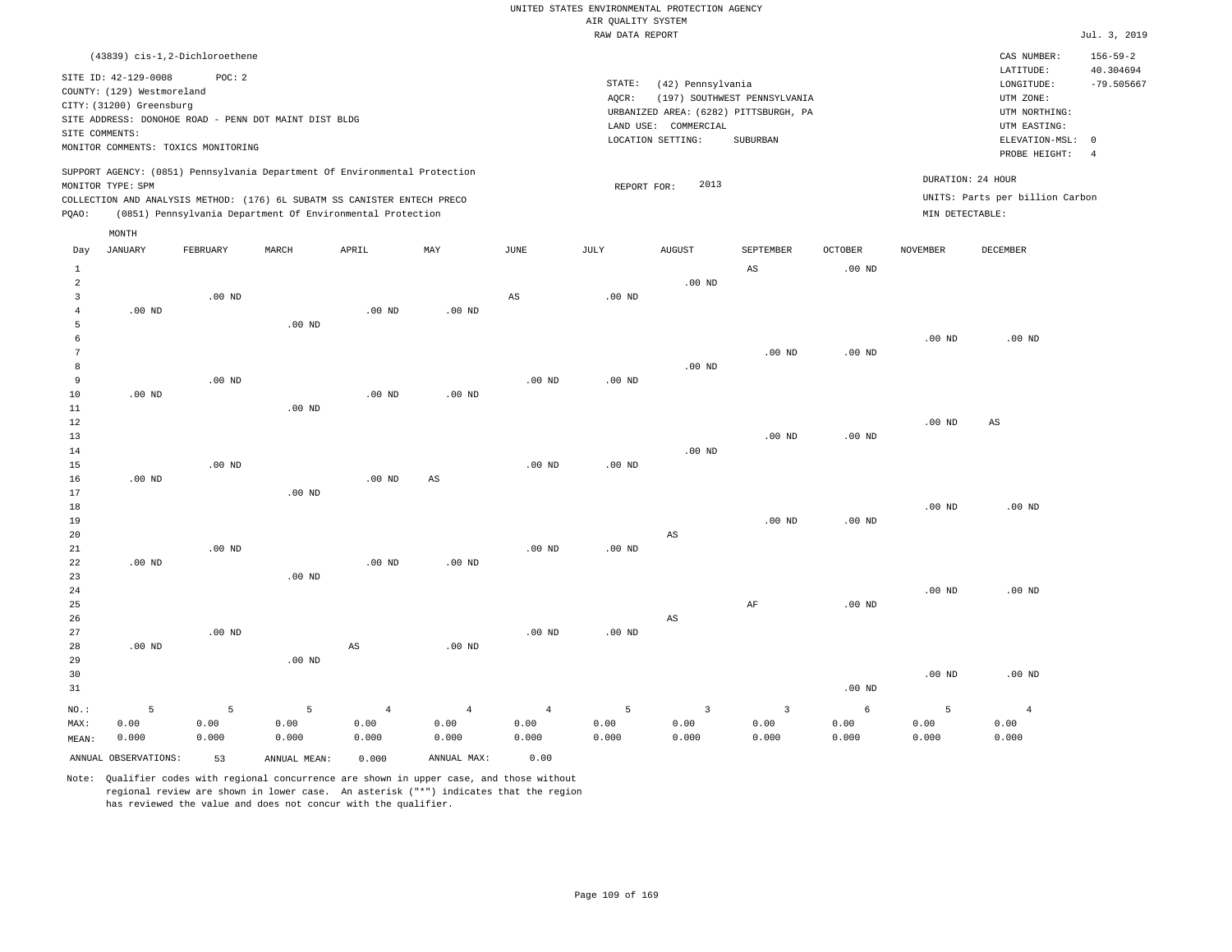UNITED STATES ENVIRONMENTAL PROTECTION AGENCY
AIR QUALITY SYSTEM
RAW DATA REPORT

Jul. 3, 2019

(43839) cis-1,2-Dichloroethene

SITE ID: 42-129-0008 POC: 2
COUNTY: (129) Westmoreland
CITY: (31200) Greensburg
SITE ADDRESS: DONOHOE ROAD - PENN DOT MAINT DIST BLDG
SITE COMMENTS:
MONITOR COMMENTS: TOXICS MONITORING

STATE: (42) Pennsylvania
AQCR: (197) SOUTHWEST PENNSYLVANIA
URBANIZED AREA: (6282) PITTSBURGH, PA
LAND USE: COMMERCIAL
LOCATION SETTING: SUBURBAN

CAS NUMBER: 156-59-2
LATITUDE: 40.304694
LONGITUDE: -79.505667
UTM ZONE:
UTM NORTHING:
UTM EASTING:
ELEVATION-MSL: 0
PROBE HEIGHT: 4

SUPPORT AGENCY: (0851) Pennsylvania Department Of Environmental Protection
MONITOR TYPE: SPM
COLLECTION AND ANALYSIS METHOD: (176) 6L SUBATM SS CANISTER ENTECH PRECO
PQAO: (0851) Pennsylvania Department Of Environmental Protection

REPORT FOR: 2013

DURATION: 24 HOUR
UNITS: Parts per billion Carbon
MIN DETECTABLE:

| Day | JANUARY | FEBRUARY | MARCH | APRIL | MAY | JUNE | JULY | AUGUST | SEPTEMBER | OCTOBER | NOVEMBER | DECEMBER |
|---|---|---|---|---|---|---|---|---|---|---|---|---|
| 1 | | | | | | | | | AS | .00 ND | | |
| 2 | | | | | | | | .00 ND | | | | |
| 3 | | .00 ND | | | | AS | .00 ND | | | | | |
| 4 | .00 ND | | | .00 ND | .00 ND | | | | | | | |
| 5 | | | .00 ND | | | | | | | | | |
| 6 | | | | | | | | | | | .00 ND | .00 ND |
| 7 | | | | | | | | | .00 ND | .00 ND | | |
| 8 | | | | | | | | .00 ND | | | | |
| 9 | | .00 ND | | | | .00 ND | .00 ND | | | | | |
| 10 | .00 ND | | | .00 ND | .00 ND | | | | | | | |
| 11 | | | .00 ND | | | | | | | | | |
| 12 | | | | | | | | | | | .00 ND | AS |
| 13 | | | | | | | | | .00 ND | .00 ND | | |
| 14 | | | | | | | | .00 ND | | | | |
| 15 | | .00 ND | | | | .00 ND | .00 ND | | | | | |
| 16 | .00 ND | | | .00 ND | AS | | | | | | | |
| 17 | | | .00 ND | | | | | | | | | |
| 18 | | | | | | | | | | | .00 ND | .00 ND |
| 19 | | | | | | | | | .00 ND | .00 ND | | |
| 20 | | | | | | | | AS | | | | |
| 21 | | .00 ND | | | | .00 ND | .00 ND | | | | | |
| 22 | .00 ND | | | .00 ND | .00 ND | | | | | | | |
| 23 | | | .00 ND | | | | | | | | | |
| 24 | | | | | | | | | | | .00 ND | .00 ND |
| 25 | | | | | | | | | AF | .00 ND | | |
| 26 | | | | | | | | AS | | | | |
| 27 | | .00 ND | | | | .00 ND | .00 ND | | | | | |
| 28 | .00 ND | | | AS | .00 ND | | | | | | | |
| 29 | | | .00 ND | | | | | | | | | |
| 30 | | | | | | | | | | | .00 ND | .00 ND |
| 31 | | | | | | | | | | .00 ND | | |
| NO.: | 5 | 5 | 5 | 4 | 4 | 4 | 5 | 3 | 3 | 6 | 5 | 4 |
| MAX: | 0.00 | 0.00 | 0.00 | 0.00 | 0.00 | 0.00 | 0.00 | 0.00 | 0.00 | 0.00 | 0.00 | 0.00 |
| MEAN: | 0.000 | 0.000 | 0.000 | 0.000 | 0.000 | 0.000 | 0.000 | 0.000 | 0.000 | 0.000 | 0.000 | 0.000 |

ANNUAL OBSERVATIONS: 53 ANNUAL MEAN: 0.000 ANNUAL MAX: 0.00

Note: Qualifier codes with regional concurrence are shown in upper case, and those without regional review are shown in lower case. An asterisk ("*") indicates that the region has reviewed the value and does not concur with the qualifier.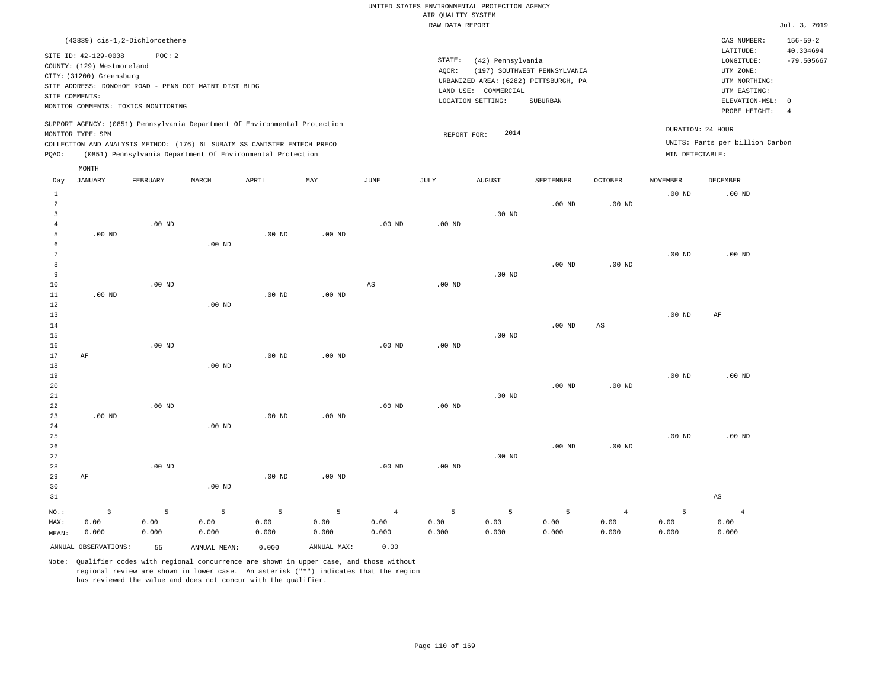UNITED STATES ENVIRONMENTAL PROTECTION AGENCY
AIR QUALITY SYSTEM
RAW DATA REPORT

Jul. 3, 2019

(43839) cis-1,2-Dichloroethene

SITE ID: 42-129-0008 POC: 2
COUNTY: (129) Westmoreland
CITY: (31200) Greensburg
SITE ADDRESS: DONOHOE ROAD - PENN DOT MAINT DIST BLDG
SITE COMMENTS:
MONITOR COMMENTS: TOXICS MONITORING

STATE: (42) Pennsylvania
AQCR: (197) SOUTHWEST PENNSYLVANIA
URBANIZED AREA: (6282) PITTSBURGH, PA
LAND USE: COMMERCIAL
LOCATION SETTING: SUBURBAN

CAS NUMBER: 156-59-2
LATITUDE: 40.304694
LONGITUDE: -79.505667
UTM ZONE:
UTM NORTHING:
UTM EASTING:
ELEVATION-MSL: 0
PROBE HEIGHT: 4

SUPPORT AGENCY: (0851) Pennsylvania Department Of Environmental Protection
MONITOR TYPE: SPM
COLLECTION AND ANALYSIS METHOD: (176) 6L SUBATM SS CANISTER ENTECH PRECO
PQAO: (0851) Pennsylvania Department Of Environmental Protection

REPORT FOR: 2014

DURATION: 24 HOUR
UNITS: Parts per billion Carbon
MIN DETECTABLE:

| Day | JANUARY | FEBRUARY | MARCH | APRIL | MAY | JUNE | JULY | AUGUST | SEPTEMBER | OCTOBER | NOVEMBER | DECEMBER |
|---|---|---|---|---|---|---|---|---|---|---|---|---|
| 1 | | | | | | | | | | | .00 ND | .00 ND |
| 2 | | | | | | | | | .00 ND | .00 ND | | |
| 3 | | | | | | | | .00 ND | | | | |
| 4 | | .00 ND | | | | .00 ND | .00 ND | | | | | |
| 5 | .00 ND | | | .00 ND | .00 ND | | | | | | | |
| 6 | | | .00 ND | | | | | | | | | |
| 7 | | | | | | | | | | | .00 ND | .00 ND |
| 8 | | | | | | | | | .00 ND | .00 ND | | |
| 9 | | | | | | | | .00 ND | | | | |
| 10 | | .00 ND | | | | AS | .00 ND | | | | | |
| 11 | .00 ND | | | .00 ND | .00 ND | | | | | | | |
| 12 | | | .00 ND | | | | | | | | | |
| 13 | | | | | | | | | | | .00 ND | AF |
| 14 | | | | | | | | | .00 ND | AS | | |
| 15 | | | | | | | | .00 ND | | | | |
| 16 | | .00 ND | | | | .00 ND | .00 ND | | | | | |
| 17 | AF | | | .00 ND | .00 ND | | | | | | | |
| 18 | | | .00 ND | | | | | | | | | |
| 19 | | | | | | | | | | | .00 ND | .00 ND |
| 20 | | | | | | | | | .00 ND | .00 ND | | |
| 21 | | | | | | | | .00 ND | | | | |
| 22 | | .00 ND | | | | .00 ND | .00 ND | | | | | |
| 23 | .00 ND | | | .00 ND | .00 ND | | | | | | | |
| 24 | | | .00 ND | | | | | | | | | |
| 25 | | | | | | | | | | | .00 ND | .00 ND |
| 26 | | | | | | | | | .00 ND | .00 ND | | |
| 27 | | | | | | | | .00 ND | | | | |
| 28 | | .00 ND | | | | .00 ND | .00 ND | | | | | |
| 29 | AF | | | .00 ND | .00 ND | | | | | | | |
| 30 | | | .00 ND | | | | | | | | | |
| 31 | | | | | | | | | | | | AS |
| NO.: | 3 | 5 | 5 | 5 | 5 | 4 | 5 | 5 | 5 | 4 | 5 | 4 |
| MAX: | 0.00 | 0.00 | 0.00 | 0.00 | 0.00 | 0.00 | 0.00 | 0.00 | 0.00 | 0.00 | 0.00 | 0.00 |
| MEAN: | 0.000 | 0.000 | 0.000 | 0.000 | 0.000 | 0.000 | 0.000 | 0.000 | 0.000 | 0.000 | 0.000 | 0.000 |

ANNUAL OBSERVATIONS: 55 ANNUAL MEAN: 0.000 ANNUAL MAX: 0.00

Note: Qualifier codes with regional concurrence are shown in upper case, and those without regional review are shown in lower case. An asterisk ("*") indicates that the region has reviewed the value and does not concur with the qualifier.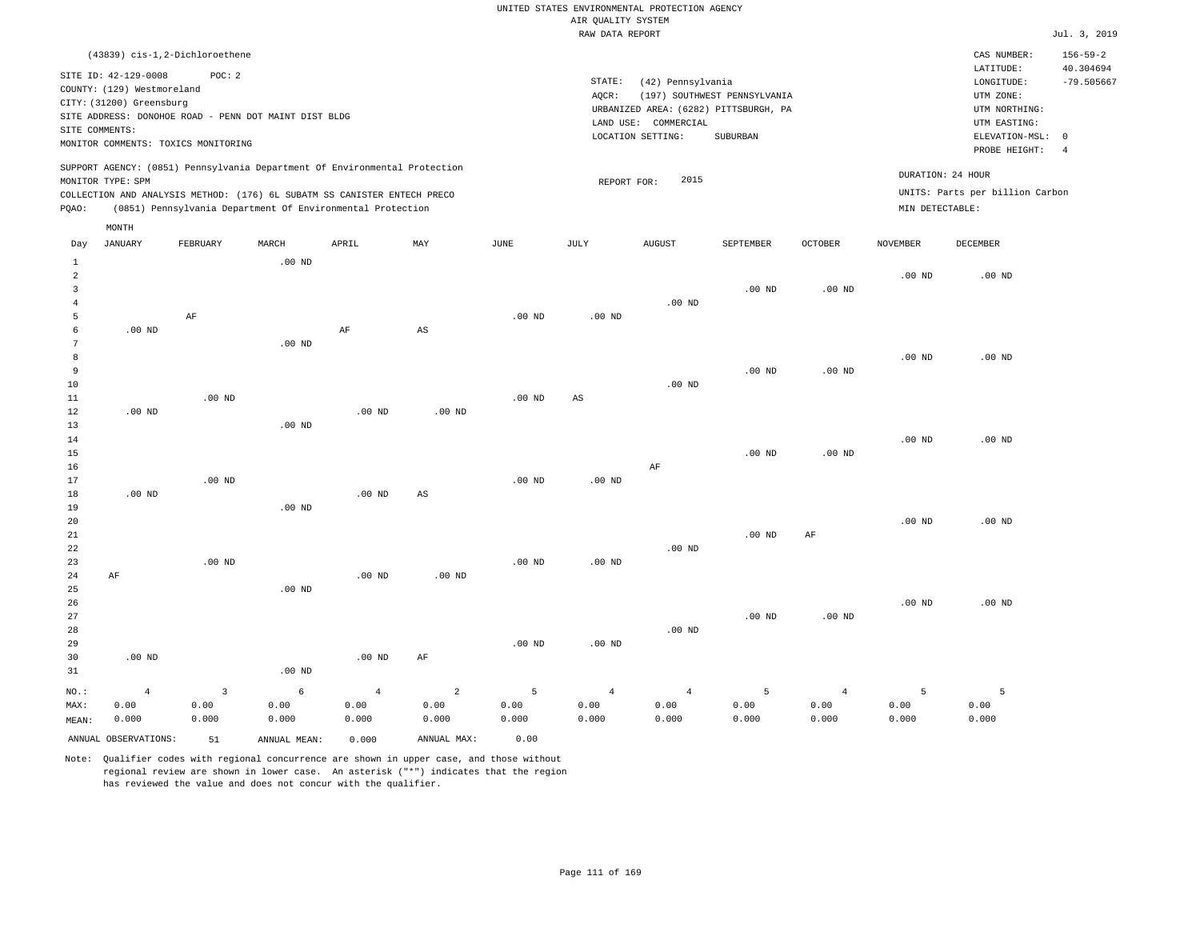UNITED STATES ENVIRONMENTAL PROTECTION AGENCY
AIR QUALITY SYSTEM
RAW DATA REPORT

Jul. 3, 2019

(43839) cis-1,2-Dichloroethene

SITE ID: 42-129-0008 POC: 2
COUNTY: (129) Westmoreland
CITY: (31200) Greensburg
SITE ADDRESS: DONOHOE ROAD - PENN DOT MAINT DIST BLDG
SITE COMMENTS:
MONITOR COMMENTS: TOXICS MONITORING

STATE: (42) Pennsylvania
AQCR: (197) SOUTHWEST PENNSYLVANIA
URBANIZED AREA: (6282) PITTSBURGH, PA
LAND USE: COMMERCIAL
LOCATION SETTING: SUBURBAN

CAS NUMBER: 156-59-2
LATITUDE: 40.304694
LONGITUDE: -79.505667
UTM ZONE:
UTM NORTHING:
UTM EASTING:
ELEVATION-MSL: 0
PROBE HEIGHT: 4

SUPPORT AGENCY: (0851) Pennsylvania Department Of Environmental Protection
MONITOR TYPE: SPM
COLLECTION AND ANALYSIS METHOD: (176) 6L SUBATM SS CANISTER ENTECH PRECO
PQAO: (0851) Pennsylvania Department Of Environmental Protection

REPORT FOR: 2015

DURATION: 24 HOUR
UNITS: Parts per billion Carbon
MIN DETECTABLE:

| Day | JANUARY | FEBRUARY | MARCH | APRIL | MAY | JUNE | JULY | AUGUST | SEPTEMBER | OCTOBER | NOVEMBER | DECEMBER |
|---|---|---|---|---|---|---|---|---|---|---|---|---|
| 1 | | | .00 ND | | | | | | | | | |
| 2 | | | | | | | | | | | .00 ND | .00 ND |
| 3 | | | | | | | | | .00 ND | .00 ND | | |
| 4 | | | | | | | | .00 ND | | | | |
| 5 | | AF | | | | .00 ND | .00 ND | | | | | |
| 6 | .00 ND | | | AF | AS | | | | | | | |
| 7 | | | .00 ND | | | | | | | | | |
| 8 | | | | | | | | | | | .00 ND | .00 ND |
| 9 | | | | | | | | | .00 ND | .00 ND | | |
| 10 | | | | | | | | .00 ND | | | | |
| 11 | | .00 ND | | | | .00 ND | AS | | | | | |
| 12 | .00 ND | | | .00 ND | .00 ND | | | | | | | |
| 13 | | | .00 ND | | | | | | | | | |
| 14 | | | | | | | | | | | .00 ND | .00 ND |
| 15 | | | | | | | | | .00 ND | .00 ND | | |
| 16 | | | | | | | | AF | | | | |
| 17 | | .00 ND | | | | .00 ND | .00 ND | | | | | |
| 18 | .00 ND | | | .00 ND | AS | | | | | | | |
| 19 | | | .00 ND | | | | | | | | | |
| 20 | | | | | | | | | | | .00 ND | .00 ND |
| 21 | | | | | | | | | .00 ND | AF | | |
| 22 | | | | | | | | .00 ND | | | | |
| 23 | | .00 ND | | | | .00 ND | .00 ND | | | | | |
| 24 | AF | | | .00 ND | .00 ND | | | | | | | |
| 25 | | | .00 ND | | | | | | | | | |
| 26 | | | | | | | | | | | .00 ND | .00 ND |
| 27 | | | | | | | | | .00 ND | .00 ND | | |
| 28 | | | | | | | | .00 ND | | | | |
| 29 | | | | | | .00 ND | .00 ND | | | | | |
| 30 | .00 ND | | | .00 ND | AF | | | | | | | |
| 31 | | | .00 ND | | | | | | | | | |
| NO.: | 4 | 3 | 6 | 4 | 2 | 5 | 4 | 4 | 5 | 4 | 5 | 5 |
| MAX: | 0.00 | 0.00 | 0.00 | 0.00 | 0.00 | 0.00 | 0.00 | 0.00 | 0.00 | 0.00 | 0.00 | 0.00 |
| MEAN: | 0.000 | 0.000 | 0.000 | 0.000 | 0.000 | 0.000 | 0.000 | 0.000 | 0.000 | 0.000 | 0.000 | 0.000 |

ANNUAL OBSERVATIONS: 51 ANNUAL MEAN: 0.000 ANNUAL MAX: 0.00

Note: Qualifier codes with regional concurrence are shown in upper case, and those without regional review are shown in lower case. An asterisk ("*") indicates that the region has reviewed the value and does not concur with the qualifier.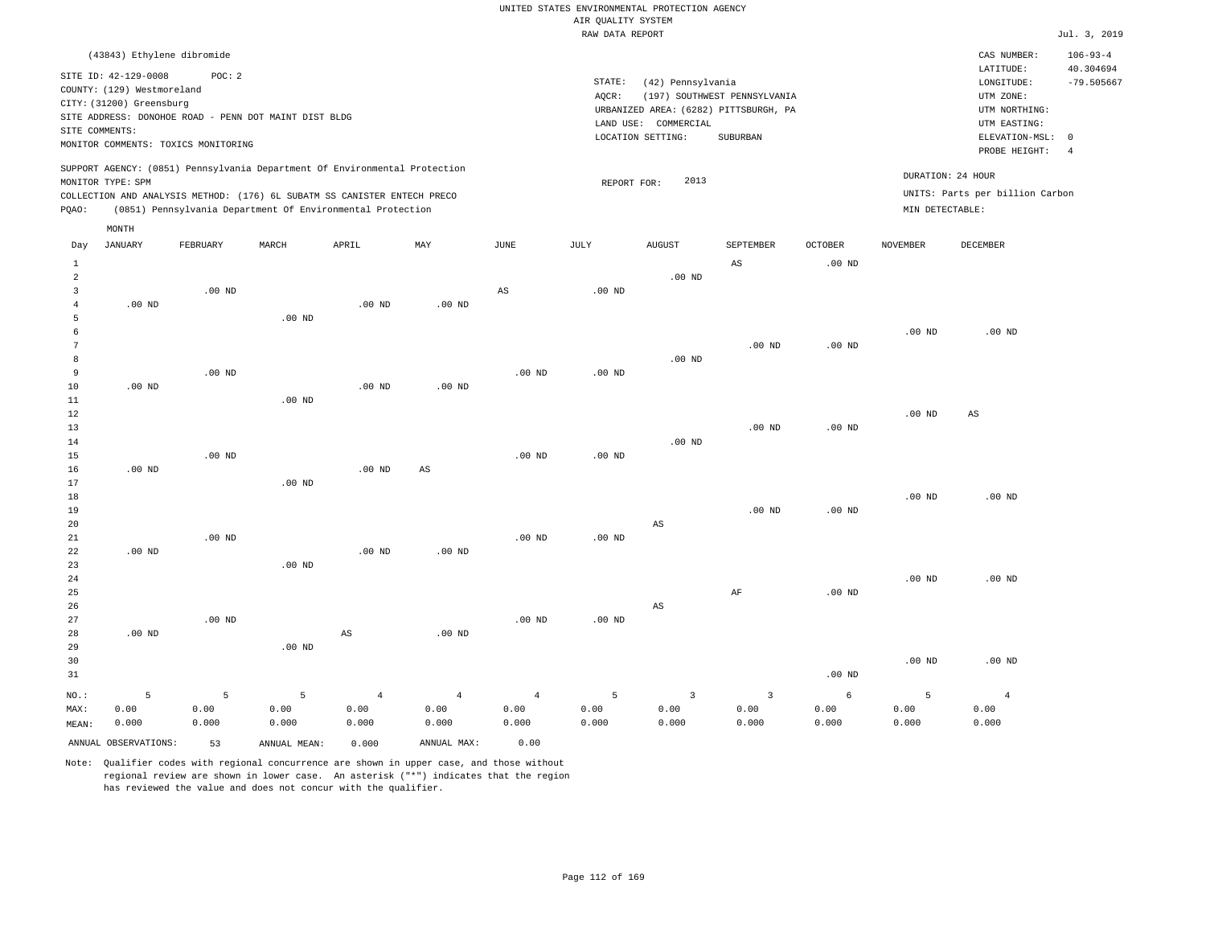UNITED STATES ENVIRONMENTAL PROTECTION AGENCY
AIR QUALITY SYSTEM
RAW DATA REPORT

Jul. 3, 2019

(43843) Ethylene dibromide

SITE ID: 42-129-0008 POC: 2
COUNTY: (129) Westmoreland
CITY: (31200) Greensburg
SITE ADDRESS: DONOHOE ROAD - PENN DOT MAINT DIST BLDG
SITE COMMENTS:
MONITOR COMMENTS: TOXICS MONITORING

STATE: (42) Pennsylvania
AQCR: (197) SOUTHWEST PENNSYLVANIA
URBANIZED AREA: (6282) PITTSBURGH, PA
LAND USE: COMMERCIAL
LOCATION SETTING: SUBURBAN

CAS NUMBER: 106-93-4
LATITUDE: 40.304694
LONGITUDE: -79.505667
UTM ZONE:
UTM NORTHING:
UTM EASTING:
ELEVATION-MSL: 0
PROBE HEIGHT: 4

SUPPORT AGENCY: (0851) Pennsylvania Department Of Environmental Protection
MONITOR TYPE: SPM
COLLECTION AND ANALYSIS METHOD: (176) 6L SUBATM SS CANISTER ENTECH PRECO
PQAO: (0851) Pennsylvania Department Of Environmental Protection

REPORT FOR: 2013

DURATION: 24 HOUR
UNITS: Parts per billion Carbon
MIN DETECTABLE:

| Day | JANUARY | FEBRUARY | MARCH | APRIL | MAY | JUNE | JULY | AUGUST | SEPTEMBER | OCTOBER | NOVEMBER | DECEMBER |
|---|---|---|---|---|---|---|---|---|---|---|---|---|
| 1 | | | | | | | | | AS | .00 ND | | |
| 2 | | | | | | | | .00 ND | | | | |
| 3 | | .00 ND | | | | AS | .00 ND | | | | | |
| 4 | .00 ND | | | .00 ND | .00 ND | | | | | | | |
| 5 | | | .00 ND | | | | | | | | | |
| 6 | | | | | | | | | | | .00 ND | .00 ND |
| 7 | | | | | | | | | .00 ND | .00 ND | | |
| 8 | | | | | | | | .00 ND | | | | |
| 9 | | .00 ND | | | | .00 ND | .00 ND | | | | | |
| 10 | .00 ND | | | .00 ND | .00 ND | | | | | | | |
| 11 | | | .00 ND | | | | | | | | | |
| 12 | | | | | | | | | | | .00 ND | AS |
| 13 | | | | | | | | | .00 ND | .00 ND | | |
| 14 | | | | | | | | .00 ND | | | | |
| 15 | | .00 ND | | | | .00 ND | .00 ND | | | | | |
| 16 | .00 ND | | | .00 ND | AS | | | | | | | |
| 17 | | | .00 ND | | | | | | | | | |
| 18 | | | | | | | | | | | .00 ND | .00 ND |
| 19 | | | | | | | | | .00 ND | .00 ND | | |
| 20 | | | | | | | | AS | | | | |
| 21 | | .00 ND | | | | .00 ND | .00 ND | | | | | |
| 22 | .00 ND | | | .00 ND | .00 ND | | | | | | | |
| 23 | | | .00 ND | | | | | | | | | |
| 24 | | | | | | | | | | | .00 ND | .00 ND |
| 25 | | | | | | | | | AF | .00 ND | | |
| 26 | | | | | | | | AS | | | | |
| 27 | | .00 ND | | | | .00 ND | .00 ND | | | | | |
| 28 | .00 ND | | | AS | .00 ND | | | | | | | |
| 29 | | | .00 ND | | | | | | | | | |
| 30 | | | | | | | | | | | .00 ND | .00 ND |
| 31 | | | | | | | | | | .00 ND | | |
| NO.: | 5 | 5 | 5 | 4 | 4 | 4 | 5 | 3 | 3 | 6 | 5 | 4 |
| MAX: | 0.00 | 0.00 | 0.00 | 0.00 | 0.00 | 0.00 | 0.00 | 0.00 | 0.00 | 0.00 | 0.00 | 0.00 |
| MEAN: | 0.000 | 0.000 | 0.000 | 0.000 | 0.000 | 0.000 | 0.000 | 0.000 | 0.000 | 0.000 | 0.000 | 0.000 |

ANNUAL OBSERVATIONS: 53 ANNUAL MEAN: 0.000 ANNUAL MAX: 0.00

Note: Qualifier codes with regional concurrence are shown in upper case, and those without regional review are shown in lower case. An asterisk ("*") indicates that the region has reviewed the value and does not concur with the qualifier.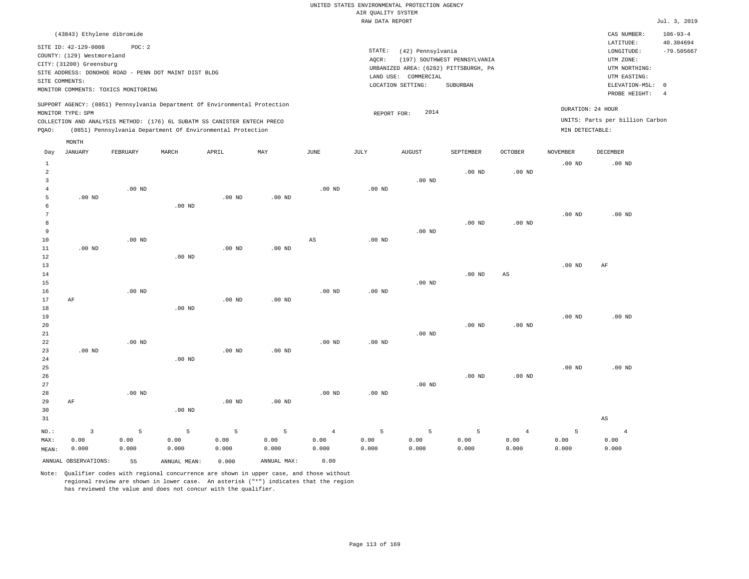UNITED STATES ENVIRONMENTAL PROTECTION AGENCY
AIR QUALITY SYSTEM
RAW DATA REPORT

Jul. 3, 2019

(43843) Ethylene dibromide

SITE ID: 42-129-0008 POC: 2
COUNTY: (129) Westmoreland
CITY: (31200) Greensburg
SITE ADDRESS: DONOHOE ROAD - PENN DOT MAINT DIST BLDG
SITE COMMENTS:
MONITOR COMMENTS: TOXICS MONITORING

STATE: (42) Pennsylvania
AQCR: (197) SOUTHWEST PENNSYLVANIA
URBANIZED AREA: (6282) PITTSBURGH, PA
LAND USE: COMMERCIAL
LOCATION SETTING: SUBURBAN

CAS NUMBER: 106-93-4
LATITUDE: 40.304694
LONGITUDE: -79.505667
UTM ZONE:
UTM NORTHING:
UTM EASTING:
ELEVATION-MSL: 0
PROBE HEIGHT: 4

SUPPORT AGENCY: (0851) Pennsylvania Department Of Environmental Protection
MONITOR TYPE: SPM
COLLECTION AND ANALYSIS METHOD: (176) 6L SUBATM SS CANISTER ENTECH PRECO
PQAO: (0851) Pennsylvania Department Of Environmental Protection

REPORT FOR: 2014

DURATION: 24 HOUR
UNITS: Parts per billion Carbon
MIN DETECTABLE:

| Day | JANUARY | FEBRUARY | MARCH | APRIL | MAY | JUNE | JULY | AUGUST | SEPTEMBER | OCTOBER | NOVEMBER | DECEMBER |
|---|---|---|---|---|---|---|---|---|---|---|---|---|
| 1 | | | | | | | | | | | .00 ND | .00 ND |
| 2 | | | | | | | | | .00 ND | .00 ND | | |
| 3 | | | | | | | | .00 ND | | | | |
| 4 | | .00 ND | | | | .00 ND | .00 ND | | | | | |
| 5 | .00 ND | | | .00 ND | .00 ND | | | | | | | |
| 6 | | | .00 ND | | | | | | | | | |
| 7 | | | | | | | | | | | .00 ND | .00 ND |
| 8 | | | | | | | | | .00 ND | .00 ND | | |
| 9 | | | | | | | | .00 ND | | | | |
| 10 | | .00 ND | | | | AS | .00 ND | | | | | |
| 11 | .00 ND | | | .00 ND | .00 ND | | | | | | | |
| 12 | | | .00 ND | | | | | | | | | |
| 13 | | | | | | | | | | | .00 ND | AF |
| 14 | | | | | | | | | .00 ND | AS | | |
| 15 | | | | | | | | .00 ND | | | | |
| 16 | | .00 ND | | | | .00 ND | .00 ND | | | | | |
| 17 | AF | | | .00 ND | .00 ND | | | | | | | |
| 18 | | | .00 ND | | | | | | | | | |
| 19 | | | | | | | | | | | .00 ND | .00 ND |
| 20 | | | | | | | | | .00 ND | .00 ND | | |
| 21 | | | | | | | | .00 ND | | | | |
| 22 | | .00 ND | | | | .00 ND | .00 ND | | | | | |
| 23 | .00 ND | | | .00 ND | .00 ND | | | | | | | |
| 24 | | | .00 ND | | | | | | | | | |
| 25 | | | | | | | | | | | .00 ND | .00 ND |
| 26 | | | | | | | | | .00 ND | .00 ND | | |
| 27 | | | | | | | | .00 ND | | | | |
| 28 | | .00 ND | | | | .00 ND | .00 ND | | | | | |
| 29 | AF | | | .00 ND | .00 ND | | | | | | | |
| 30 | | | .00 ND | | | | | | | | | |
| 31 | | | | | | | | | | | | AS |
| NO.: | 3 | 5 | 5 | 5 | 5 | 4 | 5 | 5 | 5 | 4 | 5 | 4 |
| MAX: | 0.00 | 0.00 | 0.00 | 0.00 | 0.00 | 0.00 | 0.00 | 0.00 | 0.00 | 0.00 | 0.00 | 0.00 |
| MEAN: | 0.000 | 0.000 | 0.000 | 0.000 | 0.000 | 0.000 | 0.000 | 0.000 | 0.000 | 0.000 | 0.000 | 0.000 |

ANNUAL OBSERVATIONS: 55 ANNUAL MEAN: 0.000 ANNUAL MAX: 0.00

Note: Qualifier codes with regional concurrence are shown in upper case, and those without regional review are shown in lower case. An asterisk ("*") indicates that the region has reviewed the value and does not concur with the qualifier.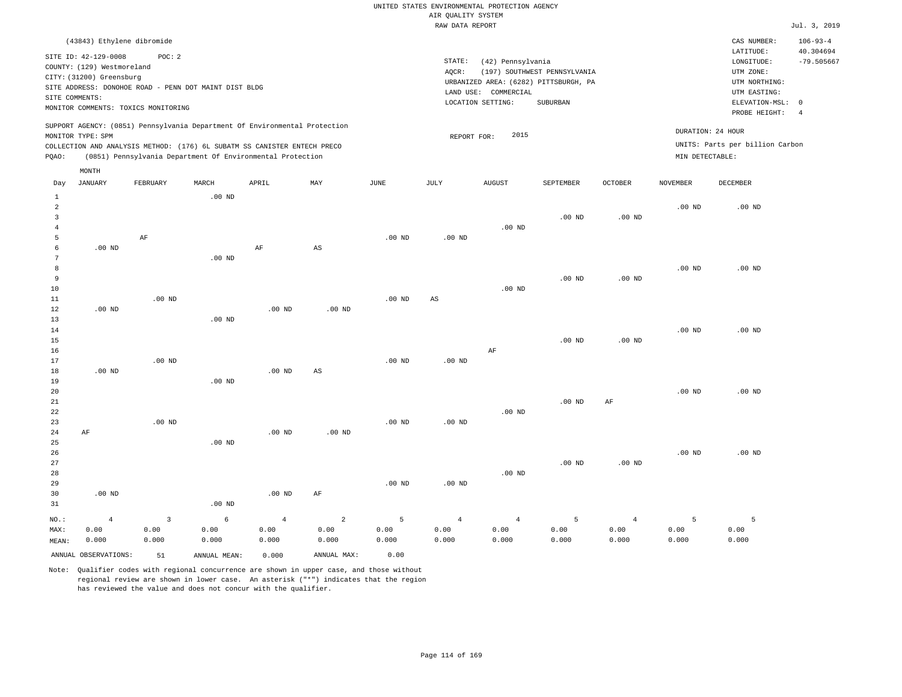UNITED STATES ENVIRONMENTAL PROTECTION AGENCY
AIR QUALITY SYSTEM
RAW DATA REPORT

Jul. 3, 2019

(43843) Ethylene dibromide

SITE ID: 42-129-0008 POC: 2
COUNTY: (129) Westmoreland
CITY: (31200) Greensburg
SITE ADDRESS: DONOHOE ROAD - PENN DOT MAINT DIST BLDG
SITE COMMENTS:
MONITOR COMMENTS: TOXICS MONITORING

STATE: (42) Pennsylvania
AQCR: (197) SOUTHWEST PENNSYLVANIA
URBANIZED AREA: (6282) PITTSBURGH, PA
LAND USE: COMMERCIAL
LOCATION SETTING: SUBURBAN

CAS NUMBER: 106-93-4
LATITUDE: 40.304694
LONGITUDE: -79.505667
UTM ZONE:
UTM NORTHING:
UTM EASTING:
ELEVATION-MSL: 0
PROBE HEIGHT: 4

SUPPORT AGENCY: (0851) Pennsylvania Department Of Environmental Protection
MONITOR TYPE: SPM
COLLECTION AND ANALYSIS METHOD: (176) 6L SUBATM SS CANISTER ENTECH PRECO
PQAO: (0851) Pennsylvania Department Of Environmental Protection

REPORT FOR: 2015

DURATION: 24 HOUR
UNITS: Parts per billion Carbon
MIN DETECTABLE:

| Day | JANUARY | FEBRUARY | MARCH | APRIL | MAY | JUNE | JULY | AUGUST | SEPTEMBER | OCTOBER | NOVEMBER | DECEMBER |
|---|---|---|---|---|---|---|---|---|---|---|---|---|
| 1 | | | .00 ND | | | | | | | | | |
| 2 | | | | | | | | | | | .00 ND | .00 ND |
| 3 | | | | | | | | | .00 ND | .00 ND | | |
| 4 | | | | | | | | .00 ND | | | | |
| 5 | | AF | | | | .00 ND | .00 ND | | | | | |
| 6 | .00 ND | | | AF | AS | | | | | | | |
| 7 | | | .00 ND | | | | | | | | | |
| 8 | | | | | | | | | | | .00 ND | .00 ND |
| 9 | | | | | | | | | .00 ND | .00 ND | | |
| 10 | | | | | | | | .00 ND | | | | |
| 11 | | .00 ND | | | | .00 ND | AS | | | | | |
| 12 | .00 ND | | | .00 ND | .00 ND | | | | | | | |
| 13 | | | .00 ND | | | | | | | | | |
| 14 | | | | | | | | | | | .00 ND | .00 ND |
| 15 | | | | | | | | | .00 ND | .00 ND | | |
| 16 | | | | | | | | AF | | | | |
| 17 | | .00 ND | | | | .00 ND | .00 ND | | | | | |
| 18 | .00 ND | | | .00 ND | AS | | | | | | | |
| 19 | | | .00 ND | | | | | | | | | |
| 20 | | | | | | | | | | | .00 ND | .00 ND |
| 21 | | | | | | | | | .00 ND | AF | | |
| 22 | | | | | | | | .00 ND | | | | |
| 23 | | .00 ND | | | | .00 ND | .00 ND | | | | | |
| 24 | AF | | | .00 ND | .00 ND | | | | | | | |
| 25 | | | .00 ND | | | | | | | | | |
| 26 | | | | | | | | | | | .00 ND | .00 ND |
| 27 | | | | | | | | | .00 ND | .00 ND | | |
| 28 | | | | | | | | .00 ND | | | | |
| 29 | | | | | | .00 ND | .00 ND | | | | | |
| 30 | .00 ND | | | .00 ND | AF | | | | | | | |
| 31 | | | .00 ND | | | | | | | | | |
| NO.: | 4 | 3 | 6 | 4 | 2 | 5 | 4 | 4 | 5 | 4 | 5 | 5 |
| MAX: | 0.00 | 0.00 | 0.00 | 0.00 | 0.00 | 0.00 | 0.00 | 0.00 | 0.00 | 0.00 | 0.00 | 0.00 |
| MEAN: | 0.000 | 0.000 | 0.000 | 0.000 | 0.000 | 0.000 | 0.000 | 0.000 | 0.000 | 0.000 | 0.000 | 0.000 |

ANNUAL OBSERVATIONS: 51 ANNUAL MEAN: 0.000 ANNUAL MAX: 0.00

Note: Qualifier codes with regional concurrence are shown in upper case, and those without regional review are shown in lower case. An asterisk ("*") indicates that the region has reviewed the value and does not concur with the qualifier.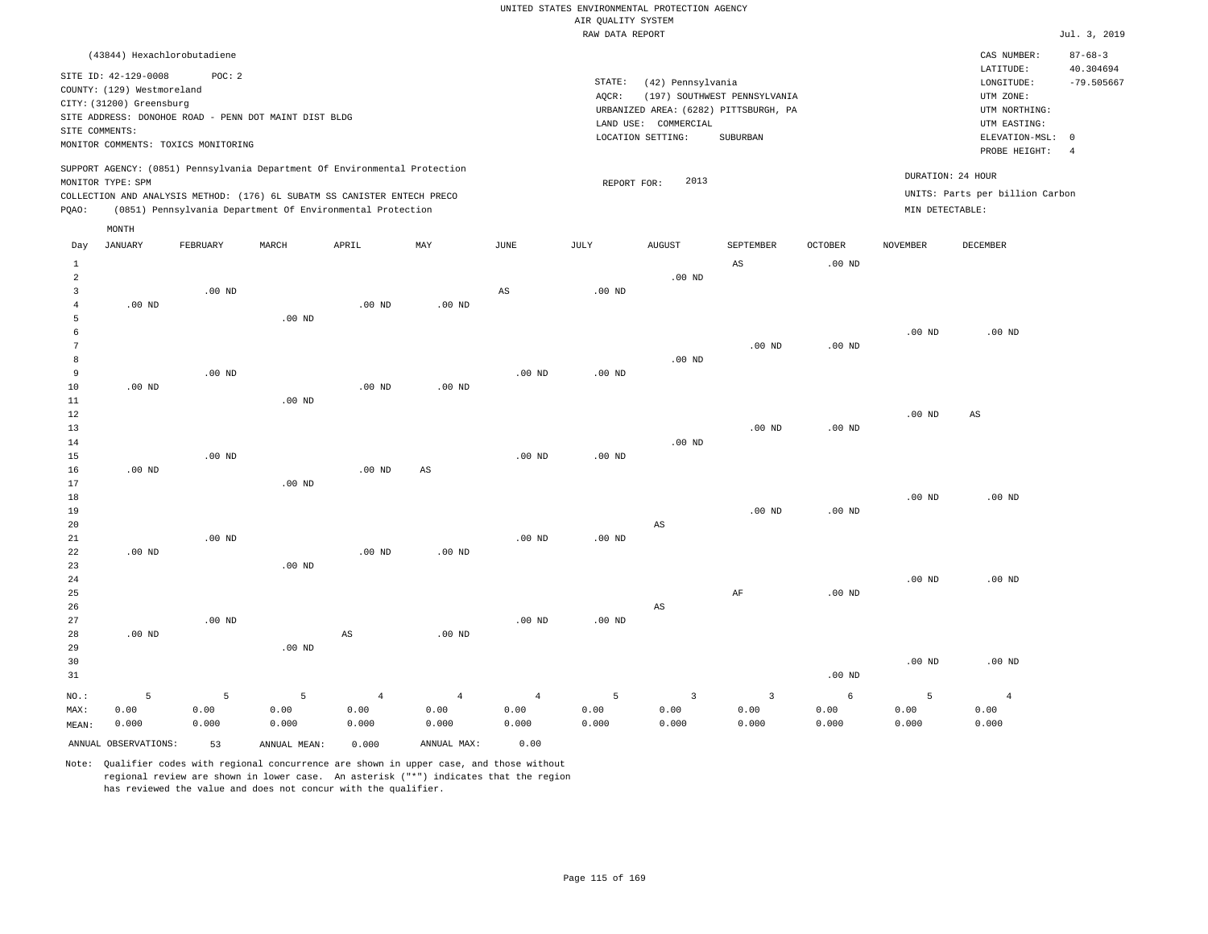UNITED STATES ENVIRONMENTAL PROTECTION AGENCY
AIR QUALITY SYSTEM
RAW DATA REPORT

Jul. 3, 2019

(43844) Hexachlorobutadiene

SITE ID: 42-129-0008 POC: 2
COUNTY: (129) Westmoreland
CITY: (31200) Greensburg
SITE ADDRESS: DONOHOE ROAD - PENN DOT MAINT DIST BLDG
SITE COMMENTS:
MONITOR COMMENTS: TOXICS MONITORING

STATE: (42) Pennsylvania
AQCR: (197) SOUTHWEST PENNSYLVANIA
URBANIZED AREA: (6282) PITTSBURGH, PA
LAND USE: COMMERCIAL
LOCATION SETTING: SUBURBAN

CAS NUMBER: 87-68-3
LATITUDE: 40.304694
LONGITUDE: -79.505667
UTM ZONE:
UTM NORTHING:
UTM EASTING:
ELEVATION-MSL: 0
PROBE HEIGHT: 4

SUPPORT AGENCY: (0851) Pennsylvania Department Of Environmental Protection
MONITOR TYPE: SPM
COLLECTION AND ANALYSIS METHOD: (176) 6L SUBATM SS CANISTER ENTECH PRECO
PQAO: (0851) Pennsylvania Department Of Environmental Protection

REPORT FOR: 2013

DURATION: 24 HOUR
UNITS: Parts per billion Carbon
MIN DETECTABLE:

| Day | JANUARY | FEBRUARY | MARCH | APRIL | MAY | JUNE | JULY | AUGUST | SEPTEMBER | OCTOBER | NOVEMBER | DECEMBER |
|---|---|---|---|---|---|---|---|---|---|---|---|---|
| 1 | | | | | | | | | AS | .00 ND | | |
| 2 | | | | | | | | .00 ND | | | | |
| 3 | | .00 ND | | | | AS | .00 ND | | | | | |
| 4 | .00 ND | | | .00 ND | .00 ND | | | | | | | |
| 5 | | | .00 ND | | | | | | | | | |
| 6 | | | | | | | | | | | .00 ND | .00 ND |
| 7 | | | | | | | | | .00 ND | .00 ND | | |
| 8 | | | | | | | | .00 ND | | | | |
| 9 | | .00 ND | | | | .00 ND | .00 ND | | | | | |
| 10 | .00 ND | | | .00 ND | .00 ND | | | | | | | |
| 11 | | | .00 ND | | | | | | | | | |
| 12 | | | | | | | | | | | .00 ND | AS |
| 13 | | | | | | | | | .00 ND | .00 ND | | |
| 14 | | | | | | | | .00 ND | | | | |
| 15 | | .00 ND | | | | .00 ND | .00 ND | | | | | |
| 16 | .00 ND | | | .00 ND | AS | | | | | | | |
| 17 | | | .00 ND | | | | | | | | | |
| 18 | | | | | | | | | | | .00 ND | .00 ND |
| 19 | | | | | | | | | .00 ND | .00 ND | | |
| 20 | | | | | | | | AS | | | | |
| 21 | | .00 ND | | | | .00 ND | .00 ND | | | | | |
| 22 | .00 ND | | | .00 ND | .00 ND | | | | | | | |
| 23 | | | .00 ND | | | | | | | | | |
| 24 | | | | | | | | | | | .00 ND | .00 ND |
| 25 | | | | | | | | | AF | .00 ND | | |
| 26 | | | | | | | | AS | | | | |
| 27 | | .00 ND | | | | .00 ND | .00 ND | | | | | |
| 28 | .00 ND | | | AS | .00 ND | | | | | | | |
| 29 | | | .00 ND | | | | | | | | | |
| 30 | | | | | | | | | | | .00 ND | .00 ND |
| 31 | | | | | | | | | | .00 ND | | |
| NO.: | 5 | 5 | 5 | 4 | 4 | 4 | 5 | 3 | 3 | 6 | 5 | 4 |
| MAX: | 0.00 | 0.00 | 0.00 | 0.00 | 0.00 | 0.00 | 0.00 | 0.00 | 0.00 | 0.00 | 0.00 | 0.00 |
| MEAN: | 0.000 | 0.000 | 0.000 | 0.000 | 0.000 | 0.000 | 0.000 | 0.000 | 0.000 | 0.000 | 0.000 | 0.000 |

ANNUAL OBSERVATIONS: 53 ANNUAL MEAN: 0.000 ANNUAL MAX: 0.00

Note: Qualifier codes with regional concurrence are shown in upper case, and those without regional review are shown in lower case. An asterisk ("*") indicates that the region has reviewed the value and does not concur with the qualifier.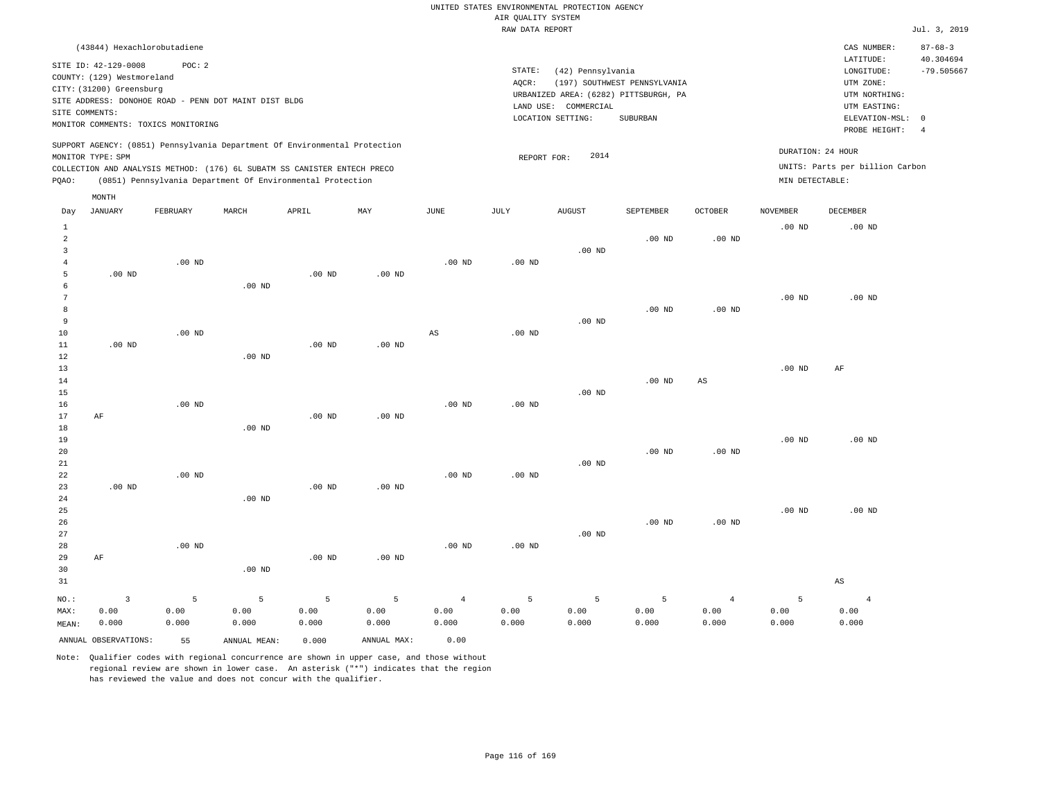UNITED STATES ENVIRONMENTAL PROTECTION AGENCY
AIR QUALITY SYSTEM
RAW DATA REPORT

Jul. 3, 2019

(43844) Hexachlorobutadiene

SITE ID: 42-129-0008 POC: 2
COUNTY: (129) Westmoreland
CITY: (31200) Greensburg
SITE ADDRESS: DONOHOE ROAD - PENN DOT MAINT DIST BLDG
SITE COMMENTS:
MONITOR COMMENTS: TOXICS MONITORING

STATE: (42) Pennsylvania
AQCR: (197) SOUTHWEST PENNSYLVANIA
URBANIZED AREA: (6282) PITTSBURGH, PA
LAND USE: COMMERCIAL
LOCATION SETTING: SUBURBAN

CAS NUMBER: 87-68-3
LATITUDE: 40.304694
LONGITUDE: -79.505667
UTM ZONE:
UTM NORTHING:
UTM EASTING:
ELEVATION-MSL: 0
PROBE HEIGHT: 4

SUPPORT AGENCY: (0851) Pennsylvania Department Of Environmental Protection
MONITOR TYPE: SPM
COLLECTION AND ANALYSIS METHOD: (176) 6L SUBATM SS CANISTER ENTECH PRECO
PQAO: (0851) Pennsylvania Department Of Environmental Protection

REPORT FOR: 2014

DURATION: 24 HOUR
UNITS: Parts per billion Carbon
MIN DETECTABLE:

| Day | JANUARY | FEBRUARY | MARCH | APRIL | MAY | JUNE | JULY | AUGUST | SEPTEMBER | OCTOBER | NOVEMBER | DECEMBER |
|---|---|---|---|---|---|---|---|---|---|---|---|---|
| 1 | | | | | | | | | | | .00 ND | .00 ND |
| 2 | | | | | | | | | .00 ND | .00 ND | | |
| 3 | | | | | | | | .00 ND | | | | |
| 4 | | .00 ND | | | | .00 ND | .00 ND | | | | | |
| 5 | .00 ND | | | .00 ND | .00 ND | | | | | | | |
| 6 | | | .00 ND | | | | | | | | | |
| 7 | | | | | | | | | | | .00 ND | .00 ND |
| 8 | | | | | | | | | .00 ND | .00 ND | | |
| 9 | | | | | | | | .00 ND | | | | |
| 10 | | .00 ND | | | | AS | .00 ND | | | | | |
| 11 | .00 ND | | | .00 ND | .00 ND | | | | | | | |
| 12 | | | .00 ND | | | | | | | | | |
| 13 | | | | | | | | | | | .00 ND | AF |
| 14 | | | | | | | | | .00 ND | AS | | |
| 15 | | | | | | | | .00 ND | | | | |
| 16 | | .00 ND | | | | .00 ND | .00 ND | | | | | |
| 17 | AF | | | .00 ND | .00 ND | | | | | | | |
| 18 | | | .00 ND | | | | | | | | | |
| 19 | | | | | | | | | | | .00 ND | .00 ND |
| 20 | | | | | | | | | .00 ND | .00 ND | | |
| 21 | | | | | | | | .00 ND | | | | |
| 22 | | .00 ND | | | | .00 ND | .00 ND | | | | | |
| 23 | .00 ND | | | .00 ND | .00 ND | | | | | | | |
| 24 | | | .00 ND | | | | | | | | | |
| 25 | | | | | | | | | | | .00 ND | .00 ND |
| 26 | | | | | | | | | .00 ND | .00 ND | | |
| 27 | | | | | | | | .00 ND | | | | |
| 28 | | .00 ND | | | | .00 ND | .00 ND | | | | | |
| 29 | AF | | | .00 ND | .00 ND | | | | | | | |
| 30 | | | .00 ND | | | | | | | | | |
| 31 | | | | | | | | | | | | AS |
| NO.: | 3 | 5 | 5 | 5 | 5 | 4 | 5 | 5 | 5 | 4 | 5 | 4 |
| MAX: | 0.00 | 0.00 | 0.00 | 0.00 | 0.00 | 0.00 | 0.00 | 0.00 | 0.00 | 0.00 | 0.00 | 0.00 |
| MEAN: | 0.000 | 0.000 | 0.000 | 0.000 | 0.000 | 0.000 | 0.000 | 0.000 | 0.000 | 0.000 | 0.000 | 0.000 |

ANNUAL OBSERVATIONS: 55  ANNUAL MEAN: 0.000  ANNUAL MAX: 0.00

Note: Qualifier codes with regional concurrence are shown in upper case, and those without regional review are shown in lower case. An asterisk ("*") indicates that the region has reviewed the value and does not concur with the qualifier.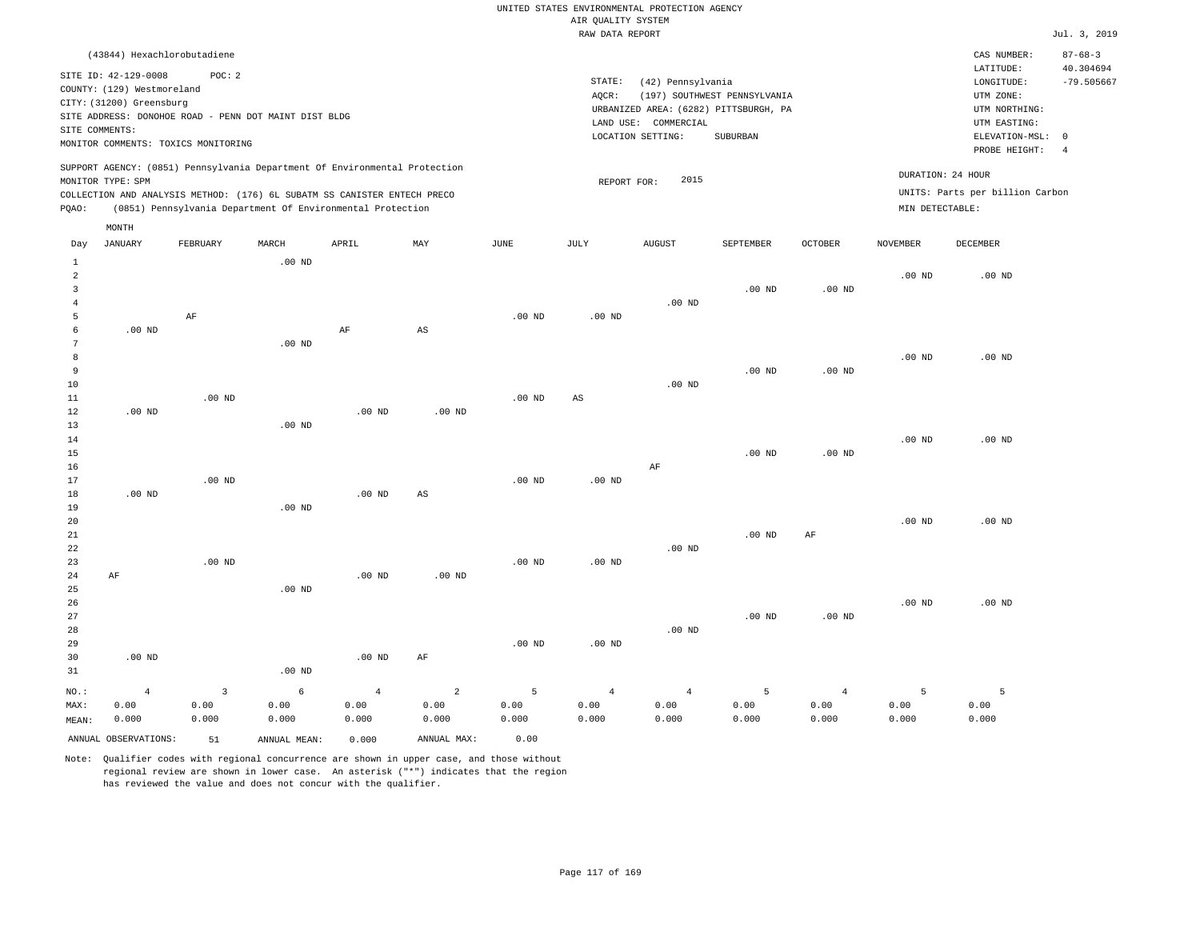UNITED STATES ENVIRONMENTAL PROTECTION AGENCY
AIR QUALITY SYSTEM
RAW DATA REPORT

Jul. 3, 2019

(43844) Hexachlorobutadiene

SITE ID: 42-129-0008 POC: 2
COUNTY: (129) Westmoreland
CITY: (31200) Greensburg
SITE ADDRESS: DONOHOE ROAD - PENN DOT MAINT DIST BLDG
SITE COMMENTS:
MONITOR COMMENTS: TOXICS MONITORING

STATE: (42) Pennsylvania
AQCR: (197) SOUTHWEST PENNSYLVANIA
URBANIZED AREA: (6282) PITTSBURGH, PA
LAND USE: COMMERCIAL
LOCATION SETTING: SUBURBAN

CAS NUMBER: 87-68-3
LATITUDE: 40.304694
LONGITUDE: -79.505667
UTM ZONE:
UTM NORTHING:
UTM EASTING:
ELEVATION-MSL: 0
PROBE HEIGHT: 4

SUPPORT AGENCY: (0851) Pennsylvania Department Of Environmental Protection
MONITOR TYPE: SPM
COLLECTION AND ANALYSIS METHOD: (176) 6L SUBATM SS CANISTER ENTECH PRECO
PQAO: (0851) Pennsylvania Department Of Environmental Protection

REPORT FOR: 2015

DURATION: 24 HOUR
UNITS: Parts per billion Carbon
MIN DETECTABLE:

| Day | JANUARY | FEBRUARY | MARCH | APRIL | MAY | JUNE | JULY | AUGUST | SEPTEMBER | OCTOBER | NOVEMBER | DECEMBER |
|---|---|---|---|---|---|---|---|---|---|---|---|---|
| 1 | | | .00 ND | | | | | | | | | |
| 2 | | | | | | | | | | | .00 ND | .00 ND |
| 3 | | | | | | | | | .00 ND | .00 ND | | |
| 4 | | | | | | | | .00 ND | | | | |
| 5 | | AF | | | | .00 ND | .00 ND | | | | | |
| 6 | .00 ND | | | AF | AS | | | | | | | |
| 7 | | | .00 ND | | | | | | | | | |
| 8 | | | | | | | | | | | .00 ND | .00 ND |
| 9 | | | | | | | | | .00 ND | .00 ND | | |
| 10 | | | | | | | | .00 ND | | | | |
| 11 | | .00 ND | | | | .00 ND | AS | | | | | |
| 12 | .00 ND | | | .00 ND | .00 ND | | | | | | | |
| 13 | | | .00 ND | | | | | | | | | |
| 14 | | | | | | | | | | | .00 ND | .00 ND |
| 15 | | | | | | | | | .00 ND | .00 ND | | |
| 16 | | | | | | | | AF | | | | |
| 17 | | .00 ND | | | | .00 ND | .00 ND | | | | | |
| 18 | .00 ND | | | .00 ND | AS | | | | | | | |
| 19 | | | .00 ND | | | | | | | | | |
| 20 | | | | | | | | | | | .00 ND | .00 ND |
| 21 | | | | | | | | | .00 ND | AF | | |
| 22 | | | | | | | | .00 ND | | | | |
| 23 | | .00 ND | | | | .00 ND | .00 ND | | | | | |
| 24 | AF | | | .00 ND | .00 ND | | | | | | | |
| 25 | | | .00 ND | | | | | | | | | |
| 26 | | | | | | | | | | | .00 ND | .00 ND |
| 27 | | | | | | | | | .00 ND | .00 ND | | |
| 28 | | | | | | | | .00 ND | | | | |
| 29 | | | | | | .00 ND | .00 ND | | | | | |
| 30 | .00 ND | | | .00 ND | AF | | | | | | | |
| 31 | | | .00 ND | | | | | | | | | |
| NO.: | 4 | 3 | 6 | 4 | 2 | 5 | 4 | 4 | 5 | 4 | 5 | 5 |
| MAX: | 0.00 | 0.00 | 0.00 | 0.00 | 0.00 | 0.00 | 0.00 | 0.00 | 0.00 | 0.00 | 0.00 | 0.00 |
| MEAN: | 0.000 | 0.000 | 0.000 | 0.000 | 0.000 | 0.000 | 0.000 | 0.000 | 0.000 | 0.000 | 0.000 | 0.000 |

ANNUAL OBSERVATIONS: 51 ANNUAL MEAN: 0.000 ANNUAL MAX: 0.00

Note: Qualifier codes with regional concurrence are shown in upper case, and those without regional review are shown in lower case. An asterisk ("*") indicates that the region has reviewed the value and does not concur with the qualifier.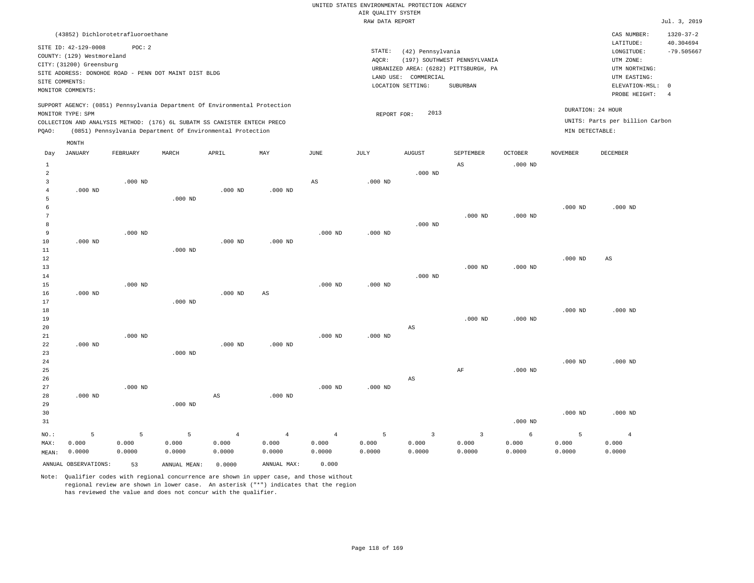UNITED STATES ENVIRONMENTAL PROTECTION AGENCY
AIR QUALITY SYSTEM
RAW DATA REPORT

Jul. 3, 2019

(43852) Dichlorotetrafluoroethane

SITE ID: 42-129-0008 POC: 2
COUNTY: (129) Westmoreland
CITY: (31200) Greensburg
SITE ADDRESS: DONOHOE ROAD - PENN DOT MAINT DIST BLDG
SITE COMMENTS:
MONITOR COMMENTS:

STATE: (42) Pennsylvania
AQCR: (197) SOUTHWEST PENNSYLVANIA
URBANIZED AREA: (6282) PITTSBURGH, PA
LAND USE: COMMERCIAL
LOCATION SETTING: SUBURBAN

CAS NUMBER: 1320-37-2
LATITUDE: 40.304694
LONGITUDE: -79.505667
UTM ZONE:
UTM NORTHING:
UTM EASTING:
ELEVATION-MSL: 0
PROBE HEIGHT: 4

SUPPORT AGENCY: (0851) Pennsylvania Department Of Environmental Protection
MONITOR TYPE: SPM
COLLECTION AND ANALYSIS METHOD: (176) 6L SUBATM SS CANISTER ENTECH PRECO
PQAO: (0851) Pennsylvania Department Of Environmental Protection

REPORT FOR: 2013

DURATION: 24 HOUR
UNITS: Parts per billion Carbon
MIN DETECTABLE:

| Day | JANUARY | FEBRUARY | MARCH | APRIL | MAY | JUNE | JULY | AUGUST | SEPTEMBER | OCTOBER | NOVEMBER | DECEMBER |
|---|---|---|---|---|---|---|---|---|---|---|---|---|
| 1 | | | | | | | | | AS | .000 ND | | |
| 2 | | | | | | | | .000 ND | | | | |
| 3 | | .000 ND | | | | AS | .000 ND | | | | | |
| 4 | .000 ND | | | .000 ND | .000 ND | | | | | | | |
| 5 | | | .000 ND | | | | | | | | | |
| 6 | | | | | | | | | | | .000 ND | .000 ND |
| 7 | | | | | | | | | .000 ND | .000 ND | | |
| 8 | | | | | | | | .000 ND | | | | |
| 9 | | .000 ND | | | | .000 ND | .000 ND | | | | | |
| 10 | .000 ND | | | .000 ND | .000 ND | | | | | | | |
| 11 | | | .000 ND | | | | | | | | | |
| 12 | | | | | | | | | | | .000 ND | AS |
| 13 | | | | | | | | | .000 ND | .000 ND | | |
| 14 | | | | | | | | .000 ND | | | | |
| 15 | | .000 ND | | | | .000 ND | .000 ND | | | | | |
| 16 | .000 ND | | | .000 ND | AS | | | | | | | |
| 17 | | | .000 ND | | | | | | | | | |
| 18 | | | | | | | | | | | .000 ND | .000 ND |
| 19 | | | | | | | | | .000 ND | .000 ND | | |
| 20 | | | | | | | | AS | | | | |
| 21 | | .000 ND | | | | .000 ND | .000 ND | | | | | |
| 22 | .000 ND | | | .000 ND | .000 ND | | | | | | | |
| 23 | | | .000 ND | | | | | | | | | |
| 24 | | | | | | | | | | | .000 ND | .000 ND |
| 25 | | | | | | | | | AF | .000 ND | | |
| 26 | | | | | | | | AS | | | | |
| 27 | | .000 ND | | | | .000 ND | .000 ND | | | | | |
| 28 | .000 ND | | | AS | .000 ND | | | | | | | |
| 29 | | | .000 ND | | | | | | | | | |
| 30 | | | | | | | | | | | .000 ND | .000 ND |
| 31 | | | | | | | | | | .000 ND | | |
| NO.: | 5 | 5 | 5 | 4 | 4 | 4 | 5 | 3 | 3 | 6 | 5 | 4 |
| MAX: | 0.000 | 0.000 | 0.000 | 0.000 | 0.000 | 0.000 | 0.000 | 0.000 | 0.000 | 0.000 | 0.000 | 0.000 |
| MEAN: | 0.0000 | 0.0000 | 0.0000 | 0.0000 | 0.0000 | 0.0000 | 0.0000 | 0.0000 | 0.0000 | 0.0000 | 0.0000 | 0.0000 |

ANNUAL OBSERVATIONS: 53 ANNUAL MEAN: 0.0000 ANNUAL MAX: 0.000

Note: Qualifier codes with regional concurrence are shown in upper case, and those without regional review are shown in lower case. An asterisk ("*") indicates that the region has reviewed the value and does not concur with the qualifier.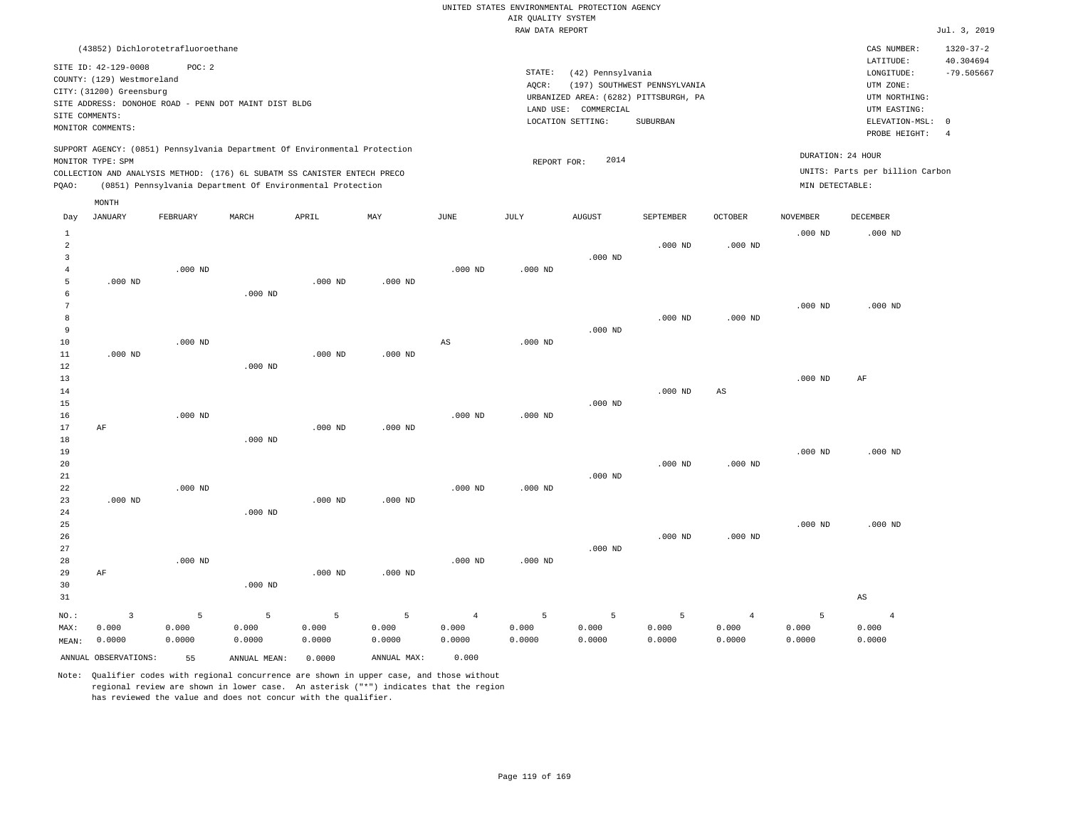UNITED STATES ENVIRONMENTAL PROTECTION AGENCY
AIR QUALITY SYSTEM
RAW DATA REPORT

Jul. 3, 2019

(43852) Dichlorotetrafluoroethane

SITE ID: 42-129-0008 POC: 2
COUNTY: (129) Westmoreland
CITY: (31200) Greensburg
SITE ADDRESS: DONOHOE ROAD - PENN DOT MAINT DIST BLDG
SITE COMMENTS:
MONITOR COMMENTS:

STATE: (42) Pennsylvania
AQCR: (197) SOUTHWEST PENNSYLVANIA
URBANIZED AREA: (6282) PITTSBURGH, PA
LAND USE: COMMERCIAL
LOCATION SETTING: SUBURBAN

CAS NUMBER: 1320-37-2
LATITUDE: 40.304694
LONGITUDE: -79.505667
UTM ZONE:
UTM NORTHING:
UTM EASTING:
ELEVATION-MSL: 0
PROBE HEIGHT: 4

SUPPORT AGENCY: (0851) Pennsylvania Department Of Environmental Protection
MONITOR TYPE: SPM
COLLECTION AND ANALYSIS METHOD: (176) 6L SUBATM SS CANISTER ENTECH PRECO
PQAO: (0851) Pennsylvania Department Of Environmental Protection

REPORT FOR: 2014

DURATION: 24 HOUR
UNITS: Parts per billion Carbon
MIN DETECTABLE:

| Day | JANUARY | FEBRUARY | MARCH | APRIL | MAY | JUNE | JULY | AUGUST | SEPTEMBER | OCTOBER | NOVEMBER | DECEMBER |
|---|---|---|---|---|---|---|---|---|---|---|---|---|
| 1 | | | | | | | | | | | .000 ND | .000 ND |
| 2 | | | | | | | | | .000 ND | .000 ND | | |
| 3 | | | | | | | | .000 ND | | | | |
| 4 | | .000 ND | | | | .000 ND | .000 ND | | | | | |
| 5 | .000 ND | | | .000 ND | .000 ND | | | | | | | |
| 6 | | | .000 ND | | | | | | | | | |
| 7 | | | | | | | | | | | .000 ND | .000 ND |
| 8 | | | | | | | | | .000 ND | .000 ND | | |
| 9 | | | | | | | | .000 ND | | | | |
| 10 | | .000 ND | | | | AS | .000 ND | | | | | |
| 11 | .000 ND | | | .000 ND | .000 ND | | | | | | | |
| 12 | | | .000 ND | | | | | | | | | |
| 13 | | | | | | | | | | | .000 ND | AF |
| 14 | | | | | | | | | .000 ND | AS | | |
| 15 | | | | | | | | .000 ND | | | | |
| 16 | | .000 ND | | | | .000 ND | .000 ND | | | | | |
| 17 | AF | | | .000 ND | .000 ND | | | | | | | |
| 18 | | | .000 ND | | | | | | | | | |
| 19 | | | | | | | | | | | .000 ND | .000 ND |
| 20 | | | | | | | | | .000 ND | .000 ND | | |
| 21 | | | | | | | | .000 ND | | | | |
| 22 | | .000 ND | | | | .000 ND | .000 ND | | | | | |
| 23 | .000 ND | | | .000 ND | .000 ND | | | | | | | |
| 24 | | | .000 ND | | | | | | | | | |
| 25 | | | | | | | | | | | .000 ND | .000 ND |
| 26 | | | | | | | | | .000 ND | .000 ND | | |
| 27 | | | | | | | | .000 ND | | | | |
| 28 | | .000 ND | | | | .000 ND | .000 ND | | | | | |
| 29 | AF | | | .000 ND | .000 ND | | | | | | | |
| 30 | | | .000 ND | | | | | | | | | |
| 31 | | | | | | | | | | | | AS |
| NO.: | 3 | 5 | 5 | 5 | 5 | 4 | 5 | 5 | 5 | 4 | 5 | 4 |
| MAX: | 0.000 | 0.000 | 0.000 | 0.000 | 0.000 | 0.000 | 0.000 | 0.000 | 0.000 | 0.000 | 0.000 | 0.000 |
| MEAN: | 0.0000 | 0.0000 | 0.0000 | 0.0000 | 0.0000 | 0.0000 | 0.0000 | 0.0000 | 0.0000 | 0.0000 | 0.0000 | 0.0000 |

ANNUAL OBSERVATIONS: 55 ANNUAL MEAN: 0.0000 ANNUAL MAX: 0.000

Note: Qualifier codes with regional concurrence are shown in upper case, and those without regional review are shown in lower case. An asterisk ("*") indicates that the region has reviewed the value and does not concur with the qualifier.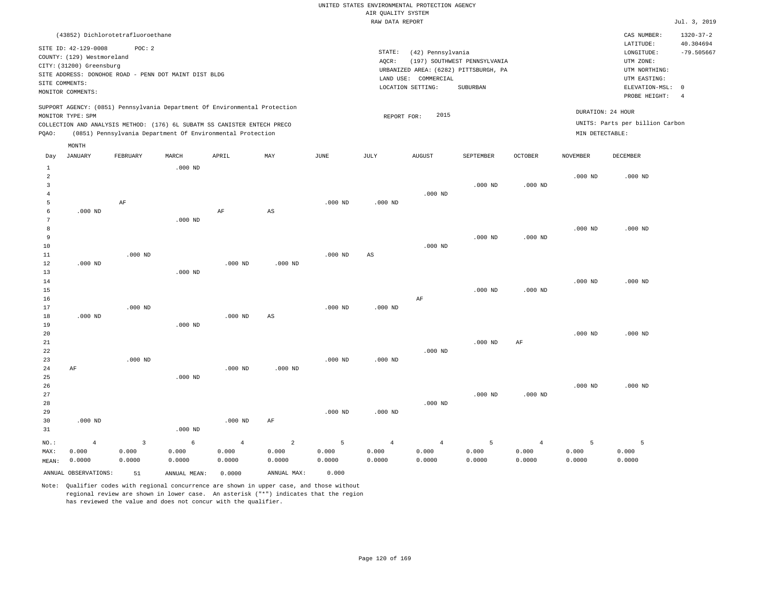UNITED STATES ENVIRONMENTAL PROTECTION AGENCY
AIR QUALITY SYSTEM
RAW DATA REPORT

Jul. 3, 2019

(43852) Dichlorotetrafluoroethane

SITE ID: 42-129-0008 POC: 2
COUNTY: (129) Westmoreland
CITY: (31200) Greensburg
SITE ADDRESS: DONOHOE ROAD - PENN DOT MAINT DIST BLDG
SITE COMMENTS:
MONITOR COMMENTS:

STATE: (42) Pennsylvania
AQCR: (197) SOUTHWEST PENNSYLVANIA
URBANIZED AREA: (6282) PITTSBURGH, PA
LAND USE: COMMERCIAL
LOCATION SETTING: SUBURBAN

CAS NUMBER: 1320-37-2
LATITUDE: 40.304694
LONGITUDE: -79.505667
UTM ZONE:
UTM NORTHING:
UTM EASTING:
ELEVATION-MSL: 0
PROBE HEIGHT: 4

SUPPORT AGENCY: (0851) Pennsylvania Department Of Environmental Protection
MONITOR TYPE: SPM
COLLECTION AND ANALYSIS METHOD: (176) 6L SUBATM SS CANISTER ENTECH PRECO
PQAO: (0851) Pennsylvania Department Of Environmental Protection

REPORT FOR: 2015

DURATION: 24 HOUR
UNITS: Parts per billion Carbon
MIN DETECTABLE:

| Day | JANUARY | FEBRUARY | MARCH | APRIL | MAY | JUNE | JULY | AUGUST | SEPTEMBER | OCTOBER | NOVEMBER | DECEMBER |
|---|---|---|---|---|---|---|---|---|---|---|---|---|
| 1 | | | .000 ND | | | | | | | | | |
| 2 | | | | | | | | | | | .000 ND | .000 ND |
| 3 | | | | | | | | | .000 ND | .000 ND | | |
| 4 | | | | | | | | .000 ND | | | | |
| 5 | | AF | | | | .000 ND | .000 ND | | | | | |
| 6 | .000 ND | | | AF | AS | | | | | | | |
| 7 | | | .000 ND | | | | | | | | | |
| 8 | | | | | | | | | | | .000 ND | .000 ND |
| 9 | | | | | | | | | .000 ND | .000 ND | | |
| 10 | | | | | | | | .000 ND | | | | |
| 11 | | .000 ND | | | | .000 ND | AS | | | | | |
| 12 | .000 ND | | | .000 ND | .000 ND | | | | | | | |
| 13 | | | .000 ND | | | | | | | | | |
| 14 | | | | | | | | | | | .000 ND | .000 ND |
| 15 | | | | | | | | | .000 ND | .000 ND | | |
| 16 | | | | | | | | AF | | | | |
| 17 | | .000 ND | | | | .000 ND | .000 ND | | | | | |
| 18 | .000 ND | | | .000 ND | AS | | | | | | | |
| 19 | | | .000 ND | | | | | | | | | |
| 20 | | | | | | | | | | | .000 ND | .000 ND |
| 21 | | | | | | | | | .000 ND | AF | | |
| 22 | | | | | | | | .000 ND | | | | |
| 23 | | .000 ND | | | | .000 ND | .000 ND | | | | | |
| 24 | AF | | | .000 ND | .000 ND | | | | | | | |
| 25 | | | .000 ND | | | | | | | | | |
| 26 | | | | | | | | | | | .000 ND | .000 ND |
| 27 | | | | | | | | | .000 ND | .000 ND | | |
| 28 | | | | | | | | .000 ND | | | | |
| 29 | | | | | | .000 ND | .000 ND | | | | | |
| 30 | .000 ND | | | .000 ND | AF | | | | | | | |
| 31 | | | .000 ND | | | | | | | | | |
| NO.: | 4 | 3 | 6 | 4 | 2 | 5 | 4 | 4 | 5 | 4 | 5 | 5 |
| MAX: | 0.000 | 0.000 | 0.000 | 0.000 | 0.000 | 0.000 | 0.000 | 0.000 | 0.000 | 0.000 | 0.000 | 0.000 |
| MEAN: | 0.0000 | 0.0000 | 0.0000 | 0.0000 | 0.0000 | 0.0000 | 0.0000 | 0.0000 | 0.0000 | 0.0000 | 0.0000 | 0.0000 |

ANNUAL OBSERVATIONS: 51 ANNUAL MEAN: 0.0000 ANNUAL MAX: 0.000

Note: Qualifier codes with regional concurrence are shown in upper case, and those without regional review are shown in lower case. An asterisk ("*") indicates that the region has reviewed the value and does not concur with the qualifier.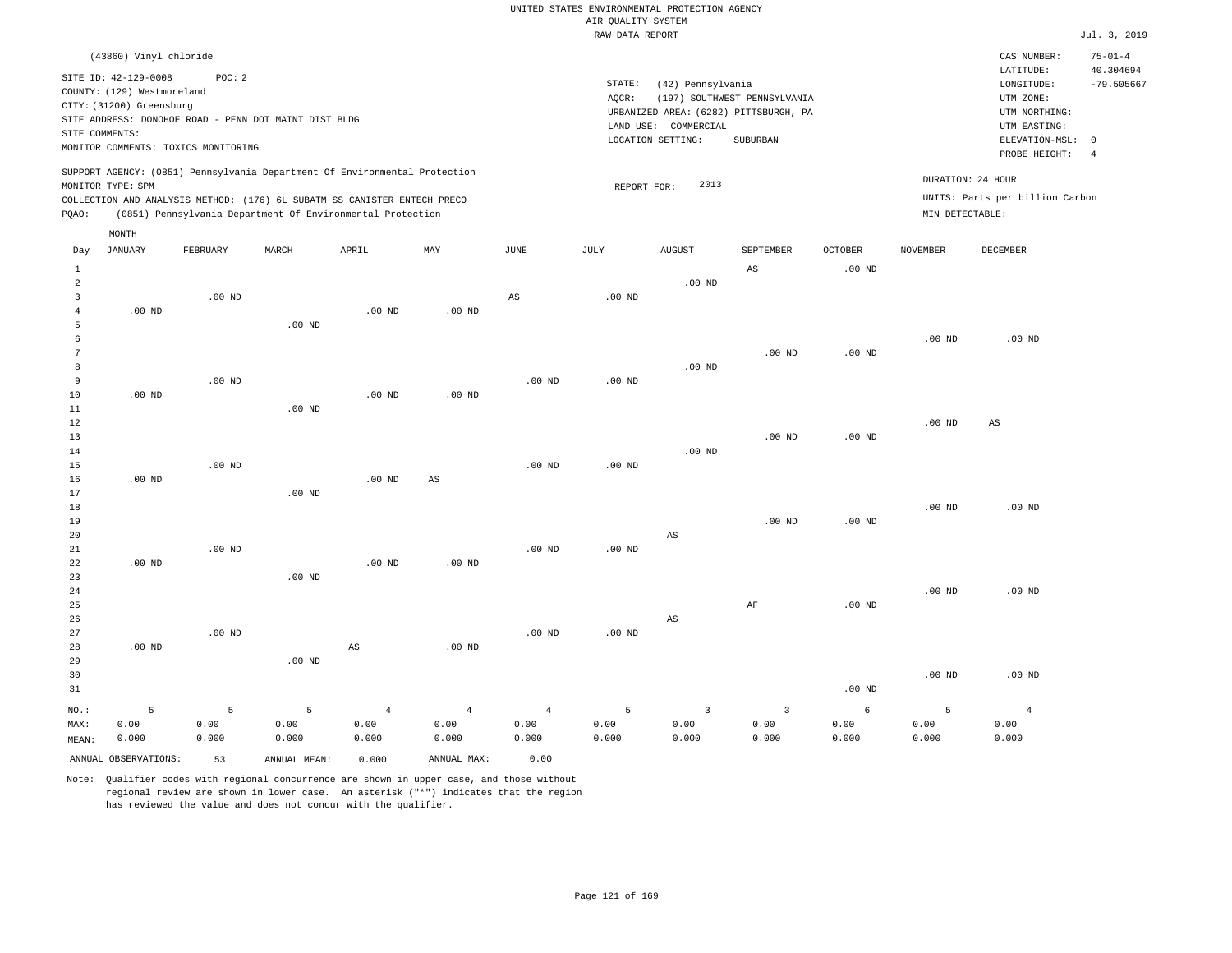UNITED STATES ENVIRONMENTAL PROTECTION AGENCY
AIR QUALITY SYSTEM
RAW DATA REPORT

Jul. 3, 2019

(43860) Vinyl chloride

SITE ID: 42-129-0008 POC: 2
COUNTY: (129) Westmoreland
CITY: (31200) Greensburg
SITE ADDRESS: DONOHOE ROAD - PENN DOT MAINT DIST BLDG
SITE COMMENTS:
MONITOR COMMENTS: TOXICS MONITORING

STATE: (42) Pennsylvania
AQCR: (197) SOUTHWEST PENNSYLVANIA
URBANIZED AREA: (6282) PITTSBURGH, PA
LAND USE: COMMERCIAL
LOCATION SETTING: SUBURBAN

CAS NUMBER: 75-01-4
LATITUDE: 40.304694
LONGITUDE: -79.505667
UTM ZONE:
UTM NORTHING:
UTM EASTING:
ELEVATION-MSL: 0
PROBE HEIGHT: 4

SUPPORT AGENCY: (0851) Pennsylvania Department Of Environmental Protection
MONITOR TYPE: SPM
COLLECTION AND ANALYSIS METHOD: (176) 6L SUBATM SS CANISTER ENTECH PRECO
PQAO: (0851) Pennsylvania Department Of Environmental Protection

REPORT FOR: 2013

DURATION: 24 HOUR
UNITS: Parts per billion Carbon
MIN DETECTABLE:

| Day | JANUARY | FEBRUARY | MARCH | APRIL | MAY | JUNE | JULY | AUGUST | SEPTEMBER | OCTOBER | NOVEMBER | DECEMBER |
|---|---|---|---|---|---|---|---|---|---|---|---|---|
| 1 | | | | | | | | | AS | .00 ND | | |
| 2 | | | | | | | | .00 ND | | | | |
| 3 | | .00 ND | | | | AS | .00 ND | | | | | |
| 4 | .00 ND | | | .00 ND | .00 ND | | | | | | | |
| 5 | | | .00 ND | | | | | | | | | |
| 6 | | | | | | | | | | | .00 ND | .00 ND |
| 7 | | | | | | | | | .00 ND | .00 ND | | |
| 8 | | | | | | | | .00 ND | | | | |
| 9 | | .00 ND | | | | .00 ND | .00 ND | | | | | |
| 10 | .00 ND | | | .00 ND | .00 ND | | | | | | | |
| 11 | | | .00 ND | | | | | | | | | |
| 12 | | | | | | | | | | | .00 ND | AS |
| 13 | | | | | | | | | .00 ND | .00 ND | | |
| 14 | | | | | | | | .00 ND | | | | |
| 15 | | .00 ND | | | | .00 ND | .00 ND | | | | | |
| 16 | .00 ND | | | .00 ND | AS | | | | | | | |
| 17 | | | .00 ND | | | | | | | | | |
| 18 | | | | | | | | | | | .00 ND | .00 ND |
| 19 | | | | | | | | | .00 ND | .00 ND | | |
| 20 | | | | | | | | AS | | | | |
| 21 | | .00 ND | | | | .00 ND | .00 ND | | | | | |
| 22 | .00 ND | | | .00 ND | .00 ND | | | | | | | |
| 23 | | | .00 ND | | | | | | | | | |
| 24 | | | | | | | | | | | .00 ND | .00 ND |
| 25 | | | | | | | | | AF | .00 ND | | |
| 26 | | | | | | | | AS | | | | |
| 27 | | .00 ND | | | | .00 ND | .00 ND | | | | | |
| 28 | .00 ND | | | AS | .00 ND | | | | | | | |
| 29 | | | .00 ND | | | | | | | | | |
| 30 | | | | | | | | | | | .00 ND | .00 ND |
| 31 | | | | | | | | | | .00 ND | | |
| NO.: | 5 | 5 | 5 | 4 | 4 | 4 | 5 | 3 | 3 | 6 | 5 | 4 |
| MAX: | 0.00 | 0.00 | 0.00 | 0.00 | 0.00 | 0.00 | 0.00 | 0.00 | 0.00 | 0.00 | 0.00 | 0.00 |
| MEAN: | 0.000 | 0.000 | 0.000 | 0.000 | 0.000 | 0.000 | 0.000 | 0.000 | 0.000 | 0.000 | 0.000 | 0.000 |

ANNUAL OBSERVATIONS: 53 ANNUAL MEAN: 0.000 ANNUAL MAX: 0.00

Note: Qualifier codes with regional concurrence are shown in upper case, and those without regional review are shown in lower case. An asterisk ("*") indicates that the region has reviewed the value and does not concur with the qualifier.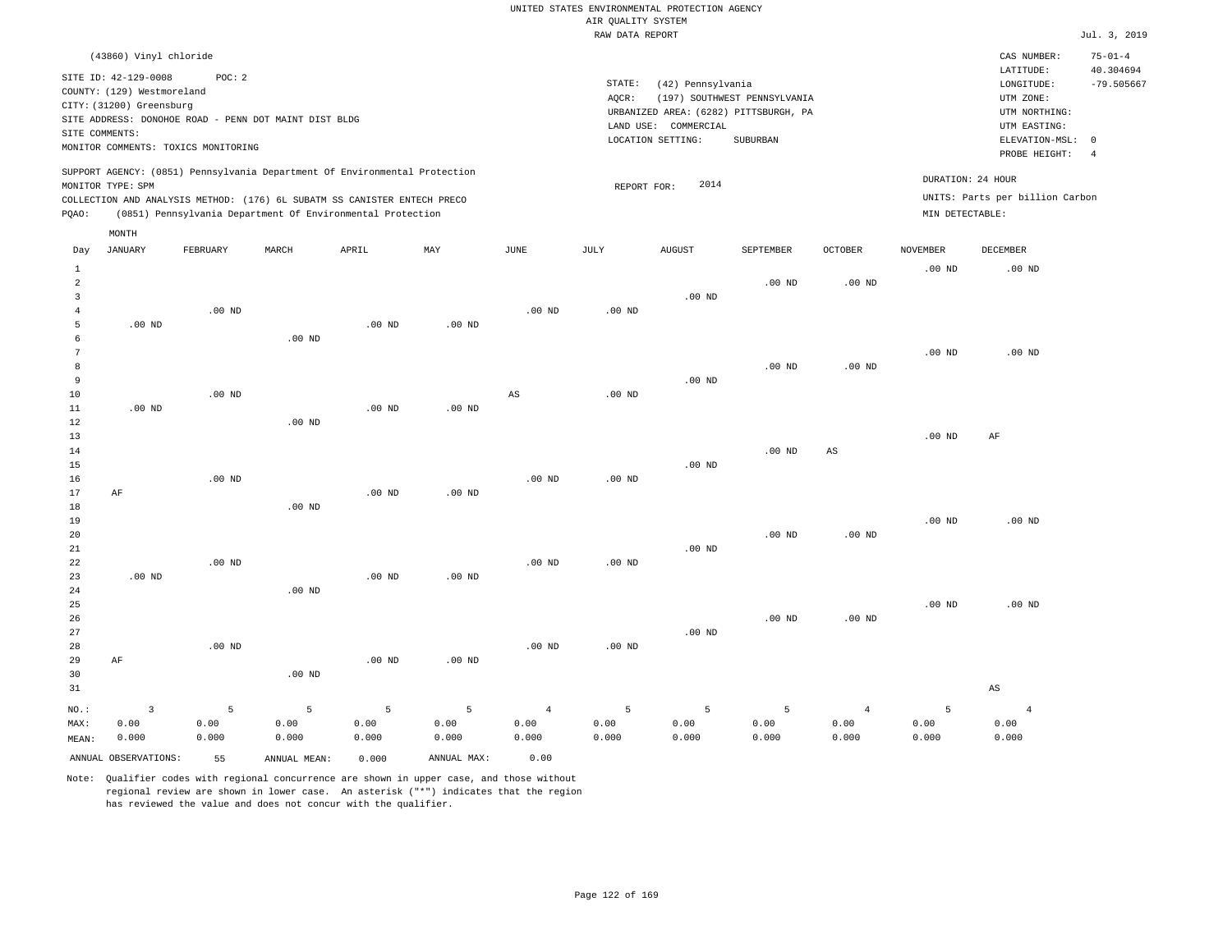UNITED STATES ENVIRONMENTAL PROTECTION AGENCY
AIR QUALITY SYSTEM
RAW DATA REPORT

Jul. 3, 2019

(43860) Vinyl chloride

SITE ID: 42-129-0008 POC: 2
COUNTY: (129) Westmoreland
CITY: (31200) Greensburg
SITE ADDRESS: DONOHOE ROAD - PENN DOT MAINT DIST BLDG
SITE COMMENTS:
MONITOR COMMENTS: TOXICS MONITORING

STATE: (42) Pennsylvania
AQCR: (197) SOUTHWEST PENNSYLVANIA
URBANIZED AREA: (6282) PITTSBURGH, PA
LAND USE: COMMERCIAL
LOCATION SETTING: SUBURBAN

CAS NUMBER: 75-01-4
LATITUDE: 40.304694
LONGITUDE: -79.505667
UTM ZONE:
UTM NORTHING:
UTM EASTING:
ELEVATION-MSL: 0
PROBE HEIGHT: 4

SUPPORT AGENCY: (0851) Pennsylvania Department Of Environmental Protection
MONITOR TYPE: SPM
COLLECTION AND ANALYSIS METHOD: (176) 6L SUBATM SS CANISTER ENTECH PRECO
PQAO: (0851) Pennsylvania Department Of Environmental Protection

REPORT FOR: 2014

DURATION: 24 HOUR
UNITS: Parts per billion Carbon
MIN DETECTABLE:

| Day | JANUARY | FEBRUARY | MARCH | APRIL | MAY | JUNE | JULY | AUGUST | SEPTEMBER | OCTOBER | NOVEMBER | DECEMBER |
|---|---|---|---|---|---|---|---|---|---|---|---|---|
| 1 | | | | | | | | | | | .00 ND | .00 ND |
| 2 | | | | | | | | | .00 ND | .00 ND | | |
| 3 | | | | | | | | .00 ND | | | | |
| 4 | | .00 ND | | | | .00 ND | .00 ND | | | | | |
| 5 | .00 ND | | | .00 ND | .00 ND | | | | | | | |
| 6 | | | .00 ND | | | | | | | | | |
| 7 | | | | | | | | | | | .00 ND | .00 ND |
| 8 | | | | | | | | | .00 ND | .00 ND | | |
| 9 | | | | | | | | .00 ND | | | | |
| 10 | | .00 ND | | | | AS | .00 ND | | | | | |
| 11 | .00 ND | | | .00 ND | .00 ND | | | | | | | |
| 12 | | | .00 ND | | | | | | | | | |
| 13 | | | | | | | | | | | .00 ND | AF |
| 14 | | | | | | | | | .00 ND | AS | | |
| 15 | | | | | | | | .00 ND | | | | |
| 16 | | .00 ND | | | | .00 ND | .00 ND | | | | | |
| 17 | AF | | | .00 ND | .00 ND | | | | | | | |
| 18 | | | .00 ND | | | | | | | | | |
| 19 | | | | | | | | | | | .00 ND | .00 ND |
| 20 | | | | | | | | | .00 ND | .00 ND | | |
| 21 | | | | | | | | .00 ND | | | | |
| 22 | | .00 ND | | | | .00 ND | .00 ND | | | | | |
| 23 | .00 ND | | | .00 ND | .00 ND | | | | | | | |
| 24 | | | .00 ND | | | | | | | | | |
| 25 | | | | | | | | | | | .00 ND | .00 ND |
| 26 | | | | | | | | | .00 ND | .00 ND | | |
| 27 | | | | | | | | .00 ND | | | | |
| 28 | | .00 ND | | | | .00 ND | .00 ND | | | | | |
| 29 | AF | | | .00 ND | .00 ND | | | | | | | |
| 30 | | | .00 ND | | | | | | | | | |
| 31 | | | | | | | | | | | | AS |
| NO.: | 3 | 5 | 5 | 5 | 5 | 4 | 5 | 5 | 5 | 4 | 5 | 4 |
| MAX: | 0.00 | 0.00 | 0.00 | 0.00 | 0.00 | 0.00 | 0.00 | 0.00 | 0.00 | 0.00 | 0.00 | 0.00 |
| MEAN: | 0.000 | 0.000 | 0.000 | 0.000 | 0.000 | 0.000 | 0.000 | 0.000 | 0.000 | 0.000 | 0.000 | 0.000 |

ANNUAL OBSERVATIONS: 55 ANNUAL MEAN: 0.000 ANNUAL MAX: 0.00

Note: Qualifier codes with regional concurrence are shown in upper case, and those without regional review are shown in lower case. An asterisk ("*") indicates that the region has reviewed the value and does not concur with the qualifier.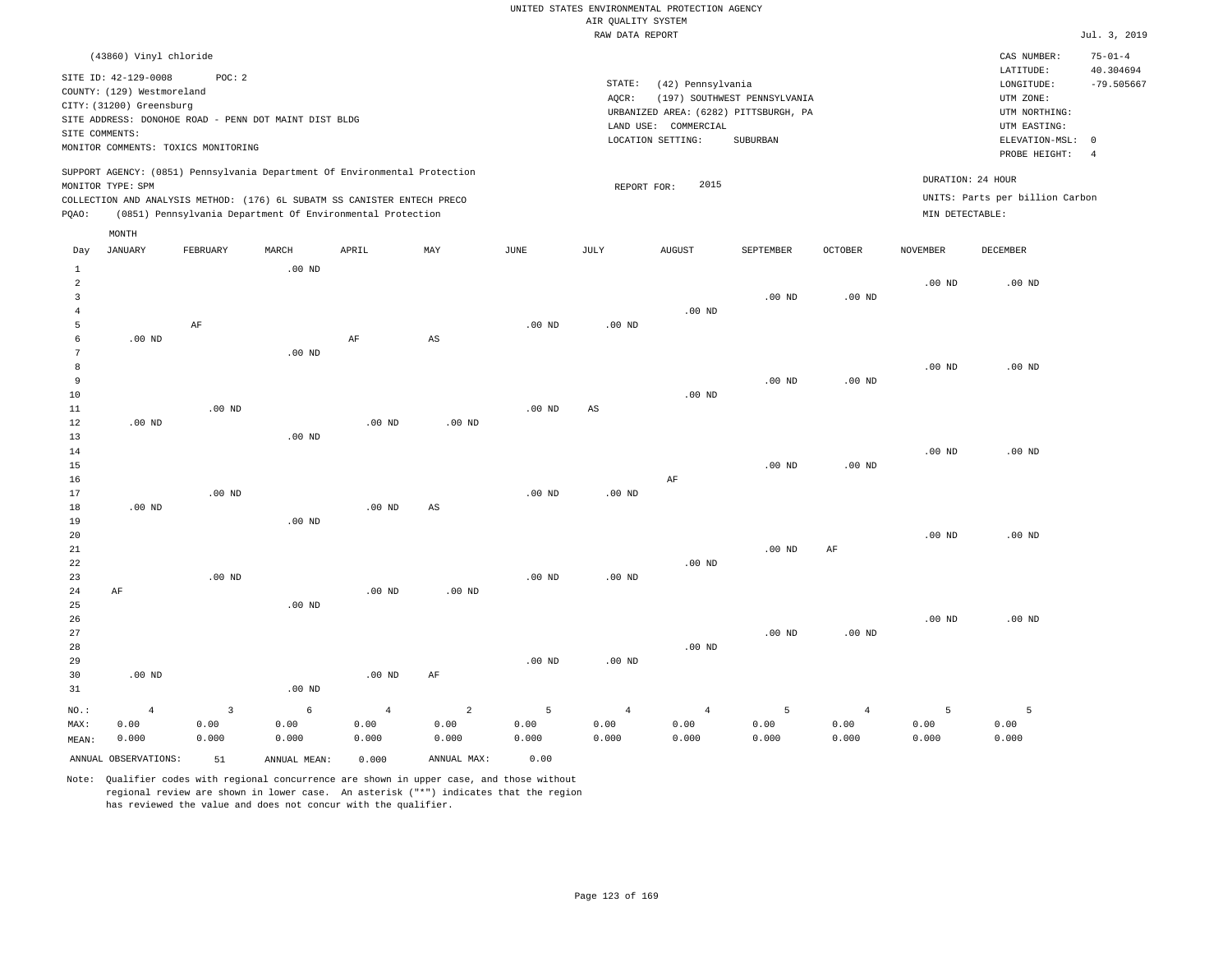UNITED STATES ENVIRONMENTAL PROTECTION AGENCY
AIR QUALITY SYSTEM
RAW DATA REPORT

Jul. 3, 2019

(43860) Vinyl chloride

SITE ID: 42-129-0008 POC: 2
COUNTY: (129) Westmoreland
CITY: (31200) Greensburg
SITE ADDRESS: DONOHOE ROAD - PENN DOT MAINT DIST BLDG
SITE COMMENTS:
MONITOR COMMENTS: TOXICS MONITORING

STATE: (42) Pennsylvania
AQCR: (197) SOUTHWEST PENNSYLVANIA
URBANIZED AREA: (6282) PITTSBURGH, PA
LAND USE: COMMERCIAL
LOCATION SETTING: SUBURBAN

CAS NUMBER: 75-01-4
LATITUDE: 40.304694
LONGITUDE: -79.505667
UTM ZONE:
UTM NORTHING:
UTM EASTING:
ELEVATION-MSL: 0
PROBE HEIGHT: 4

SUPPORT AGENCY: (0851) Pennsylvania Department Of Environmental Protection
MONITOR TYPE: SPM
COLLECTION AND ANALYSIS METHOD: (176) 6L SUBATM SS CANISTER ENTECH PRECO
PQAO: (0851) Pennsylvania Department Of Environmental Protection

REPORT FOR: 2015

DURATION: 24 HOUR
UNITS: Parts per billion Carbon
MIN DETECTABLE:

| Day | JANUARY | FEBRUARY | MARCH | APRIL | MAY | JUNE | JULY | AUGUST | SEPTEMBER | OCTOBER | NOVEMBER | DECEMBER |
|---|---|---|---|---|---|---|---|---|---|---|---|---|
| 1 | | | .00 ND | | | | | | | | | |
| 2 | | | | | | | | | | | .00 ND | .00 ND |
| 3 | | | | | | | | | .00 ND | .00 ND | | |
| 4 | | | | | | | | .00 ND | | | | |
| 5 | | AF | | | | .00 ND | .00 ND | | | | | |
| 6 | .00 ND | | | AF | AS | | | | | | | |
| 7 | | | .00 ND | | | | | | | | | |
| 8 | | | | | | | | | | | .00 ND | .00 ND |
| 9 | | | | | | | | | .00 ND | .00 ND | | |
| 10 | | | | | | | | .00 ND | | | | |
| 11 | | .00 ND | | | | .00 ND | AS | | | | | |
| 12 | .00 ND | | | .00 ND | .00 ND | | | | | | | |
| 13 | | | .00 ND | | | | | | | | | |
| 14 | | | | | | | | | | | .00 ND | .00 ND |
| 15 | | | | | | | | | .00 ND | .00 ND | | |
| 16 | | | | | | | | AF | | | | |
| 17 | | .00 ND | | | | .00 ND | .00 ND | | | | | |
| 18 | .00 ND | | | .00 ND | AS | | | | | | | |
| 19 | | | .00 ND | | | | | | | | | |
| 20 | | | | | | | | | | | .00 ND | .00 ND |
| 21 | | | | | | | | | .00 ND | AF | | |
| 22 | | | | | | | | .00 ND | | | | |
| 23 | | .00 ND | | | | .00 ND | .00 ND | | | | | |
| 24 | AF | | | .00 ND | .00 ND | | | | | | | |
| 25 | | | .00 ND | | | | | | | | | |
| 26 | | | | | | | | | | | .00 ND | .00 ND |
| 27 | | | | | | | | | .00 ND | .00 ND | | |
| 28 | | | | | | | | .00 ND | | | | |
| 29 | | | | | | .00 ND | .00 ND | | | | | |
| 30 | .00 ND | | | .00 ND | AF | | | | | | | |
| 31 | | | .00 ND | | | | | | | | | |
| NO.: | 4 | 3 | 6 | 4 | 2 | 5 | 4 | 4 | 5 | 4 | 5 | 5 |
| MAX: | 0.00 | 0.00 | 0.00 | 0.00 | 0.00 | 0.00 | 0.00 | 0.00 | 0.00 | 0.00 | 0.00 | 0.00 |
| MEAN: | 0.000 | 0.000 | 0.000 | 0.000 | 0.000 | 0.000 | 0.000 | 0.000 | 0.000 | 0.000 | 0.000 | 0.000 |

ANNUAL OBSERVATIONS: 51 ANNUAL MEAN: 0.000 ANNUAL MAX: 0.00

Note: Qualifier codes with regional concurrence are shown in upper case, and those without regional review are shown in lower case. An asterisk ("*") indicates that the region has reviewed the value and does not concur with the qualifier.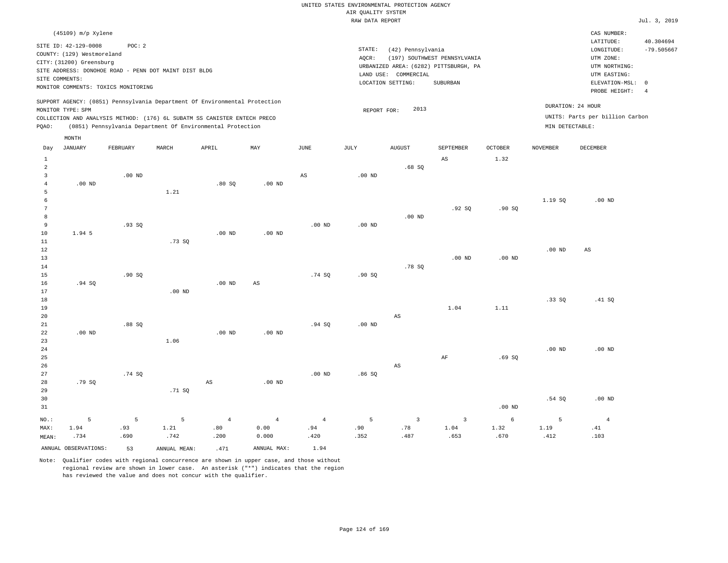UNITED STATES ENVIRONMENTAL PROTECTION AGENCY
AIR QUALITY SYSTEM
RAW DATA REPORT

Jul. 3, 2019

(45109) m/p Xylene

SITE ID: 42-129-0008 POC: 2
COUNTY: (129) Westmoreland
CITY: (31200) Greensburg
SITE ADDRESS: DONOHOE ROAD - PENN DOT MAINT DIST BLDG
SITE COMMENTS:
MONITOR COMMENTS: TOXICS MONITORING

STATE: (42) Pennsylvania
AQCR: (197) SOUTHWEST PENNSYLVANIA
URBANIZED AREA: (6282) PITTSBURGH, PA
LAND USE: COMMERCIAL
LOCATION SETTING: SUBURBAN

CAS NUMBER:
LATITUDE: 40.304694
LONGITUDE: -79.505667
UTM ZONE:
UTM NORTHING:
UTM EASTING:
ELEVATION-MSL: 0
PROBE HEIGHT: 4

SUPPORT AGENCY: (0851) Pennsylvania Department Of Environmental Protection
MONITOR TYPE: SPM
COLLECTION AND ANALYSIS METHOD: (176) 6L SUBATM SS CANISTER ENTECH PRECO
PQAO: (0851) Pennsylvania Department Of Environmental Protection

REPORT FOR: 2013

DURATION: 24 HOUR
UNITS: Parts per billion Carbon
MIN DETECTABLE:

| Day | JANUARY | FEBRUARY | MARCH | APRIL | MAY | JUNE | JULY | AUGUST | SEPTEMBER | OCTOBER | NOVEMBER | DECEMBER |
|---|---|---|---|---|---|---|---|---|---|---|---|---|
| 1 | | | | | | | | | AS | 1.32 | | |
| 2 | | | | | | | | .68 SQ | | | | |
| 3 | | .00 ND | | | | AS | .00 ND | | | | | |
| 4 | .00 ND | | | .80 SQ | .00 ND | | | | | | | |
| 5 | | | 1.21 | | | | | | | | | |
| 6 | | | | | | | | | | | 1.19 SQ | .00 ND |
| 7 | | | | | | | | | .92 SQ | .90 SQ | | |
| 8 | | | | | | | | .00 ND | | | | |
| 9 | | .93 SQ | | | | .00 ND | .00 ND | | | | | |
| 10 | 1.94 5 | | | .00 ND | .00 ND | | | | | | | |
| 11 | | | .73 SQ | | | | | | | | | |
| 12 | | | | | | | | | | | .00 ND | AS |
| 13 | | | | | | | | | .00 ND | .00 ND | | |
| 14 | | | | | | | | .78 SQ | | | | |
| 15 | | .90 SQ | | | | .74 SQ | .90 SQ | | | | | |
| 16 | .94 SQ | | | .00 ND | AS | | | | | | | |
| 17 | | | .00 ND | | | | | | | | | |
| 18 | | | | | | | | | | | .33 SQ | .41 SQ |
| 19 | | | | | | | | | 1.04 | 1.11 | | |
| 20 | | | | | | | | AS | | | | |
| 21 | | .88 SQ | | | | .94 SQ | .00 ND | | | | | |
| 22 | .00 ND | | | .00 ND | .00 ND | | | | | | | |
| 23 | | | 1.06 | | | | | | | | | |
| 24 | | | | | | | | | | | .00 ND | .00 ND |
| 25 | | | | | | | | | AF | .69 SQ | | |
| 26 | | | | | | | | AS | | | | |
| 27 | | .74 SQ | | | | .00 ND | .86 SQ | | | | | |
| 28 | .79 SQ | | | AS | .00 ND | | | | | | | |
| 29 | | | .71 SQ | | | | | | | | | |
| 30 | | | | | | | | | | | .54 SQ | .00 ND |
| 31 | | | | | | | | | | .00 ND | | |
| NO.: | 5 | 5 | 5 | 4 | 4 | 4 | 5 | 3 | 3 | 6 | 5 | 4 |
| MAX: | 1.94 | .93 | 1.21 | .80 | 0.00 | .94 | .90 | .78 | 1.04 | 1.32 | 1.19 | .41 |
| MEAN: | .734 | .690 | .742 | .200 | 0.000 | .420 | .352 | .487 | .653 | .670 | .412 | .103 |

ANNUAL OBSERVATIONS: 53 ANNUAL MEAN: .471 ANNUAL MAX: 1.94

Note: Qualifier codes with regional concurrence are shown in upper case, and those without regional review are shown in lower case. An asterisk ("*") indicates that the region has reviewed the value and does not concur with the qualifier.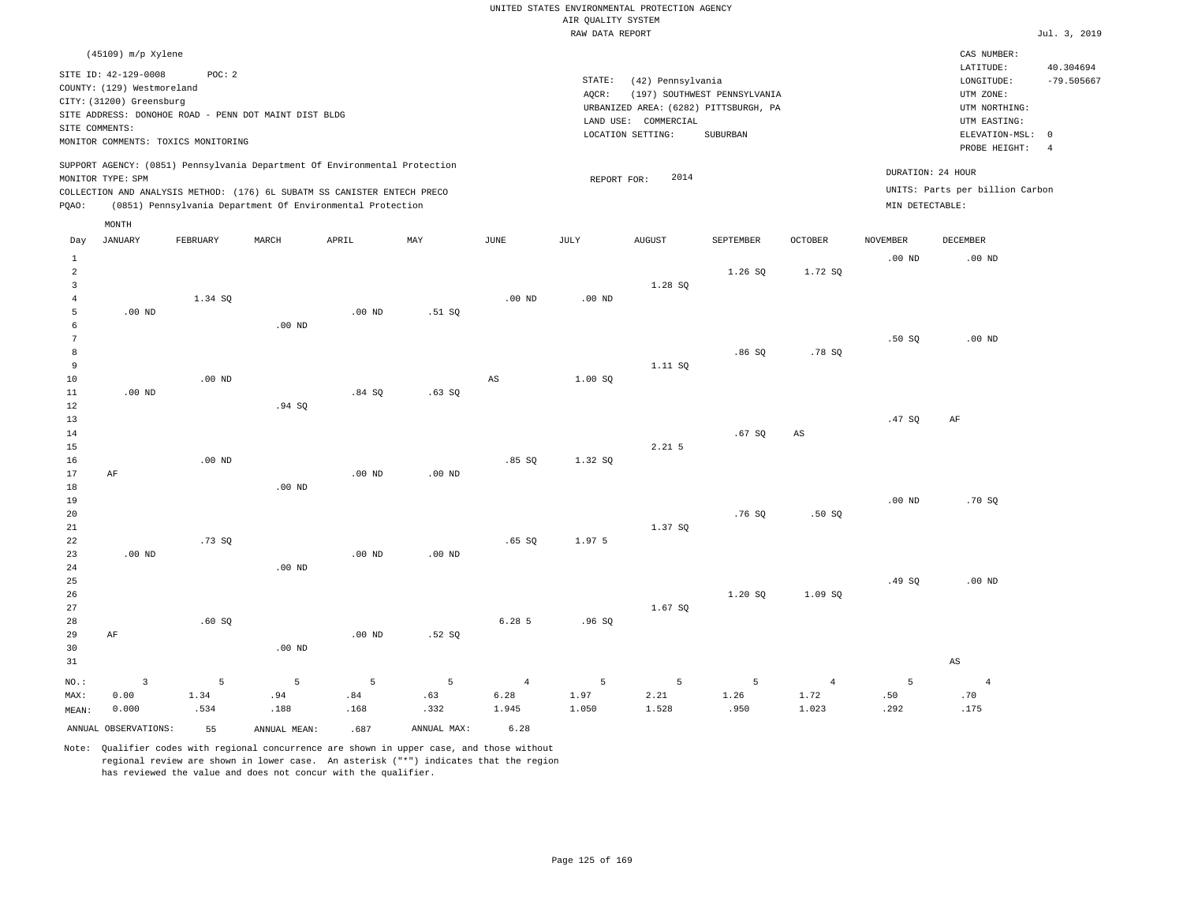UNITED STATES ENVIRONMENTAL PROTECTION AGENCY
AIR QUALITY SYSTEM
RAW DATA REPORT

Jul. 3, 2019

(45109) m/p Xylene

SITE ID: 42-129-0008 POC: 2
COUNTY: (129) Westmoreland
CITY: (31200) Greensburg
SITE ADDRESS: DONOHOE ROAD - PENN DOT MAINT DIST BLDG
SITE COMMENTS:
MONITOR COMMENTS: TOXICS MONITORING

STATE: (42) Pennsylvania
AQCR: (197) SOUTHWEST PENNSYLVANIA
URBANIZED AREA: (6282) PITTSBURGH, PA
LAND USE: COMMERCIAL
LOCATION SETTING: SUBURBAN

CAS NUMBER:
LATITUDE: 40.304694
LONGITUDE: -79.505667
UTM ZONE:
UTM NORTHING:
UTM EASTING:
ELEVATION-MSL: 0
PROBE HEIGHT: 4

SUPPORT AGENCY: (0851) Pennsylvania Department Of Environmental Protection
MONITOR TYPE: SPM
COLLECTION AND ANALYSIS METHOD: (176) 6L SUBATM SS CANISTER ENTECH PRECO
PQAO: (0851) Pennsylvania Department Of Environmental Protection

REPORT FOR: 2014

DURATION: 24 HOUR
UNITS: Parts per billion Carbon
MIN DETECTABLE:

| Day | JANUARY | FEBRUARY | MARCH | APRIL | MAY | JUNE | JULY | AUGUST | SEPTEMBER | OCTOBER | NOVEMBER | DECEMBER |
|---|---|---|---|---|---|---|---|---|---|---|---|---|
| 1 | | | | | | | | | | | .00 ND | .00 ND |
| 2 | | | | | | | | | 1.26 SQ | 1.72 SQ | | |
| 3 | | | | | | | | 1.28 SQ | | | | |
| 4 | | 1.34 SQ | | | | .00 ND | .00 ND | | | | | |
| 5 | .00 ND | | | .00 ND | .51 SQ | | | | | | | |
| 6 | | | .00 ND | | | | | | | | | |
| 7 | | | | | | | | | | | .50 SQ | .00 ND |
| 8 | | | | | | | | | .86 SQ | .78 SQ | | |
| 9 | | | | | | | | 1.11 SQ | | | | |
| 10 | | .00 ND | | | | AS | 1.00 SQ | | | | | |
| 11 | .00 ND | | | .84 SQ | .63 SQ | | | | | | | |
| 12 | | | .94 SQ | | | | | | | | | |
| 13 | | | | | | | | | | | .47 SQ | AF |
| 14 | | | | | | | | | .67 SQ | AS | | |
| 15 | | | | | | | | 2.21 5 | | | | |
| 16 | | .00 ND | | | | .85 SQ | 1.32 SQ | | | | | |
| 17 | AF | | | .00 ND | .00 ND | | | | | | | |
| 18 | | | .00 ND | | | | | | | | | |
| 19 | | | | | | | | | | | .00 ND | .70 SQ |
| 20 | | | | | | | | | .76 SQ | .50 SQ | | |
| 21 | | | | | | | | 1.37 SQ | | | | |
| 22 | | .73 SQ | | | | .65 SQ | 1.97 5 | | | | | |
| 23 | .00 ND | | | .00 ND | .00 ND | | | | | | | |
| 24 | | | .00 ND | | | | | | | | | |
| 25 | | | | | | | | | | | .49 SQ | .00 ND |
| 26 | | | | | | | | | 1.20 SQ | 1.09 SQ | | |
| 27 | | | | | | | | 1.67 SQ | | | | |
| 28 | | .60 SQ | | | | 6.28 5 | .96 SQ | | | | | |
| 29 | AF | | | .00 ND | .52 SQ | | | | | | | |
| 30 | | | .00 ND | | | | | | | | | |
| 31 | | | | | | | | | | | | AS |
| NO.: | 3 | 5 | 5 | 5 | 5 | 4 | 5 | 5 | 5 | 4 | 5 | 4 |
| MAX: | 0.00 | 1.34 | .94 | .84 | .63 | 6.28 | 1.97 | 2.21 | 1.26 | 1.72 | .50 | .70 |
| MEAN: | 0.000 | .534 | .188 | .168 | .332 | 1.945 | 1.050 | 1.528 | .950 | 1.023 | .292 | .175 |

ANNUAL OBSERVATIONS: 55 ANNUAL MEAN: .687 ANNUAL MAX: 6.28

Note: Qualifier codes with regional concurrence are shown in upper case, and those without regional review are shown in lower case. An asterisk ("*") indicates that the region has reviewed the value and does not concur with the qualifier.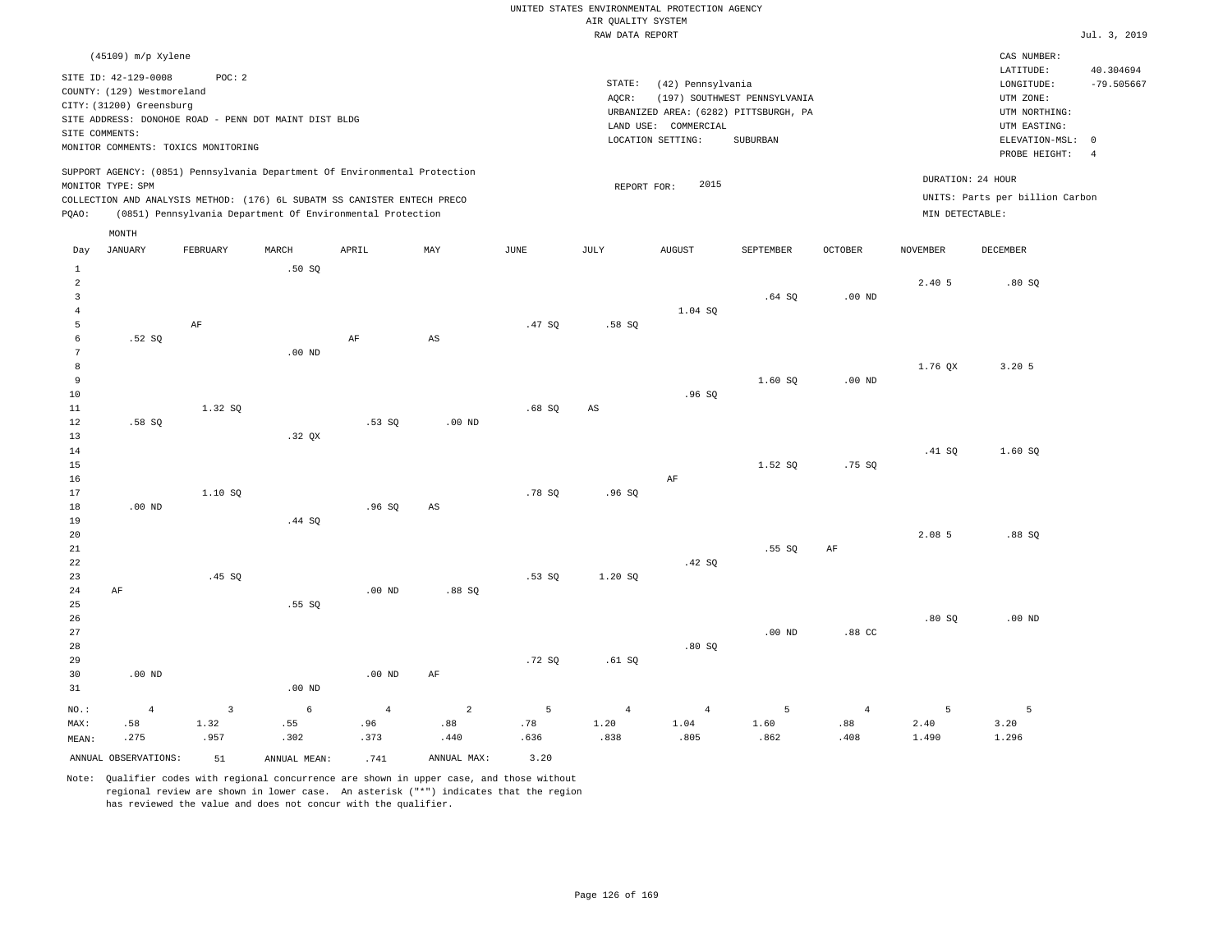UNITED STATES ENVIRONMENTAL PROTECTION AGENCY
AIR QUALITY SYSTEM
RAW DATA REPORT

Jul. 3, 2019

(45109) m/p Xylene

SITE ID: 42-129-0008 POC: 2
COUNTY: (129) Westmoreland
CITY: (31200) Greensburg
SITE ADDRESS: DONOHOE ROAD - PENN DOT MAINT DIST BLDG
SITE COMMENTS:
MONITOR COMMENTS: TOXICS MONITORING

STATE: (42) Pennsylvania
AQCR: (197) SOUTHWEST PENNSYLVANIA
URBANIZED AREA: (6282) PITTSBURGH, PA
LAND USE: COMMERCIAL
LOCATION SETTING: SUBURBAN

CAS NUMBER:
LATITUDE: 40.304694
LONGITUDE: -79.505667
UTM ZONE:
UTM NORTHING:
UTM EASTING:
ELEVATION-MSL: 0
PROBE HEIGHT: 4

SUPPORT AGENCY: (0851) Pennsylvania Department Of Environmental Protection
MONITOR TYPE: SPM
COLLECTION AND ANALYSIS METHOD: (176) 6L SUBATM SS CANISTER ENTECH PRECO
PQAO: (0851) Pennsylvania Department Of Environmental Protection

REPORT FOR: 2015

DURATION: 24 HOUR
UNITS: Parts per billion Carbon
MIN DETECTABLE:

| Day | JANUARY | FEBRUARY | MARCH | APRIL | MAY | JUNE | JULY | AUGUST | SEPTEMBER | OCTOBER | NOVEMBER | DECEMBER |
|---|---|---|---|---|---|---|---|---|---|---|---|---|
| 1 | | | .50 SQ | | | | | | | | | |
| 2 | | | | | | | | | | | 2.40 5 | .80 SQ |
| 3 | | | | | | | | | .64 SQ | .00 ND | | |
| 4 | | | | | | | | 1.04 SQ | | | | |
| 5 | | AF | | | | .47 SQ | .58 SQ | | | | | |
| 6 | .52 SQ | | | AF | AS | | | | | | | |
| 7 | | | .00 ND | | | | | | | | | |
| 8 | | | | | | | | | | | 1.76 QX | 3.20 5 |
| 9 | | | | | | | | | 1.60 SQ | .00 ND | | |
| 10 | | | | | | | | .96 SQ | | | | |
| 11 | | 1.32 SQ | | | | .68 SQ | AS | | | | | |
| 12 | .58 SQ | | | .53 SQ | .00 ND | | | | | | | |
| 13 | | | .32 QX | | | | | | | | | |
| 14 | | | | | | | | | | | .41 SQ | 1.60 SQ |
| 15 | | | | | | | | | 1.52 SQ | .75 SQ | | |
| 16 | | | | | | | | AF | | | | |
| 17 | | 1.10 SQ | | | | .78 SQ | .96 SQ | | | | | |
| 18 | .00 ND | | | .96 SQ | AS | | | | | | | |
| 19 | | | .44 SQ | | | | | | | | | |
| 20 | | | | | | | | | | | 2.08 5 | .88 SQ |
| 21 | | | | | | | | | .55 SQ | AF | | |
| 22 | | | | | | | | .42 SQ | | | | |
| 23 | | .45 SQ | | | | .53 SQ | 1.20 SQ | | | | | |
| 24 | AF | | | .00 ND | .88 SQ | | | | | | | |
| 25 | | | .55 SQ | | | | | | | | | |
| 26 | | | | | | | | | | | .80 SQ | .00 ND |
| 27 | | | | | | | | | .00 ND | .88 CC | | |
| 28 | | | | | | | | .80 SQ | | | | |
| 29 | | | | | | .72 SQ | .61 SQ | | | | | |
| 30 | .00 ND | | | .00 ND | AF | | | | | | | |
| 31 | | | .00 ND | | | | | | | | | |
| NO.: | 4 | 3 | 6 | 4 | 2 | 5 | 4 | 4 | 5 | 4 | 5 | 5 |
| MAX: | .58 | 1.32 | .55 | .96 | .88 | .78 | 1.20 | 1.04 | 1.60 | .88 | 2.40 | 3.20 |
| MEAN: | .275 | .957 | .302 | .373 | .440 | .636 | .838 | .805 | .862 | .408 | 1.490 | 1.296 |

ANNUAL OBSERVATIONS: 51 ANNUAL MEAN: .741 ANNUAL MAX: 3.20

Note: Qualifier codes with regional concurrence are shown in upper case, and those without regional review are shown in lower case. An asterisk ("*") indicates that the region has reviewed the value and does not concur with the qualifier.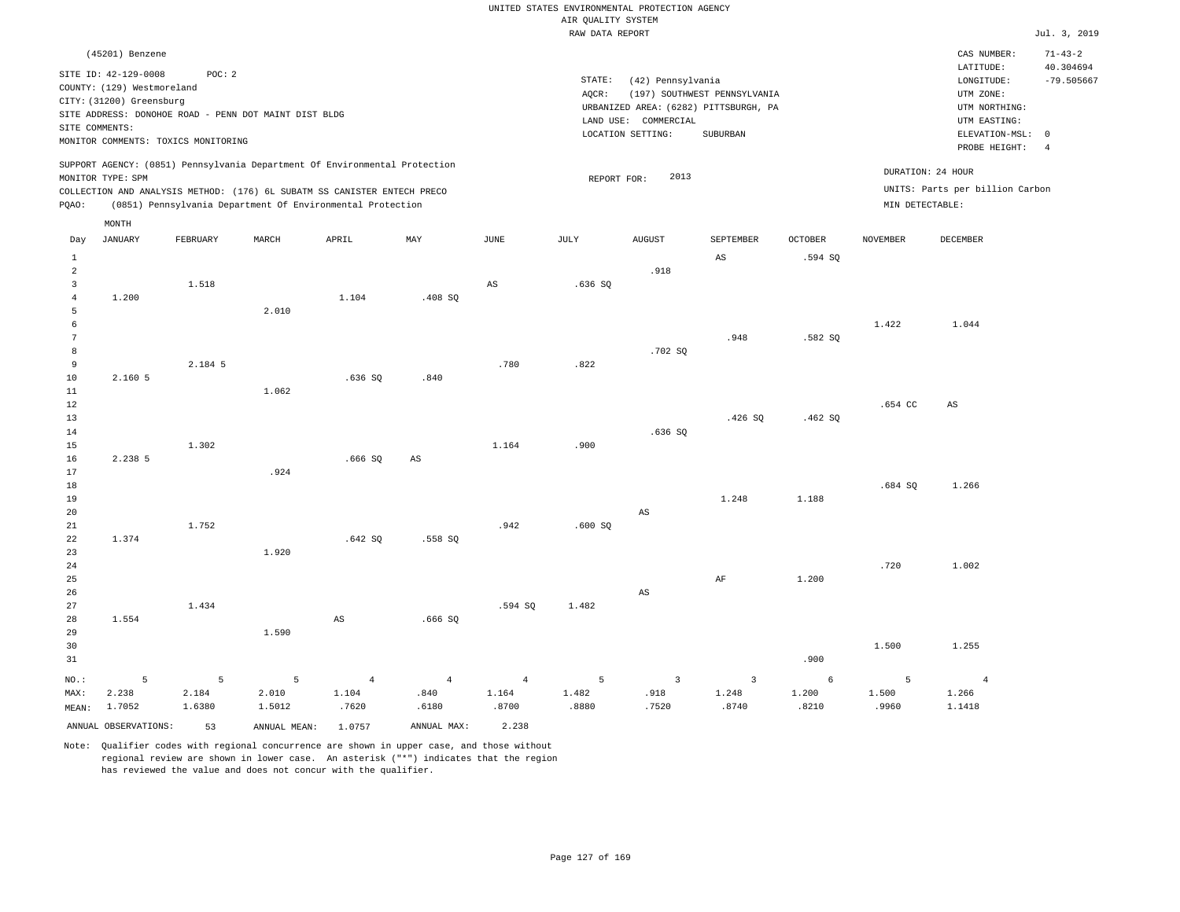UNITED STATES ENVIRONMENTAL PROTECTION AGENCY
AIR QUALITY SYSTEM
RAW DATA REPORT

Jul. 3, 2019

(45201) Benzene

SITE ID: 42-129-0008 POC: 2
COUNTY: (129) Westmoreland
CITY: (31200) Greensburg
SITE ADDRESS: DONOHOE ROAD - PENN DOT MAINT DIST BLDG
SITE COMMENTS:
MONITOR COMMENTS: TOXICS MONITORING

STATE: (42) Pennsylvania
AQCR: (197) SOUTHWEST PENNSYLVANIA
URBANIZED AREA: (6282) PITTSBURGH, PA
LAND USE: COMMERCIAL
LOCATION SETTING: SUBURBAN

CAS NUMBER: 71-43-2
LATITUDE: 40.304694
LONGITUDE: -79.505667
UTM ZONE:
UTM NORTHING:
UTM EASTING:
ELEVATION-MSL: 0
PROBE HEIGHT: 4

SUPPORT AGENCY: (0851) Pennsylvania Department Of Environmental Protection
MONITOR TYPE: SPM
COLLECTION AND ANALYSIS METHOD: (176) 6L SUBATM SS CANISTER ENTECH PRECO
PQAO: (0851) Pennsylvania Department Of Environmental Protection

REPORT FOR: 2013

DURATION: 24 HOUR
UNITS: Parts per billion Carbon
MIN DETECTABLE:

| Day | JANUARY | FEBRUARY | MARCH | APRIL | MAY | JUNE | JULY | AUGUST | SEPTEMBER | OCTOBER | NOVEMBER | DECEMBER |
|---|---|---|---|---|---|---|---|---|---|---|---|---|
| 1 | | | | | | | | | AS | .594 SQ | | |
| 2 | | | | | | | | .918 | | | | |
| 3 | | 1.518 | | | | AS | .636 SQ | | | | | |
| 4 | 1.200 | | | 1.104 | .408 SQ | | | | | | | |
| 5 | | | 2.010 | | | | | | | | | |
| 6 | | | | | | | | | | | 1.422 | 1.044 |
| 7 | | | | | | | | | .948 | .582 SQ | | |
| 8 | | | | | | | | .702 SQ | | | | |
| 9 | | 2.184 5 | | | | .780 | .822 | | | | | |
| 10 | 2.160 5 | | | .636 SQ | .840 | | | | | | | |
| 11 | | | 1.062 | | | | | | | | | |
| 12 | | | | | | | | | | | .654 CC | AS |
| 13 | | | | | | | | | .426 SQ | .462 SQ | | |
| 14 | | | | | | | | .636 SQ | | | | |
| 15 | | 1.302 | | | | 1.164 | .900 | | | | | |
| 16 | 2.238 5 | | | .666 SQ | AS | | | | | | | |
| 17 | | | .924 | | | | | | | | | |
| 18 | | | | | | | | | | | .684 SQ | 1.266 |
| 19 | | | | | | | | | 1.248 | 1.188 | | |
| 20 | | | | | | | | AS | | | | |
| 21 | | 1.752 | | | | .942 | .600 SQ | | | | | |
| 22 | 1.374 | | | .642 SQ | .558 SQ | | | | | | | |
| 23 | | | 1.920 | | | | | | | | | |
| 24 | | | | | | | | | | | .720 | 1.002 |
| 25 | | | | | | | | | AF | 1.200 | | |
| 26 | | | | | | | | AS | | | | |
| 27 | | 1.434 | | | | .594 SQ | 1.482 | | | | | |
| 28 | 1.554 | | | AS | .666 SQ | | | | | | | |
| 29 | | | 1.590 | | | | | | | | | |
| 30 | | | | | | | | | | | 1.500 | 1.255 |
| 31 | | | | | | | | | | .900 | | |
| NO.: | 5 | 5 | 5 | 4 | 4 | 4 | 5 | 3 | 3 | 6 | 5 | 4 |
| MAX: | 2.238 | 2.184 | 2.010 | 1.104 | .840 | 1.164 | 1.482 | .918 | 1.248 | 1.200 | 1.500 | 1.266 |
| MEAN: | 1.7052 | 1.6380 | 1.5012 | .7620 | .6180 | .8700 | .8880 | .7520 | .8740 | .8210 | .9960 | 1.1418 |

ANNUAL OBSERVATIONS: 53 ANNUAL MEAN: 1.0757 ANNUAL MAX: 2.238

Note: Qualifier codes with regional concurrence are shown in upper case, and those without regional review are shown in lower case. An asterisk ("*") indicates that the region has reviewed the value and does not concur with the qualifier.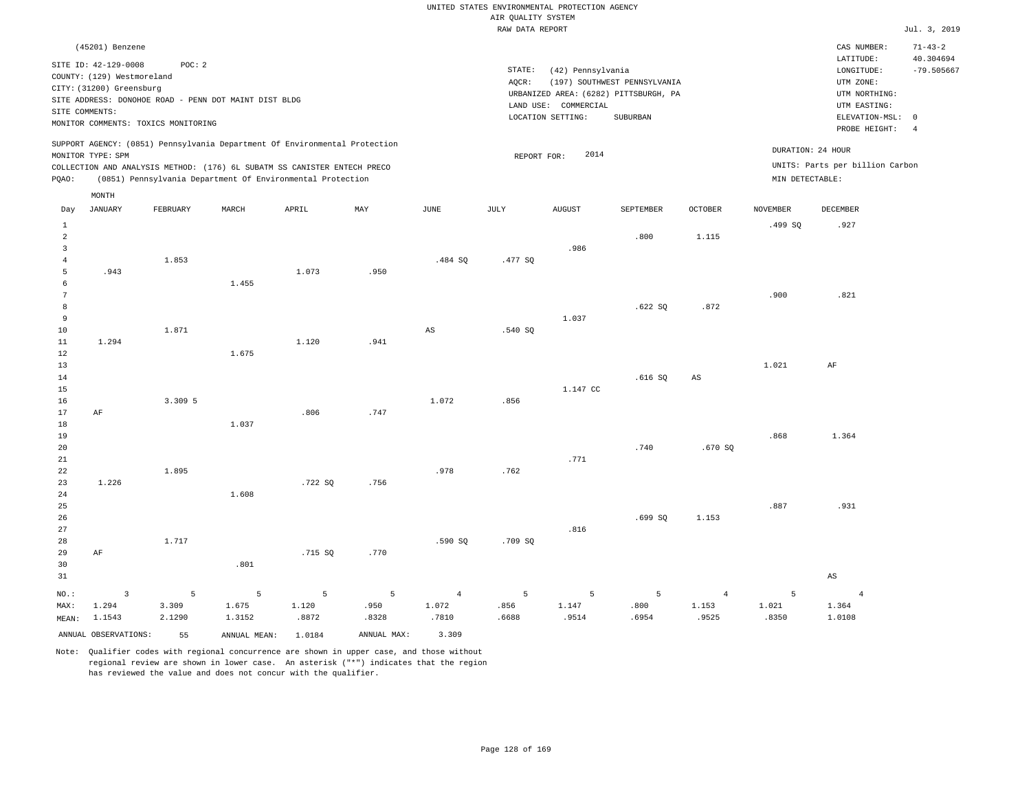UNITED STATES ENVIRONMENTAL PROTECTION AGENCY
AIR QUALITY SYSTEM
RAW DATA REPORT

Jul. 3, 2019

(45201) Benzene

SITE ID: 42-129-0008 POC: 2
COUNTY: (129) Westmoreland
CITY: (31200) Greensburg
SITE ADDRESS: DONOHOE ROAD - PENN DOT MAINT DIST BLDG
SITE COMMENTS:
MONITOR COMMENTS: TOXICS MONITORING

STATE: (42) Pennsylvania
AQCR: (197) SOUTHWEST PENNSYLVANIA
URBANIZED AREA: (6282) PITTSBURGH, PA
LAND USE: COMMERCIAL
LOCATION SETTING: SUBURBAN

CAS NUMBER: 71-43-2
LATITUDE: 40.304694
LONGITUDE: -79.505667
UTM ZONE:
UTM NORTHING:
UTM EASTING:
ELEVATION-MSL: 0
PROBE HEIGHT: 4

SUPPORT AGENCY: (0851) Pennsylvania Department Of Environmental Protection
MONITOR TYPE: SPM
COLLECTION AND ANALYSIS METHOD: (176) 6L SUBATM SS CANISTER ENTECH PRECO
PQAO: (0851) Pennsylvania Department Of Environmental Protection

REPORT FOR: 2014

DURATION: 24 HOUR
UNITS: Parts per billion Carbon
MIN DETECTABLE:

| Day | JANUARY | FEBRUARY | MARCH | APRIL | MAY | JUNE | JULY | AUGUST | SEPTEMBER | OCTOBER | NOVEMBER | DECEMBER |
|---|---|---|---|---|---|---|---|---|---|---|---|---|
| 1 | | | | | | | | | | | .499 SQ | .927 |
| 2 | | | | | | | | | .800 | 1.115 | | |
| 3 | | | | | | | | .986 | | | | |
| 4 | | 1.853 | | | | .484 SQ | .477 SQ | | | | | |
| 5 | .943 | | | 1.073 | .950 | | | | | | | |
| 6 | | | 1.455 | | | | | | | | | |
| 7 | | | | | | | | | | | .900 | .821 |
| 8 | | | | | | | | | .622 SQ | .872 | | |
| 9 | | | | | | | | 1.037 | | | | |
| 10 | | 1.871 | | | | AS | .540 SQ | | | | | |
| 11 | 1.294 | | | 1.120 | .941 | | | | | | | |
| 12 | | | 1.675 | | | | | | | | | |
| 13 | | | | | | | | | | | 1.021 | AF |
| 14 | | | | | | | | | .616 SQ | AS | | |
| 15 | | | | | | | | 1.147 CC | | | | |
| 16 | | 3.309 5 | | | | 1.072 | .856 | | | | | |
| 17 | AF | | | .806 | .747 | | | | | | | |
| 18 | | | 1.037 | | | | | | | | | |
| 19 | | | | | | | | | | | .868 | 1.364 |
| 20 | | | | | | | | | .740 | .670 SQ | | |
| 21 | | | | | | | | .771 | | | | |
| 22 | | 1.895 | | | | .978 | .762 | | | | | |
| 23 | 1.226 | | | .722 SQ | .756 | | | | | | | |
| 24 | | | 1.608 | | | | | | | | | |
| 25 | | | | | | | | | | | .887 | .931 |
| 26 | | | | | | | | | .699 SQ | 1.153 | | |
| 27 | | | | | | | | .816 | | | | |
| 28 | | 1.717 | | | | .590 SQ | .709 SQ | | | | | |
| 29 | AF | | | .715 SQ | .770 | | | | | | | |
| 30 | | | .801 | | | | | | | | | |
| 31 | | | | | | | | | | | | AS |
| NO.: | 3 | 5 | 5 | 5 | 5 | 4 | 5 | 5 | 5 | 4 | 5 | 4 |
| MAX: | 1.294 | 3.309 | 1.675 | 1.120 | .950 | 1.072 | .856 | 1.147 | .800 | 1.153 | 1.021 | 1.364 |
| MEAN: | 1.1543 | 2.1290 | 1.3152 | .8872 | .8328 | .7810 | .6688 | .9514 | .6954 | .9525 | .8350 | 1.0108 |

ANNUAL OBSERVATIONS: 55 ANNUAL MEAN: 1.0184 ANNUAL MAX: 3.309

Note: Qualifier codes with regional concurrence are shown in upper case, and those without regional review are shown in lower case. An asterisk ("*") indicates that the region has reviewed the value and does not concur with the qualifier.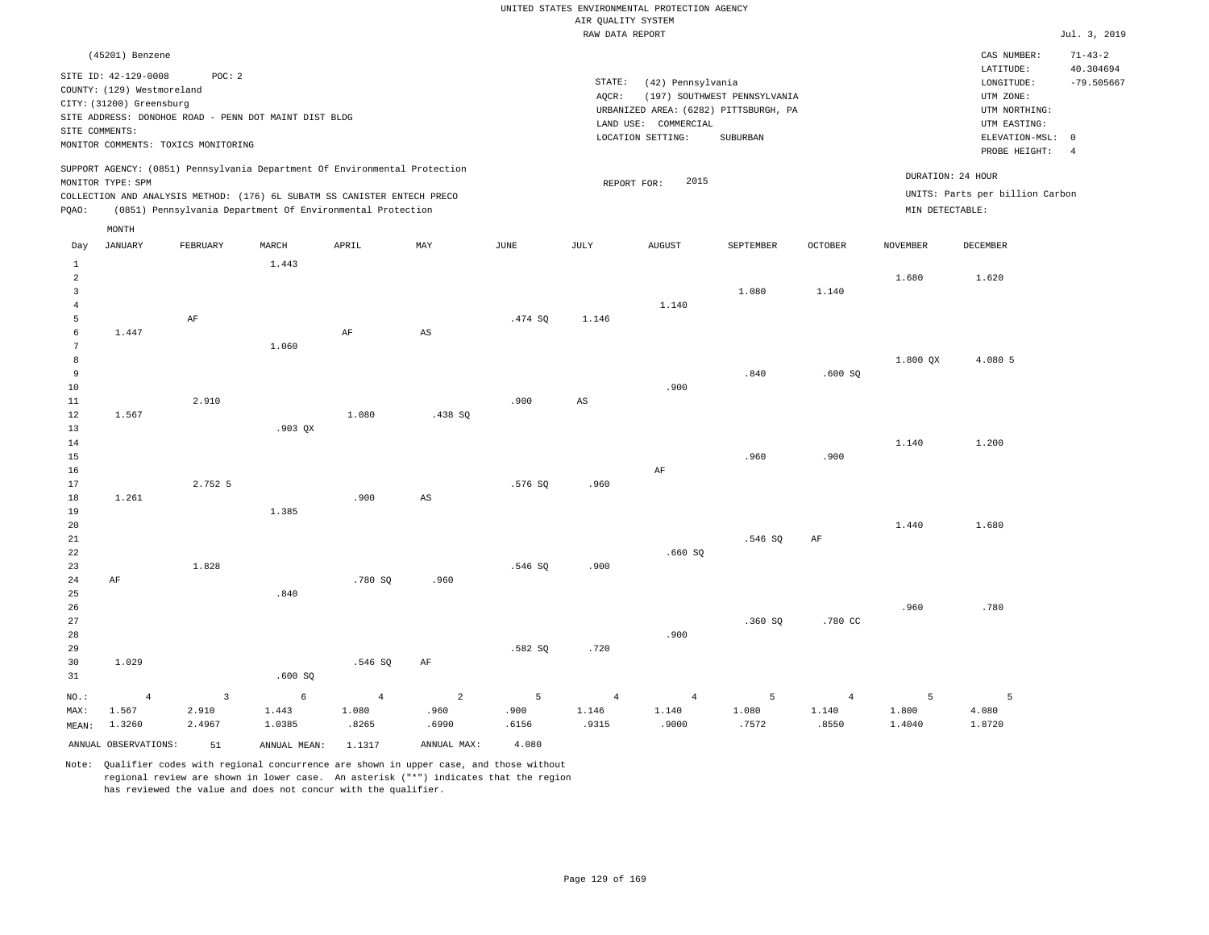UNITED STATES ENVIRONMENTAL PROTECTION AGENCY
AIR QUALITY SYSTEM
RAW DATA REPORT

Jul. 3, 2019

(45201) Benzene

SITE ID: 42-129-0008 POC: 2
COUNTY: (129) Westmoreland
CITY: (31200) Greensburg
SITE ADDRESS: DONOHOE ROAD - PENN DOT MAINT DIST BLDG
SITE COMMENTS:
MONITOR COMMENTS: TOXICS MONITORING

STATE: (42) Pennsylvania
AQCR: (197) SOUTHWEST PENNSYLVANIA
URBANIZED AREA: (6282) PITTSBURGH, PA
LAND USE: COMMERCIAL
LOCATION SETTING: SUBURBAN

CAS NUMBER: 71-43-2
LATITUDE: 40.304694
LONGITUDE: -79.505667
UTM ZONE:
UTM NORTHING:
UTM EASTING:
ELEVATION-MSL: 0
PROBE HEIGHT: 4

SUPPORT AGENCY: (0851) Pennsylvania Department Of Environmental Protection
MONITOR TYPE: SPM
COLLECTION AND ANALYSIS METHOD: (176) 6L SUBATM SS CANISTER ENTECH PRECO
PQAO: (0851) Pennsylvania Department Of Environmental Protection

REPORT FOR: 2015

DURATION: 24 HOUR
UNITS: Parts per billion Carbon
MIN DETECTABLE:

| Day | JANUARY | FEBRUARY | MARCH | APRIL | MAY | JUNE | JULY | AUGUST | SEPTEMBER | OCTOBER | NOVEMBER | DECEMBER |
|---|---|---|---|---|---|---|---|---|---|---|---|---|
| 1 | | | 1.443 | | | | | | | | | |
| 2 | | | | | | | | | | | 1.680 | 1.620 |
| 3 | | | | | | | | | 1.080 | 1.140 | | |
| 4 | | | | | | | | 1.140 | | | | |
| 5 | | AF | | | | .474 SQ | 1.146 | | | | | |
| 6 | 1.447 | | | AF | AS | | | | | | | |
| 7 | | | 1.060 | | | | | | | | | |
| 8 | | | | | | | | | | | 1.800 QX | 4.080 5 |
| 9 | | | | | | | | | .840 | .600 SQ | | |
| 10 | | | | | | | | .900 | | | | |
| 11 | | 2.910 | | | | .900 | AS | | | | | |
| 12 | 1.567 | | | 1.080 | .438 SQ | | | | | | | |
| 13 | | | .903 QX | | | | | | | | | |
| 14 | | | | | | | | | | | 1.140 | 1.200 |
| 15 | | | | | | | | | .960 | .900 | | |
| 16 | | | | | | | | AF | | | | |
| 17 | | 2.752 5 | | | | .576 SQ | .960 | | | | | |
| 18 | 1.261 | | | .900 | AS | | | | | | | |
| 19 | | | 1.385 | | | | | | | | | |
| 20 | | | | | | | | | | | 1.440 | 1.680 |
| 21 | | | | | | | | | .546 SQ | AF | | |
| 22 | | | | | | | | .660 SQ | | | | |
| 23 | | 1.828 | | | | .546 SQ | .900 | | | | | |
| 24 | AF | | | .780 SQ | .960 | | | | | | | |
| 25 | | | .840 | | | | | | | | | |
| 26 | | | | | | | | | | | .960 | .780 |
| 27 | | | | | | | | | .360 SQ | .780 CC | | |
| 28 | | | | | | | | .900 | | | | |
| 29 | | | | | | .582 SQ | .720 | | | | | |
| 30 | 1.029 | | | .546 SQ | AF | | | | | | | |
| 31 | | | .600 SQ | | | | | | | | | |
| NO.: | 4 | 3 | 6 | 4 | 2 | 5 | 4 | 4 | 5 | 4 | 5 | 5 |
| MAX: | 1.567 | 2.910 | 1.443 | 1.080 | .960 | .900 | 1.146 | 1.140 | 1.080 | 1.140 | 1.800 | 4.080 |
| MEAN: | 1.3260 | 2.4967 | 1.0385 | .8265 | .6990 | .6156 | .9315 | .9000 | .7572 | .8550 | 1.4040 | 1.8720 |

ANNUAL OBSERVATIONS: 51 ANNUAL MEAN: 1.1317 ANNUAL MAX: 4.080

Note: Qualifier codes with regional concurrence are shown in upper case, and those without regional review are shown in lower case. An asterisk ("*") indicates that the region has reviewed the value and does not concur with the qualifier.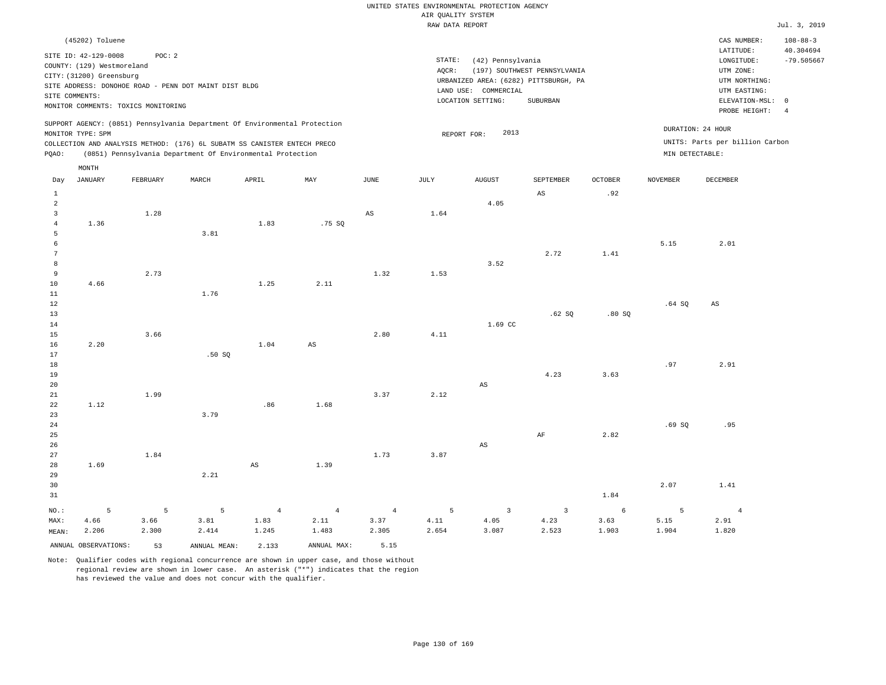UNITED STATES ENVIRONMENTAL PROTECTION AGENCY
AIR QUALITY SYSTEM
RAW DATA REPORT

Jul. 3, 2019

(45202) Toluene

SITE ID: 42-129-0008    POC: 2
COUNTY: (129) Westmoreland
CITY: (31200) Greensburg
SITE ADDRESS: DONOHOE ROAD - PENN DOT MAINT DIST BLDG
SITE COMMENTS:
MONITOR COMMENTS: TOXICS MONITORING

STATE: (42) Pennsylvania
AQCR: (197) SOUTHWEST PENNSYLVANIA
URBANIZED AREA: (6282) PITTSBURGH, PA
LAND USE: COMMERCIAL
LOCATION SETTING: SUBURBAN

CAS NUMBER: 108-88-3
LATITUDE: 40.304694
LONGITUDE: -79.505667
UTM ZONE:
UTM NORTHING:
UTM EASTING:
ELEVATION-MSL: 0
PROBE HEIGHT: 4

SUPPORT AGENCY: (0851) Pennsylvania Department Of Environmental Protection
MONITOR TYPE: SPM
COLLECTION AND ANALYSIS METHOD: (176) 6L SUBATM SS CANISTER ENTECH PRECO
PQAO: (0851) Pennsylvania Department Of Environmental Protection

REPORT FOR: 2013

DURATION: 24 HOUR
UNITS: Parts per billion Carbon
MIN DETECTABLE:

| Day | JANUARY | FEBRUARY | MARCH | APRIL | MAY | JUNE | JULY | AUGUST | SEPTEMBER | OCTOBER | NOVEMBER | DECEMBER |
|---|---|---|---|---|---|---|---|---|---|---|---|---|
| 1 | | | | | | | | | AS | .92 | | |
| 2 | | | | | | | | 4.05 | | | | |
| 3 | | 1.28 | | | | AS | 1.64 | | | | | |
| 4 | 1.36 | | | 1.83 | .75 SQ | | | | | | | |
| 5 | | | 3.81 | | | | | | | | | |
| 6 | | | | | | | | | | | 5.15 | 2.01 |
| 7 | | | | | | | | | 2.72 | 1.41 | | |
| 8 | | | | | | | | 3.52 | | | | |
| 9 | | 2.73 | | | | 1.32 | 1.53 | | | | | |
| 10 | 4.66 | | | 1.25 | 2.11 | | | | | | | |
| 11 | | | 1.76 | | | | | | | | | |
| 12 | | | | | | | | | | | .64 SQ | AS |
| 13 | | | | | | | | | .62 SQ | .80 SQ | | |
| 14 | | | | | | | | 1.69 CC | | | | |
| 15 | | 3.66 | | | | 2.80 | 4.11 | | | | | |
| 16 | 2.20 | | | 1.04 | AS | | | | | | | |
| 17 | | | .50 SQ | | | | | | | | | |
| 18 | | | | | | | | | | | .97 | 2.91 |
| 19 | | | | | | | | | 4.23 | 3.63 | | |
| 20 | | | | | | | | AS | | | | |
| 21 | | 1.99 | | | | 3.37 | 2.12 | | | | | |
| 22 | 1.12 | | | .86 | 1.68 | | | | | | | |
| 23 | | | 3.79 | | | | | | | | | |
| 24 | | | | | | | | | | | .69 SQ | .95 |
| 25 | | | | | | | | | AF | 2.82 | | |
| 26 | | | | | | | | AS | | | | |
| 27 | | 1.84 | | | | 1.73 | 3.87 | | | | | |
| 28 | 1.69 | | | AS | 1.39 | | | | | | | |
| 29 | | | 2.21 | | | | | | | | | |
| 30 | | | | | | | | | | | 2.07 | 1.41 |
| 31 | | | | | | | | | | 1.84 | | |
| NO.: | 5 | 5 | 5 | 4 | 4 | 4 | 5 | 3 | 3 | 6 | 5 | 4 |
| MAX: | 4.66 | 3.66 | 3.81 | 1.83 | 2.11 | 3.37 | 4.11 | 4.05 | 4.23 | 3.63 | 5.15 | 2.91 |
| MEAN: | 2.206 | 2.300 | 2.414 | 1.245 | 1.483 | 2.305 | 2.654 | 3.087 | 2.523 | 1.903 | 1.904 | 1.820 |

ANNUAL OBSERVATIONS: 53    ANNUAL MEAN: 2.133    ANNUAL MAX: 5.15

Note: Qualifier codes with regional concurrence are shown in upper case, and those without regional review are shown in lower case. An asterisk ("*") indicates that the region has reviewed the value and does not concur with the qualifier.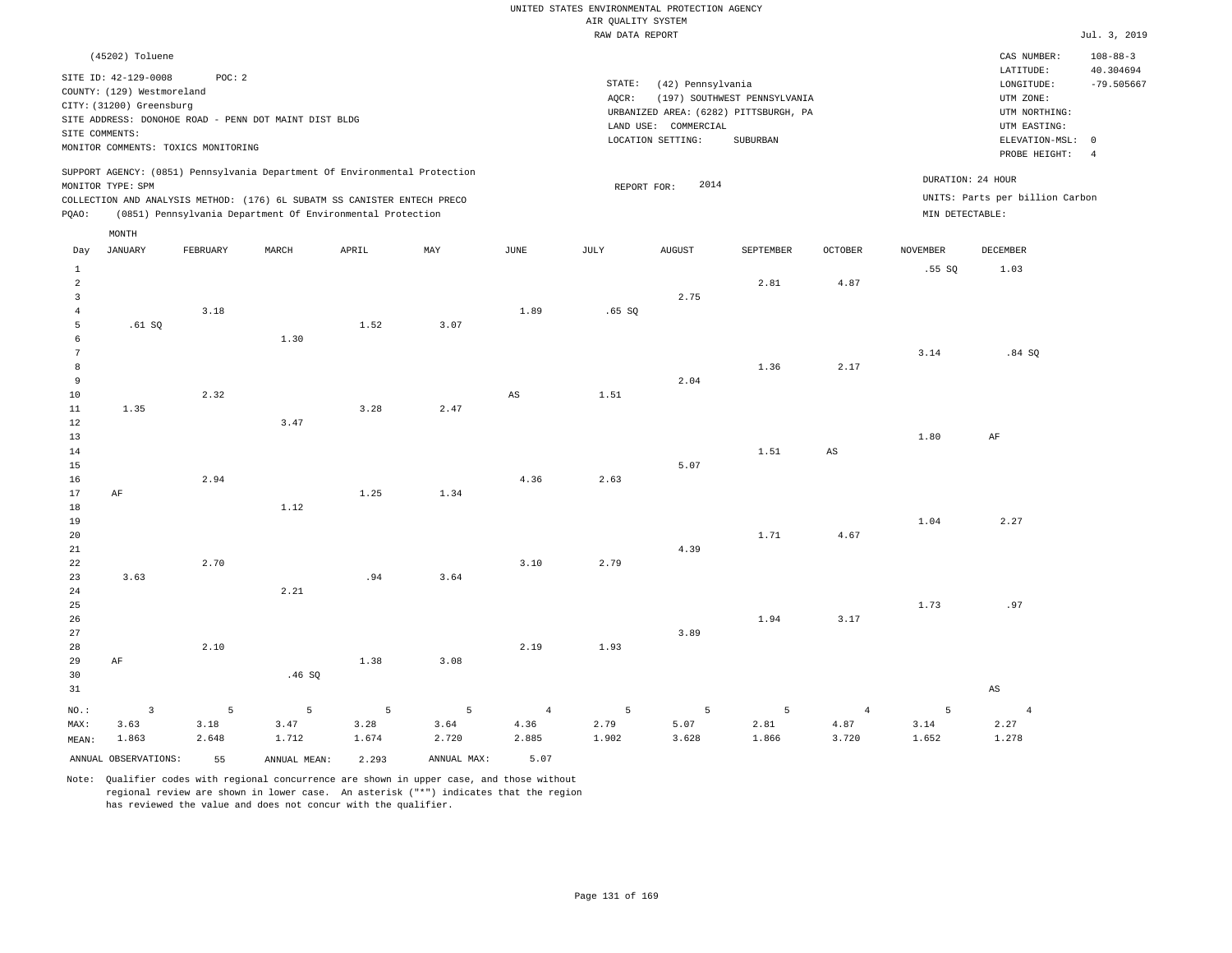UNITED STATES ENVIRONMENTAL PROTECTION AGENCY
AIR QUALITY SYSTEM
RAW DATA REPORT

Jul. 3, 2019

(45202) Toluene

SITE ID: 42-129-0008 POC: 2
COUNTY: (129) Westmoreland
CITY: (31200) Greensburg
SITE ADDRESS: DONOHOE ROAD - PENN DOT MAINT DIST BLDG
SITE COMMENTS:
MONITOR COMMENTS: TOXICS MONITORING

STATE: (42) Pennsylvania
AQCR: (197) SOUTHWEST PENNSYLVANIA
URBANIZED AREA: (6282) PITTSBURGH, PA
LAND USE: COMMERCIAL
LOCATION SETTING: SUBURBAN

CAS NUMBER: 108-88-3
LATITUDE: 40.304694
LONGITUDE: -79.505667
UTM ZONE:
UTM NORTHING:
UTM EASTING:
ELEVATION-MSL: 0
PROBE HEIGHT: 4

SUPPORT AGENCY: (0851) Pennsylvania Department Of Environmental Protection
MONITOR TYPE: SPM
COLLECTION AND ANALYSIS METHOD: (176) 6L SUBATM SS CANISTER ENTECH PRECO
PQAO: (0851) Pennsylvania Department Of Environmental Protection

REPORT FOR: 2014

DURATION: 24 HOUR
UNITS: Parts per billion Carbon
MIN DETECTABLE:

| Day | JANUARY | FEBRUARY | MARCH | APRIL | MAY | JUNE | JULY | AUGUST | SEPTEMBER | OCTOBER | NOVEMBER | DECEMBER |
|---|---|---|---|---|---|---|---|---|---|---|---|---|
| 1 | | | | | | | | | | | .55 SQ | 1.03 |
| 2 | | | | | | | | | 2.81 | 4.87 | | |
| 3 | | | | | | | | 2.75 | | | | |
| 4 | | 3.18 | | | | 1.89 | .65 SQ | | | | | |
| 5 | .61 SQ | | | 1.52 | 3.07 | | | | | | | |
| 6 | | | 1.30 | | | | | | | | | |
| 7 | | | | | | | | | | | 3.14 | .84 SQ |
| 8 | | | | | | | | | 1.36 | 2.17 | | |
| 9 | | | | | | | | 2.04 | | | | |
| 10 | | 2.32 | | | | AS | 1.51 | | | | | |
| 11 | 1.35 | | | 3.28 | 2.47 | | | | | | | |
| 12 | | | 3.47 | | | | | | | | | |
| 13 | | | | | | | | | | | 1.80 | AF |
| 14 | | | | | | | | | 1.51 | AS | | |
| 15 | | | | | | | | 5.07 | | | | |
| 16 | | 2.94 | | | | 4.36 | 2.63 | | | | | |
| 17 | AF | | | 1.25 | 1.34 | | | | | | | |
| 18 | | | 1.12 | | | | | | | | | |
| 19 | | | | | | | | | | | 1.04 | 2.27 |
| 20 | | | | | | | | | 1.71 | 4.67 | | |
| 21 | | | | | | | | 4.39 | | | | |
| 22 | | 2.70 | | | | 3.10 | 2.79 | | | | | |
| 23 | 3.63 | | | .94 | 3.64 | | | | | | | |
| 24 | | | 2.21 | | | | | | | | | |
| 25 | | | | | | | | | | | 1.73 | .97 |
| 26 | | | | | | | | | 1.94 | 3.17 | | |
| 27 | | | | | | | | 3.89 | | | | |
| 28 | | 2.10 | | | | 2.19 | 1.93 | | | | | |
| 29 | AF | | | 1.38 | 3.08 | | | | | | | |
| 30 | | | .46 SQ | | | | | | | | | |
| 31 | | | | | | | | | | | | AS |
| NO.: | 3 | 5 | 5 | 5 | 5 | 4 | 5 | 5 | 5 | 4 | 5 | 4 |
| MAX: | 3.63 | 3.18 | 3.47 | 3.28 | 3.64 | 4.36 | 2.79 | 5.07 | 2.81 | 4.87 | 3.14 | 2.27 |
| MEAN: | 1.863 | 2.648 | 1.712 | 1.674 | 2.720 | 2.885 | 1.902 | 3.628 | 1.866 | 3.720 | 1.652 | 1.278 |

ANNUAL OBSERVATIONS: 55 ANNUAL MEAN: 2.293 ANNUAL MAX: 5.07

Note: Qualifier codes with regional concurrence are shown in upper case, and those without regional review are shown in lower case. An asterisk ("*") indicates that the region has reviewed the value and does not concur with the qualifier.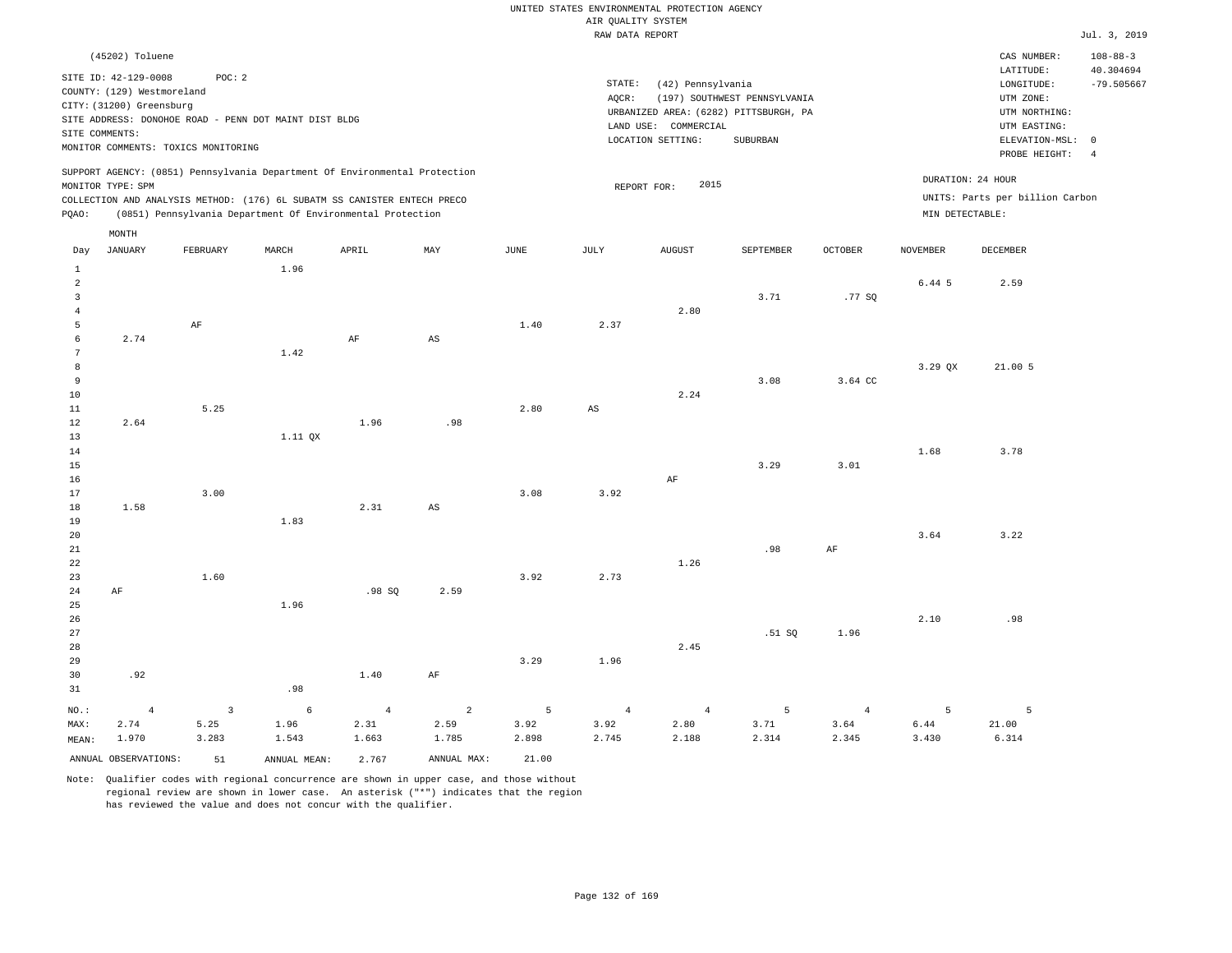UNITED STATES ENVIRONMENTAL PROTECTION AGENCY
AIR QUALITY SYSTEM
RAW DATA REPORT

Jul. 3, 2019

(45202) Toluene

SITE ID: 42-129-0008 POC: 2
COUNTY: (129) Westmoreland
CITY: (31200) Greensburg
SITE ADDRESS: DONOHOE ROAD - PENN DOT MAINT DIST BLDG
SITE COMMENTS:
MONITOR COMMENTS: TOXICS MONITORING

STATE: (42) Pennsylvania
AQCR: (197) SOUTHWEST PENNSYLVANIA
URBANIZED AREA: (6282) PITTSBURGH, PA
LAND USE: COMMERCIAL
LOCATION SETTING: SUBURBAN

CAS NUMBER: 108-88-3
LATITUDE: 40.304694
LONGITUDE: -79.505667
UTM ZONE:
UTM NORTHING:
UTM EASTING:
ELEVATION-MSL: 0
PROBE HEIGHT: 4

SUPPORT AGENCY: (0851) Pennsylvania Department Of Environmental Protection
MONITOR TYPE: SPM
COLLECTION AND ANALYSIS METHOD: (176) 6L SUBATM SS CANISTER ENTECH PRECO
PQAO: (0851) Pennsylvania Department Of Environmental Protection

REPORT FOR: 2015

DURATION: 24 HOUR
UNITS: Parts per billion Carbon
MIN DETECTABLE:

| Day | JANUARY | FEBRUARY | MARCH | APRIL | MAY | JUNE | JULY | AUGUST | SEPTEMBER | OCTOBER | NOVEMBER | DECEMBER |
|---|---|---|---|---|---|---|---|---|---|---|---|---|
| 1 | | | 1.96 | | | | | | | | | |
| 2 | | | | | | | | | | | 6.44 5 | 2.59 |
| 3 | | | | | | | | | 3.71 | .77 SQ | | |
| 4 | | | | | | | | 2.80 | | | | |
| 5 | | AF | | | | 1.40 | 2.37 | | | | | |
| 6 | 2.74 | | | AF | AS | | | | | | | |
| 7 | | | 1.42 | | | | | | | | | |
| 8 | | | | | | | | | | | 3.29 QX | 21.00 5 |
| 9 | | | | | | | | | 3.08 | 3.64 CC | | |
| 10 | | | | | | | | 2.24 | | | | |
| 11 | | 5.25 | | | | 2.80 | AS | | | | | |
| 12 | 2.64 | | | 1.96 | .98 | | | | | | | |
| 13 | | | 1.11 QX | | | | | | | | | |
| 14 | | | | | | | | | | | 1.68 | 3.78 |
| 15 | | | | | | | | | 3.29 | 3.01 | | |
| 16 | | | | | | | | AF | | | | |
| 17 | | 3.00 | | | | 3.08 | 3.92 | | | | | |
| 18 | 1.58 | | | 2.31 | AS | | | | | | | |
| 19 | | | 1.83 | | | | | | | | | |
| 20 | | | | | | | | | | | 3.64 | 3.22 |
| 21 | | | | | | | | | .98 | AF | | |
| 22 | | | | | | | | 1.26 | | | | |
| 23 | | 1.60 | | | | 3.92 | 2.73 | | | | | |
| 24 | AF | | | .98 SQ | 2.59 | | | | | | | |
| 25 | | | 1.96 | | | | | | | | | |
| 26 | | | | | | | | | | | 2.10 | .98 |
| 27 | | | | | | | | | .51 SQ | 1.96 | | |
| 28 | | | | | | | | 2.45 | | | | |
| 29 | | | | | | 3.29 | 1.96 | | | | | |
| 30 | .92 | | | 1.40 | AF | | | | | | | |
| 31 | | | .98 | | | | | | | | | |
| NO.: | 4 | 3 | 6 | 4 | 2 | 5 | 4 | 4 | 5 | 4 | 5 | 5 |
| MAX: | 2.74 | 5.25 | 1.96 | 2.31 | 2.59 | 3.92 | 3.92 | 2.80 | 3.71 | 3.64 | 6.44 | 21.00 |
| MEAN: | 1.970 | 3.283 | 1.543 | 1.663 | 1.785 | 2.898 | 2.745 | 2.188 | 2.314 | 2.345 | 3.430 | 6.314 |

ANNUAL OBSERVATIONS: 51 ANNUAL MEAN: 2.767 ANNUAL MAX: 21.00

Note: Qualifier codes with regional concurrence are shown in upper case, and those without regional review are shown in lower case. An asterisk ("*") indicates that the region has reviewed the value and does not concur with the qualifier.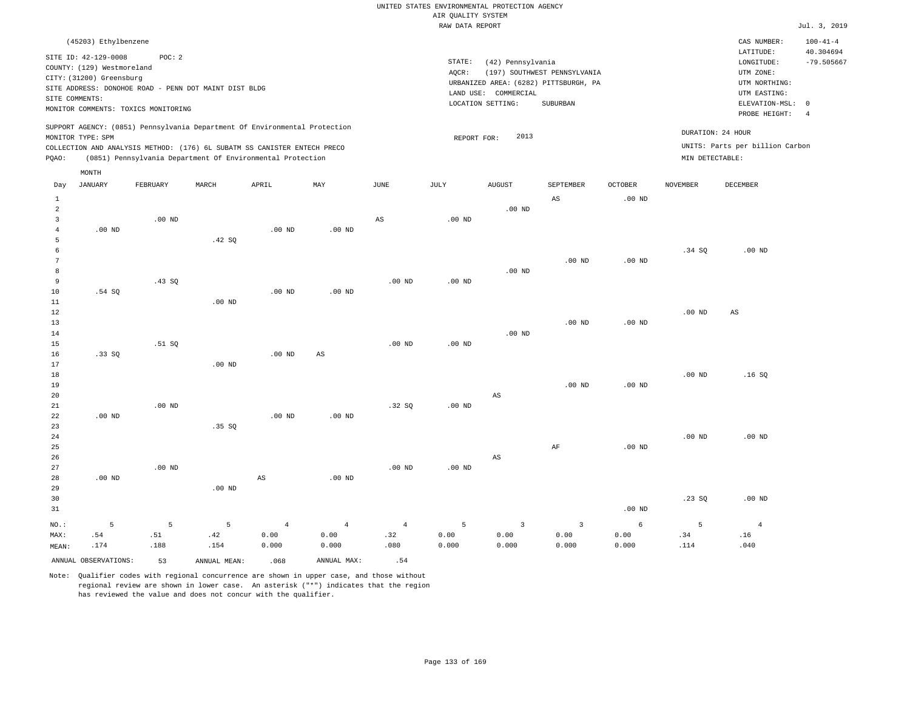UNITED STATES ENVIRONMENTAL PROTECTION AGENCY
AIR QUALITY SYSTEM
RAW DATA REPORT

Jul. 3, 2019

(45203) Ethylbenzene

SITE ID: 42-129-0008 POC: 2
COUNTY: (129) Westmoreland
CITY: (31200) Greensburg
SITE ADDRESS: DONOHOE ROAD - PENN DOT MAINT DIST BLDG
SITE COMMENTS:
MONITOR COMMENTS: TOXICS MONITORING

STATE: (42) Pennsylvania
AQCR: (197) SOUTHWEST PENNSYLVANIA
URBANIZED AREA: (6282) PITTSBURGH, PA
LAND USE: COMMERCIAL
LOCATION SETTING: SUBURBAN

CAS NUMBER: 100-41-4
LATITUDE: 40.304694
LONGITUDE: -79.505667
UTM ZONE:
UTM NORTHING:
UTM EASTING:
ELEVATION-MSL: 0
PROBE HEIGHT: 4

SUPPORT AGENCY: (0851) Pennsylvania Department Of Environmental Protection
MONITOR TYPE: SPM
COLLECTION AND ANALYSIS METHOD: (176) 6L SUBATM SS CANISTER ENTECH PRECO
PQAO: (0851) Pennsylvania Department Of Environmental Protection

REPORT FOR: 2013

DURATION: 24 HOUR
UNITS: Parts per billion Carbon
MIN DETECTABLE:

| Day | JANUARY | FEBRUARY | MARCH | APRIL | MAY | JUNE | JULY | AUGUST | SEPTEMBER | OCTOBER | NOVEMBER | DECEMBER |
|---|---|---|---|---|---|---|---|---|---|---|---|---|
| 1 | | | | | | | | | AS | .00 ND | | |
| 2 | | | | | | | | .00 ND | | | | |
| 3 | | .00 ND | | | | AS | .00 ND | | | | | |
| 4 | .00 ND | | | .00 ND | .00 ND | | | | | | | |
| 5 | | | .42 SQ | | | | | | | | | |
| 6 | | | | | | | | | | | .34 SQ | .00 ND |
| 7 | | | | | | | | | .00 ND | .00 ND | | |
| 8 | | | | | | | | .00 ND | | | | |
| 9 | | .43 SQ | | | | .00 ND | .00 ND | | | | | |
| 10 | .54 SQ | | | .00 ND | .00 ND | | | | | | | |
| 11 | | | .00 ND | | | | | | | | | |
| 12 | | | | | | | | | | | .00 ND | AS |
| 13 | | | | | | | | | .00 ND | .00 ND | | |
| 14 | | | | | | | | .00 ND | | | | |
| 15 | | .51 SQ | | | | .00 ND | .00 ND | | | | | |
| 16 | .33 SQ | | | .00 ND | AS | | | | | | | |
| 17 | | | .00 ND | | | | | | | | | |
| 18 | | | | | | | | | | | .00 ND | .16 SQ |
| 19 | | | | | | | | | .00 ND | .00 ND | | |
| 20 | | | | | | | | AS | | | | |
| 21 | | .00 ND | | | | .32 SQ | .00 ND | | | | | |
| 22 | .00 ND | | | .00 ND | .00 ND | | | | | | | |
| 23 | | | .35 SQ | | | | | | | | | |
| 24 | | | | | | | | | | | .00 ND | .00 ND |
| 25 | | | | | | | | | AF | .00 ND | | |
| 26 | | | | | | | | AS | | | | |
| 27 | | .00 ND | | | | .00 ND | .00 ND | | | | | |
| 28 | .00 ND | | | AS | .00 ND | | | | | | | |
| 29 | | | .00 ND | | | | | | | | | |
| 30 | | | | | | | | | | | .23 SQ | .00 ND |
| 31 | | | | | | | | | | .00 ND | | |
| NO.: | 5 | 5 | 5 | 4 | 4 | 4 | 5 | 3 | 3 | 6 | 5 | 4 |
| MAX: | .54 | .51 | .42 | 0.00 | 0.00 | .32 | 0.00 | 0.00 | 0.00 | 0.00 | .34 | .16 |
| MEAN: | .174 | .188 | .154 | 0.000 | 0.000 | .080 | 0.000 | 0.000 | 0.000 | 0.000 | .114 | .040 |

ANNUAL OBSERVATIONS: 53 ANNUAL MEAN: .068 ANNUAL MAX: .54

Note: Qualifier codes with regional concurrence are shown in upper case, and those without regional review are shown in lower case. An asterisk ("*") indicates that the region has reviewed the value and does not concur with the qualifier.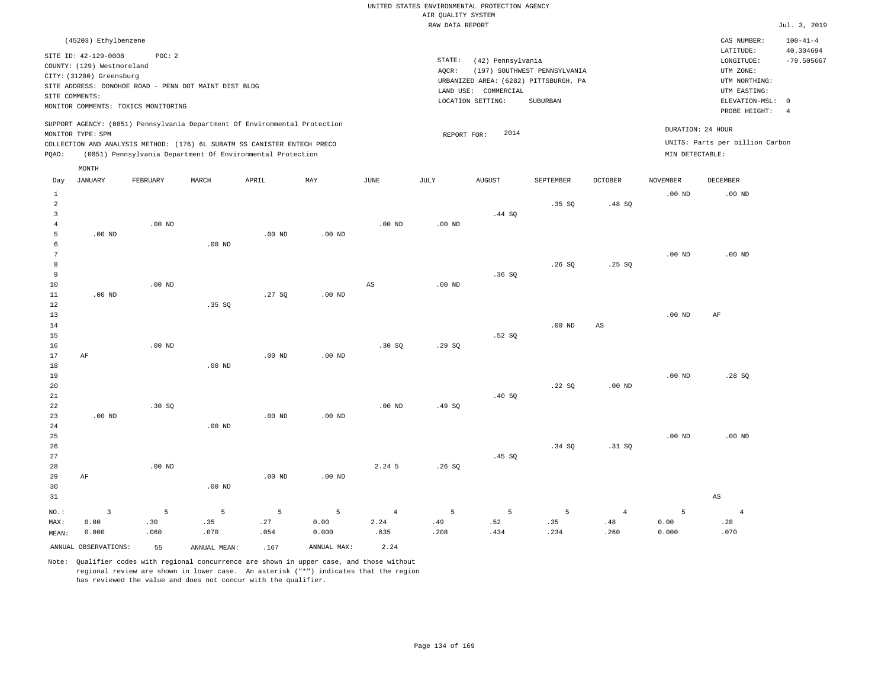UNITED STATES ENVIRONMENTAL PROTECTION AGENCY
AIR QUALITY SYSTEM
RAW DATA REPORT

Jul. 3, 2019

(45203) Ethylbenzene

SITE ID: 42-129-0008    POC: 2
COUNTY: (129) Westmoreland
CITY: (31200) Greensburg
SITE ADDRESS: DONOHOE ROAD - PENN DOT MAINT DIST BLDG
SITE COMMENTS:
MONITOR COMMENTS: TOXICS MONITORING

STATE: (42) Pennsylvania
AQCR: (197) SOUTHWEST PENNSYLVANIA
URBANIZED AREA: (6282) PITTSBURGH, PA
LAND USE: COMMERCIAL
LOCATION SETTING: SUBURBAN

CAS NUMBER: 100-41-4
LATITUDE: 40.304694
LONGITUDE: -79.505667
UTM ZONE:
UTM NORTHING:
UTM EASTING:
ELEVATION-MSL: 0
PROBE HEIGHT: 4

SUPPORT AGENCY: (0851) Pennsylvania Department Of Environmental Protection
MONITOR TYPE: SPM
COLLECTION AND ANALYSIS METHOD: (176) 6L SUBATM SS CANISTER ENTECH PRECO
PQAO: (0851) Pennsylvania Department Of Environmental Protection

REPORT FOR: 2014

DURATION: 24 HOUR
UNITS: Parts per billion Carbon
MIN DETECTABLE:

| Day | JANUARY | FEBRUARY | MARCH | APRIL | MAY | JUNE | JULY | AUGUST | SEPTEMBER | OCTOBER | NOVEMBER | DECEMBER |
|---|---|---|---|---|---|---|---|---|---|---|---|---|
| 1 | | | | | | | | | | | .00 ND | .00 ND |
| 2 | | | | | | | | | .35 SQ | .48 SQ | | |
| 3 | | | | | | | | .44 SQ | | | | |
| 4 | | .00 ND | | | | .00 ND | .00 ND | | | | | |
| 5 | .00 ND | | | .00 ND | .00 ND | | | | | | | |
| 6 | | | .00 ND | | | | | | | | | |
| 7 | | | | | | | | | | | .00 ND | .00 ND |
| 8 | | | | | | | | | .26 SQ | .25 SQ | | |
| 9 | | | | | | | | .36 SQ | | | | |
| 10 | | .00 ND | | | | AS | .00 ND | | | | | |
| 11 | .00 ND | | | .27 SQ | .00 ND | | | | | | | |
| 12 | | | .35 SQ | | | | | | | | | |
| 13 | | | | | | | | | | | .00 ND | AF |
| 14 | | | | | | | | | .00 ND | AS | | |
| 15 | | | | | | | | .52 SQ | | | | |
| 16 | | .00 ND | | | | .30 SQ | .29 SQ | | | | | |
| 17 | AF | | | .00 ND | .00 ND | | | | | | | |
| 18 | | | .00 ND | | | | | | | | | |
| 19 | | | | | | | | | | | .00 ND | .28 SQ |
| 20 | | | | | | | | | .22 SQ | .00 ND | | |
| 21 | | | | | | | | .40 SQ | | | | |
| 22 | | .30 SQ | | | | .00 ND | .49 SQ | | | | | |
| 23 | .00 ND | | | .00 ND | .00 ND | | | | | | | |
| 24 | | | .00 ND | | | | | | | | | |
| 25 | | | | | | | | | | | .00 ND | .00 ND |
| 26 | | | | | | | | | .34 SQ | .31 SQ | | |
| 27 | | | | | | | | .45 SQ | | | | |
| 28 | | .00 ND | | | | 2.24 5 | .26 SQ | | | | | |
| 29 | AF | | | .00 ND | .00 ND | | | | | | | |
| 30 | | | .00 ND | | | | | | | | | |
| 31 | | | | | | | | | | | | AS |
| NO.: | 3 | 5 | 5 | 5 | 5 | 4 | 5 | 5 | 5 | 4 | 5 | 4 |
| MAX: | 0.00 | .30 | .35 | .27 | 0.00 | 2.24 | .49 | .52 | .35 | .48 | 0.00 | .28 |
| MEAN: | 0.000 | .060 | .070 | .054 | 0.000 | .635 | .208 | .434 | .234 | .260 | 0.000 | .070 |

ANNUAL OBSERVATIONS: 55    ANNUAL MEAN: .167    ANNUAL MAX: 2.24

Note: Qualifier codes with regional concurrence are shown in upper case, and those without regional review are shown in lower case. An asterisk ("*") indicates that the region has reviewed the value and does not concur with the qualifier.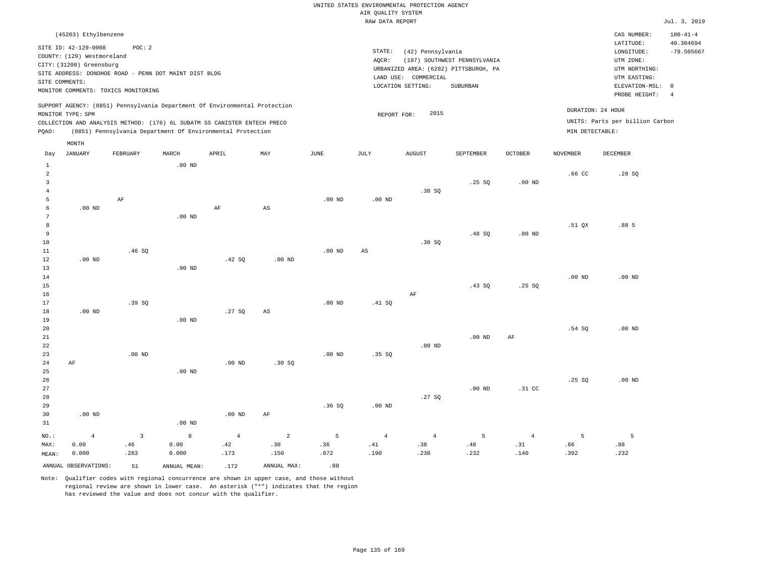UNITED STATES ENVIRONMENTAL PROTECTION AGENCY
AIR QUALITY SYSTEM
RAW DATA REPORT

Jul. 3, 2019

(45203) Ethylbenzene

SITE ID: 42-129-0008 POC: 2
COUNTY: (129) Westmoreland
CITY: (31200) Greensburg
SITE ADDRESS: DONOHOE ROAD - PENN DOT MAINT DIST BLDG
SITE COMMENTS:
MONITOR COMMENTS: TOXICS MONITORING

STATE: (42) Pennsylvania
AQCR: (197) SOUTHWEST PENNSYLVANIA
URBANIZED AREA: (6282) PITTSBURGH, PA
LAND USE: COMMERCIAL
LOCATION SETTING: SUBURBAN

CAS NUMBER: 100-41-4
LATITUDE: 40.304694
LONGITUDE: -79.505667
UTM ZONE:
UTM NORTHING:
UTM EASTING:
ELEVATION-MSL: 0
PROBE HEIGHT: 4

SUPPORT AGENCY: (0851) Pennsylvania Department Of Environmental Protection
MONITOR TYPE: SPM
COLLECTION AND ANALYSIS METHOD: (176) 6L SUBATM SS CANISTER ENTECH PRECO
PQAO: (0851) Pennsylvania Department Of Environmental Protection

REPORT FOR: 2015

DURATION: 24 HOUR
UNITS: Parts per billion Carbon
MIN DETECTABLE:

| Day | JANUARY | FEBRUARY | MARCH | APRIL | MAY | JUNE | JULY | AUGUST | SEPTEMBER | OCTOBER | NOVEMBER | DECEMBER |
|---|---|---|---|---|---|---|---|---|---|---|---|---|
| 1 | | | .00 ND | | | | | | | | | |
| 2 | | | | | | | | | | | .66 CC | .28 SQ |
| 3 | | | | | | | | | .25 SQ | .00 ND | | |
| 4 | | | | | | | | .38 SQ | | | | |
| 5 | | AF | | | | .00 ND | .00 ND | | | | | |
| 6 | .00 ND | | | AF | AS | | | | | | | |
| 7 | | | .00 ND | | | | | | | | | |
| 8 | | | | | | | | | | | .51 QX | .88 5 |
| 9 | | | | | | | | | .48 SQ | .00 ND | | |
| 10 | | | | | | | | .30 SQ | | | | |
| 11 | | .46 SQ | | | | .00 ND | AS | | | | | |
| 12 | .00 ND | | | .42 SQ | .00 ND | | | | | | | |
| 13 | | | .00 ND | | | | | | | | | |
| 14 | | | | | | | | | | | .00 ND | .00 ND |
| 15 | | | | | | | | | .43 SQ | .25 SQ | | |
| 16 | | | | | | | | AF | | | | |
| 17 | | .39 SQ | | | | .00 ND | .41 SQ | | | | | |
| 18 | .00 ND | | | .27 SQ | AS | | | | | | | |
| 19 | | | .00 ND | | | | | | | | | |
| 20 | | | | | | | | | | | .54 SQ | .00 ND |
| 21 | | | | | | | | | .00 ND | AF | | |
| 22 | | | | | | | | .00 ND | | | | |
| 23 | | .00 ND | | | | .00 ND | .35 SQ | | | | | |
| 24 | AF | | | .00 ND | .30 SQ | | | | | | | |
| 25 | | | .00 ND | | | | | | | | | |
| 26 | | | | | | | | | | | .25 SQ | .00 ND |
| 27 | | | | | | | | | .00 ND | .31 CC | | |
| 28 | | | | | | | | .27 SQ | | | | |
| 29 | | | | | | .36 SQ | .00 ND | | | | | |
| 30 | .00 ND | | | .00 ND | AF | | | | | | | |
| 31 | | | .00 ND | | | | | | | | | |
| NO.: | 4 | 3 | 6 | 4 | 2 | 5 | 4 | 4 | 5 | 4 | 5 | 5 |
| MAX: | 0.00 | .46 | 0.00 | .42 | .30 | .36 | .41 | .38 | .48 | .31 | .66 | .88 |
| MEAN: | 0.000 | .283 | 0.000 | .173 | .150 | .072 | .190 | .238 | .232 | .140 | .392 | .232 |

ANNUAL OBSERVATIONS: 51 ANNUAL MEAN: .172 ANNUAL MAX: .88

Note: Qualifier codes with regional concurrence are shown in upper case, and those without regional review are shown in lower case. An asterisk ("*") indicates that the region has reviewed the value and does not concur with the qualifier.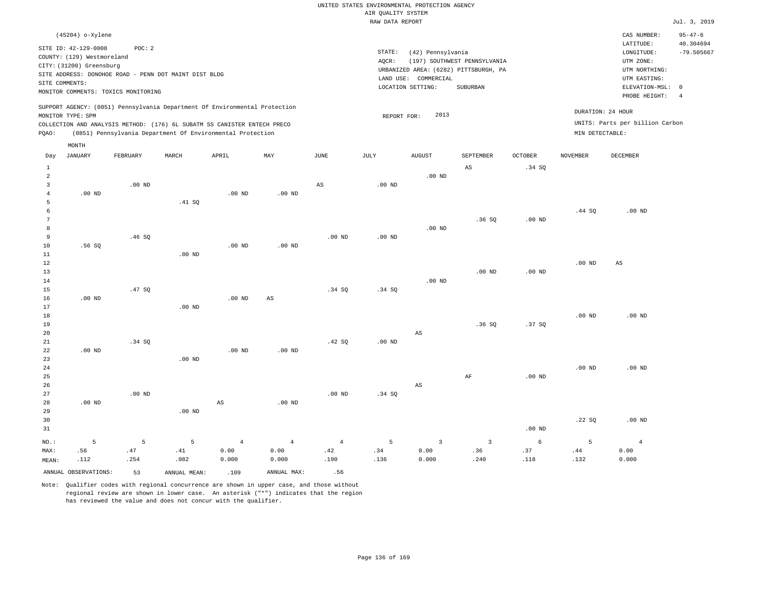UNITED STATES ENVIRONMENTAL PROTECTION AGENCY
AIR QUALITY SYSTEM
RAW DATA REPORT

Jul. 3, 2019

(45204) o-Xylene

SITE ID: 42-129-0008 POC: 2
COUNTY: (129) Westmoreland
CITY: (31200) Greensburg
SITE ADDRESS: DONOHOE ROAD - PENN DOT MAINT DIST BLDG
SITE COMMENTS:
MONITOR COMMENTS: TOXICS MONITORING

STATE: (42) Pennsylvania
AQCR: (197) SOUTHWEST PENNSYLVANIA
URBANIZED AREA: (6282) PITTSBURGH, PA
LAND USE: COMMERCIAL
LOCATION SETTING: SUBURBAN

CAS NUMBER: 95-47-6
LATITUDE: 40.304694
LONGITUDE: -79.505667
UTM ZONE:
UTM NORTHING:
UTM EASTING:
ELEVATION-MSL: 0
PROBE HEIGHT: 4

SUPPORT AGENCY: (0851) Pennsylvania Department Of Environmental Protection
MONITOR TYPE: SPM
COLLECTION AND ANALYSIS METHOD: (176) 6L SUBATM SS CANISTER ENTECH PRECO
PQAO: (0851) Pennsylvania Department Of Environmental Protection

REPORT FOR: 2013

DURATION: 24 HOUR
UNITS: Parts per billion Carbon
MIN DETECTABLE:

| Day | JANUARY | FEBRUARY | MARCH | APRIL | MAY | JUNE | JULY | AUGUST | SEPTEMBER | OCTOBER | NOVEMBER | DECEMBER |
|---|---|---|---|---|---|---|---|---|---|---|---|---|
| 1 | | | | | | | | | AS | .34 SQ | | |
| 2 | | | | | | | | .00 ND | | | | |
| 3 | | .00 ND | | | | AS | .00 ND | | | | | |
| 4 | .00 ND | | | .00 ND | .00 ND | | | | | | | |
| 5 | | | .41 SQ | | | | | | | | | |
| 6 | | | | | | | | | | | .44 SQ | .00 ND |
| 7 | | | | | | | | | .36 SQ | .00 ND | | |
| 8 | | | | | | | | .00 ND | | | | |
| 9 | | .46 SQ | | | | .00 ND | .00 ND | | | | | |
| 10 | .56 SQ | | | .00 ND | .00 ND | | | | | | | |
| 11 | | | .00 ND | | | | | | | | | |
| 12 | | | | | | | | | | | .00 ND | AS |
| 13 | | | | | | | | | .00 ND | .00 ND | | |
| 14 | | | | | | | | .00 ND | | | | |
| 15 | | .47 SQ | | | | .34 SQ | .34 SQ | | | | | |
| 16 | .00 ND | | | .00 ND | AS | | | | | | | |
| 17 | | | .00 ND | | | | | | | | | |
| 18 | | | | | | | | | | | .00 ND | .00 ND |
| 19 | | | | | | | | | .36 SQ | .37 SQ | | |
| 20 | | | | | | | | AS | | | | |
| 21 | | .34 SQ | | | | .42 SQ | .00 ND | | | | | |
| 22 | .00 ND | | | .00 ND | .00 ND | | | | | | | |
| 23 | | | .00 ND | | | | | | | | | |
| 24 | | | | | | | | | | | .00 ND | .00 ND |
| 25 | | | | | | | | | AF | .00 ND | | |
| 26 | | | | | | | | AS | | | | |
| 27 | | .00 ND | | | | .00 ND | .34 SQ | | | | | |
| 28 | .00 ND | | | AS | .00 ND | | | | | | | |
| 29 | | | .00 ND | | | | | | | | | |
| 30 | | | | | | | | | | | .22 SQ | .00 ND |
| 31 | | | | | | | | | | .00 ND | | |
| NO.: | 5 | 5 | 5 | 4 | 4 | 4 | 5 | 3 | 3 | 6 | 5 | 4 |
| MAX: | .56 | .47 | .41 | 0.00 | 0.00 | .42 | .34 | 0.00 | .36 | .37 | .44 | 0.00 |
| MEAN: | .112 | .254 | .082 | 0.000 | 0.000 | .190 | .136 | 0.000 | .240 | .118 | .132 | 0.000 |

ANNUAL OBSERVATIONS: 53 ANNUAL MEAN: .109 ANNUAL MAX: .56

Note: Qualifier codes with regional concurrence are shown in upper case, and those without regional review are shown in lower case. An asterisk ("*") indicates that the region has reviewed the value and does not concur with the qualifier.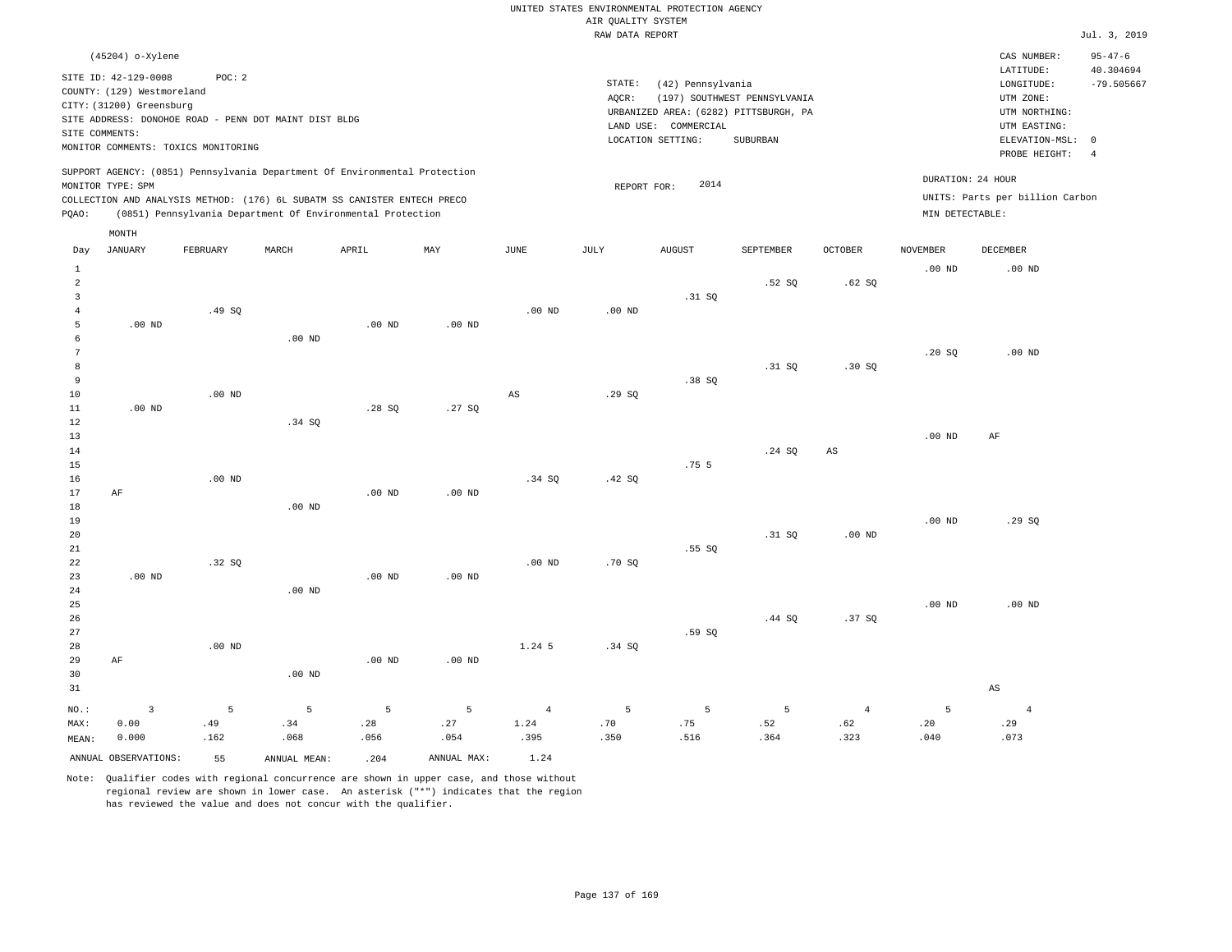UNITED STATES ENVIRONMENTAL PROTECTION AGENCY
AIR QUALITY SYSTEM
RAW DATA REPORT

Jul. 3, 2019

(45204) o-Xylene

SITE ID: 42-129-0008 POC: 2
COUNTY: (129) Westmoreland
CITY: (31200) Greensburg
SITE ADDRESS: DONOHOE ROAD - PENN DOT MAINT DIST BLDG
SITE COMMENTS:
MONITOR COMMENTS: TOXICS MONITORING

STATE: (42) Pennsylvania
AQCR: (197) SOUTHWEST PENNSYLVANIA
URBANIZED AREA: (6282) PITTSBURGH, PA
LAND USE: COMMERCIAL
LOCATION SETTING: SUBURBAN

CAS NUMBER: 95-47-6
LATITUDE: 40.304694
LONGITUDE: -79.505667
UTM ZONE:
UTM NORTHING:
UTM EASTING:
ELEVATION-MSL: 0
PROBE HEIGHT: 4

SUPPORT AGENCY: (0851) Pennsylvania Department Of Environmental Protection
MONITOR TYPE: SPM
COLLECTION AND ANALYSIS METHOD: (176) 6L SUBATM SS CANISTER ENTECH PRECO
PQAO: (0851) Pennsylvania Department Of Environmental Protection

REPORT FOR: 2014

DURATION: 24 HOUR
UNITS: Parts per billion Carbon
MIN DETECTABLE:

| Day | JANUARY | FEBRUARY | MARCH | APRIL | MAY | JUNE | JULY | AUGUST | SEPTEMBER | OCTOBER | NOVEMBER | DECEMBER |
|---|---|---|---|---|---|---|---|---|---|---|---|---|
| 1 | | | | | | | | | | | .00 ND | .00 ND |
| 2 | | | | | | | | | .52 SQ | .62 SQ | | |
| 3 | | | | | | | | .31 SQ | | | | |
| 4 | | .49 SQ | | | | .00 ND | .00 ND | | | | | |
| 5 | .00 ND | | | .00 ND | .00 ND | | | | | | | |
| 6 | | | .00 ND | | | | | | | | | |
| 7 | | | | | | | | | | | .20 SQ | .00 ND |
| 8 | | | | | | | | | .31 SQ | .30 SQ | | |
| 9 | | | | | | | | .38 SQ | | | | |
| 10 | | .00 ND | | | | AS | .29 SQ | | | | | |
| 11 | .00 ND | | | .28 SQ | .27 SQ | | | | | | | |
| 12 | | | .34 SQ | | | | | | | | | |
| 13 | | | | | | | | | | | .00 ND | AF |
| 14 | | | | | | | | | .24 SQ | AS | | |
| 15 | | | | | | | | .75 5 | | | | |
| 16 | | .00 ND | | | | .34 SQ | .42 SQ | | | | | |
| 17 | AF | | | .00 ND | .00 ND | | | | | | | |
| 18 | | | .00 ND | | | | | | | | | |
| 19 | | | | | | | | | | | .00 ND | .29 SQ |
| 20 | | | | | | | | | .31 SQ | .00 ND | | |
| 21 | | | | | | | | .55 SQ | | | | |
| 22 | | .32 SQ | | | | .00 ND | .70 SQ | | | | | |
| 23 | .00 ND | | | .00 ND | .00 ND | | | | | | | |
| 24 | | | .00 ND | | | | | | | | | |
| 25 | | | | | | | | | | | .00 ND | .00 ND |
| 26 | | | | | | | | | .44 SQ | .37 SQ | | |
| 27 | | | | | | | | .59 SQ | | | | |
| 28 | | .00 ND | | | | 1.24 5 | .34 SQ | | | | | |
| 29 | AF | | | .00 ND | .00 ND | | | | | | | |
| 30 | | | .00 ND | | | | | | | | | |
| 31 | | | | | | | | | | | | AS |
| NO.: | 3 | 5 | 5 | 5 | 5 | 4 | 5 | 5 | 5 | 4 | 5 | 4 |
| MAX: | 0.00 | .49 | .34 | .28 | .27 | 1.24 | .70 | .75 | .52 | .62 | .20 | .29 |
| MEAN: | 0.000 | .162 | .068 | .056 | .054 | .395 | .350 | .516 | .364 | .323 | .040 | .073 |

ANNUAL OBSERVATIONS: 55 ANNUAL MEAN: .204 ANNUAL MAX: 1.24

Note: Qualifier codes with regional concurrence are shown in upper case, and those without regional review are shown in lower case. An asterisk ("*") indicates that the region has reviewed the value and does not concur with the qualifier.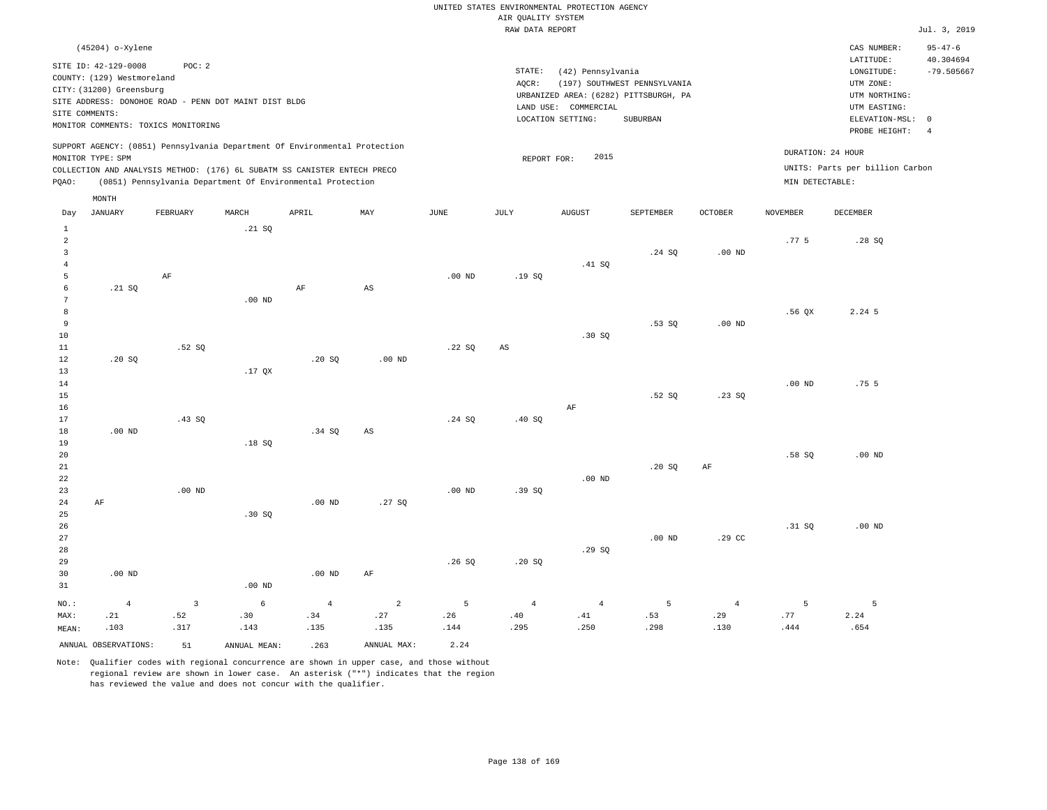UNITED STATES ENVIRONMENTAL PROTECTION AGENCY
AIR QUALITY SYSTEM
RAW DATA REPORT

Jul. 3, 2019

(45204) o-Xylene

SITE ID: 42-129-0008 POC: 2
COUNTY: (129) Westmoreland
CITY: (31200) Greensburg
SITE ADDRESS: DONOHOE ROAD - PENN DOT MAINT DIST BLDG
SITE COMMENTS:
MONITOR COMMENTS: TOXICS MONITORING

STATE: (42) Pennsylvania
AQCR: (197) SOUTHWEST PENNSYLVANIA
URBANIZED AREA: (6282) PITTSBURGH, PA
LAND USE: COMMERCIAL
LOCATION SETTING: SUBURBAN

CAS NUMBER: 95-47-6
LATITUDE: 40.304694
LONGITUDE: -79.505667
UTM ZONE:
UTM NORTHING:
UTM EASTING:
ELEVATION-MSL: 0
PROBE HEIGHT: 4

SUPPORT AGENCY: (0851) Pennsylvania Department Of Environmental Protection
MONITOR TYPE: SPM
COLLECTION AND ANALYSIS METHOD: (176) 6L SUBATM SS CANISTER ENTECH PRECO
PQAO: (0851) Pennsylvania Department Of Environmental Protection

REPORT FOR: 2015

DURATION: 24 HOUR
UNITS: Parts per billion Carbon
MIN DETECTABLE:

| Day | JANUARY | FEBRUARY | MARCH | APRIL | MAY | JUNE | JULY | AUGUST | SEPTEMBER | OCTOBER | NOVEMBER | DECEMBER |
|---|---|---|---|---|---|---|---|---|---|---|---|---|
| 1 | | | .21 SQ | | | | | | | | | |
| 2 | | | | | | | | | | | .77 5 | .28 SQ |
| 3 | | | | | | | | | .24 SQ | .00 ND | | |
| 4 | | | | | | | | .41 SQ | | | | |
| 5 | | AF | | | | .00 ND | .19 SQ | | | | | |
| 6 | .21 SQ | | | AF | AS | | | | | | | |
| 7 | | | .00 ND | | | | | | | | | |
| 8 | | | | | | | | | | | .56 QX | 2.24 5 |
| 9 | | | | | | | | | .53 SQ | .00 ND | | |
| 10 | | | | | | | | .30 SQ | | | | |
| 11 | | .52 SQ | | | | .22 SQ | AS | | | | | |
| 12 | .20 SQ | | | .20 SQ | .00 ND | | | | | | | |
| 13 | | | .17 QX | | | | | | | | | |
| 14 | | | | | | | | | | | .00 ND | .75 5 |
| 15 | | | | | | | | | .52 SQ | .23 SQ | | |
| 16 | | | | | | | | AF | | | | |
| 17 | | .43 SQ | | | | .24 SQ | .40 SQ | | | | | |
| 18 | .00 ND | | | .34 SQ | AS | | | | | | | |
| 19 | | | .18 SQ | | | | | | | | | |
| 20 | | | | | | | | | | | .58 SQ | .00 ND |
| 21 | | | | | | | | | .20 SQ | AF | | |
| 22 | | | | | | | | .00 ND | | | | |
| 23 | | .00 ND | | | | .00 ND | .39 SQ | | | | | |
| 24 | AF | | | .00 ND | .27 SQ | | | | | | | |
| 25 | | | .30 SQ | | | | | | | | | |
| 26 | | | | | | | | | | | .31 SQ | .00 ND |
| 27 | | | | | | | | | .00 ND | .29 CC | | |
| 28 | | | | | | | | .29 SQ | | | | |
| 29 | | | | | | .26 SQ | .20 SQ | | | | | |
| 30 | .00 ND | | | .00 ND | AF | | | | | | | |
| 31 | | | .00 ND | | | | | | | | | |
| NO.: | 4 | 3 | 6 | 4 | 2 | 5 | 4 | 4 | 5 | 4 | 5 | 5 |
| MAX: | .21 | .52 | .30 | .34 | .27 | .26 | .40 | .41 | .53 | .29 | .77 | 2.24 |
| MEAN: | .103 | .317 | .143 | .135 | .135 | .144 | .295 | .250 | .298 | .130 | .444 | .654 |

ANNUAL OBSERVATIONS: 51 ANNUAL MEAN: .263 ANNUAL MAX: 2.24

Note: Qualifier codes with regional concurrence are shown in upper case, and those without regional review are shown in lower case. An asterisk ("*") indicates that the region has reviewed the value and does not concur with the qualifier.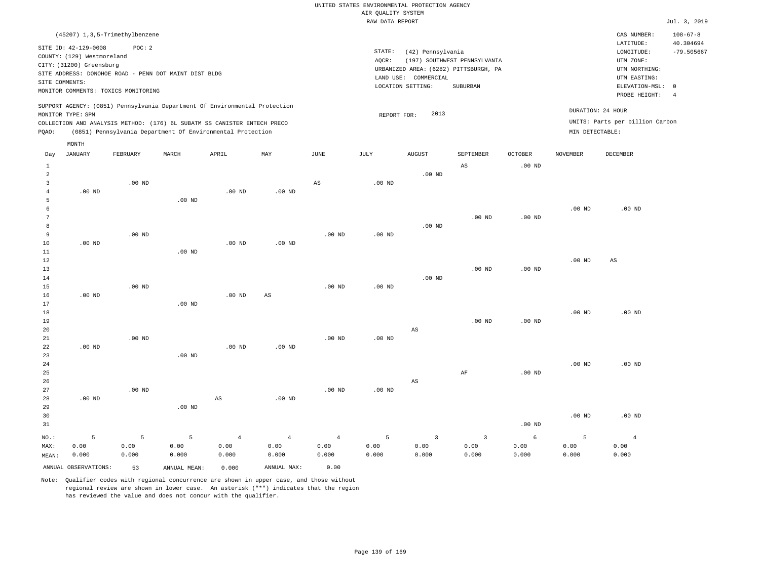UNITED STATES ENVIRONMENTAL PROTECTION AGENCY
AIR QUALITY SYSTEM
RAW DATA REPORT

Jul. 3, 2019

(45207) 1,3,5-Trimethylbenzene

SITE ID: 42-129-0008 POC: 2
COUNTY: (129) Westmoreland
CITY: (31200) Greensburg
SITE ADDRESS: DONOHOE ROAD - PENN DOT MAINT DIST BLDG
SITE COMMENTS:
MONITOR COMMENTS: TOXICS MONITORING

STATE: (42) Pennsylvania
AQCR: (197) SOUTHWEST PENNSYLVANIA
URBANIZED AREA: (6282) PITTSBURGH, PA
LAND USE: COMMERCIAL
LOCATION SETTING: SUBURBAN

CAS NUMBER: 108-67-8
LATITUDE: 40.304694
LONGITUDE: -79.505667
UTM ZONE:
UTM NORTHING:
UTM EASTING:
ELEVATION-MSL: 0
PROBE HEIGHT: 4

SUPPORT AGENCY: (0851) Pennsylvania Department Of Environmental Protection
MONITOR TYPE: SPM
COLLECTION AND ANALYSIS METHOD: (176) 6L SUBATM SS CANISTER ENTECH PRECO
PQAO: (0851) Pennsylvania Department Of Environmental Protection

REPORT FOR: 2013

DURATION: 24 HOUR
UNITS: Parts per billion Carbon
MIN DETECTABLE:

| Day | JANUARY | FEBRUARY | MARCH | APRIL | MAY | JUNE | JULY | AUGUST | SEPTEMBER | OCTOBER | NOVEMBER | DECEMBER |
|---|---|---|---|---|---|---|---|---|---|---|---|---|
| 1 | | | | | | | | | AS | .00 ND | | |
| 2 | | | | | | | | .00 ND | | | | |
| 3 | | .00 ND | | | | AS | .00 ND | | | | | |
| 4 | .00 ND | | | .00 ND | .00 ND | | | | | | | |
| 5 | | | .00 ND | | | | | | | | | |
| 6 | | | | | | | | | | | .00 ND | .00 ND |
| 7 | | | | | | | | | .00 ND | .00 ND | | |
| 8 | | | | | | | | .00 ND | | | | |
| 9 | | .00 ND | | | | .00 ND | .00 ND | | | | | |
| 10 | .00 ND | | | .00 ND | .00 ND | | | | | | | |
| 11 | | | .00 ND | | | | | | | | | |
| 12 | | | | | | | | | | | .00 ND | AS |
| 13 | | | | | | | | | .00 ND | .00 ND | | |
| 14 | | | | | | | | .00 ND | | | | |
| 15 | | .00 ND | | | | .00 ND | .00 ND | | | | | |
| 16 | .00 ND | | | .00 ND | AS | | | | | | | |
| 17 | | | .00 ND | | | | | | | | | |
| 18 | | | | | | | | | | | .00 ND | .00 ND |
| 19 | | | | | | | | | .00 ND | .00 ND | | |
| 20 | | | | | | | | AS | | | | |
| 21 | | .00 ND | | | | .00 ND | .00 ND | | | | | |
| 22 | .00 ND | | | .00 ND | .00 ND | | | | | | | |
| 23 | | | .00 ND | | | | | | | | | |
| 24 | | | | | | | | | | | .00 ND | .00 ND |
| 25 | | | | | | | | | AF | .00 ND | | |
| 26 | | | | | | | | AS | | | | |
| 27 | | .00 ND | | | | .00 ND | .00 ND | | | | | |
| 28 | .00 ND | | | AS | .00 ND | | | | | | | |
| 29 | | | .00 ND | | | | | | | | | |
| 30 | | | | | | | | | | | .00 ND | .00 ND |
| 31 | | | | | | | | | | .00 ND | | |
| NO.: | 5 | 5 | 5 | 4 | 4 | 4 | 5 | 3 | 3 | 6 | 5 | 4 |
| MAX: | 0.00 | 0.00 | 0.00 | 0.00 | 0.00 | 0.00 | 0.00 | 0.00 | 0.00 | 0.00 | 0.00 | 0.00 |
| MEAN: | 0.000 | 0.000 | 0.000 | 0.000 | 0.000 | 0.000 | 0.000 | 0.000 | 0.000 | 0.000 | 0.000 | 0.000 |

ANNUAL OBSERVATIONS: 53 ANNUAL MEAN: 0.000 ANNUAL MAX: 0.00

Note: Qualifier codes with regional concurrence are shown in upper case, and those without regional review are shown in lower case. An asterisk ("*") indicates that the region has reviewed the value and does not concur with the qualifier.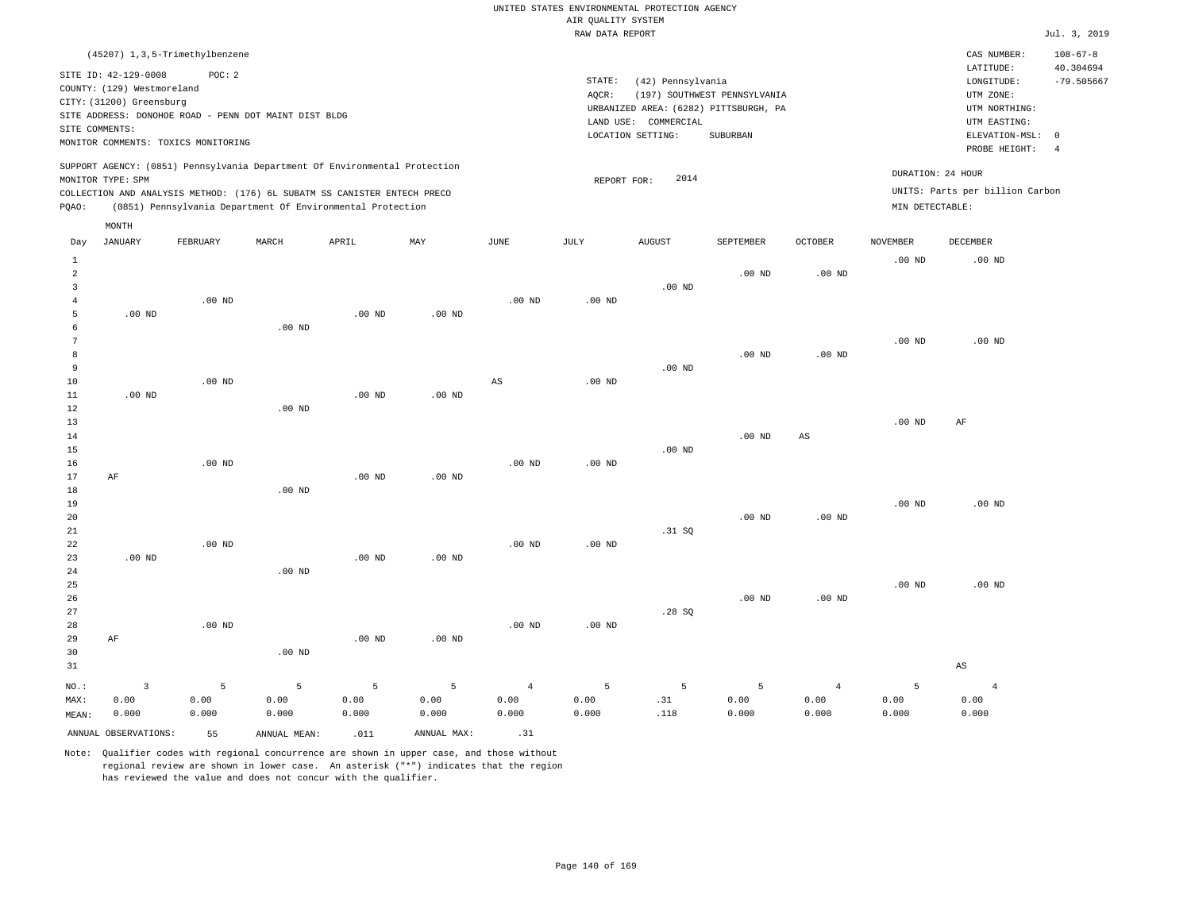UNITED STATES ENVIRONMENTAL PROTECTION AGENCY
AIR QUALITY SYSTEM
RAW DATA REPORT

Jul. 3, 2019

(45207) 1,3,5-Trimethylbenzene

SITE ID: 42-129-0008 POC: 2
COUNTY: (129) Westmoreland
CITY: (31200) Greensburg
SITE ADDRESS: DONOHOE ROAD - PENN DOT MAINT DIST BLDG
SITE COMMENTS:
MONITOR COMMENTS: TOXICS MONITORING

STATE: (42) Pennsylvania
AQCR: (197) SOUTHWEST PENNSYLVANIA
URBANIZED AREA: (6282) PITTSBURGH, PA
LAND USE: COMMERCIAL
LOCATION SETTING: SUBURBAN

CAS NUMBER: 108-67-8
LATITUDE: 40.304694
LONGITUDE: -79.505667
UTM ZONE:
UTM NORTHING:
UTM EASTING:
ELEVATION-MSL: 0
PROBE HEIGHT: 4

SUPPORT AGENCY: (0851) Pennsylvania Department Of Environmental Protection
MONITOR TYPE: SPM
COLLECTION AND ANALYSIS METHOD: (176) 6L SUBATM SS CANISTER ENTECH PRECO
PQAO: (0851) Pennsylvania Department Of Environmental Protection

REPORT FOR: 2014

DURATION: 24 HOUR
UNITS: Parts per billion Carbon
MIN DETECTABLE:

| Day | JANUARY | FEBRUARY | MARCH | APRIL | MAY | JUNE | JULY | AUGUST | SEPTEMBER | OCTOBER | NOVEMBER | DECEMBER |
|---|---|---|---|---|---|---|---|---|---|---|---|---|
| 1 | | | | | | | | | | | .00 ND | .00 ND |
| 2 | | | | | | | | | .00 ND | .00 ND | | |
| 3 | | | | | | | | .00 ND | | | | |
| 4 | | .00 ND | | | | .00 ND | .00 ND | | | | | |
| 5 | .00 ND | | | .00 ND | .00 ND | | | | | | | |
| 6 | | | .00 ND | | | | | | | | | |
| 7 | | | | | | | | | | | .00 ND | .00 ND |
| 8 | | | | | | | | | .00 ND | .00 ND | | |
| 9 | | | | | | | | .00 ND | | | | |
| 10 | | .00 ND | | | | AS | .00 ND | | | | | |
| 11 | .00 ND | | | .00 ND | .00 ND | | | | | | | |
| 12 | | | .00 ND | | | | | | | | | |
| 13 | | | | | | | | | | | .00 ND | AF |
| 14 | | | | | | | | | .00 ND | AS | | |
| 15 | | | | | | | | .00 ND | | | | |
| 16 | | .00 ND | | | | .00 ND | .00 ND | | | | | |
| 17 | AF | | | .00 ND | .00 ND | | | | | | | |
| 18 | | | .00 ND | | | | | | | | | |
| 19 | | | | | | | | | | | .00 ND | .00 ND |
| 20 | | | | | | | | | .00 ND | .00 ND | | |
| 21 | | | | | | | | .31 SQ | | | | |
| 22 | | .00 ND | | | | .00 ND | .00 ND | | | | | |
| 23 | .00 ND | | | .00 ND | .00 ND | | | | | | | |
| 24 | | | .00 ND | | | | | | | | | |
| 25 | | | | | | | | | | | .00 ND | .00 ND |
| 26 | | | | | | | | | .00 ND | .00 ND | | |
| 27 | | | | | | | | .28 SQ | | | | |
| 28 | | .00 ND | | | | .00 ND | .00 ND | | | | | |
| 29 | AF | | | .00 ND | .00 ND | | | | | | | |
| 30 | | | .00 ND | | | | | | | | | |
| 31 | | | | | | | | | | | | AS |
| NO.: | 3 | 5 | 5 | 5 | 5 | 4 | 5 | 5 | 5 | 4 | 5 | 4 |
| MAX: | 0.00 | 0.00 | 0.00 | 0.00 | 0.00 | 0.00 | 0.00 | .31 | 0.00 | 0.00 | 0.00 | 0.00 |
| MEAN: | 0.000 | 0.000 | 0.000 | 0.000 | 0.000 | 0.000 | 0.000 | .118 | 0.000 | 0.000 | 0.000 | 0.000 |

ANNUAL OBSERVATIONS: 55 ANNUAL MEAN: .011 ANNUAL MAX: .31

Note: Qualifier codes with regional concurrence are shown in upper case, and those without regional review are shown in lower case. An asterisk ("*") indicates that the region has reviewed the value and does not concur with the qualifier.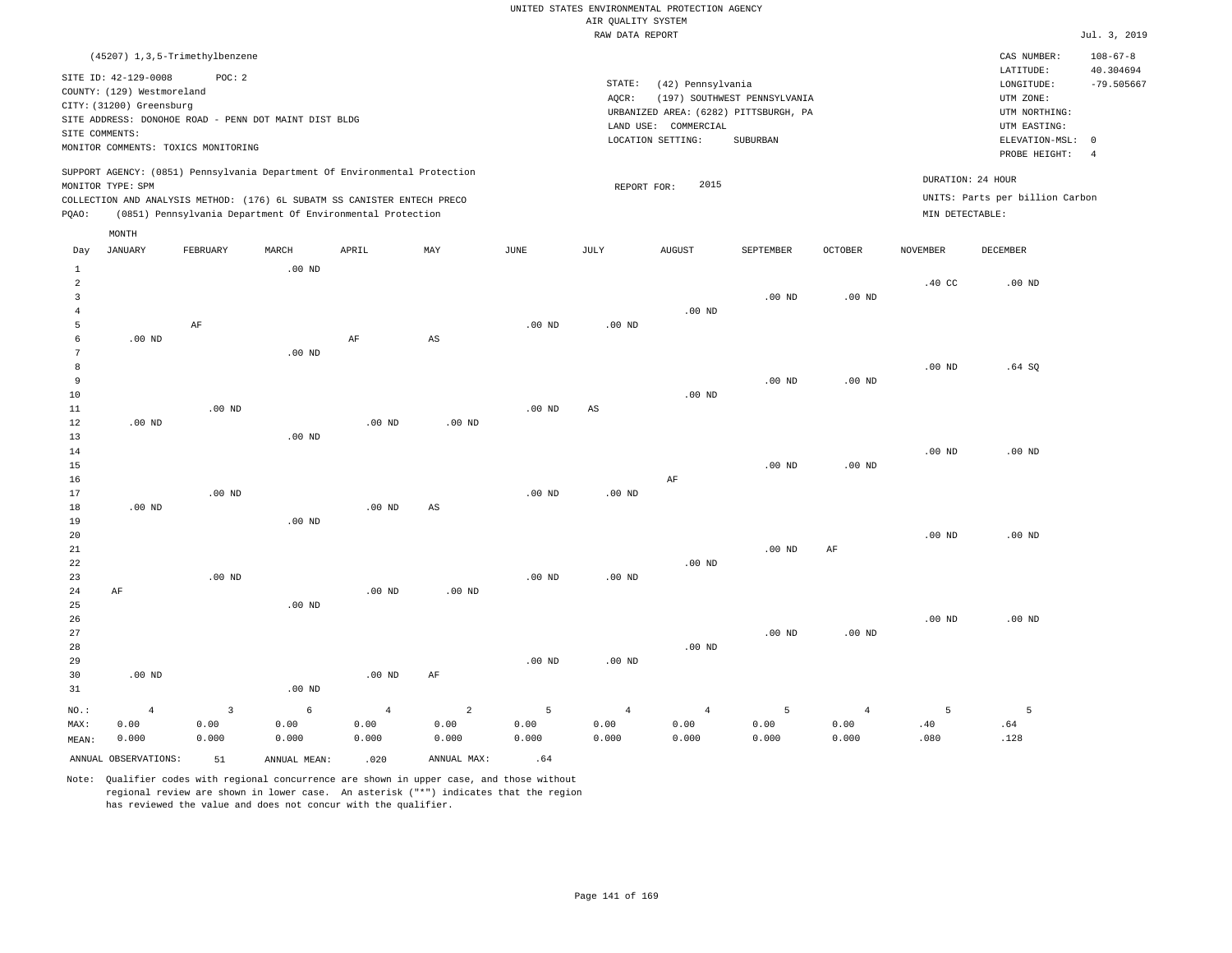UNITED STATES ENVIRONMENTAL PROTECTION AGENCY
AIR QUALITY SYSTEM
RAW DATA REPORT

Jul. 3, 2019

(45207) 1,3,5-Trimethylbenzene

SITE ID: 42-129-0008 POC: 2
COUNTY: (129) Westmoreland
CITY: (31200) Greensburg
SITE ADDRESS: DONOHOE ROAD - PENN DOT MAINT DIST BLDG
SITE COMMENTS:
MONITOR COMMENTS: TOXICS MONITORING

STATE: (42) Pennsylvania
AQCR: (197) SOUTHWEST PENNSYLVANIA
URBANIZED AREA: (6282) PITTSBURGH, PA
LAND USE: COMMERCIAL
LOCATION SETTING: SUBURBAN

CAS NUMBER: 108-67-8
LATITUDE: 40.304694
LONGITUDE: -79.505667
UTM ZONE:
UTM NORTHING:
UTM EASTING:
ELEVATION-MSL: 0
PROBE HEIGHT: 4

SUPPORT AGENCY: (0851) Pennsylvania Department Of Environmental Protection
MONITOR TYPE: SPM
COLLECTION AND ANALYSIS METHOD: (176) 6L SUBATM SS CANISTER ENTECH PRECO
PQAO: (0851) Pennsylvania Department Of Environmental Protection

REPORT FOR: 2015

DURATION: 24 HOUR
UNITS: Parts per billion Carbon
MIN DETECTABLE:

| Day | JANUARY | FEBRUARY | MARCH | APRIL | MAY | JUNE | JULY | AUGUST | SEPTEMBER | OCTOBER | NOVEMBER | DECEMBER |
|---|---|---|---|---|---|---|---|---|---|---|---|---|
| 1 | | | .00 ND | | | | | | | | | |
| 2 | | | | | | | | | | | .40 CC | .00 ND |
| 3 | | | | | | | | | .00 ND | .00 ND | | |
| 4 | | | | | | | | .00 ND | | | | |
| 5 | | AF | | | | .00 ND | .00 ND | | | | | |
| 6 | .00 ND | | | AF | AS | | | | | | | |
| 7 | | | .00 ND | | | | | | | | | |
| 8 | | | | | | | | | | | .00 ND | .64 SQ |
| 9 | | | | | | | | | .00 ND | .00 ND | | |
| 10 | | | | | | | | .00 ND | | | | |
| 11 | | .00 ND | | | | .00 ND | AS | | | | | |
| 12 | .00 ND | | | .00 ND | .00 ND | | | | | | | |
| 13 | | | .00 ND | | | | | | | | | |
| 14 | | | | | | | | | | | .00 ND | .00 ND |
| 15 | | | | | | | | | .00 ND | .00 ND | | |
| 16 | | | | | | | | AF | | | | |
| 17 | | .00 ND | | | | .00 ND | .00 ND | | | | | |
| 18 | .00 ND | | | .00 ND | AS | | | | | | | |
| 19 | | | .00 ND | | | | | | | | | |
| 20 | | | | | | | | | | | .00 ND | .00 ND |
| 21 | | | | | | | | | .00 ND | AF | | |
| 22 | | | | | | | | .00 ND | | | | |
| 23 | | .00 ND | | | | .00 ND | .00 ND | | | | | |
| 24 | AF | | | .00 ND | .00 ND | | | | | | | |
| 25 | | | .00 ND | | | | | | | | | |
| 26 | | | | | | | | | | | .00 ND | .00 ND |
| 27 | | | | | | | | | .00 ND | .00 ND | | |
| 28 | | | | | | | | .00 ND | | | | |
| 29 | | | | | | .00 ND | .00 ND | | | | | |
| 30 | .00 ND | | | .00 ND | AF | | | | | | | |
| 31 | | | .00 ND | | | | | | | | | |
| NO.: | 4 | 3 | 6 | 4 | 2 | 5 | 4 | 4 | 5 | 4 | 5 | 5 |
| MAX: | 0.00 | 0.00 | 0.00 | 0.00 | 0.00 | 0.00 | 0.00 | 0.00 | 0.00 | 0.00 | .40 | .64 |
| MEAN: | 0.000 | 0.000 | 0.000 | 0.000 | 0.000 | 0.000 | 0.000 | 0.000 | 0.000 | 0.000 | .080 | .128 |

ANNUAL OBSERVATIONS: 51 ANNUAL MEAN: .020 ANNUAL MAX: .64

Note: Qualifier codes with regional concurrence are shown in upper case, and those without regional review are shown in lower case. An asterisk ("*") indicates that the region has reviewed the value and does not concur with the qualifier.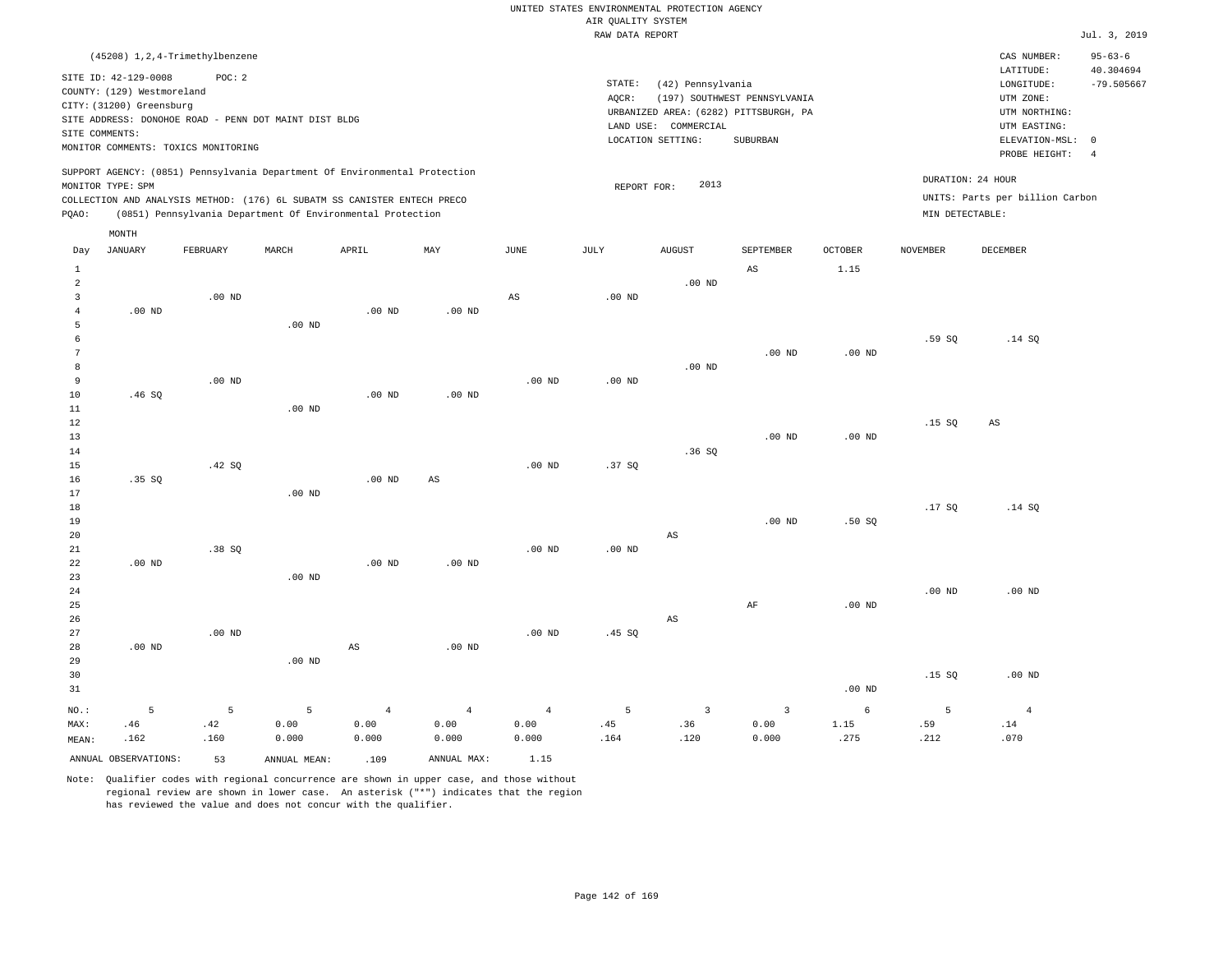UNITED STATES ENVIRONMENTAL PROTECTION AGENCY
AIR QUALITY SYSTEM
RAW DATA REPORT

Jul. 3, 2019

(45208) 1,2,4-Trimethylbenzene

SITE ID: 42-129-0008 POC: 2
COUNTY: (129) Westmoreland
CITY: (31200) Greensburg
SITE ADDRESS: DONOHOE ROAD - PENN DOT MAINT DIST BLDG
SITE COMMENTS:
MONITOR COMMENTS: TOXICS MONITORING

STATE: (42) Pennsylvania
AQCR: (197) SOUTHWEST PENNSYLVANIA
URBANIZED AREA: (6282) PITTSBURGH, PA
LAND USE: COMMERCIAL
LOCATION SETTING: SUBURBAN

CAS NUMBER: 95-63-6
LATITUDE: 40.304694
LONGITUDE: -79.505667
UTM ZONE:
UTM NORTHING:
UTM EASTING:
ELEVATION-MSL: 0
PROBE HEIGHT: 4

SUPPORT AGENCY: (0851) Pennsylvania Department Of Environmental Protection
MONITOR TYPE: SPM
COLLECTION AND ANALYSIS METHOD: (176) 6L SUBATM SS CANISTER ENTECH PRECO
PQAO: (0851) Pennsylvania Department Of Environmental Protection

REPORT FOR: 2013

DURATION: 24 HOUR
UNITS: Parts per billion Carbon
MIN DETECTABLE:

| Day | JANUARY | FEBRUARY | MARCH | APRIL | MAY | JUNE | JULY | AUGUST | SEPTEMBER | OCTOBER | NOVEMBER | DECEMBER |
|---|---|---|---|---|---|---|---|---|---|---|---|---|
| 1 | | | | | | | | | AS | 1.15 | | |
| 2 | | | | | | | | .00 ND | | | | |
| 3 | | .00 ND | | | | AS | .00 ND | | | | | |
| 4 | .00 ND | | | .00 ND | .00 ND | | | | | | | |
| 5 | | | .00 ND | | | | | | | | | |
| 6 | | | | | | | | | | | .59 SQ | .14 SQ |
| 7 | | | | | | | | | .00 ND | .00 ND | | |
| 8 | | | | | | | | .00 ND | | | | |
| 9 | | .00 ND | | | | .00 ND | .00 ND | | | | | |
| 10 | .46 SQ | | | .00 ND | .00 ND | | | | | | | |
| 11 | | | .00 ND | | | | | | | | | |
| 12 | | | | | | | | | | | .15 SQ | AS |
| 13 | | | | | | | | | .00 ND | .00 ND | | |
| 14 | | | | | | | | .36 SQ | | | | |
| 15 | | .42 SQ | | | | .00 ND | .37 SQ | | | | | |
| 16 | .35 SQ | | | .00 ND | AS | | | | | | | |
| 17 | | | .00 ND | | | | | | | | | |
| 18 | | | | | | | | | | | .17 SQ | .14 SQ |
| 19 | | | | | | | | | .00 ND | .50 SQ | | |
| 20 | | | | | | | | AS | | | | |
| 21 | | .38 SQ | | | | .00 ND | .00 ND | | | | | |
| 22 | .00 ND | | | .00 ND | .00 ND | | | | | | | |
| 23 | | | .00 ND | | | | | | | | | |
| 24 | | | | | | | | | | | .00 ND | .00 ND |
| 25 | | | | | | | | | AF | .00 ND | | |
| 26 | | | | | | | | AS | | | | |
| 27 | | .00 ND | | | | .00 ND | .45 SQ | | | | | |
| 28 | .00 ND | | | AS | .00 ND | | | | | | | |
| 29 | | | .00 ND | | | | | | | | | |
| 30 | | | | | | | | | | | .15 SQ | .00 ND |
| 31 | | | | | | | | | | .00 ND | | |
| NO.: | 5 | 5 | 5 | 4 | 4 | 4 | 5 | 3 | 3 | 6 | 5 | 4 |
| MAX: | .46 | .42 | 0.00 | 0.00 | 0.00 | 0.00 | .45 | .36 | 0.00 | 1.15 | .59 | .14 |
| MEAN: | .162 | .160 | 0.000 | 0.000 | 0.000 | 0.000 | .164 | .120 | 0.000 | .275 | .212 | .070 |

ANNUAL OBSERVATIONS: 53 ANNUAL MEAN: .109 ANNUAL MAX: 1.15

Note: Qualifier codes with regional concurrence are shown in upper case, and those without regional review are shown in lower case. An asterisk ("*") indicates that the region has reviewed the value and does not concur with the qualifier.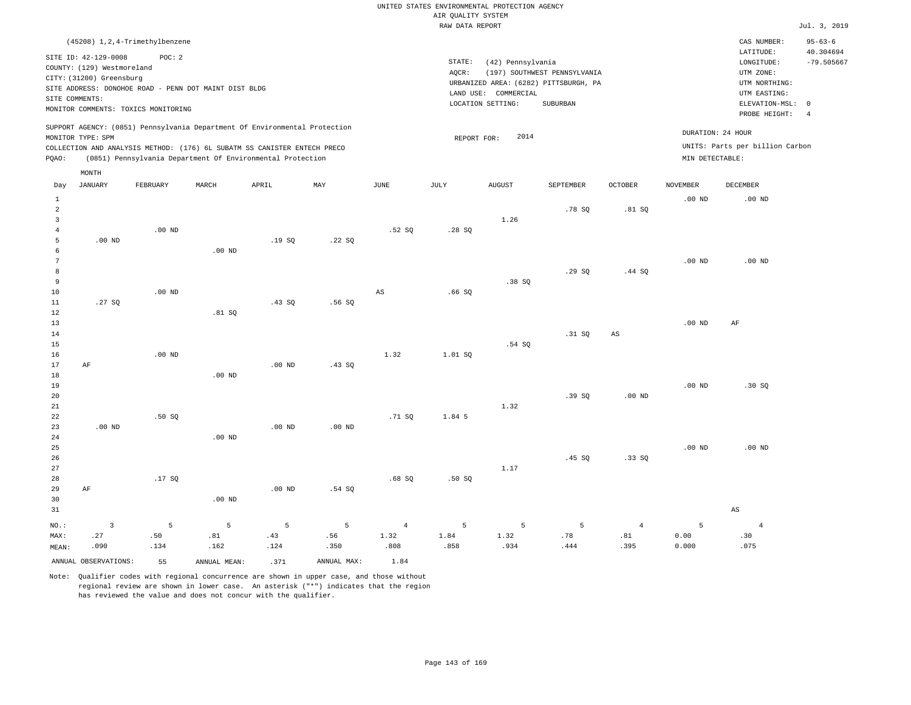UNITED STATES ENVIRONMENTAL PROTECTION AGENCY
AIR QUALITY SYSTEM
RAW DATA REPORT

Jul. 3, 2019

(45208) 1,2,4-Trimethylbenzene

SITE ID: 42-129-0008 POC: 2
COUNTY: (129) Westmoreland
CITY: (31200) Greensburg
SITE ADDRESS: DONOHOE ROAD - PENN DOT MAINT DIST BLDG
SITE COMMENTS:
MONITOR COMMENTS: TOXICS MONITORING

STATE: (42) Pennsylvania
AQCR: (197) SOUTHWEST PENNSYLVANIA
URBANIZED AREA: (6282) PITTSBURGH, PA
LAND USE: COMMERCIAL
LOCATION SETTING: SUBURBAN

CAS NUMBER: 95-63-6
LATITUDE: 40.304694
LONGITUDE: -79.505667
UTM ZONE:
UTM NORTHING:
UTM EASTING:
ELEVATION-MSL: 0
PROBE HEIGHT: 4

SUPPORT AGENCY: (0851) Pennsylvania Department Of Environmental Protection
MONITOR TYPE: SPM
COLLECTION AND ANALYSIS METHOD: (176) 6L SUBATM SS CANISTER ENTECH PRECO
PQAO: (0851) Pennsylvania Department Of Environmental Protection

REPORT FOR: 2014

DURATION: 24 HOUR
UNITS: Parts per billion Carbon
MIN DETECTABLE:

| Day | JANUARY | FEBRUARY | MARCH | APRIL | MAY | JUNE | JULY | AUGUST | SEPTEMBER | OCTOBER | NOVEMBER | DECEMBER |
|---|---|---|---|---|---|---|---|---|---|---|---|---|
| 1 | | | | | | | | | | | .00 ND | .00 ND |
| 2 | | | | | | | | | .78 SQ | .81 SQ | | |
| 3 | | | | | | | | 1.26 | | | | |
| 4 | | .00 ND | | | | .52 SQ | .28 SQ | | | | | |
| 5 | .00 ND | | | .19 SQ | .22 SQ | | | | | | | |
| 6 | | | .00 ND | | | | | | | | | |
| 7 | | | | | | | | | | | .00 ND | .00 ND |
| 8 | | | | | | | | | .29 SQ | .44 SQ | | |
| 9 | | | | | | | | .38 SQ | | | | |
| 10 | | .00 ND | | | | AS | .66 SQ | | | | | |
| 11 | .27 SQ | | | .43 SQ | .56 SQ | | | | | | | |
| 12 | | | .81 SQ | | | | | | | | | |
| 13 | | | | | | | | | | | .00 ND | AF |
| 14 | | | | | | | | | .31 SQ | AS | | |
| 15 | | | | | | | | .54 SQ | | | | |
| 16 | | .00 ND | | | | 1.32 | 1.01 SQ | | | | | |
| 17 | AF | | | .00 ND | .43 SQ | | | | | | | |
| 18 | | | .00 ND | | | | | | | | | |
| 19 | | | | | | | | | | | .00 ND | .30 SQ |
| 20 | | | | | | | | | .39 SQ | .00 ND | | |
| 21 | | | | | | | | 1.32 | | | | |
| 22 | | .50 SQ | | | | .71 SQ | 1.84 5 | | | | | |
| 23 | .00 ND | | | .00 ND | .00 ND | | | | | | | |
| 24 | | | .00 ND | | | | | | | | | |
| 25 | | | | | | | | | | | .00 ND | .00 ND |
| 26 | | | | | | | | | .45 SQ | .33 SQ | | |
| 27 | | | | | | | | 1.17 | | | | |
| 28 | | .17 SQ | | | | .68 SQ | .50 SQ | | | | | |
| 29 | AF | | | .00 ND | .54 SQ | | | | | | | |
| 30 | | | .00 ND | | | | | | | | | |
| 31 | | | | | | | | | | | | AS |
| NO.: | 3 | 5 | 5 | 5 | 5 | 4 | 5 | 5 | 5 | 4 | 5 | 4 |
| MAX: | .27 | .50 | .81 | .43 | .56 | 1.32 | 1.84 | 1.32 | .78 | .81 | 0.00 | .30 |
| MEAN: | .090 | .134 | .162 | .124 | .350 | .808 | .858 | .934 | .444 | .395 | 0.000 | .075 |

ANNUAL OBSERVATIONS: 55 ANNUAL MEAN: .371 ANNUAL MAX: 1.84

Note: Qualifier codes with regional concurrence are shown in upper case, and those without regional review are shown in lower case. An asterisk ("*") indicates that the region has reviewed the value and does not concur with the qualifier.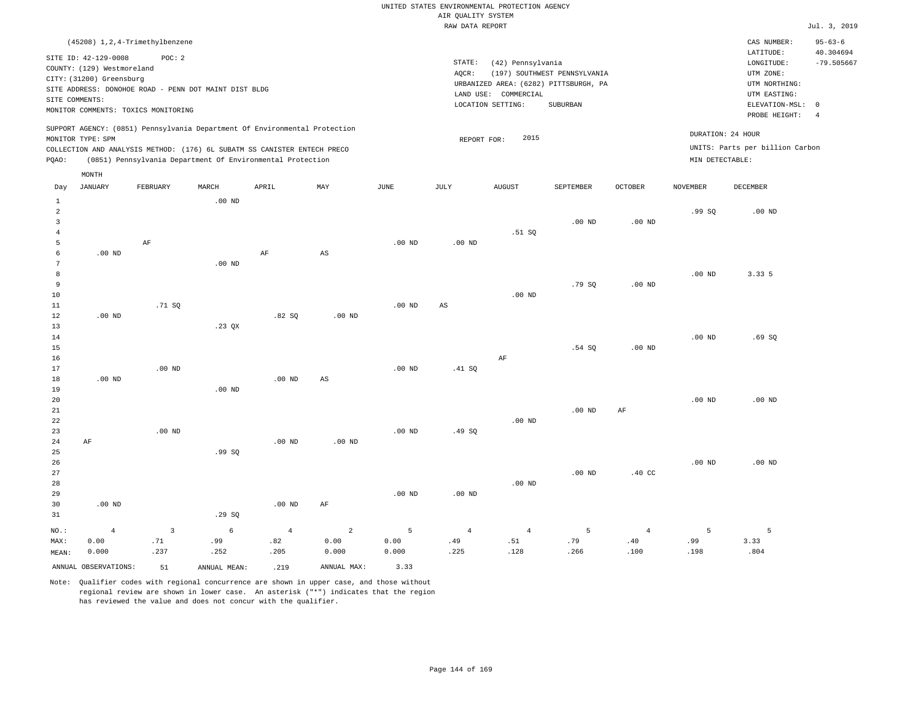UNITED STATES ENVIRONMENTAL PROTECTION AGENCY
AIR QUALITY SYSTEM
RAW DATA REPORT

Jul. 3, 2019

(45208) 1,2,4-Trimethylbenzene

SITE ID: 42-129-0008 POC: 2
COUNTY: (129) Westmoreland
CITY: (31200) Greensburg
SITE ADDRESS: DONOHOE ROAD - PENN DOT MAINT DIST BLDG
SITE COMMENTS:
MONITOR COMMENTS: TOXICS MONITORING

STATE: (42) Pennsylvania
AQCR: (197) SOUTHWEST PENNSYLVANIA
URBANIZED AREA: (6282) PITTSBURGH, PA
LAND USE: COMMERCIAL
LOCATION SETTING: SUBURBAN

CAS NUMBER: 95-63-6
LATITUDE: 40.304694
LONGITUDE: -79.505667
UTM ZONE:
UTM NORTHING:
UTM EASTING:
ELEVATION-MSL: 0
PROBE HEIGHT: 4

SUPPORT AGENCY: (0851) Pennsylvania Department Of Environmental Protection
MONITOR TYPE: SPM
COLLECTION AND ANALYSIS METHOD: (176) 6L SUBATM SS CANISTER ENTECH PRECO
PQAO: (0851) Pennsylvania Department Of Environmental Protection

REPORT FOR: 2015

DURATION: 24 HOUR
UNITS: Parts per billion Carbon
MIN DETECTABLE:

| Day | JANUARY | FEBRUARY | MARCH | APRIL | MAY | JUNE | JULY | AUGUST | SEPTEMBER | OCTOBER | NOVEMBER | DECEMBER |
|---|---|---|---|---|---|---|---|---|---|---|---|---|
| 1 | | | .00 ND | | | | | | | | | |
| 2 | | | | | | | | | | | .99 SQ | .00 ND |
| 3 | | | | | | | | | .00 ND | .00 ND | | |
| 4 | | | | | | | | .51 SQ | | | | |
| 5 | | AF | | | | .00 ND | .00 ND | | | | | |
| 6 | .00 ND | | | AF | AS | | | | | | | |
| 7 | | | .00 ND | | | | | | | | | |
| 8 | | | | | | | | | | | .00 ND | 3.33 5 |
| 9 | | | | | | | | | .79 SQ | .00 ND | | |
| 10 | | | | | | | | .00 ND | | | | |
| 11 | | .71 SQ | | | | .00 ND | AS | | | | | |
| 12 | .00 ND | | | .82 SQ | .00 ND | | | | | | | |
| 13 | | | .23 QX | | | | | | | | | |
| 14 | | | | | | | | | | | .00 ND | .69 SQ |
| 15 | | | | | | | | | .54 SQ | .00 ND | | |
| 16 | | | | | | | | AF | | | | |
| 17 | | .00 ND | | | | .00 ND | .41 SQ | | | | | |
| 18 | .00 ND | | | .00 ND | AS | | | | | | | |
| 19 | | | .00 ND | | | | | | | | | |
| 20 | | | | | | | | | | | .00 ND | .00 ND |
| 21 | | | | | | | | | .00 ND | AF | | |
| 22 | | | | | | | | .00 ND | | | | |
| 23 | | .00 ND | | | | .00 ND | .49 SQ | | | | | |
| 24 | AF | | | .00 ND | .00 ND | | | | | | | |
| 25 | | | .99 SQ | | | | | | | | | |
| 26 | | | | | | | | | | | .00 ND | .00 ND |
| 27 | | | | | | | | | .00 ND | .40 CC | | |
| 28 | | | | | | | | .00 ND | | | | |
| 29 | | | | | | .00 ND | .00 ND | | | | | |
| 30 | .00 ND | | | .00 ND | AF | | | | | | | |
| 31 | | | .29 SQ | | | | | | | | | |
| NO.: | 4 | 3 | 6 | 4 | 2 | 5 | 4 | 4 | 5 | 4 | 5 | 5 |
| MAX: | 0.00 | .71 | .99 | .82 | 0.00 | 0.00 | .49 | .51 | .79 | .40 | .99 | 3.33 |
| MEAN: | 0.000 | .237 | .252 | .205 | 0.000 | 0.000 | .225 | .128 | .266 | .100 | .198 | .804 |

ANNUAL OBSERVATIONS: 51 ANNUAL MEAN: .219 ANNUAL MAX: 3.33

Note: Qualifier codes with regional concurrence are shown in upper case, and those without regional review are shown in lower case. An asterisk ("*") indicates that the region has reviewed the value and does not concur with the qualifier.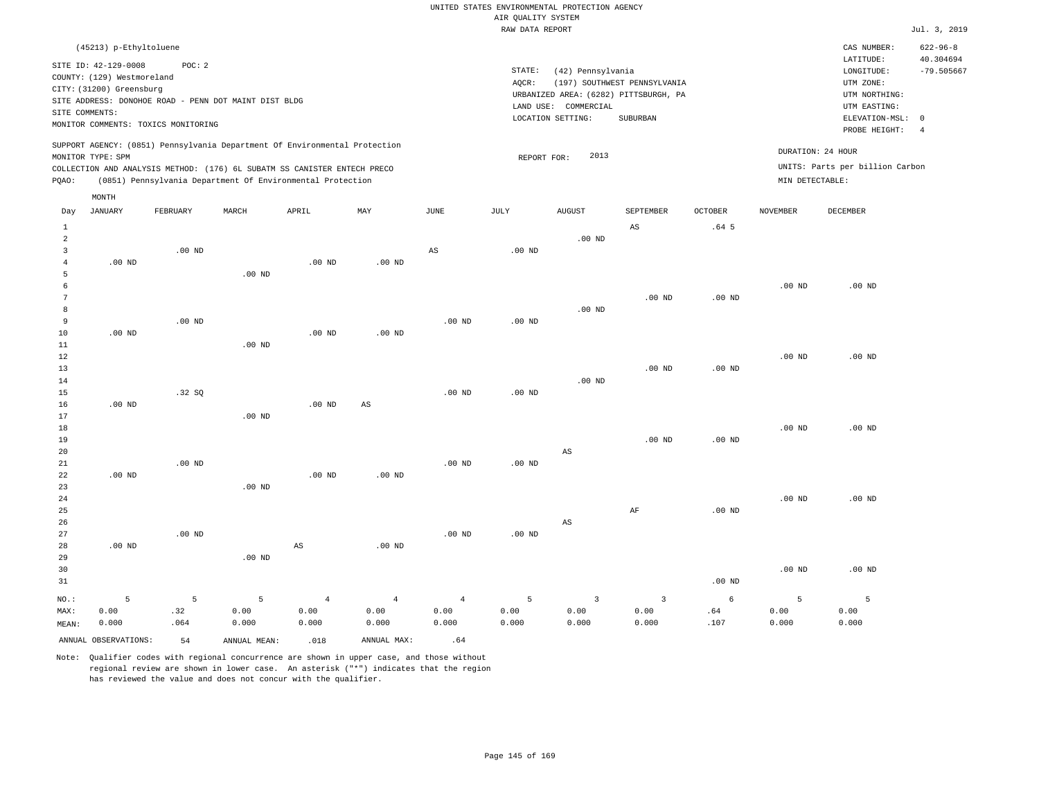UNITED STATES ENVIRONMENTAL PROTECTION AGENCY
AIR QUALITY SYSTEM
RAW DATA REPORT

Jul. 3, 2019

(45213) p-Ethyltoluene

SITE ID: 42-129-0008 POC: 2
COUNTY: (129) Westmoreland
CITY: (31200) Greensburg
SITE ADDRESS: DONOHOE ROAD - PENN DOT MAINT DIST BLDG
SITE COMMENTS:
MONITOR COMMENTS: TOXICS MONITORING

STATE: (42) Pennsylvania
AQCR: (197) SOUTHWEST PENNSYLVANIA
URBANIZED AREA: (6282) PITTSBURGH, PA
LAND USE: COMMERCIAL
LOCATION SETTING: SUBURBAN

CAS NUMBER: 622-96-8
LATITUDE: 40.304694
LONGITUDE: -79.505667
UTM ZONE:
UTM NORTHING:
UTM EASTING:
ELEVATION-MSL: 0
PROBE HEIGHT: 4

SUPPORT AGENCY: (0851) Pennsylvania Department Of Environmental Protection
MONITOR TYPE: SPM
COLLECTION AND ANALYSIS METHOD: (176) 6L SUBATM SS CANISTER ENTECH PRECO
PQAO: (0851) Pennsylvania Department Of Environmental Protection

REPORT FOR: 2013

DURATION: 24 HOUR
UNITS: Parts per billion Carbon
MIN DETECTABLE:

| Day | JANUARY | FEBRUARY | MARCH | APRIL | MAY | JUNE | JULY | AUGUST | SEPTEMBER | OCTOBER | NOVEMBER | DECEMBER |
|---|---|---|---|---|---|---|---|---|---|---|---|---|
| 1 | | | | | | | | | AS | .64 5 | | |
| 2 | | | | | | | | .00 ND | | | | |
| 3 | | .00 ND | | | | AS | .00 ND | | | | | |
| 4 | .00 ND | | | .00 ND | .00 ND | | | | | | | |
| 5 | | | .00 ND | | | | | | | | | |
| 6 | | | | | | | | | | | .00 ND | .00 ND |
| 7 | | | | | | | | | .00 ND | .00 ND | | |
| 8 | | | | | | | | .00 ND | | | | |
| 9 | | .00 ND | | | | .00 ND | .00 ND | | | | | |
| 10 | .00 ND | | | .00 ND | .00 ND | | | | | | | |
| 11 | | | .00 ND | | | | | | | | | |
| 12 | | | | | | | | | | | .00 ND | .00 ND |
| 13 | | | | | | | | | .00 ND | .00 ND | | |
| 14 | | | | | | | | .00 ND | | | | |
| 15 | | .32 SQ | | | | .00 ND | .00 ND | | | | | |
| 16 | .00 ND | | | .00 ND | AS | | | | | | | |
| 17 | | | .00 ND | | | | | | | | | |
| 18 | | | | | | | | | | | .00 ND | .00 ND |
| 19 | | | | | | | | | .00 ND | .00 ND | | |
| 20 | | | | | | | | AS | | | | |
| 21 | | .00 ND | | | | .00 ND | .00 ND | | | | | |
| 22 | .00 ND | | | .00 ND | .00 ND | | | | | | | |
| 23 | | | .00 ND | | | | | | | | | |
| 24 | | | | | | | | | | | .00 ND | .00 ND |
| 25 | | | | | | | | | AF | .00 ND | | |
| 26 | | | | | | | | AS | | | | |
| 27 | | .00 ND | | | | .00 ND | .00 ND | | | | | |
| 28 | .00 ND | | | AS | .00 ND | | | | | | | |
| 29 | | | .00 ND | | | | | | | | | |
| 30 | | | | | | | | | | | .00 ND | .00 ND |
| 31 | | | | | | | | | | .00 ND | | |
| NO.: | 5 | 5 | 5 | 4 | 4 | 4 | 5 | 3 | 3 | 6 | 5 | 5 |
| MAX: | 0.00 | .32 | 0.00 | 0.00 | 0.00 | 0.00 | 0.00 | 0.00 | 0.00 | .64 | 0.00 | 0.00 |
| MEAN: | 0.000 | .064 | 0.000 | 0.000 | 0.000 | 0.000 | 0.000 | 0.000 | 0.000 | .107 | 0.000 | 0.000 |

ANNUAL OBSERVATIONS: 54 ANNUAL MEAN: .018 ANNUAL MAX: .64

Note: Qualifier codes with regional concurrence are shown in upper case, and those without regional review are shown in lower case. An asterisk ("*") indicates that the region has reviewed the value and does not concur with the qualifier.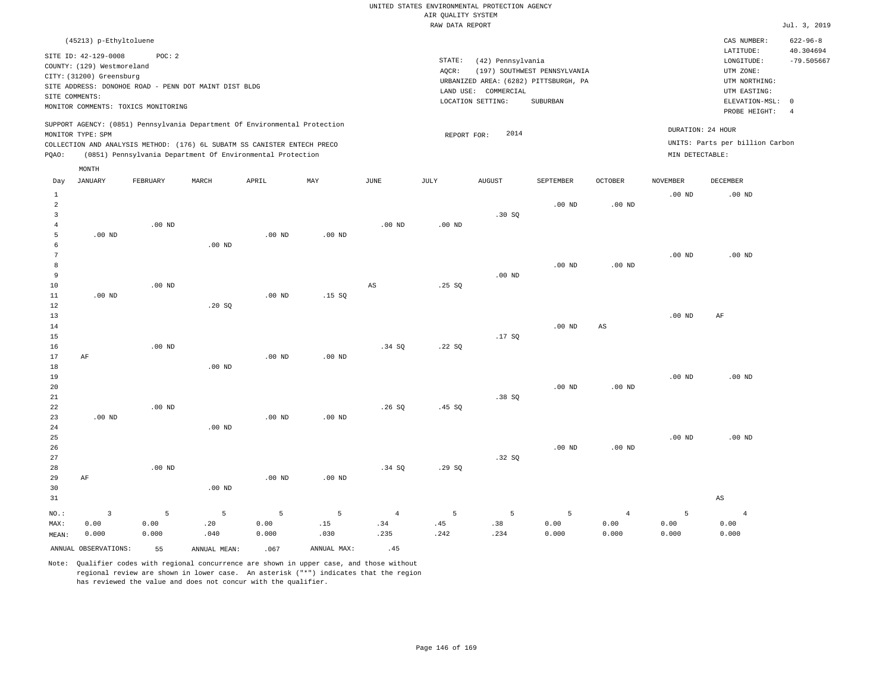UNITED STATES ENVIRONMENTAL PROTECTION AGENCY
AIR QUALITY SYSTEM
RAW DATA REPORT

Jul. 3, 2019

(45213) p-Ethyltoluene

SITE ID: 42-129-0008 POC: 2
COUNTY: (129) Westmoreland
CITY: (31200) Greensburg
SITE ADDRESS: DONOHOE ROAD - PENN DOT MAINT DIST BLDG
SITE COMMENTS:
MONITOR COMMENTS: TOXICS MONITORING

STATE: (42) Pennsylvania
AQCR: (197) SOUTHWEST PENNSYLVANIA
URBANIZED AREA: (6282) PITTSBURGH, PA
LAND USE: COMMERCIAL
LOCATION SETTING: SUBURBAN

CAS NUMBER: 622-96-8
LATITUDE: 40.304694
LONGITUDE: -79.505667
UTM ZONE:
UTM NORTHING:
UTM EASTING:
ELEVATION-MSL: 0
PROBE HEIGHT: 4

SUPPORT AGENCY: (0851) Pennsylvania Department Of Environmental Protection
MONITOR TYPE: SPM
COLLECTION AND ANALYSIS METHOD: (176) 6L SUBATM SS CANISTER ENTECH PRECO
PQAO: (0851) Pennsylvania Department Of Environmental Protection

REPORT FOR: 2014

DURATION: 24 HOUR
UNITS: Parts per billion Carbon
MIN DETECTABLE:

| Day | JANUARY | FEBRUARY | MARCH | APRIL | MAY | JUNE | JULY | AUGUST | SEPTEMBER | OCTOBER | NOVEMBER | DECEMBER |
|---|---|---|---|---|---|---|---|---|---|---|---|---|
| 1 | | | | | | | | | | | .00 ND | .00 ND |
| 2 | | | | | | | | | .00 ND | .00 ND | | |
| 3 | | | | | | | | .30 SQ | | | | |
| 4 | | .00 ND | | | | .00 ND | .00 ND | | | | | |
| 5 | .00 ND | | | .00 ND | .00 ND | | | | | | | |
| 6 | | | .00 ND | | | | | | | | | |
| 7 | | | | | | | | | | | .00 ND | .00 ND |
| 8 | | | | | | | | | .00 ND | .00 ND | | |
| 9 | | | | | | | | .00 ND | | | | |
| 10 | | .00 ND | | | | AS | .25 SQ | | | | | |
| 11 | .00 ND | | | .00 ND | .15 SQ | | | | | | | |
| 12 | | | .20 SQ | | | | | | | | | |
| 13 | | | | | | | | | | | .00 ND | AF |
| 14 | | | | | | | | | .00 ND | AS | | |
| 15 | | | | | | | | .17 SQ | | | | |
| 16 | | .00 ND | | | | .34 SQ | .22 SQ | | | | | |
| 17 | AF | | | .00 ND | .00 ND | | | | | | | |
| 18 | | | .00 ND | | | | | | | | | |
| 19 | | | | | | | | | | | .00 ND | .00 ND |
| 20 | | | | | | | | | .00 ND | .00 ND | | |
| 21 | | | | | | | | .38 SQ | | | | |
| 22 | | .00 ND | | | | .26 SQ | .45 SQ | | | | | |
| 23 | .00 ND | | | .00 ND | .00 ND | | | | | | | |
| 24 | | | .00 ND | | | | | | | | | |
| 25 | | | | | | | | | | | .00 ND | .00 ND |
| 26 | | | | | | | | | .00 ND | .00 ND | | |
| 27 | | | | | | | | .32 SQ | | | | |
| 28 | | .00 ND | | | | .34 SQ | .29 SQ | | | | | |
| 29 | AF | | | .00 ND | .00 ND | | | | | | | |
| 30 | | | .00 ND | | | | | | | | | |
| 31 | | | | | | | | | | | | AS |
| NO.: | 3 | 5 | 5 | 5 | 5 | 4 | 5 | 5 | 5 | 4 | 5 | 4 |
| MAX: | 0.00 | 0.00 | .20 | 0.00 | .15 | .34 | .45 | .38 | 0.00 | 0.00 | 0.00 | 0.00 |
| MEAN: | 0.000 | 0.000 | .040 | 0.000 | .030 | .235 | .242 | .234 | 0.000 | 0.000 | 0.000 | 0.000 |

ANNUAL OBSERVATIONS: 55 ANNUAL MEAN: .067 ANNUAL MAX: .45

Note: Qualifier codes with regional concurrence are shown in upper case, and those without regional review are shown in lower case. An asterisk ("*") indicates that the region has reviewed the value and does not concur with the qualifier.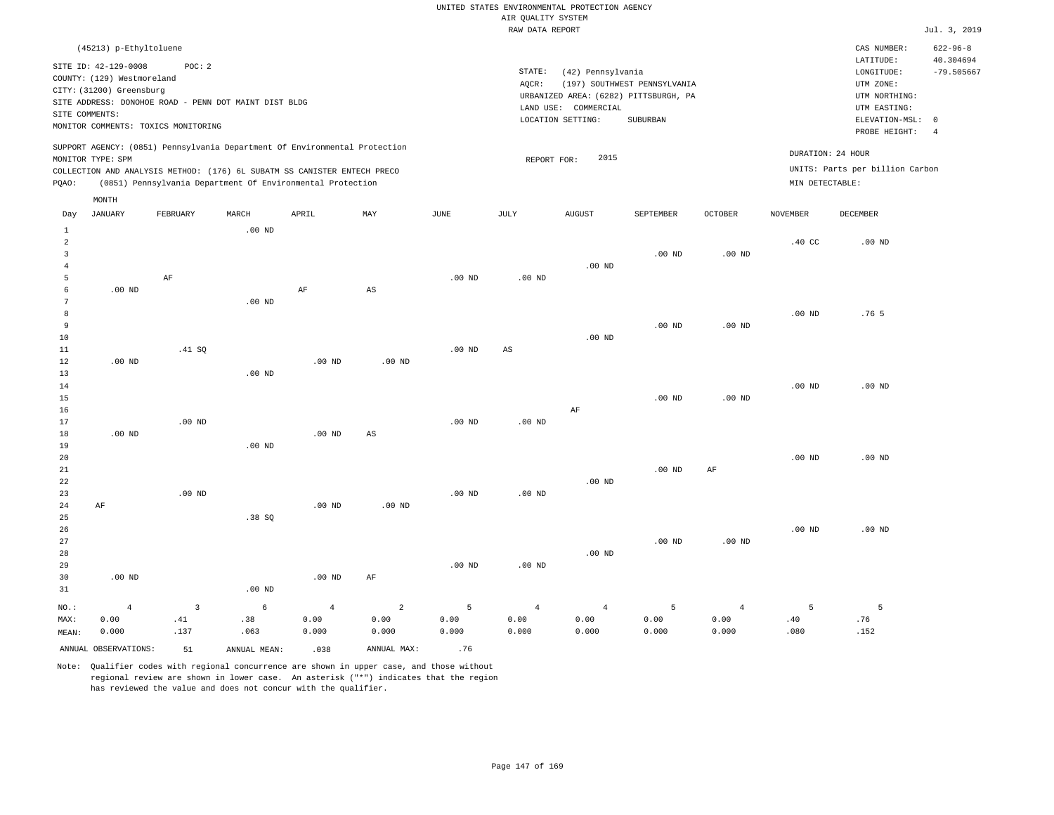UNITED STATES ENVIRONMENTAL PROTECTION AGENCY
AIR QUALITY SYSTEM
RAW DATA REPORT

Jul. 3, 2019

(45213) p-Ethyltoluene

SITE ID: 42-129-0008 POC: 2
COUNTY: (129) Westmoreland
CITY: (31200) Greensburg
SITE ADDRESS: DONOHOE ROAD - PENN DOT MAINT DIST BLDG
SITE COMMENTS:
MONITOR COMMENTS: TOXICS MONITORING

STATE: (42) Pennsylvania
AQCR: (197) SOUTHWEST PENNSYLVANIA
URBANIZED AREA: (6282) PITTSBURGH, PA
LAND USE: COMMERCIAL
LOCATION SETTING: SUBURBAN

CAS NUMBER: 622-96-8
LATITUDE: 40.304694
LONGITUDE: -79.505667
UTM ZONE:
UTM NORTHING:
UTM EASTING:
ELEVATION-MSL: 0
PROBE HEIGHT: 4

SUPPORT AGENCY: (0851) Pennsylvania Department Of Environmental Protection
MONITOR TYPE: SPM
COLLECTION AND ANALYSIS METHOD: (176) 6L SUBATM SS CANISTER ENTECH PRECO
PQAO: (0851) Pennsylvania Department Of Environmental Protection

REPORT FOR: 2015

DURATION: 24 HOUR
UNITS: Parts per billion Carbon
MIN DETECTABLE:

| Day | JANUARY | FEBRUARY | MARCH | APRIL | MAY | JUNE | JULY | AUGUST | SEPTEMBER | OCTOBER | NOVEMBER | DECEMBER |
|---|---|---|---|---|---|---|---|---|---|---|---|---|
| 1 | | | .00 ND | | | | | | | | | |
| 2 | | | | | | | | | | | .40 CC | .00 ND |
| 3 | | | | | | | | | .00 ND | .00 ND | | |
| 4 | | | | | | | | .00 ND | | | | |
| 5 | | AF | | | | .00 ND | .00 ND | | | | | |
| 6 | .00 ND | | | AF | AS | | | | | | | |
| 7 | | | .00 ND | | | | | | | | | |
| 8 | | | | | | | | | | | .00 ND | .76 5 |
| 9 | | | | | | | | | .00 ND | .00 ND | | |
| 10 | | | | | | | | .00 ND | | | | |
| 11 | | .41 SQ | | | | .00 ND | AS | | | | | |
| 12 | .00 ND | | | .00 ND | .00 ND | | | | | | | |
| 13 | | | .00 ND | | | | | | | | | |
| 14 | | | | | | | | | | | .00 ND | .00 ND |
| 15 | | | | | | | | | .00 ND | .00 ND | | |
| 16 | | | | | | | | AF | | | | |
| 17 | | .00 ND | | | | .00 ND | .00 ND | | | | | |
| 18 | .00 ND | | | .00 ND | AS | | | | | | | |
| 19 | | | .00 ND | | | | | | | | | |
| 20 | | | | | | | | | | | .00 ND | .00 ND |
| 21 | | | | | | | | | .00 ND | AF | | |
| 22 | | | | | | | | .00 ND | | | | |
| 23 | | .00 ND | | | | .00 ND | .00 ND | | | | | |
| 24 | AF | | | .00 ND | .00 ND | | | | | | | |
| 25 | | | .38 SQ | | | | | | | | | |
| 26 | | | | | | | | | | | .00 ND | .00 ND |
| 27 | | | | | | | | | .00 ND | .00 ND | | |
| 28 | | | | | | | | .00 ND | | | | |
| 29 | | | | | | .00 ND | .00 ND | | | | | |
| 30 | .00 ND | | | .00 ND | AF | | | | | | | |
| 31 | | | .00 ND | | | | | | | | | |
| NO.: | 4 | 3 | 6 | 4 | 2 | 5 | 4 | 4 | 5 | 4 | 5 | 5 |
| MAX: | 0.00 | .41 | .38 | 0.00 | 0.00 | 0.00 | 0.00 | 0.00 | 0.00 | 0.00 | .40 | .76 |
| MEAN: | 0.000 | .137 | .063 | 0.000 | 0.000 | 0.000 | 0.000 | 0.000 | 0.000 | 0.000 | .080 | .152 |

ANNUAL OBSERVATIONS: 51 ANNUAL MEAN: .038 ANNUAL MAX: .76

Note: Qualifier codes with regional concurrence are shown in upper case, and those without regional review are shown in lower case. An asterisk ("*") indicates that the region has reviewed the value and does not concur with the qualifier.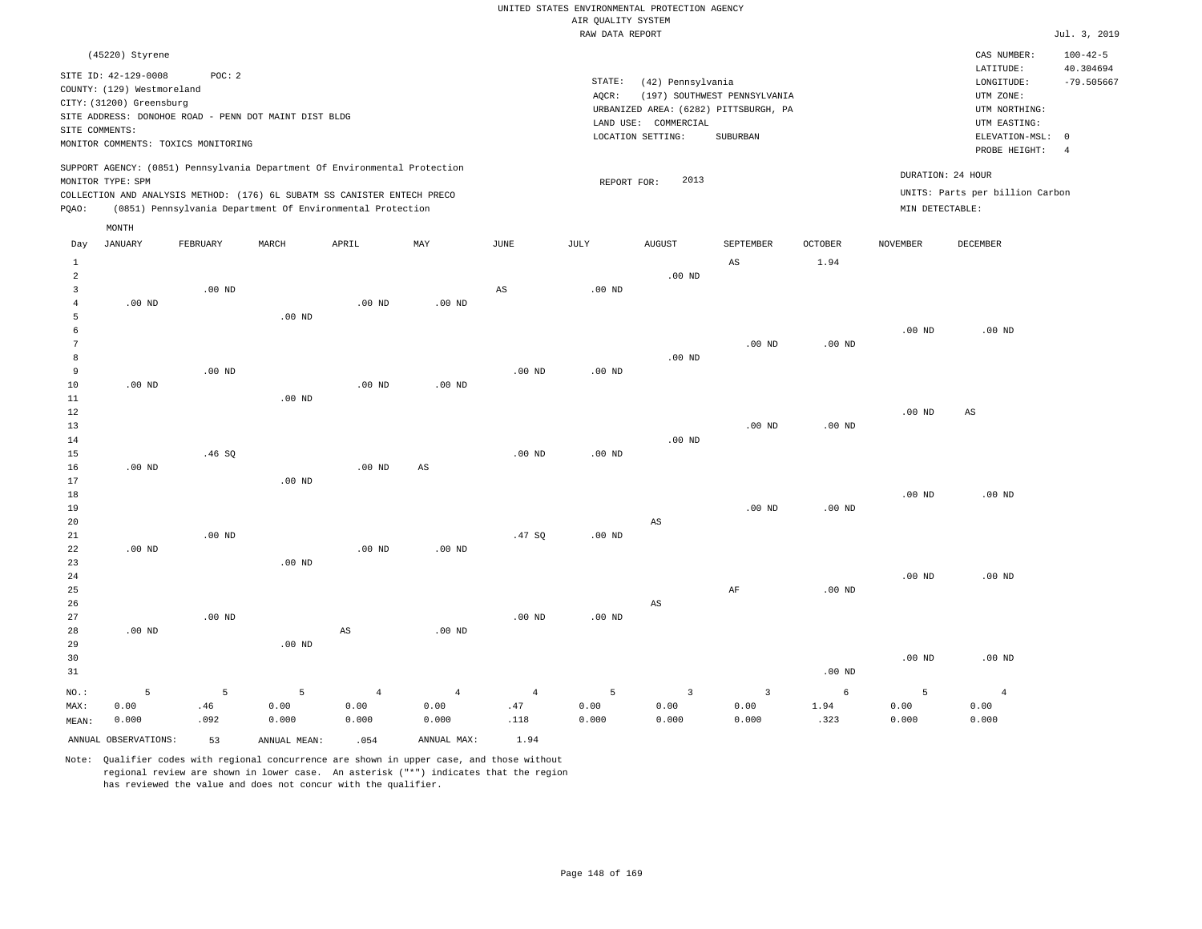UNITED STATES ENVIRONMENTAL PROTECTION AGENCY
AIR QUALITY SYSTEM
RAW DATA REPORT

Jul. 3, 2019

(45220) Styrene

SITE ID: 42-129-0008    POC: 2
COUNTY: (129) Westmoreland
CITY: (31200) Greensburg
SITE ADDRESS: DONOHOE ROAD - PENN DOT MAINT DIST BLDG
SITE COMMENTS:
MONITOR COMMENTS: TOXICS MONITORING

STATE: (42) Pennsylvania
AQCR: (197) SOUTHWEST PENNSYLVANIA
URBANIZED AREA: (6282) PITTSBURGH, PA
LAND USE: COMMERCIAL
LOCATION SETTING: SUBURBAN

CAS NUMBER: 100-42-5
LATITUDE: 40.304694
LONGITUDE: -79.505667
UTM ZONE:
UTM NORTHING:
UTM EASTING:
ELEVATION-MSL: 0
PROBE HEIGHT: 4

SUPPORT AGENCY: (0851) Pennsylvania Department Of Environmental Protection
MONITOR TYPE: SPM
COLLECTION AND ANALYSIS METHOD: (176) 6L SUBATM SS CANISTER ENTECH PRECO
PQAO: (0851) Pennsylvania Department Of Environmental Protection

REPORT FOR: 2013

DURATION: 24 HOUR
UNITS: Parts per billion Carbon
MIN DETECTABLE:

| Day | JANUARY | FEBRUARY | MARCH | APRIL | MAY | JUNE | JULY | AUGUST | SEPTEMBER | OCTOBER | NOVEMBER | DECEMBER |
|---|---|---|---|---|---|---|---|---|---|---|---|---|
| 1 | | | | | | | | | AS | 1.94 | | |
| 2 | | | | | | | | .00 ND | | | | |
| 3 | | .00 ND | | | | AS | .00 ND | | | | | |
| 4 | .00 ND | | | .00 ND | .00 ND | | | | | | | |
| 5 | | | .00 ND | | | | | | | | | |
| 6 | | | | | | | | | | | .00 ND | .00 ND |
| 7 | | | | | | | | | .00 ND | .00 ND | | |
| 8 | | | | | | | | .00 ND | | | | |
| 9 | | .00 ND | | | | .00 ND | .00 ND | | | | | |
| 10 | .00 ND | | | .00 ND | .00 ND | | | | | | | |
| 11 | | | .00 ND | | | | | | | | | |
| 12 | | | | | | | | | | | .00 ND | AS |
| 13 | | | | | | | | | .00 ND | .00 ND | | |
| 14 | | | | | | | | .00 ND | | | | |
| 15 | | .46 SQ | | | | .00 ND | .00 ND | | | | | |
| 16 | .00 ND | | | .00 ND | AS | | | | | | | |
| 17 | | | .00 ND | | | | | | | | | |
| 18 | | | | | | | | | | | .00 ND | .00 ND |
| 19 | | | | | | | | | .00 ND | .00 ND | | |
| 20 | | | | | | | | AS | | | | |
| 21 | | .00 ND | | | | .47 SQ | .00 ND | | | | | |
| 22 | .00 ND | | | .00 ND | .00 ND | | | | | | | |
| 23 | | | .00 ND | | | | | | | | | |
| 24 | | | | | | | | | | | .00 ND | .00 ND |
| 25 | | | | | | | | | AF | .00 ND | | |
| 26 | | | | | | | | AS | | | | |
| 27 | | .00 ND | | | | .00 ND | .00 ND | | | | | |
| 28 | .00 ND | | | AS | .00 ND | | | | | | | |
| 29 | | | .00 ND | | | | | | | | | |
| 30 | | | | | | | | | | | .00 ND | .00 ND |
| 31 | | | | | | | | | | .00 ND | | |
| NO.: | 5 | 5 | 5 | 4 | 4 | 4 | 5 | 3 | 3 | 6 | 5 | 4 |
| MAX: | 0.00 | .46 | 0.00 | 0.00 | 0.00 | .47 | 0.00 | 0.00 | 0.00 | 1.94 | 0.00 | 0.00 |
| MEAN: | 0.000 | .092 | 0.000 | 0.000 | 0.000 | .118 | 0.000 | 0.000 | 0.000 | .323 | 0.000 | 0.000 |

ANNUAL OBSERVATIONS: 53    ANNUAL MEAN: .054    ANNUAL MAX: 1.94

Note: Qualifier codes with regional concurrence are shown in upper case, and those without regional review are shown in lower case. An asterisk ("*") indicates that the region has reviewed the value and does not concur with the qualifier.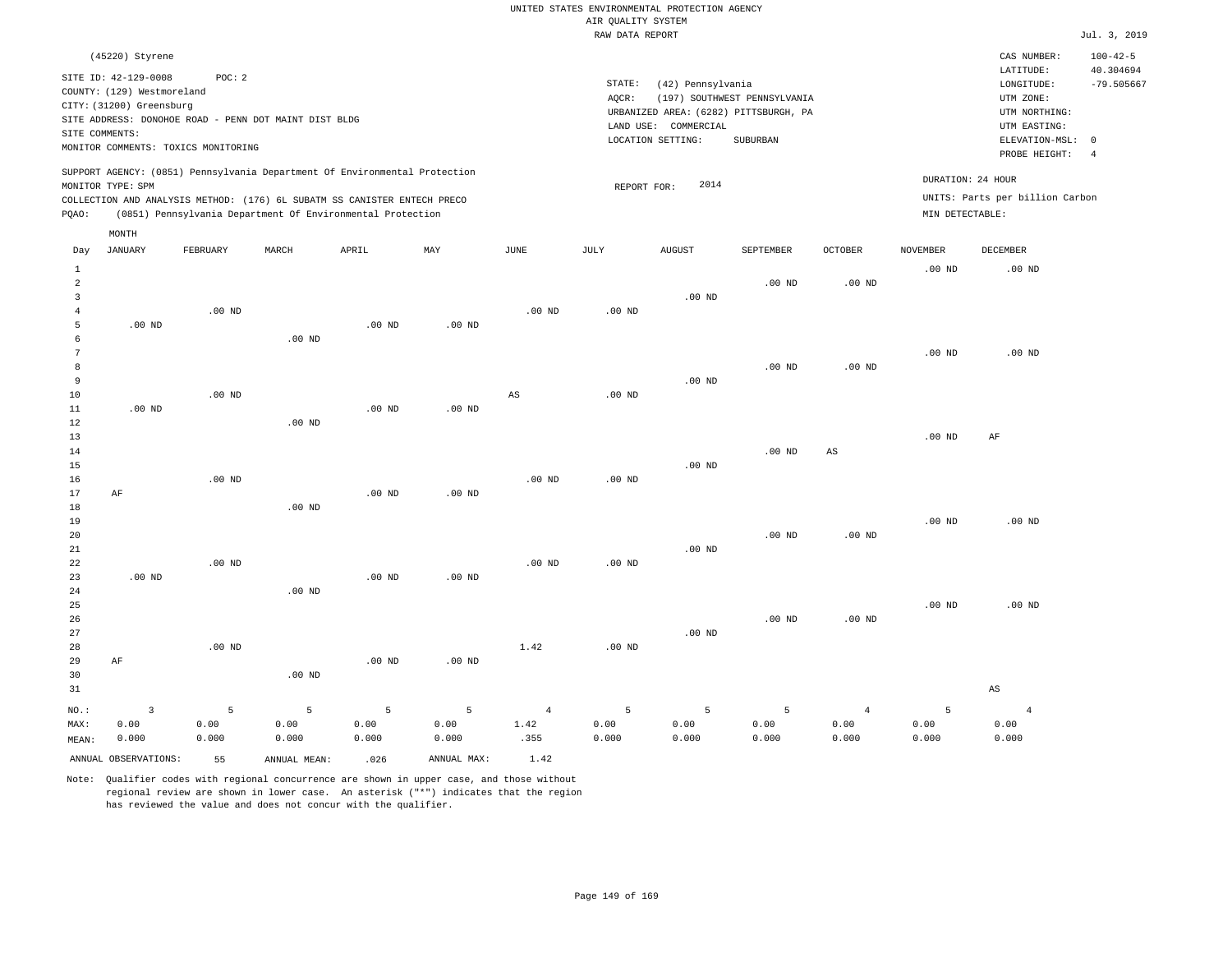UNITED STATES ENVIRONMENTAL PROTECTION AGENCY
AIR QUALITY SYSTEM
RAW DATA REPORT

Jul. 3, 2019

(45220) Styrene

SITE ID: 42-129-0008 POC: 2
COUNTY: (129) Westmoreland
CITY: (31200) Greensburg
SITE ADDRESS: DONOHOE ROAD - PENN DOT MAINT DIST BLDG
SITE COMMENTS:
MONITOR COMMENTS: TOXICS MONITORING

STATE: (42) Pennsylvania
AQCR: (197) SOUTHWEST PENNSYLVANIA
URBANIZED AREA: (6282) PITTSBURGH, PA
LAND USE: COMMERCIAL
LOCATION SETTING: SUBURBAN

CAS NUMBER: 100-42-5
LATITUDE: 40.304694
LONGITUDE: -79.505667
UTM ZONE:
UTM NORTHING:
UTM EASTING:
ELEVATION-MSL: 0
PROBE HEIGHT: 4

SUPPORT AGENCY: (0851) Pennsylvania Department Of Environmental Protection
MONITOR TYPE: SPM
COLLECTION AND ANALYSIS METHOD: (176) 6L SUBATM SS CANISTER ENTECH PRECO
PQAO: (0851) Pennsylvania Department Of Environmental Protection

REPORT FOR: 2014

DURATION: 24 HOUR
UNITS: Parts per billion Carbon
MIN DETECTABLE:

| Day | JANUARY | FEBRUARY | MARCH | APRIL | MAY | JUNE | JULY | AUGUST | SEPTEMBER | OCTOBER | NOVEMBER | DECEMBER |
|---|---|---|---|---|---|---|---|---|---|---|---|---|
| 1 | | | | | | | | | | | .00 ND | .00 ND |
| 2 | | | | | | | | | .00 ND | .00 ND | | |
| 3 | | | | | | | | .00 ND | | | | |
| 4 | | .00 ND | | | | .00 ND | .00 ND | | | | | |
| 5 | .00 ND | | | .00 ND | .00 ND | | | | | | | |
| 6 | | | .00 ND | | | | | | | | | |
| 7 | | | | | | | | | | | .00 ND | .00 ND |
| 8 | | | | | | | | | .00 ND | .00 ND | | |
| 9 | | | | | | | | .00 ND | | | | |
| 10 | | .00 ND | | | | AS | .00 ND | | | | | |
| 11 | .00 ND | | | .00 ND | .00 ND | | | | | | | |
| 12 | | | .00 ND | | | | | | | | | |
| 13 | | | | | | | | | | | .00 ND | AF |
| 14 | | | | | | | | | .00 ND | AS | | |
| 15 | | | | | | | | .00 ND | | | | |
| 16 | | .00 ND | | | | .00 ND | .00 ND | | | | | |
| 17 | AF | | | .00 ND | .00 ND | | | | | | | |
| 18 | | | .00 ND | | | | | | | | | |
| 19 | | | | | | | | | | | .00 ND | .00 ND |
| 20 | | | | | | | | | .00 ND | .00 ND | | |
| 21 | | | | | | | | .00 ND | | | | |
| 22 | | .00 ND | | | | .00 ND | .00 ND | | | | | |
| 23 | .00 ND | | | .00 ND | .00 ND | | | | | | | |
| 24 | | | .00 ND | | | | | | | | | |
| 25 | | | | | | | | | | | .00 ND | .00 ND |
| 26 | | | | | | | | | .00 ND | .00 ND | | |
| 27 | | | | | | | | .00 ND | | | | |
| 28 | | .00 ND | | | | 1.42 | .00 ND | | | | | |
| 29 | AF | | | .00 ND | .00 ND | | | | | | | |
| 30 | | | .00 ND | | | | | | | | | |
| 31 | | | | | | | | | | | | AS |
| NO.: | 3 | 5 | 5 | 5 | 5 | 4 | 5 | 5 | 5 | 4 | 5 | 4 |
| MAX: | 0.00 | 0.00 | 0.00 | 0.00 | 0.00 | 1.42 | 0.00 | 0.00 | 0.00 | 0.00 | 0.00 | 0.00 |
| MEAN: | 0.000 | 0.000 | 0.000 | 0.000 | 0.000 | .355 | 0.000 | 0.000 | 0.000 | 0.000 | 0.000 | 0.000 |

ANNUAL OBSERVATIONS: 55 ANNUAL MEAN: .026 ANNUAL MAX: 1.42

Note: Qualifier codes with regional concurrence are shown in upper case, and those without regional review are shown in lower case. An asterisk ("*") indicates that the region has reviewed the value and does not concur with the qualifier.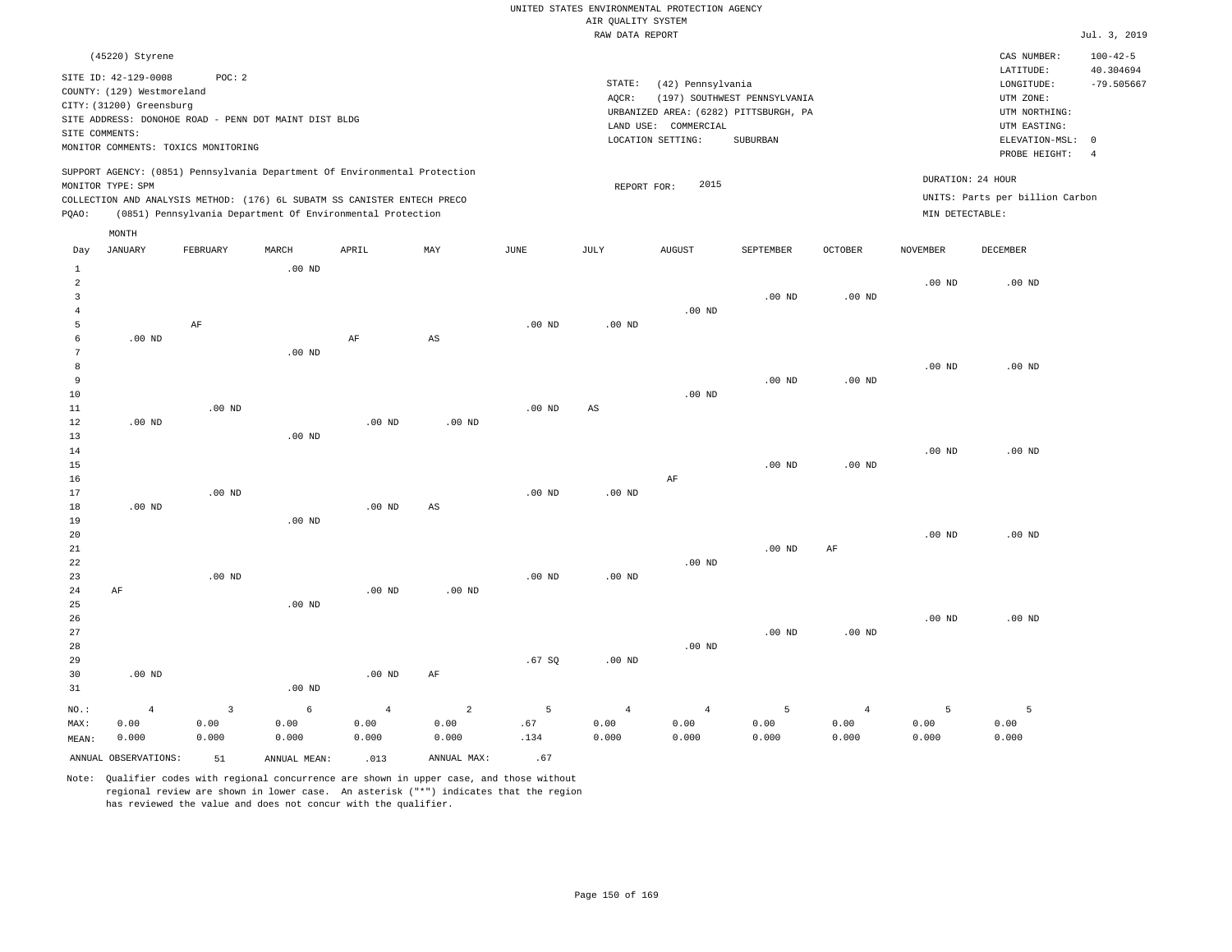UNITED STATES ENVIRONMENTAL PROTECTION AGENCY
AIR QUALITY SYSTEM
RAW DATA REPORT

Jul. 3, 2019

(45220) Styrene

SITE ID: 42-129-0008 POC: 2
COUNTY: (129) Westmoreland
CITY: (31200) Greensburg
SITE ADDRESS: DONOHOE ROAD - PENN DOT MAINT DIST BLDG
SITE COMMENTS:
MONITOR COMMENTS: TOXICS MONITORING

STATE: (42) Pennsylvania
AQCR: (197) SOUTHWEST PENNSYLVANIA
URBANIZED AREA: (6282) PITTSBURGH, PA
LAND USE: COMMERCIAL
LOCATION SETTING: SUBURBAN

CAS NUMBER: 100-42-5
LATITUDE: 40.304694
LONGITUDE: -79.505667
UTM ZONE:
UTM NORTHING:
UTM EASTING:
ELEVATION-MSL: 0
PROBE HEIGHT: 4

SUPPORT AGENCY: (0851) Pennsylvania Department Of Environmental Protection
MONITOR TYPE: SPM
COLLECTION AND ANALYSIS METHOD: (176) 6L SUBATM SS CANISTER ENTECH PRECO
PQAO: (0851) Pennsylvania Department Of Environmental Protection

REPORT FOR: 2015

DURATION: 24 HOUR
UNITS: Parts per billion Carbon
MIN DETECTABLE:

| Day | JANUARY | FEBRUARY | MARCH | APRIL | MAY | JUNE | JULY | AUGUST | SEPTEMBER | OCTOBER | NOVEMBER | DECEMBER |
|---|---|---|---|---|---|---|---|---|---|---|---|---|
| 1 | | | .00 ND | | | | | | | | | |
| 2 | | | | | | | | | | | .00 ND | .00 ND |
| 3 | | | | | | | | | .00 ND | .00 ND | | |
| 4 | | | | | | | | .00 ND | | | | |
| 5 | | AF | | | | .00 ND | .00 ND | | | | | |
| 6 | .00 ND | | | AF | AS | | | | | | | |
| 7 | | | .00 ND | | | | | | | | | |
| 8 | | | | | | | | | | | .00 ND | .00 ND |
| 9 | | | | | | | | | .00 ND | .00 ND | | |
| 10 | | | | | | | | .00 ND | | | | |
| 11 | | .00 ND | | | | .00 ND | AS | | | | | |
| 12 | .00 ND | | | .00 ND | .00 ND | | | | | | | |
| 13 | | | .00 ND | | | | | | | | | |
| 14 | | | | | | | | | | | .00 ND | .00 ND |
| 15 | | | | | | | | | .00 ND | .00 ND | | |
| 16 | | | | | | | | AF | | | | |
| 17 | | .00 ND | | | | .00 ND | .00 ND | | | | | |
| 18 | .00 ND | | | .00 ND | AS | | | | | | | |
| 19 | | | .00 ND | | | | | | | | | |
| 20 | | | | | | | | | | | .00 ND | .00 ND |
| 21 | | | | | | | | | .00 ND | AF | | |
| 22 | | | | | | | | .00 ND | | | | |
| 23 | | .00 ND | | | | .00 ND | .00 ND | | | | | |
| 24 | AF | | | .00 ND | .00 ND | | | | | | | |
| 25 | | | .00 ND | | | | | | | | | |
| 26 | | | | | | | | | | | .00 ND | .00 ND |
| 27 | | | | | | | | | .00 ND | .00 ND | | |
| 28 | | | | | | | | .00 ND | | | | |
| 29 | | | | | | .67 SQ | .00 ND | | | | | |
| 30 | .00 ND | | | .00 ND | AF | | | | | | | |
| 31 | | | .00 ND | | | | | | | | | |
| NO.: | 4 | 3 | 6 | 4 | 2 | 5 | 4 | 4 | 5 | 4 | 5 | 5 |
| MAX: | 0.00 | 0.00 | 0.00 | 0.00 | 0.00 | .67 | 0.00 | 0.00 | 0.00 | 0.00 | 0.00 | 0.00 |
| MEAN: | 0.000 | 0.000 | 0.000 | 0.000 | 0.000 | .134 | 0.000 | 0.000 | 0.000 | 0.000 | 0.000 | 0.000 |

ANNUAL OBSERVATIONS: 51 ANNUAL MEAN: .013 ANNUAL MAX: .67

Note: Qualifier codes with regional concurrence are shown in upper case, and those without regional review are shown in lower case. An asterisk ("*") indicates that the region has reviewed the value and does not concur with the qualifier.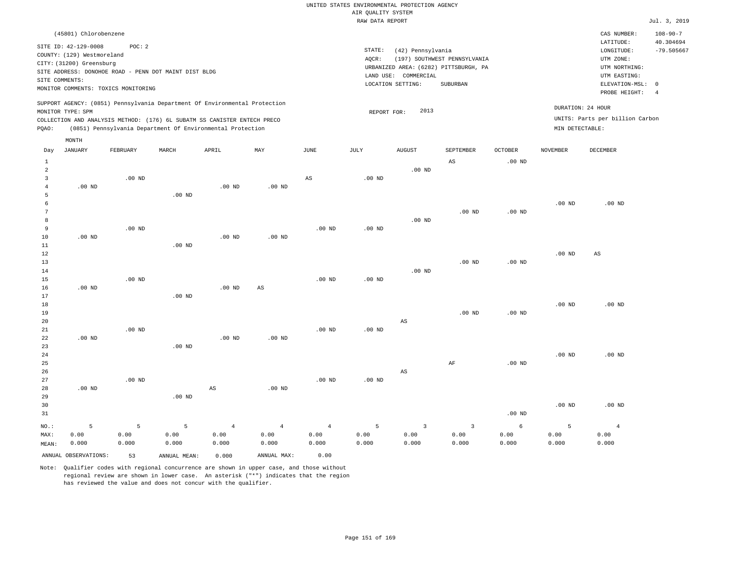UNITED STATES ENVIRONMENTAL PROTECTION AGENCY
AIR QUALITY SYSTEM
RAW DATA REPORT

Jul. 3, 2019

(45801) Chlorobenzene

SITE ID: 42-129-0008    POC: 2
COUNTY: (129) Westmoreland
CITY: (31200) Greensburg
SITE ADDRESS: DONOHOE ROAD - PENN DOT MAINT DIST BLDG
SITE COMMENTS:
MONITOR COMMENTS: TOXICS MONITORING

STATE: (42) Pennsylvania
AQCR: (197) SOUTHWEST PENNSYLVANIA
URBANIZED AREA: (6282) PITTSBURGH, PA
LAND USE: COMMERCIAL
LOCATION SETTING: SUBURBAN

CAS NUMBER: 108-90-7
LATITUDE: 40.304694
LONGITUDE: -79.505667
UTM ZONE:
UTM NORTHING:
UTM EASTING:
ELEVATION-MSL: 0
PROBE HEIGHT: 4

SUPPORT AGENCY: (0851) Pennsylvania Department Of Environmental Protection
MONITOR TYPE: SPM
COLLECTION AND ANALYSIS METHOD: (176) 6L SUBATM SS CANISTER ENTECH PRECO
PQAO: (0851) Pennsylvania Department Of Environmental Protection

REPORT FOR: 2013

DURATION: 24 HOUR
UNITS: Parts per billion Carbon
MIN DETECTABLE:

| Day | JANUARY | FEBRUARY | MARCH | APRIL | MAY | JUNE | JULY | AUGUST | SEPTEMBER | OCTOBER | NOVEMBER | DECEMBER |
|---|---|---|---|---|---|---|---|---|---|---|---|---|
| 1 | | | | | | | | | AS | .00 ND | | |
| 2 | | | | | | | | .00 ND | | | | |
| 3 | | .00 ND | | | | AS | .00 ND | | | | | |
| 4 | .00 ND | | | .00 ND | .00 ND | | | | | | | |
| 5 | | | .00 ND | | | | | | | | | |
| 6 | | | | | | | | | | | .00 ND | .00 ND |
| 7 | | | | | | | | | .00 ND | .00 ND | | |
| 8 | | | | | | | | .00 ND | | | | |
| 9 | | .00 ND | | | | .00 ND | .00 ND | | | | | |
| 10 | .00 ND | | | .00 ND | .00 ND | | | | | | | |
| 11 | | | .00 ND | | | | | | | | | |
| 12 | | | | | | | | | | | .00 ND | AS |
| 13 | | | | | | | | | .00 ND | .00 ND | | |
| 14 | | | | | | | | .00 ND | | | | |
| 15 | | .00 ND | | | | .00 ND | .00 ND | | | | | |
| 16 | .00 ND | | | .00 ND | AS | | | | | | | |
| 17 | | | .00 ND | | | | | | | | | |
| 18 | | | | | | | | | | | .00 ND | .00 ND |
| 19 | | | | | | | | | .00 ND | .00 ND | | |
| 20 | | | | | | | | AS | | | | |
| 21 | | .00 ND | | | | .00 ND | .00 ND | | | | | |
| 22 | .00 ND | | | .00 ND | .00 ND | | | | | | | |
| 23 | | | .00 ND | | | | | | | | | |
| 24 | | | | | | | | | | | .00 ND | .00 ND |
| 25 | | | | | | | | | AF | .00 ND | | |
| 26 | | | | | | | | AS | | | | |
| 27 | | .00 ND | | | | .00 ND | .00 ND | | | | | |
| 28 | .00 ND | | | AS | .00 ND | | | | | | | |
| 29 | | | .00 ND | | | | | | | | | |
| 30 | | | | | | | | | | | .00 ND | .00 ND |
| 31 | | | | | | | | | | .00 ND | | |
| NO.: | 5 | 5 | 5 | 4 | 4 | 4 | 5 | 3 | 3 | 6 | 5 | 4 |
| MAX: | 0.00 | 0.00 | 0.00 | 0.00 | 0.00 | 0.00 | 0.00 | 0.00 | 0.00 | 0.00 | 0.00 | 0.00 |
| MEAN: | 0.000 | 0.000 | 0.000 | 0.000 | 0.000 | 0.000 | 0.000 | 0.000 | 0.000 | 0.000 | 0.000 | 0.000 |

ANNUAL OBSERVATIONS: 53    ANNUAL MEAN: 0.000    ANNUAL MAX: 0.00

Note: Qualifier codes with regional concurrence are shown in upper case, and those without regional review are shown in lower case. An asterisk ("*") indicates that the region has reviewed the value and does not concur with the qualifier.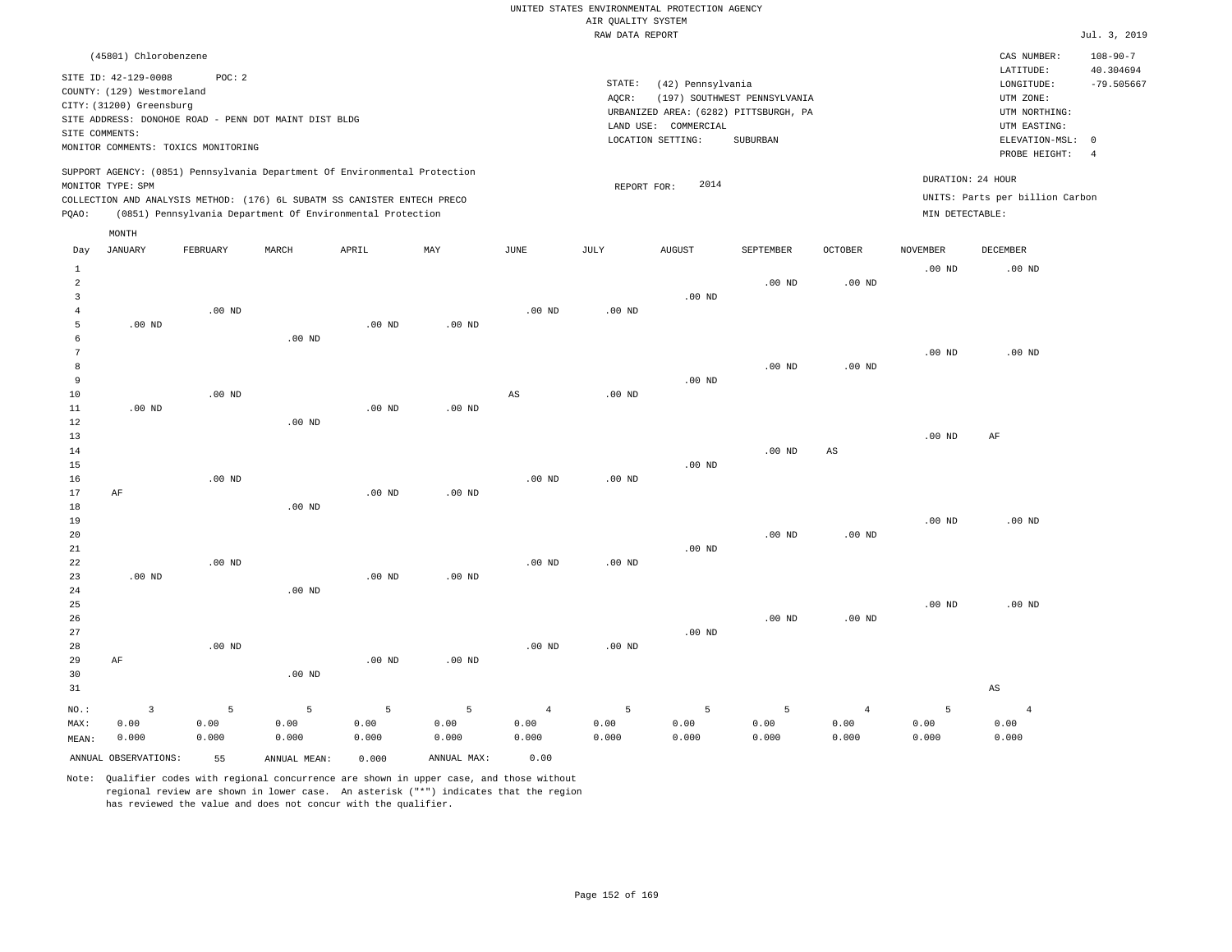UNITED STATES ENVIRONMENTAL PROTECTION AGENCY
AIR QUALITY SYSTEM
RAW DATA REPORT

Jul. 3, 2019

(45801) Chlorobenzene

SITE ID: 42-129-0008 POC: 2
COUNTY: (129) Westmoreland
CITY: (31200) Greensburg
SITE ADDRESS: DONOHOE ROAD - PENN DOT MAINT DIST BLDG
SITE COMMENTS:
MONITOR COMMENTS: TOXICS MONITORING

STATE: (42) Pennsylvania
AQCR: (197) SOUTHWEST PENNSYLVANIA
URBANIZED AREA: (6282) PITTSBURGH, PA
LAND USE: COMMERCIAL
LOCATION SETTING: SUBURBAN

CAS NUMBER: 108-90-7
LATITUDE: 40.304694
LONGITUDE: -79.505667
UTM ZONE:
UTM NORTHING:
UTM EASTING:
ELEVATION-MSL: 0
PROBE HEIGHT: 4

SUPPORT AGENCY: (0851) Pennsylvania Department Of Environmental Protection
MONITOR TYPE: SPM
COLLECTION AND ANALYSIS METHOD: (176) 6L SUBATM SS CANISTER ENTECH PRECO
PQAO: (0851) Pennsylvania Department Of Environmental Protection

REPORT FOR: 2014

DURATION: 24 HOUR
UNITS: Parts per billion Carbon
MIN DETECTABLE:

| Day | JANUARY | FEBRUARY | MARCH | APRIL | MAY | JUNE | JULY | AUGUST | SEPTEMBER | OCTOBER | NOVEMBER | DECEMBER |
|---|---|---|---|---|---|---|---|---|---|---|---|---|
| 1 | | | | | | | | | | | .00 ND | .00 ND |
| 2 | | | | | | | | | .00 ND | .00 ND | | |
| 3 | | | | | | | | .00 ND | | | | |
| 4 | | .00 ND | | | | .00 ND | .00 ND | | | | | |
| 5 | .00 ND | | | .00 ND | .00 ND | | | | | | | |
| 6 | | | .00 ND | | | | | | | | | |
| 7 | | | | | | | | | | | .00 ND | .00 ND |
| 8 | | | | | | | | | .00 ND | .00 ND | | |
| 9 | | | | | | | | .00 ND | | | | |
| 10 | | .00 ND | | | | AS | .00 ND | | | | | |
| 11 | .00 ND | | | .00 ND | .00 ND | | | | | | | |
| 12 | | | .00 ND | | | | | | | | | |
| 13 | | | | | | | | | | | .00 ND | AF |
| 14 | | | | | | | | | .00 ND | AS | | |
| 15 | | | | | | | | .00 ND | | | | |
| 16 | | .00 ND | | | | .00 ND | .00 ND | | | | | |
| 17 | AF | | | .00 ND | .00 ND | | | | | | | |
| 18 | | | .00 ND | | | | | | | | | |
| 19 | | | | | | | | | | | .00 ND | .00 ND |
| 20 | | | | | | | | | .00 ND | .00 ND | | |
| 21 | | | | | | | | .00 ND | | | | |
| 22 | | .00 ND | | | | .00 ND | .00 ND | | | | | |
| 23 | .00 ND | | | .00 ND | .00 ND | | | | | | | |
| 24 | | | .00 ND | | | | | | | | | |
| 25 | | | | | | | | | | | .00 ND | .00 ND |
| 26 | | | | | | | | | .00 ND | .00 ND | | |
| 27 | | | | | | | | .00 ND | | | | |
| 28 | | .00 ND | | | | .00 ND | .00 ND | | | | | |
| 29 | AF | | | .00 ND | .00 ND | | | | | | | |
| 30 | | | .00 ND | | | | | | | | | |
| 31 | | | | | | | | | | | | AS |
| NO.: | 3 | 5 | 5 | 5 | 5 | 4 | 5 | 5 | 5 | 4 | 5 | 4 |
| MAX: | 0.00 | 0.00 | 0.00 | 0.00 | 0.00 | 0.00 | 0.00 | 0.00 | 0.00 | 0.00 | 0.00 | 0.00 |
| MEAN: | 0.000 | 0.000 | 0.000 | 0.000 | 0.000 | 0.000 | 0.000 | 0.000 | 0.000 | 0.000 | 0.000 | 0.000 |

ANNUAL OBSERVATIONS: 55 ANNUAL MEAN: 0.000 ANNUAL MAX: 0.00

Note: Qualifier codes with regional concurrence are shown in upper case, and those without regional review are shown in lower case. An asterisk ("*") indicates that the region has reviewed the value and does not concur with the qualifier.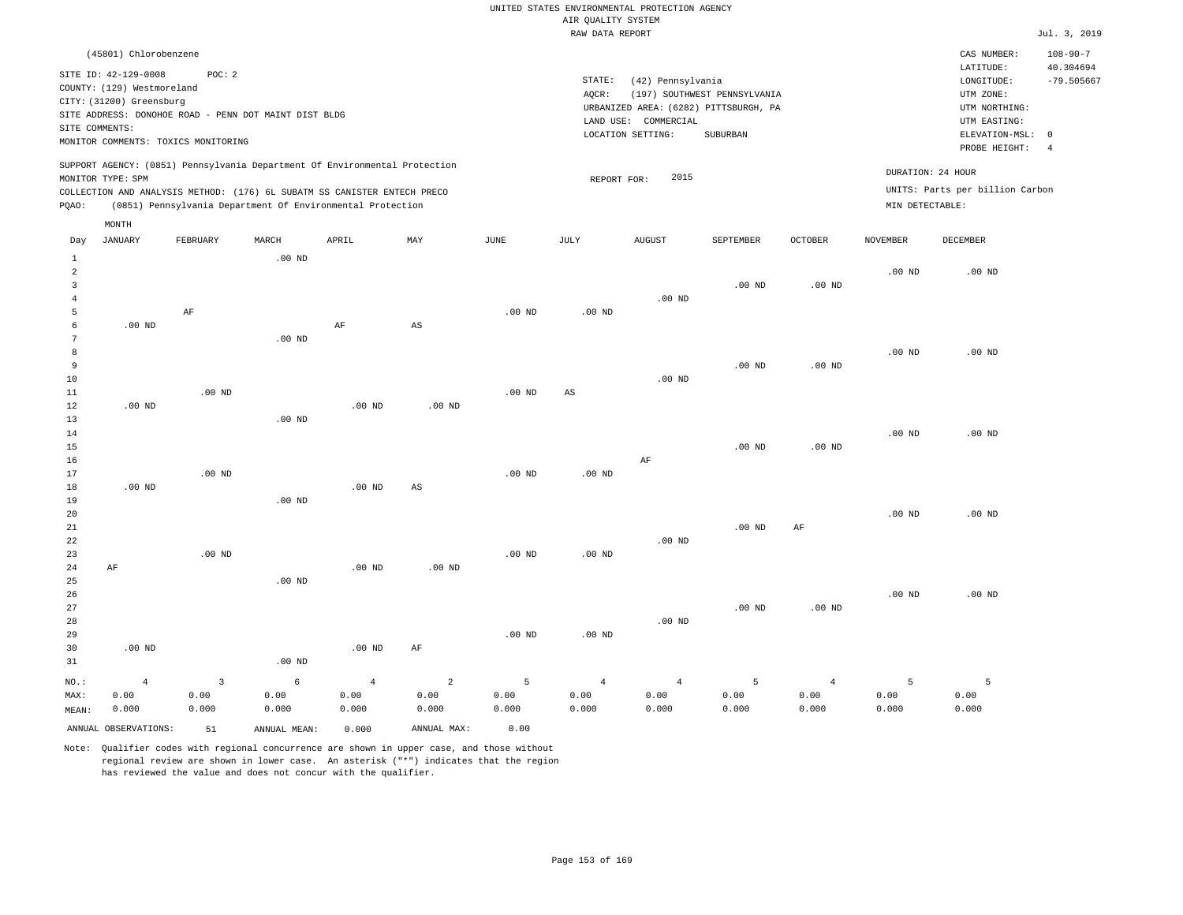UNITED STATES ENVIRONMENTAL PROTECTION AGENCY
AIR QUALITY SYSTEM
RAW DATA REPORT

Jul. 3, 2019

(45801) Chlorobenzene

SITE ID: 42-129-0008 POC: 2
COUNTY: (129) Westmoreland
CITY: (31200) Greensburg
SITE ADDRESS: DONOHOE ROAD - PENN DOT MAINT DIST BLDG
SITE COMMENTS:
MONITOR COMMENTS: TOXICS MONITORING

STATE: (42) Pennsylvania
AQCR: (197) SOUTHWEST PENNSYLVANIA
URBANIZED AREA: (6282) PITTSBURGH, PA
LAND USE: COMMERCIAL
LOCATION SETTING: SUBURBAN

CAS NUMBER: 108-90-7
LATITUDE: 40.304694
LONGITUDE: -79.505667
UTM ZONE:
UTM NORTHING:
UTM EASTING:
ELEVATION-MSL: 0
PROBE HEIGHT: 4

SUPPORT AGENCY: (0851) Pennsylvania Department Of Environmental Protection
MONITOR TYPE: SPM
COLLECTION AND ANALYSIS METHOD: (176) 6L SUBATM SS CANISTER ENTECH PRECO
PQAO: (0851) Pennsylvania Department Of Environmental Protection

REPORT FOR: 2015

DURATION: 24 HOUR
UNITS: Parts per billion Carbon
MIN DETECTABLE:

| Day | JANUARY | FEBRUARY | MARCH | APRIL | MAY | JUNE | JULY | AUGUST | SEPTEMBER | OCTOBER | NOVEMBER | DECEMBER |
|---|---|---|---|---|---|---|---|---|---|---|---|---|
| 1 | | | .00 ND | | | | | | | | | |
| 2 | | | | | | | | | | | .00 ND | .00 ND |
| 3 | | | | | | | | | .00 ND | .00 ND | | |
| 4 | | | | | | | | .00 ND | | | | |
| 5 | | AF | | | | .00 ND | .00 ND | | | | | |
| 6 | .00 ND | | | AF | AS | | | | | | | |
| 7 | | | .00 ND | | | | | | | | | |
| 8 | | | | | | | | | | | .00 ND | .00 ND |
| 9 | | | | | | | | | .00 ND | .00 ND | | |
| 10 | | | | | | | | .00 ND | | | | |
| 11 | | .00 ND | | | | .00 ND | AS | | | | | |
| 12 | .00 ND | | | .00 ND | .00 ND | | | | | | | |
| 13 | | | .00 ND | | | | | | | | | |
| 14 | | | | | | | | | | | .00 ND | .00 ND |
| 15 | | | | | | | | | .00 ND | .00 ND | | |
| 16 | | | | | | | | AF | | | | |
| 17 | | .00 ND | | | | .00 ND | .00 ND | | | | | |
| 18 | .00 ND | | | .00 ND | AS | | | | | | | |
| 19 | | | .00 ND | | | | | | | | | |
| 20 | | | | | | | | | | | .00 ND | .00 ND |
| 21 | | | | | | | | | .00 ND | AF | | |
| 22 | | | | | | | | .00 ND | | | | |
| 23 | | .00 ND | | | | .00 ND | .00 ND | | | | | |
| 24 | AF | | | .00 ND | .00 ND | | | | | | | |
| 25 | | | .00 ND | | | | | | | | | |
| 26 | | | | | | | | | | | .00 ND | .00 ND |
| 27 | | | | | | | | | .00 ND | .00 ND | | |
| 28 | | | | | | | | .00 ND | | | | |
| 29 | | | | | | .00 ND | .00 ND | | | | | |
| 30 | .00 ND | | | .00 ND | AF | | | | | | | |
| 31 | | | .00 ND | | | | | | | | | |
| NO.: | 4 | 3 | 6 | 4 | 2 | 5 | 4 | 4 | 5 | 4 | 5 | 5 |
| MAX: | 0.00 | 0.00 | 0.00 | 0.00 | 0.00 | 0.00 | 0.00 | 0.00 | 0.00 | 0.00 | 0.00 | 0.00 |
| MEAN: | 0.000 | 0.000 | 0.000 | 0.000 | 0.000 | 0.000 | 0.000 | 0.000 | 0.000 | 0.000 | 0.000 | 0.000 |

ANNUAL OBSERVATIONS: 51 ANNUAL MEAN: 0.000 ANNUAL MAX: 0.00

Note: Qualifier codes with regional concurrence are shown in upper case, and those without regional review are shown in lower case. An asterisk ("*") indicates that the region has reviewed the value and does not concur with the qualifier.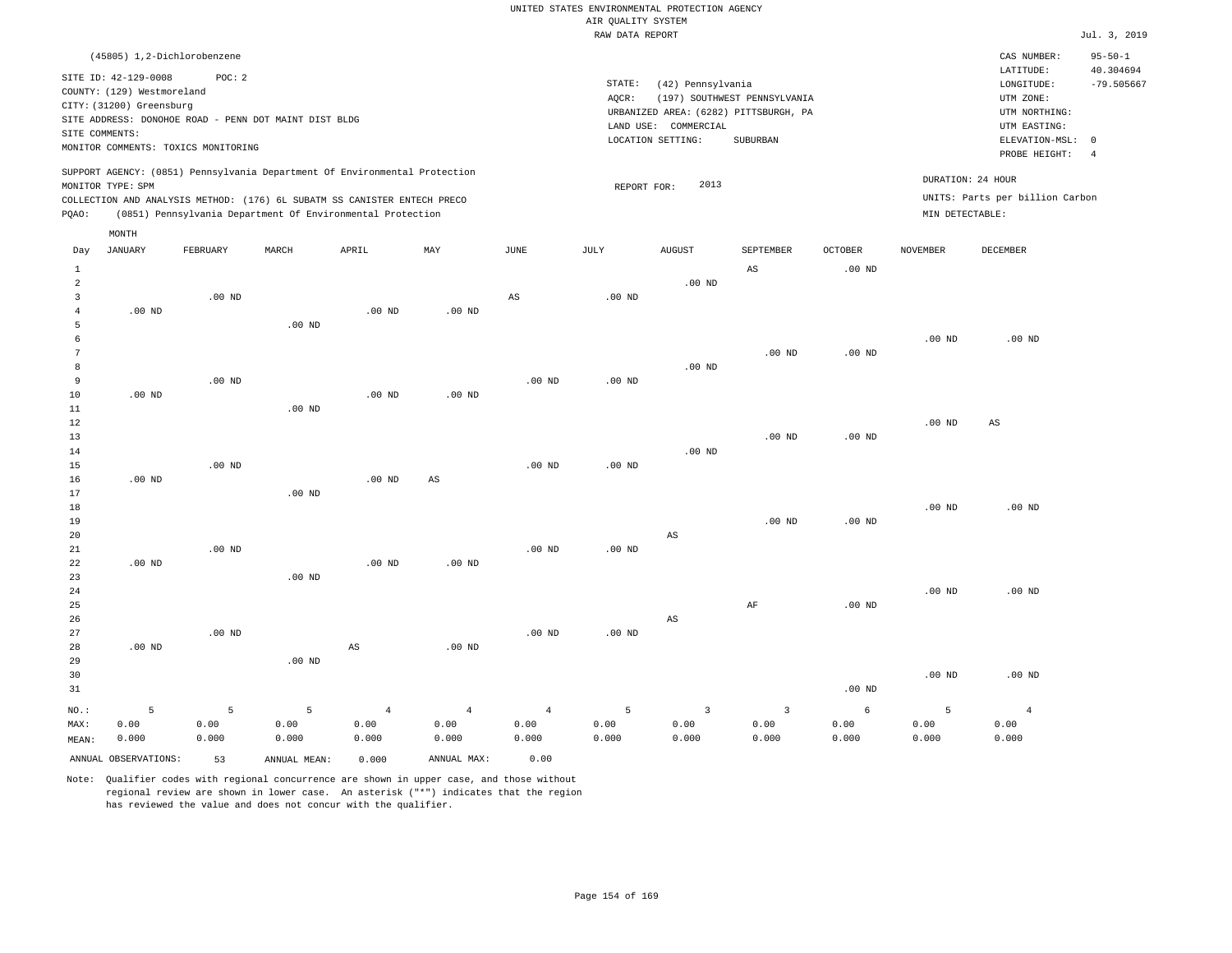UNITED STATES ENVIRONMENTAL PROTECTION AGENCY
AIR QUALITY SYSTEM
RAW DATA REPORT

Jul. 3, 2019

(45805) 1,2-Dichlorobenzene

SITE ID: 42-129-0008  POC: 2
COUNTY: (129) Westmoreland
CITY: (31200) Greensburg
SITE ADDRESS: DONOHOE ROAD - PENN DOT MAINT DIST BLDG
SITE COMMENTS:
MONITOR COMMENTS: TOXICS MONITORING

STATE: (42) Pennsylvania
AQCR: (197) SOUTHWEST PENNSYLVANIA
URBANIZED AREA: (6282) PITTSBURGH, PA
LAND USE: COMMERCIAL
LOCATION SETTING: SUBURBAN

CAS NUMBER: 95-50-1
LATITUDE: 40.304694
LONGITUDE: -79.505667
UTM ZONE:
UTM NORTHING:
UTM EASTING:
ELEVATION-MSL: 0
PROBE HEIGHT: 4

SUPPORT AGENCY: (0851) Pennsylvania Department Of Environmental Protection
MONITOR TYPE: SPM
COLLECTION AND ANALYSIS METHOD: (176) 6L SUBATM SS CANISTER ENTECH PRECO
PQAO: (0851) Pennsylvania Department Of Environmental Protection

REPORT FOR: 2013

DURATION: 24 HOUR
UNITS: Parts per billion Carbon
MIN DETECTABLE:

| Day | JANUARY | FEBRUARY | MARCH | APRIL | MAY | JUNE | JULY | AUGUST | SEPTEMBER | OCTOBER | NOVEMBER | DECEMBER |
|---|---|---|---|---|---|---|---|---|---|---|---|---|
| 1 | | | | | | | | | AS | .00 ND | | |
| 2 | | | | | | | | .00 ND | | | | |
| 3 | | .00 ND | | | | AS | .00 ND | | | | | |
| 4 | .00 ND | | | .00 ND | .00 ND | | | | | | | |
| 5 | | | .00 ND | | | | | | | | | |
| 6 | | | | | | | | | | | .00 ND | .00 ND |
| 7 | | | | | | | | | .00 ND | .00 ND | | |
| 8 | | | | | | | | .00 ND | | | | |
| 9 | | .00 ND | | | | .00 ND | .00 ND | | | | | |
| 10 | .00 ND | | | .00 ND | .00 ND | | | | | | | |
| 11 | | | .00 ND | | | | | | | | | |
| 12 | | | | | | | | | | | .00 ND | AS |
| 13 | | | | | | | | | .00 ND | .00 ND | | |
| 14 | | | | | | | | .00 ND | | | | |
| 15 | | .00 ND | | | | .00 ND | .00 ND | | | | | |
| 16 | .00 ND | | | .00 ND | AS | | | | | | | |
| 17 | | | .00 ND | | | | | | | | | |
| 18 | | | | | | | | | | | .00 ND | .00 ND |
| 19 | | | | | | | | | .00 ND | .00 ND | | |
| 20 | | | | | | | | AS | | | | |
| 21 | | .00 ND | | | | .00 ND | .00 ND | | | | | |
| 22 | .00 ND | | | .00 ND | .00 ND | | | | | | | |
| 23 | | | .00 ND | | | | | | | | | |
| 24 | | | | | | | | | | | .00 ND | .00 ND |
| 25 | | | | | | | | | AF | .00 ND | | |
| 26 | | | | | | | | AS | | | | |
| 27 | | .00 ND | | | | .00 ND | .00 ND | | | | | |
| 28 | .00 ND | | | AS | .00 ND | | | | | | | |
| 29 | | | .00 ND | | | | | | | | | |
| 30 | | | | | | | | | | | .00 ND | .00 ND |
| 31 | | | | | | | | | | .00 ND | | |
| NO.: | 5 | 5 | 5 | 4 | 4 | 4 | 5 | 3 | 3 | 6 | 5 | 4 |
| MAX: | 0.00 | 0.00 | 0.00 | 0.00 | 0.00 | 0.00 | 0.00 | 0.00 | 0.00 | 0.00 | 0.00 | 0.00 |
| MEAN: | 0.000 | 0.000 | 0.000 | 0.000 | 0.000 | 0.000 | 0.000 | 0.000 | 0.000 | 0.000 | 0.000 | 0.000 |

ANNUAL OBSERVATIONS: 53  ANNUAL MEAN: 0.000  ANNUAL MAX: 0.00

Note: Qualifier codes with regional concurrence are shown in upper case, and those without regional review are shown in lower case. An asterisk ("*") indicates that the region has reviewed the value and does not concur with the qualifier.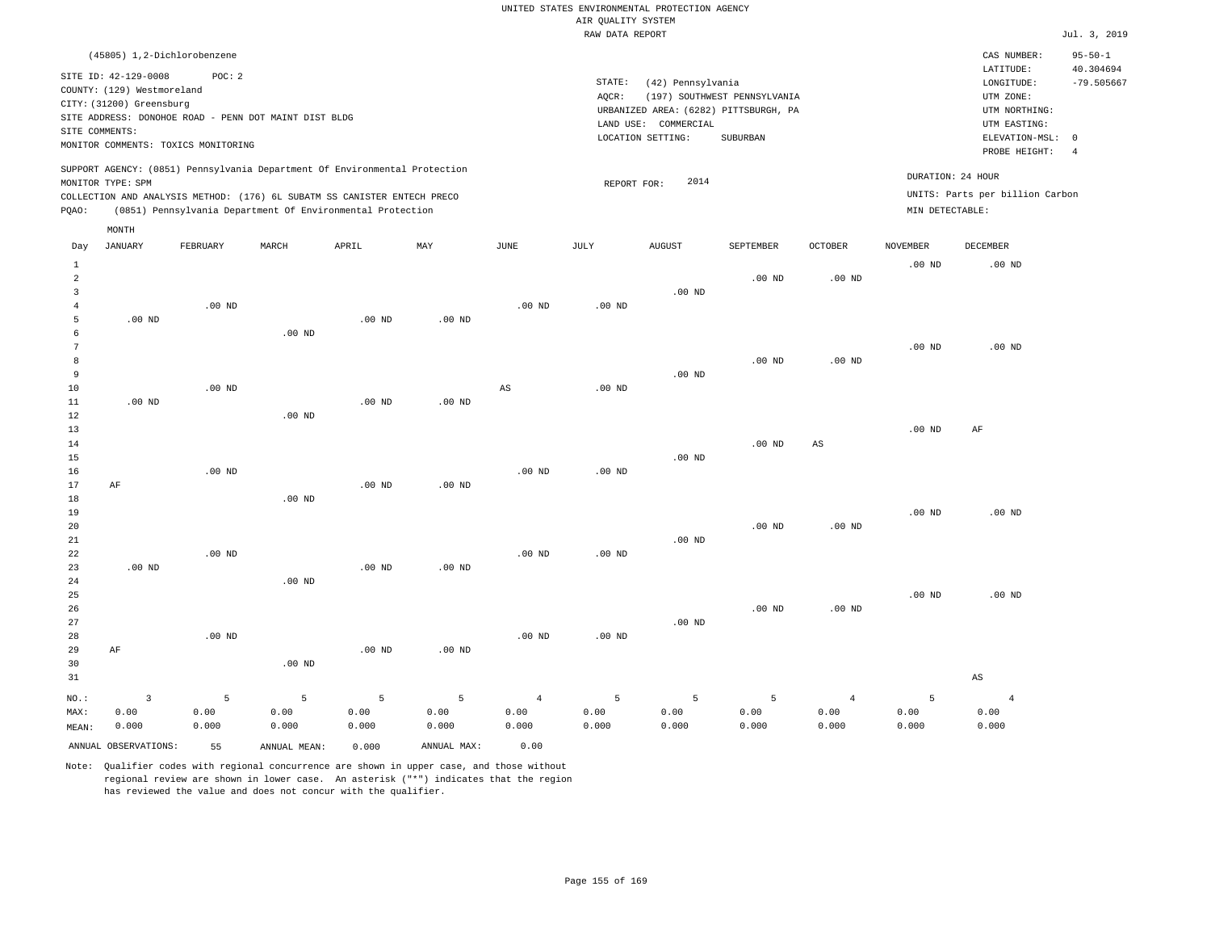UNITED STATES ENVIRONMENTAL PROTECTION AGENCY
AIR QUALITY SYSTEM
RAW DATA REPORT

Jul. 3, 2019

(45805) 1,2-Dichlorobenzene

SITE ID: 42-129-0008 POC: 2
COUNTY: (129) Westmoreland
CITY: (31200) Greensburg
SITE ADDRESS: DONOHOE ROAD - PENN DOT MAINT DIST BLDG
SITE COMMENTS:
MONITOR COMMENTS: TOXICS MONITORING

STATE: (42) Pennsylvania
AQCR: (197) SOUTHWEST PENNSYLVANIA
URBANIZED AREA: (6282) PITTSBURGH, PA
LAND USE: COMMERCIAL
LOCATION SETTING: SUBURBAN

CAS NUMBER: 95-50-1
LATITUDE: 40.304694
LONGITUDE: -79.505667
UTM ZONE:
UTM NORTHING:
UTM EASTING:
ELEVATION-MSL: 0
PROBE HEIGHT: 4

SUPPORT AGENCY: (0851) Pennsylvania Department Of Environmental Protection
MONITOR TYPE: SPM
COLLECTION AND ANALYSIS METHOD: (176) 6L SUBATM SS CANISTER ENTECH PRECO
PQAO: (0851) Pennsylvania Department Of Environmental Protection

REPORT FOR: 2014

DURATION: 24 HOUR
UNITS: Parts per billion Carbon
MIN DETECTABLE:

| Day | JANUARY | FEBRUARY | MARCH | APRIL | MAY | JUNE | JULY | AUGUST | SEPTEMBER | OCTOBER | NOVEMBER | DECEMBER |
|---|---|---|---|---|---|---|---|---|---|---|---|---|
| 1 | | | | | | | | | | | .00 ND | .00 ND |
| 2 | | | | | | | | | .00 ND | .00 ND | | |
| 3 | | | | | | | | .00 ND | | | | |
| 4 | | .00 ND | | | | .00 ND | .00 ND | | | | | |
| 5 | .00 ND | | | .00 ND | .00 ND | | | | | | | |
| 6 | | | .00 ND | | | | | | | | | |
| 7 | | | | | | | | | | | .00 ND | .00 ND |
| 8 | | | | | | | | | .00 ND | .00 ND | | |
| 9 | | | | | | | | .00 ND | | | | |
| 10 | | .00 ND | | | | AS | .00 ND | | | | | |
| 11 | .00 ND | | | .00 ND | .00 ND | | | | | | | |
| 12 | | | .00 ND | | | | | | | | | |
| 13 | | | | | | | | | | | .00 ND | AF |
| 14 | | | | | | | | | .00 ND | AS | | |
| 15 | | | | | | | | .00 ND | | | | |
| 16 | | .00 ND | | | | .00 ND | .00 ND | | | | | |
| 17 | AF | | | .00 ND | .00 ND | | | | | | | |
| 18 | | | .00 ND | | | | | | | | | |
| 19 | | | | | | | | | | | .00 ND | .00 ND |
| 20 | | | | | | | | | .00 ND | .00 ND | | |
| 21 | | | | | | | | .00 ND | | | | |
| 22 | | .00 ND | | | | .00 ND | .00 ND | | | | | |
| 23 | .00 ND | | | .00 ND | .00 ND | | | | | | | |
| 24 | | | .00 ND | | | | | | | | | |
| 25 | | | | | | | | | | | .00 ND | .00 ND |
| 26 | | | | | | | | | .00 ND | .00 ND | | |
| 27 | | | | | | | | .00 ND | | | | |
| 28 | | .00 ND | | | | .00 ND | .00 ND | | | | | |
| 29 | AF | | | .00 ND | .00 ND | | | | | | | |
| 30 | | | .00 ND | | | | | | | | | |
| 31 | | | | | | | | | | | | AS |
| NO.: | 3 | 5 | 5 | 5 | 5 | 4 | 5 | 5 | 5 | 4 | 5 | 4 |
| MAX: | 0.00 | 0.00 | 0.00 | 0.00 | 0.00 | 0.00 | 0.00 | 0.00 | 0.00 | 0.00 | 0.00 | 0.00 |
| MEAN: | 0.000 | 0.000 | 0.000 | 0.000 | 0.000 | 0.000 | 0.000 | 0.000 | 0.000 | 0.000 | 0.000 | 0.000 |

ANNUAL OBSERVATIONS: 55 ANNUAL MEAN: 0.000 ANNUAL MAX: 0.00

Note: Qualifier codes with regional concurrence are shown in upper case, and those without regional review are shown in lower case. An asterisk ("*") indicates that the region has reviewed the value and does not concur with the qualifier.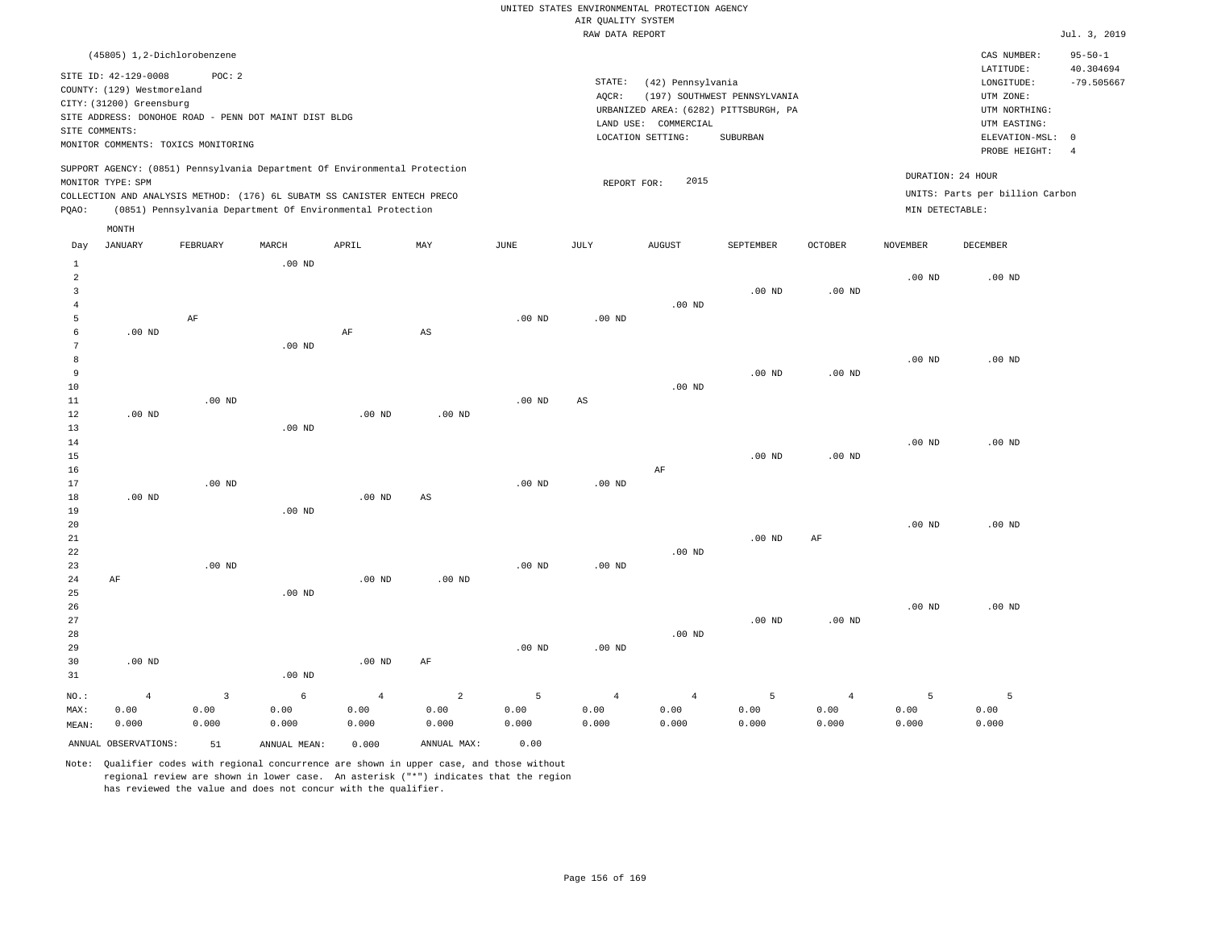UNITED STATES ENVIRONMENTAL PROTECTION AGENCY
AIR QUALITY SYSTEM
RAW DATA REPORT

Jul. 3, 2019

(45805) 1,2-Dichlorobenzene

SITE ID: 42-129-0008 POC: 2
COUNTY: (129) Westmoreland
CITY: (31200) Greensburg
SITE ADDRESS: DONOHOE ROAD - PENN DOT MAINT DIST BLDG
SITE COMMENTS:
MONITOR COMMENTS: TOXICS MONITORING

STATE: (42) Pennsylvania
AQCR: (197) SOUTHWEST PENNSYLVANIA
URBANIZED AREA: (6282) PITTSBURGH, PA
LAND USE: COMMERCIAL
LOCATION SETTING: SUBURBAN

CAS NUMBER: 95-50-1
LATITUDE: 40.304694
LONGITUDE: -79.505667
UTM ZONE:
UTM NORTHING:
UTM EASTING:
ELEVATION-MSL: 0
PROBE HEIGHT: 4

SUPPORT AGENCY: (0851) Pennsylvania Department Of Environmental Protection
MONITOR TYPE: SPM
COLLECTION AND ANALYSIS METHOD: (176) 6L SUBATM SS CANISTER ENTECH PRECO
PQAO: (0851) Pennsylvania Department Of Environmental Protection

REPORT FOR: 2015

DURATION: 24 HOUR
UNITS: Parts per billion Carbon
MIN DETECTABLE:

| Day | JANUARY | FEBRUARY | MARCH | APRIL | MAY | JUNE | JULY | AUGUST | SEPTEMBER | OCTOBER | NOVEMBER | DECEMBER |
|---|---|---|---|---|---|---|---|---|---|---|---|---|
| 1 | | | .00 ND | | | | | | | | | |
| 2 | | | | | | | | | | | .00 ND | .00 ND |
| 3 | | | | | | | | | .00 ND | .00 ND | | |
| 4 | | | | | | | | .00 ND | | | | |
| 5 | | AF | | | | .00 ND | .00 ND | | | | | |
| 6 | .00 ND | | | AF | AS | | | | | | | |
| 7 | | | .00 ND | | | | | | | | | |
| 8 | | | | | | | | | | | .00 ND | .00 ND |
| 9 | | | | | | | | | .00 ND | .00 ND | | |
| 10 | | | | | | | | .00 ND | | | | |
| 11 | | .00 ND | | | | .00 ND | AS | | | | | |
| 12 | .00 ND | | | .00 ND | .00 ND | | | | | | | |
| 13 | | | .00 ND | | | | | | | | | |
| 14 | | | | | | | | | | | .00 ND | .00 ND |
| 15 | | | | | | | | | .00 ND | .00 ND | | |
| 16 | | | | | | | | AF | | | | |
| 17 | | .00 ND | | | | .00 ND | .00 ND | | | | | |
| 18 | .00 ND | | | .00 ND | AS | | | | | | | |
| 19 | | | .00 ND | | | | | | | | | |
| 20 | | | | | | | | | | | .00 ND | .00 ND |
| 21 | | | | | | | | | .00 ND | AF | | |
| 22 | | | | | | | | .00 ND | | | | |
| 23 | | .00 ND | | | | .00 ND | .00 ND | | | | | |
| 24 | AF | | | .00 ND | .00 ND | | | | | | | |
| 25 | | | .00 ND | | | | | | | | | |
| 26 | | | | | | | | | | | .00 ND | .00 ND |
| 27 | | | | | | | | | .00 ND | .00 ND | | |
| 28 | | | | | | | | .00 ND | | | | |
| 29 | | | | | | .00 ND | .00 ND | | | | | |
| 30 | .00 ND | | | .00 ND | AF | | | | | | | |
| 31 | | | .00 ND | | | | | | | | | |
| NO.: | 4 | 3 | 6 | 4 | 2 | 5 | 4 | 4 | 5 | 4 | 5 | 5 |
| MAX: | 0.00 | 0.00 | 0.00 | 0.00 | 0.00 | 0.00 | 0.00 | 0.00 | 0.00 | 0.00 | 0.00 | 0.00 |
| MEAN: | 0.000 | 0.000 | 0.000 | 0.000 | 0.000 | 0.000 | 0.000 | 0.000 | 0.000 | 0.000 | 0.000 | 0.000 |

ANNUAL OBSERVATIONS: 51 ANNUAL MEAN: 0.000 ANNUAL MAX: 0.00

Note: Qualifier codes with regional concurrence are shown in upper case, and those without regional review are shown in lower case. An asterisk ("*") indicates that the region has reviewed the value and does not concur with the qualifier.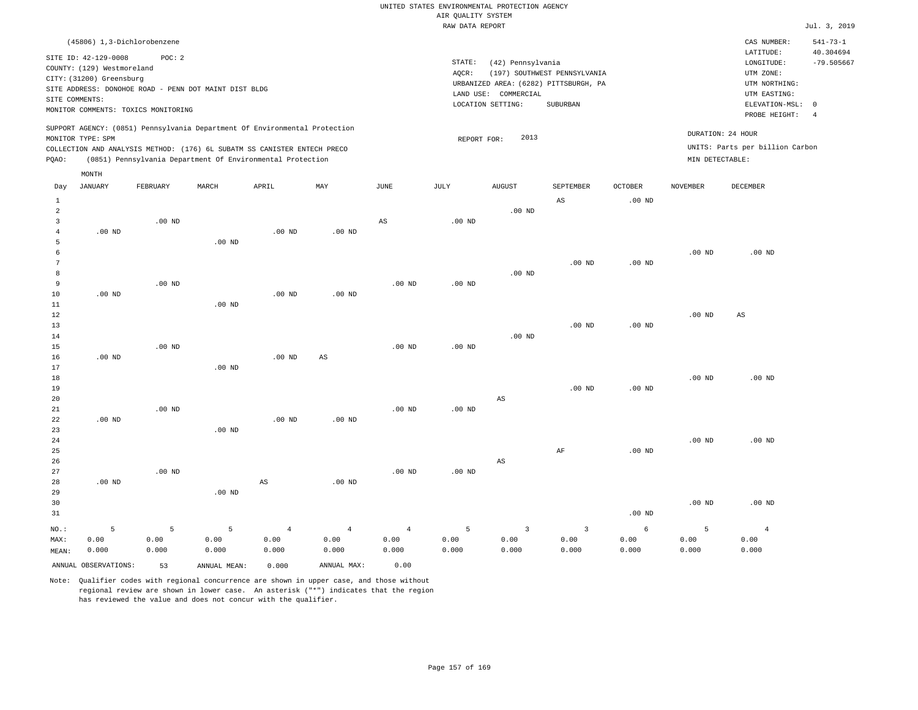UNITED STATES ENVIRONMENTAL PROTECTION AGENCY
AIR QUALITY SYSTEM
RAW DATA REPORT

Jul. 3, 2019

(45806) 1,3-Dichlorobenzene

SITE ID: 42-129-0008 POC: 2
COUNTY: (129) Westmoreland
CITY: (31200) Greensburg
SITE ADDRESS: DONOHOE ROAD - PENN DOT MAINT DIST BLDG
SITE COMMENTS:
MONITOR COMMENTS: TOXICS MONITORING

STATE: (42) Pennsylvania
AQCR: (197) SOUTHWEST PENNSYLVANIA
URBANIZED AREA: (6282) PITTSBURGH, PA
LAND USE: COMMERCIAL
LOCATION SETTING: SUBURBAN

CAS NUMBER: 541-73-1
LATITUDE: 40.304694
LONGITUDE: -79.505667
UTM ZONE:
UTM NORTHING:
UTM EASTING:
ELEVATION-MSL: 0
PROBE HEIGHT: 4

SUPPORT AGENCY: (0851) Pennsylvania Department Of Environmental Protection
MONITOR TYPE: SPM
COLLECTION AND ANALYSIS METHOD: (176) 6L SUBATM SS CANISTER ENTECH PRECO
PQAO: (0851) Pennsylvania Department Of Environmental Protection

REPORT FOR: 2013

DURATION: 24 HOUR
UNITS: Parts per billion Carbon
MIN DETECTABLE:

| Day | JANUARY | FEBRUARY | MARCH | APRIL | MAY | JUNE | JULY | AUGUST | SEPTEMBER | OCTOBER | NOVEMBER | DECEMBER |
|---|---|---|---|---|---|---|---|---|---|---|---|---|
| 1 | | | | | | | | | AS | .00 ND | | |
| 2 | | | | | | | | .00 ND | | | | |
| 3 | | .00 ND | | | | AS | .00 ND | | | | | |
| 4 | .00 ND | | | .00 ND | .00 ND | | | | | | | |
| 5 | | | .00 ND | | | | | | | | | |
| 6 | | | | | | | | | | | .00 ND | .00 ND |
| 7 | | | | | | | | | .00 ND | .00 ND | | |
| 8 | | | | | | | | .00 ND | | | | |
| 9 | | .00 ND | | | | .00 ND | .00 ND | | | | | |
| 10 | .00 ND | | | .00 ND | .00 ND | | | | | | | |
| 11 | | | .00 ND | | | | | | | | | |
| 12 | | | | | | | | | | | .00 ND | AS |
| 13 | | | | | | | | | .00 ND | .00 ND | | |
| 14 | | | | | | | | .00 ND | | | | |
| 15 | | .00 ND | | | | .00 ND | .00 ND | | | | | |
| 16 | .00 ND | | | .00 ND | AS | | | | | | | |
| 17 | | | .00 ND | | | | | | | | | |
| 18 | | | | | | | | | | | .00 ND | .00 ND |
| 19 | | | | | | | | | .00 ND | .00 ND | | |
| 20 | | | | | | | | AS | | | | |
| 21 | | .00 ND | | | | .00 ND | .00 ND | | | | | |
| 22 | .00 ND | | | .00 ND | .00 ND | | | | | | | |
| 23 | | | .00 ND | | | | | | | | | |
| 24 | | | | | | | | | | | .00 ND | .00 ND |
| 25 | | | | | | | | | AF | .00 ND | | |
| 26 | | | | | | | | AS | | | | |
| 27 | | .00 ND | | | | .00 ND | .00 ND | | | | | |
| 28 | .00 ND | | | AS | .00 ND | | | | | | | |
| 29 | | | .00 ND | | | | | | | | | |
| 30 | | | | | | | | | | | .00 ND | .00 ND |
| 31 | | | | | | | | | | .00 ND | | |
| NO.: | 5 | 5 | 5 | 4 | 4 | 4 | 5 | 3 | 3 | 6 | 5 | 4 |
| MAX: | 0.00 | 0.00 | 0.00 | 0.00 | 0.00 | 0.00 | 0.00 | 0.00 | 0.00 | 0.00 | 0.00 | 0.00 |
| MEAN: | 0.000 | 0.000 | 0.000 | 0.000 | 0.000 | 0.000 | 0.000 | 0.000 | 0.000 | 0.000 | 0.000 | 0.000 |

ANNUAL OBSERVATIONS: 53 ANNUAL MEAN: 0.000 ANNUAL MAX: 0.00

Note: Qualifier codes with regional concurrence are shown in upper case, and those without regional review are shown in lower case. An asterisk ("*") indicates that the region has reviewed the value and does not concur with the qualifier.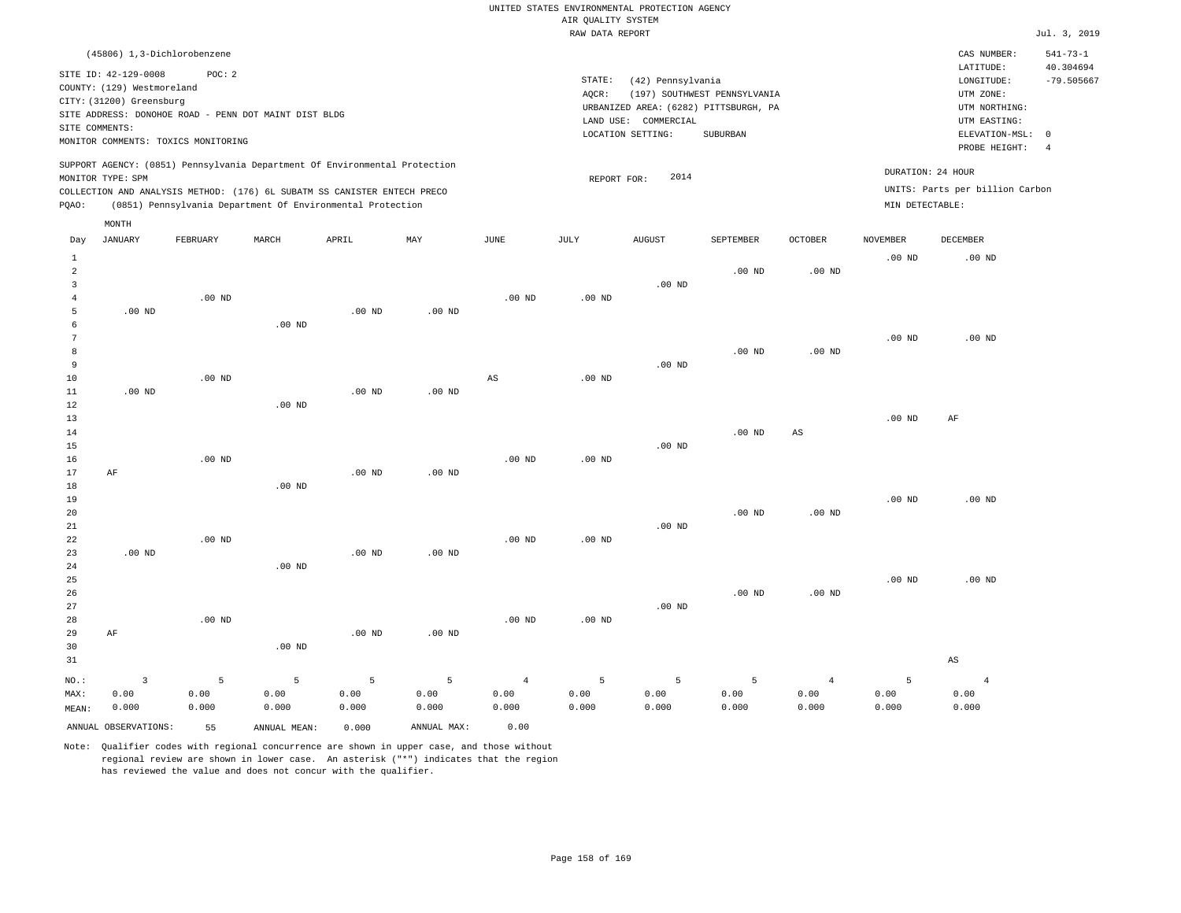UNITED STATES ENVIRONMENTAL PROTECTION AGENCY
AIR QUALITY SYSTEM
RAW DATA REPORT

Jul. 3, 2019

(45806) 1,3-Dichlorobenzene

SITE ID: 42-129-0008 POC: 2
COUNTY: (129) Westmoreland
CITY: (31200) Greensburg
SITE ADDRESS: DONOHOE ROAD - PENN DOT MAINT DIST BLDG
SITE COMMENTS:
MONITOR COMMENTS: TOXICS MONITORING

STATE: (42) Pennsylvania
AQCR: (197) SOUTHWEST PENNSYLVANIA
URBANIZED AREA: (6282) PITTSBURGH, PA
LAND USE: COMMERCIAL
LOCATION SETTING: SUBURBAN

CAS NUMBER: 541-73-1
LATITUDE: 40.304694
LONGITUDE: -79.505667
UTM ZONE:
UTM NORTHING:
UTM EASTING:
ELEVATION-MSL: 0
PROBE HEIGHT: 4

SUPPORT AGENCY: (0851) Pennsylvania Department Of Environmental Protection
MONITOR TYPE: SPM
COLLECTION AND ANALYSIS METHOD: (176) 6L SUBATM SS CANISTER ENTECH PRECO
PQAO: (0851) Pennsylvania Department Of Environmental Protection

REPORT FOR: 2014

DURATION: 24 HOUR
UNITS: Parts per billion Carbon
MIN DETECTABLE:

| Day | JANUARY | FEBRUARY | MARCH | APRIL | MAY | JUNE | JULY | AUGUST | SEPTEMBER | OCTOBER | NOVEMBER | DECEMBER |
|---|---|---|---|---|---|---|---|---|---|---|---|---|
| 1 | | | | | | | | | | | .00 ND | .00 ND |
| 2 | | | | | | | | | .00 ND | .00 ND | | |
| 3 | | | | | | | | .00 ND | | | | |
| 4 | | .00 ND | | | | .00 ND | .00 ND | | | | | |
| 5 | .00 ND | | | .00 ND | .00 ND | | | | | | | |
| 6 | | | .00 ND | | | | | | | | | |
| 7 | | | | | | | | | | | .00 ND | .00 ND |
| 8 | | | | | | | | | .00 ND | .00 ND | | |
| 9 | | | | | | | | .00 ND | | | | |
| 10 | | .00 ND | | | | AS | .00 ND | | | | | |
| 11 | .00 ND | | | .00 ND | .00 ND | | | | | | | |
| 12 | | | .00 ND | | | | | | | | | |
| 13 | | | | | | | | | | | .00 ND | AF |
| 14 | | | | | | | | | .00 ND | AS | | |
| 15 | | | | | | | | .00 ND | | | | |
| 16 | | .00 ND | | | | .00 ND | .00 ND | | | | | |
| 17 | AF | | | .00 ND | .00 ND | | | | | | | |
| 18 | | | .00 ND | | | | | | | | | |
| 19 | | | | | | | | | | | .00 ND | .00 ND |
| 20 | | | | | | | | | .00 ND | .00 ND | | |
| 21 | | | | | | | | .00 ND | | | | |
| 22 | | .00 ND | | | | .00 ND | .00 ND | | | | | |
| 23 | .00 ND | | | .00 ND | .00 ND | | | | | | | |
| 24 | | | .00 ND | | | | | | | | | |
| 25 | | | | | | | | | | | .00 ND | .00 ND |
| 26 | | | | | | | | | .00 ND | .00 ND | | |
| 27 | | | | | | | | .00 ND | | | | |
| 28 | | .00 ND | | | | .00 ND | .00 ND | | | | | |
| 29 | AF | | | .00 ND | .00 ND | | | | | | | |
| 30 | | | .00 ND | | | | | | | | | |
| 31 | | | | | | | | | | | | AS |
| NO.: | 3 | 5 | 5 | 5 | 5 | 4 | 5 | 5 | 5 | 4 | 5 | 4 |
| MAX: | 0.00 | 0.00 | 0.00 | 0.00 | 0.00 | 0.00 | 0.00 | 0.00 | 0.00 | 0.00 | 0.00 | 0.00 |
| MEAN: | 0.000 | 0.000 | 0.000 | 0.000 | 0.000 | 0.000 | 0.000 | 0.000 | 0.000 | 0.000 | 0.000 | 0.000 |

ANNUAL OBSERVATIONS: 55 ANNUAL MEAN: 0.000 ANNUAL MAX: 0.00

Note: Qualifier codes with regional concurrence are shown in upper case, and those without regional review are shown in lower case. An asterisk ("*") indicates that the region has reviewed the value and does not concur with the qualifier.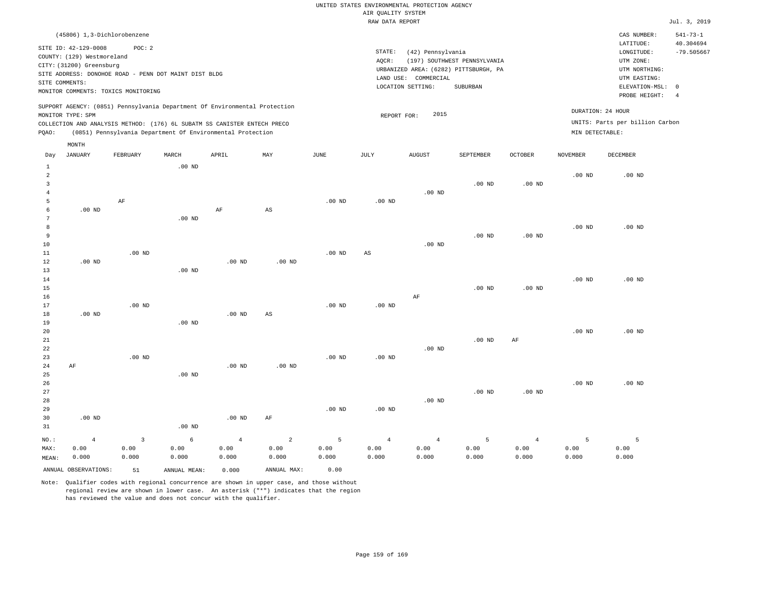UNITED STATES ENVIRONMENTAL PROTECTION AGENCY
AIR QUALITY SYSTEM
RAW DATA REPORT

Jul. 3, 2019

(45806) 1,3-Dichlorobenzene

SITE ID: 42-129-0008 POC: 2
COUNTY: (129) Westmoreland
CITY: (31200) Greensburg
SITE ADDRESS: DONOHOE ROAD - PENN DOT MAINT DIST BLDG
SITE COMMENTS:
MONITOR COMMENTS: TOXICS MONITORING

STATE: (42) Pennsylvania
AQCR: (197) SOUTHWEST PENNSYLVANIA
URBANIZED AREA: (6282) PITTSBURGH, PA
LAND USE: COMMERCIAL
LOCATION SETTING: SUBURBAN

CAS NUMBER: 541-73-1
LATITUDE: 40.304694
LONGITUDE: -79.505667
UTM ZONE:
UTM NORTHING:
UTM EASTING:
ELEVATION-MSL: 0
PROBE HEIGHT: 4

SUPPORT AGENCY: (0851) Pennsylvania Department Of Environmental Protection
MONITOR TYPE: SPM
COLLECTION AND ANALYSIS METHOD: (176) 6L SUBATM SS CANISTER ENTECH PRECO
PQAO: (0851) Pennsylvania Department Of Environmental Protection

REPORT FOR: 2015

DURATION: 24 HOUR
UNITS: Parts per billion Carbon
MIN DETECTABLE:

| Day | JANUARY | FEBRUARY | MARCH | APRIL | MAY | JUNE | JULY | AUGUST | SEPTEMBER | OCTOBER | NOVEMBER | DECEMBER |
|---|---|---|---|---|---|---|---|---|---|---|---|---|
| 1 | | | .00 ND | | | | | | | | | |
| 2 | | | | | | | | | | | .00 ND | .00 ND |
| 3 | | | | | | | | | .00 ND | .00 ND | | |
| 4 | | | | | | | | .00 ND | | | | |
| 5 | | AF | | | | .00 ND | .00 ND | | | | | |
| 6 | .00 ND | | | AF | AS | | | | | | | |
| 7 | | | .00 ND | | | | | | | | | |
| 8 | | | | | | | | | | | .00 ND | .00 ND |
| 9 | | | | | | | | | .00 ND | .00 ND | | |
| 10 | | | | | | | | .00 ND | | | | |
| 11 | | .00 ND | | | | .00 ND | AS | | | | | |
| 12 | .00 ND | | | .00 ND | .00 ND | | | | | | | |
| 13 | | | .00 ND | | | | | | | | | |
| 14 | | | | | | | | | | | .00 ND | .00 ND |
| 15 | | | | | | | | | .00 ND | .00 ND | | |
| 16 | | | | | | | | AF | | | | |
| 17 | | .00 ND | | | | .00 ND | .00 ND | | | | | |
| 18 | .00 ND | | | .00 ND | AS | | | | | | | |
| 19 | | | .00 ND | | | | | | | | | |
| 20 | | | | | | | | | | | .00 ND | .00 ND |
| 21 | | | | | | | | | .00 ND | AF | | |
| 22 | | | | | | | | .00 ND | | | | |
| 23 | | .00 ND | | | | .00 ND | .00 ND | | | | | |
| 24 | AF | | | .00 ND | .00 ND | | | | | | | |
| 25 | | | .00 ND | | | | | | | | | |
| 26 | | | | | | | | | | | .00 ND | .00 ND |
| 27 | | | | | | | | | .00 ND | .00 ND | | |
| 28 | | | | | | | | .00 ND | | | | |
| 29 | | | | | | .00 ND | .00 ND | | | | | |
| 30 | .00 ND | | | .00 ND | AF | | | | | | | |
| 31 | | | .00 ND | | | | | | | | | |
| NO.: | 4 | 3 | 6 | 4 | 2 | 5 | 4 | 4 | 5 | 4 | 5 | 5 |
| MAX: | 0.00 | 0.00 | 0.00 | 0.00 | 0.00 | 0.00 | 0.00 | 0.00 | 0.00 | 0.00 | 0.00 | 0.00 |
| MEAN: | 0.000 | 0.000 | 0.000 | 0.000 | 0.000 | 0.000 | 0.000 | 0.000 | 0.000 | 0.000 | 0.000 | 0.000 |

ANNUAL OBSERVATIONS: 51 ANNUAL MEAN: 0.000 ANNUAL MAX: 0.00

Note: Qualifier codes with regional concurrence are shown in upper case, and those without regional review are shown in lower case. An asterisk ("*") indicates that the region has reviewed the value and does not concur with the qualifier.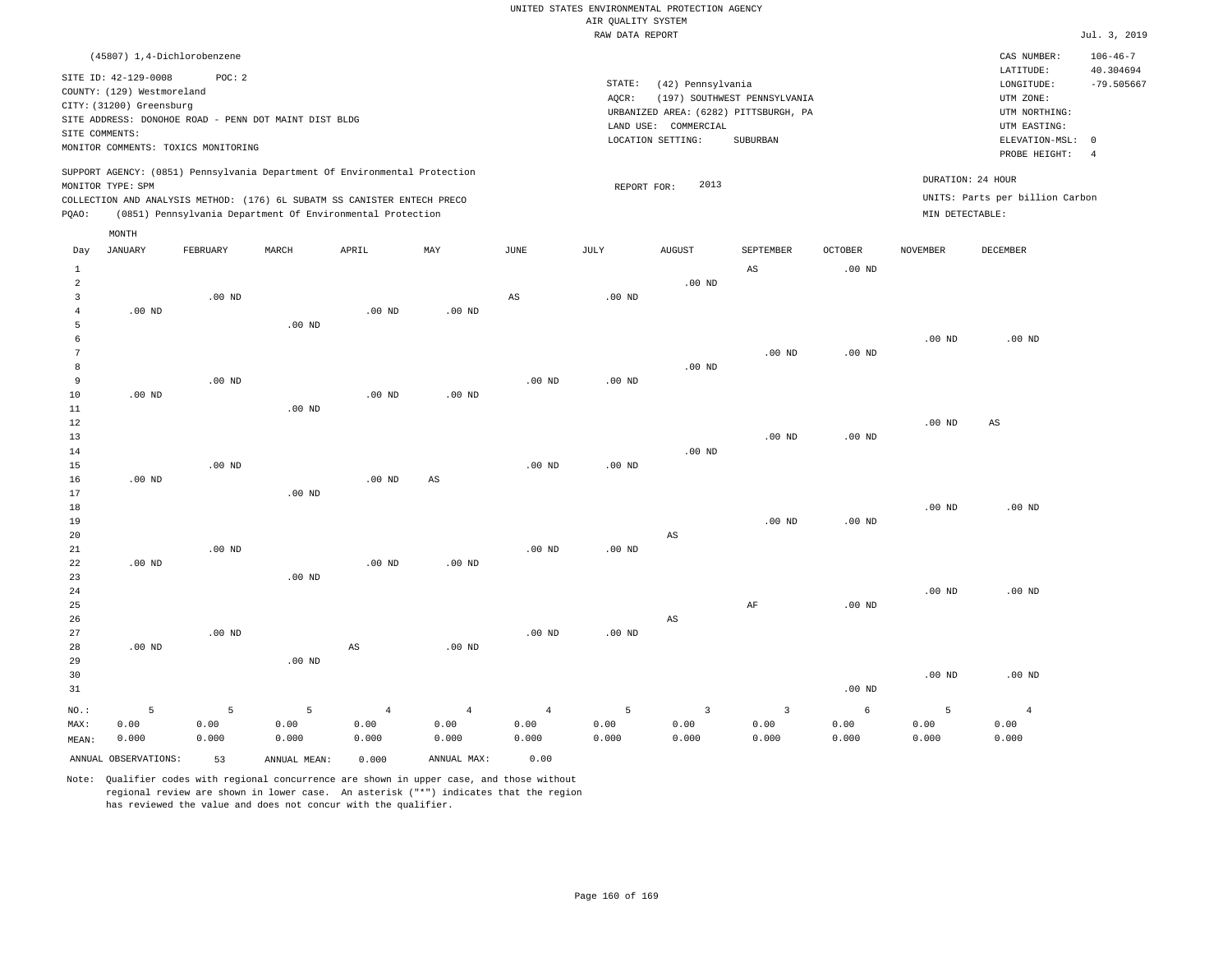UNITED STATES ENVIRONMENTAL PROTECTION AGENCY
AIR QUALITY SYSTEM
RAW DATA REPORT

Jul. 3, 2019

(45807) 1,4-Dichlorobenzene

SITE ID: 42-129-0008 POC: 2
COUNTY: (129) Westmoreland
CITY: (31200) Greensburg
SITE ADDRESS: DONOHOE ROAD - PENN DOT MAINT DIST BLDG
SITE COMMENTS:
MONITOR COMMENTS: TOXICS MONITORING

STATE: (42) Pennsylvania
AQCR: (197) SOUTHWEST PENNSYLVANIA
URBANIZED AREA: (6282) PITTSBURGH, PA
LAND USE: COMMERCIAL
LOCATION SETTING: SUBURBAN

CAS NUMBER: 106-46-7
LATITUDE: 40.304694
LONGITUDE: -79.505667
UTM ZONE:
UTM NORTHING:
UTM EASTING:
ELEVATION-MSL: 0
PROBE HEIGHT: 4

SUPPORT AGENCY: (0851) Pennsylvania Department Of Environmental Protection
MONITOR TYPE: SPM
COLLECTION AND ANALYSIS METHOD: (176) 6L SUBATM SS CANISTER ENTECH PRECO
PQAO: (0851) Pennsylvania Department Of Environmental Protection

REPORT FOR: 2013

DURATION: 24 HOUR
UNITS: Parts per billion Carbon
MIN DETECTABLE:

| Day | JANUARY | FEBRUARY | MARCH | APRIL | MAY | JUNE | JULY | AUGUST | SEPTEMBER | OCTOBER | NOVEMBER | DECEMBER |
|---|---|---|---|---|---|---|---|---|---|---|---|---|
| 1 | | | | | | | | | AS | .00 ND | | |
| 2 | | | | | | | | .00 ND | | | | |
| 3 | | .00 ND | | | | AS | .00 ND | | | | | |
| 4 | .00 ND | | | .00 ND | .00 ND | | | | | | | |
| 5 | | | .00 ND | | | | | | | | | |
| 6 | | | | | | | | | | | .00 ND | .00 ND |
| 7 | | | | | | | | | .00 ND | .00 ND | | |
| 8 | | | | | | | | .00 ND | | | | |
| 9 | | .00 ND | | | | .00 ND | .00 ND | | | | | |
| 10 | .00 ND | | | .00 ND | .00 ND | | | | | | | |
| 11 | | | .00 ND | | | | | | | | | |
| 12 | | | | | | | | | | | .00 ND | AS |
| 13 | | | | | | | | | .00 ND | .00 ND | | |
| 14 | | | | | | | | .00 ND | | | | |
| 15 | | .00 ND | | | | .00 ND | .00 ND | | | | | |
| 16 | .00 ND | | | .00 ND | AS | | | | | | | |
| 17 | | | .00 ND | | | | | | | | | |
| 18 | | | | | | | | | | | .00 ND | .00 ND |
| 19 | | | | | | | | | .00 ND | .00 ND | | |
| 20 | | | | | | | | AS | | | | |
| 21 | | .00 ND | | | | .00 ND | .00 ND | | | | | |
| 22 | .00 ND | | | .00 ND | .00 ND | | | | | | | |
| 23 | | | .00 ND | | | | | | | | | |
| 24 | | | | | | | | | | | .00 ND | .00 ND |
| 25 | | | | | | | | | AF | .00 ND | | |
| 26 | | | | | | | | AS | | | | |
| 27 | | .00 ND | | | | .00 ND | .00 ND | | | | | |
| 28 | .00 ND | | | AS | .00 ND | | | | | | | |
| 29 | | | .00 ND | | | | | | | | | |
| 30 | | | | | | | | | | | .00 ND | .00 ND |
| 31 | | | | | | | | | | .00 ND | | |
| NO.: | 5 | 5 | 5 | 4 | 4 | 4 | 5 | 3 | 3 | 6 | 5 | 4 |
| MAX: | 0.00 | 0.00 | 0.00 | 0.00 | 0.00 | 0.00 | 0.00 | 0.00 | 0.00 | 0.00 | 0.00 | 0.00 |
| MEAN: | 0.000 | 0.000 | 0.000 | 0.000 | 0.000 | 0.000 | 0.000 | 0.000 | 0.000 | 0.000 | 0.000 | 0.000 |

ANNUAL OBSERVATIONS: 53 ANNUAL MEAN: 0.000 ANNUAL MAX: 0.00

Note: Qualifier codes with regional concurrence are shown in upper case, and those without regional review are shown in lower case. An asterisk ("*") indicates that the region has reviewed the value and does not concur with the qualifier.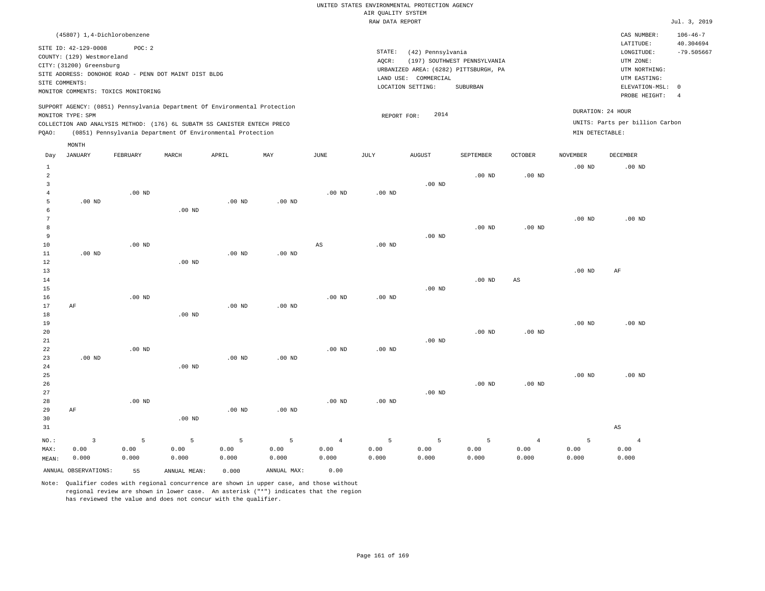UNITED STATES ENVIRONMENTAL PROTECTION AGENCY
AIR QUALITY SYSTEM
RAW DATA REPORT

Jul. 3, 2019

(45807) 1,4-Dichlorobenzene

SITE ID: 42-129-0008 POC: 2
COUNTY: (129) Westmoreland
CITY: (31200) Greensburg
SITE ADDRESS: DONOHOE ROAD - PENN DOT MAINT DIST BLDG
SITE COMMENTS:
MONITOR COMMENTS: TOXICS MONITORING

STATE: (42) Pennsylvania
AQCR: (197) SOUTHWEST PENNSYLVANIA
URBANIZED AREA: (6282) PITTSBURGH, PA
LAND USE: COMMERCIAL
LOCATION SETTING: SUBURBAN

CAS NUMBER: 106-46-7
LATITUDE: 40.304694
LONGITUDE: -79.505667
UTM ZONE:
UTM NORTHING:
UTM EASTING:
ELEVATION-MSL: 0
PROBE HEIGHT: 4

SUPPORT AGENCY: (0851) Pennsylvania Department Of Environmental Protection
MONITOR TYPE: SPM
COLLECTION AND ANALYSIS METHOD: (176) 6L SUBATM SS CANISTER ENTECH PRECO
PQAO: (0851) Pennsylvania Department Of Environmental Protection

REPORT FOR: 2014

DURATION: 24 HOUR
UNITS: Parts per billion Carbon
MIN DETECTABLE:

| Day | JANUARY | FEBRUARY | MARCH | APRIL | MAY | JUNE | JULY | AUGUST | SEPTEMBER | OCTOBER | NOVEMBER | DECEMBER |
|---|---|---|---|---|---|---|---|---|---|---|---|---|
| 1 | | | | | | | | | | | .00 ND | .00 ND |
| 2 | | | | | | | | | .00 ND | .00 ND | | |
| 3 | | | | | | | | .00 ND | | | | |
| 4 | | .00 ND | | | | .00 ND | .00 ND | | | | | |
| 5 | .00 ND | | | .00 ND | .00 ND | | | | | | | |
| 6 | | | .00 ND | | | | | | | | | |
| 7 | | | | | | | | | | | .00 ND | .00 ND |
| 8 | | | | | | | | | .00 ND | .00 ND | | |
| 9 | | | | | | | | .00 ND | | | | |
| 10 | | .00 ND | | | | AS | .00 ND | | | | | |
| 11 | .00 ND | | | .00 ND | .00 ND | | | | | | | |
| 12 | | | .00 ND | | | | | | | | | |
| 13 | | | | | | | | | | | .00 ND | AF |
| 14 | | | | | | | | | .00 ND | AS | | |
| 15 | | | | | | | | .00 ND | | | | |
| 16 | | .00 ND | | | | .00 ND | .00 ND | | | | | |
| 17 | AF | | | .00 ND | .00 ND | | | | | | | |
| 18 | | | .00 ND | | | | | | | | | |
| 19 | | | | | | | | | | | .00 ND | .00 ND |
| 20 | | | | | | | | | .00 ND | .00 ND | | |
| 21 | | | | | | | | .00 ND | | | | |
| 22 | | .00 ND | | | | .00 ND | .00 ND | | | | | |
| 23 | .00 ND | | | .00 ND | .00 ND | | | | | | | |
| 24 | | | .00 ND | | | | | | | | | |
| 25 | | | | | | | | | | | .00 ND | .00 ND |
| 26 | | | | | | | | | .00 ND | .00 ND | | |
| 27 | | | | | | | | .00 ND | | | | |
| 28 | | .00 ND | | | | .00 ND | .00 ND | | | | | |
| 29 | AF | | | .00 ND | .00 ND | | | | | | | |
| 30 | | | .00 ND | | | | | | | | | |
| 31 | | | | | | | | | | | | AS |
| NO.: | 3 | 5 | 5 | 5 | 5 | 4 | 5 | 5 | 5 | 4 | 5 | 4 |
| MAX: | 0.00 | 0.00 | 0.00 | 0.00 | 0.00 | 0.00 | 0.00 | 0.00 | 0.00 | 0.00 | 0.00 | 0.00 |
| MEAN: | 0.000 | 0.000 | 0.000 | 0.000 | 0.000 | 0.000 | 0.000 | 0.000 | 0.000 | 0.000 | 0.000 | 0.000 |

ANNUAL OBSERVATIONS: 55 ANNUAL MEAN: 0.000 ANNUAL MAX: 0.00

Note: Qualifier codes with regional concurrence are shown in upper case, and those without regional review are shown in lower case. An asterisk ("*") indicates that the region has reviewed the value and does not concur with the qualifier.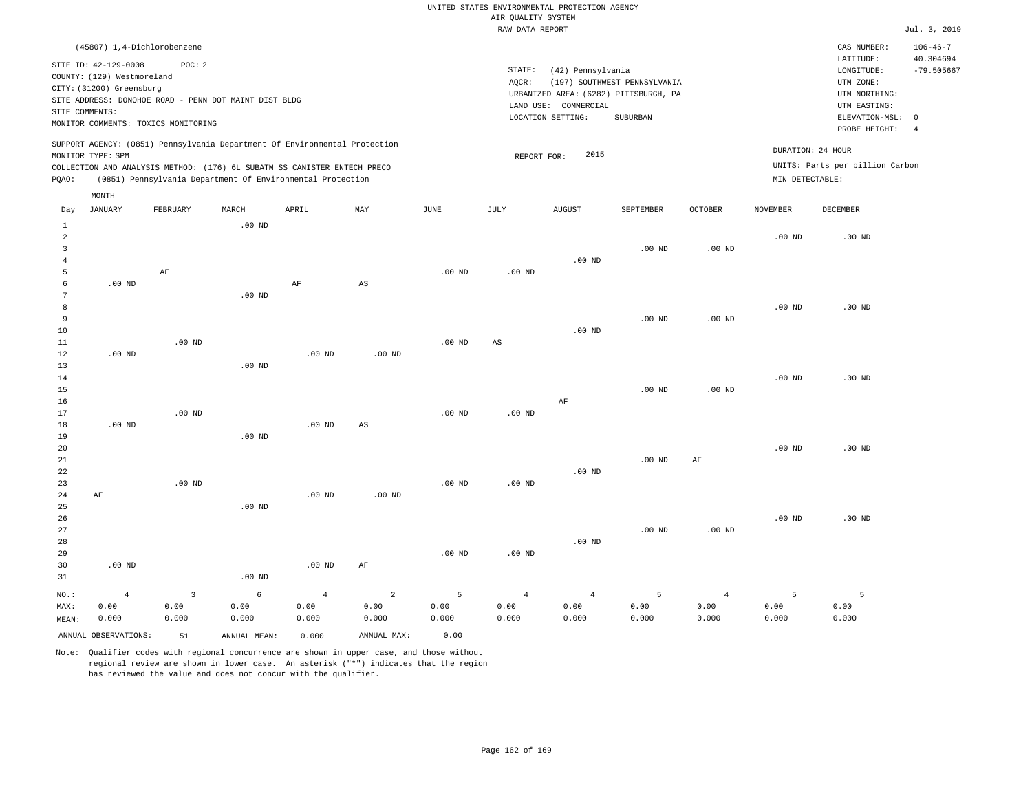UNITED STATES ENVIRONMENTAL PROTECTION AGENCY
AIR QUALITY SYSTEM
RAW DATA REPORT

Jul. 3, 2019

(45807) 1,4-Dichlorobenzene

SITE ID: 42-129-0008 POC: 2
COUNTY: (129) Westmoreland
CITY: (31200) Greensburg
SITE ADDRESS: DONOHOE ROAD - PENN DOT MAINT DIST BLDG
SITE COMMENTS:
MONITOR COMMENTS: TOXICS MONITORING

STATE: (42) Pennsylvania
AQCR: (197) SOUTHWEST PENNSYLVANIA
URBANIZED AREA: (6282) PITTSBURGH, PA
LAND USE: COMMERCIAL
LOCATION SETTING: SUBURBAN

CAS NUMBER: 106-46-7
LATITUDE: 40.304694
LONGITUDE: -79.505667
UTM ZONE:
UTM NORTHING:
UTM EASTING:
ELEVATION-MSL: 0
PROBE HEIGHT: 4

SUPPORT AGENCY: (0851) Pennsylvania Department Of Environmental Protection
MONITOR TYPE: SPM
COLLECTION AND ANALYSIS METHOD: (176) 6L SUBATM SS CANISTER ENTECH PRECO
PQAO: (0851) Pennsylvania Department Of Environmental Protection

REPORT FOR: 2015

DURATION: 24 HOUR
UNITS: Parts per billion Carbon
MIN DETECTABLE:

| Day | JANUARY | FEBRUARY | MARCH | APRIL | MAY | JUNE | JULY | AUGUST | SEPTEMBER | OCTOBER | NOVEMBER | DECEMBER |
|---|---|---|---|---|---|---|---|---|---|---|---|---|
| 1 | | | .00 ND | | | | | | | | | |
| 2 | | | | | | | | | | | .00 ND | .00 ND |
| 3 | | | | | | | | | .00 ND | .00 ND | | |
| 4 | | | | | | | | .00 ND | | | | |
| 5 | | AF | | | | .00 ND | .00 ND | | | | | |
| 6 | .00 ND | | | AF | AS | | | | | | | |
| 7 | | | .00 ND | | | | | | | | | |
| 8 | | | | | | | | | | | .00 ND | .00 ND |
| 9 | | | | | | | | | .00 ND | .00 ND | | |
| 10 | | | | | | | | .00 ND | | | | |
| 11 | | .00 ND | | | | .00 ND | AS | | | | | |
| 12 | .00 ND | | | .00 ND | .00 ND | | | | | | | |
| 13 | | | .00 ND | | | | | | | | | |
| 14 | | | | | | | | | | | .00 ND | .00 ND |
| 15 | | | | | | | | | .00 ND | .00 ND | | |
| 16 | | | | | | | | AF | | | | |
| 17 | | .00 ND | | | | .00 ND | .00 ND | | | | | |
| 18 | .00 ND | | | .00 ND | AS | | | | | | | |
| 19 | | | .00 ND | | | | | | | | | |
| 20 | | | | | | | | | | | .00 ND | .00 ND |
| 21 | | | | | | | | | .00 ND | AF | | |
| 22 | | | | | | | | .00 ND | | | | |
| 23 | | .00 ND | | | | .00 ND | .00 ND | | | | | |
| 24 | AF | | | .00 ND | .00 ND | | | | | | | |
| 25 | | | .00 ND | | | | | | | | | |
| 26 | | | | | | | | | | | .00 ND | .00 ND |
| 27 | | | | | | | | | .00 ND | .00 ND | | |
| 28 | | | | | | | | .00 ND | | | | |
| 29 | | | | | | .00 ND | .00 ND | | | | | |
| 30 | .00 ND | | | .00 ND | AF | | | | | | | |
| 31 | | | .00 ND | | | | | | | | | |
| NO.: | 4 | 3 | 6 | 4 | 2 | 5 | 4 | 4 | 5 | 4 | 5 | 5 |
| MAX: | 0.00 | 0.00 | 0.00 | 0.00 | 0.00 | 0.00 | 0.00 | 0.00 | 0.00 | 0.00 | 0.00 | 0.00 |
| MEAN: | 0.000 | 0.000 | 0.000 | 0.000 | 0.000 | 0.000 | 0.000 | 0.000 | 0.000 | 0.000 | 0.000 | 0.000 |

ANNUAL OBSERVATIONS: 51 ANNUAL MEAN: 0.000 ANNUAL MAX: 0.00

Note: Qualifier codes with regional concurrence are shown in upper case, and those without regional review are shown in lower case. An asterisk ("*") indicates that the region has reviewed the value and does not concur with the qualifier.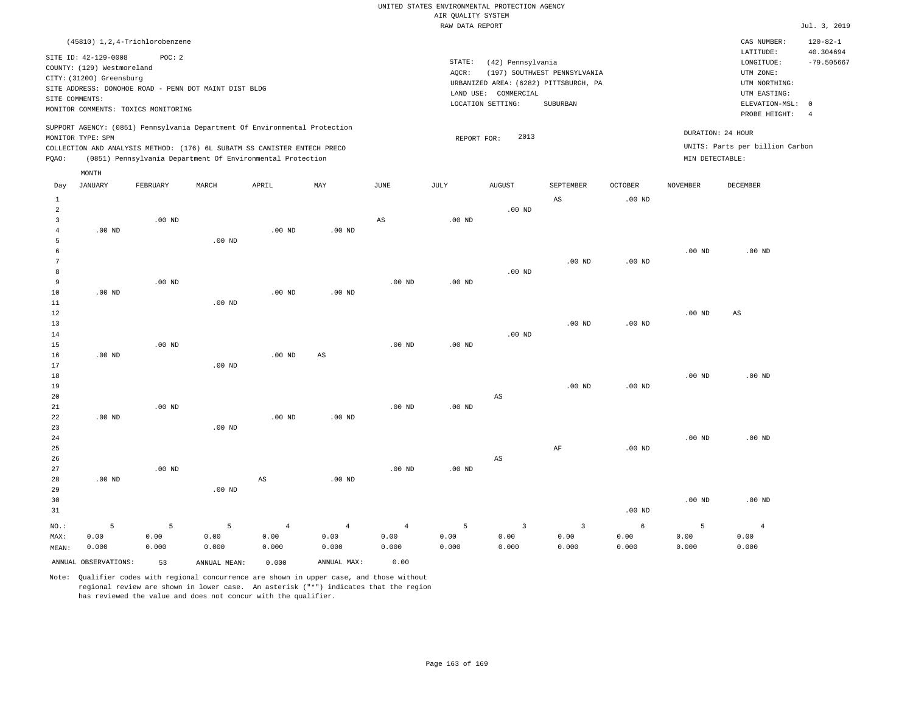UNITED STATES ENVIRONMENTAL PROTECTION AGENCY
AIR QUALITY SYSTEM
RAW DATA REPORT

Jul. 3, 2019

(45810) 1,2,4-Trichlorobenzene

SITE ID: 42-129-0008 POC: 2
COUNTY: (129) Westmoreland
CITY: (31200) Greensburg
SITE ADDRESS: DONOHOE ROAD - PENN DOT MAINT DIST BLDG
SITE COMMENTS:
MONITOR COMMENTS: TOXICS MONITORING

STATE: (42) Pennsylvania
AQCR: (197) SOUTHWEST PENNSYLVANIA
URBANIZED AREA: (6282) PITTSBURGH, PA
LAND USE: COMMERCIAL
LOCATION SETTING: SUBURBAN

CAS NUMBER: 120-82-1
LATITUDE: 40.304694
LONGITUDE: -79.505667
UTM ZONE:
UTM NORTHING:
UTM EASTING:
ELEVATION-MSL: 0
PROBE HEIGHT: 4

SUPPORT AGENCY: (0851) Pennsylvania Department Of Environmental Protection
MONITOR TYPE: SPM
COLLECTION AND ANALYSIS METHOD: (176) 6L SUBATM SS CANISTER ENTECH PRECO
PQAO: (0851) Pennsylvania Department Of Environmental Protection

REPORT FOR: 2013

DURATION: 24 HOUR
UNITS: Parts per billion Carbon
MIN DETECTABLE:

| Day | JANUARY | FEBRUARY | MARCH | APRIL | MAY | JUNE | JULY | AUGUST | SEPTEMBER | OCTOBER | NOVEMBER | DECEMBER |
|---|---|---|---|---|---|---|---|---|---|---|---|---|
| 1 | | | | | | | | | AS | .00 ND | | |
| 2 | | | | | | | | .00 ND | | | | |
| 3 | | .00 ND | | | | AS | .00 ND | | | | | |
| 4 | .00 ND | | | .00 ND | .00 ND | | | | | | | |
| 5 | | | .00 ND | | | | | | | | | |
| 6 | | | | | | | | | | | .00 ND | .00 ND |
| 7 | | | | | | | | | .00 ND | .00 ND | | |
| 8 | | | | | | | | .00 ND | | | | |
| 9 | | .00 ND | | | | .00 ND | .00 ND | | | | | |
| 10 | .00 ND | | | .00 ND | .00 ND | | | | | | | |
| 11 | | | .00 ND | | | | | | | | | |
| 12 | | | | | | | | | | | .00 ND | AS |
| 13 | | | | | | | | | .00 ND | .00 ND | | |
| 14 | | | | | | | | .00 ND | | | | |
| 15 | | .00 ND | | | | .00 ND | .00 ND | | | | | |
| 16 | .00 ND | | | .00 ND | AS | | | | | | | |
| 17 | | | .00 ND | | | | | | | | | |
| 18 | | | | | | | | | | | .00 ND | .00 ND |
| 19 | | | | | | | | | .00 ND | .00 ND | | |
| 20 | | | | | | | | AS | | | | |
| 21 | | .00 ND | | | | .00 ND | .00 ND | | | | | |
| 22 | .00 ND | | | .00 ND | .00 ND | | | | | | | |
| 23 | | | .00 ND | | | | | | | | | |
| 24 | | | | | | | | | | | .00 ND | .00 ND |
| 25 | | | | | | | | | AF | .00 ND | | |
| 26 | | | | | | | | AS | | | | |
| 27 | | .00 ND | | | | .00 ND | .00 ND | | | | | |
| 28 | .00 ND | | | AS | .00 ND | | | | | | | |
| 29 | | | .00 ND | | | | | | | | | |
| 30 | | | | | | | | | | | .00 ND | .00 ND |
| 31 | | | | | | | | | | .00 ND | | |
| NO.: | 5 | 5 | 5 | 4 | 4 | 4 | 5 | 3 | 3 | 6 | 5 | 4 |
| MAX: | 0.00 | 0.00 | 0.00 | 0.00 | 0.00 | 0.00 | 0.00 | 0.00 | 0.00 | 0.00 | 0.00 | 0.00 |
| MEAN: | 0.000 | 0.000 | 0.000 | 0.000 | 0.000 | 0.000 | 0.000 | 0.000 | 0.000 | 0.000 | 0.000 | 0.000 |

ANNUAL OBSERVATIONS: 53 ANNUAL MEAN: 0.000 ANNUAL MAX: 0.00

Note: Qualifier codes with regional concurrence are shown in upper case, and those without regional review are shown in lower case. An asterisk ("*") indicates that the region has reviewed the value and does not concur with the qualifier.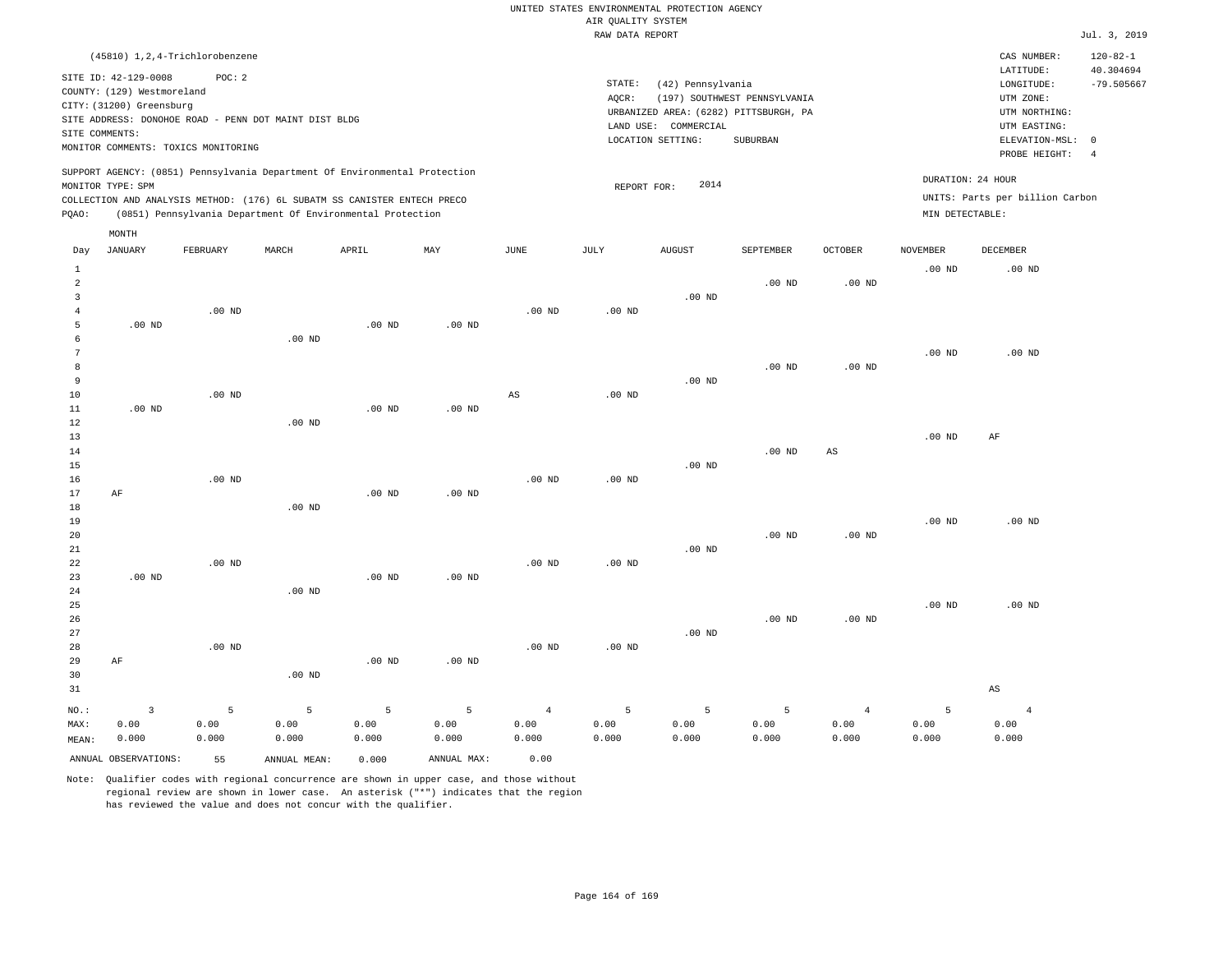UNITED STATES ENVIRONMENTAL PROTECTION AGENCY
AIR QUALITY SYSTEM
RAW DATA REPORT

Jul. 3, 2019

(45810) 1,2,4-Trichlorobenzene

SITE ID: 42-129-0008 POC: 2
COUNTY: (129) Westmoreland
CITY: (31200) Greensburg
SITE ADDRESS: DONOHOE ROAD - PENN DOT MAINT DIST BLDG
SITE COMMENTS:
MONITOR COMMENTS: TOXICS MONITORING

STATE: (42) Pennsylvania
AQCR: (197) SOUTHWEST PENNSYLVANIA
URBANIZED AREA: (6282) PITTSBURGH, PA
LAND USE: COMMERCIAL
LOCATION SETTING: SUBURBAN

CAS NUMBER: 120-82-1
LATITUDE: 40.304694
LONGITUDE: -79.505667
UTM ZONE:
UTM NORTHING:
UTM EASTING:
ELEVATION-MSL: 0
PROBE HEIGHT: 4

SUPPORT AGENCY: (0851) Pennsylvania Department Of Environmental Protection
MONITOR TYPE: SPM
COLLECTION AND ANALYSIS METHOD: (176) 6L SUBATM SS CANISTER ENTECH PRECO
PQAO: (0851) Pennsylvania Department Of Environmental Protection

REPORT FOR: 2014

DURATION: 24 HOUR
UNITS: Parts per billion Carbon
MIN DETECTABLE:

| Day | JANUARY | FEBRUARY | MARCH | APRIL | MAY | JUNE | JULY | AUGUST | SEPTEMBER | OCTOBER | NOVEMBER | DECEMBER |
|---|---|---|---|---|---|---|---|---|---|---|---|---|
| 1 | | | | | | | | | | | .00 ND | .00 ND |
| 2 | | | | | | | | | .00 ND | .00 ND | | |
| 3 | | | | | | | | .00 ND | | | | |
| 4 | | .00 ND | | | | .00 ND | .00 ND | | | | | |
| 5 | .00 ND | | | .00 ND | .00 ND | | | | | | | |
| 6 | | | .00 ND | | | | | | | | | |
| 7 | | | | | | | | | | | .00 ND | .00 ND |
| 8 | | | | | | | | | .00 ND | .00 ND | | |
| 9 | | | | | | | | .00 ND | | | | |
| 10 | | .00 ND | | | | AS | .00 ND | | | | | |
| 11 | .00 ND | | | .00 ND | .00 ND | | | | | | | |
| 12 | | | .00 ND | | | | | | | | | |
| 13 | | | | | | | | | | | .00 ND | AF |
| 14 | | | | | | | | | .00 ND | AS | | |
| 15 | | | | | | | | .00 ND | | | | |
| 16 | | .00 ND | | | | .00 ND | .00 ND | | | | | |
| 17 | AF | | | .00 ND | .00 ND | | | | | | | |
| 18 | | | .00 ND | | | | | | | | | |
| 19 | | | | | | | | | | | .00 ND | .00 ND |
| 20 | | | | | | | | | .00 ND | .00 ND | | |
| 21 | | | | | | | | .00 ND | | | | |
| 22 | | .00 ND | | | | .00 ND | .00 ND | | | | | |
| 23 | .00 ND | | | .00 ND | .00 ND | | | | | | | |
| 24 | | | .00 ND | | | | | | | | | |
| 25 | | | | | | | | | | | .00 ND | .00 ND |
| 26 | | | | | | | | | .00 ND | .00 ND | | |
| 27 | | | | | | | | .00 ND | | | | |
| 28 | | .00 ND | | | | .00 ND | .00 ND | | | | | |
| 29 | AF | | | .00 ND | .00 ND | | | | | | | |
| 30 | | | .00 ND | | | | | | | | | |
| 31 | | | | | | | | | | | | AS |
| NO.: | 3 | 5 | 5 | 5 | 5 | 4 | 5 | 5 | 5 | 4 | 5 | 4 |
| MAX: | 0.00 | 0.00 | 0.00 | 0.00 | 0.00 | 0.00 | 0.00 | 0.00 | 0.00 | 0.00 | 0.00 | 0.00 |
| MEAN: | 0.000 | 0.000 | 0.000 | 0.000 | 0.000 | 0.000 | 0.000 | 0.000 | 0.000 | 0.000 | 0.000 | 0.000 |

ANNUAL OBSERVATIONS: 55 ANNUAL MEAN: 0.000 ANNUAL MAX: 0.00

Note: Qualifier codes with regional concurrence are shown in upper case, and those without regional review are shown in lower case. An asterisk ("*") indicates that the region has reviewed the value and does not concur with the qualifier.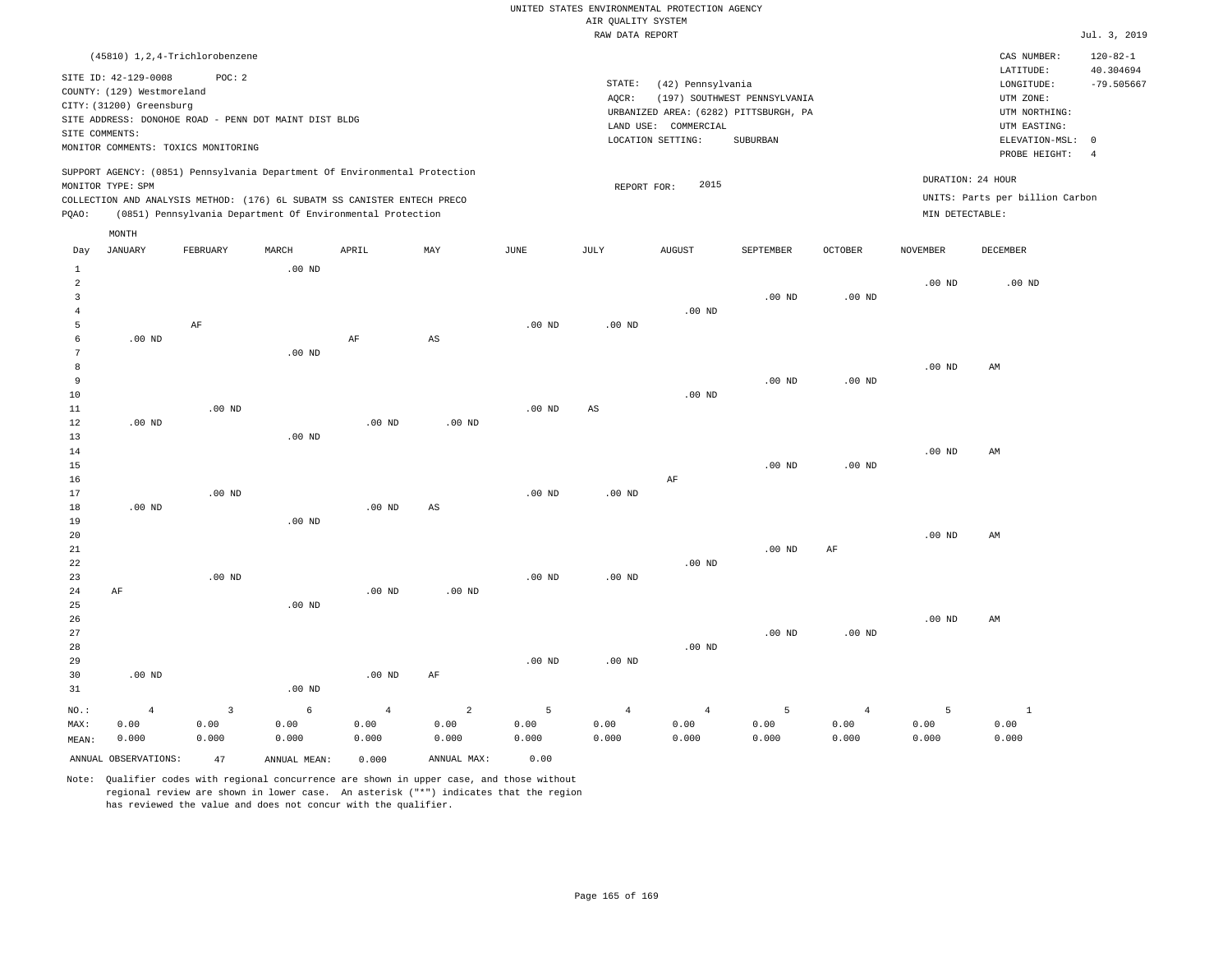UNITED STATES ENVIRONMENTAL PROTECTION AGENCY
AIR QUALITY SYSTEM
RAW DATA REPORT

Jul. 3, 2019

(45810) 1,2,4-Trichlorobenzene

SITE ID: 42-129-0008    POC: 2
COUNTY: (129) Westmoreland
CITY: (31200) Greensburg
SITE ADDRESS: DONOHOE ROAD - PENN DOT MAINT DIST BLDG
SITE COMMENTS:
MONITOR COMMENTS: TOXICS MONITORING

STATE: (42) Pennsylvania
AQCR: (197) SOUTHWEST PENNSYLVANIA
URBANIZED AREA: (6282) PITTSBURGH, PA
LAND USE: COMMERCIAL
LOCATION SETTING: SUBURBAN

CAS NUMBER: 120-82-1
LATITUDE: 40.304694
LONGITUDE: -79.505667
UTM ZONE:
UTM NORTHING:
UTM EASTING:
ELEVATION-MSL: 0
PROBE HEIGHT: 4

SUPPORT AGENCY: (0851) Pennsylvania Department Of Environmental Protection
MONITOR TYPE: SPM
COLLECTION AND ANALYSIS METHOD: (176) 6L SUBATM SS CANISTER ENTECH PRECO
PQAO: (0851) Pennsylvania Department Of Environmental Protection

REPORT FOR: 2015

DURATION: 24 HOUR
UNITS: Parts per billion Carbon
MIN DETECTABLE:

| Day | JANUARY | FEBRUARY | MARCH | APRIL | MAY | JUNE | JULY | AUGUST | SEPTEMBER | OCTOBER | NOVEMBER | DECEMBER |
|---|---|---|---|---|---|---|---|---|---|---|---|---|
| 1 | | | .00 ND | | | | | | | | | |
| 2 | | | | | | | | | | | .00 ND | .00 ND |
| 3 | | | | | | | | | .00 ND | .00 ND | | |
| 4 | | | | | | | | .00 ND | | | | |
| 5 | | AF | | | | .00 ND | .00 ND | | | | | |
| 6 | .00 ND | | | AF | AS | | | | | | | |
| 7 | | | .00 ND | | | | | | | | | |
| 8 | | | | | | | | | | | .00 ND | AM |
| 9 | | | | | | | | | .00 ND | .00 ND | | |
| 10 | | | | | | | | .00 ND | | | | |
| 11 | | .00 ND | | | | .00 ND | AS | | | | | |
| 12 | .00 ND | | | .00 ND | .00 ND | | | | | | | |
| 13 | | | .00 ND | | | | | | | | | |
| 14 | | | | | | | | | | | .00 ND | AM |
| 15 | | | | | | | | | .00 ND | .00 ND | | |
| 16 | | | | | | | | AF | | | | |
| 17 | | .00 ND | | | | .00 ND | .00 ND | | | | | |
| 18 | .00 ND | | | .00 ND | AS | | | | | | | |
| 19 | | | .00 ND | | | | | | | | | |
| 20 | | | | | | | | | | | .00 ND | AM |
| 21 | | | | | | | | | .00 ND | AF | | |
| 22 | | | | | | | | .00 ND | | | | |
| 23 | | .00 ND | | | | .00 ND | .00 ND | | | | | |
| 24 | AF | | | .00 ND | .00 ND | | | | | | | |
| 25 | | | .00 ND | | | | | | | | | |
| 26 | | | | | | | | | | | .00 ND | AM |
| 27 | | | | | | | | | .00 ND | .00 ND | | |
| 28 | | | | | | | | .00 ND | | | | |
| 29 | | | | | | .00 ND | .00 ND | | | | | |
| 30 | .00 ND | | | .00 ND | AF | | | | | | | |
| 31 | | | .00 ND | | | | | | | | | |
| NO.: | 4 | 3 | 6 | 4 | 2 | 5 | 4 | 4 | 5 | 4 | 5 | 1 |
| MAX: | 0.00 | 0.00 | 0.00 | 0.00 | 0.00 | 0.00 | 0.00 | 0.00 | 0.00 | 0.00 | 0.00 | 0.00 |
| MEAN: | 0.000 | 0.000 | 0.000 | 0.000 | 0.000 | 0.000 | 0.000 | 0.000 | 0.000 | 0.000 | 0.000 | 0.000 |

ANNUAL OBSERVATIONS: 47    ANNUAL MEAN: 0.000    ANNUAL MAX: 0.00

Note: Qualifier codes with regional concurrence are shown in upper case, and those without regional review are shown in lower case. An asterisk ("*") indicates that the region has reviewed the value and does not concur with the qualifier.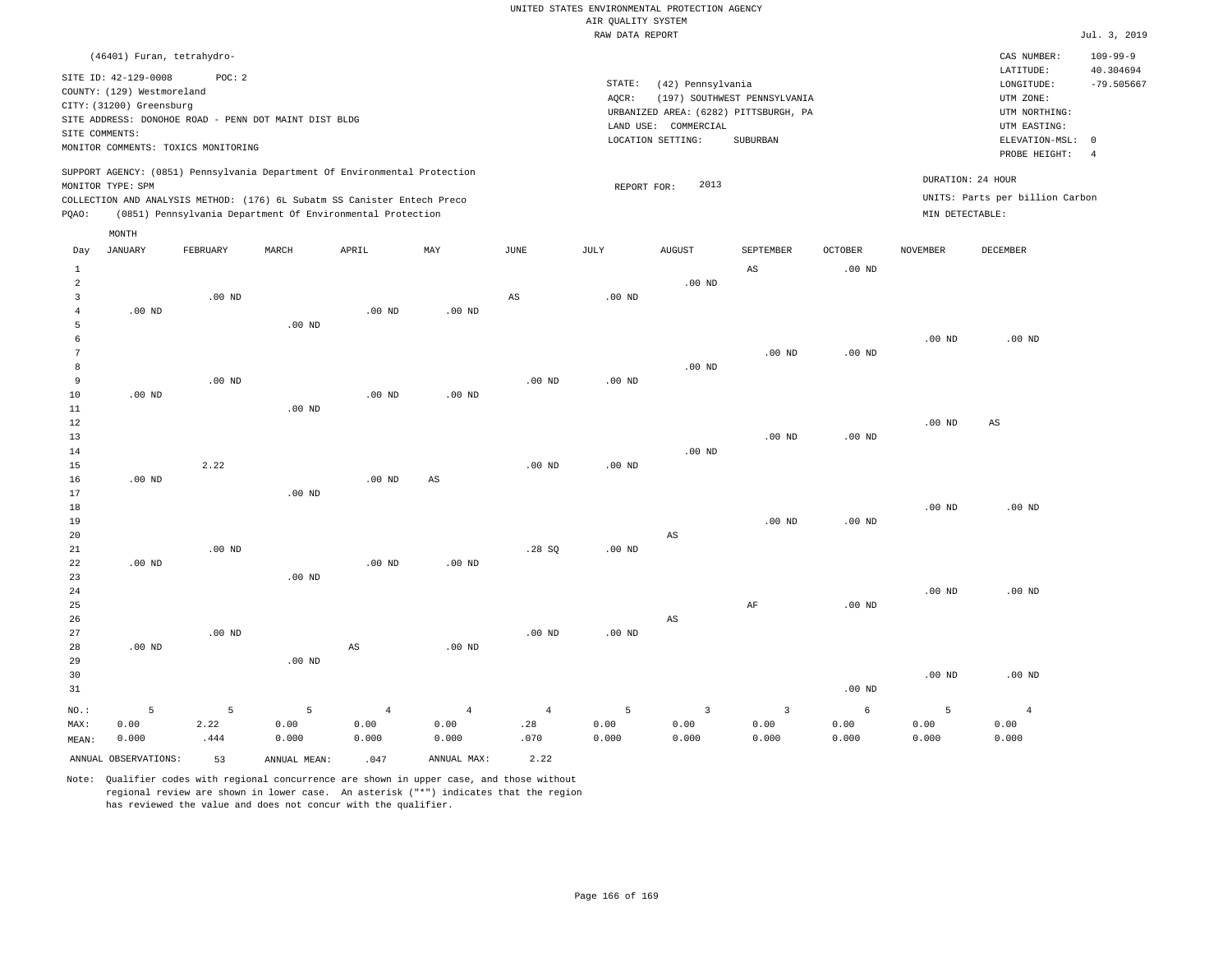UNITED STATES ENVIRONMENTAL PROTECTION AGENCY
AIR QUALITY SYSTEM
RAW DATA REPORT

Jul. 3, 2019

(46401) Furan, tetrahydro-

SITE ID: 42-129-0008 POC: 2
COUNTY: (129) Westmoreland
CITY: (31200) Greensburg
SITE ADDRESS: DONOHOE ROAD - PENN DOT MAINT DIST BLDG
SITE COMMENTS:
MONITOR COMMENTS: TOXICS MONITORING

STATE: (42) Pennsylvania
AQCR: (197) SOUTHWEST PENNSYLVANIA
URBANIZED AREA: (6282) PITTSBURGH, PA
LAND USE: COMMERCIAL
LOCATION SETTING: SUBURBAN

CAS NUMBER: 109-99-9
LATITUDE: 40.304694
LONGITUDE: -79.505667
UTM ZONE:
UTM NORTHING:
UTM EASTING:
ELEVATION-MSL: 0
PROBE HEIGHT: 4

SUPPORT AGENCY: (0851) Pennsylvania Department Of Environmental Protection
MONITOR TYPE: SPM
COLLECTION AND ANALYSIS METHOD: (176) 6L Subatm SS Canister Entech Preco
PQAO: (0851) Pennsylvania Department Of Environmental Protection

REPORT FOR: 2013

DURATION: 24 HOUR
UNITS: Parts per billion Carbon
MIN DETECTABLE:

| Day | JANUARY | FEBRUARY | MARCH | APRIL | MAY | JUNE | JULY | AUGUST | SEPTEMBER | OCTOBER | NOVEMBER | DECEMBER |
|---|---|---|---|---|---|---|---|---|---|---|---|---|
| 1 | | | | | | | | | AS | .00 ND | | |
| 2 | | | | | | | | .00 ND | | | | |
| 3 | | .00 ND | | | | AS | .00 ND | | | | | |
| 4 | .00 ND | | | .00 ND | .00 ND | | | | | | | |
| 5 | | | .00 ND | | | | | | | | | |
| 6 | | | | | | | | | | | .00 ND | .00 ND |
| 7 | | | | | | | | | .00 ND | .00 ND | | |
| 8 | | | | | | | | .00 ND | | | | |
| 9 | | .00 ND | | | | .00 ND | .00 ND | | | | | |
| 10 | .00 ND | | | .00 ND | .00 ND | | | | | | | |
| 11 | | | .00 ND | | | | | | | | | |
| 12 | | | | | | | | | | | .00 ND | AS |
| 13 | | | | | | | | | .00 ND | .00 ND | | |
| 14 | | | | | | | | .00 ND | | | | |
| 15 | | 2.22 | | | | .00 ND | .00 ND | | | | | |
| 16 | .00 ND | | | .00 ND | AS | | | | | | | |
| 17 | | | .00 ND | | | | | | | | | |
| 18 | | | | | | | | | | | .00 ND | .00 ND |
| 19 | | | | | | | | | .00 ND | .00 ND | | |
| 20 | | | | | | | | AS | | | | |
| 21 | | .00 ND | | | | .28 SQ | .00 ND | | | | | |
| 22 | .00 ND | | | .00 ND | .00 ND | | | | | | | |
| 23 | | | .00 ND | | | | | | | | | |
| 24 | | | | | | | | | | | .00 ND | .00 ND |
| 25 | | | | | | | | | AF | .00 ND | | |
| 26 | | | | | | | | AS | | | | |
| 27 | | .00 ND | | | | .00 ND | .00 ND | | | | | |
| 28 | .00 ND | | | AS | .00 ND | | | | | | | |
| 29 | | | .00 ND | | | | | | | | | |
| 30 | | | | | | | | | | | .00 ND | .00 ND |
| 31 | | | | | | | | | | .00 ND | | |
| NO.: | 5 | 5 | 5 | 4 | 4 | 4 | 5 | 3 | 3 | 6 | 5 | 4 |
| MAX: | 0.00 | 2.22 | 0.00 | 0.00 | 0.00 | .28 | 0.00 | 0.00 | 0.00 | 0.00 | 0.00 | 0.00 |
| MEAN: | 0.000 | .444 | 0.000 | 0.000 | 0.000 | .070 | 0.000 | 0.000 | 0.000 | 0.000 | 0.000 | 0.000 |

ANNUAL OBSERVATIONS: 53 ANNUAL MEAN: .047 ANNUAL MAX: 2.22

Note: Qualifier codes with regional concurrence are shown in upper case, and those without regional review are shown in lower case. An asterisk ("*") indicates that the region has reviewed the value and does not concur with the qualifier.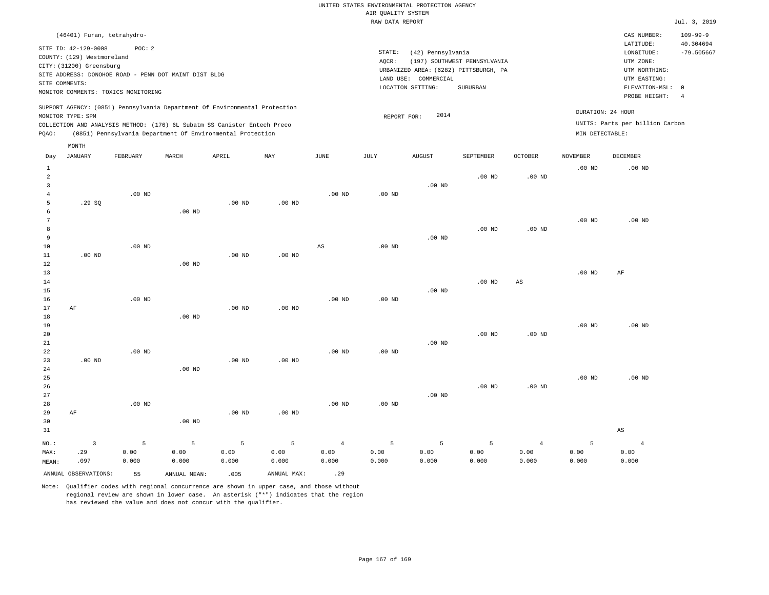UNITED STATES ENVIRONMENTAL PROTECTION AGENCY
AIR QUALITY SYSTEM
RAW DATA REPORT

Jul. 3, 2019

(46401) Furan, tetrahydro-

SITE ID: 42-129-0008 POC: 2
COUNTY: (129) Westmoreland
CITY: (31200) Greensburg
SITE ADDRESS: DONOHOE ROAD - PENN DOT MAINT DIST BLDG
SITE COMMENTS:
MONITOR COMMENTS: TOXICS MONITORING

STATE: (42) Pennsylvania
AQCR: (197) SOUTHWEST PENNSYLVANIA
URBANIZED AREA: (6282) PITTSBURGH, PA
LAND USE: COMMERCIAL
LOCATION SETTING: SUBURBAN

CAS NUMBER: 109-99-9
LATITUDE: 40.304694
LONGITUDE: -79.505667
UTM ZONE:
UTM NORTHING:
UTM EASTING:
ELEVATION-MSL: 0
PROBE HEIGHT: 4

SUPPORT AGENCY: (0851) Pennsylvania Department Of Environmental Protection
MONITOR TYPE: SPM
COLLECTION AND ANALYSIS METHOD: (176) 6L Subatm SS Canister Entech Preco
PQAO: (0851) Pennsylvania Department Of Environmental Protection

REPORT FOR: 2014

DURATION: 24 HOUR
UNITS: Parts per billion Carbon
MIN DETECTABLE:

| Day | JANUARY | FEBRUARY | MARCH | APRIL | MAY | JUNE | JULY | AUGUST | SEPTEMBER | OCTOBER | NOVEMBER | DECEMBER |
|---|---|---|---|---|---|---|---|---|---|---|---|---|
| 1 | | | | | | | | | | | .00 ND | .00 ND |
| 2 | | | | | | | | | .00 ND | .00 ND | | |
| 3 | | | | | | | | .00 ND | | | | |
| 4 | | .00 ND | | | | .00 ND | .00 ND | | | | | |
| 5 | .29 SQ | | | .00 ND | .00 ND | | | | | | | |
| 6 | | | .00 ND | | | | | | | | | |
| 7 | | | | | | | | | | | .00 ND | .00 ND |
| 8 | | | | | | | | | .00 ND | .00 ND | | |
| 9 | | | | | | | | .00 ND | | | | |
| 10 | | .00 ND | | | | AS | .00 ND | | | | | |
| 11 | .00 ND | | | .00 ND | .00 ND | | | | | | | |
| 12 | | | .00 ND | | | | | | | | | |
| 13 | | | | | | | | | | | .00 ND | AF |
| 14 | | | | | | | | | .00 ND | AS | | |
| 15 | | | | | | | | .00 ND | | | | |
| 16 | | .00 ND | | | | .00 ND | .00 ND | | | | | |
| 17 | AF | | | .00 ND | .00 ND | | | | | | | |
| 18 | | | .00 ND | | | | | | | | | |
| 19 | | | | | | | | | | | .00 ND | .00 ND |
| 20 | | | | | | | | | .00 ND | .00 ND | | |
| 21 | | | | | | | | .00 ND | | | | |
| 22 | | .00 ND | | | | .00 ND | .00 ND | | | | | |
| 23 | .00 ND | | | .00 ND | .00 ND | | | | | | | |
| 24 | | | .00 ND | | | | | | | | | |
| 25 | | | | | | | | | | | .00 ND | .00 ND |
| 26 | | | | | | | | | .00 ND | .00 ND | | |
| 27 | | | | | | | | .00 ND | | | | |
| 28 | | .00 ND | | | | .00 ND | .00 ND | | | | | |
| 29 | AF | | | .00 ND | .00 ND | | | | | | | |
| 30 | | | .00 ND | | | | | | | | | |
| 31 | | | | | | | | | | | | AS |
| NO.: | 3 | 5 | 5 | 5 | 5 | 4 | 5 | 5 | 5 | 4 | 5 | 4 |
| MAX: | .29 | 0.00 | 0.00 | 0.00 | 0.00 | 0.00 | 0.00 | 0.00 | 0.00 | 0.00 | 0.00 | 0.00 |
| MEAN: | .097 | 0.000 | 0.000 | 0.000 | 0.000 | 0.000 | 0.000 | 0.000 | 0.000 | 0.000 | 0.000 | 0.000 |

ANNUAL OBSERVATIONS: 55 ANNUAL MEAN: .005 ANNUAL MAX: .29

Note: Qualifier codes with regional concurrence are shown in upper case, and those without regional review are shown in lower case. An asterisk ("*") indicates that the region has reviewed the value and does not concur with the qualifier.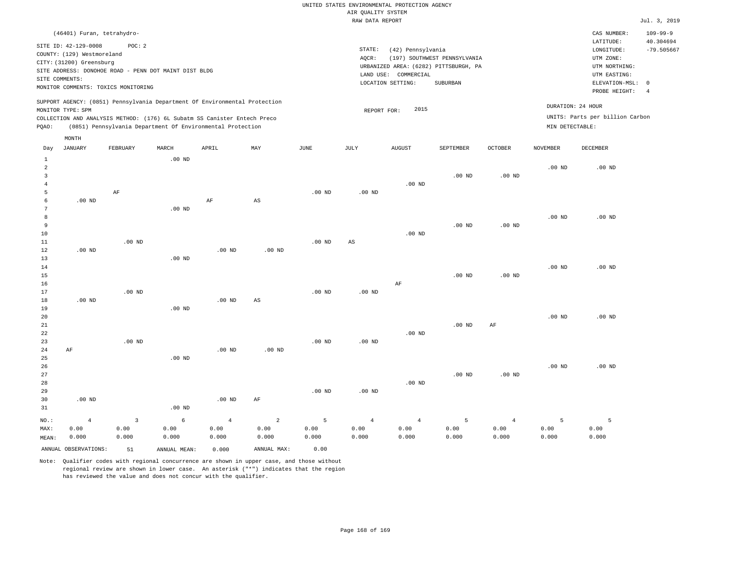UNITED STATES ENVIRONMENTAL PROTECTION AGENCY
AIR QUALITY SYSTEM
RAW DATA REPORT

Jul. 3, 2019

(46401) Furan, tetrahydro-

SITE ID: 42-129-0008 POC: 2
COUNTY: (129) Westmoreland
CITY: (31200) Greensburg
SITE ADDRESS: DONOHOE ROAD - PENN DOT MAINT DIST BLDG
SITE COMMENTS:
MONITOR COMMENTS: TOXICS MONITORING

STATE: (42) Pennsylvania
AQCR: (197) SOUTHWEST PENNSYLVANIA
URBANIZED AREA: (6282) PITTSBURGH, PA
LAND USE: COMMERCIAL
LOCATION SETTING: SUBURBAN

CAS NUMBER: 109-99-9
LATITUDE: 40.304694
LONGITUDE: -79.505667
UTM ZONE:
UTM NORTHING:
UTM EASTING:
ELEVATION-MSL: 0
PROBE HEIGHT: 4

SUPPORT AGENCY: (0851) Pennsylvania Department Of Environmental Protection
MONITOR TYPE: SPM
COLLECTION AND ANALYSIS METHOD: (176) 6L Subatm SS Canister Entech Preco
PQAO: (0851) Pennsylvania Department Of Environmental Protection

REPORT FOR: 2015

DURATION: 24 HOUR
UNITS: Parts per billion Carbon
MIN DETECTABLE:

| Day | JANUARY | FEBRUARY | MARCH | APRIL | MAY | JUNE | JULY | AUGUST | SEPTEMBER | OCTOBER | NOVEMBER | DECEMBER |
|---|---|---|---|---|---|---|---|---|---|---|---|---|
| 1 | | | .00 ND | | | | | | | | | |
| 2 | | | | | | | | | | | .00 ND | .00 ND |
| 3 | | | | | | | | | .00 ND | .00 ND | | |
| 4 | | | | | | | | .00 ND | | | | |
| 5 | | AF | | | | .00 ND | .00 ND | | | | | |
| 6 | .00 ND | | | AF | AS | | | | | | | |
| 7 | | | .00 ND | | | | | | | | | |
| 8 | | | | | | | | | | | .00 ND | .00 ND |
| 9 | | | | | | | | | .00 ND | .00 ND | | |
| 10 | | | | | | | | .00 ND | | | | |
| 11 | | .00 ND | | | | .00 ND | AS | | | | | |
| 12 | .00 ND | | | .00 ND | .00 ND | | | | | | | |
| 13 | | | .00 ND | | | | | | | | | |
| 14 | | | | | | | | | | | .00 ND | .00 ND |
| 15 | | | | | | | | | .00 ND | .00 ND | | |
| 16 | | | | | | | | AF | | | | |
| 17 | | .00 ND | | | | .00 ND | .00 ND | | | | | |
| 18 | .00 ND | | | .00 ND | AS | | | | | | | |
| 19 | | | .00 ND | | | | | | | | | |
| 20 | | | | | | | | | | | .00 ND | .00 ND |
| 21 | | | | | | | | | .00 ND | AF | | |
| 22 | | | | | | | | .00 ND | | | | |
| 23 | | .00 ND | | | | .00 ND | .00 ND | | | | | |
| 24 | AF | | | .00 ND | .00 ND | | | | | | | |
| 25 | | | .00 ND | | | | | | | | | |
| 26 | | | | | | | | | | | .00 ND | .00 ND |
| 27 | | | | | | | | | .00 ND | .00 ND | | |
| 28 | | | | | | | | .00 ND | | | | |
| 29 | | | | | | .00 ND | .00 ND | | | | | |
| 30 | .00 ND | | | .00 ND | AF | | | | | | | |
| 31 | | | .00 ND | | | | | | | | | |
| NO.: | 4 | 3 | 6 | 4 | 2 | 5 | 4 | 4 | 5 | 4 | 5 | 5 |
| MAX: | 0.00 | 0.00 | 0.00 | 0.00 | 0.00 | 0.00 | 0.00 | 0.00 | 0.00 | 0.00 | 0.00 | 0.00 |
| MEAN: | 0.000 | 0.000 | 0.000 | 0.000 | 0.000 | 0.000 | 0.000 | 0.000 | 0.000 | 0.000 | 0.000 | 0.000 |

ANNUAL OBSERVATIONS: 51 ANNUAL MEAN: 0.000 ANNUAL MAX: 0.00

Note: Qualifier codes with regional concurrence are shown in upper case, and those without regional review are shown in lower case. An asterisk ("*") indicates that the region has reviewed the value and does not concur with the qualifier.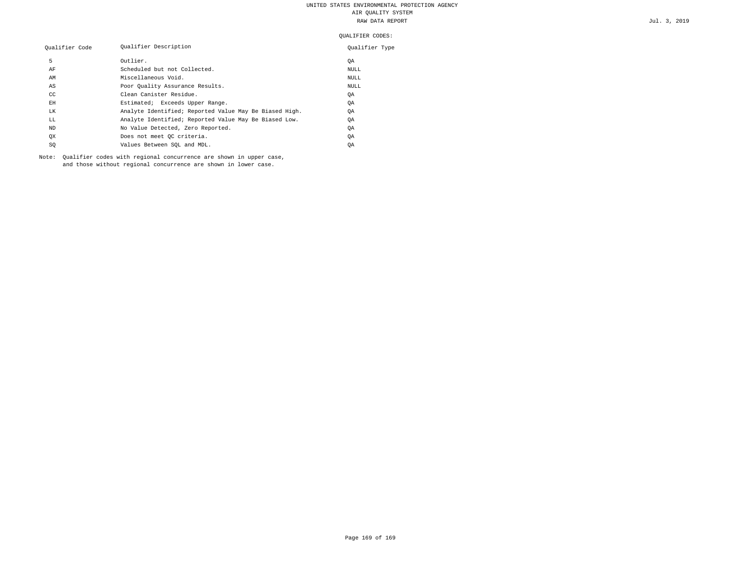UNITED STATES ENVIRONMENTAL PROTECTION AGENCY
AIR QUALITY SYSTEM
RAW DATA REPORT

Jul. 3, 2019

QUALIFIER CODES:

| Qualifier Code | Qualifier Description | Qualifier Type |
|---|---|---|
| 5 | Outlier. | QA |
| AF | Scheduled but not Collected. | NULL |
| AM | Miscellaneous Void. | NULL |
| AS | Poor Quality Assurance Results. | NULL |
| CC | Clean Canister Residue. | QA |
| EH | Estimated; Exceeds Upper Range. | QA |
| LK | Analyte Identified; Reported Value May Be Biased High. | QA |
| LL | Analyte Identified; Reported Value May Be Biased Low. | QA |
| ND | No Value Detected, Zero Reported. | QA |
| QX | Does not meet QC criteria. | QA |
| SQ | Values Between SQL and MDL. | QA |

Note: Qualifier codes with regional concurrence are shown in upper case, and those without regional concurrence are shown in lower case.